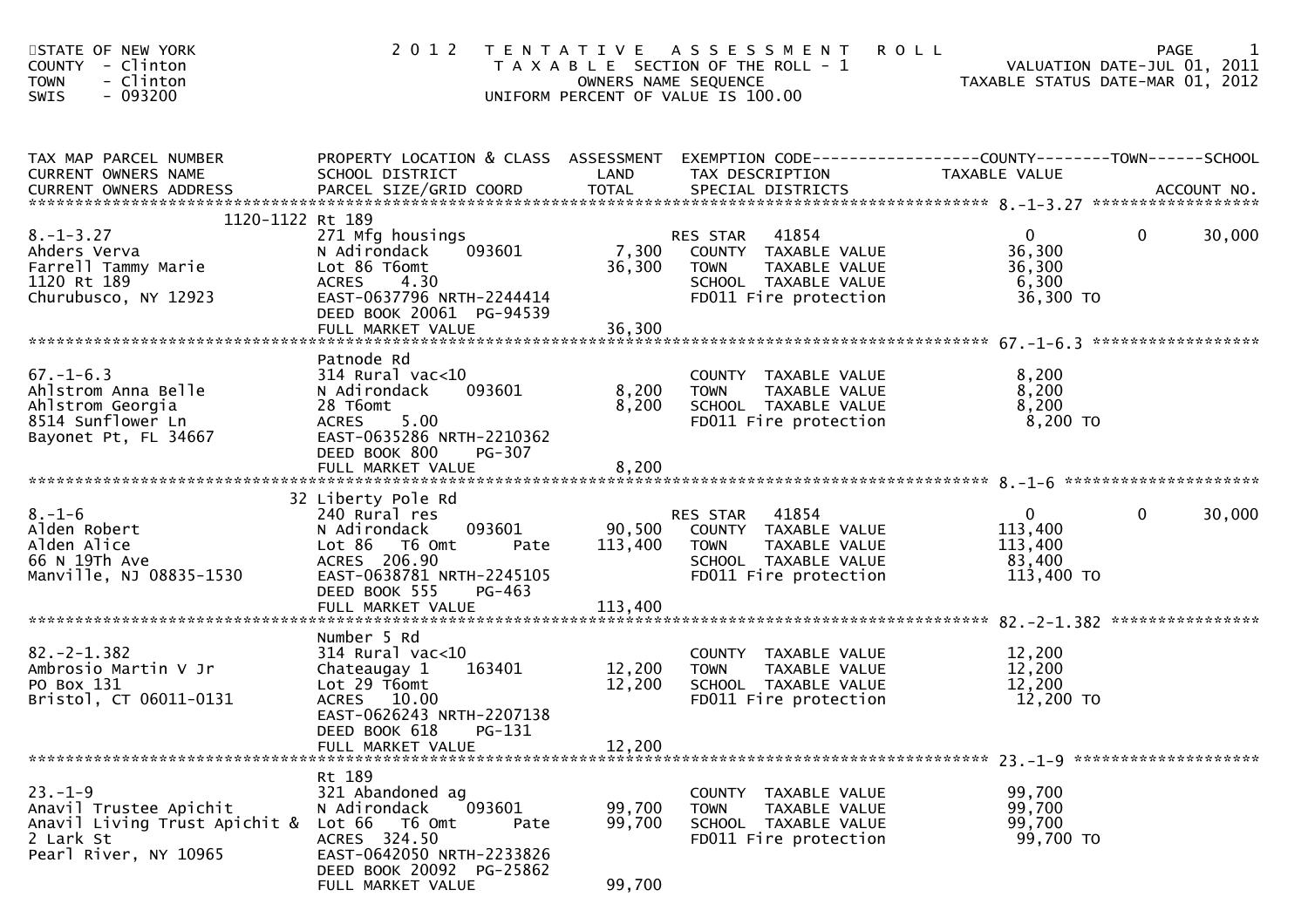STATE OF NEW YORK
COUNTY - Clinton
TOWN - Clinton
SWIS - 093200

# 2012 TENTATIVE ASSESSMENT ROLL

TAXABLE SECTION OF THE ROLL - 1
OWNERS NAME SEQUENCE
UNIFORM PERCENT OF VALUE IS 100.00

VALUATION DATE-JUL 01, 2011
TAXABLE STATUS DATE-MAR 01, 2012

| TAX MAP PARCEL NUMBER / CURRENT OWNERS NAME / CURRENT OWNERS ADDRESS | PROPERTY LOCATION & CLASS / SCHOOL DISTRICT / PARCEL SIZE/GRID COORD | ASSESSMENT LAND | ASSESSMENT TOTAL | EXEMPTION CODE / TAX DESCRIPTION / SPECIAL DISTRICTS | COUNTY TAXABLE VALUE | TOWN | SCHOOL / ACCOUNT NO. |
|---|---|---|---|---|---|---|---|
| 8.-1-3.27 | 1120-1122 Rt 189 | | | | | | |
| 8.-1-3.27 | 271 Mfg housings | | | RES STAR 41854 | 0 | 0 | 30,000 |
| Ahders Verva | N Adirondack 093601 | 7,300 | | COUNTY TAXABLE VALUE | 36,300 | | |
| Farrell Tammy Marie | Lot 86 T6omt | | 36,300 | TOWN TAXABLE VALUE | 36,300 | | |
| 1120 Rt 189 | ACRES 4.30 | | | SCHOOL TAXABLE VALUE | 6,300 | | |
| Churubusco, NY 12923 | EAST-0637796 NRTH-2244414 | | | FD011 Fire protection | 36,300 TO | | |
| | DEED BOOK 20061 PG-94539 | | | | | | |
| | FULL MARKET VALUE | | 36,300 | | | | |
| 67.-1-6.3 | Patnode Rd | | | | | | |
| 67.-1-6.3 | 314 Rural vac<10 | | | COUNTY TAXABLE VALUE | 8,200 | | |
| Ahlstrom Anna Belle | N Adirondack 093601 | 8,200 | | TOWN TAXABLE VALUE | 8,200 | | |
| Ahlstrom Georgia | 28 T6omt | | 8,200 | SCHOOL TAXABLE VALUE | 8,200 | | |
| 8514 Sunflower Ln | ACRES 5.00 | | | FD011 Fire protection | 8,200 TO | | |
| Bayonet Pt, FL 34667 | EAST-0635286 NRTH-2210362 | | | | | | |
| | DEED BOOK 800 PG-307 | | | | | | |
| | FULL MARKET VALUE | | 8,200 | | | | |
| 8.-1-6 | 32 Liberty Pole Rd | | | | | | |
| 8.-1-6 | 240 Rural res | | | RES STAR 41854 | 0 | 0 | 30,000 |
| Alden Robert | N Adirondack 093601 | 90,500 | | COUNTY TAXABLE VALUE | 113,400 | | |
| Alden Alice | Lot 86 T6 Omt Pate | | 113,400 | TOWN TAXABLE VALUE | 113,400 | | |
| 66 N 19Th Ave | ACRES 206.90 | | | SCHOOL TAXABLE VALUE | 83,400 | | |
| Manville, NJ 08835-1530 | EAST-0638781 NRTH-2245105 | | | FD011 Fire protection | 113,400 TO | | |
| | DEED BOOK 555 PG-463 | | | | | | |
| | FULL MARKET VALUE | | 113,400 | | | | |
| 82.-2-1.382 | Number 5 Rd | | | | | | |
| 82.-2-1.382 | 314 Rural vac<10 | | | COUNTY TAXABLE VALUE | 12,200 | | |
| Ambrosio Martin V Jr | Chateaugay 1 163401 | 12,200 | | TOWN TAXABLE VALUE | 12,200 | | |
| PO Box 131 | Lot 29 T6omt | | 12,200 | SCHOOL TAXABLE VALUE | 12,200 | | |
| Bristol, CT 06011-0131 | ACRES 10.00 | | | FD011 Fire protection | 12,200 TO | | |
| | EAST-0626243 NRTH-2207138 | | | | | | |
| | DEED BOOK 618 PG-131 | | | | | | |
| | FULL MARKET VALUE | | 12,200 | | | | |
| 23.-1-9 | Rt 189 | | | | | | |
| 23.-1-9 | 321 Abandoned ag | | | COUNTY TAXABLE VALUE | 99,700 | | |
| Anavil Trustee Apichit | N Adirondack 093601 | 99,700 | | TOWN TAXABLE VALUE | 99,700 | | |
| Anavil Living Trust Apichit & | Lot 66 T6 Omt Pate | | 99,700 | SCHOOL TAXABLE VALUE | 99,700 | | |
| 2 Lark St | ACRES 324.50 | | | FD011 Fire protection | 99,700 TO | | |
| Pearl River, NY 10965 | EAST-0642050 NRTH-2233826 | | | | | | |
| | DEED BOOK 20092 PG-25862 | | | | | | |
| | FULL MARKET VALUE | | 99,700 | | | | |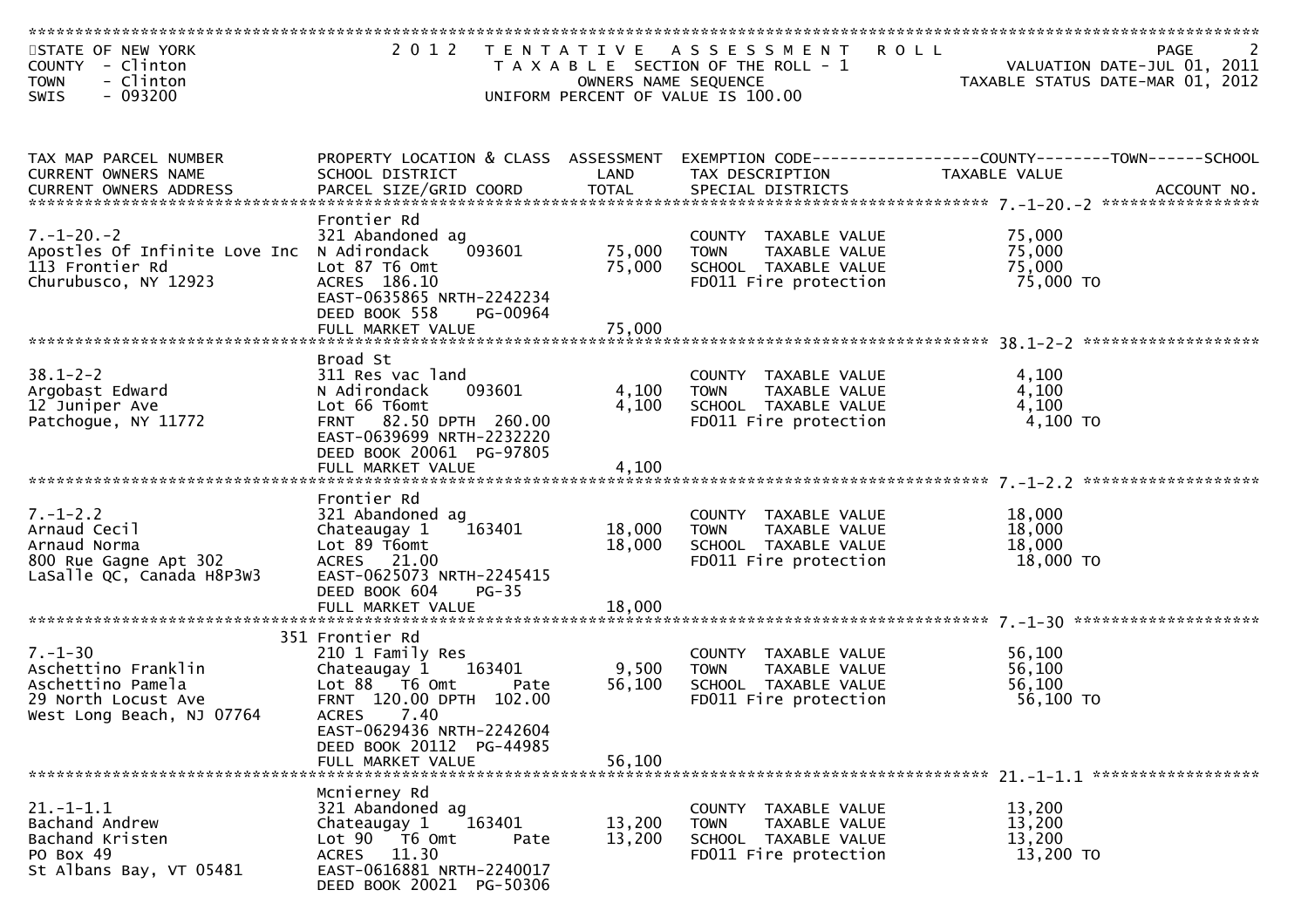STATE OF NEW YORK
COUNTY - Clinton
TOWN - Clinton
SWIS - 093200

2012 TENTATIVE ASSESSMENT ROLL
TAXABLE SECTION OF THE ROLL - 1
OWNERS NAME SEQUENCE
UNIFORM PERCENT OF VALUE IS 100.00

VALUATION DATE-JUL 01, 2011
TAXABLE STATUS DATE-MAR 01, 2012

| TAX MAP PARCEL NUMBER / CURRENT OWNERS NAME / CURRENT OWNERS ADDRESS | PROPERTY LOCATION & CLASS / SCHOOL DISTRICT / PARCEL SIZE/GRID COORD | ASSESSMENT LAND / TOTAL | EXEMPTION CODE / TAX DESCRIPTION / SPECIAL DISTRICTS | TAXABLE VALUE (COUNTY / TOWN / SCHOOL) | ACCOUNT NO. |
|---|---|---|---|---|---|
| 7.-1-20.-2 | Frontier Rd | | | | |
| 7.-1-20.-2 | 321 Abandoned ag | | COUNTY TAXABLE VALUE | 75,000 | |
| Apostles Of Infinite Love Inc | N Adirondack 093601 | 75,000 | TOWN TAXABLE VALUE | 75,000 | |
| 113 Frontier Rd | Lot 87 T6 Omt | 75,000 | SCHOOL TAXABLE VALUE | 75,000 | |
| Churubusco, NY 12923 | ACRES 186.10 | | FD011 Fire protection | 75,000 TO | |
| | EAST-0635865 NRTH-2242234 | | | | |
| | DEED BOOK 558 PG-00964 | | | | |
| | FULL MARKET VALUE | 75,000 | | | |
| 38.1-2-2 | Broad St | | | | |
| 38.1-2-2 | 311 Res vac land | | COUNTY TAXABLE VALUE | 4,100 | |
| Argobast Edward | N Adirondack 093601 | 4,100 | TOWN TAXABLE VALUE | 4,100 | |
| 12 Juniper Ave | Lot 66 T6omt | 4,100 | SCHOOL TAXABLE VALUE | 4,100 | |
| Patchogue, NY 11772 | FRNT 82.50 DPTH 260.00 | | FD011 Fire protection | 4,100 TO | |
| | EAST-0639699 NRTH-2232220 | | | | |
| | DEED BOOK 20061 PG-97805 | | | | |
| | FULL MARKET VALUE | 4,100 | | | |
| 7.-1-2.2 | Frontier Rd | | | | |
| 7.-1-2.2 | 321 Abandoned ag | | COUNTY TAXABLE VALUE | 18,000 | |
| Arnaud Cecil | Chateaugay 1 163401 | 18,000 | TOWN TAXABLE VALUE | 18,000 | |
| Arnaud Norma | Lot 89 T6omt | 18,000 | SCHOOL TAXABLE VALUE | 18,000 | |
| 800 Rue Gagne Apt 302 | ACRES 21.00 | | FD011 Fire protection | 18,000 TO | |
| LaSalle QC, Canada H8P3W3 | EAST-0625073 NRTH-2245415 | | | | |
| | DEED BOOK 604 PG-35 | | | | |
| | FULL MARKET VALUE | 18,000 | | | |
| 7.-1-30 | 351 Frontier Rd | | | | |
| 7.-1-30 | 210 1 Family Res | | COUNTY TAXABLE VALUE | 56,100 | |
| Aschettino Franklin | Chateaugay 1 163401 | 9,500 | TOWN TAXABLE VALUE | 56,100 | |
| Aschettino Pamela | Lot 88 T6 Omt Pate | 56,100 | SCHOOL TAXABLE VALUE | 56,100 | |
| 29 North Locust Ave | FRNT 120.00 DPTH 102.00 | | FD011 Fire protection | 56,100 TO | |
| West Long Beach, NJ 07764 | ACRES 7.40 | | | | |
| | EAST-0629436 NRTH-2242604 | | | | |
| | DEED BOOK 20112 PG-44985 | | | | |
| | FULL MARKET VALUE | 56,100 | | | |
| 21.-1-1.1 | Mcnierney Rd | | | | |
| 21.-1-1.1 | 321 Abandoned ag | | COUNTY TAXABLE VALUE | 13,200 | |
| Bachand Andrew | Chateaugay 1 163401 | 13,200 | TOWN TAXABLE VALUE | 13,200 | |
| Bachand Kristen | Lot 90 T6 Omt Pate | 13,200 | SCHOOL TAXABLE VALUE | 13,200 | |
| PO Box 49 | ACRES 11.30 | | FD011 Fire protection | 13,200 TO | |
| St Albans Bay, VT 05481 | EAST-0616881 NRTH-2240017 | | | | |
| | DEED BOOK 20021 PG-50306 | | | | |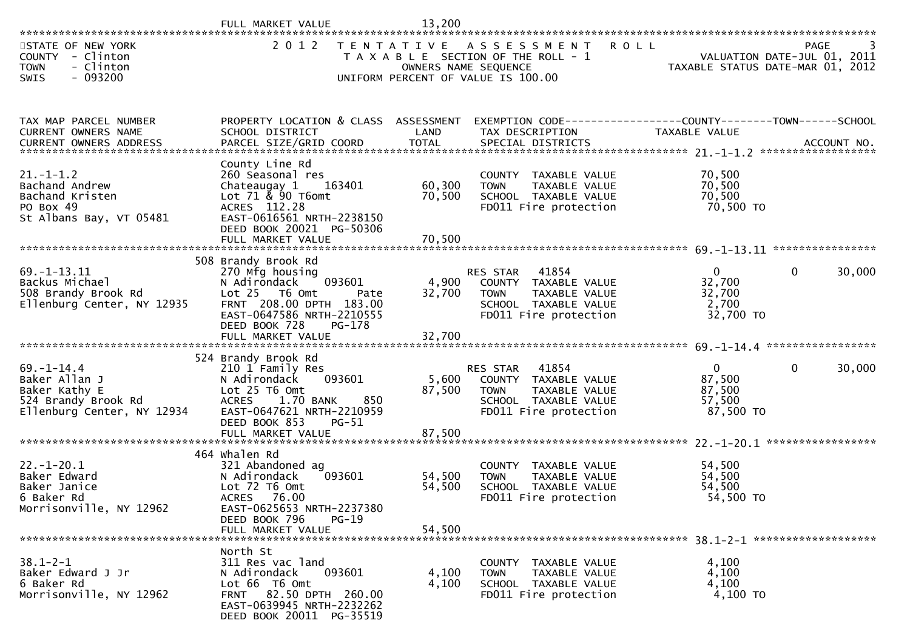FULL MARKET VALUE 13,200

STATE OF NEW YORK
COUNTY - Clinton
TOWN - Clinton
SWIS - 093200

2012 TENTATIVE ASSESSMENT ROLL
TAXABLE SECTION OF THE ROLL - 1
OWNERS NAME SEQUENCE
UNIFORM PERCENT OF VALUE IS 100.00

VALUATION DATE-JUL 01, 2011
TAXABLE STATUS DATE-MAR 01, 2012

| TAX MAP PARCEL NUMBER / CURRENT OWNERS NAME / CURRENT OWNERS ADDRESS | PROPERTY LOCATION & CLASS / SCHOOL DISTRICT / PARCEL SIZE/GRID COORD | ASSESSMENT LAND / TOTAL | EXEMPTION CODE / TAX DESCRIPTION / SPECIAL DISTRICTS | COUNTY TAXABLE VALUE | TOWN | SCHOOL / ACCOUNT NO. |
|---|---|---|---|---|---|---|
| **21.-1-1.2** | County Line Rd | | | | | |
| 21.-1-1.2 | 260 Seasonal res | | COUNTY TAXABLE VALUE | 70,500 | | |
| Bachand Andrew | Chateaugay 1 163401 | 60,300 | TOWN TAXABLE VALUE | 70,500 | | |
| Bachand Kristen | Lot 71 & 90 T6omt | 70,500 | SCHOOL TAXABLE VALUE | 70,500 | | |
| PO Box 49 | ACRES 112.28 | | FD011 Fire protection | 70,500 TO | | |
| St Albans Bay, VT 05481 | EAST-0616561 NRTH-2238150 | | | | | |
| | DEED BOOK 20021 PG-50306 | | | | | |
| | FULL MARKET VALUE | 70,500 | | | | |
| **69.-1-13.11** | 508 Brandy Brook Rd | | | | | |
| 69.-1-13.11 | 270 Mfg housing | | RES STAR 41854 | 0 | 0 | 30,000 |
| Backus Michael | N Adirondack 093601 | 4,900 | COUNTY TAXABLE VALUE | 32,700 | | |
| 508 Brandy Brook Rd | Lot 25 T6 Omt Pate | 32,700 | TOWN TAXABLE VALUE | 32,700 | | |
| Ellenburg Center, NY 12935 | FRNT 208.00 DPTH 183.00 | | SCHOOL TAXABLE VALUE | 2,700 | | |
| | EAST-0647586 NRTH-2210555 | | FD011 Fire protection | 32,700 TO | | |
| | DEED BOOK 728 PG-178 | | | | | |
| | FULL MARKET VALUE | 32,700 | | | | |
| **69.-1-14.4** | 524 Brandy Brook Rd | | | | | |
| 69.-1-14.4 | 210 1 Family Res | | RES STAR 41854 | 0 | 0 | 30,000 |
| Baker Allan J | N Adirondack 093601 | 5,600 | COUNTY TAXABLE VALUE | 87,500 | | |
| Baker Kathy E | Lot 25 T6 Omt | 87,500 | TOWN TAXABLE VALUE | 87,500 | | |
| 524 Brandy Brook Rd | ACRES 1.70 BANK 850 | | SCHOOL TAXABLE VALUE | 57,500 | | |
| Ellenburg Center, NY 12934 | EAST-0647621 NRTH-2210959 | | FD011 Fire protection | 87,500 TO | | |
| | DEED BOOK 853 PG-51 | | | | | |
| | FULL MARKET VALUE | 87,500 | | | | |
| **22.-1-20.1** | 464 Whalen Rd | | | | | |
| 22.-1-20.1 | 321 Abandoned ag | | COUNTY TAXABLE VALUE | 54,500 | | |
| Baker Edward | N Adirondack 093601 | 54,500 | TOWN TAXABLE VALUE | 54,500 | | |
| Baker Janice | Lot 72 T6 Omt | 54,500 | SCHOOL TAXABLE VALUE | 54,500 | | |
| 6 Baker Rd | ACRES 76.00 | | FD011 Fire protection | 54,500 TO | | |
| Morrisonville, NY 12962 | EAST-0625653 NRTH-2237380 | | | | | |
| | DEED BOOK 796 PG-19 | | | | | |
| | FULL MARKET VALUE | 54,500 | | | | |
| **38.1-2-1** | North St | | | | | |
| 38.1-2-1 | 311 Res vac land | | COUNTY TAXABLE VALUE | 4,100 | | |
| Baker Edward J Jr | N Adirondack 093601 | 4,100 | TOWN TAXABLE VALUE | 4,100 | | |
| 6 Baker Rd | Lot 66 T6 Omt | 4,100 | SCHOOL TAXABLE VALUE | 4,100 | | |
| Morrisonville, NY 12962 | FRNT 82.50 DPTH 260.00 | | FD011 Fire protection | 4,100 TO | | |
| | EAST-0639945 NRTH-2232262 | | | | | |
| | DEED BOOK 20011 PG-35519 | | | | | |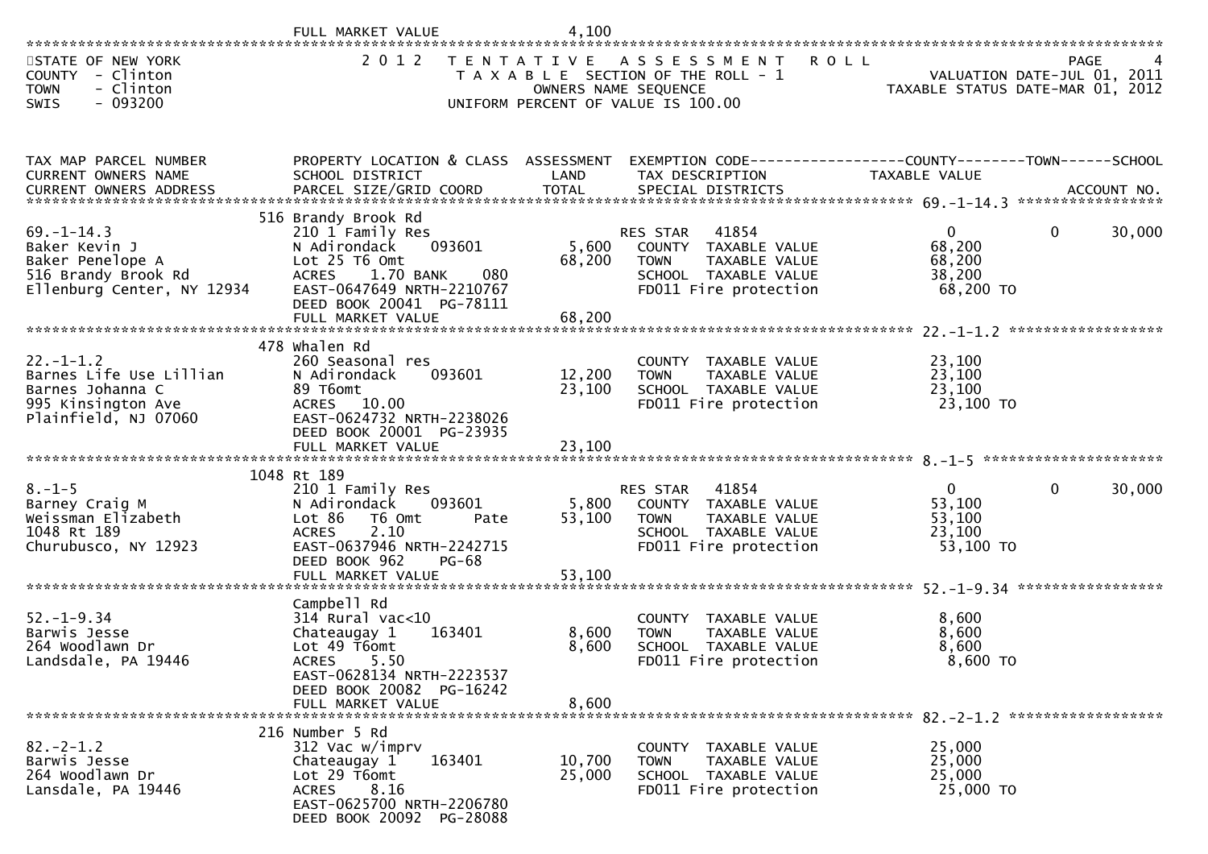FULL MARKET VALUE 4,100

STATE OF NEW YORK
COUNTY - Clinton
TOWN - Clinton
SWIS - 093200

# 2012 TENTATIVE ASSESSMENT ROLL

TAXABLE SECTION OF THE ROLL - 1
OWNERS NAME SEQUENCE
UNIFORM PERCENT OF VALUE IS 100.00

VALUATION DATE-JUL 01, 2011
TAXABLE STATUS DATE-MAR 01, 2012

| TAX MAP PARCEL NUMBER / CURRENT OWNERS NAME / CURRENT OWNERS ADDRESS | PROPERTY LOCATION & CLASS / SCHOOL DISTRICT / PARCEL SIZE/GRID COORD | ASSESSMENT LAND | ASSESSMENT TOTAL | EXEMPTION CODE / TAX DESCRIPTION / SPECIAL DISTRICTS | COUNTY TAXABLE VALUE | TOWN | SCHOOL / ACCOUNT NO. |
|---|---|---|---|---|---|---|---|
| 69.-1-14.3 | 516 Brandy Brook Rd | | | | | | |
| | 210 1 Family Res | | | RES STAR 41854 | 0 | 0 | 30,000 |
| Baker Kevin J | N Adirondack 093601 | 5,600 | | COUNTY TAXABLE VALUE | 68,200 | | |
| Baker Penelope A | Lot 25 T6 Omt | | 68,200 | TOWN TAXABLE VALUE | 68,200 | | |
| 516 Brandy Brook Rd | ACRES 1.70 BANK 080 | | | SCHOOL TAXABLE VALUE | 38,200 | | |
| Ellenburg Center, NY 12934 | EAST-0647649 NRTH-2210767 | | | FD011 Fire protection | 68,200 TO | | |
| | DEED BOOK 20041 PG-78111 | | | | | | |
| | FULL MARKET VALUE | | 68,200 | | | | |
| 22.-1-1.2 | 478 Whalen Rd | | | | | | |
| | 260 Seasonal res | | | COUNTY TAXABLE VALUE | 23,100 | | |
| Barnes Life Use Lillian | N Adirondack 093601 | 12,200 | | TOWN TAXABLE VALUE | 23,100 | | |
| Barnes Johanna C | 89 T6omt | | 23,100 | SCHOOL TAXABLE VALUE | 23,100 | | |
| 995 Kinsington Ave | ACRES 10.00 | | | FD011 Fire protection | 23,100 TO | | |
| Plainfield, NJ 07060 | EAST-0624732 NRTH-2238026 | | | | | | |
| | DEED BOOK 20001 PG-23935 | | | | | | |
| | FULL MARKET VALUE | | 23,100 | | | | |
| 8.-1-5 | 1048 Rt 189 | | | | | | |
| | 210 1 Family Res | | | RES STAR 41854 | 0 | 0 | 30,000 |
| Barney Craig M | N Adirondack 093601 | 5,800 | | COUNTY TAXABLE VALUE | 53,100 | | |
| Weissman Elizabeth | Lot 86 T6 Omt Pate | | 53,100 | TOWN TAXABLE VALUE | 53,100 | | |
| 1048 Rt 189 | ACRES 2.10 | | | SCHOOL TAXABLE VALUE | 23,100 | | |
| Churubusco, NY 12923 | EAST-0637946 NRTH-2242715 | | | FD011 Fire protection | 53,100 TO | | |
| | DEED BOOK 962 PG-68 | | | | | | |
| | FULL MARKET VALUE | | 53,100 | | | | |
| 52.-1-9.34 | Campbell Rd | | | | | | |
| | 314 Rural vac<10 | | | COUNTY TAXABLE VALUE | 8,600 | | |
| Barwis Jesse | Chateaugay 1 163401 | 8,600 | | TOWN TAXABLE VALUE | 8,600 | | |
| 264 Woodlawn Dr | Lot 49 T6omt | | 8,600 | SCHOOL TAXABLE VALUE | 8,600 | | |
| Landsdale, PA 19446 | ACRES 5.50 | | | FD011 Fire protection | 8,600 TO | | |
| | EAST-0628134 NRTH-2223537 | | | | | | |
| | DEED BOOK 20082 PG-16242 | | | | | | |
| | FULL MARKET VALUE | | 8,600 | | | | |
| 82.-2-1.2 | 216 Number 5 Rd | | | | | | |
| | 312 Vac w/imprv | | | COUNTY TAXABLE VALUE | 25,000 | | |
| Barwis Jesse | Chateaugay 1 163401 | 10,700 | | TOWN TAXABLE VALUE | 25,000 | | |
| 264 Woodlawn Dr | Lot 29 T6omt | | 25,000 | SCHOOL TAXABLE VALUE | 25,000 | | |
| Lansdale, PA 19446 | ACRES 8.16 | | | FD011 Fire protection | 25,000 TO | | |
| | EAST-0625700 NRTH-2206780 | | | | | | |
| | DEED BOOK 20092 PG-28088 | | | | | | |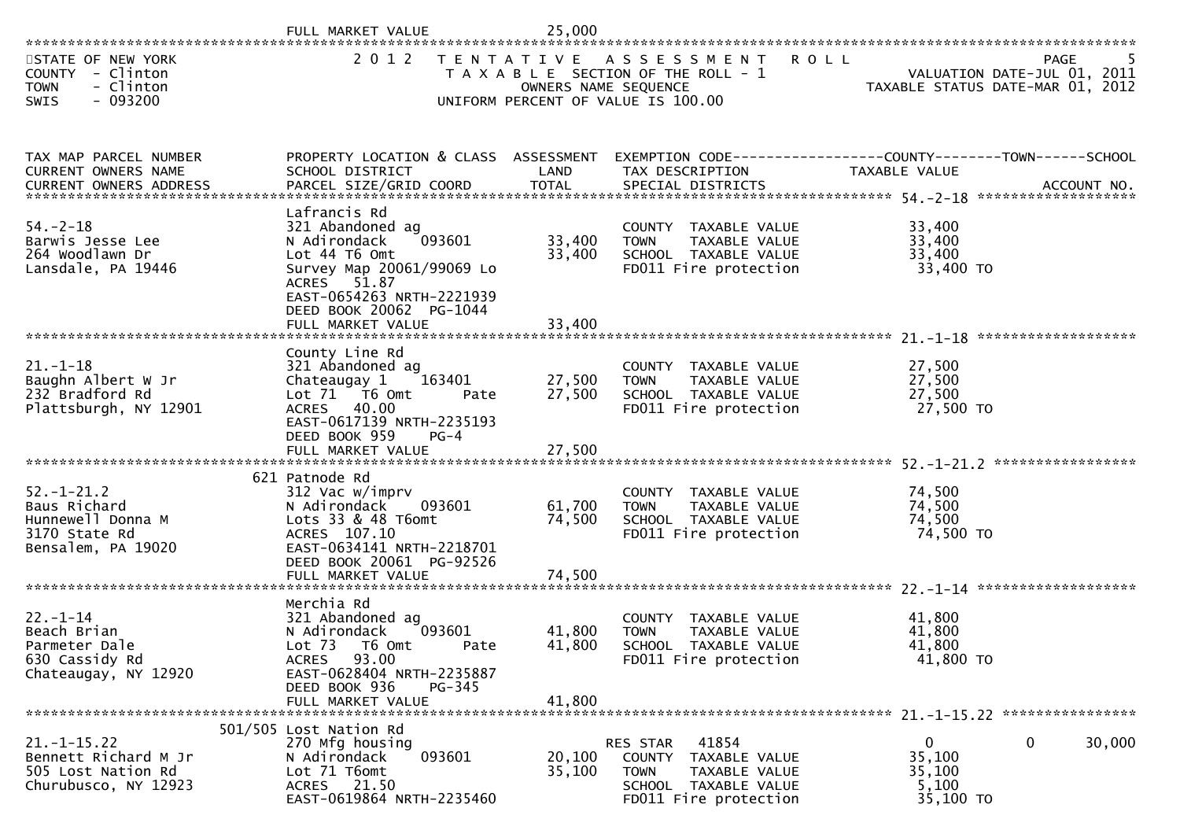| | FULL MARKET VALUE | 25,000 | | |
|---|---|---|---|---|

STATE OF NEW YORK
COUNTY - Clinton
TOWN - Clinton
SWIS - 093200

# 2012 TENTATIVE ASSESSMENT ROLL

TAXABLE SECTION OF THE ROLL - 1
OWNERS NAME SEQUENCE
UNIFORM PERCENT OF VALUE IS 100.00

VALUATION DATE-JUL 01, 2011
TAXABLE STATUS DATE-MAR 01, 2012

| TAX MAP PARCEL NUMBER / CURRENT OWNERS NAME / CURRENT OWNERS ADDRESS | PROPERTY LOCATION & CLASS / SCHOOL DISTRICT / PARCEL SIZE/GRID COORD | ASSESSMENT LAND | ASSESSMENT TOTAL | EXEMPTION CODE / TAX DESCRIPTION / SPECIAL DISTRICTS | COUNTY TAXABLE VALUE | TOWN | SCHOOL | ACCOUNT NO. |
|---|---|---|---|---|---|---|---|---|
| **54.-2-18** | Lafrancis Rd | | | | | | | |
| 54.-2-18 | 321 Abandoned ag | | | COUNTY TAXABLE VALUE | 33,400 | | | |
| Barwis Jesse Lee | N Adirondack 093601 | 33,400 | | TOWN TAXABLE VALUE | 33,400 | | | |
| 264 Woodlawn Dr | Lot 44 T6 Omt | | 33,400 | SCHOOL TAXABLE VALUE | 33,400 | | | |
| Lansdale, PA 19446 | Survey Map 20061/99069 Lo | | | FD011 Fire protection | 33,400 TO | | | |
| | ACRES 51.87 | | | | | | | |
| | EAST-0654263 NRTH-2221939 | | | | | | | |
| | DEED BOOK 20062 PG-1044 | | | | | | | |
| | FULL MARKET VALUE | | 33,400 | | | | | |
| **21.-1-18** | County Line Rd | | | | | | | |
| 21.-1-18 | 321 Abandoned ag | | | COUNTY TAXABLE VALUE | 27,500 | | | |
| Baughn Albert W Jr | Chateaugay 1 163401 | 27,500 | | TOWN TAXABLE VALUE | 27,500 | | | |
| 232 Bradford Rd | Lot 71 T6 Omt Pate | | 27,500 | SCHOOL TAXABLE VALUE | 27,500 | | | |
| Plattsburgh, NY 12901 | ACRES 40.00 | | | FD011 Fire protection | 27,500 TO | | | |
| | EAST-0617139 NRTH-2235193 | | | | | | | |
| | DEED BOOK 959 PG-4 | | | | | | | |
| | FULL MARKET VALUE | | 27,500 | | | | | |
| **52.-1-21.2** | 621 Patnode Rd | | | | | | | |
| 52.-1-21.2 | 312 Vac w/imprv | | | COUNTY TAXABLE VALUE | 74,500 | | | |
| Baus Richard | N Adirondack 093601 | 61,700 | | TOWN TAXABLE VALUE | 74,500 | | | |
| Hunnewell Donna M | Lots 33 & 48 T6omt | | 74,500 | SCHOOL TAXABLE VALUE | 74,500 | | | |
| 3170 State Rd | ACRES 107.10 | | | FD011 Fire protection | 74,500 TO | | | |
| Bensalem, PA 19020 | EAST-0634141 NRTH-2218701 | | | | | | | |
| | DEED BOOK 20061 PG-92526 | | | | | | | |
| | FULL MARKET VALUE | | 74,500 | | | | | |
| **22.-1-14** | Merchia Rd | | | | | | | |
| 22.-1-14 | 321 Abandoned ag | | | COUNTY TAXABLE VALUE | 41,800 | | | |
| Beach Brian | N Adirondack 093601 | 41,800 | | TOWN TAXABLE VALUE | 41,800 | | | |
| Parmeter Dale | Lot 73 T6 Omt Pate | | 41,800 | SCHOOL TAXABLE VALUE | 41,800 | | | |
| 630 Cassidy Rd | ACRES 93.00 | | | FD011 Fire protection | 41,800 TO | | | |
| Chateaugay, NY 12920 | EAST-0628404 NRTH-2235887 | | | | | | | |
| | DEED BOOK 936 PG-345 | | | | | | | |
| | FULL MARKET VALUE | | 41,800 | | | | | |
| **21.-1-15.22** | 501/505 Lost Nation Rd | | | | | | | |
| 21.-1-15.22 | 270 Mfg housing | | | RES STAR 41854 | 0 | 0 | 30,000 | |
| Bennett Richard M Jr | N Adirondack 093601 | 20,100 | | COUNTY TAXABLE VALUE | 35,100 | | | |
| 505 Lost Nation Rd | Lot 71 T6omt | | 35,100 | TOWN TAXABLE VALUE | 35,100 | | | |
| Churubusco, NY 12923 | ACRES 21.50 | | | SCHOOL TAXABLE VALUE | 5,100 | | | |
| | EAST-0619864 NRTH-2235460 | | | FD011 Fire protection | 35,100 TO | | | |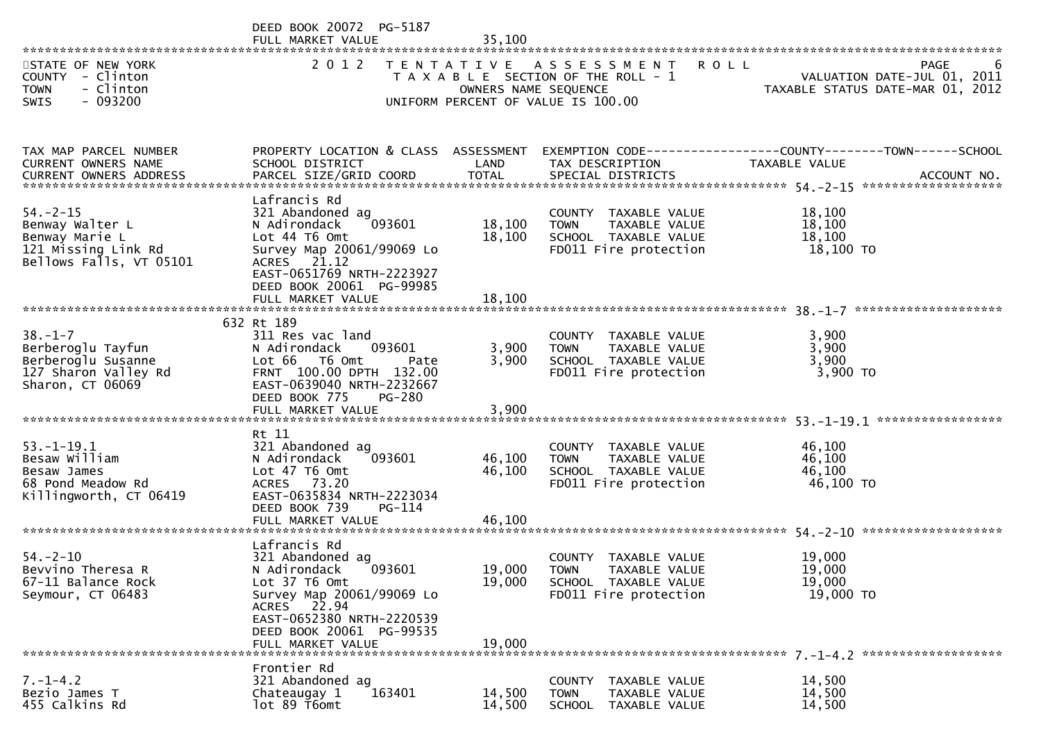DEED BOOK 20072 PG-5187
FULL MARKET VALUE 35,100

STATE OF NEW YORK
COUNTY - Clinton
TOWN - Clinton
SWIS - 093200

2012 TENTATIVE ASSESSMENT ROLL
TAXABLE SECTION OF THE ROLL - 1
OWNERS NAME SEQUENCE
UNIFORM PERCENT OF VALUE IS 100.00

VALUATION DATE-JUL 01, 2011
TAXABLE STATUS DATE-MAR 01, 2012

| TAX MAP PARCEL NUMBER / CURRENT OWNERS NAME / CURRENT OWNERS ADDRESS | PROPERTY LOCATION & CLASS / SCHOOL DISTRICT / PARCEL SIZE/GRID COORD | ASSESSMENT LAND | TOTAL | EXEMPTION CODE / TAX DESCRIPTION / SPECIAL DISTRICTS | COUNTY--TOWN--SCHOOL TAXABLE VALUE | ACCOUNT NO. |
|---|---|---|---|---|---|---|
| 54.-2-15 | Lafrancis Rd | | | | | |
| | 321 Abandoned ag | | | COUNTY TAXABLE VALUE | 18,100 | |
| Benway Walter L | N Adirondack 093601 | 18,100 | | TOWN TAXABLE VALUE | 18,100 | |
| Benway Marie L | Lot 44 T6 Omt | | 18,100 | SCHOOL TAXABLE VALUE | 18,100 | |
| 121 Missing Link Rd | Survey Map 20061/99069 Lo | | | FD011 Fire protection | 18,100 TO | |
| Bellows Falls, VT 05101 | ACRES 21.12 | | | | | |
| | EAST-0651769 NRTH-2223927 | | | | | |
| | DEED BOOK 20061 PG-99985 | | | | | |
| | FULL MARKET VALUE | | 18,100 | | | |
| 38.-1-7 | 632 Rt 189 | | | | | |
| | 311 Res vac land | | | COUNTY TAXABLE VALUE | 3,900 | |
| Berberoglu Tayfun | N Adirondack 093601 | 3,900 | | TOWN TAXABLE VALUE | 3,900 | |
| Berberoglu Susanne | Lot 66 T6 Omt Pate | | 3,900 | SCHOOL TAXABLE VALUE | 3,900 | |
| 127 Sharon Valley Rd | FRNT 100.00 DPTH 132.00 | | | FD011 Fire protection | 3,900 TO | |
| Sharon, CT 06069 | EAST-0639040 NRTH-2232667 | | | | | |
| | DEED BOOK 775 PG-280 | | | | | |
| | FULL MARKET VALUE | | 3,900 | | | |
| 53.-1-19.1 | Rt 11 | | | | | |
| | 321 Abandoned ag | | | COUNTY TAXABLE VALUE | 46,100 | |
| Besaw William | N Adirondack 093601 | 46,100 | | TOWN TAXABLE VALUE | 46,100 | |
| Besaw James | Lot 47 T6 Omt | | 46,100 | SCHOOL TAXABLE VALUE | 46,100 | |
| 68 Pond Meadow Rd | ACRES 73.20 | | | FD011 Fire protection | 46,100 TO | |
| Killingworth, CT 06419 | EAST-0635834 NRTH-2223034 | | | | | |
| | DEED BOOK 739 PG-114 | | | | | |
| | FULL MARKET VALUE | | 46,100 | | | |
| 54.-2-10 | Lafrancis Rd | | | | | |
| | 321 Abandoned ag | | | COUNTY TAXABLE VALUE | 19,000 | |
| Bevvino Theresa R | N Adirondack 093601 | 19,000 | | TOWN TAXABLE VALUE | 19,000 | |
| 67-11 Balance Rock | Lot 37 T6 Omt | | 19,000 | SCHOOL TAXABLE VALUE | 19,000 | |
| Seymour, CT 06483 | Survey Map 20061/99069 Lo | | | FD011 Fire protection | 19,000 TO | |
| | ACRES 22.94 | | | | | |
| | EAST-0652380 NRTH-2220539 | | | | | |
| | DEED BOOK 20061 PG-99535 | | | | | |
| | FULL MARKET VALUE | | 19,000 | | | |
| 7.-1-4.2 | Frontier Rd | | | | | |
| | 321 Abandoned ag | | | COUNTY TAXABLE VALUE | 14,500 | |
| Bezio James T | Chateaugay 1 163401 | 14,500 | | TOWN TAXABLE VALUE | 14,500 | |
| 455 Calkins Rd | lot 89 T6omt | | 14,500 | SCHOOL TAXABLE VALUE | 14,500 | |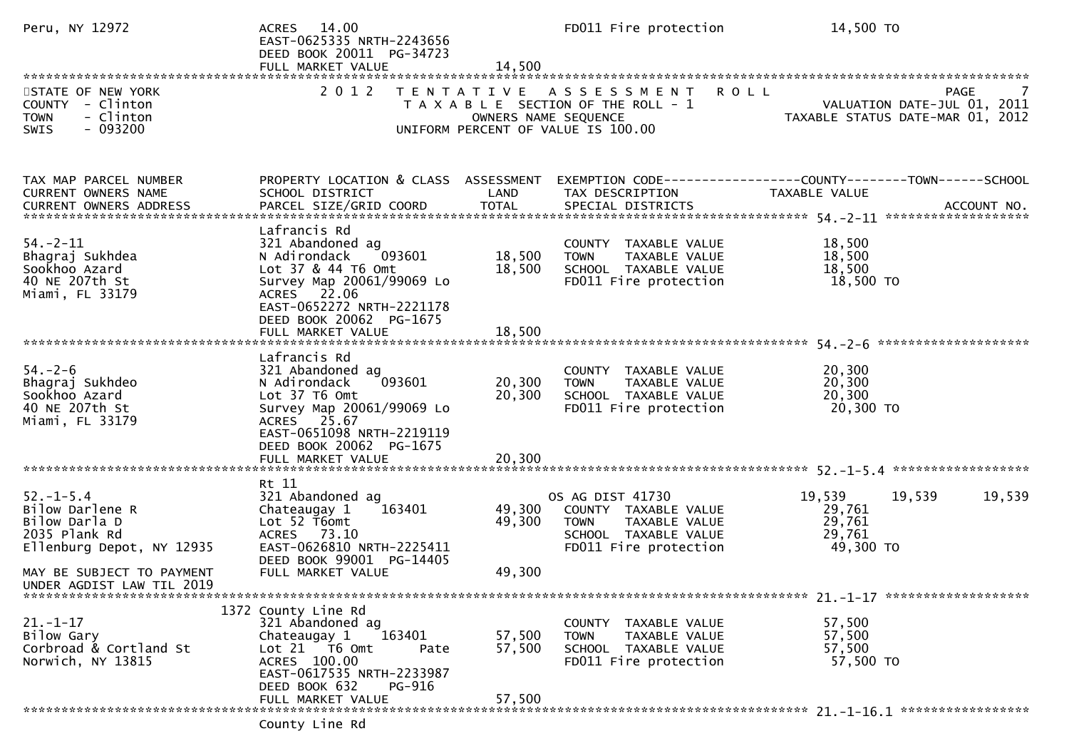```
Peru, NY 12972                 ACRES  14.00                               FD011 Fire protection           14,500 TO
                               EAST-0625335 NRTH-2243656
                               DEED BOOK 20011  PG-34723
                               FULL MARKET VALUE              14,500
************************************************************************************************************************************
STATE OF NEW YORK                  2 0 1 2   T E N T A T I V E   A S S E S S M E N T   R O L L                              PAGE     7
COUNTY  - Clinton                           T A X A B L E SECTION OF THE ROLL - 1                     VALUATION DATE-JUL 01, 2011
TOWN    - Clinton                                 OWNERS NAME SEQUENCE                           TAXABLE STATUS DATE-MAR 01, 2012
SWIS    - 093200                           UNIFORM PERCENT OF VALUE IS 100.00


TAX MAP PARCEL NUMBER          PROPERTY LOCATION & CLASS  ASSESSMENT  EXEMPTION CODE------------------COUNTY--------TOWN------SCHOOL
CURRENT OWNERS NAME            SCHOOL DISTRICT               LAND     TAX DESCRIPTION                TAXABLE VALUE
CURRENT OWNERS ADDRESS         PARCEL SIZE/GRID COORD       TOTAL     SPECIAL DISTRICTS                                  ACCOUNT NO.
*********************************************************************************************************** 54.-2-11 *******************
                               Lafrancis Rd
54.-2-11                       321 Abandoned ag                        COUNTY  TAXABLE VALUE            18,500
Bhagraj Sukhdea                N Adirondack    093601       18,500     TOWN    TAXABLE VALUE            18,500
Sookhoo Azard                  Lot 37 & 44 T6 Omt           18,500     SCHOOL  TAXABLE VALUE            18,500
40 NE 207th St                 Survey Map 20061/99069 Lo               FD011 Fire protection             18,500 TO
Miami, FL 33179                ACRES  22.06
                               EAST-0652272 NRTH-2221178
                               DEED BOOK 20062  PG-1675
                               FULL MARKET VALUE              18,500
*********************************************************************************************************** 54.-2-6 ********************
                               Lafrancis Rd
54.-2-6                        321 Abandoned ag                        COUNTY  TAXABLE VALUE            20,300
Bhagraj Sukhdeo                N Adirondack    093601       20,300     TOWN    TAXABLE VALUE            20,300
Sookhoo Azard                  Lot 37 T6 Omt                20,300     SCHOOL  TAXABLE VALUE            20,300
40 NE 207th St                 Survey Map 20061/99069 Lo               FD011 Fire protection             20,300 TO
Miami, FL 33179                ACRES  25.67
                               EAST-0651098 NRTH-2219119
                               DEED BOOK 20062  PG-1675
                               FULL MARKET VALUE              20,300
*********************************************************************************************************** 52.-1-5.4 ******************
                               Rt 11
52.-1-5.4                      321 Abandoned ag                        OS AG DIST 41730               19,539      19,539      19,539
Bilow Darlene R                Chateaugay 1    163401       49,300     COUNTY  TAXABLE VALUE            29,761
Bilow Darla D                  Lot 52 T6omt                 49,300     TOWN    TAXABLE VALUE            29,761
2035 Plank Rd                  ACRES  73.10                            SCHOOL  TAXABLE VALUE            29,761
Ellenburg Depot, NY 12935      EAST-0626810 NRTH-2225411               FD011 Fire protection             49,300 TO
                               DEED BOOK 99001  PG-14405
MAY BE SUBJECT TO PAYMENT      FULL MARKET VALUE              49,300
UNDER AGDIST LAW TIL 2019
*********************************************************************************************************** 21.-1-17 *******************
                          1372 County Line Rd
21.-1-17                       321 Abandoned ag                        COUNTY  TAXABLE VALUE            57,500
Bilow Gary                     Chateaugay 1    163401       57,500     TOWN    TAXABLE VALUE            57,500
Corbroad & Cortland St         Lot 21  T6 Omt        Pate   57,500     SCHOOL  TAXABLE VALUE            57,500
Norwich, NY 13815              ACRES 100.00                            FD011 Fire protection             57,500 TO
                               EAST-0617535 NRTH-2233987
                               DEED BOOK 632    PG-916
                               FULL MARKET VALUE              57,500
*********************************************************************************************************** 21.-1-16.1 *****************
                               County Line Rd
```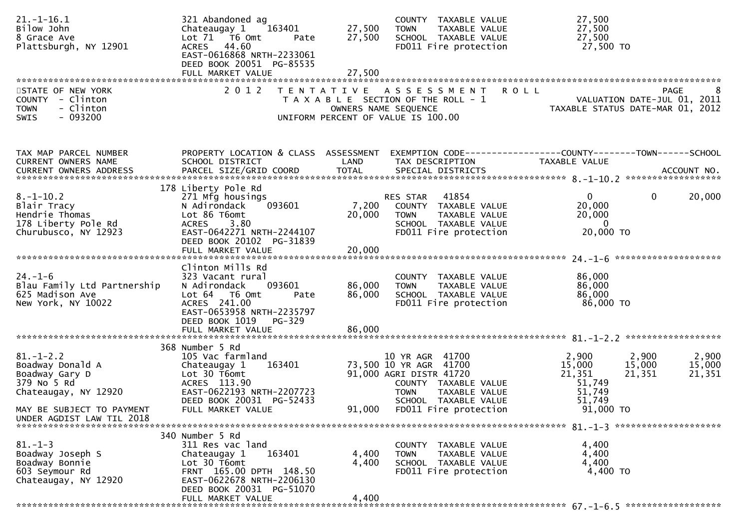```
21.-1-16.1                   321 Abandoned ag                        COUNTY  TAXABLE VALUE          27,500
Bilow John                   Chateaugay 1    163401      27,500     TOWN    TAXABLE VALUE          27,500
8 Grace Ave                  Lot 71  T6 Omt        Pate   27,500     SCHOOL  TAXABLE VALUE          27,500
Plattsburgh, NY 12901        ACRES  44.60                            FD011 Fire protection           27,500 TO
                             EAST-0616868 NRTH-2233061
                             DEED BOOK 20051 PG-85535
                             FULL MARKET VALUE           27,500
*********************************************************************************************************************************
STATE OF NEW YORK                  2 0 1 2   T E N T A T I V E   A S S E S S M E N T   R O L L                          PAGE     8
COUNTY  - Clinton                            T A X A B L E SECTION OF THE ROLL - 1                     VALUATION DATE-JUL 01, 2011
TOWN    - Clinton                                OWNERS NAME SEQUENCE                              TAXABLE STATUS DATE-MAR 01, 2012
SWIS    - 093200                          UNIFORM PERCENT OF VALUE IS 100.00


TAX MAP PARCEL NUMBER          PROPERTY LOCATION & CLASS  ASSESSMENT  EXEMPTION CODE------------------COUNTY--------TOWN------SCHOOL
CURRENT OWNERS NAME            SCHOOL DISTRICT               LAND      TAX DESCRIPTION            TAXABLE VALUE
CURRENT OWNERS ADDRESS         PARCEL SIZE/GRID COORD        TOTAL     SPECIAL DISTRICTS                                   ACCOUNT NO.
****************************************************************************************************** 8.-1-10.2 ******************
                           178 Liberty Pole Rd
8.-1-10.2                    271 Mfg housings                        RES STAR   41854                  0           0        20,000
Blair Tracy                  N Adirondack    093601       7,200     COUNTY  TAXABLE VALUE          20,000
Hendrie Thomas               Lot 86 T6omt                20,000     TOWN    TAXABLE VALUE          20,000
178 Liberty Pole Rd          ACRES   3.80                            SCHOOL  TAXABLE VALUE               0
Churubusco, NY 12923         EAST-0642271 NRTH-2244107               FD011 Fire protection           20,000 TO
                             DEED BOOK 20102 PG-31839
                             FULL MARKET VALUE           20,000
****************************************************************************************************** 24.-1-6 ********************
                             Clinton Mills Rd
24.-1-6                      323 Vacant rural                        COUNTY  TAXABLE VALUE          86,000
Blau Family Ltd Partnership  N Adirondack    093601      86,000     TOWN    TAXABLE VALUE          86,000
625 Madison Ave              Lot 64  T6 Omt        Pate   86,000     SCHOOL  TAXABLE VALUE          86,000
New York, NY 10022           ACRES 241.00                            FD011 Fire protection           86,000 TO
                             EAST-0653958 NRTH-2235797
                             DEED BOOK 1019   PG-329
                             FULL MARKET VALUE           86,000
****************************************************************************************************** 81.-1-2.2 ******************
                           368 Number 5 Rd
81.-1-2.2                    105 Vac farmland                        10 YR AGR  41700              2,900       2,900        2,900
Boadway Donald A             Chateaugay 1    163401       73,500 10 YR AGR  41700             15,000      15,000       15,000
Boadway Gary D               Lot 30 T6omt                 91,000 AGRI DISTR 41720             21,351      21,351       21,351
379 No 5 Rd                  ACRES 113.90                            COUNTY  TAXABLE VALUE          51,749
Chateaugay, NY 12920         EAST-0622193 NRTH-2207723               TOWN    TAXABLE VALUE          51,749
                             DEED BOOK 20031 PG-52433                SCHOOL  TAXABLE VALUE          51,749
MAY BE SUBJECT TO PAYMENT    FULL MARKET VALUE           91,000     FD011 Fire protection           91,000 TO
UNDER AGDIST LAW TIL 2018
****************************************************************************************************** 81.-1-3 ********************
                           340 Number 5 Rd
81.-1-3                      311 Res vac land                        COUNTY  TAXABLE VALUE           4,400
Boadway Joseph S             Chateaugay 1    163401       4,400     TOWN    TAXABLE VALUE           4,400
Boadway Bonnie               Lot 30 T6omt                 4,400     SCHOOL  TAXABLE VALUE           4,400
603 Seymour Rd               FRNT 165.00 DPTH 148.50                 FD011 Fire protection            4,400 TO
Chateaugay, NY 12920         EAST-0622678 NRTH-2206130
                             DEED BOOK 20031 PG-51070
                             FULL MARKET VALUE            4,400
****************************************************************************************************** 67.-1-6.5 ******************
```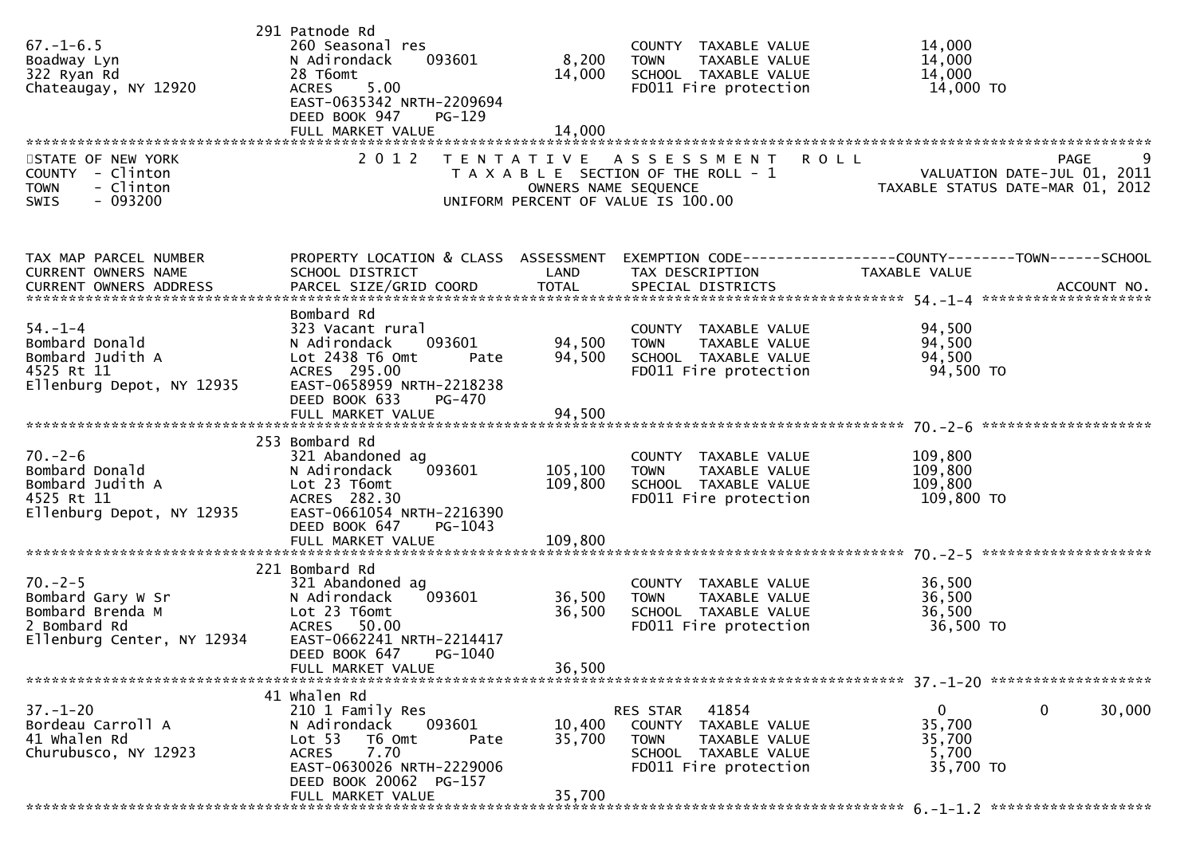| | 291 Patnode Rd | | | |
|---|---|---|---|---|
| 67.-1-6.5 | 260 Seasonal res | | COUNTY TAXABLE VALUE | 14,000 |
| Boadway Lyn | N Adirondack 093601 | 8,200 | TOWN TAXABLE VALUE | 14,000 |
| 322 Ryan Rd | 28 T6omt | 14,000 | SCHOOL TAXABLE VALUE | 14,000 |
| Chateaugay, NY 12920 | ACRES 5.00 | | FD011 Fire protection | 14,000 TO |
| | EAST-0635342 NRTH-2209694 | | | |
| | DEED BOOK 947 PG-129 | | | |
| | FULL MARKET VALUE | 14,000 | | |

STATE OF NEW YORK
COUNTY - Clinton
TOWN - Clinton
SWIS - 093200

2012 TENTATIVE ASSESSMENT ROLL
TAXABLE SECTION OF THE ROLL - 1
OWNERS NAME SEQUENCE
UNIFORM PERCENT OF VALUE IS 100.00

VALUATION DATE-JUL 01, 2011
TAXABLE STATUS DATE-MAR 01, 2012

| TAX MAP PARCEL NUMBER<br>CURRENT OWNERS NAME<br>CURRENT OWNERS ADDRESS | PROPERTY LOCATION & CLASS<br>SCHOOL DISTRICT<br>PARCEL SIZE/GRID COORD | ASSESSMENT<br>LAND<br>TOTAL | EXEMPTION CODE<br>TAX DESCRIPTION<br>SPECIAL DISTRICTS | COUNTY<br>TAXABLE VALUE | TOWN | SCHOOL<br>ACCOUNT NO. |
|---|---|---|---|---|---|---|
| **54.-1-4** | Bombard Rd | | | | | |
| 54.-1-4 | 323 Vacant rural | | COUNTY TAXABLE VALUE | 94,500 | | |
| Bombard Donald | N Adirondack 093601 | 94,500 | TOWN TAXABLE VALUE | 94,500 | | |
| Bombard Judith A | Lot 2438 T6 Omt Pate | 94,500 | SCHOOL TAXABLE VALUE | 94,500 | | |
| 4525 Rt 11 | ACRES 295.00 | | FD011 Fire protection | 94,500 TO | | |
| Ellenburg Depot, NY 12935 | EAST-0658959 NRTH-2218238 | | | | | |
| | DEED BOOK 633 PG-470 | | | | | |
| | FULL MARKET VALUE | 94,500 | | | | |
| **70.-2-6** | 253 Bombard Rd | | | | | |
| 70.-2-6 | 321 Abandoned ag | | COUNTY TAXABLE VALUE | 109,800 | | |
| Bombard Donald | N Adirondack 093601 | 105,100 | TOWN TAXABLE VALUE | 109,800 | | |
| Bombard Judith A | Lot 23 T6omt | 109,800 | SCHOOL TAXABLE VALUE | 109,800 | | |
| 4525 Rt 11 | ACRES 282.30 | | FD011 Fire protection | 109,800 TO | | |
| Ellenburg Depot, NY 12935 | EAST-0661054 NRTH-2216390 | | | | | |
| | DEED BOOK 647 PG-1043 | | | | | |
| | FULL MARKET VALUE | 109,800 | | | | |
| **70.-2-5** | 221 Bombard Rd | | | | | |
| 70.-2-5 | 321 Abandoned ag | | COUNTY TAXABLE VALUE | 36,500 | | |
| Bombard Gary W Sr | N Adirondack 093601 | 36,500 | TOWN TAXABLE VALUE | 36,500 | | |
| Bombard Brenda M | Lot 23 T6omt | 36,500 | SCHOOL TAXABLE VALUE | 36,500 | | |
| 2 Bombard Rd | ACRES 50.00 | | FD011 Fire protection | 36,500 TO | | |
| Ellenburg Center, NY 12934 | EAST-0662241 NRTH-2214417 | | | | | |
| | DEED BOOK 647 PG-1040 | | | | | |
| | FULL MARKET VALUE | 36,500 | | | | |
| **37.-1-20** | 41 Whalen Rd | | | | | |
| 37.-1-20 | 210 1 Family Res | | RES STAR 41854 | 0 | 0 | 30,000 |
| Bordeau Carroll A | N Adirondack 093601 | 10,400 | COUNTY TAXABLE VALUE | 35,700 | | |
| 41 Whalen Rd | Lot 53 T6 Omt Pate | 35,700 | TOWN TAXABLE VALUE | 35,700 | | |
| Churubusco, NY 12923 | ACRES 7.70 | | SCHOOL TAXABLE VALUE | 5,700 | | |
| | EAST-0630026 NRTH-2229006 | | FD011 Fire protection | 35,700 TO | | |
| | DEED BOOK 20062 PG-157 | | | | | |
| | FULL MARKET VALUE | 35,700 | | | | |
| **6.-1-1.2** | | | | | | |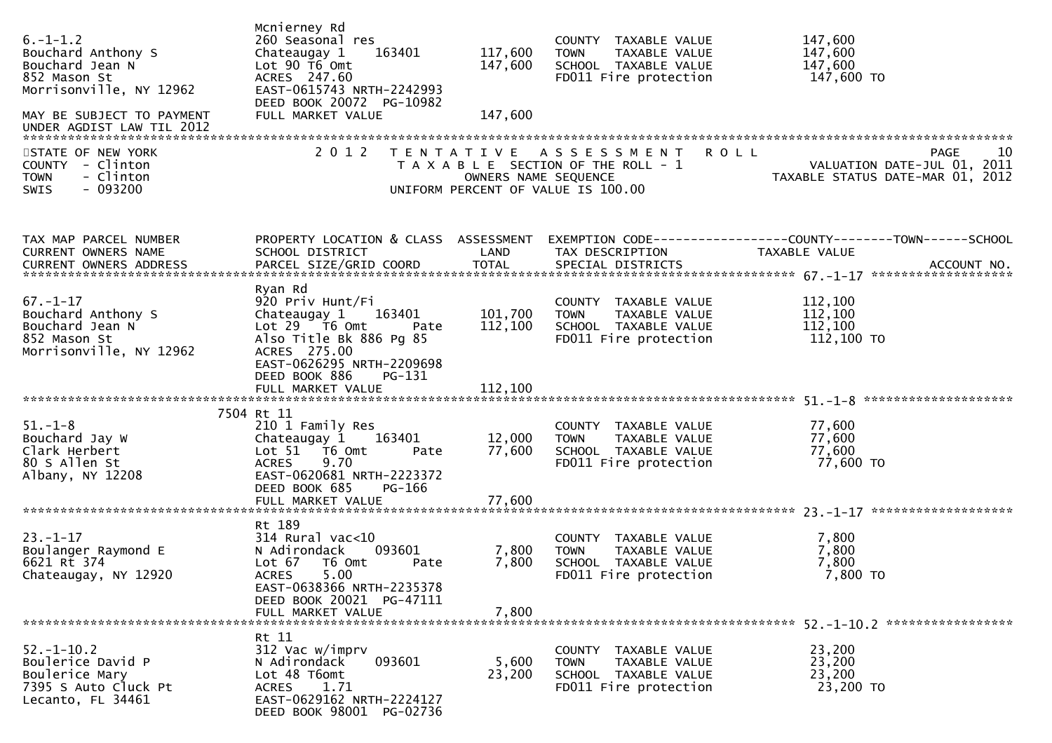| | | | | |
|---|---|---|---|---|
| 6.-1-1.2 | Mcnierney Rd | | | |
| Bouchard Anthony S | 260 Seasonal res | | COUNTY TAXABLE VALUE | 147,600 |
| Bouchard Jean N | Chateaugay 1 163401 | 117,600 | TOWN TAXABLE VALUE | 147,600 |
| 852 Mason St | Lot 90 T6 Omt | 147,600 | SCHOOL TAXABLE VALUE | 147,600 |
| Morrisonville, NY 12962 | ACRES 247.60 | | FD011 Fire protection | 147,600 TO |
| | EAST-0615743 NRTH-2242993 | | | |
| | DEED BOOK 20072 PG-10982 | | | |
| MAY BE SUBJECT TO PAYMENT | FULL MARKET VALUE | 147,600 | | |
| UNDER AGDIST LAW TIL 2012 | | | | |

STATE OF NEW YORK
COUNTY - Clinton
TOWN - Clinton
SWIS - 093200

2012 TENTATIVE ASSESSMENT ROLL
TAXABLE SECTION OF THE ROLL - 1
OWNERS NAME SEQUENCE
UNIFORM PERCENT OF VALUE IS 100.00

VALUATION DATE-JUL 01, 2011
TAXABLE STATUS DATE-MAR 01, 2012

| TAX MAP PARCEL NUMBER<br>CURRENT OWNERS NAME<br>CURRENT OWNERS ADDRESS | PROPERTY LOCATION & CLASS<br>SCHOOL DISTRICT<br>PARCEL SIZE/GRID COORD | ASSESSMENT<br>LAND<br>TOTAL | EXEMPTION CODE<br>TAX DESCRIPTION<br>SPECIAL DISTRICTS | COUNTY--------TOWN------SCHOOL<br>TAXABLE VALUE<br>ACCOUNT NO. |
|---|---|---|---|---|
| **67.-1-17** | Ryan Rd | | | |
| 67.-1-17 | 920 Priv Hunt/Fi | | COUNTY TAXABLE VALUE | 112,100 |
| Bouchard Anthony S | Chateaugay 1 163401 | 101,700 | TOWN TAXABLE VALUE | 112,100 |
| Bouchard Jean N | Lot 29 T6 Omt Pate | 112,100 | SCHOOL TAXABLE VALUE | 112,100 |
| 852 Mason St | Also Title Bk 886 Pg 85 | | FD011 Fire protection | 112,100 TO |
| Morrisonville, NY 12962 | ACRES 275.00 | | | |
| | EAST-0626295 NRTH-2209698 | | | |
| | DEED BOOK 886 PG-131 | | | |
| | FULL MARKET VALUE | 112,100 | | |
| **51.-1-8** | 7504 Rt 11 | | | |
| 51.-1-8 | 210 1 Family Res | | COUNTY TAXABLE VALUE | 77,600 |
| Bouchard Jay W | Chateaugay 1 163401 | 12,000 | TOWN TAXABLE VALUE | 77,600 |
| Clark Herbert | Lot 51 T6 Omt Pate | 77,600 | SCHOOL TAXABLE VALUE | 77,600 |
| 80 S Allen St | ACRES 9.70 | | FD011 Fire protection | 77,600 TO |
| Albany, NY 12208 | EAST-0620681 NRTH-2223372 | | | |
| | DEED BOOK 685 PG-166 | | | |
| | FULL MARKET VALUE | 77,600 | | |
| **23.-1-17** | Rt 189 | | | |
| 23.-1-17 | 314 Rural vac<10 | | COUNTY TAXABLE VALUE | 7,800 |
| Boulanger Raymond E | N Adirondack 093601 | 7,800 | TOWN TAXABLE VALUE | 7,800 |
| 6621 Rt 374 | Lot 67 T6 Omt Pate | 7,800 | SCHOOL TAXABLE VALUE | 7,800 |
| Chateaugay, NY 12920 | ACRES 5.00 | | FD011 Fire protection | 7,800 TO |
| | EAST-0638366 NRTH-2235378 | | | |
| | DEED BOOK 20021 PG-47111 | | | |
| | FULL MARKET VALUE | 7,800 | | |
| **52.-1-10.2** | Rt 11 | | | |
| 52.-1-10.2 | 312 Vac w/imprv | | COUNTY TAXABLE VALUE | 23,200 |
| Boulerice David P | N Adirondack 093601 | 5,600 | TOWN TAXABLE VALUE | 23,200 |
| Boulerice Mary | Lot 48 T6omt | 23,200 | SCHOOL TAXABLE VALUE | 23,200 |
| 7395 S Auto Cluck Pt | ACRES 1.71 | | FD011 Fire protection | 23,200 TO |
| Lecanto, FL 34461 | EAST-0629162 NRTH-2224127 | | | |
| | DEED BOOK 98001 PG-02736 | | | |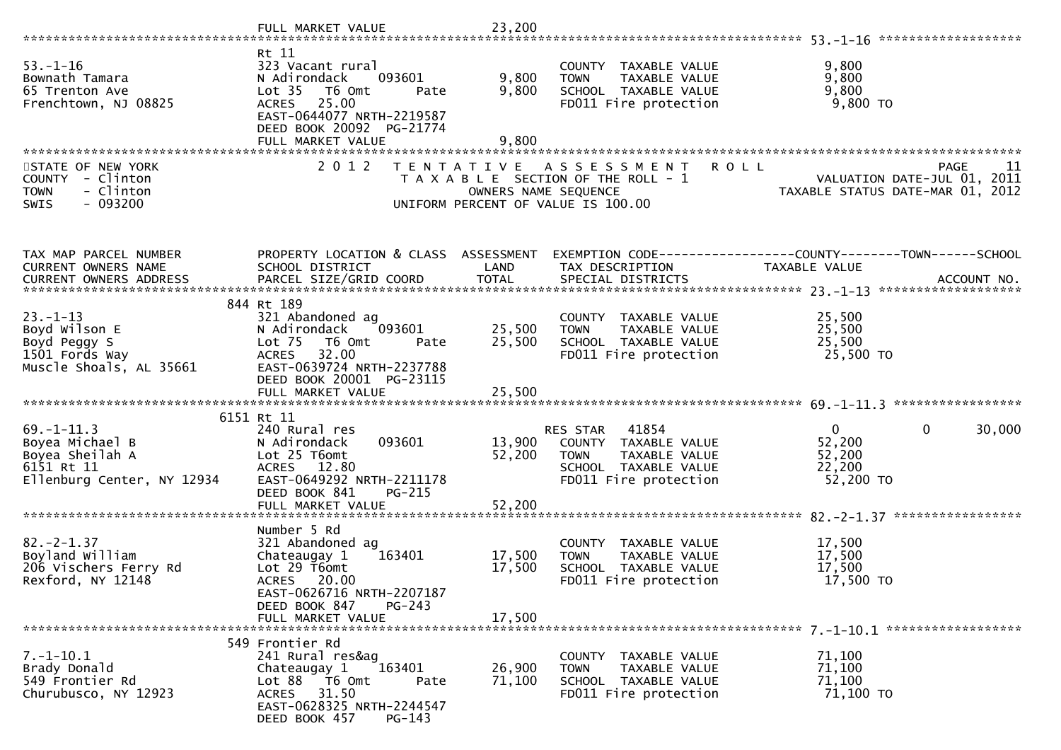FULL MARKET VALUE 23,200

**53.-1-16**

| Field | Value |
|---|---|
| Tax Map Parcel Number | 53.-1-16 |
| Owner | Bownath Tamara |
| Address | 65 Trenton Ave, Frenchtown, NJ 08825 |
| Property Location | Rt 11 |
| Class | 323 Vacant rural |
| School District | N Adirondack 093601 |
| Land | 9,800 |
| Total | 9,800 |
| Parcel | Lot 35 T6 Omt Pate |
| Acres | 25.00 |
| Grid Coord | EAST-0644077 NRTH-2219587 |
| Deed | DEED BOOK 20092 PG-21774 |
| Full Market Value | 9,800 |
| COUNTY TAXABLE VALUE | 9,800 |
| TOWN TAXABLE VALUE | 9,800 |
| SCHOOL TAXABLE VALUE | 9,800 |
| FD011 Fire protection | 9,800 TO |

STATE OF NEW YORK
COUNTY - Clinton
TOWN - Clinton
SWIS - 093200

2012 TENTATIVE ASSESSMENT ROLL
TAXABLE SECTION OF THE ROLL - 1
OWNERS NAME SEQUENCE
UNIFORM PERCENT OF VALUE IS 100.00

VALUATION DATE-JUL 01, 2011
TAXABLE STATUS DATE-MAR 01, 2012

| TAX MAP PARCEL NUMBER / CURRENT OWNERS NAME / CURRENT OWNERS ADDRESS | PROPERTY LOCATION & CLASS / SCHOOL DISTRICT / PARCEL SIZE/GRID COORD | ASSESSMENT LAND | ASSESSMENT TOTAL | EXEMPTION CODE / TAX DESCRIPTION / SPECIAL DISTRICTS | COUNTY TAXABLE VALUE | TOWN | SCHOOL / ACCOUNT NO. |
|---|---|---|---|---|---|---|---|
| 23.-1-13 | 844 Rt 189 | | | | | | |
| Boyd Wilson E | 321 Abandoned ag | | | COUNTY TAXABLE VALUE | 25,500 | | |
| Boyd Peggy S | N Adirondack 093601 | 25,500 | | TOWN TAXABLE VALUE | 25,500 | | |
| 1501 Fords Way | Lot 75 T6 Omt Pate | | 25,500 | SCHOOL TAXABLE VALUE | 25,500 | | |
| Muscle Shoals, AL 35661 | ACRES 32.00 | | | FD011 Fire protection | 25,500 TO | | |
| | EAST-0639724 NRTH-2237788 | | | | | | |
| | DEED BOOK 20001 PG-23115 | | | | | | |
| | FULL MARKET VALUE | | 25,500 | | | | |
| 69.-1-11.3 | 6151 Rt 11 | | | | | | |
| Boyea Michael B | 240 Rural res | | | RES STAR 41854 | 0 | 0 | 30,000 |
| Boyea Sheilah A | N Adirondack 093601 | 13,900 | | COUNTY TAXABLE VALUE | 52,200 | | |
| 6151 Rt 11 | Lot 25 T6omt | | 52,200 | TOWN TAXABLE VALUE | 52,200 | | |
| Ellenburg Center, NY 12934 | ACRES 12.80 | | | SCHOOL TAXABLE VALUE | 22,200 | | |
| | EAST-0649292 NRTH-2211178 | | | FD011 Fire protection | 52,200 TO | | |
| | DEED BOOK 841 PG-215 | | | | | | |
| | FULL MARKET VALUE | | 52,200 | | | | |
| 82.-2-1.37 | Number 5 Rd | | | | | | |
| Boyland William | 321 Abandoned ag | | | COUNTY TAXABLE VALUE | 17,500 | | |
| 206 Vischers Ferry Rd | Chateaugay 1 163401 | 17,500 | | TOWN TAXABLE VALUE | 17,500 | | |
| Rexford, NY 12148 | Lot 29 T6omt | | 17,500 | SCHOOL TAXABLE VALUE | 17,500 | | |
| | ACRES 20.00 | | | FD011 Fire protection | 17,500 TO | | |
| | EAST-0626716 NRTH-2207187 | | | | | | |
| | DEED BOOK 847 PG-243 | | | | | | |
| | FULL MARKET VALUE | | 17,500 | | | | |
| 7.-1-10.1 | 549 Frontier Rd | | | | | | |
| Brady Donald | 241 Rural res&ag | | | COUNTY TAXABLE VALUE | 71,100 | | |
| 549 Frontier Rd | Chateaugay 1 163401 | 26,900 | | TOWN TAXABLE VALUE | 71,100 | | |
| Churubusco, NY 12923 | Lot 88 T6 Omt Pate | | 71,100 | SCHOOL TAXABLE VALUE | 71,100 | | |
| | ACRES 31.50 | | | FD011 Fire protection | 71,100 TO | | |
| | EAST-0628325 NRTH-2244547 | | | | | | |
| | DEED BOOK 457 PG-143 | | | | | | |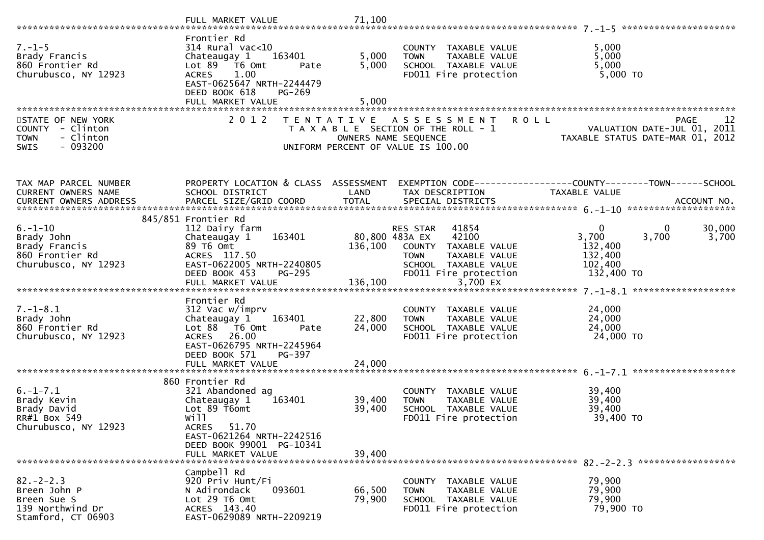| | | | | |
|---|---|---|---|---|
| | FULL MARKET VALUE | 71,100 | | |

**7.-1-5**

| TAX MAP PARCEL NUMBER / CURRENT OWNERS NAME / CURRENT OWNERS ADDRESS | PROPERTY LOCATION & CLASS / SCHOOL DISTRICT / PARCEL SIZE/GRID COORD | ASSESSMENT LAND / TOTAL | EXEMPTION CODE / TAX DESCRIPTION / SPECIAL DISTRICTS | TAXABLE VALUE |
|---|---|---|---|---|
| 7.-1-5 | Frontier Rd | | | |
| Brady Francis | 314 Rural vac<10 | | COUNTY TAXABLE VALUE | 5,000 |
| 860 Frontier Rd | Chateaugay 1 163401 | 5,000 | TOWN TAXABLE VALUE | 5,000 |
| Churubusco, NY 12923 | Lot 89 T6 Omt Pate | 5,000 | SCHOOL TAXABLE VALUE | 5,000 |
| | ACRES 1.00 | | FD011 Fire protection | 5,000 TO |
| | EAST-0625647 NRTH-2244479 | | | |
| | DEED BOOK 618 PG-269 | | | |
| | FULL MARKET VALUE | 5,000 | | |

STATE OF NEW YORK — 2012 TENTATIVE ASSESSMENT ROLL — PAGE 12
COUNTY - Clinton — TAXABLE SECTION OF THE ROLL - 1 — VALUATION DATE-JUL 01, 2011
TOWN - Clinton — OWNERS NAME SEQUENCE — TAXABLE STATUS DATE-MAR 01, 2012
SWIS - 093200 — UNIFORM PERCENT OF VALUE IS 100.00

| TAX MAP PARCEL NUMBER / CURRENT OWNERS NAME / CURRENT OWNERS ADDRESS | PROPERTY LOCATION & CLASS / SCHOOL DISTRICT / PARCEL SIZE/GRID COORD | ASSESSMENT LAND / TOTAL | EXEMPTION CODE / TAX DESCRIPTION / SPECIAL DISTRICTS | COUNTY TAXABLE VALUE | TOWN | SCHOOL / ACCOUNT NO. |
|---|---|---|---|---|---|---|
| **6.-1-10** | 845/851 Frontier Rd | | | | | |
| 6.-1-10 | 112 Dairy farm | | RES STAR 41854 | 0 | 0 | 30,000 |
| Brady John | Chateaugay 1 163401 | 80,800 | 483A EX 42100 | 3,700 | 3,700 | 3,700 |
| Brady Francis | 89 T6 Omt | 136,100 | COUNTY TAXABLE VALUE | 132,400 | | |
| 860 Frontier Rd | ACRES 117.50 | | TOWN TAXABLE VALUE | 132,400 | | |
| Churubusco, NY 12923 | EAST-0622005 NRTH-2240805 | | SCHOOL TAXABLE VALUE | 102,400 | | |
| | DEED BOOK 453 PG-295 | | FD011 Fire protection | 132,400 TO | | |
| | FULL MARKET VALUE | 136,100 | 3,700 EX | | | |
| **7.-1-8.1** | Frontier Rd | | | | | |
| 7.-1-8.1 | 312 Vac w/imprv | | COUNTY TAXABLE VALUE | 24,000 | | |
| Brady John | Chateaugay 1 163401 | 22,800 | TOWN TAXABLE VALUE | 24,000 | | |
| 860 Frontier Rd | Lot 88 T6 Omt Pate | 24,000 | SCHOOL TAXABLE VALUE | 24,000 | | |
| Churubusco, NY 12923 | ACRES 26.00 | | FD011 Fire protection | 24,000 TO | | |
| | EAST-0626795 NRTH-2245964 | | | | | |
| | DEED BOOK 571 PG-397 | | | | | |
| | FULL MARKET VALUE | 24,000 | | | | |
| **6.-1-7.1** | 860 Frontier Rd | | | | | |
| 6.-1-7.1 | 321 Abandoned ag | | COUNTY TAXABLE VALUE | 39,400 | | |
| Brady Kevin | Chateaugay 1 163401 | 39,400 | TOWN TAXABLE VALUE | 39,400 | | |
| Brady David | Lot 89 T6omt | 39,400 | SCHOOL TAXABLE VALUE | 39,400 | | |
| RR#1 Box 549 | Will | | FD011 Fire protection | 39,400 TO | | |
| Churubusco, NY 12923 | ACRES 51.70 | | | | | |
| | EAST-0621264 NRTH-2242516 | | | | | |
| | DEED BOOK 99001 PG-10341 | | | | | |
| | FULL MARKET VALUE | 39,400 | | | | |
| **82.-2-2.3** | Campbell Rd | | | | | |
| 82.-2-2.3 | 920 Priv Hunt/Fi | | COUNTY TAXABLE VALUE | 79,900 | | |
| Breen John P | N Adirondack 093601 | 66,500 | TOWN TAXABLE VALUE | 79,900 | | |
| Breen Sue S | Lot 29 T6 Omt | 79,900 | SCHOOL TAXABLE VALUE | 79,900 | | |
| 139 Northwind Dr | ACRES 143.40 | | FD011 Fire protection | 79,900 TO | | |
| Stamford, CT 06903 | EAST-0629089 NRTH-2209219 | | | | | |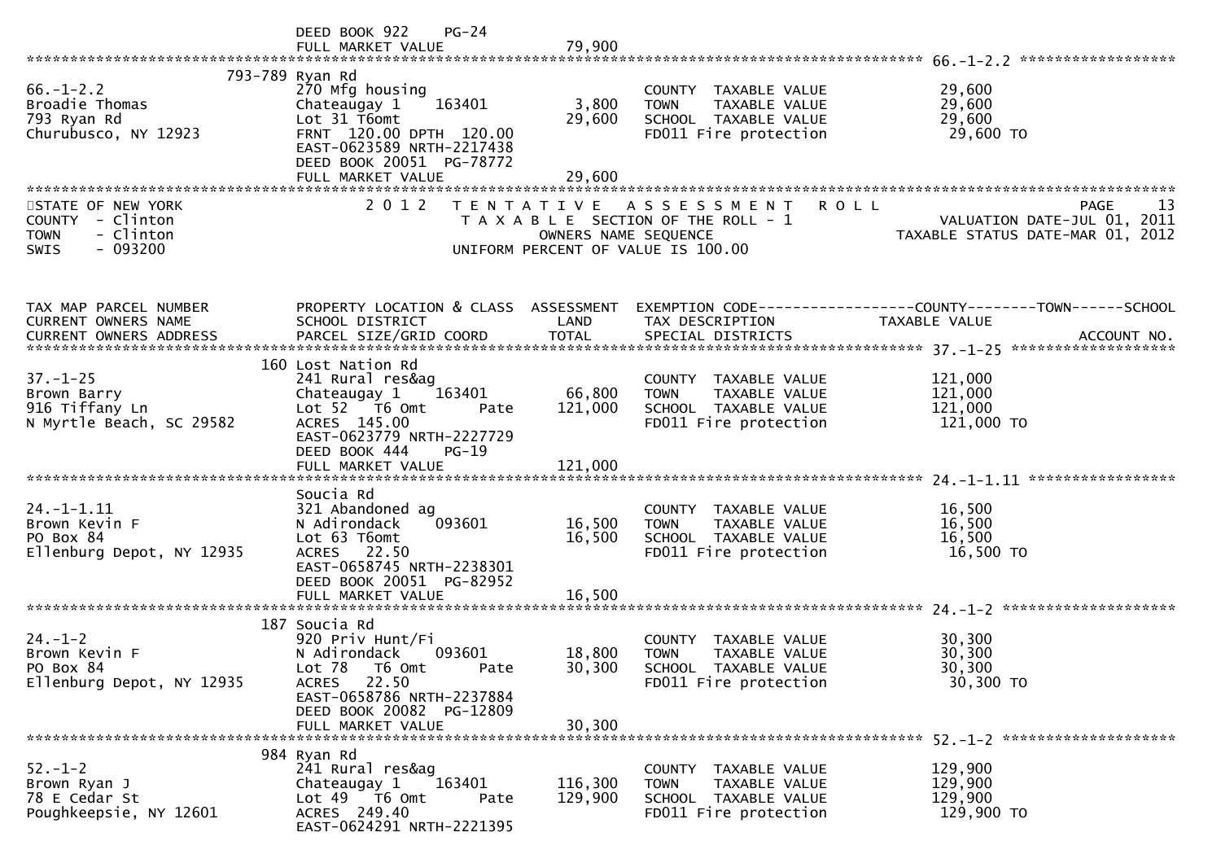DEED BOOK 922 PG-24
FULL MARKET VALUE 79,900

**66.-1-2.2**

| | | | | |
|---|---|---|---|---|
| 66.-1-2.2 | 793-789 Ryan Rd | | COUNTY TAXABLE VALUE | 29,600 |
| Broadie Thomas | 270 Mfg housing | | TOWN TAXABLE VALUE | 29,600 |
| 793 Ryan Rd | Chateaugay 1 163401 | 3,800 | SCHOOL TAXABLE VALUE | 29,600 |
| Churubusco, NY 12923 | Lot 31 T6omt | 29,600 | FD011 Fire protection | 29,600 TO |
| | FRNT 120.00 DPTH 120.00 | | | |
| | EAST-0623589 NRTH-2217438 | | | |
| | DEED BOOK 20051 PG-78772 | | | |
| | FULL MARKET VALUE | 29,600 | | |

STATE OF NEW YORK
COUNTY - Clinton
TOWN - Clinton
SWIS - 093200

2 0 1 2 TENTATIVE ASSESSMENT ROLL
TAXABLE SECTION OF THE ROLL - 1
OWNERS NAME SEQUENCE
UNIFORM PERCENT OF VALUE IS 100.00

VALUATION DATE-JUL 01, 2011
TAXABLE STATUS DATE-MAR 01, 2012

| TAX MAP PARCEL NUMBER / CURRENT OWNERS NAME / CURRENT OWNERS ADDRESS | PROPERTY LOCATION & CLASS / SCHOOL DISTRICT / PARCEL SIZE/GRID COORD | ASSESSMENT LAND / TOTAL | EXEMPTION CODE / TAX DESCRIPTION / SPECIAL DISTRICTS | COUNTY--------TOWN------SCHOOL TAXABLE VALUE ACCOUNT NO. |
|---|---|---|---|---|
| **37.-1-25** | 160 Lost Nation Rd | | | |
| 37.-1-25 | 241 Rural res&ag | | COUNTY TAXABLE VALUE | 121,000 |
| Brown Barry | Chateaugay 1 163401 | 66,800 | TOWN TAXABLE VALUE | 121,000 |
| 916 Tiffany Ln | Lot 52 T6 Omt Pate | 121,000 | SCHOOL TAXABLE VALUE | 121,000 |
| N Myrtle Beach, SC 29582 | ACRES 145.00 | | FD011 Fire protection | 121,000 TO |
| | EAST-0623779 NRTH-2227729 | | | |
| | DEED BOOK 444 PG-19 | | | |
| | FULL MARKET VALUE | 121,000 | | |
| **24.-1-1.11** | Soucia Rd | | | |
| 24.-1-1.11 | 321 Abandoned ag | | COUNTY TAXABLE VALUE | 16,500 |
| Brown Kevin F | N Adirondack 093601 | 16,500 | TOWN TAXABLE VALUE | 16,500 |
| PO Box 84 | Lot 63 T6omt | 16,500 | SCHOOL TAXABLE VALUE | 16,500 |
| Ellenburg Depot, NY 12935 | ACRES 22.50 | | FD011 Fire protection | 16,500 TO |
| | EAST-0658745 NRTH-2238301 | | | |
| | DEED BOOK 20051 PG-82952 | | | |
| | FULL MARKET VALUE | 16,500 | | |
| **24.-1-2** | 187 Soucia Rd | | | |
| 24.-1-2 | 920 Priv Hunt/Fi | | COUNTY TAXABLE VALUE | 30,300 |
| Brown Kevin F | N Adirondack 093601 | 18,800 | TOWN TAXABLE VALUE | 30,300 |
| PO Box 84 | Lot 78 T6 Omt Pate | 30,300 | SCHOOL TAXABLE VALUE | 30,300 |
| Ellenburg Depot, NY 12935 | ACRES 22.50 | | FD011 Fire protection | 30,300 TO |
| | EAST-0658786 NRTH-2237884 | | | |
| | DEED BOOK 20082 PG-12809 | | | |
| | FULL MARKET VALUE | 30,300 | | |
| **52.-1-2** | 984 Ryan Rd | | | |
| 52.-1-2 | 241 Rural res&ag | | COUNTY TAXABLE VALUE | 129,900 |
| Brown Ryan J | Chateaugay 1 163401 | 116,300 | TOWN TAXABLE VALUE | 129,900 |
| 78 E Cedar St | Lot 49 T6 Omt Pate | 129,900 | SCHOOL TAXABLE VALUE | 129,900 |
| Poughkeepsie, NY 12601 | ACRES 249.40 | | FD011 Fire protection | 129,900 TO |
| | EAST-0624291 NRTH-2221395 | | | |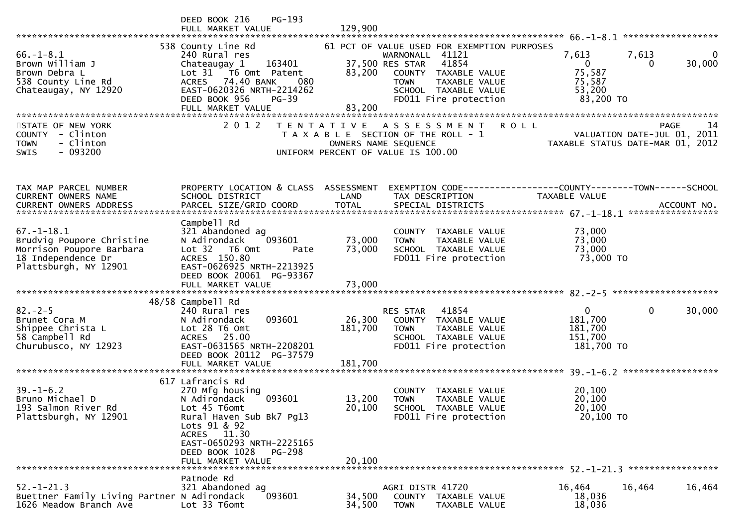```
                            DEED BOOK 216     PG-193
                            FULL MARKET VALUE               129,900
******************************************************************************************************* 66.-1-8.1 ******************
                         538 County Line Rd                61 PCT OF VALUE USED FOR EXEMPTION PURPOSES
66.-1-8.1                   240 Rural res                         WARNONALL  41121                 7,613       7,613            0
Brown William J             Chateaugay 1     163401         37,500 RES STAR   41854                     0           0       30,000
Brown Debra L               Lot 31   T6 Omt  Patent         83,200   COUNTY  TAXABLE VALUE          75,587
538 County Line Rd          ACRES   74.40 BANK     080               TOWN    TAXABLE VALUE          75,587
Chateaugay, NY 12920        EAST-0620326 NRTH-2214262                SCHOOL  TAXABLE VALUE          53,200
                            DEED BOOK 956     PG-39                  FD011 Fire protection          83,200 TO
                            FULL MARKET VALUE               83,200
*******************************************************************************************************************************
STATE OF NEW YORK              2 0 1 2   T E N T A T I V E   A S S E S S M E N T   R O L L                              PAGE    14
COUNTY  - Clinton                       T A X A B L E SECTION OF THE ROLL - 1                       VALUATION DATE-JUL 01, 2011
TOWN    - Clinton                              OWNERS NAME SEQUENCE                          TAXABLE STATUS DATE-MAR 01, 2012
SWIS    - 093200                        UNIFORM PERCENT OF VALUE IS 100.00


TAX MAP PARCEL NUMBER         PROPERTY LOCATION & CLASS  ASSESSMENT  EXEMPTION CODE------------------COUNTY--------TOWN------SCHOOL
CURRENT OWNERS NAME           SCHOOL DISTRICT               LAND      TAX DESCRIPTION               TAXABLE VALUE
CURRENT OWNERS ADDRESS        PARCEL SIZE/GRID COORD        TOTAL     SPECIAL DISTRICTS                                   ACCOUNT NO.
******************************************************************************************************* 67.-1-18.1 *****************
                            Campbell Rd
67.-1-18.1                  321 Abandoned ag                         COUNTY  TAXABLE VALUE          73,000
Brudvig Poupore Christine   N Adirondack     093601         73,000   TOWN    TAXABLE VALUE          73,000
Morrison Poupore Barbara    Lot 32   T6 Omt        Pate     73,000   SCHOOL  TAXABLE VALUE          73,000
18 Independence Dr          ACRES  150.80                            FD011 Fire protection          73,000 TO
Plattsburgh, NY 12901       EAST-0626925 NRTH-2213925
                            DEED BOOK 20061  PG-93367
                            FULL MARKET VALUE               73,000
******************************************************************************************************* 82.-2-5 ********************
                      48/58 Campbell Rd
82.-2-5                     240 Rural res                         RES STAR   41854                      0           0       30,000
Brunet Cora M               N Adirondack     093601         26,300   COUNTY  TAXABLE VALUE         181,700
Shippee Christa L           Lot 28 T6 Omt                  181,700   TOWN    TAXABLE VALUE         181,700
58 Campbell Rd              ACRES   25.00                            SCHOOL  TAXABLE VALUE         151,700
Churubusco, NY 12923        EAST-0631565 NRTH-2208201                FD011 Fire protection         181,700 TO
                            DEED BOOK 20112  PG-37579
                            FULL MARKET VALUE              181,700
******************************************************************************************************* 39.-1-6.2 ******************
                        617 Lafrancis Rd
39.-1-6.2                   270 Mfg housing                          COUNTY  TAXABLE VALUE          20,100
Bruno Michael D             N Adirondack     093601         13,200   TOWN    TAXABLE VALUE          20,100
193 Salmon River Rd         Lot 45 T6omt                    20,100   SCHOOL  TAXABLE VALUE          20,100
Plattsburgh, NY 12901       Rural Haven Sub Bk7 Pg13                 FD011 Fire protection          20,100 TO
                            Lots 91 & 92
                            ACRES   11.30
                            EAST-0650293 NRTH-2225165
                            DEED BOOK 1028    PG-298
                            FULL MARKET VALUE               20,100
******************************************************************************************************* 52.-1-21.3 *****************
                            Patnode Rd
52.-1-21.3                  321 Abandoned ag                      AGRI DISTR 41720                16,464      16,464       16,464
Buettner Family Living Partner N Adirondack  093601         34,500   COUNTY  TAXABLE VALUE          18,036
1626 Meadow Branch Ave      Lot 33 T6omt                    34,500   TOWN    TAXABLE VALUE          18,036
```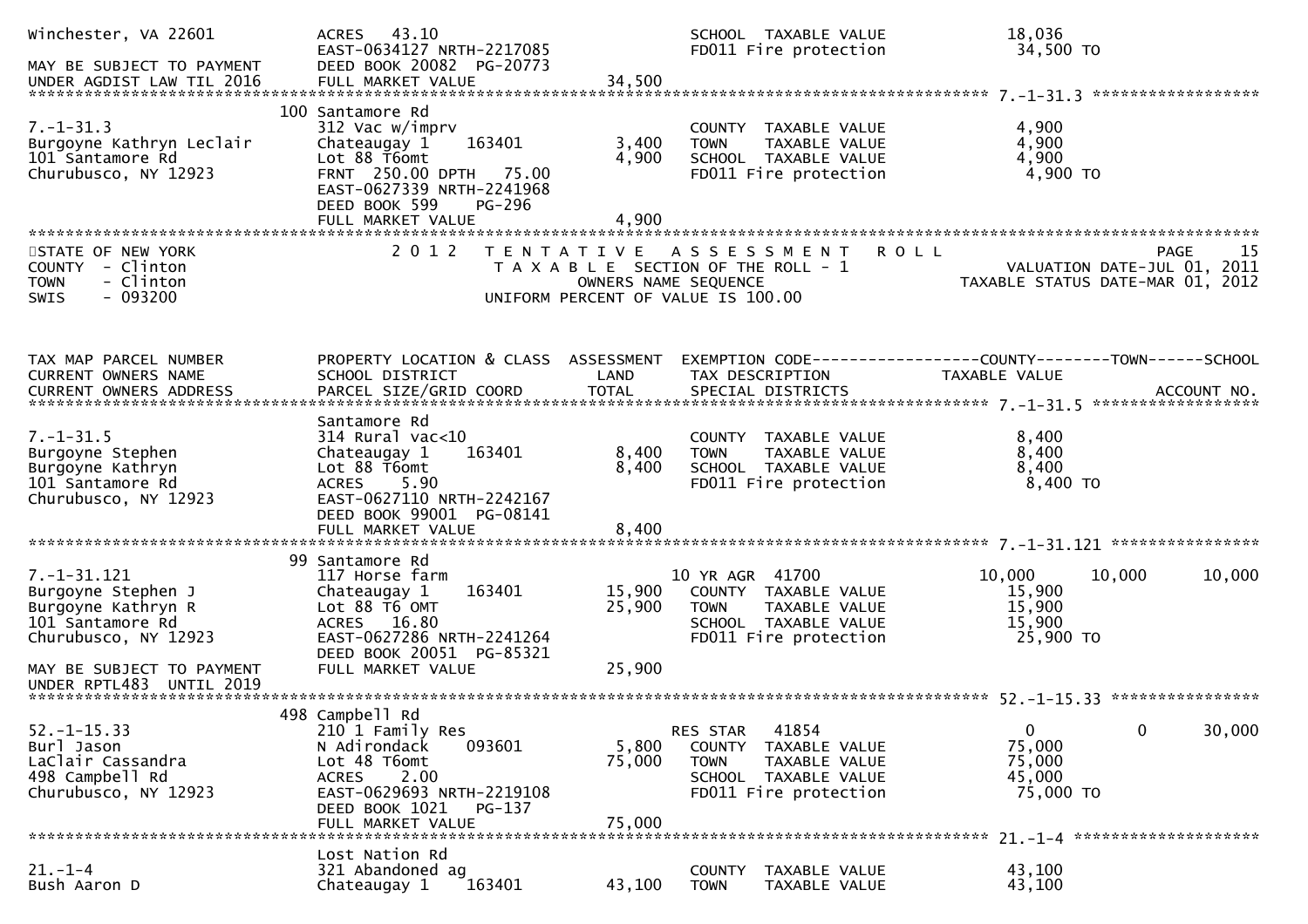```
Winchester, VA 22601            ACRES   43.10                                SCHOOL  TAXABLE VALUE            18,036
                                EAST-0634127 NRTH-2217085                    FD011 Fire protection             34,500 TO
MAY BE SUBJECT TO PAYMENT       DEED BOOK 20082  PG-20773
UNDER AGDIST LAW TIL 2016       FULL MARKET VALUE              34,500
******************************************************************************************************* 7.-1-31.3 ******************
                            100 Santamore Rd
7.-1-31.3                       312 Vac w/imprv                              COUNTY  TAXABLE VALUE             4,900
Burgoyne Kathryn Leclair        Chateaugay 1     163401         3,400        TOWN    TAXABLE VALUE             4,900
101 Santamore Rd                Lot 88 T6omt                    4,900        SCHOOL  TAXABLE VALUE             4,900
Churubusco, NY 12923            FRNT  250.00 DPTH   75.00                    FD011 Fire protection              4,900 TO
                                EAST-0627339 NRTH-2241968
                                DEED BOOK 599    PG-296
                                FULL MARKET VALUE               4,900
************************************************************************************************************************************
STATE OF NEW YORK                   2 0 1 2   T E N T A T I V E   A S S E S S M E N T   R O L L                          PAGE    15
COUNTY  - Clinton                         T A X A B L E  SECTION OF THE ROLL - 1                      VALUATION DATE-JUL 01, 2011
TOWN    - Clinton                                  OWNERS NAME SEQUENCE                          TAXABLE STATUS DATE-MAR 01, 2012
SWIS    - 093200                          UNIFORM PERCENT OF VALUE IS 100.00


TAX MAP PARCEL NUMBER           PROPERTY LOCATION & CLASS  ASSESSMENT  EXEMPTION CODE------------------COUNTY--------TOWN------SCHOOL
CURRENT OWNERS NAME             SCHOOL DISTRICT               LAND      TAX DESCRIPTION            TAXABLE VALUE
CURRENT OWNERS ADDRESS          PARCEL SIZE/GRID COORD        TOTAL     SPECIAL DISTRICTS                                  ACCOUNT NO.
******************************************************************************************************* 7.-1-31.5 ******************
                                Santamore Rd
7.-1-31.5                       314 Rural vac<10                             COUNTY  TAXABLE VALUE             8,400
Burgoyne Stephen                Chateaugay 1     163401         8,400        TOWN    TAXABLE VALUE             8,400
Burgoyne Kathryn                Lot 88 T6omt                    8,400        SCHOOL  TAXABLE VALUE             8,400
101 Santamore Rd                ACRES    5.90                                FD011 Fire protection              8,400 TO
Churubusco, NY 12923            EAST-0627110 NRTH-2242167
                                DEED BOOK 99001  PG-08141
                                FULL MARKET VALUE               8,400
******************************************************************************************************* 7.-1-31.121 ****************
                             99 Santamore Rd
7.-1-31.121                     117 Horse farm                          10 YR AGR  41700              10,000      10,000      10,000
Burgoyne Stephen J              Chateaugay 1     163401        15,900        COUNTY  TAXABLE VALUE            15,900
Burgoyne Kathryn R              Lot 88 T6 OMT                  25,900        TOWN    TAXABLE VALUE            15,900
101 Santamore Rd                ACRES   16.80                                SCHOOL  TAXABLE VALUE            15,900
Churubusco, NY 12923            EAST-0627286 NRTH-2241264                    FD011 Fire protection             25,900 TO
                                DEED BOOK 20051  PG-85321
MAY BE SUBJECT TO PAYMENT       FULL MARKET VALUE              25,900
UNDER RPTL483  UNTIL 2019
******************************************************************************************************* 52.-1-15.33 ****************
                            498 Campbell Rd
52.-1-15.33                     210 1 Family Res                        RES STAR   41854                   0           0      30,000
Burl Jason                      N Adirondack     093601         5,800        COUNTY  TAXABLE VALUE            75,000
LaClair Cassandra               Lot 48 T6omt                   75,000        TOWN    TAXABLE VALUE            75,000
498 Campbell Rd                 ACRES    2.00                                SCHOOL  TAXABLE VALUE            45,000
Churubusco, NY 12923            EAST-0629693 NRTH-2219108                    FD011 Fire protection             75,000 TO
                                DEED BOOK 1021   PG-137
                                FULL MARKET VALUE              75,000
******************************************************************************************************* 21.-1-4 ********************
                                Lost Nation Rd
21.-1-4                         321 Abandoned ag                             COUNTY  TAXABLE VALUE            43,100
Bush Aaron D                    Chateaugay 1     163401        43,100        TOWN    TAXABLE VALUE            43,100
```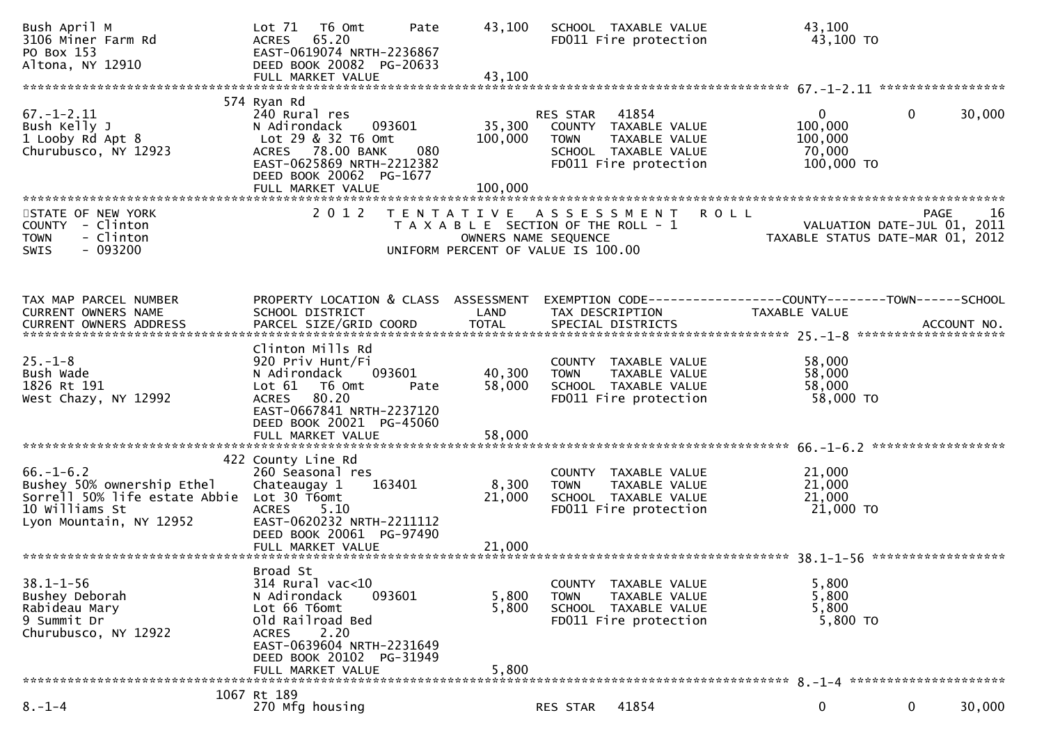```
Bush April M                      Lot 71   T6 Omt        Pate      43,100   SCHOOL  TAXABLE VALUE              43,100
3106 Miner Farm Rd                ACRES   65.20                             FD011 Fire protection               43,100 TO
PO Box 153                        EAST-0619074 NRTH-2236867
Altona, NY 12910                  DEED BOOK 20082  PG-20633
                                  FULL MARKET VALUE                 43,100
******************************************************************************************************* 67.-1-2.11 *****************
                        574 Ryan Rd
67.-1-2.11                        240 Rural res                             RES STAR    41854                      0            0       30,000
Bush Kelly J                      N Adirondack     093601           35,300   COUNTY  TAXABLE VALUE            100,000
1 Looby Rd Apt 8                  Lot 29 & 32 T6 Omt               100,000   TOWN    TAXABLE VALUE            100,000
Churubusco, NY 12923              ACRES   78.00 BANK     080                 SCHOOL  TAXABLE VALUE             70,000
                                  EAST-0625869 NRTH-2212382                  FD011 Fire protection            100,000 TO
                                  DEED BOOK 20062  PG-1677
                                  FULL MARKET VALUE                100,000
*******************************************************************************************************************************
STATE OF NEW YORK                 2 0 1 2   T E N T A T I V E   A S S E S S M E N T   R O L L                         PAGE      16
COUNTY  - Clinton                            T A X A B L E SECTION OF THE ROLL - 1                     VALUATION DATE-JUL 01, 2011
TOWN    - Clinton                                  OWNERS NAME SEQUENCE                            TAXABLE STATUS DATE-MAR 01, 2012
SWIS    - 093200                           UNIFORM PERCENT OF VALUE IS 100.00


TAX MAP PARCEL NUMBER             PROPERTY LOCATION & CLASS  ASSESSMENT  EXEMPTION CODE------------------COUNTY--------TOWN------SCHOOL
CURRENT OWNERS NAME               SCHOOL DISTRICT               LAND      TAX DESCRIPTION            TAXABLE VALUE
CURRENT OWNERS ADDRESS            PARCEL SIZE/GRID COORD        TOTAL     SPECIAL DISTRICTS                                 ACCOUNT NO.
******************************************************************************************************* 25.-1-8 ********************
                                  Clinton Mills Rd
25.-1-8                           920 Priv Hunt/Fi                          COUNTY  TAXABLE VALUE             58,000
Bush Wade                         N Adirondack     093601           40,300   TOWN    TAXABLE VALUE             58,000
1826 Rt 191                       Lot 61   T6 Omt        Pate       58,000   SCHOOL  TAXABLE VALUE             58,000
West Chazy, NY 12992              ACRES   80.20                              FD011 Fire protection             58,000 TO
                                  EAST-0667841 NRTH-2237120
                                  DEED BOOK 20021  PG-45060
                                  FULL MARKET VALUE                 58,000
******************************************************************************************************* 66.-1-6.2 ******************
                        422 County Line Rd
66.-1-6.2                         260 Seasonal res                          COUNTY  TAXABLE VALUE             21,000
Bushey 50% ownership Ethel        Chateaugay 1     163401            8,300   TOWN    TAXABLE VALUE             21,000
Sorrell 50% life estate Abbie     Lot 30 T6omt                      21,000   SCHOOL  TAXABLE VALUE             21,000
10 Williams St                    ACRES    5.10                              FD011 Fire protection             21,000 TO
Lyon Mountain, NY 12952           EAST-0620232 NRTH-2211112
                                  DEED BOOK 20061  PG-97490
                                  FULL MARKET VALUE                 21,000
******************************************************************************************************* 38.1-1-56 ******************
                                  Broad St
38.1-1-56                         314 Rural vac<10                          COUNTY  TAXABLE VALUE              5,800
Bushey Deborah                    N Adirondack     093601            5,800   TOWN    TAXABLE VALUE              5,800
Rabideau Mary                     Lot 66 T6omt                       5,800   SCHOOL  TAXABLE VALUE              5,800
9 Summit Dr                       Old Railroad Bed                           FD011 Fire protection              5,800 TO
Churubusco, NY 12922              ACRES    2.20
                                  EAST-0639604 NRTH-2231649
                                  DEED BOOK 20102  PG-31949
                                  FULL MARKET VALUE                  5,800
******************************************************************************************************* 8.-1-4 *********************
                       1067 Rt 189
8.-1-4                            270 Mfg housing                           RES STAR    41854                      0            0       30,000
```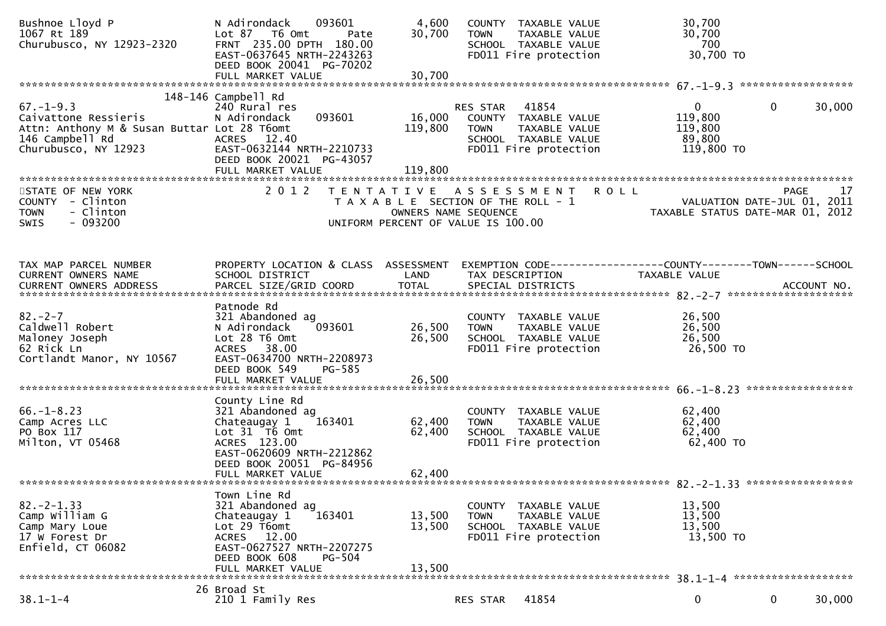```
Bushnoe Lloyd P                    N Adirondack     093601          4,600   COUNTY  TAXABLE VALUE             30,700
1067 Rt 189                        Lot 87  T6 Omt       Pate       30,700   TOWN    TAXABLE VALUE             30,700
Churubusco, NY 12923-2320          FRNT  235.00 DPTH  180.00                SCHOOL  TAXABLE VALUE                700
                                   EAST-0637645 NRTH-2243263                FD011 Fire protection             30,700 TO
                                   DEED BOOK 20041  PG-70202
                                   FULL MARKET VALUE                30,700
******************************************************************************************************* 67.-1-9.3 ******************
                           148-146 Campbell Rd
67.-1-9.3                          240 Rural res                            RES STAR   41854                   0           0      30,000
Caivattone Ressieris               N Adirondack     093601         16,000   COUNTY  TAXABLE VALUE            119,800
Attn: Anthony M & Susan Buttar Lot 28 T6omt                       119,800   TOWN    TAXABLE VALUE            119,800
146 Campbell Rd                    ACRES   12.40                            SCHOOL  TAXABLE VALUE             89,800
Churubusco, NY 12923               EAST-0632144 NRTH-2210733                FD011 Fire protection            119,800 TO
                                   DEED BOOK 20021  PG-43057
                                   FULL MARKET VALUE               119,800
************************************************************************************************************************************
STATE OF NEW YORK                     2 0 1 2   T E N T A T I V E   A S S E S S M E N T   R O L L                          PAGE    17
COUNTY  - Clinton                          T A X A B L E  SECTION OF THE ROLL - 1                    VALUATION DATE-JUL 01, 2011
TOWN    - Clinton                                 OWNERS NAME SEQUENCE                         TAXABLE STATUS DATE-MAR 01, 2012
SWIS    - 093200                          UNIFORM PERCENT OF VALUE IS 100.00


TAX MAP PARCEL NUMBER              PROPERTY LOCATION & CLASS  ASSESSMENT  EXEMPTION CODE------------------COUNTY--------TOWN------SCHOOL
CURRENT OWNERS NAME                SCHOOL DISTRICT               LAND      TAX DESCRIPTION              TAXABLE VALUE
CURRENT OWNERS ADDRESS             PARCEL SIZE/GRID COORD        TOTAL     SPECIAL DISTRICTS                                 ACCOUNT NO.
******************************************************************************************************* 82.-2-7 ********************
                                   Patnode Rd
82.-2-7                            321 Abandoned ag                         COUNTY  TAXABLE VALUE             26,500
Caldwell Robert                    N Adirondack     093601         26,500   TOWN    TAXABLE VALUE             26,500
Maloney Joseph                     Lot 28 T6 Omt                   26,500   SCHOOL  TAXABLE VALUE             26,500
62 Rick Ln                         ACRES   38.00                            FD011 Fire protection             26,500 TO
Cortlandt Manor, NY 10567          EAST-0634700 NRTH-2208973
                                   DEED BOOK 549     PG-585
                                   FULL MARKET VALUE                26,500
******************************************************************************************************* 66.-1-8.23 *****************
                                   County Line Rd
66.-1-8.23                         321 Abandoned ag                         COUNTY  TAXABLE VALUE             62,400
Camp Acres LLC                     Chateaugay 1     163401         62,400   TOWN    TAXABLE VALUE             62,400
PO Box 117                         Lot 31  T6 Omt                  62,400   SCHOOL  TAXABLE VALUE             62,400
Milton, VT 05468                   ACRES  123.00                            FD011 Fire protection             62,400 TO
                                   EAST-0620609 NRTH-2212862
                                   DEED BOOK 20051  PG-84956
                                   FULL MARKET VALUE                62,400
******************************************************************************************************* 82.-2-1.33 *****************
                                   Town Line Rd
82.-2-1.33                         321 Abandoned ag                         COUNTY  TAXABLE VALUE             13,500
Camp William G                     Chateaugay 1     163401         13,500   TOWN    TAXABLE VALUE             13,500
Camp Mary Loue                     Lot 29 T6omt                    13,500   SCHOOL  TAXABLE VALUE             13,500
17 W Forest Dr                     ACRES   12.00                            FD011 Fire protection             13,500 TO
Enfield, CT 06082                  EAST-0627527 NRTH-2207275
                                   DEED BOOK 608     PG-504
                                   FULL MARKET VALUE                13,500
******************************************************************************************************* 38.1-1-4 *******************
                                26 Broad St
38.1-1-4                           210 1 Family Res                         RES STAR   41854                   0           0      30,000
```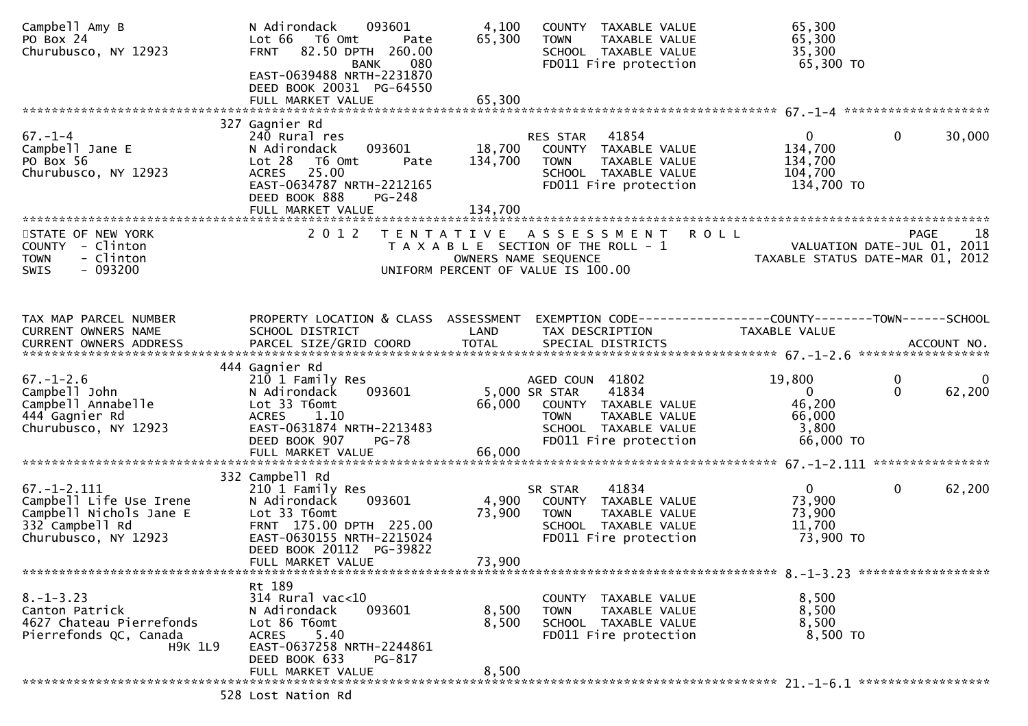```
Campbell Amy B                 N Adirondack    093601          4,100    COUNTY  TAXABLE VALUE              65,300
PO Box 24                      Lot 66   T6 Omt      Pate      65,300    TOWN    TAXABLE VALUE              65,300
Churubusco, NY 12923           FRNT   82.50 DPTH  260.00                SCHOOL  TAXABLE VALUE              35,300
                                            BANK     080                FD011 Fire protection               65,300 TO
                               EAST-0639488 NRTH-2231870
                               DEED BOOK 20031  PG-64550
                               FULL MARKET VALUE              65,300
******************************************************************************************************* 67.-1-4 ********************
                               327 Gagnier Rd
67.-1-4                        240 Rural res                            RES STAR    41854                    0            0      30,000
Campbell Jane E                N Adirondack    093601         18,700    COUNTY  TAXABLE VALUE             134,700
PO Box 56                      Lot 28   T6 Omt      Pate     134,700    TOWN    TAXABLE VALUE             134,700
Churubusco, NY 12923           ACRES    25.00                           SCHOOL  TAXABLE VALUE             104,700
                               EAST-0634787 NRTH-2212165                FD011 Fire protection              134,700 TO
                               DEED BOOK 888    PG-248
                               FULL MARKET VALUE             134,700
************************************************************************************************************************************
STATE OF NEW YORK                 2 0 1 2   T E N T A T I V E   A S S E S S M E N T   R O L L                              PAGE    18
COUNTY  - Clinton                          T A X A B L E  SECTION OF THE ROLL - 1                         VALUATION DATE-JUL 01, 2011
TOWN    - Clinton                                  OWNERS NAME SEQUENCE                              TAXABLE STATUS DATE-MAR 01, 2012
SWIS    - 093200                           UNIFORM PERCENT OF VALUE IS 100.00


TAX MAP PARCEL NUMBER          PROPERTY LOCATION & CLASS  ASSESSMENT  EXEMPTION CODE------------------COUNTY--------TOWN------SCHOOL
CURRENT OWNERS NAME            SCHOOL DISTRICT               LAND      TAX DESCRIPTION             TAXABLE VALUE
CURRENT OWNERS ADDRESS         PARCEL SIZE/GRID COORD        TOTAL     SPECIAL DISTRICTS                                  ACCOUNT NO.
******************************************************************************************************* 67.-1-2.6 ******************
                               444 Gagnier Rd
67.-1-2.6                      210 1 Family Res                         AGED COUN  41802                19,800            0           0
Campbell John                  N Adirondack    093601          5,000 SR STAR     41834                    0            0      62,200
Campbell Annabelle             Lot 33 T6omt                   66,000    COUNTY  TAXABLE VALUE              46,200
444 Gagnier Rd                 ACRES     1.10                           TOWN    TAXABLE VALUE              66,000
Churubusco, NY 12923           EAST-0631874 NRTH-2213483                SCHOOL  TAXABLE VALUE               3,800
                               DEED BOOK 907    PG-78                   FD011 Fire protection               66,000 TO
                               FULL MARKET VALUE              66,000
******************************************************************************************************* 67.-1-2.111 ****************
                               332 Campbell Rd
67.-1-2.111                    210 1 Family Res                         SR STAR     41834                    0            0      62,200
Campbell Life Use Irene        N Adirondack    093601          4,900    COUNTY  TAXABLE VALUE              73,900
Campbell Nichols Jane E        Lot 33 T6omt                   73,900    TOWN    TAXABLE VALUE              73,900
332 Campbell Rd                FRNT  175.00 DPTH  225.00                SCHOOL  TAXABLE VALUE              11,700
Churubusco, NY 12923           EAST-0630155 NRTH-2215024                FD011 Fire protection               73,900 TO
                               DEED BOOK 20112  PG-39822
                               FULL MARKET VALUE              73,900
******************************************************************************************************* 8.-1-3.23 ******************
                               Rt 189
8.-1-3.23                      314 Rural vac<10                         COUNTY  TAXABLE VALUE               8,500
Canton Patrick                 N Adirondack    093601          8,500    TOWN    TAXABLE VALUE               8,500
4627 Chateau Pierrefonds       Lot 86 T6omt                    8,500    SCHOOL  TAXABLE VALUE               8,500
Pierrefonds QC, Canada         ACRES     5.40                           FD011 Fire protection                8,500 TO
                    H9K 1L9    EAST-0637258 NRTH-2244861
                               DEED BOOK 633    PG-817
                               FULL MARKET VALUE               8,500
******************************************************************************************************* 21.-1-6.1 ******************
                               528 Lost Nation Rd
```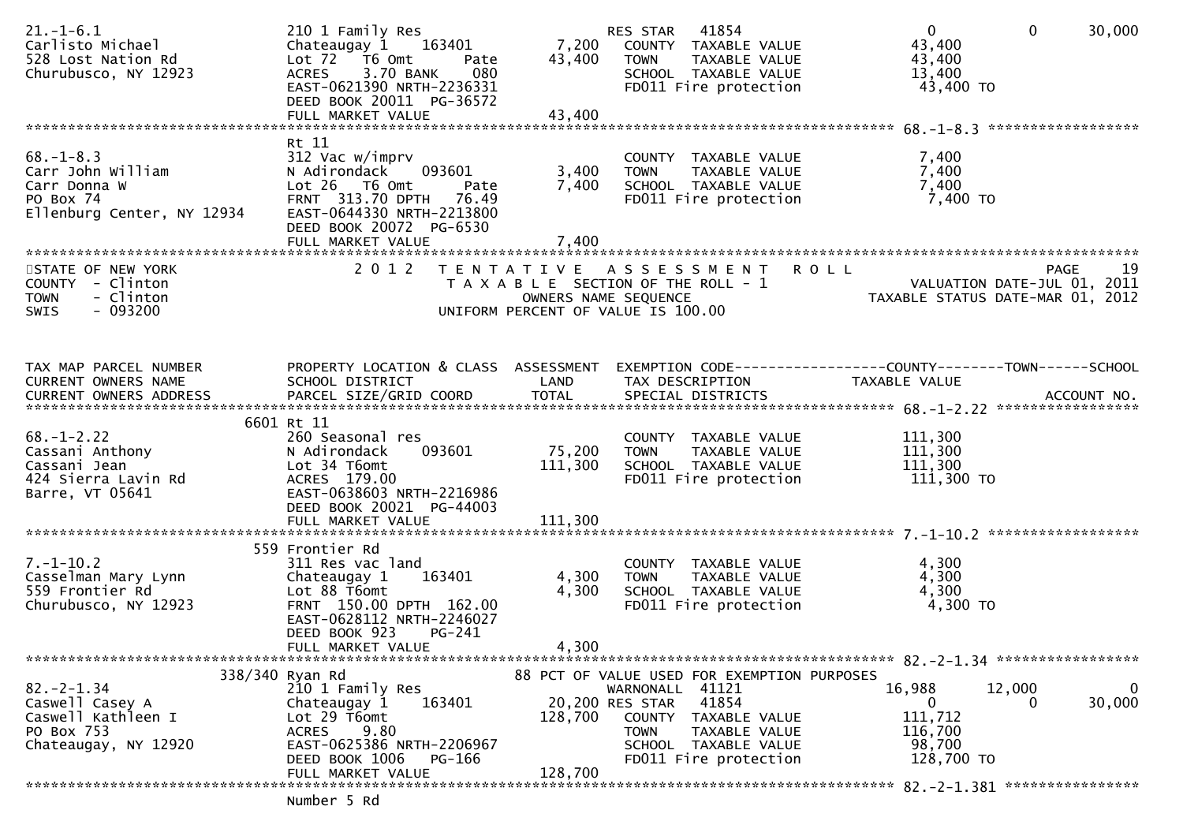```
21.-1-6.1                    210 1 Family Res                     RES STAR  41854                      0          0      30,000
Carlisto Michael             Chateaugay 1    163401       7,200   COUNTY  TAXABLE VALUE         43,400
528 Lost Nation Rd           Lot 72  T6 Omt        Pate  43,400   TOWN    TAXABLE VALUE         43,400
Churubusco, NY 12923         ACRES   3.70 BANK    080             SCHOOL  TAXABLE VALUE         13,400
                             EAST-0621390 NRTH-2236331            FD011 Fire protection          43,400 TO
                             DEED BOOK 20011 PG-36572
                             FULL MARKET VALUE           43,400
******************************************************************************************************* 68.-1-8.3 ******************
                             Rt 11
68.-1-8.3                    312 Vac w/imprv                      COUNTY  TAXABLE VALUE          7,400
Carr John William            N Adirondack    093601       3,400   TOWN    TAXABLE VALUE          7,400
Carr Donna W                 Lot 26  T6 Omt        Pate   7,400   SCHOOL  TAXABLE VALUE          7,400
PO Box 74                    FRNT 313.70 DPTH  76.49              FD011 Fire protection           7,400 TO
Ellenburg Center, NY 12934   EAST-0644330 NRTH-2213800
                             DEED BOOK 20072 PG-6530
                             FULL MARKET VALUE            7,400
************************************************************************************************************************************
STATE OF NEW YORK             2 0 1 2   T E N T A T I V E   A S S E S S M E N T   R O L L                             PAGE    19
COUNTY  - Clinton                        T A X A B L E  SECTION OF THE ROLL - 1                   VALUATION DATE-JUL 01, 2011
TOWN    - Clinton                             OWNERS NAME SEQUENCE                           TAXABLE STATUS DATE-MAR 01, 2012
SWIS    - 093200                         UNIFORM PERCENT OF VALUE IS 100.00


TAX MAP PARCEL NUMBER        PROPERTY LOCATION & CLASS  ASSESSMENT  EXEMPTION CODE------------------COUNTY--------TOWN------SCHOOL
CURRENT OWNERS NAME          SCHOOL DISTRICT               LAND      TAX DESCRIPTION               TAXABLE VALUE
CURRENT OWNERS ADDRESS       PARCEL SIZE/GRID COORD       TOTAL      SPECIAL DISTRICTS                                 ACCOUNT NO.
******************************************************************************************************* 68.-1-2.22 *****************
                        6601 Rt 11
68.-1-2.22                   260 Seasonal res                     COUNTY  TAXABLE VALUE        111,300
Cassani Anthony              N Adirondack    093601      75,200   TOWN    TAXABLE VALUE        111,300
Cassani Jean                 Lot 34 T6omt               111,300   SCHOOL  TAXABLE VALUE        111,300
424 Sierra Lavin Rd          ACRES 179.00                         FD011 Fire protection         111,300 TO
Barre, VT 05641              EAST-0638603 NRTH-2216986
                             DEED BOOK 20021 PG-44003
                             FULL MARKET VALUE          111,300
******************************************************************************************************* 7.-1-10.2 ******************
                         559 Frontier Rd
7.-1-10.2                    311 Res vac land                     COUNTY  TAXABLE VALUE          4,300
Casselman Mary Lynn          Chateaugay 1    163401       4,300   TOWN    TAXABLE VALUE          4,300
559 Frontier Rd              Lot 88 T6omt                 4,300   SCHOOL  TAXABLE VALUE          4,300
Churubusco, NY 12923         FRNT 150.00 DPTH 162.00              FD011 Fire protection           4,300 TO
                             EAST-0628112 NRTH-2246027
                             DEED BOOK 923    PG-241
                             FULL MARKET VALUE            4,300
******************************************************************************************************* 82.-2-1.34 *****************
                     338/340 Ryan Rd                  88 PCT OF VALUE USED FOR EXEMPTION PURPOSES
82.-2-1.34                   210 1 Family Res                     WARNONALL  41121                16,988     12,000           0
Caswell Casey A              Chateaugay 1    163401      20,200 RES STAR    41854                      0          0      30,000
Caswell Kathleen I           Lot 29 T6omt               128,700   COUNTY  TAXABLE VALUE        111,712
PO Box 753                   ACRES   9.80                         TOWN    TAXABLE VALUE        116,700
Chateaugay, NY 12920         EAST-0625386 NRTH-2206967            SCHOOL  TAXABLE VALUE         98,700
                             DEED BOOK 1006   PG-166              FD011 Fire protection         128,700 TO
                             FULL MARKET VALUE          128,700
******************************************************************************************************* 82.-2-1.381 ****************
                             Number 5 Rd
```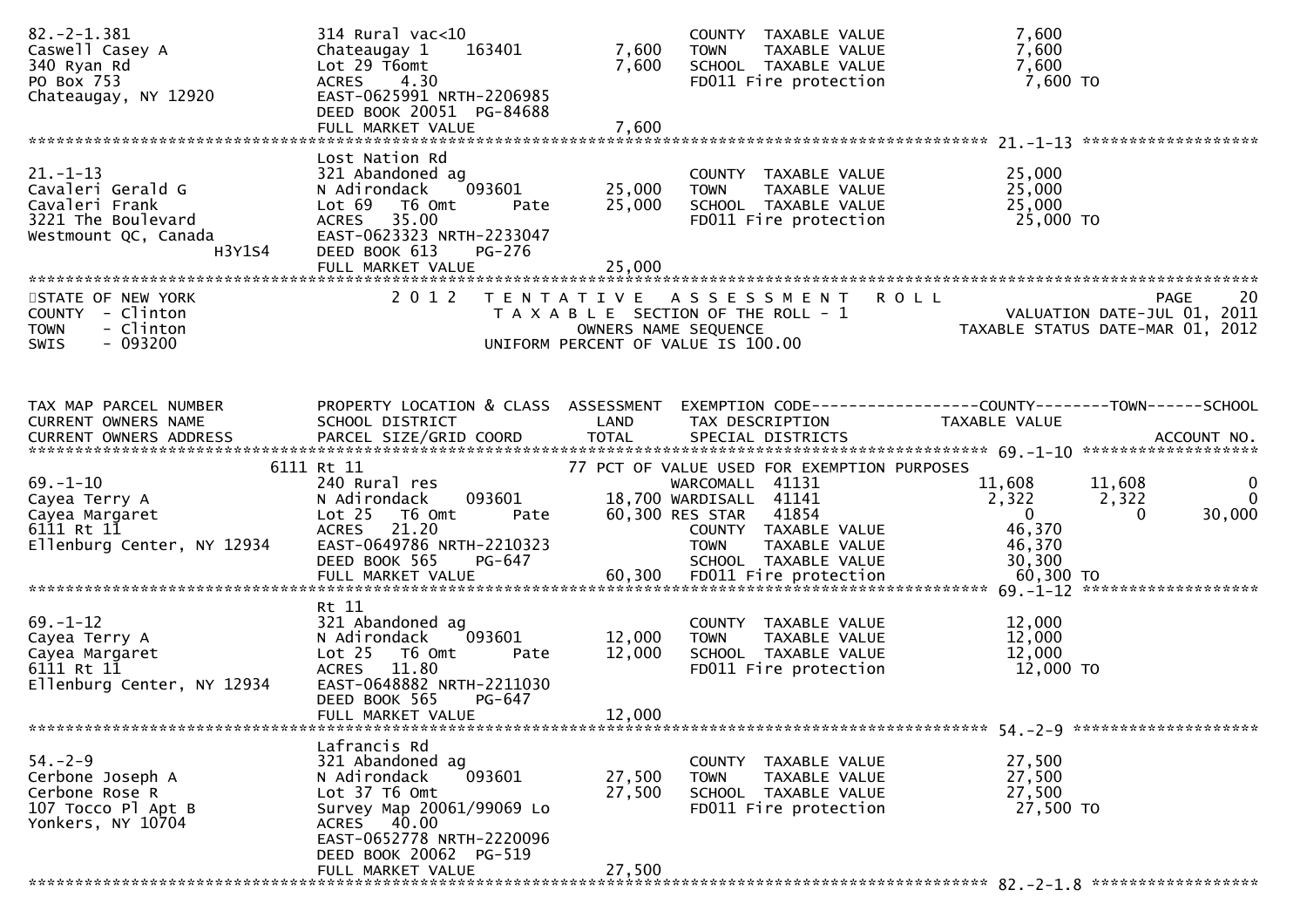```
82.-2-1.381                    314 Rural vac<10                    COUNTY  TAXABLE VALUE             7,600
Caswell Casey A                Chateaugay 1    163401       7,600  TOWN    TAXABLE VALUE             7,600
340 Ryan Rd                    Lot 29 T6omt                 7,600  SCHOOL  TAXABLE VALUE             7,600
PO Box 753                     ACRES    4.30                       FD011 Fire protection              7,600 TO
Chateaugay, NY 12920           EAST-0625991 NRTH-2206985
                               DEED BOOK 20051 PG-84688
                               FULL MARKET VALUE            7,600
******************************************************************************************************* 21.-1-13 *******************
                               Lost Nation Rd
21.-1-13                       321 Abandoned ag                    COUNTY  TAXABLE VALUE            25,000
Cavaleri Gerald G              N Adirondack    093601      25,000  TOWN    TAXABLE VALUE            25,000
Cavaleri Frank                 Lot 69  T6 Omt       Pate   25,000  SCHOOL  TAXABLE VALUE            25,000
3221 The Boulevard             ACRES   35.00                       FD011 Fire protection             25,000 TO
Westmount QC, Canada           EAST-0623323 NRTH-2233047
                     H3Y1S4    DEED BOOK 613    PG-276
                               FULL MARKET VALUE           25,000
************************************************************************************************************************************
STATE OF NEW YORK                 2 0 1 2   T E N T A T I V E   A S S E S S M E N T   R O L L                        PAGE    20
COUNTY  - Clinton                           T A X A B L E  SECTION OF THE ROLL - 1                  VALUATION DATE-JUL 01, 2011
TOWN    - Clinton                                 OWNERS NAME SEQUENCE                             TAXABLE STATUS DATE-MAR 01, 2012
SWIS    - 093200                           UNIFORM PERCENT OF VALUE IS 100.00


TAX MAP PARCEL NUMBER          PROPERTY LOCATION & CLASS  ASSESSMENT  EXEMPTION CODE------------------COUNTY--------TOWN------SCHOOL
CURRENT OWNERS NAME            SCHOOL DISTRICT               LAND     TAX DESCRIPTION            TAXABLE VALUE
CURRENT OWNERS ADDRESS         PARCEL SIZE/GRID COORD        TOTAL    SPECIAL DISTRICTS                                  ACCOUNT NO.
******************************************************************************************************* 69.-1-10 *******************
                        6111 Rt 11                               77 PCT OF VALUE USED FOR EXEMPTION PURPOSES
69.-1-10                       240 Rural res                         WARCOMALL  41131          11,608        11,608             0
Cayea Terry A                  N Adirondack    093601       18,700 WARDISALL  41141           2,322         2,322             0
Cayea Margaret                 Lot 25  T6 Omt       Pate    60,300 RES STAR   41854               0             0        30,000
6111 Rt 11                     ACRES   21.20                         COUNTY  TAXABLE VALUE         46,370
Ellenburg Center, NY 12934     EAST-0649786 NRTH-2210323             TOWN    TAXABLE VALUE         46,370
                               DEED BOOK 565    PG-647               SCHOOL  TAXABLE VALUE         30,300
                               FULL MARKET VALUE            60,300   FD011 Fire protection          60,300 TO
******************************************************************************************************* 69.-1-12 *******************
                               Rt 11
69.-1-12                       321 Abandoned ag                    COUNTY  TAXABLE VALUE            12,000
Cayea Terry A                  N Adirondack    093601      12,000  TOWN    TAXABLE VALUE            12,000
Cayea Margaret                 Lot 25  T6 Omt       Pate   12,000  SCHOOL  TAXABLE VALUE            12,000
6111 Rt 11                     ACRES   11.80                       FD011 Fire protection             12,000 TO
Ellenburg Center, NY 12934     EAST-0648882 NRTH-2211030
                               DEED BOOK 565    PG-647
                               FULL MARKET VALUE           12,000
******************************************************************************************************* 54.-2-9 ********************
                               Lafrancis Rd
54.-2-9                        321 Abandoned ag                    COUNTY  TAXABLE VALUE            27,500
Cerbone Joseph A               N Adirondack    093601      27,500  TOWN    TAXABLE VALUE            27,500
Cerbone Rose R                 Lot 37 T6 Omt               27,500  SCHOOL  TAXABLE VALUE            27,500
107 Tocco Pl Apt B             Survey Map 20061/99069 Lo           FD011 Fire protection             27,500 TO
Yonkers, NY 10704              ACRES   40.00
                               EAST-0652778 NRTH-2220096
                               DEED BOOK 20062 PG-519
                               FULL MARKET VALUE           27,500
******************************************************************************************************* 82.-2-1.8 ******************
```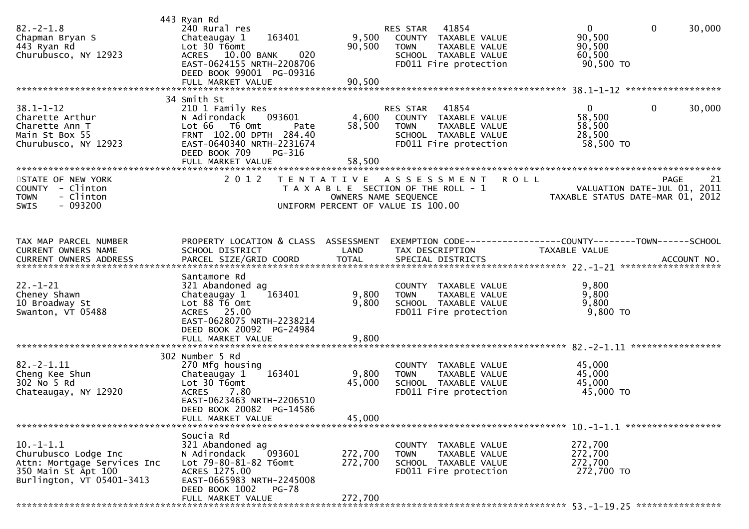| | 443 Ryan Rd | | | | | |
|---|---|---|---|---|---|---|
| 82.-2-1.8 | 240 Rural res | | RES STAR 41854 | 0 | 0 | 30,000 |
| Chapman Bryan S | Chateaugay 1 163401 | 9,500 | COUNTY TAXABLE VALUE | 90,500 | | |
| 443 Ryan Rd | Lot 30 T6omt | 90,500 | TOWN TAXABLE VALUE | 90,500 | | |
| Churubusco, NY 12923 | ACRES 10.00 BANK 020 | | SCHOOL TAXABLE VALUE | 60,500 | | |
| | EAST-0624155 NRTH-2208706 | | FD011 Fire protection | 90,500 TO | | |
| | DEED BOOK 99001 PG-09316 | | | | | |
| | FULL MARKET VALUE | 90,500 | | | | |

| | 34 Smith St | | | | | |
|---|---|---|---|---|---|---|
| 38.1-1-12 | 210 1 Family Res | | RES STAR 41854 | 0 | 0 | 30,000 |
| Charette Arthur | N Adirondack 093601 | 4,600 | COUNTY TAXABLE VALUE | 58,500 | | |
| Charette Ann T | Lot 66 T6 Omt Pate | 58,500 | TOWN TAXABLE VALUE | 58,500 | | |
| Main St Box 55 | FRNT 102.00 DPTH 284.40 | | SCHOOL TAXABLE VALUE | 28,500 | | |
| Churubusco, NY 12923 | EAST-0640340 NRTH-2231674 | | FD011 Fire protection | 58,500 TO | | |
| | DEED BOOK 709 PG-316 | | | | | |
| | FULL MARKET VALUE | 58,500 | | | | |

STATE OF NEW YORK
COUNTY - Clinton
TOWN - Clinton
SWIS - 093200

2012 TENTATIVE ASSESSMENT ROLL
TAXABLE SECTION OF THE ROLL - 1
OWNERS NAME SEQUENCE
UNIFORM PERCENT OF VALUE IS 100.00

VALUATION DATE-JUL 01, 2011
TAXABLE STATUS DATE-MAR 01, 2012

| TAX MAP PARCEL NUMBER<br>CURRENT OWNERS NAME<br>CURRENT OWNERS ADDRESS | PROPERTY LOCATION & CLASS<br>SCHOOL DISTRICT<br>PARCEL SIZE/GRID COORD | ASSESSMENT<br>LAND<br>TOTAL | EXEMPTION CODE<br>TAX DESCRIPTION<br>SPECIAL DISTRICTS | COUNTY / TOWN / SCHOOL<br>TAXABLE VALUE<br>ACCOUNT NO. |
|---|---|---|---|---|
| | Santamore Rd | | | |
| 22.-1-21 | 321 Abandoned ag | | COUNTY TAXABLE VALUE | 9,800 |
| Cheney Shawn | Chateaugay 1 163401 | 9,800 | TOWN TAXABLE VALUE | 9,800 |
| 10 Broadway St | Lot 88 T6 Omt | 9,800 | SCHOOL TAXABLE VALUE | 9,800 |
| Swanton, VT 05488 | ACRES 25.00 | | FD011 Fire protection | 9,800 TO |
| | EAST-0628075 NRTH-2238214 | | | |
| | DEED BOOK 20092 PG-24984 | | | |
| | FULL MARKET VALUE | 9,800 | | |
| | 302 Number 5 Rd | | | |
| 82.-2-1.11 | 270 Mfg housing | | COUNTY TAXABLE VALUE | 45,000 |
| Cheng Kee Shun | Chateaugay 1 163401 | 9,800 | TOWN TAXABLE VALUE | 45,000 |
| 302 No 5 Rd | Lot 30 T6omt | 45,000 | SCHOOL TAXABLE VALUE | 45,000 |
| Chateaugay, NY 12920 | ACRES 7.80 | | FD011 Fire protection | 45,000 TO |
| | EAST-0623463 NRTH-2206510 | | | |
| | DEED BOOK 20082 PG-14586 | | | |
| | FULL MARKET VALUE | 45,000 | | |
| | Soucia Rd | | | |
| 10.-1-1.1 | 321 Abandoned ag | | COUNTY TAXABLE VALUE | 272,700 |
| Churubusco Lodge Inc | N Adirondack 093601 | 272,700 | TOWN TAXABLE VALUE | 272,700 |
| Attn: Mortgage Services Inc | Lot 79-80-81-82 T6omt | 272,700 | SCHOOL TAXABLE VALUE | 272,700 |
| 350 Main St Apt 100 | ACRES 1275.00 | | FD011 Fire protection | 272,700 TO |
| Burlington, VT 05401-3413 | EAST-0665983 NRTH-2245008 | | | |
| | DEED BOOK 1002 PG-78 | | | |
| | FULL MARKET VALUE | 272,700 | | |

53.-1-19.25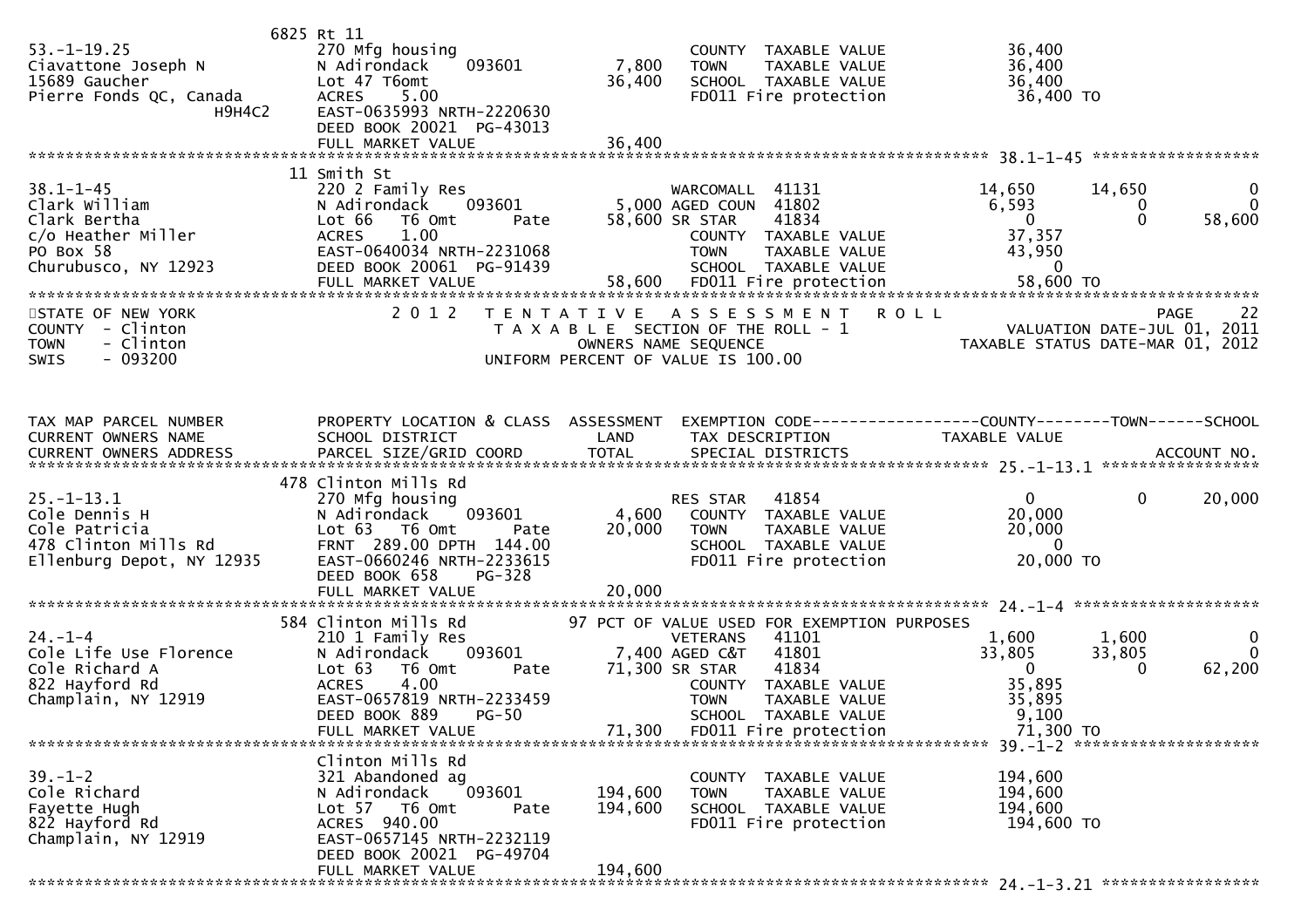```
                          6825 Rt 11
53.-1-19.25                    270 Mfg housing                          COUNTY  TAXABLE VALUE            36,400
Ciavattone Joseph N            N Adirondack    093601        7,800      TOWN    TAXABLE VALUE            36,400
15689 Gaucher                  Lot 47 T6omt                 36,400      SCHOOL  TAXABLE VALUE            36,400
Pierre Fonds QC, Canada        ACRES    5.00                            FD011 Fire protection             36,400 TO
                    H9H4C2     EAST-0635993 NRTH-2220630
                               DEED BOOK 20021  PG-43013
                               FULL MARKET VALUE            36,400
******************************************************************************************************* 38.1-1-45 ******************
                          11 Smith St
38.1-1-45                      220 2 Family Res                         WARCOMALL  41131               14,650       14,650            0
Clark William                  N Adirondack    093601        5,000 AGED COUN  41802                     6,593            0            0
Clark Bertha                   Lot 66   T6 Omt       Pate   58,600 SR STAR     41834                        0            0       58,600
c/o Heather Miller             ACRES    1.00                            COUNTY  TAXABLE VALUE            37,357
PO Box 58                      EAST-0640034 NRTH-2231068                TOWN    TAXABLE VALUE            43,950
Churubusco, NY 12923           DEED BOOK 20061  PG-91439                SCHOOL  TAXABLE VALUE                 0
                               FULL MARKET VALUE            58,600      FD011 Fire protection             58,600 TO
*************************************************************************************************************************************
STATE OF NEW YORK                     2 0 1 2   T E N T A T I V E   A S S E S S M E N T   R O L L                             PAGE    22
COUNTY  - Clinton                          T A X A B L E  SECTION OF THE ROLL - 1                          VALUATION DATE-JUL 01, 2011
TOWN    - Clinton                                OWNERS NAME SEQUENCE                                   TAXABLE STATUS DATE-MAR 01, 2012
SWIS    - 093200                          UNIFORM PERCENT OF VALUE IS 100.00


TAX MAP PARCEL NUMBER          PROPERTY LOCATION & CLASS  ASSESSMENT  EXEMPTION CODE------------------COUNTY--------TOWN------SCHOOL
CURRENT OWNERS NAME            SCHOOL DISTRICT               LAND      TAX DESCRIPTION               TAXABLE VALUE
CURRENT OWNERS ADDRESS         PARCEL SIZE/GRID COORD        TOTAL     SPECIAL DISTRICTS                                 ACCOUNT NO.
******************************************************************************************************* 25.-1-13.1 *****************
                          478 Clinton Mills Rd
25.-1-13.1                     270 Mfg housing                          RES STAR   41854                    0            0       20,000
Cole Dennis H                  N Adirondack    093601        4,600      COUNTY  TAXABLE VALUE            20,000
Cole Patricia                  Lot 63   T6 Omt       Pate   20,000      TOWN    TAXABLE VALUE            20,000
478 Clinton Mills Rd           FRNT  289.00 DPTH  144.00                SCHOOL  TAXABLE VALUE                 0
Ellenburg Depot, NY 12935      EAST-0660246 NRTH-2233615                FD011 Fire protection             20,000 TO
                               DEED BOOK 658    PG-328
                               FULL MARKET VALUE            20,000
******************************************************************************************************* 24.-1-4 ********************
                          584 Clinton Mills Rd          97 PCT OF VALUE USED FOR EXEMPTION PURPOSES
24.-1-4                        210 1 Family Res                         VETERANS   41101                1,600        1,600            0
Cole Life Use Florence         N Adirondack    093601        7,400 AGED C&T   41801                    33,805       33,805            0
Cole Richard A                 Lot 63   T6 Omt       Pate   71,300 SR STAR     41834                        0            0       62,200
822 Hayford Rd                 ACRES    4.00                            COUNTY  TAXABLE VALUE            35,895
Champlain, NY 12919            EAST-0657819 NRTH-2233459                TOWN    TAXABLE VALUE            35,895
                               DEED BOOK 889    PG-50                   SCHOOL  TAXABLE VALUE             9,100
                               FULL MARKET VALUE            71,300      FD011 Fire protection             71,300 TO
******************************************************************************************************* 39.-1-2 ********************
                               Clinton Mills Rd
39.-1-2                        321 Abandoned ag                         COUNTY  TAXABLE VALUE           194,600
Cole Richard                   N Adirondack    093601      194,600      TOWN    TAXABLE VALUE           194,600
Fayette Hugh                   Lot 57   T6 Omt       Pate  194,600      SCHOOL  TAXABLE VALUE           194,600
822 Hayford Rd                 ACRES  940.00                            FD011 Fire protection            194,600 TO
Champlain, NY 12919            EAST-0657145 NRTH-2232119
                               DEED BOOK 20021  PG-49704
                               FULL MARKET VALUE           194,600
******************************************************************************************************* 24.-1-3.21 *****************
```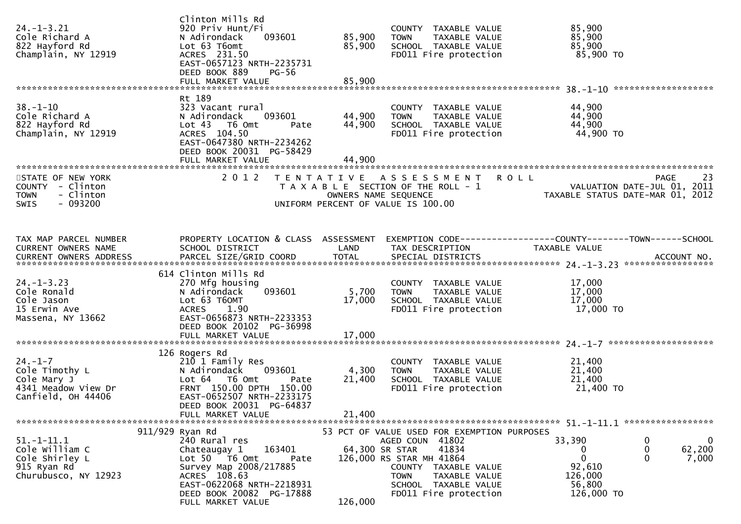```
24.-1-3.21                   Clinton Mills Rd
Cole Richard A               920 Priv Hunt/Fi                      COUNTY  TAXABLE VALUE          85,900
822 Hayford Rd               N Adirondack    093601      85,900    TOWN    TAXABLE VALUE          85,900
Champlain, NY 12919          Lot 63 T6omt                85,900    SCHOOL  TAXABLE VALUE          85,900
                             ACRES  231.50                         FD011 Fire protection           85,900 TO
                             EAST-0657123 NRTH-2235731
                             DEED BOOK 889    PG-56
                             FULL MARKET VALUE           85,900
******************************************************************************************************* 38.-1-10 ******************
                             Rt 189
38.-1-10                     323 Vacant rural                      COUNTY  TAXABLE VALUE          44,900
Cole Richard A               N Adirondack    093601      44,900    TOWN    TAXABLE VALUE          44,900
822 Hayford Rd               Lot 43  T6 Omt      Pate    44,900    SCHOOL  TAXABLE VALUE          44,900
Champlain, NY 12919          ACRES  104.50                         FD011 Fire protection           44,900 TO
                             EAST-0647380 NRTH-2234262
                             DEED BOOK 20031 PG-58429
                             FULL MARKET VALUE           44,900
************************************************************************************************************************************
STATE OF NEW YORK            2 0 1 2   T E N T A T I V E   A S S E S S M E N T   R O L L                            PAGE    23
COUNTY  - Clinton                  T A X A B L E SECTION OF THE ROLL - 1                      VALUATION DATE-JUL 01, 2011
TOWN    - Clinton                        OWNERS NAME SEQUENCE                           TAXABLE STATUS DATE-MAR 01, 2012
SWIS    - 093200                  UNIFORM PERCENT OF VALUE IS 100.00


TAX MAP PARCEL NUMBER        PROPERTY LOCATION & CLASS  ASSESSMENT  EXEMPTION CODE------------------COUNTY--------TOWN------SCHOOL
CURRENT OWNERS NAME          SCHOOL DISTRICT              LAND      TAX DESCRIPTION            TAXABLE VALUE
CURRENT OWNERS ADDRESS       PARCEL SIZE/GRID COORD      TOTAL      SPECIAL DISTRICTS                                   ACCOUNT NO.
******************************************************************************************************* 24.-1-3.23 ****************
                         614 Clinton Mills Rd
24.-1-3.23                   270 Mfg housing                       COUNTY  TAXABLE VALUE          17,000
Cole Ronald                  N Adirondack    093601       5,700    TOWN    TAXABLE VALUE          17,000
Cole Jason                   Lot 63 T6OMT                17,000    SCHOOL  TAXABLE VALUE          17,000
15 Erwin Ave                 ACRES    1.90                         FD011 Fire protection           17,000 TO
Massena, NY 13662            EAST-0656873 NRTH-2233353
                             DEED BOOK 20102 PG-36998
                             FULL MARKET VALUE           17,000
******************************************************************************************************* 24.-1-7 *******************
                         126 Rogers Rd
24.-1-7                      210 1 Family Res                      COUNTY  TAXABLE VALUE          21,400
Cole Timothy L               N Adirondack    093601       4,300    TOWN    TAXABLE VALUE          21,400
Cole Mary J                  Lot 64  T6 Omt      Pate    21,400    SCHOOL  TAXABLE VALUE          21,400
4341 Meadow View Dr          FRNT 150.00 DPTH 150.00               FD011 Fire protection           21,400 TO
Canfield, OH 44406           EAST-0652507 NRTH-2233175
                             DEED BOOK 20031 PG-64837
                             FULL MARKET VALUE           21,400
******************************************************************************************************* 51.-1-11.1 ****************
                     911/929 Ryan Rd                        53 PCT OF VALUE USED FOR EXEMPTION PURPOSES
51.-1-11.1                   240 Rural res                          AGED COUN  41802              33,390            0            0
Cole William C               Chateaugay 1    163401      64,300 SR STAR    41834                   0            0       62,200
Cole Shirley L               Lot 50  T6 Omt      Pate   126,000 RS STAR MH 41864                   0            0        7,000
915 Ryan Rd                  Survey Map 2008/217885                COUNTY  TAXABLE VALUE          92,610
Churubusco, NY 12923         ACRES  108.63                         TOWN    TAXABLE VALUE         126,000
                             EAST-0622068 NRTH-2218931             SCHOOL  TAXABLE VALUE          56,800
                             DEED BOOK 20082 PG-17888              FD011 Fire protection          126,000 TO
                             FULL MARKET VALUE          126,000
```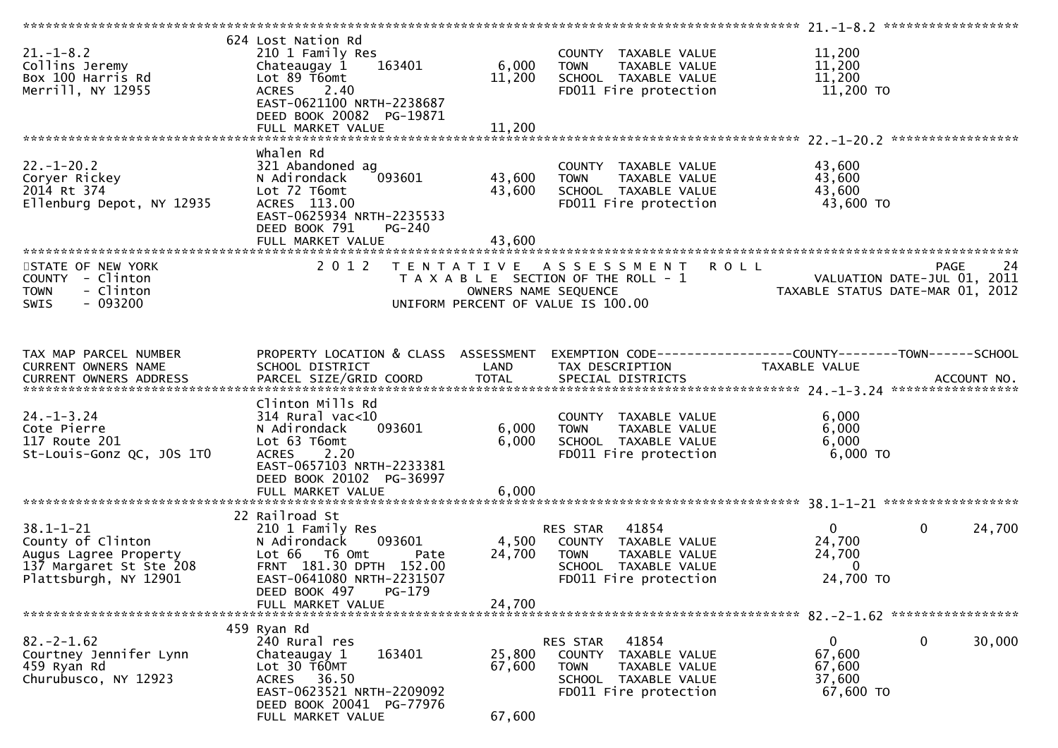```
******************************************************************************************************* 21.-1-8.2 ******************
                              624 Lost Nation Rd
21.-1-8.2                     210 1 Family Res                          COUNTY  TAXABLE VALUE             11,200
Collins Jeremy                Chateaugay 1     163401          6,000    TOWN    TAXABLE VALUE             11,200
Box 100 Harris Rd             Lot 89 T6omt                    11,200    SCHOOL  TAXABLE VALUE             11,200
Merrill, NY 12955             ACRES    2.40                             FD011 Fire protection              11,200 TO
                              EAST-0621100 NRTH-2238687
                              DEED BOOK 20082  PG-19871
                              FULL MARKET VALUE               11,200
******************************************************************************************************* 22.-1-20.2 *****************
                              Whalen Rd
22.-1-20.2                    321 Abandoned ag                          COUNTY  TAXABLE VALUE             43,600
Coryer Rickey                 N Adirondack    093601          43,600    TOWN    TAXABLE VALUE             43,600
2014 Rt 374                   Lot 72 T6omt                    43,600    SCHOOL  TAXABLE VALUE             43,600
Ellenburg Depot, NY 12935     ACRES  113.00                             FD011 Fire protection              43,600 TO
                              EAST-0625934 NRTH-2235533
                              DEED BOOK 791    PG-240
                              FULL MARKET VALUE               43,600
************************************************************************************************************************************
STATE OF NEW YORK                  2 0 1 2   T E N T A T I V E   A S S E S S M E N T   R O L L                          PAGE    24
COUNTY  - Clinton                            T A X A B L E  SECTION OF THE ROLL - 1                    VALUATION DATE-JUL 01, 2011
TOWN    - Clinton                                 OWNERS NAME SEQUENCE                          TAXABLE STATUS DATE-MAR 01, 2012
SWIS    - 093200                          UNIFORM PERCENT OF VALUE IS 100.00


TAX MAP PARCEL NUMBER         PROPERTY LOCATION & CLASS  ASSESSMENT  EXEMPTION CODE------------------COUNTY--------TOWN------SCHOOL
CURRENT OWNERS NAME           SCHOOL DISTRICT               LAND      TAX DESCRIPTION            TAXABLE VALUE
CURRENT OWNERS ADDRESS        PARCEL SIZE/GRID COORD        TOTAL     SPECIAL DISTRICTS                                 ACCOUNT NO.
******************************************************************************************************* 24.-1-3.24 *****************
                              Clinton Mills Rd
24.-1-3.24                    314 Rural vac<10                          COUNTY  TAXABLE VALUE              6,000
Cote Pierre                   N Adirondack    093601           6,000    TOWN    TAXABLE VALUE              6,000
117 Route 201                 Lot 63 T6omt                     6,000    SCHOOL  TAXABLE VALUE              6,000
St-Louis-Gonz QC, J0S 1T0     ACRES    2.20                             FD011 Fire protection               6,000 TO
                              EAST-0657103 NRTH-2233381
                              DEED BOOK 20102  PG-36997
                              FULL MARKET VALUE                6,000
******************************************************************************************************* 38.1-1-21 ******************
                              22 Railroad St
38.1-1-21                     210 1 Family Res                          RES STAR    41854                 0            0     24,700
County of Clinton             N Adirondack    093601           4,500    COUNTY  TAXABLE VALUE             24,700
Augus Lagree Property         Lot 66   T6 Omt      Pate       24,700    TOWN    TAXABLE VALUE             24,700
137 Margaret St Ste 208       FRNT  181.30 DPTH  152.00                 SCHOOL  TAXABLE VALUE                  0
Plattsburgh, NY 12901         EAST-0641080 NRTH-2231507                 FD011 Fire protection              24,700 TO
                              DEED BOOK 497    PG-179
                              FULL MARKET VALUE               24,700
******************************************************************************************************* 82.-2-1.62 *****************
                              459 Ryan Rd
82.-2-1.62                    240 Rural res                             RES STAR    41854                 0            0     30,000
Courtney Jennifer Lynn        Chateaugay 1     163401         25,800    COUNTY  TAXABLE VALUE             67,600
459 Ryan Rd                   Lot 30 T60MT                    67,600    TOWN    TAXABLE VALUE             67,600
Churubusco, NY 12923          ACRES   36.50                             SCHOOL  TAXABLE VALUE             37,600
                              EAST-0623521 NRTH-2209092                 FD011 Fire protection              67,600 TO
                              DEED BOOK 20041  PG-77976
                              FULL MARKET VALUE               67,600
```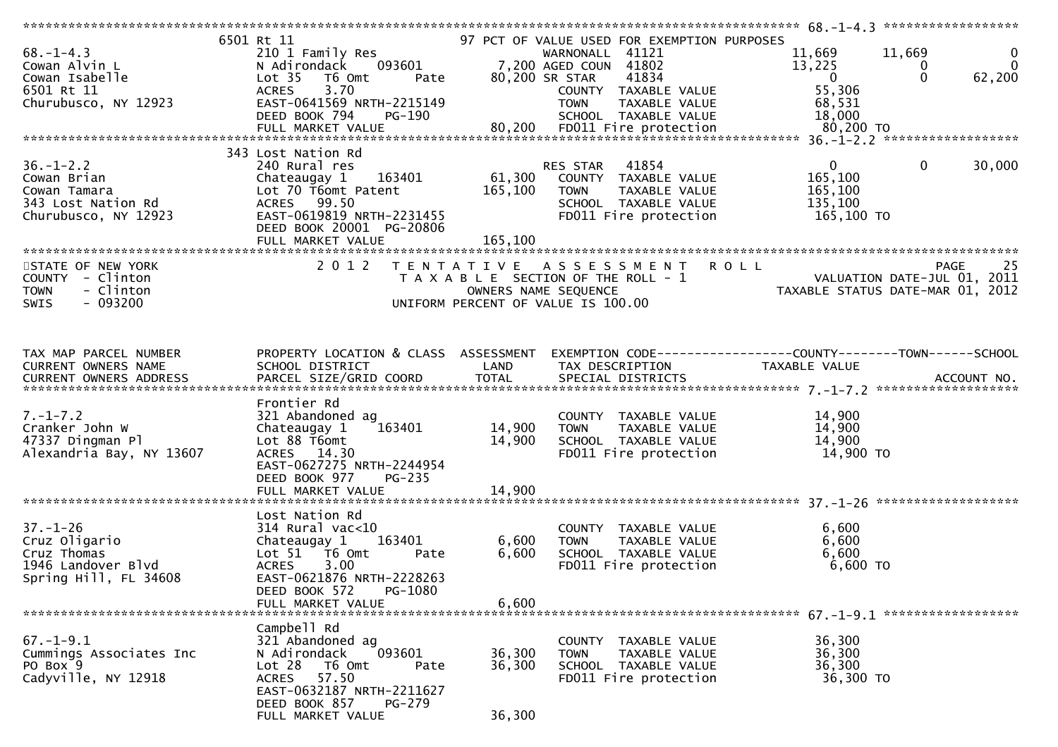| | 6501 Rt 11 | | 97 PCT OF VALUE USED FOR EXEMPTION PURPOSES | | | |
|---|---|---|---|---|---|---|
| 68.-1-4.3 | 210 1 Family Res | | WARNONALL 41121 | 11,669 | 11,669 | 0 |
| Cowan Alvin L | N Adirondack 093601 | 7,200 | AGED COUN 41802 | 13,225 | 0 | 0 |
| Cowan Isabelle | Lot 35 T6 Omt Pate | 80,200 | SR STAR 41834 | 0 | 0 | 62,200 |
| 6501 Rt 11 | ACRES 3.70 | | COUNTY TAXABLE VALUE | 55,306 | | |
| Churubusco, NY 12923 | EAST-0641569 NRTH-2215149 | | TOWN TAXABLE VALUE | 68,531 | | |
| | DEED BOOK 794 PG-190 | | SCHOOL TAXABLE VALUE | 18,000 | | |
| | FULL MARKET VALUE | 80,200 | FD011 Fire protection | 80,200 TO | | |

| | 343 Lost Nation Rd | | | 36.-1-2.2 | | |
|---|---|---|---|---|---|---|
| 36.-1-2.2 | 240 Rural res | | RES STAR 41854 | 0 | 0 | 30,000 |
| Cowan Brian | Chateaugay 1 163401 | 61,300 | COUNTY TAXABLE VALUE | 165,100 | | |
| Cowan Tamara | Lot 70 T6omt Patent | 165,100 | TOWN TAXABLE VALUE | 165,100 | | |
| 343 Lost Nation Rd | ACRES 99.50 | | SCHOOL TAXABLE VALUE | 135,100 | | |
| Churubusco, NY 12923 | EAST-0619819 NRTH-2231455 | | FD011 Fire protection | 165,100 TO | | |
| | DEED BOOK 20001 PG-20806 | | | | | |
| | FULL MARKET VALUE | 165,100 | | | | |

STATE OF NEW YORK
COUNTY - Clinton
TOWN - Clinton
SWIS - 093200

2012 TENTATIVE ASSESSMENT ROLL
TAXABLE SECTION OF THE ROLL - 1
OWNERS NAME SEQUENCE
UNIFORM PERCENT OF VALUE IS 100.00

VALUATION DATE-JUL 01, 2011
TAXABLE STATUS DATE-MAR 01, 2012

| TAX MAP PARCEL NUMBER / CURRENT OWNERS NAME / CURRENT OWNERS ADDRESS | PROPERTY LOCATION & CLASS / SCHOOL DISTRICT / PARCEL SIZE/GRID COORD | ASSESSMENT LAND / TOTAL | EXEMPTION CODE / TAX DESCRIPTION / SPECIAL DISTRICTS | COUNTY / TAXABLE VALUE | TOWN | SCHOOL / ACCOUNT NO. |
|---|---|---|---|---|---|---|
| | Frontier Rd | | | 7.-1-7.2 | | |
| 7.-1-7.2 | 321 Abandoned ag | | COUNTY TAXABLE VALUE | 14,900 | | |
| Cranker John W | Chateaugay 1 163401 | 14,900 | TOWN TAXABLE VALUE | 14,900 | | |
| 47337 Dingman Pl | Lot 88 T6omt | 14,900 | SCHOOL TAXABLE VALUE | 14,900 | | |
| Alexandria Bay, NY 13607 | ACRES 14.30 | | FD011 Fire protection | 14,900 TO | | |
| | EAST-0627275 NRTH-2244954 | | | | | |
| | DEED BOOK 977 PG-235 | | | | | |
| | FULL MARKET VALUE | 14,900 | | | | |
| | Lost Nation Rd | | | 37.-1-26 | | |
| 37.-1-26 | 314 Rural vac<10 | | COUNTY TAXABLE VALUE | 6,600 | | |
| Cruz Oligario | Chateaugay 1 163401 | 6,600 | TOWN TAXABLE VALUE | 6,600 | | |
| Cruz Thomas | Lot 51 T6 Omt Pate | 6,600 | SCHOOL TAXABLE VALUE | 6,600 | | |
| 1946 Landover Blvd | ACRES 3.00 | | FD011 Fire protection | 6,600 TO | | |
| Spring Hill, FL 34608 | EAST-0621876 NRTH-2228263 | | | | | |
| | DEED BOOK 572 PG-1080 | | | | | |
| | FULL MARKET VALUE | 6,600 | | | | |
| | Campbell Rd | | | 67.-1-9.1 | | |
| 67.-1-9.1 | 321 Abandoned ag | | COUNTY TAXABLE VALUE | 36,300 | | |
| Cummings Associates Inc | N Adirondack 093601 | 36,300 | TOWN TAXABLE VALUE | 36,300 | | |
| PO Box 9 | Lot 28 T6 Omt Pate | 36,300 | SCHOOL TAXABLE VALUE | 36,300 | | |
| Cadyville, NY 12918 | ACRES 57.50 | | FD011 Fire protection | 36,300 TO | | |
| | EAST-0632187 NRTH-2211627 | | | | | |
| | DEED BOOK 857 PG-279 | | | | | |
| | FULL MARKET VALUE | 36,300 | | | | |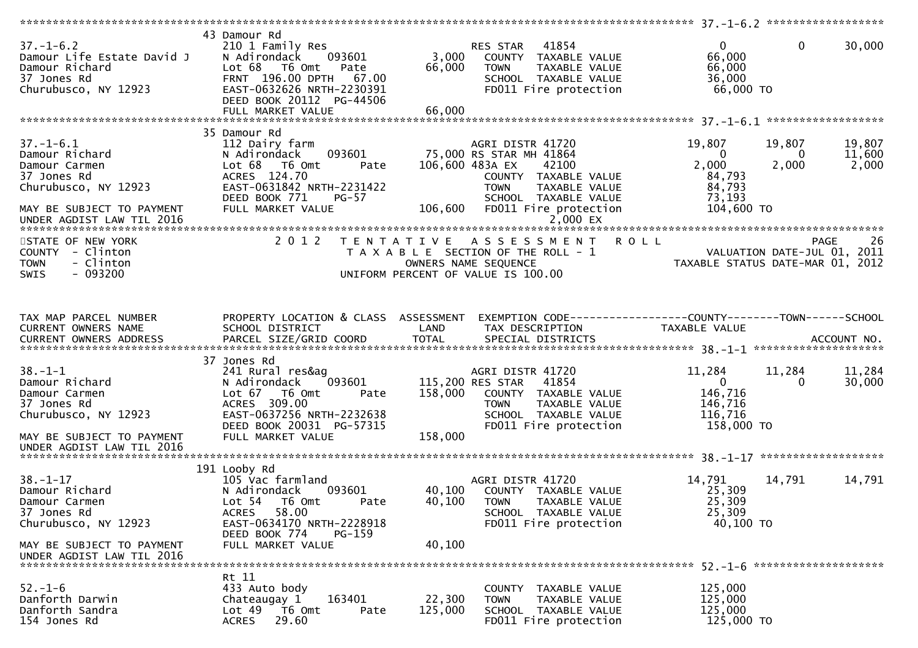```
******************************************************************************************************* 37.-1-6.2 ******************
                               43 Damour Rd
37.-1-6.2                      210 1 Family Res                        RES STAR    41854                      0             0      30,000
Damour Life Estate David J     N Adirondack     093601          3,000     COUNTY  TAXABLE VALUE            66,000
Damour Richard                 Lot 68   T6 Omt     Pate        66,000     TOWN    TAXABLE VALUE            66,000
37 Jones Rd                    FRNT 196.00 DPTH  67.00                    SCHOOL  TAXABLE VALUE            36,000
Churubusco, NY 12923           EAST-0632626 NRTH-2230391                  FD011 Fire protection            66,000 TO
                               DEED BOOK 20112  PG-44506
                               FULL MARKET VALUE               66,000
******************************************************************************************************* 37.-1-6.1 ******************
                               35 Damour Rd
37.-1-6.1                      112 Dairy farm                          AGRI DISTR 41720                19,807        19,807      19,807
Damour Richard                 N Adirondack     093601         75,000 RS STAR MH 41864                      0             0      11,600
Damour Carmen                  Lot 68   T6 Omt     Pate       106,600 483A EX      42100                2,000         2,000       2,000
37 Jones Rd                    ACRES 124.70                               COUNTY  TAXABLE VALUE            84,793
Churubusco, NY 12923           EAST-0631842 NRTH-2231422                  TOWN    TAXABLE VALUE            84,793
                               DEED BOOK 771     PG-57                    SCHOOL  TAXABLE VALUE            73,193
MAY BE SUBJECT TO PAYMENT      FULL MARKET VALUE              106,600     FD011 Fire protection           104,600 TO
UNDER AGDIST LAW TIL 2016                                                          2,000 EX
************************************************************************************************************************************
STATE OF NEW YORK              2 0 1 2   T E N T A T I V E   A S S E S S M E N T   R O L L                                   PAGE    26
COUNTY  - Clinton                          T A X A B L E  SECTION OF THE ROLL - 1                        VALUATION DATE-JUL 01, 2011
TOWN    - Clinton                                 OWNERS NAME SEQUENCE                              TAXABLE STATUS DATE-MAR 01, 2012
SWIS    - 093200                          UNIFORM PERCENT OF VALUE IS 100.00


TAX MAP PARCEL NUMBER          PROPERTY LOCATION & CLASS  ASSESSMENT  EXEMPTION CODE------------------COUNTY--------TOWN------SCHOOL
CURRENT OWNERS NAME            SCHOOL DISTRICT               LAND      TAX DESCRIPTION                TAXABLE VALUE
CURRENT OWNERS ADDRESS         PARCEL SIZE/GRID COORD        TOTAL     SPECIAL DISTRICTS                                   ACCOUNT NO.
******************************************************************************************************* 38.-1-1 ********************
                               37 Jones Rd
38.-1-1                        241 Rural res&ag                        AGRI DISTR 41720                11,284        11,284      11,284
Damour Richard                 N Adirondack     093601        115,200 RES STAR    41854                     0             0      30,000
Damour Carmen                  Lot 67   T6 Omt     Pate       158,000     COUNTY  TAXABLE VALUE           146,716
37 Jones Rd                    ACRES 309.00                               TOWN    TAXABLE VALUE           146,716
Churubusco, NY 12923           EAST-0637256 NRTH-2232638                  SCHOOL  TAXABLE VALUE           116,716
                               DEED BOOK 20031  PG-57315                  FD011 Fire protection           158,000 TO
MAY BE SUBJECT TO PAYMENT      FULL MARKET VALUE              158,000
UNDER AGDIST LAW TIL 2016
******************************************************************************************************* 38.-1-17 *******************
                               191 Looby Rd
38.-1-17                       105 Vac farmland                        AGRI DISTR 41720                14,791        14,791      14,791
Damour Richard                 N Adirondack     093601         40,100     COUNTY  TAXABLE VALUE            25,309
Damour Carmen                  Lot 54   T6 Omt     Pate        40,100     TOWN    TAXABLE VALUE            25,309
37 Jones Rd                    ACRES  58.00                               SCHOOL  TAXABLE VALUE            25,309
Churubusco, NY 12923           EAST-0634170 NRTH-2228918                  FD011 Fire protection            40,100 TO
                               DEED BOOK 774     PG-159
MAY BE SUBJECT TO PAYMENT      FULL MARKET VALUE               40,100
UNDER AGDIST LAW TIL 2016
******************************************************************************************************* 52.-1-6 ********************
                               Rt 11
52.-1-6                        433 Auto body                              COUNTY  TAXABLE VALUE           125,000
Danforth Darwin                Chateaugay 1     163401         22,300     TOWN    TAXABLE VALUE           125,000
Danforth Sandra                Lot 49   T6 Omt     Pate       125,000     SCHOOL  TAXABLE VALUE           125,000
154 Jones Rd                   ACRES  29.60                               FD011 Fire protection           125,000 TO
```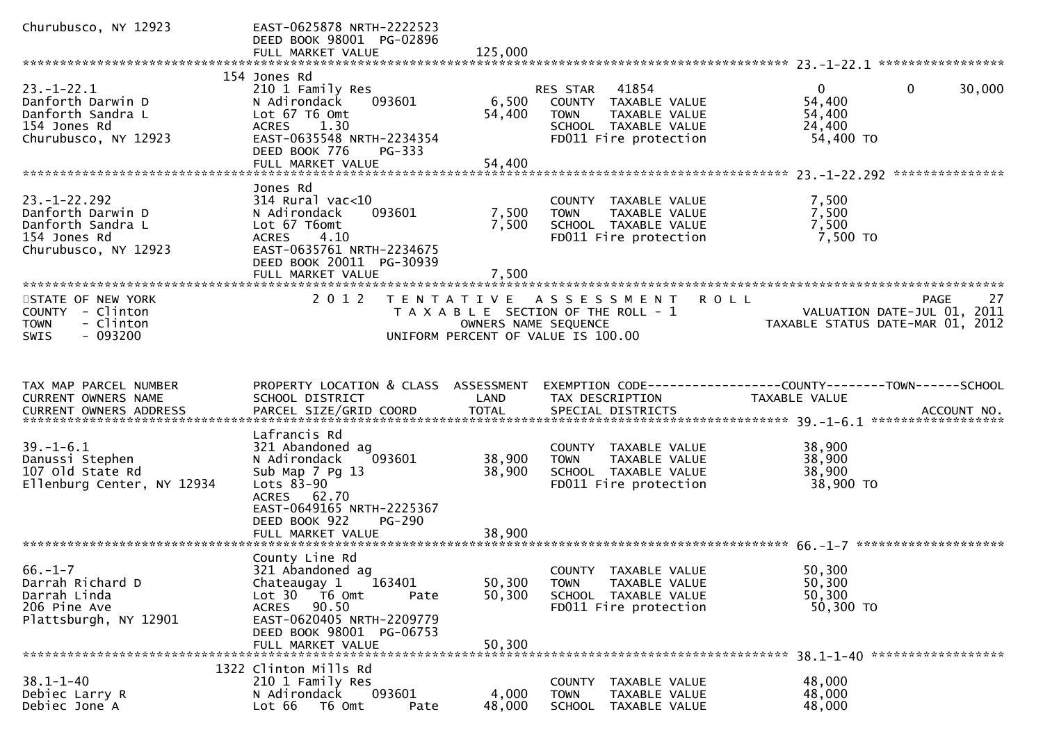```
Churubusco, NY 12923           EAST-0625878 NRTH-2222523
                               DEED BOOK 98001  PG-02896
                               FULL MARKET VALUE              125,000
******************************************************************************************************* 23.-1-22.1 *****************
                            154 Jones Rd
23.-1-22.1                     210 1 Family Res                        RES STAR    41854                    0            0        30,000
Danforth Darwin D              N Adirondack     093601          6,500    COUNTY  TAXABLE VALUE             54,400
Danforth Sandra L              Lot 67 T6 Omt                   54,400    TOWN    TAXABLE VALUE             54,400
154 Jones Rd                   ACRES     1.30                            SCHOOL  TAXABLE VALUE             24,400
Churubusco, NY 12923           EAST-0635548 NRTH-2234354                 FD011 Fire protection              54,400 TO
                               DEED BOOK 776     PG-333
                               FULL MARKET VALUE               54,400
******************************************************************************************************* 23.-1-22.292 ***************
                               Jones Rd
23.-1-22.292                   314 Rural vac<10                          COUNTY  TAXABLE VALUE              7,500
Danforth Darwin D              N Adirondack     093601          7,500    TOWN    TAXABLE VALUE              7,500
Danforth Sandra L              Lot 67 T6omt                     7,500    SCHOOL  TAXABLE VALUE              7,500
154 Jones Rd                   ACRES     4.10                            FD011 Fire protection               7,500 TO
Churubusco, NY 12923           EAST-0635761 NRTH-2234675
                               DEED BOOK 20011  PG-30939
                               FULL MARKET VALUE                7,500
************************************************************************************************************************************
STATE OF NEW YORK                   2 0 1 2   T E N T A T I V E   A S S E S S M E N T   R O L L                          PAGE    27
COUNTY  - Clinton                            T A X A B L E  SECTION OF THE ROLL - 1                    VALUATION DATE-JUL 01, 2011
TOWN    - Clinton                                  OWNERS NAME SEQUENCE                           TAXABLE STATUS DATE-MAR 01, 2012
SWIS    - 093200                           UNIFORM PERCENT OF VALUE IS 100.00


TAX MAP PARCEL NUMBER          PROPERTY LOCATION & CLASS  ASSESSMENT  EXEMPTION CODE------------------COUNTY--------TOWN------SCHOOL
CURRENT OWNERS NAME            SCHOOL DISTRICT               LAND      TAX DESCRIPTION              TAXABLE VALUE
CURRENT OWNERS ADDRESS         PARCEL SIZE/GRID COORD        TOTAL     SPECIAL DISTRICTS                                   ACCOUNT NO.
******************************************************************************************************* 39.-1-6.1 ******************
                               Lafrancis Rd
39.-1-6.1                      321 Abandoned ag                          COUNTY  TAXABLE VALUE             38,900
Danussi Stephen                N Adirondack     093601         38,900    TOWN    TAXABLE VALUE             38,900
107 Old State Rd               Sub Map 7 Pg 13                 38,900    SCHOOL  TAXABLE VALUE             38,900
Ellenburg Center, NY 12934     Lots 83-90                                FD011 Fire protection              38,900 TO
                               ACRES    62.70
                               EAST-0649165 NRTH-2225367
                               DEED BOOK 922     PG-290
                               FULL MARKET VALUE               38,900
******************************************************************************************************* 66.-1-7 ********************
                               County Line Rd
66.-1-7                        321 Abandoned ag                          COUNTY  TAXABLE VALUE             50,300
Darrah Richard D               Chateaugay 1     163401         50,300    TOWN    TAXABLE VALUE             50,300
Darrah Linda                   Lot 30   T6 Omt        Pate     50,300    SCHOOL  TAXABLE VALUE             50,300
206 Pine Ave                   ACRES    90.50                            FD011 Fire protection              50,300 TO
Plattsburgh, NY 12901          EAST-0620405 NRTH-2209779
                               DEED BOOK 98001  PG-06753
                               FULL MARKET VALUE               50,300
******************************************************************************************************* 38.1-1-40 ******************
                            1322 Clinton Mills Rd
38.1-1-40                      210 1 Family Res                          COUNTY  TAXABLE VALUE             48,000
Debiec Larry R                 N Adirondack     093601          4,000    TOWN    TAXABLE VALUE             48,000
Debiec Jone A                  Lot 66   T6 Omt        Pate     48,000    SCHOOL  TAXABLE VALUE             48,000
```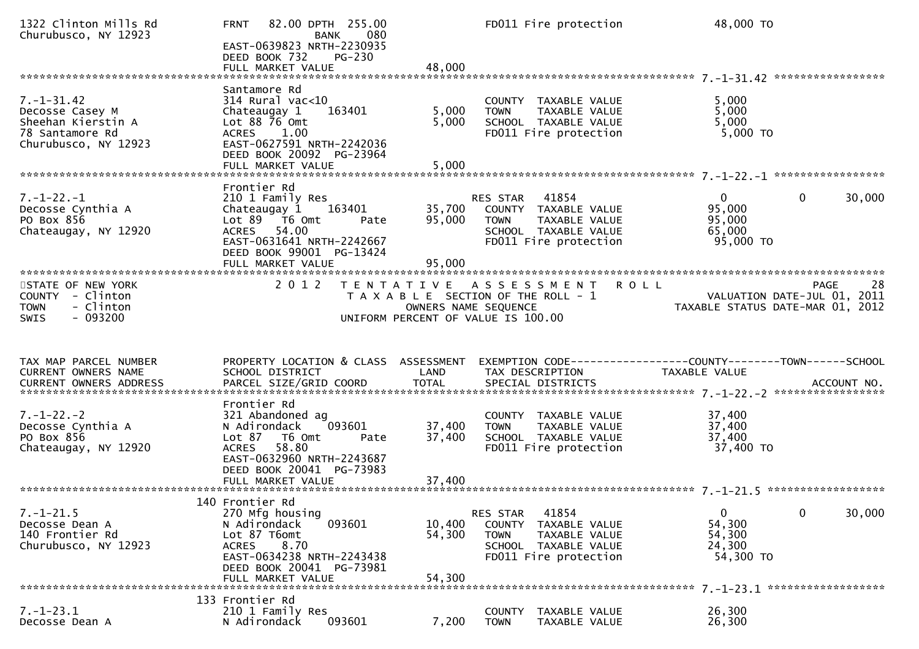```
1322 Clinton Mills Rd          FRNT   82.00 DPTH 255.00              FD011 Fire protection          48,000 TO
Churubusco, NY 12923                        BANK    080
                               EAST-0639823 NRTH-2230935
                               DEED BOOK 732    PG-230
                               FULL MARKET VALUE               48,000
******************************************************************************************************* 7.-1-31.42 *****************
                               Santamore Rd
7.-1-31.42                     314 Rural vac<10                          COUNTY  TAXABLE VALUE            5,000
Decosse Casey M                Chateaugay 1    163401          5,000     TOWN    TAXABLE VALUE            5,000
Sheehan Kierstin A             Lot 88 76 Omt                   5,000     SCHOOL  TAXABLE VALUE            5,000
78 Santamore Rd                ACRES    1.00                             FD011 Fire protection            5,000 TO
Churubusco, NY 12923           EAST-0627591 NRTH-2242036
                               DEED BOOK 20092  PG-23964
                               FULL MARKET VALUE                5,000
******************************************************************************************************* 7.-1-22.-1 *****************
                               Frontier Rd
7.-1-22.-1                     210 1 Family Res                          RES STAR    41854                0           0      30,000
Decosse Cynthia A              Chateaugay 1    163401         35,700     COUNTY  TAXABLE VALUE           95,000
PO Box 856                     Lot 89   T6 Omt        Pate    95,000     TOWN    TAXABLE VALUE           95,000
Chateaugay, NY 12920           ACRES   54.00                             SCHOOL  TAXABLE VALUE           65,000
                               EAST-0631641 NRTH-2242667                 FD011 Fire protection           95,000 TO
                               DEED BOOK 99001  PG-13424
                               FULL MARKET VALUE               95,000
*******************************************************************************************************************************
STATE OF NEW YORK                 2 0 1 2   T E N T A T I V E   A S S E S S M E N T   R O L L                      PAGE    28
COUNTY  - Clinton                          T A X A B L E SECTION OF THE ROLL - 1                  VALUATION DATE-JUL 01, 2011
TOWN    - Clinton                                OWNERS NAME SEQUENCE                        TAXABLE STATUS DATE-MAR 01, 2012
SWIS    - 093200                          UNIFORM PERCENT OF VALUE IS 100.00


TAX MAP PARCEL NUMBER          PROPERTY LOCATION & CLASS  ASSESSMENT  EXEMPTION CODE------------------COUNTY--------TOWN------SCHOOL
CURRENT OWNERS NAME            SCHOOL DISTRICT               LAND      TAX DESCRIPTION               TAXABLE VALUE
CURRENT OWNERS ADDRESS         PARCEL SIZE/GRID COORD        TOTAL     SPECIAL DISTRICTS                                  ACCOUNT NO.
******************************************************************************************************* 7.-1-22.-2 *****************
                               Frontier Rd
7.-1-22.-2                     321 Abandoned ag                          COUNTY  TAXABLE VALUE           37,400
Decosse Cynthia A              N Adirondack    093601         37,400     TOWN    TAXABLE VALUE           37,400
PO Box 856                     Lot 87   T6 Omt        Pate    37,400     SCHOOL  TAXABLE VALUE           37,400
Chateaugay, NY 12920           ACRES   58.80                             FD011 Fire protection           37,400 TO
                               EAST-0632960 NRTH-2243687
                               DEED BOOK 20041  PG-73983
                               FULL MARKET VALUE               37,400
******************************************************************************************************* 7.-1-21.5 ******************
                           140 Frontier Rd
7.-1-21.5                      270 Mfg housing                           RES STAR    41854                0           0      30,000
Decosse Dean A                 N Adirondack    093601         10,400     COUNTY  TAXABLE VALUE           54,300
140 Frontier Rd                Lot 87 T6omt                   54,300     TOWN    TAXABLE VALUE           54,300
Churubusco, NY 12923           ACRES    8.70                             SCHOOL  TAXABLE VALUE           24,300
                               EAST-0634238 NRTH-2243438                 FD011 Fire protection           54,300 TO
                               DEED BOOK 20041  PG-73981
                               FULL MARKET VALUE               54,300
******************************************************************************************************* 7.-1-23.1 ******************
                           133 Frontier Rd
7.-1-23.1                      210 1 Family Res                          COUNTY  TAXABLE VALUE           26,300
Decosse Dean A                 N Adirondack    093601          7,200     TOWN    TAXABLE VALUE           26,300
```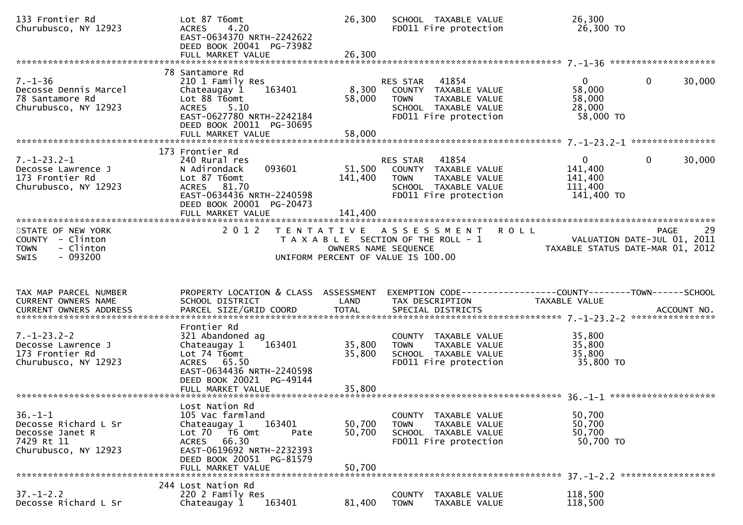```
133 Frontier Rd                    Lot 87 T6omt                         26,300     SCHOOL  TAXABLE VALUE               26,300
Churubusco, NY 12923               ACRES    4.20                                   FD011 Fire protection                26,300 TO
                                   EAST-0634370 NRTH-2242622
                                   DEED BOOK 20041  PG-73982
                                   FULL MARKET VALUE                    26,300
******************************************************************************************************* 7.-1-36 ********************
                                78 Santamore Rd
7.-1-36                            210 1 Family Res                             RES STAR   41854                  0            0       30,000
Decosse Dennis Marcel              Chateaugay 1     163401              8,300   COUNTY  TAXABLE VALUE               58,000
78 Santamore Rd                    Lot 88 T6omt                        58,000   TOWN    TAXABLE VALUE               58,000
Churubusco, NY 12923               ACRES    5.10                                SCHOOL  TAXABLE VALUE               28,000
                                   EAST-0627780 NRTH-2242184                    FD011 Fire protection                58,000 TO
                                   DEED BOOK 20011  PG-30695
                                   FULL MARKET VALUE                    58,000
******************************************************************************************************* 7.-1-23.2-1 ****************
                                173 Frontier Rd
7.-1-23.2-1                        240 Rural res                                RES STAR   41854                  0            0       30,000
Decosse Lawrence J                 N Adirondack     093601             51,500   COUNTY  TAXABLE VALUE              141,400
173 Frontier Rd                    Lot 87 T6omt                       141,400   TOWN    TAXABLE VALUE              141,400
Churubusco, NY 12923               ACRES   81.70                                SCHOOL  TAXABLE VALUE              111,400
                                   EAST-0634436 NRTH-2240598                    FD011 Fire protection               141,400 TO
                                   DEED BOOK 20001  PG-20473
                                   FULL MARKET VALUE                   141,400
************************************************************************************************************************************
STATE OF NEW YORK                   2 0 1 2   T E N T A T I V E   A S S E S S M E N T   R O L L                             PAGE    29
COUNTY  - Clinton                            T A X A B L E  SECTION OF THE ROLL - 1                      VALUATION DATE-JUL 01, 2011
TOWN    - Clinton                                 OWNERS NAME SEQUENCE                           TAXABLE STATUS DATE-MAR 01, 2012
SWIS    - 093200                            UNIFORM PERCENT OF VALUE IS 100.00


TAX MAP PARCEL NUMBER              PROPERTY LOCATION & CLASS  ASSESSMENT  EXEMPTION CODE------------------COUNTY--------TOWN------SCHOOL
CURRENT OWNERS NAME                SCHOOL DISTRICT               LAND      TAX DESCRIPTION              TAXABLE VALUE
CURRENT OWNERS ADDRESS             PARCEL SIZE/GRID COORD        TOTAL     SPECIAL DISTRICTS                                    ACCOUNT NO.
******************************************************************************************************* 7.-1-23.2-2 ****************
                                   Frontier Rd
7.-1-23.2-2                        321 Abandoned ag                             COUNTY  TAXABLE VALUE               35,800
Decosse Lawrence J                 Chateaugay 1     163401             35,800   TOWN    TAXABLE VALUE               35,800
173 Frontier Rd                    Lot 74 T6omt                        35,800   SCHOOL  TAXABLE VALUE               35,800
Churubusco, NY 12923               ACRES   65.50                                FD011 Fire protection                35,800 TO
                                   EAST-0634436 NRTH-2240598
                                   DEED BOOK 20021  PG-49144
                                   FULL MARKET VALUE                    35,800
******************************************************************************************************* 36.-1-1 ********************
                                   Lost Nation Rd
36.-1-1                            105 Vac farmland                             COUNTY  TAXABLE VALUE               50,700
Decosse Richard L Sr               Chateaugay 1     163401             50,700   TOWN    TAXABLE VALUE               50,700
Decosse Janet R                    Lot 70   T6 Omt        Pate         50,700   SCHOOL  TAXABLE VALUE               50,700
7429 Rt 11                         ACRES   66.30                                FD011 Fire protection                50,700 TO
Churubusco, NY 12923               EAST-0619692 NRTH-2232393
                                   DEED BOOK 20051  PG-81579
                                   FULL MARKET VALUE                    50,700
******************************************************************************************************* 37.-1-2.2 ******************
                                244 Lost Nation Rd
37.-1-2.2                          220 2 Family Res                             COUNTY  TAXABLE VALUE              118,500
Decosse Richard L Sr               Chateaugay 1     163401             81,400   TOWN    TAXABLE VALUE              118,500
```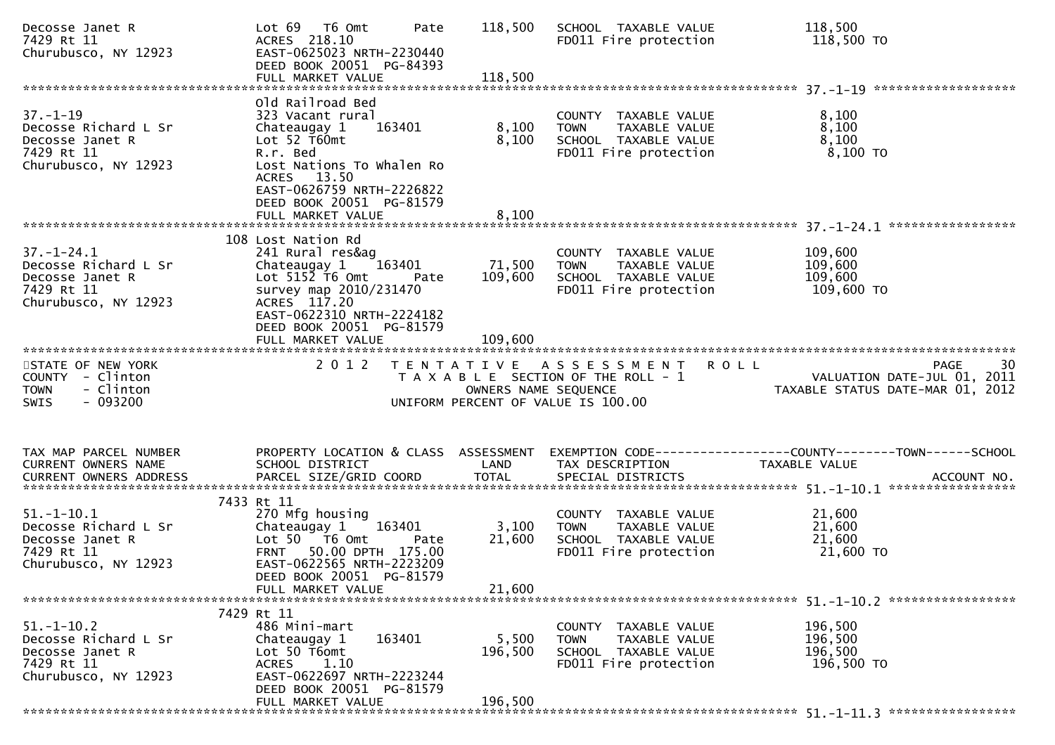```
Decosse Janet R                   Lot 69   T6 Omt        Pate      118,500   SCHOOL  TAXABLE VALUE              118,500
7429 Rt 11                        ACRES  218.10                             FD011 Fire protection              118,500 TO
Churubusco, NY 12923              EAST-0625023 NRTH-2230440
                                  DEED BOOK 20051  PG-84393
                                  FULL MARKET VALUE                118,500
******************************************************************************************************* 37.-1-19 ******************
                                  Old Railroad Bed
37.-1-19                          323 Vacant rural                          COUNTY  TAXABLE VALUE                8,100
Decosse Richard L Sr              Chateaugay 1    163401         8,100     TOWN    TAXABLE VALUE                8,100
Decosse Janet R                   Lot 52 T60mt                    8,100     SCHOOL  TAXABLE VALUE                8,100
7429 Rt 11                        R.r. Bed                                  FD011 Fire protection                8,100 TO
Churubusco, NY 12923              Lost Nations To Whalen Ro
                                  ACRES   13.50
                                  EAST-0626759 NRTH-2226822
                                  DEED BOOK 20051  PG-81579
                                  FULL MARKET VALUE                  8,100
******************************************************************************************************* 37.-1-24.1 ****************
                              108 Lost Nation Rd
37.-1-24.1                        241 Rural res&ag                          COUNTY  TAXABLE VALUE              109,600
Decosse Richard L Sr              Chateaugay 1    163401         71,500    TOWN    TAXABLE VALUE              109,600
Decosse Janet R                   Lot 5152 T6 Omt        Pate    109,600    SCHOOL  TAXABLE VALUE              109,600
7429 Rt 11                        survey map 2010/231470                    FD011 Fire protection              109,600 TO
Churubusco, NY 12923              ACRES  117.20
                                  EAST-0622310 NRTH-2224182
                                  DEED BOOK 20051  PG-81579
                                  FULL MARKET VALUE                109,600
***********************************************************************************************************************************
STATE OF NEW YORK                 2 0 1 2   T E N T A T I V E   A S S E S S M E N T   R O L L                           PAGE    30
COUNTY  - Clinton                          T A X A B L E SECTION OF THE ROLL - 1                   VALUATION DATE-JUL 01, 2011
TOWN    - Clinton                                  OWNERS NAME SEQUENCE                          TAXABLE STATUS DATE-MAR 01, 2012
SWIS    - 093200                           UNIFORM PERCENT OF VALUE IS 100.00


TAX MAP PARCEL NUMBER             PROPERTY LOCATION & CLASS  ASSESSMENT  EXEMPTION CODE------------------COUNTY--------TOWN------SCHOOL
CURRENT OWNERS NAME               SCHOOL DISTRICT               LAND      TAX DESCRIPTION              TAXABLE VALUE
CURRENT OWNERS ADDRESS            PARCEL SIZE/GRID COORD        TOTAL     SPECIAL DISTRICTS                                 ACCOUNT NO.
******************************************************************************************************* 51.-1-10.1 ****************
                             7433 Rt 11
51.-1-10.1                        270 Mfg housing                           COUNTY  TAXABLE VALUE               21,600
Decosse Richard L Sr              Chateaugay 1    163401          3,100    TOWN    TAXABLE VALUE               21,600
Decosse Janet R                   Lot 50   T6 Omt        Pate     21,600    SCHOOL  TAXABLE VALUE               21,600
7429 Rt 11                        FRNT   50.00 DPTH 175.00                  FD011 Fire protection               21,600 TO
Churubusco, NY 12923              EAST-0622565 NRTH-2223209
                                  DEED BOOK 20051  PG-81579
                                  FULL MARKET VALUE                 21,600
******************************************************************************************************* 51.-1-10.2 ****************
                             7429 Rt 11
51.-1-10.2                        486 Mini-mart                             COUNTY  TAXABLE VALUE              196,500
Decosse Richard L Sr              Chateaugay 1    163401          5,500    TOWN    TAXABLE VALUE              196,500
Decosse Janet R                   Lot 50 T6omt                   196,500    SCHOOL  TAXABLE VALUE              196,500
7429 Rt 11                        ACRES    1.10                             FD011 Fire protection              196,500 TO
Churubusco, NY 12923              EAST-0622697 NRTH-2223244
                                  DEED BOOK 20051  PG-81579
                                  FULL MARKET VALUE                196,500
******************************************************************************************************* 51.-1-11.3 ****************
```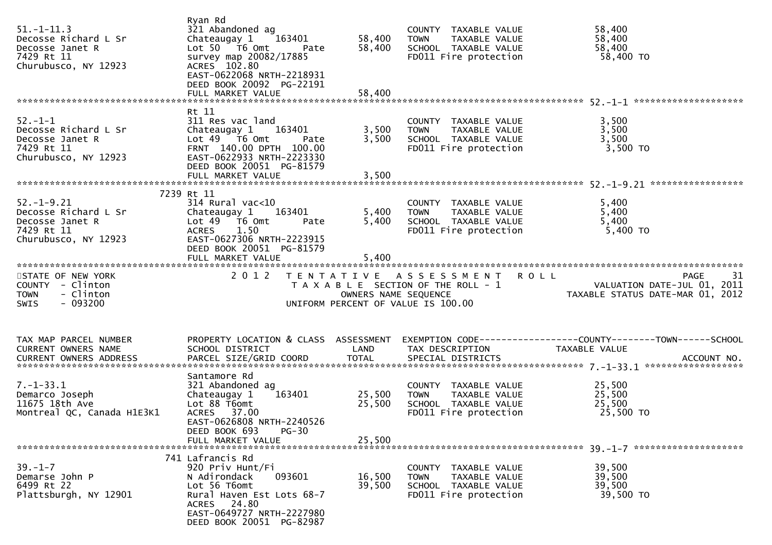```
                               Ryan Rd
51.-1-11.3                     321 Abandoned ag                           COUNTY  TAXABLE VALUE           58,400
Decosse Richard L Sr           Chateaugay 1    163401        58,400       TOWN    TAXABLE VALUE           58,400
Decosse Janet R                Lot 50  T6 Omt      Pate      58,400       SCHOOL  TAXABLE VALUE           58,400
7429 Rt 11                     survey map 20082/17885                     FD011 Fire protection            58,400 TO
Churubusco, NY 12923           ACRES  102.80
                               EAST-0622068 NRTH-2218931
                               DEED BOOK 20092  PG-22191
                               FULL MARKET VALUE             58,400
******************************************************************************************************* 52.-1-1 ********************
                               Rt 11
52.-1-1                        311 Res vac land                           COUNTY  TAXABLE VALUE            3,500
Decosse Richard L Sr           Chateaugay 1    163401         3,500       TOWN    TAXABLE VALUE            3,500
Decosse Janet R                Lot 49  T6 Omt      Pate       3,500       SCHOOL  TAXABLE VALUE            3,500
7429 Rt 11                     FRNT 140.00 DPTH 100.00                    FD011 Fire protection             3,500 TO
Churubusco, NY 12923           EAST-0622933 NRTH-2223330
                               DEED BOOK 20051  PG-81579
                               FULL MARKET VALUE              3,500
******************************************************************************************************* 52.-1-9.21 *****************
                          7239 Rt 11
52.-1-9.21                     314 Rural vac<10                           COUNTY  TAXABLE VALUE            5,400
Decosse Richard L Sr           Chateaugay 1    163401         5,400       TOWN    TAXABLE VALUE            5,400
Decosse Janet R                Lot 49  T6 Omt      Pate       5,400       SCHOOL  TAXABLE VALUE            5,400
7429 Rt 11                     ACRES    1.50                              FD011 Fire protection             5,400 TO
Churubusco, NY 12923           EAST-0627306 NRTH-2223915
                               DEED BOOK 20051  PG-81579
                               FULL MARKET VALUE              5,400
************************************************************************************************************************************
STATE OF NEW YORK                 2 0 1 2   T E N T A T I V E   A S S E S S M E N T   R O L L                        PAGE     31
COUNTY  - Clinton                          T A X A B L E  SECTION OF THE ROLL - 1                   VALUATION DATE-JUL 01, 2011
TOWN    - Clinton                                 OWNERS NAME SEQUENCE                           TAXABLE STATUS DATE-MAR 01, 2012
SWIS    - 093200                             UNIFORM PERCENT OF VALUE IS 100.00


TAX MAP PARCEL NUMBER          PROPERTY LOCATION & CLASS  ASSESSMENT  EXEMPTION CODE------------------COUNTY--------TOWN------SCHOOL
CURRENT OWNERS NAME            SCHOOL DISTRICT               LAND      TAX DESCRIPTION              TAXABLE VALUE
CURRENT OWNERS ADDRESS         PARCEL SIZE/GRID COORD        TOTAL     SPECIAL DISTRICTS                                  ACCOUNT NO.
******************************************************************************************************* 7.-1-33.1 ******************
                               Santamore Rd
7.-1-33.1                      321 Abandoned ag                           COUNTY  TAXABLE VALUE           25,500
Demarco Joseph                 Chateaugay 1    163401        25,500       TOWN    TAXABLE VALUE           25,500
11675 18th Ave                 Lot 88 T6omt                  25,500       SCHOOL  TAXABLE VALUE           25,500
Montreal QC, Canada H1E3K1     ACRES   37.00                              FD011 Fire protection            25,500 TO
                               EAST-0626808 NRTH-2240526
                               DEED BOOK 693     PG-30
                               FULL MARKET VALUE             25,500
******************************************************************************************************* 39.-1-7 ********************
                           741 Lafrancis Rd
39.-1-7                        920 Priv Hunt/Fi                           COUNTY  TAXABLE VALUE           39,500
Demarse John P                 N Adirondack    093601        16,500       TOWN    TAXABLE VALUE           39,500
6499 Rt 22                     Lot 56 T6omt                  39,500       SCHOOL  TAXABLE VALUE           39,500
Plattsburgh, NY 12901          Rural Haven Est Lots 68-7                  FD011 Fire protection            39,500 TO
                               ACRES   24.80
                               EAST-0649727 NRTH-2227980
                               DEED BOOK 20051  PG-82987
```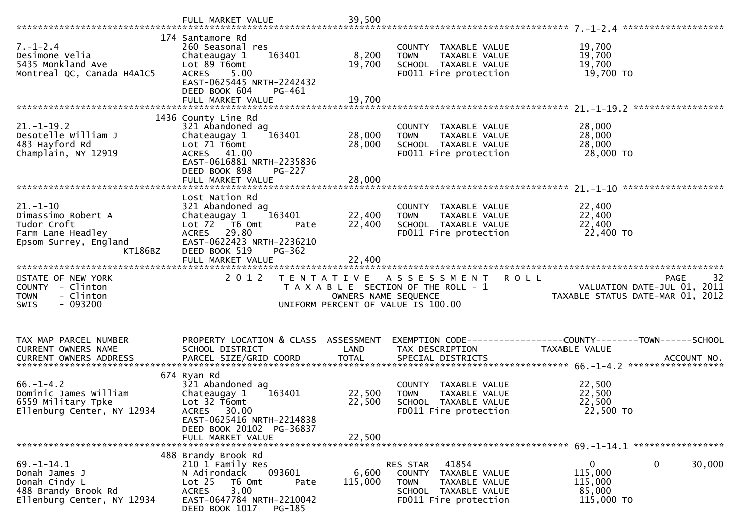FULL MARKET VALUE 39,500

******** 7.-1-2.4 ********

| | | | | |
|---|---|---|---|---|
| 7.-1-2.4 | 174 Santamore Rd | | | |
| Desimone Velia | 260 Seasonal res | | COUNTY TAXABLE VALUE | 19,700 |
| 5435 Monkland Ave | Chateaugay 1 163401 | 8,200 | TOWN TAXABLE VALUE | 19,700 |
| Montreal QC, Canada H4A1C5 | Lot 89 T6omt | 19,700 | SCHOOL TAXABLE VALUE | 19,700 |
| | ACRES 5.00 | | FD011 Fire protection | 19,700 TO |
| | EAST-0625445 NRTH-2242432 | | | |
| | DEED BOOK 604 PG-461 | | | |
| | FULL MARKET VALUE | 19,700 | | |

******** 21.-1-19.2 ********

| | | | | |
|---|---|---|---|---|
| 21.-1-19.2 | 1436 County Line Rd | | | |
| Desotelle William J | 321 Abandoned ag | | COUNTY TAXABLE VALUE | 28,000 |
| 483 Hayford Rd | Chateaugay 1 163401 | 28,000 | TOWN TAXABLE VALUE | 28,000 |
| Champlain, NY 12919 | Lot 71 T6omt | 28,000 | SCHOOL TAXABLE VALUE | 28,000 |
| | ACRES 41.00 | | FD011 Fire protection | 28,000 TO |
| | EAST-0616881 NRTH-2235836 | | | |
| | DEED BOOK 898 PG-227 | | | |
| | FULL MARKET VALUE | 28,000 | | |

******** 21.-1-10 ********

| | | | | |
|---|---|---|---|---|
| 21.-1-10 | Lost Nation Rd | | | |
| Dimassimo Robert A | 321 Abandoned ag | | COUNTY TAXABLE VALUE | 22,400 |
| Tudor Croft | Chateaugay 1 163401 | 22,400 | TOWN TAXABLE VALUE | 22,400 |
| Farm Lane Headley | Lot 72 T6 Omt Pate | 22,400 | SCHOOL TAXABLE VALUE | 22,400 |
| Epsom Surrey, England | ACRES 29.80 | | FD011 Fire protection | 22,400 TO |
| KT186BZ | EAST-0622423 NRTH-2236210 | | | |
| | DEED BOOK 519 PG-362 | | | |
| | FULL MARKET VALUE | 22,400 | | |

STATE OF NEW YORK — 2 0 1 2 TENTATIVE ASSESSMENT ROLL — PAGE 32
COUNTY - Clinton — TAXABLE SECTION OF THE ROLL - 1 — VALUATION DATE-JUL 01, 2011
TOWN - Clinton — OWNERS NAME SEQUENCE — TAXABLE STATUS DATE-MAR 01, 2012
SWIS - 093200 — UNIFORM PERCENT OF VALUE IS 100.00

| TAX MAP PARCEL NUMBER / CURRENT OWNERS NAME / CURRENT OWNERS ADDRESS | PROPERTY LOCATION & CLASS / SCHOOL DISTRICT / PARCEL SIZE/GRID COORD | ASSESSMENT LAND / TOTAL | EXEMPTION CODE / TAX DESCRIPTION / SPECIAL DISTRICTS | COUNTY / TAXABLE VALUE | TOWN | SCHOOL / ACCOUNT NO. |
|---|---|---|---|---|---|---|

******** 66.-1-4.2 ********

| | | | | |
|---|---|---|---|---|
| 66.-1-4.2 | 674 Ryan Rd | | | |
| Dominic James William | 321 Abandoned ag | | COUNTY TAXABLE VALUE | 22,500 |
| 6559 Military Tpke | Chateaugay 1 163401 | 22,500 | TOWN TAXABLE VALUE | 22,500 |
| Ellenburg Center, NY 12934 | Lot 32 T6omt | 22,500 | SCHOOL TAXABLE VALUE | 22,500 |
| | ACRES 30.00 | | FD011 Fire protection | 22,500 TO |
| | EAST-0625416 NRTH-2214838 | | | |
| | DEED BOOK 20102 PG-36837 | | | |
| | FULL MARKET VALUE | 22,500 | | |

******** 69.-1-14.1 ********

| | | | | | | |
|---|---|---|---|---|---|---|
| 69.-1-14.1 | 488 Brandy Brook Rd | | | | | |
| Donah James J | 210 1 Family Res | | RES STAR 41854 | 0 | 0 | 30,000 |
| Donah Cindy L | N Adirondack 093601 | 6,600 | COUNTY TAXABLE VALUE | 115,000 | | |
| 488 Brandy Brook Rd | Lot 25 T6 Omt Pate | 115,000 | TOWN TAXABLE VALUE | 115,000 | | |
| Ellenburg Center, NY 12934 | ACRES 3.00 | | SCHOOL TAXABLE VALUE | 85,000 | | |
| | EAST-0647784 NRTH-2210042 | | FD011 Fire protection | 115,000 TO | | |
| | DEED BOOK 1017 PG-185 | | | | | |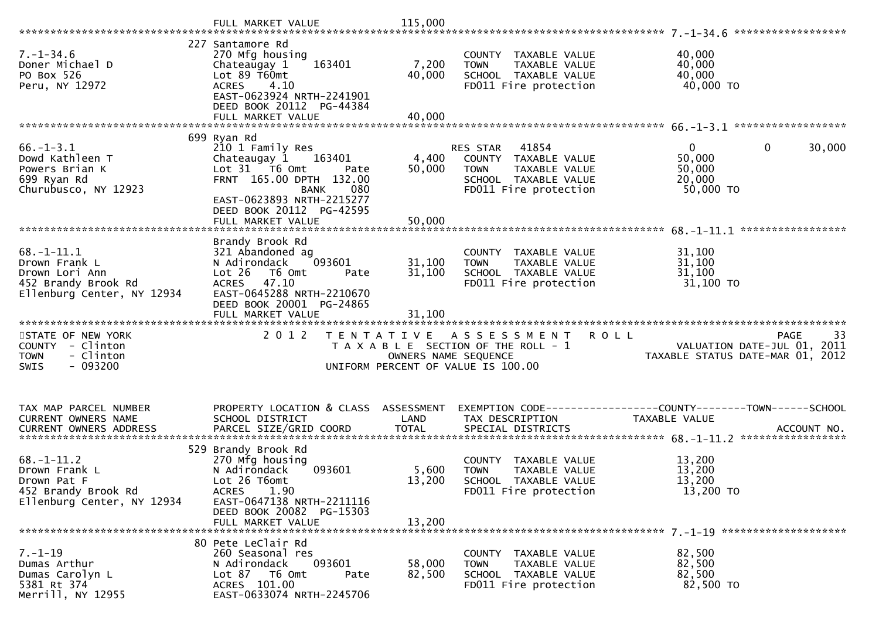```
                              FULL MARKET VALUE             115,000
******************************************************************************************************* 7.-1-34.6 ******************
                             227 Santamore Rd
7.-1-34.6                    270 Mfg housing                         COUNTY  TAXABLE VALUE            40,000
Doner Michael D              Chateaugay 1     163401       7,200     TOWN    TAXABLE VALUE            40,000
PO Box 526                   Lot 89 T60mt                 40,000     SCHOOL  TAXABLE VALUE            40,000
Peru, NY 12972               ACRES    4.10                           FD011 Fire protection             40,000 TO
                             EAST-0623924 NRTH-2241901
                             DEED BOOK 20112  PG-44384
                             FULL MARKET VALUE             40,000
******************************************************************************************************* 66.-1-3.1 ******************
                             699 Ryan Rd
66.-1-3.1                    210 1 Family Res                         RES STAR   41854                   0            0       30,000
Dowd Kathleen T              Chateaugay 1     163401       4,400     COUNTY  TAXABLE VALUE            50,000
Powers Brian K               Lot 31   T6 Omt       Pate   50,000     TOWN    TAXABLE VALUE            50,000
699 Ryan Rd                  FRNT 165.00 DPTH 132.00                 SCHOOL  TAXABLE VALUE            20,000
Churubusco, NY 12923                        BANK    080              FD011 Fire protection             50,000 TO
                             EAST-0623893 NRTH-2215277
                             DEED BOOK 20112  PG-42595
                             FULL MARKET VALUE             50,000
******************************************************************************************************* 68.-1-11.1 *****************
                             Brandy Brook Rd
68.-1-11.1                   321 Abandoned ag                        COUNTY  TAXABLE VALUE            31,100
Drown Frank L                N Adirondack     093601      31,100     TOWN    TAXABLE VALUE            31,100
Drown Lori Ann               Lot 26   T6 Omt       Pate   31,100     SCHOOL  TAXABLE VALUE            31,100
452 Brandy Brook Rd          ACRES   47.10                           FD011 Fire protection             31,100 TO
Ellenburg Center, NY 12934   EAST-0645288 NRTH-2210670
                             DEED BOOK 20001  PG-24865
                             FULL MARKET VALUE             31,100
*******************************************************************************************************************************
STATE OF NEW YORK                2 0 1 2   T E N T A T I V E   A S S E S S M E N T   R O L L                       PAGE     33
COUNTY  - Clinton                         T A X A B L E  SECTION OF THE ROLL - 1                   VALUATION DATE-JUL 01, 2011
TOWN    - Clinton                              OWNERS NAME SEQUENCE                           TAXABLE STATUS DATE-MAR 01, 2012
SWIS    - 093200                          UNIFORM PERCENT OF VALUE IS 100.00


TAX MAP PARCEL NUMBER        PROPERTY LOCATION & CLASS  ASSESSMENT  EXEMPTION CODE------------------COUNTY--------TOWN------SCHOOL
CURRENT OWNERS NAME          SCHOOL DISTRICT               LAND      TAX DESCRIPTION             TAXABLE VALUE
CURRENT OWNERS ADDRESS       PARCEL SIZE/GRID COORD        TOTAL     SPECIAL DISTRICTS                                  ACCOUNT NO.
******************************************************************************************************* 68.-1-11.2 *****************
                             529 Brandy Brook Rd
68.-1-11.2                   270 Mfg housing                         COUNTY  TAXABLE VALUE            13,200
Drown Frank L                N Adirondack     093601       5,600     TOWN    TAXABLE VALUE            13,200
Drown Pat F                  Lot 26 T6omt                 13,200     SCHOOL  TAXABLE VALUE            13,200
452 Brandy Brook Rd          ACRES    1.90                           FD011 Fire protection             13,200 TO
Ellenburg Center, NY 12934   EAST-0647138 NRTH-2211116
                             DEED BOOK 20082  PG-15303
                             FULL MARKET VALUE             13,200
******************************************************************************************************* 7.-1-19 ********************
                             80 Pete LeClair Rd
7.-1-19                      260 Seasonal res                        COUNTY  TAXABLE VALUE            82,500
Dumas Arthur                 N Adirondack     093601      58,000     TOWN    TAXABLE VALUE            82,500
Dumas Carolyn L              Lot 87   T6 Omt       Pate   82,500     SCHOOL  TAXABLE VALUE            82,500
5381 Rt 374                  ACRES  101.00                           FD011 Fire protection             82,500 TO
Merrill, NY 12955            EAST-0633074 NRTH-2245706
```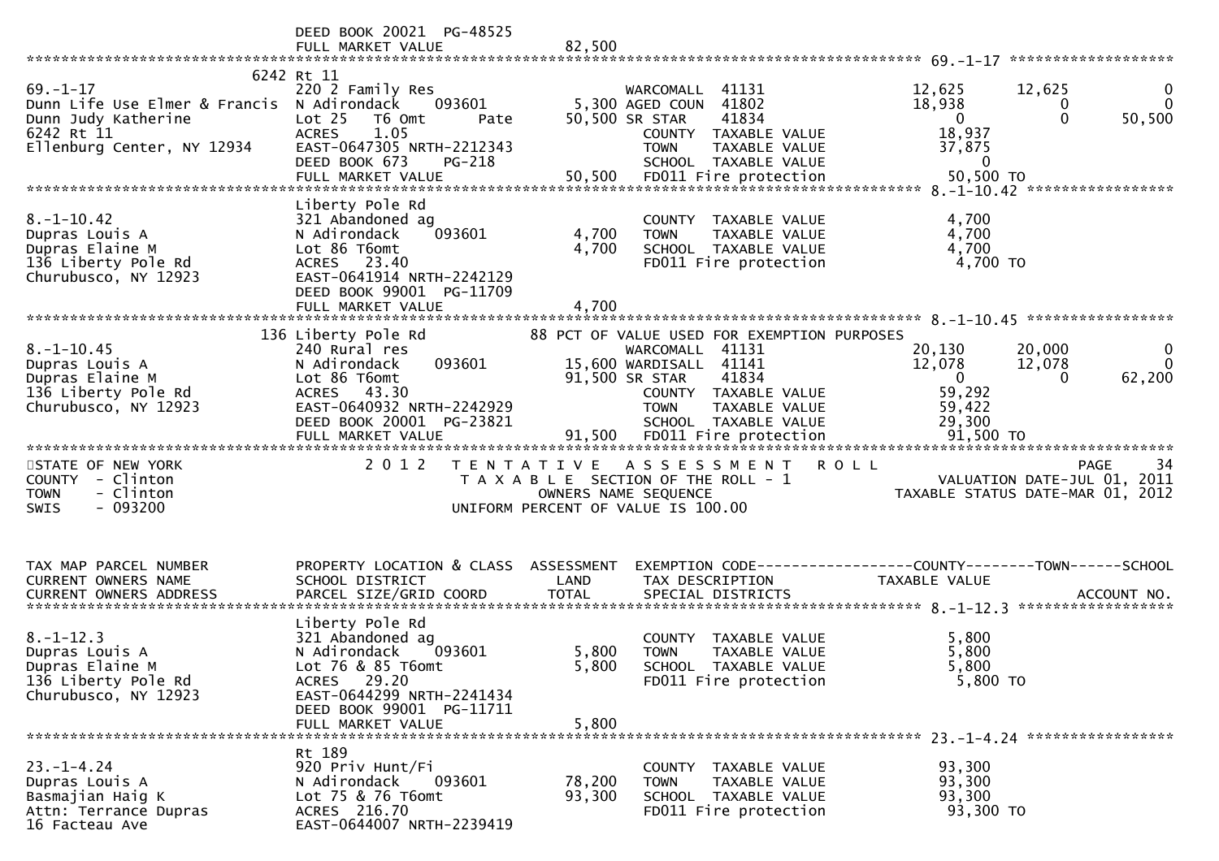```
                              DEED BOOK 20021  PG-48525
                              FULL MARKET VALUE              82,500
******************************************************************************************************* 69.-1-17 ********************
                           6242 Rt 11
69.-1-17                      220 2 Family Res                    WARCOMALL  41131            12,625       12,625            0
Dunn Life Use Elmer & Francis N Adirondack     093601      5,300 AGED COUN  41802            18,938            0            0
Dunn Judy Katherine           Lot 25   T6 Omt      Pate    50,500 SR STAR    41834                 0            0       50,500
6242 Rt 11                    ACRES    1.05                       COUNTY  TAXABLE VALUE           18,937
Ellenburg Center, NY 12934    EAST-0647305 NRTH-2212343           TOWN    TAXABLE VALUE           37,875
                              DEED BOOK 673    PG-218             SCHOOL  TAXABLE VALUE                0
                              FULL MARKET VALUE              50,500  FD011 Fire protection           50,500 TO
******************************************************************************************************* 8.-1-10.42 *****************
                              Liberty Pole Rd
8.-1-10.42                    321 Abandoned ag                    COUNTY  TAXABLE VALUE            4,700
Dupras Louis A                N Adirondack     093601      4,700  TOWN    TAXABLE VALUE            4,700
Dupras Elaine M               Lot 86 T6omt                 4,700  SCHOOL  TAXABLE VALUE            4,700
136 Liberty Pole Rd           ACRES   23.40                       FD011 Fire protection            4,700 TO
Churubusco, NY 12923          EAST-0641914 NRTH-2242129
                              DEED BOOK 99001  PG-11709
                              FULL MARKET VALUE               4,700
******************************************************************************************************* 8.-1-10.45 *****************
                           136 Liberty Pole Rd          88 PCT OF VALUE USED FOR EXEMPTION PURPOSES
8.-1-10.45                    240 Rural res                       WARCOMALL  41131            20,130       20,000            0
Dupras Louis A                N Adirondack     093601     15,600 WARDISALL  41141            12,078       12,078            0
Dupras Elaine M               Lot 86 T6omt                91,500 SR STAR    41834                 0            0       62,200
136 Liberty Pole Rd           ACRES   43.30                       COUNTY  TAXABLE VALUE           59,292
Churubusco, NY 12923          EAST-0640932 NRTH-2242929           TOWN    TAXABLE VALUE           59,422
                              DEED BOOK 20001  PG-23821           SCHOOL  TAXABLE VALUE           29,300
                              FULL MARKET VALUE              91,500  FD011 Fire protection           91,500 TO
**************************************************************************************************************************************
STATE OF NEW YORK                  2 0 1 2   T E N T A T I V E   A S S E S S M E N T   R O L L                          PAGE    34
COUNTY  - Clinton                          T A X A B L E  SECTION OF THE ROLL - 1                     VALUATION DATE-JUL 01, 2011
TOWN    - Clinton                               OWNERS NAME SEQUENCE                             TAXABLE STATUS DATE-MAR 01, 2012
SWIS    - 093200                         UNIFORM PERCENT OF VALUE IS 100.00


TAX MAP PARCEL NUMBER         PROPERTY LOCATION & CLASS  ASSESSMENT  EXEMPTION CODE------------------COUNTY--------TOWN------SCHOOL
CURRENT OWNERS NAME           SCHOOL DISTRICT               LAND      TAX DESCRIPTION             TAXABLE VALUE
CURRENT OWNERS ADDRESS        PARCEL SIZE/GRID COORD       TOTAL      SPECIAL DISTRICTS                                    ACCOUNT NO.
******************************************************************************************************* 8.-1-12.3 ******************
                              Liberty Pole Rd
8.-1-12.3                     321 Abandoned ag                    COUNTY  TAXABLE VALUE            5,800
Dupras Louis A                N Adirondack     093601      5,800  TOWN    TAXABLE VALUE            5,800
Dupras Elaine M               Lot 76 & 85 T6omt            5,800  SCHOOL  TAXABLE VALUE            5,800
136 Liberty Pole Rd           ACRES   29.20                       FD011 Fire protection            5,800 TO
Churubusco, NY 12923          EAST-0644299 NRTH-2241434
                              DEED BOOK 99001  PG-11711
                              FULL MARKET VALUE               5,800
******************************************************************************************************* 23.-1-4.24 *****************
                              Rt 189
23.-1-4.24                    920 Priv Hunt/Fi                    COUNTY  TAXABLE VALUE           93,300
Dupras Louis A                N Adirondack     093601     78,200  TOWN    TAXABLE VALUE           93,300
Basmajian Haig K              Lot 75 & 76 T6omt           93,300  SCHOOL  TAXABLE VALUE           93,300
Attn: Terrance Dupras         ACRES  216.70                       FD011 Fire protection           93,300 TO
16 Facteau Ave                EAST-0644007 NRTH-2239419
```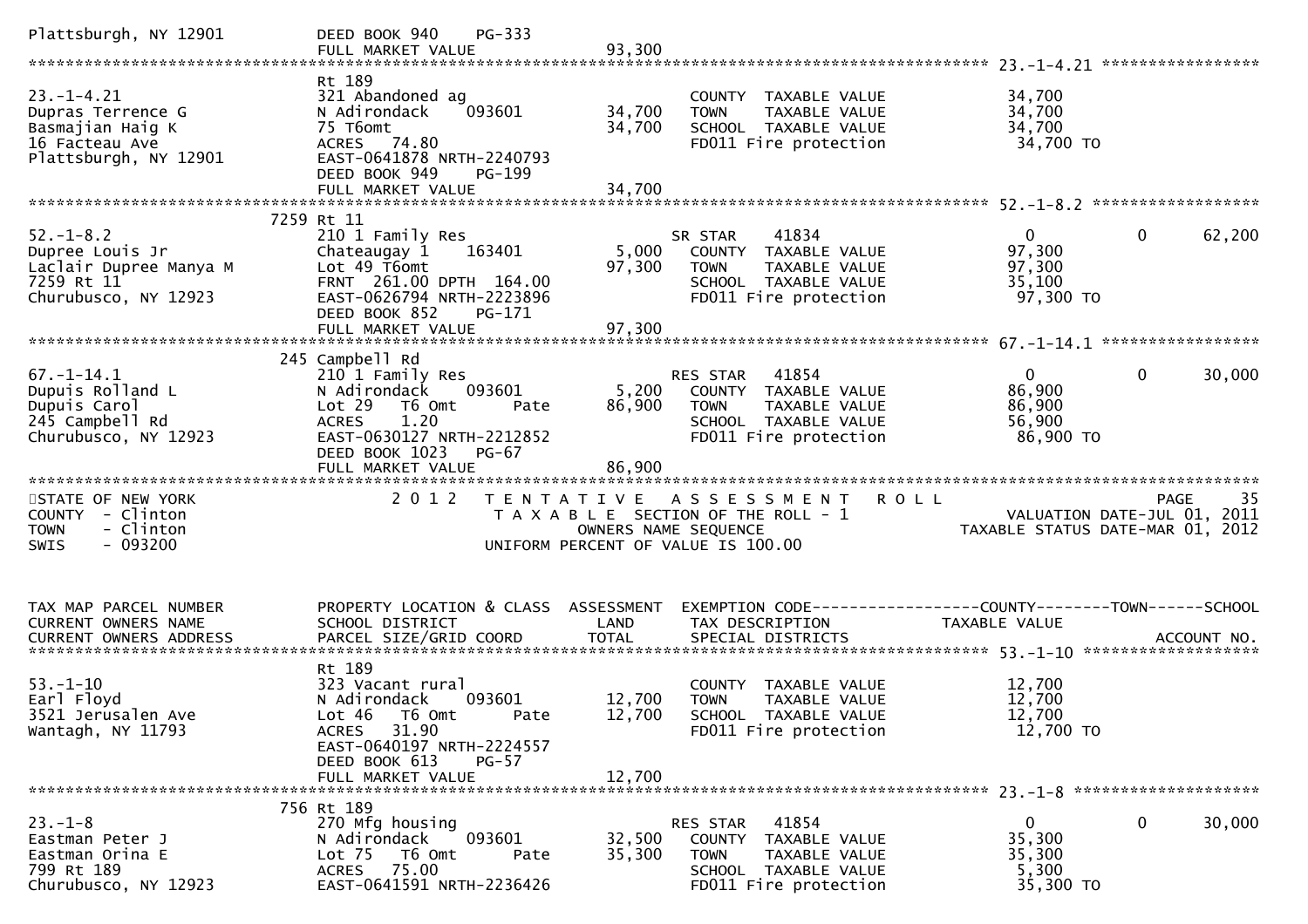```
Plattsburgh, NY 12901          DEED BOOK 940    PG-333
                               FULL MARKET VALUE              93,300
******************************************************************************************************* 23.-1-4.21 *****************
                               Rt 189
23.-1-4.21                     321 Abandoned ag                          COUNTY  TAXABLE VALUE             34,700
Dupras Terrence G              N Adirondack     093601        34,700     TOWN    TAXABLE VALUE             34,700
Basmajian Haig K               75 T6omt                       34,700     SCHOOL  TAXABLE VALUE             34,700
16 Facteau Ave                 ACRES  74.80                              FD011 Fire protection              34,700 TO
Plattsburgh, NY 12901          EAST-0641878 NRTH-2240793
                               DEED BOOK 949    PG-199
                               FULL MARKET VALUE              34,700
******************************************************************************************************* 52.-1-8.2 ******************
                          7259 Rt 11
52.-1-8.2                      210 1 Family Res                          SR STAR    41834                   0            0     62,200
Dupree Louis Jr                Chateaugay 1     163401         5,000     COUNTY  TAXABLE VALUE             97,300
Laclair Dupree Manya M         Lot 49 T6omt                   97,300     TOWN    TAXABLE VALUE             97,300
7259 Rt 11                     FRNT 261.00 DPTH 164.00                   SCHOOL  TAXABLE VALUE             35,100
Churubusco, NY 12923           EAST-0626794 NRTH-2223896                 FD011 Fire protection              97,300 TO
                               DEED BOOK 852    PG-171
                               FULL MARKET VALUE              97,300
******************************************************************************************************* 67.-1-14.1 *****************
                           245 Campbell Rd
67.-1-14.1                     210 1 Family Res                          RES STAR   41854                   0            0     30,000
Dupuis Rolland L               N Adirondack     093601         5,200     COUNTY  TAXABLE VALUE             86,900
Dupuis Carol                   Lot 29   T6 Omt        Pate    86,900     TOWN    TAXABLE VALUE             86,900
245 Campbell Rd                ACRES    1.20                             SCHOOL  TAXABLE VALUE             56,900
Churubusco, NY 12923           EAST-0630127 NRTH-2212852                 FD011 Fire protection              86,900 TO
                               DEED BOOK 1023   PG-67
                               FULL MARKET VALUE              86,900
************************************************************************************************************************************
STATE OF NEW YORK                2 0 1 2   T E N T A T I V E   A S S E S S M E N T   R O L L                              PAGE    35
COUNTY  - Clinton                         T A X A B L E  SECTION OF THE ROLL - 1                      VALUATION DATE-JUL 01, 2011
TOWN    - Clinton                               OWNERS NAME SEQUENCE                          TAXABLE STATUS DATE-MAR 01, 2012
SWIS    - 093200                         UNIFORM PERCENT OF VALUE IS 100.00


TAX MAP PARCEL NUMBER          PROPERTY LOCATION & CLASS  ASSESSMENT  EXEMPTION CODE------------------COUNTY--------TOWN------SCHOOL
CURRENT OWNERS NAME            SCHOOL DISTRICT               LAND      TAX DESCRIPTION               TAXABLE VALUE
CURRENT OWNERS ADDRESS         PARCEL SIZE/GRID COORD        TOTAL     SPECIAL DISTRICTS                                  ACCOUNT NO.
******************************************************************************************************* 53.-1-10 *******************
                               Rt 189
53.-1-10                       323 Vacant rural                          COUNTY  TAXABLE VALUE             12,700
Earl Floyd                     N Adirondack     093601        12,700     TOWN    TAXABLE VALUE             12,700
3521 Jerusalen Ave             Lot 46   T6 Omt        Pate    12,700     SCHOOL  TAXABLE VALUE             12,700
Wantagh, NY 11793              ACRES  31.90                              FD011 Fire protection              12,700 TO
                               EAST-0640197 NRTH-2224557
                               DEED BOOK 613    PG-57
                               FULL MARKET VALUE              12,700
******************************************************************************************************* 23.-1-8 ********************
                           756 Rt 189
23.-1-8                        270 Mfg housing                           RES STAR   41854                   0            0     30,000
Eastman Peter J                N Adirondack     093601        32,500     COUNTY  TAXABLE VALUE             35,300
Eastman Orina E                Lot 75   T6 Omt        Pate    35,300     TOWN    TAXABLE VALUE             35,300
799 Rt 189                     ACRES  75.00                              SCHOOL  TAXABLE VALUE              5,300
Churubusco, NY 12923           EAST-0641591 NRTH-2236426                 FD011 Fire protection              35,300 TO
```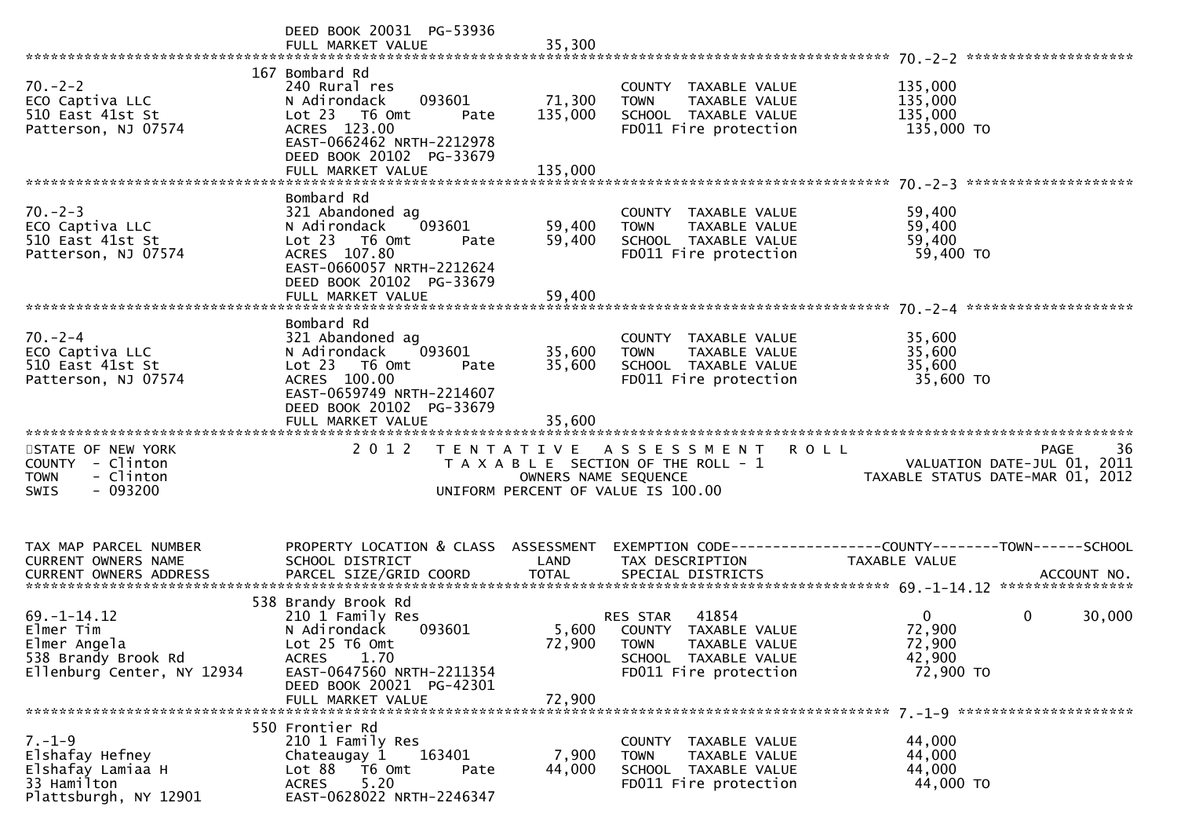```
                              DEED BOOK 20031  PG-53936
                              FULL MARKET VALUE              35,300
******************************************************************************************************* 70.-2-2 ********************
                           167 Bombard Rd
70.-2-2                       240 Rural res                           COUNTY  TAXABLE VALUE            135,000
ECO Captiva LLC               N Adirondack     093601        71,300   TOWN    TAXABLE VALUE            135,000
510 East 41st St              Lot 23   T6 Omt       Pate    135,000   SCHOOL  TAXABLE VALUE            135,000
Patterson, NJ 07574           ACRES  123.00                           FD011 Fire protection              135,000 TO
                              EAST-0662462 NRTH-2212978
                              DEED BOOK 20102  PG-33679
                              FULL MARKET VALUE             135,000
******************************************************************************************************* 70.-2-3 ********************
                              Bombard Rd
70.-2-3                       321 Abandoned ag                        COUNTY  TAXABLE VALUE             59,400
ECO Captiva LLC               N Adirondack     093601        59,400   TOWN    TAXABLE VALUE             59,400
510 East 41st St              Lot 23   T6 Omt       Pate     59,400   SCHOOL  TAXABLE VALUE             59,400
Patterson, NJ 07574           ACRES  107.80                           FD011 Fire protection               59,400 TO
                              EAST-0660057 NRTH-2212624
                              DEED BOOK 20102  PG-33679
                              FULL MARKET VALUE              59,400
******************************************************************************************************* 70.-2-4 ********************
                              Bombard Rd
70.-2-4                       321 Abandoned ag                        COUNTY  TAXABLE VALUE             35,600
ECO Captiva LLC               N Adirondack     093601        35,600   TOWN    TAXABLE VALUE             35,600
510 East 41st St              Lot 23   T6 Omt       Pate     35,600   SCHOOL  TAXABLE VALUE             35,600
Patterson, NJ 07574           ACRES  100.00                           FD011 Fire protection               35,600 TO
                              EAST-0659749 NRTH-2214607
                              DEED BOOK 20102  PG-33679
                              FULL MARKET VALUE              35,600
************************************************************************************************************************************
STATE OF NEW YORK                2 0 1 2   T E N T A T I V E   A S S E S S M E N T   R O L L                            PAGE    36
COUNTY  - Clinton                          T A X A B L E  SECTION OF THE ROLL - 1                    VALUATION DATE-JUL 01, 2011
TOWN    - Clinton                                 OWNERS NAME SEQUENCE                            TAXABLE STATUS DATE-MAR 01, 2012
SWIS    - 093200                            UNIFORM PERCENT OF VALUE IS 100.00


TAX MAP PARCEL NUMBER         PROPERTY LOCATION & CLASS  ASSESSMENT  EXEMPTION CODE------------------COUNTY--------TOWN------SCHOOL
CURRENT OWNERS NAME           SCHOOL DISTRICT               LAND      TAX DESCRIPTION              TAXABLE VALUE
CURRENT OWNERS ADDRESS        PARCEL SIZE/GRID COORD        TOTAL     SPECIAL DISTRICTS                                  ACCOUNT NO.
******************************************************************************************************* 69.-1-14.12 ****************
                           538 Brandy Brook Rd
69.-1-14.12                   210 1 Family Res                        RES STAR    41854                 0            0       30,000
Elmer Tim                     N Adirondack     093601         5,600   COUNTY  TAXABLE VALUE             72,900
Elmer Angela                  Lot 25 T6 Omt                  72,900   TOWN    TAXABLE VALUE             72,900
538 Brandy Brook Rd           ACRES    1.70                           SCHOOL  TAXABLE VALUE             42,900
Ellenburg Center, NY 12934    EAST-0647560 NRTH-2211354               FD011 Fire protection               72,900 TO
                              DEED BOOK 20021  PG-42301
                              FULL MARKET VALUE              72,900
******************************************************************************************************* 7.-1-9 *********************
                           550 Frontier Rd
7.-1-9                        210 1 Family Res                        COUNTY  TAXABLE VALUE             44,000
Elshafay Hefney               Chateaugay 1     163401         7,900   TOWN    TAXABLE VALUE             44,000
Elshafay Lamiaa H             Lot 88   T6 Omt       Pate     44,000   SCHOOL  TAXABLE VALUE             44,000
33 Hamilton                   ACRES    5.20                           FD011 Fire protection               44,000 TO
Plattsburgh, NY 12901         EAST-0628022 NRTH-2246347
```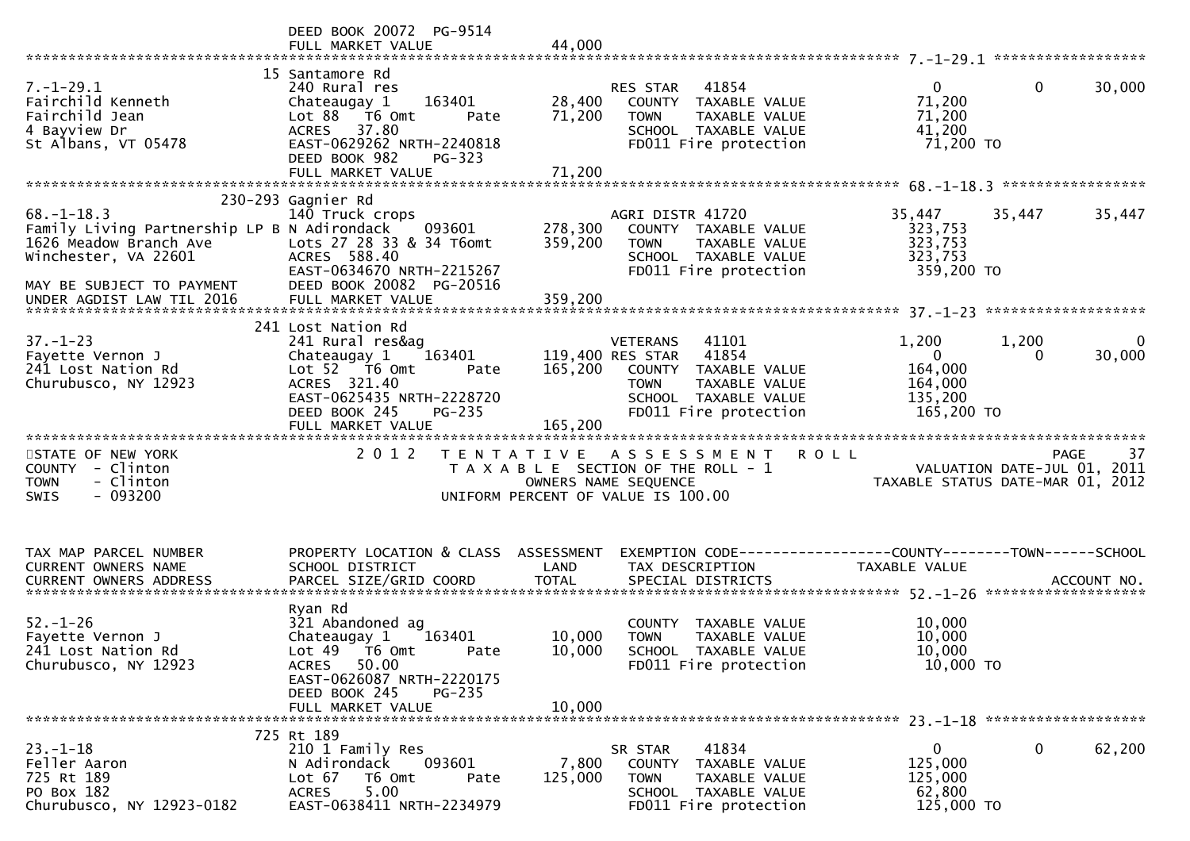```
                             DEED BOOK 20072  PG-9514
                             FULL MARKET VALUE              44,000
******************************************************************************************************* 7.-1-29.1 ******************
                          15 Santamore Rd
7.-1-29.1                    240 Rural res                        RES STAR   41854                  0           0       30,000
Fairchild Kenneth            Chateaugay 1    163401      28,400     COUNTY  TAXABLE VALUE           71,200
Fairchild Jean               Lot 88   T6 Omt        Pate    71,200     TOWN    TAXABLE VALUE           71,200
4 Bayview Dr                 ACRES  37.80                           SCHOOL  TAXABLE VALUE           41,200
St Albans, VT 05478          EAST-0629262 NRTH-2240818             FD011 Fire protection            71,200 TO
                             DEED BOOK 982    PG-323
                             FULL MARKET VALUE              71,200
******************************************************************************************************* 68.-1-18.3 *****************
                      230-293 Gagnier Rd
68.-1-18.3                   140 Truck crops                      AGRI DISTR 41720             35,447      35,447       35,447
Family Living Partnership LP B N Adirondack    093601     278,300     COUNTY  TAXABLE VALUE          323,753
1626 Meadow Branch Ave       Lots 27 28 33 & 34 T6omt     359,200     TOWN    TAXABLE VALUE          323,753
Winchester, VA 22601         ACRES 588.40                           SCHOOL  TAXABLE VALUE          323,753
                             EAST-0634670 NRTH-2215267             FD011 Fire protection           359,200 TO
MAY BE SUBJECT TO PAYMENT    DEED BOOK 20082  PG-20516
UNDER AGDIST LAW TIL 2016    FULL MARKET VALUE             359,200
******************************************************************************************************* 37.-1-23 *******************
                          241 Lost Nation Rd
37.-1-23                     241 Rural res&ag                     VETERANS   41101               1,200       1,200            0
Fayette Vernon J             Chateaugay 1    163401     119,400 RES STAR   41854                  0           0       30,000
241 Lost Nation Rd           Lot 52   T6 Omt        Pate   165,200     COUNTY  TAXABLE VALUE          164,000
Churubusco, NY 12923         ACRES 321.40                           TOWN    TAXABLE VALUE          164,000
                             EAST-0625435 NRTH-2228720             SCHOOL  TAXABLE VALUE          135,200
                             DEED BOOK 245    PG-235                FD011 Fire protection           165,200 TO
                             FULL MARKET VALUE             165,200
************************************************************************************************************************************
STATE OF NEW YORK                 2 0 1 2   T E N T A T I V E   A S S E S S M E N T   R O L L                          PAGE    37
COUNTY  - Clinton                       T A X A B L E  SECTION OF THE ROLL - 1                    VALUATION DATE-JUL 01, 2011
TOWN    - Clinton                              OWNERS NAME SEQUENCE                          TAXABLE STATUS DATE-MAR 01, 2012
SWIS    - 093200                        UNIFORM PERCENT OF VALUE IS 100.00


TAX MAP PARCEL NUMBER        PROPERTY LOCATION & CLASS  ASSESSMENT  EXEMPTION CODE------------------COUNTY--------TOWN------SCHOOL
CURRENT OWNERS NAME          SCHOOL DISTRICT               LAND      TAX DESCRIPTION              TAXABLE VALUE
CURRENT OWNERS ADDRESS       PARCEL SIZE/GRID COORD        TOTAL     SPECIAL DISTRICTS                                    ACCOUNT NO.
******************************************************************************************************* 52.-1-26 *******************
                             Ryan Rd
52.-1-26                     321 Abandoned ag                      COUNTY  TAXABLE VALUE           10,000
Fayette Vernon J             Chateaugay 1    163401      10,000     TOWN    TAXABLE VALUE           10,000
241 Lost Nation Rd           Lot 49   T6 Omt        Pate    10,000     SCHOOL  TAXABLE VALUE           10,000
Churubusco, NY 12923         ACRES  50.00                           FD011 Fire protection            10,000 TO
                             EAST-0626087 NRTH-2220175
                             DEED BOOK 245    PG-235
                             FULL MARKET VALUE              10,000
******************************************************************************************************* 23.-1-18 *******************
                          725 Rt 189
23.-1-18                     210 1 Family Res                     SR STAR    41834                  0           0       62,200
Feller Aaron                 N Adirondack    093601       7,800     COUNTY  TAXABLE VALUE          125,000
725 Rt 189                   Lot 67   T6 Omt        Pate   125,000     TOWN    TAXABLE VALUE          125,000
PO Box 182                   ACRES   5.00                           SCHOOL  TAXABLE VALUE           62,800
Churubusco, NY 12923-0182    EAST-0638411 NRTH-2234979             FD011 Fire protection           125,000 TO
```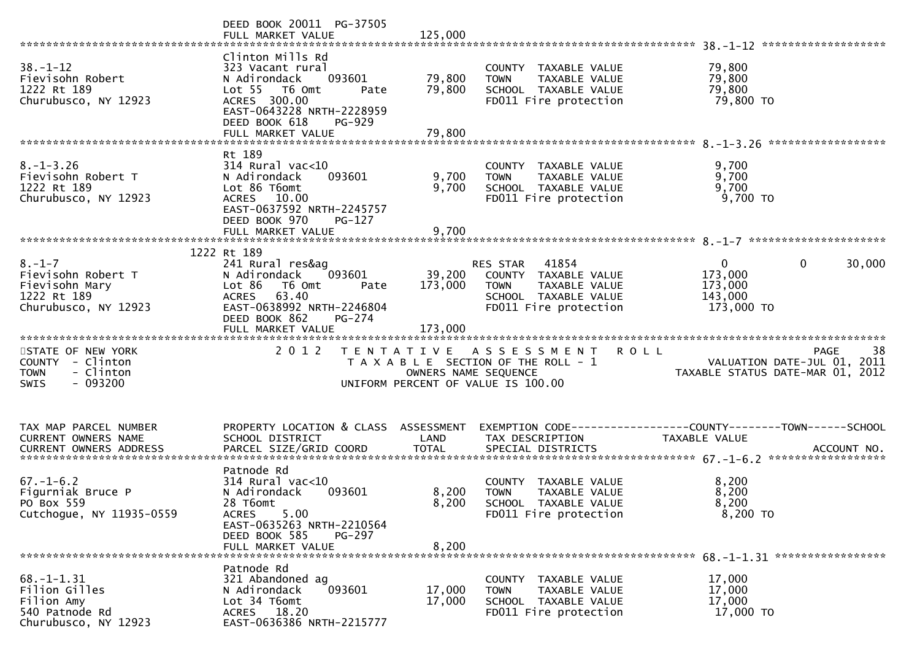```
                              DEED BOOK 20011  PG-37505
                              FULL MARKET VALUE              125,000
******************************************************************************************************* 38.-1-12 *******************
                              Clinton Mills Rd
38.-1-12                      323 Vacant rural                        COUNTY  TAXABLE VALUE             79,800
Fievisohn Robert              N Adirondack     093601       79,800    TOWN    TAXABLE VALUE             79,800
1222 Rt 189                   Lot 55   T6 Omt       Pate    79,800    SCHOOL  TAXABLE VALUE             79,800
Churubusco, NY 12923          ACRES  300.00                           FD011 Fire protection              79,800 TO
                              EAST-0643228 NRTH-2228959
                              DEED BOOK 618     PG-929
                              FULL MARKET VALUE              79,800
******************************************************************************************************* 8.-1-3.26 ******************
                              Rt 189
8.-1-3.26                     314 Rural vac<10                        COUNTY  TAXABLE VALUE              9,700
Fievisohn Robert T            N Adirondack     093601        9,700    TOWN    TAXABLE VALUE              9,700
1222 Rt 189                   Lot 86 T6omt                   9,700    SCHOOL  TAXABLE VALUE              9,700
Churubusco, NY 12923          ACRES   10.00                           FD011 Fire protection               9,700 TO
                              EAST-0637592 NRTH-2245757
                              DEED BOOK 970     PG-127
                              FULL MARKET VALUE               9,700
******************************************************************************************************* 8.-1-7 *********************
                          1222 Rt 189
8.-1-7                        241 Rural res&ag                        RES STAR   41854                       0          0     30,000
Fievisohn Robert T            N Adirondack     093601       39,200    COUNTY  TAXABLE VALUE            173,000
Fievisohn Mary                Lot 86   T6 Omt       Pate   173,000    TOWN    TAXABLE VALUE            173,000
1222 Rt 189                   ACRES   63.40                           SCHOOL  TAXABLE VALUE            143,000
Churubusco, NY 12923          EAST-0638992 NRTH-2246804               FD011 Fire protection             173,000 TO
                              DEED BOOK 862     PG-274
                              FULL MARKET VALUE             173,000
************************************************************************************************************************************
STATE OF NEW YORK                 2 0 1 2   T E N T A T I V E   A S S E S S M E N T   R O L L                              PAGE    38
COUNTY  - Clinton                         T A X A B L E  SECTION OF THE ROLL - 1                      VALUATION DATE-JUL 01, 2011
TOWN    - Clinton                               OWNERS NAME SEQUENCE                             TAXABLE STATUS DATE-MAR 01, 2012
SWIS    - 093200                          UNIFORM PERCENT OF VALUE IS 100.00


TAX MAP PARCEL NUMBER         PROPERTY LOCATION & CLASS  ASSESSMENT  EXEMPTION CODE------------------COUNTY--------TOWN------SCHOOL
CURRENT OWNERS NAME           SCHOOL DISTRICT               LAND      TAX DESCRIPTION             TAXABLE VALUE
CURRENT OWNERS ADDRESS        PARCEL SIZE/GRID COORD        TOTAL     SPECIAL DISTRICTS                                 ACCOUNT NO.
******************************************************************************************************* 67.-1-6.2 ******************
                              Patnode Rd
67.-1-6.2                     314 Rural vac<10                        COUNTY  TAXABLE VALUE              8,200
Figurniak Bruce P             N Adirondack     093601        8,200    TOWN    TAXABLE VALUE              8,200
PO Box 559                    28 T6omt                       8,200    SCHOOL  TAXABLE VALUE              8,200
Cutchogue, NY 11935-0559      ACRES    5.00                           FD011 Fire protection               8,200 TO
                              EAST-0635263 NRTH-2210564
                              DEED BOOK 585     PG-297
                              FULL MARKET VALUE               8,200
******************************************************************************************************* 68.-1-1.31 *****************
                              Patnode Rd
68.-1-1.31                    321 Abandoned ag                        COUNTY  TAXABLE VALUE             17,000
Filion Gilles                 N Adirondack     093601       17,000    TOWN    TAXABLE VALUE             17,000
Filion Amy                    Lot 34 T6omt                  17,000    SCHOOL  TAXABLE VALUE             17,000
540 Patnode Rd                ACRES   18.20                           FD011 Fire protection              17,000 TO
Churubusco, NY 12923          EAST-0636386 NRTH-2215777
```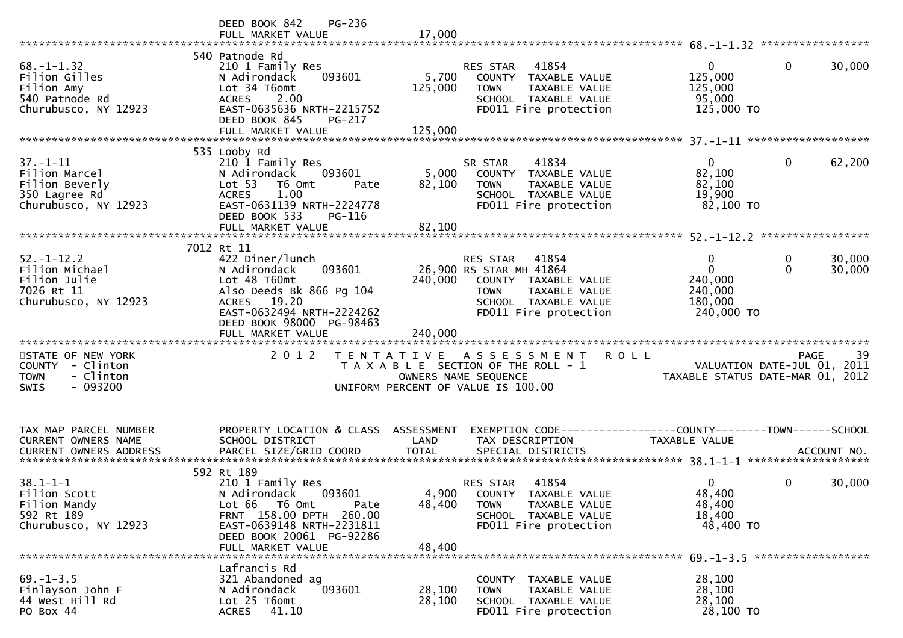```
                               DEED BOOK 842    PG-236
                               FULL MARKET VALUE              17,000
******************************************************************************************************* 68.-1-1.32 *****************
                               540 Patnode Rd
68.-1-1.32                     210 1 Family Res                     RES STAR   41854                    0            0       30,000
Filion Gilles                  N Adirondack     093601        5,700    COUNTY  TAXABLE VALUE          125,000
Filion Amy                     Lot 34 T6omt                 125,000    TOWN    TAXABLE VALUE          125,000
540 Patnode Rd                 ACRES     2.00                          SCHOOL  TAXABLE VALUE           95,000
Churubusco, NY 12923           EAST-0635636 NRTH-2215752               FD011 Fire protection           125,000 TO
                               DEED BOOK 845    PG-217
                               FULL MARKET VALUE             125,000
******************************************************************************************************* 37.-1-11 *******************
                               535 Looby Rd
37.-1-11                       210 1 Family Res                     SR STAR    41834                    0            0       62,200
Filion Marcel                  N Adirondack     093601        5,000    COUNTY  TAXABLE VALUE           82,100
Filion Beverly                 Lot 53   T6 Omt       Pate    82,100    TOWN    TAXABLE VALUE           82,100
350 Lagree Rd                  ACRES     1.00                          SCHOOL  TAXABLE VALUE           19,900
Churubusco, NY 12923           EAST-0631139 NRTH-2224778               FD011 Fire protection            82,100 TO
                               DEED BOOK 533    PG-116
                               FULL MARKET VALUE              82,100
******************************************************************************************************* 52.-1-12.2 *****************
                               7012 Rt 11
52.-1-12.2                     422 Diner/lunch                      RES STAR   41854                    0            0       30,000
Filion Michael                 N Adirondack     093601       26,900 RS STAR MH 41864                    0            0       30,000
Filion Julie                   Lot 48 T60mt                 240,000    COUNTY  TAXABLE VALUE          240,000
7026 Rt 11                     Also Deeds Bk 866 Pg 104                TOWN    TAXABLE VALUE          240,000
Churubusco, NY 12923           ACRES    19.20                          SCHOOL  TAXABLE VALUE          180,000
                               EAST-0632494 NRTH-2224262               FD011 Fire protection           240,000 TO
                               DEED BOOK 98000  PG-98463
                               FULL MARKET VALUE             240,000
************************************************************************************************************************************
STATE OF NEW YORK                  2 0 1 2   T E N T A T I V E   A S S E S S M E N T   R O L L                          PAGE    39
COUNTY  - Clinton                        T A X A B L E  SECTION OF THE ROLL - 1                      VALUATION DATE-JUL 01, 2011
TOWN    - Clinton                                OWNERS NAME SEQUENCE                          TAXABLE STATUS DATE-MAR 01, 2012
SWIS    - 093200                        UNIFORM PERCENT OF VALUE IS 100.00


TAX MAP PARCEL NUMBER          PROPERTY LOCATION & CLASS  ASSESSMENT  EXEMPTION CODE------------------COUNTY--------TOWN------SCHOOL
CURRENT OWNERS NAME            SCHOOL DISTRICT               LAND      TAX DESCRIPTION            TAXABLE VALUE
CURRENT OWNERS ADDRESS         PARCEL SIZE/GRID COORD        TOTAL     SPECIAL DISTRICTS                                ACCOUNT NO.
******************************************************************************************************* 38.1-1-1 *******************
                               592 Rt 189
38.1-1-1                       210 1 Family Res                     RES STAR   41854                    0            0       30,000
Filion Scott                   N Adirondack     093601        4,900    COUNTY  TAXABLE VALUE           48,400
Filion Mandy                   Lot 66   T6 Omt       Pate    48,400    TOWN    TAXABLE VALUE           48,400
592 Rt 189                     FRNT 158.00 DPTH 260.00                 SCHOOL  TAXABLE VALUE           18,400
Churubusco, NY 12923           EAST-0639148 NRTH-2231811               FD011 Fire protection            48,400 TO
                               DEED BOOK 20061  PG-92286
                               FULL MARKET VALUE              48,400
******************************************************************************************************* 69.-1-3.5 ******************
                               Lafrancis Rd
69.-1-3.5                      321 Abandoned ag                        COUNTY  TAXABLE VALUE           28,100
Finlayson John F               N Adirondack     093601       28,100    TOWN    TAXABLE VALUE           28,100
44 West Hill Rd                Lot 25 T6omt                  28,100    SCHOOL  TAXABLE VALUE           28,100
PO Box 44                      ACRES    41.10                          FD011 Fire protection            28,100 TO
```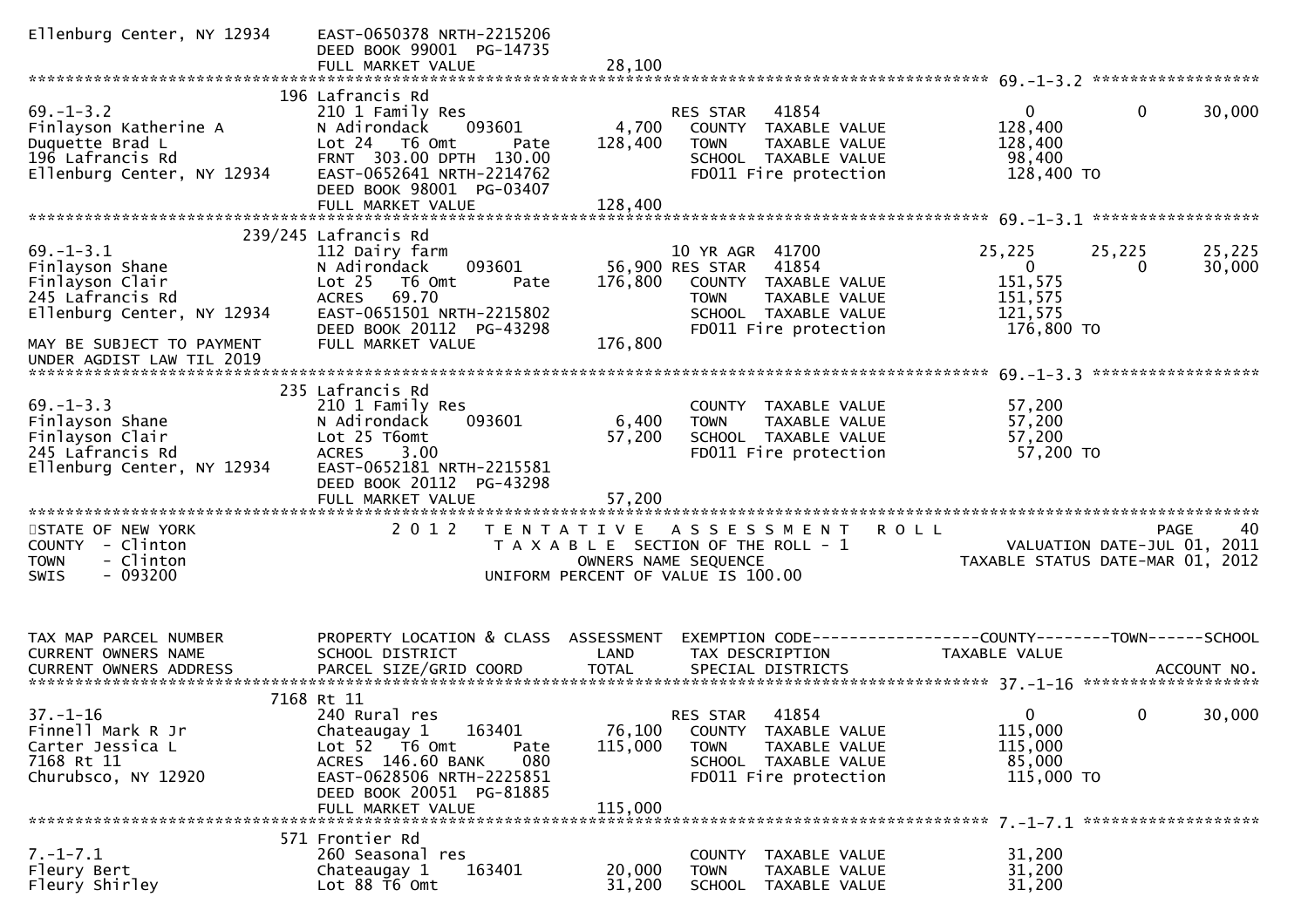```
Ellenburg Center, NY 12934     EAST-0650378 NRTH-2215206
                               DEED BOOK 99001  PG-14735
                               FULL MARKET VALUE              28,100
******************************************************************************************************* 69.-1-3.2 ******************
                         196 Lafrancis Rd
69.-1-3.2                      210 1 Family Res                      RES STAR   41854                   0              0         30,000
Finlayson Katherine A          N Adirondack     093601         4,700   COUNTY  TAXABLE VALUE            128,400
Duquette Brad L                Lot 24   T6 Omt        Pate   128,400   TOWN    TAXABLE VALUE            128,400
196 Lafrancis Rd               FRNT 303.00 DPTH 130.00                 SCHOOL  TAXABLE VALUE             98,400
Ellenburg Center, NY 12934     EAST-0652641 NRTH-2214762               FD011 Fire protection            128,400 TO
                               DEED BOOK 98001  PG-03407
                               FULL MARKET VALUE             128,400
******************************************************************************************************* 69.-1-3.1 ******************
                     239/245 Lafrancis Rd
69.-1-3.1                      112 Dairy farm                        10 YR AGR  41700               25,225         25,225        25,225
Finlayson Shane                N Adirondack     093601        56,900 RES STAR   41854                   0              0         30,000
Finlayson Clair                Lot 25   T6 Omt        Pate   176,800   COUNTY  TAXABLE VALUE            151,575
245 Lafrancis Rd               ACRES   69.70                           TOWN    TAXABLE VALUE            151,575
Ellenburg Center, NY 12934     EAST-0651501 NRTH-2215802               SCHOOL  TAXABLE VALUE            121,575
                               DEED BOOK 20112  PG-43298               FD011 Fire protection            176,800 TO
MAY BE SUBJECT TO PAYMENT      FULL MARKET VALUE             176,800
UNDER AGDIST LAW TIL 2019
******************************************************************************************************* 69.-1-3.3 ******************
                         235 Lafrancis Rd
69.-1-3.3                      210 1 Family Res                        COUNTY  TAXABLE VALUE             57,200
Finlayson Shane                N Adirondack     093601         6,400   TOWN    TAXABLE VALUE             57,200
Finlayson Clair                Lot 25 T6omt                   57,200   SCHOOL  TAXABLE VALUE             57,200
245 Lafrancis Rd               ACRES    3.00                           FD011 Fire protection             57,200 TO
Ellenburg Center, NY 12934     EAST-0652181 NRTH-2215581
                               DEED BOOK 20112  PG-43298
                               FULL MARKET VALUE              57,200
*******************************************************************************************************************************
STATE OF NEW YORK                   2 0 1 2   T E N T A T I V E   A S S E S S M E N T   R O L L                        PAGE    40
COUNTY  - Clinton                          T A X A B L E  SECTION OF THE ROLL - 1                 VALUATION DATE-JUL 01, 2011
TOWN    - Clinton                                 OWNERS NAME SEQUENCE                       TAXABLE STATUS DATE-MAR 01, 2012
SWIS    - 093200                          UNIFORM PERCENT OF VALUE IS 100.00


TAX MAP PARCEL NUMBER          PROPERTY LOCATION & CLASS  ASSESSMENT  EXEMPTION CODE------------------COUNTY--------TOWN------SCHOOL
CURRENT OWNERS NAME            SCHOOL DISTRICT               LAND      TAX DESCRIPTION              TAXABLE VALUE
CURRENT OWNERS ADDRESS         PARCEL SIZE/GRID COORD        TOTAL     SPECIAL DISTRICTS                                  ACCOUNT NO.
******************************************************************************************************* 37.-1-16 *******************
                        7168 Rt 11
37.-1-16                       240 Rural res                         RES STAR   41854                   0              0         30,000
Finnell Mark R Jr              Chateaugay 1     163401        76,100   COUNTY  TAXABLE VALUE            115,000
Carter Jessica L               Lot 52   T6 Omt        Pate   115,000   TOWN    TAXABLE VALUE            115,000
7168 Rt 11                     ACRES  146.60 BANK     080              SCHOOL  TAXABLE VALUE             85,000
Churubsco, NY 12920            EAST-0628506 NRTH-2225851               FD011 Fire protection            115,000 TO
                               DEED BOOK 20051  PG-81885
                               FULL MARKET VALUE             115,000
******************************************************************************************************* 7.-1-7.1 *******************
                         571 Frontier Rd
7.-1-7.1                       260 Seasonal res                        COUNTY  TAXABLE VALUE             31,200
Fleury Bert                    Chateaugay 1     163401        20,000   TOWN    TAXABLE VALUE             31,200
Fleury Shirley                 Lot 88 T6 Omt                  31,200   SCHOOL  TAXABLE VALUE             31,200
```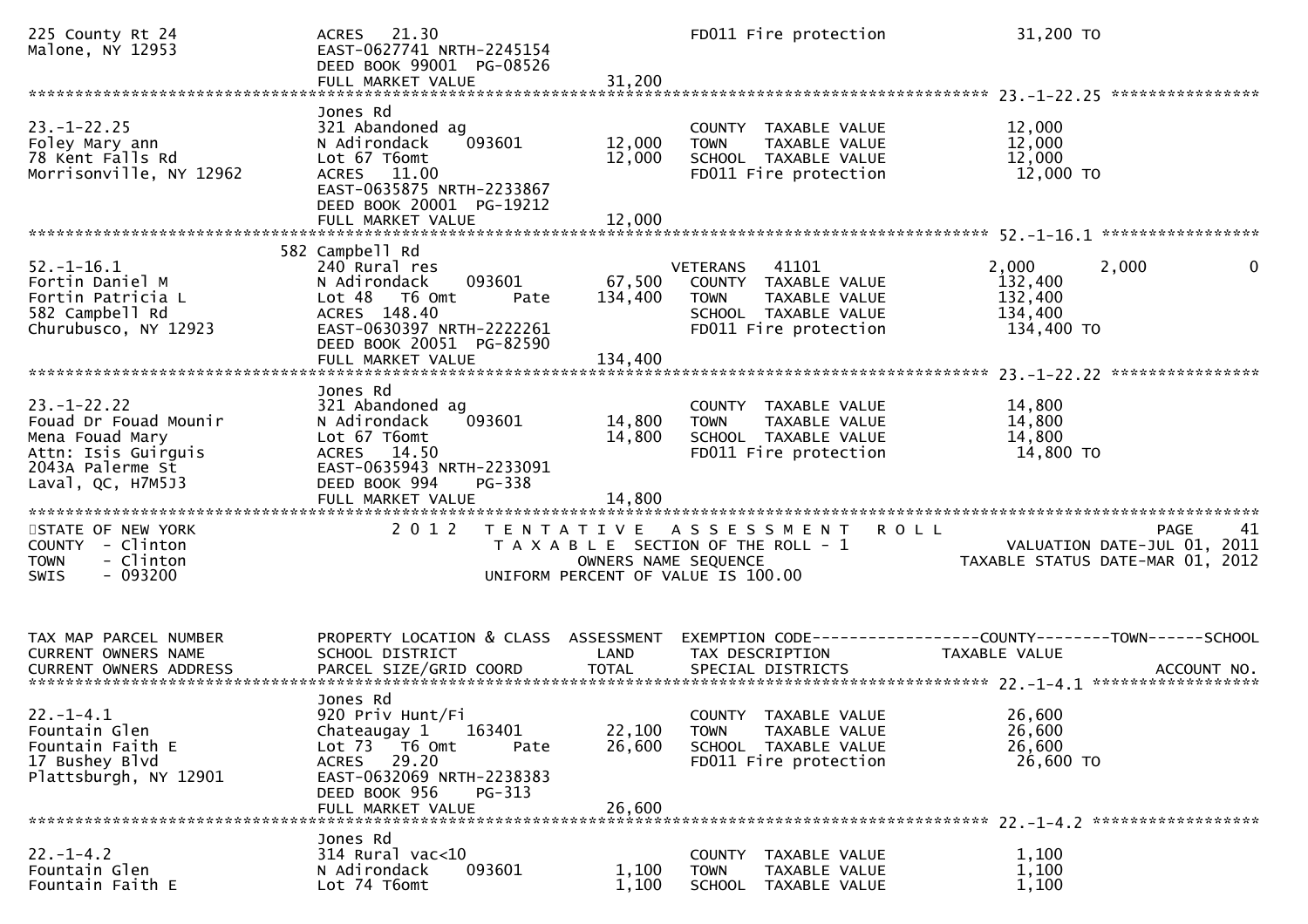```
225 County Rt 24                ACRES   21.30                                  FD011 Fire protection         31,200 TO
Malone, NY 12953                EAST-0627741 NRTH-2245154
                                DEED BOOK 99001  PG-08526
                                FULL MARKET VALUE              31,200
******************************************************************************************************* 23.-1-22.25 ****************
                                Jones Rd
23.-1-22.25                     321 Abandoned ag                               COUNTY  TAXABLE VALUE         12,000
Foley Mary ann                  N Adirondack     093601          12,000        TOWN    TAXABLE VALUE         12,000
78 Kent Falls Rd                Lot 67 T6omt                     12,000        SCHOOL  TAXABLE VALUE         12,000
Morrisonville, NY 12962         ACRES   11.00                                  FD011 Fire protection          12,000 TO
                                EAST-0635875 NRTH-2233867
                                DEED BOOK 20001  PG-19212
                                FULL MARKET VALUE              12,000
******************************************************************************************************* 52.-1-16.1 *****************
                              582 Campbell Rd
52.-1-16.1                      240 Rural res                                  VETERANS    41101            2,000        2,000            0
Fortin Daniel M                 N Adirondack     093601          67,500        COUNTY  TAXABLE VALUE        132,400
Fortin Patricia L               Lot 48   T6 Omt        Pate     134,400        TOWN    TAXABLE VALUE        132,400
582 Campbell Rd                 ACRES  148.40                                  SCHOOL  TAXABLE VALUE        134,400
Churubusco, NY 12923            EAST-0630397 NRTH-2222261                      FD011 Fire protection         134,400 TO
                                DEED BOOK 20051  PG-82590
                                FULL MARKET VALUE             134,400
******************************************************************************************************* 23.-1-22.22 ****************
                                Jones Rd
23.-1-22.22                     321 Abandoned ag                               COUNTY  TAXABLE VALUE         14,800
Fouad Dr Fouad Mounir           N Adirondack     093601          14,800        TOWN    TAXABLE VALUE         14,800
Mena Fouad Mary                 Lot 67 T6omt                     14,800        SCHOOL  TAXABLE VALUE         14,800
Attn: Isis Guirguis             ACRES   14.50                                  FD011 Fire protection          14,800 TO
2043A Palerme St                EAST-0635943 NRTH-2233091
Laval, QC, H7M5J3               DEED BOOK 994    PG-338
                                FULL MARKET VALUE              14,800
************************************************************************************************************************************
STATE OF NEW YORK                 2 0 1 2   T E N T A T I V E   A S S E S S M E N T   R O L L                                 PAGE    41
COUNTY  - Clinton                             T A X A B L E  SECTION OF THE ROLL - 1                       VALUATION DATE-JUL 01, 2011
TOWN    - Clinton                                  OWNERS NAME SEQUENCE                                  TAXABLE STATUS DATE-MAR 01, 2012
SWIS    - 093200                          UNIFORM PERCENT OF VALUE IS 100.00


TAX MAP PARCEL NUMBER           PROPERTY LOCATION & CLASS  ASSESSMENT  EXEMPTION CODE------------------COUNTY--------TOWN------SCHOOL
CURRENT OWNERS NAME             SCHOOL DISTRICT               LAND      TAX DESCRIPTION              TAXABLE VALUE
CURRENT OWNERS ADDRESS          PARCEL SIZE/GRID COORD       TOTAL      SPECIAL DISTRICTS                                    ACCOUNT NO.
******************************************************************************************************* 22.-1-4.1 ******************
                                Jones Rd
22.-1-4.1                       920 Priv Hunt/Fi                               COUNTY  TAXABLE VALUE         26,600
Fountain Glen                   Chateaugay 1     163401          22,100        TOWN    TAXABLE VALUE         26,600
Fountain Faith E                Lot 73   T6 Omt        Pate      26,600        SCHOOL  TAXABLE VALUE         26,600
17 Bushey Blvd                  ACRES   29.20                                  FD011 Fire protection          26,600 TO
Plattsburgh, NY 12901           EAST-0632069 NRTH-2238383
                                DEED BOOK 956    PG-313
                                FULL MARKET VALUE              26,600
******************************************************************************************************* 22.-1-4.2 ******************
                                Jones Rd
22.-1-4.2                       314 Rural vac<10                               COUNTY  TAXABLE VALUE          1,100
Fountain Glen                   N Adirondack     093601           1,100        TOWN    TAXABLE VALUE          1,100
Fountain Faith E                Lot 74 T6omt                      1,100        SCHOOL  TAXABLE VALUE          1,100
```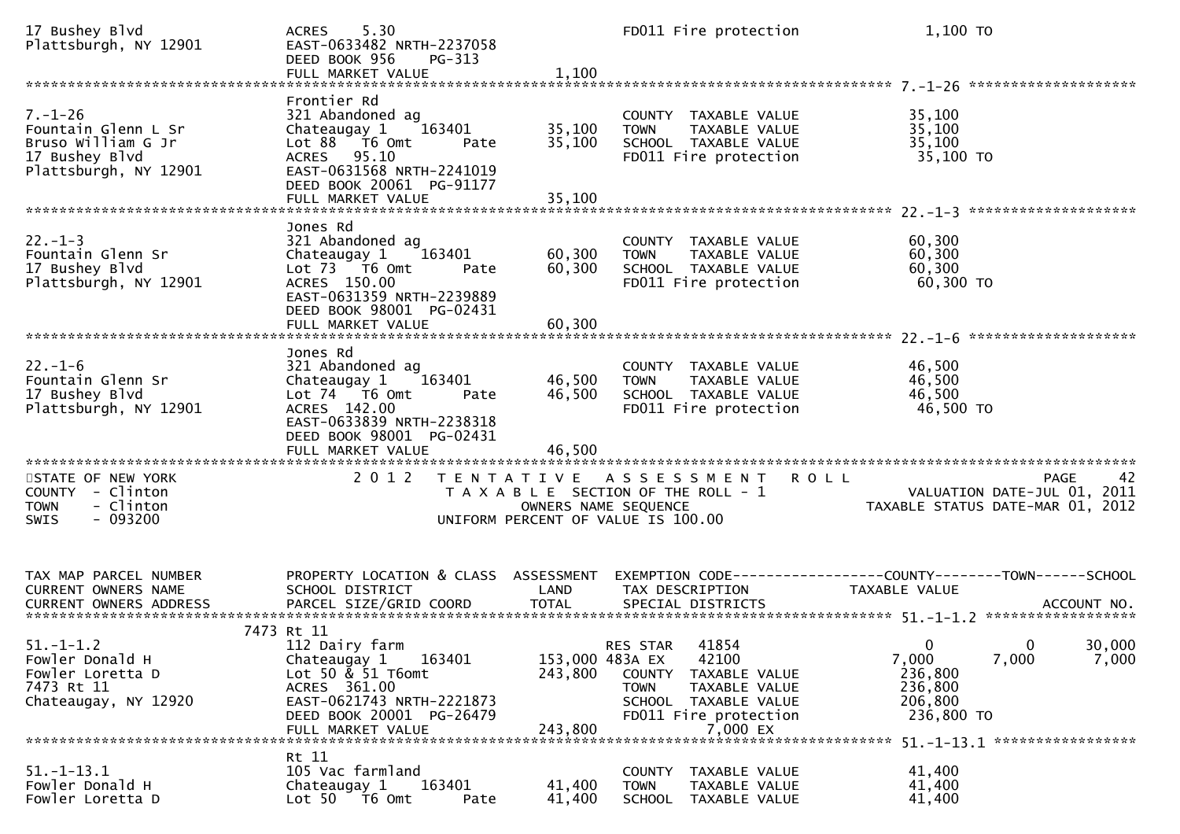```
17 Bushey Blvd                 ACRES     5.30                                   FD011 Fire protection                1,100 TO
Plattsburgh, NY 12901          EAST-0633482 NRTH-2237058
                               DEED BOOK 956     PG-313
                               FULL MARKET VALUE                  1,100
******************************************************************************************************* 7.-1-26 ********************
                               Frontier Rd
7.-1-26                        321 Abandoned ag                                 COUNTY  TAXABLE VALUE               35,100
Fountain Glenn L Sr            Chateaugay 1     163401          35,100          TOWN    TAXABLE VALUE               35,100
Bruso William G Jr             Lot 88   T6 Omt         Pate     35,100          SCHOOL  TAXABLE VALUE               35,100
17 Bushey Blvd                 ACRES    95.10                                   FD011 Fire protection                35,100 TO
Plattsburgh, NY 12901          EAST-0631568 NRTH-2241019
                               DEED BOOK 20061  PG-91177
                               FULL MARKET VALUE                 35,100
******************************************************************************************************* 22.-1-3 ********************
                               Jones Rd
22.-1-3                        321 Abandoned ag                                 COUNTY  TAXABLE VALUE               60,300
Fountain Glenn Sr              Chateaugay 1     163401          60,300          TOWN    TAXABLE VALUE               60,300
17 Bushey Blvd                 Lot 73   T6 Omt         Pate     60,300          SCHOOL  TAXABLE VALUE               60,300
Plattsburgh, NY 12901          ACRES  150.00                                    FD011 Fire protection                60,300 TO
                               EAST-0631359 NRTH-2239889
                               DEED BOOK 98001  PG-02431
                               FULL MARKET VALUE                 60,300
******************************************************************************************************* 22.-1-6 ********************
                               Jones Rd
22.-1-6                        321 Abandoned ag                                 COUNTY  TAXABLE VALUE               46,500
Fountain Glenn Sr              Chateaugay 1     163401          46,500          TOWN    TAXABLE VALUE               46,500
17 Bushey Blvd                 Lot 74   T6 Omt         Pate     46,500          SCHOOL  TAXABLE VALUE               46,500
Plattsburgh, NY 12901          ACRES  142.00                                    FD011 Fire protection                46,500 TO
                               EAST-0633839 NRTH-2238318
                               DEED BOOK 98001  PG-02431
                               FULL MARKET VALUE                 46,500
************************************************************************************************************************************
STATE OF NEW YORK                2 0 1 2   T E N T A T I V E   A S S E S S M E N T   R O L L                              PAGE    42
COUNTY  - Clinton                          T A X A B L E  SECTION OF THE ROLL - 1                          VALUATION DATE-JUL 01, 2011
TOWN    - Clinton                                   OWNERS NAME SEQUENCE                                TAXABLE STATUS DATE-MAR 01, 2012
SWIS    - 093200                            UNIFORM PERCENT OF VALUE IS 100.00


TAX MAP PARCEL NUMBER          PROPERTY LOCATION & CLASS  ASSESSMENT  EXEMPTION CODE------------------COUNTY--------TOWN------SCHOOL
CURRENT OWNERS NAME            SCHOOL DISTRICT               LAND      TAX DESCRIPTION             TAXABLE VALUE
CURRENT OWNERS ADDRESS         PARCEL SIZE/GRID COORD        TOTAL     SPECIAL DISTRICTS                                    ACCOUNT NO.
******************************************************************************************************* 51.-1-1.2 ******************
                          7473 Rt 11
51.-1-1.2                      112 Dairy farm                          RES STAR    41854                 0            0      30,000
Fowler Donald H                Chateaugay 1     163401         153,000 483A EX     42100             7,000        7,000       7,000
Fowler Loretta D               Lot 50 & 51 T6omt               243,800   COUNTY  TAXABLE VALUE         236,800
7473 Rt 11                     ACRES  361.00                             TOWN    TAXABLE VALUE         236,800
Chateaugay, NY 12920           EAST-0621743 NRTH-2221873                 SCHOOL  TAXABLE VALUE         206,800
                               DEED BOOK 20001  PG-26479                 FD011 Fire protection          236,800 TO
                               FULL MARKET VALUE                243,800              7,000 EX
******************************************************************************************************* 51.-1-13.1 *****************
                               Rt 11
51.-1-13.1                     105 Vac farmland                                 COUNTY  TAXABLE VALUE               41,400
Fowler Donald H                Chateaugay 1     163401          41,400          TOWN    TAXABLE VALUE               41,400
Fowler Loretta D               Lot 50   T6 Omt         Pate     41,400          SCHOOL  TAXABLE VALUE               41,400
```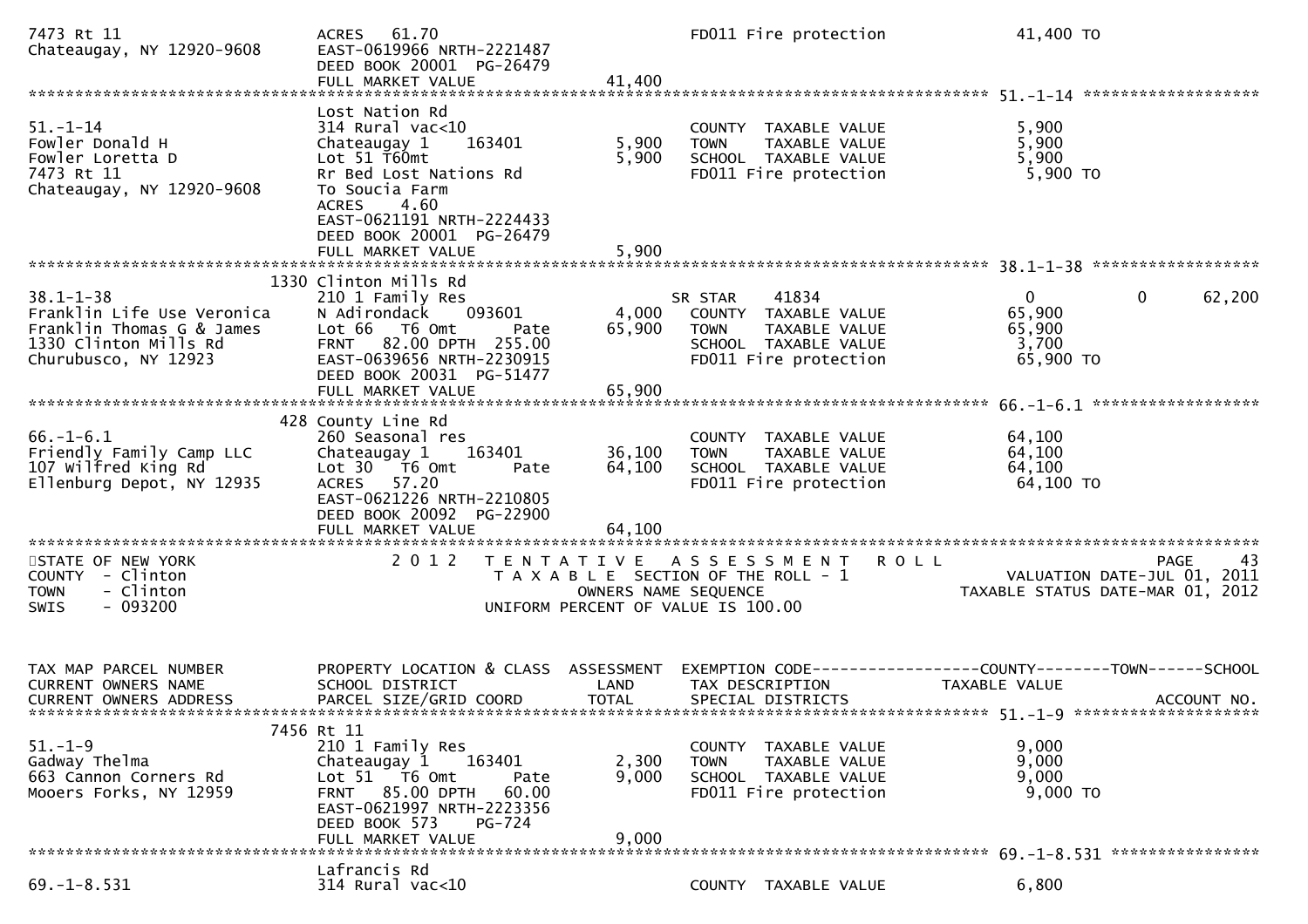```
7473 Rt 11                     ACRES   61.70                         FD011 Fire protection           41,400 TO
Chateaugay, NY 12920-9608      EAST-0619966 NRTH-2221487
                               DEED BOOK 20001  PG-26479
                               FULL MARKET VALUE             41,400
******************************************************************************************************* 51.-1-14 ********************
                               Lost Nation Rd
51.-1-14                       314 Rural vac<10                      COUNTY  TAXABLE VALUE            5,900
Fowler Donald H                Chateaugay 1    163401         5,900  TOWN    TAXABLE VALUE            5,900
Fowler Loretta D               Lot 51 T60mt                   5,900  SCHOOL  TAXABLE VALUE            5,900
7473 Rt 11                     Rr Bed Lost Nations Rd                FD011 Fire protection            5,900 TO
Chateaugay, NY 12920-9608      To Soucia Farm
                               ACRES    4.60
                               EAST-0621191 NRTH-2224433
                               DEED BOOK 20001  PG-26479
                               FULL MARKET VALUE              5,900
******************************************************************************************************* 38.1-1-38 ******************
                          1330 Clinton Mills Rd
38.1-1-38                      210 1 Family Res                      SR STAR    41834                 0            0       62,200
Franklin Life Use Veronica     N Adirondack    093601         4,000  COUNTY  TAXABLE VALUE           65,900
Franklin Thomas G & James      Lot 66   T6 Omt        Pate   65,900  TOWN    TAXABLE VALUE           65,900
1330 Clinton Mills Rd          FRNT   82.00 DPTH  255.00             SCHOOL  TAXABLE VALUE            3,700
Churubusco, NY 12923           EAST-0639656 NRTH-2230915             FD011 Fire protection           65,900 TO
                               DEED BOOK 20031  PG-51477
                               FULL MARKET VALUE             65,900
******************************************************************************************************* 66.-1-6.1 ******************
                           428 County Line Rd
66.-1-6.1                      260 Seasonal res                      COUNTY  TAXABLE VALUE           64,100
Friendly Family Camp LLC       Chateaugay 1    163401        36,100  TOWN    TAXABLE VALUE           64,100
107 Wilfred King Rd            Lot 30   T6 Omt        Pate   64,100  SCHOOL  TAXABLE VALUE           64,100
Ellenburg Depot, NY 12935      ACRES   57.20                         FD011 Fire protection           64,100 TO
                               EAST-0621226 NRTH-2210805
                               DEED BOOK 20092  PG-22900
                               FULL MARKET VALUE             64,100
************************************************************************************************************************************
STATE OF NEW YORK                  2 0 1 2   T E N T A T I V E   A S S E S S M E N T   R O L L                          PAGE    43
COUNTY  - Clinton                        T A X A B L E  SECTION OF THE ROLL - 1                    VALUATION DATE-JUL 01, 2011
TOWN    - Clinton                             OWNERS NAME SEQUENCE                          TAXABLE STATUS DATE-MAR 01, 2012
SWIS    - 093200                         UNIFORM PERCENT OF VALUE IS 100.00


TAX MAP PARCEL NUMBER          PROPERTY LOCATION & CLASS  ASSESSMENT  EXEMPTION CODE------------------COUNTY--------TOWN------SCHOOL
CURRENT OWNERS NAME            SCHOOL DISTRICT               LAND      TAX DESCRIPTION              TAXABLE VALUE
CURRENT OWNERS ADDRESS         PARCEL SIZE/GRID COORD        TOTAL     SPECIAL DISTRICTS                                ACCOUNT NO.
******************************************************************************************************* 51.-1-9 *********************
                          7456 Rt 11
51.-1-9                        210 1 Family Res                      COUNTY  TAXABLE VALUE            9,000
Gadway Thelma                  Chateaugay 1    163401         2,300  TOWN    TAXABLE VALUE            9,000
663 Cannon Corners Rd          Lot 51   T6 Omt        Pate    9,000  SCHOOL  TAXABLE VALUE            9,000
Mooers Forks, NY 12959         FRNT   85.00 DPTH   60.00             FD011 Fire protection            9,000 TO
                               EAST-0621997 NRTH-2223356
                               DEED BOOK 573    PG-724
                               FULL MARKET VALUE              9,000
******************************************************************************************************* 69.-1-8.531 ****************
                               Lafrancis Rd
69.-1-8.531                    314 Rural vac<10                      COUNTY  TAXABLE VALUE            6,800
```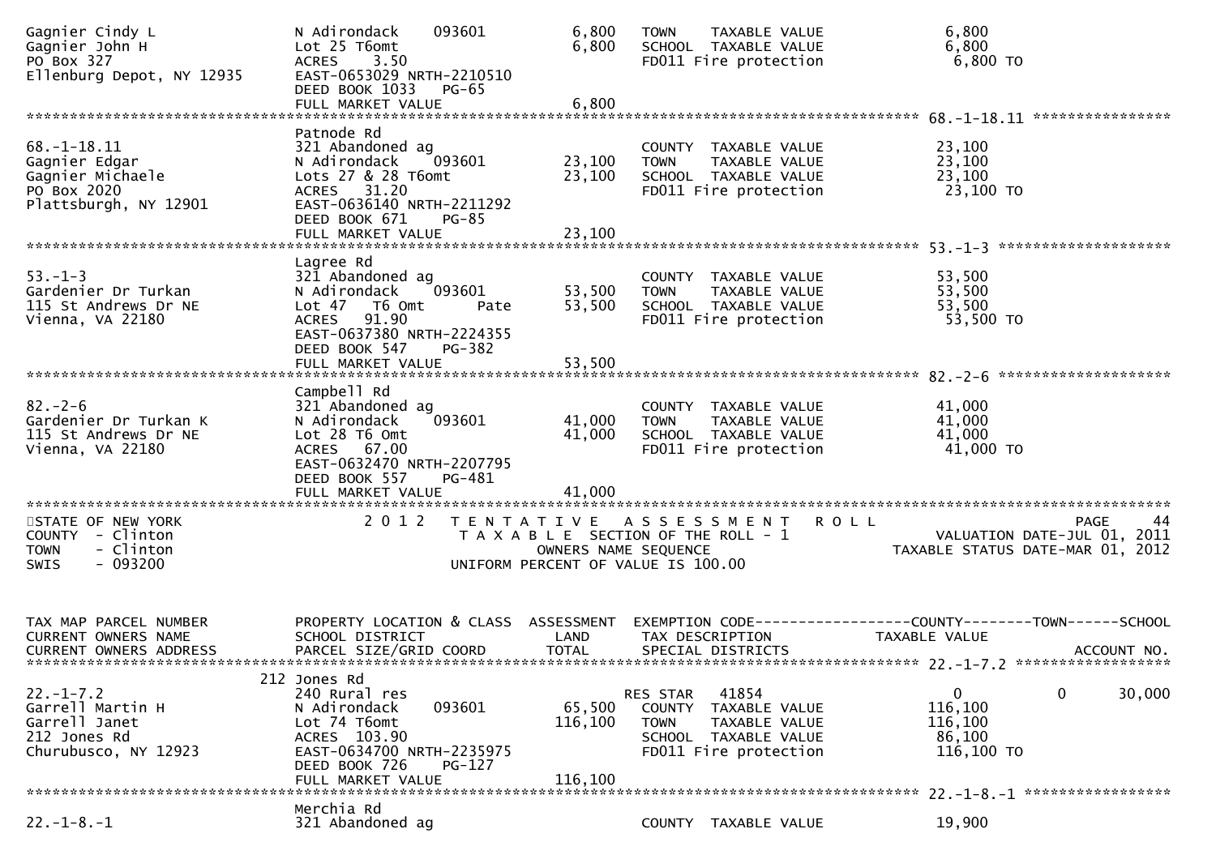```
Gagnier Cindy L               N Adirondack    093601        6,800   TOWN    TAXABLE VALUE               6,800
Gagnier John H                Lot 25 T6omt                  6,800   SCHOOL  TAXABLE VALUE               6,800
PO Box 327                    ACRES    3.50                         FD011 Fire protection               6,800 TO
Ellenburg Depot, NY 12935     EAST-0653029 NRTH-2210510
                              DEED BOOK 1033   PG-65
                              FULL MARKET VALUE             6,800
******************************************************************************************************* 68.-1-18.11 ****************
                              Patnode Rd
68.-1-18.11                   321 Abandoned ag                      COUNTY  TAXABLE VALUE              23,100
Gagnier Edgar                 N Adirondack    093601       23,100   TOWN    TAXABLE VALUE              23,100
Gagnier Michaele              Lots 27 & 28 T6omt           23,100   SCHOOL  TAXABLE VALUE              23,100
PO Box 2020                   ACRES   31.20                         FD011 Fire protection              23,100 TO
Plattsburgh, NY 12901         EAST-0636140 NRTH-2211292
                              DEED BOOK 671    PG-85
                              FULL MARKET VALUE            23,100
******************************************************************************************************* 53.-1-3 ********************
                              Lagree Rd
53.-1-3                       321 Abandoned ag                      COUNTY  TAXABLE VALUE              53,500
Gardenier Dr Turkan           N Adirondack    093601       53,500   TOWN    TAXABLE VALUE              53,500
115 St Andrews Dr NE          Lot 47  T6 Omt        Pate   53,500   SCHOOL  TAXABLE VALUE              53,500
Vienna, VA 22180              ACRES   91.90                         FD011 Fire protection              53,500 TO
                              EAST-0637380 NRTH-2224355
                              DEED BOOK 547    PG-382
                              FULL MARKET VALUE            53,500
******************************************************************************************************* 82.-2-6 ********************
                              Campbell Rd
82.-2-6                       321 Abandoned ag                      COUNTY  TAXABLE VALUE              41,000
Gardenier Dr Turkan K         N Adirondack    093601       41,000   TOWN    TAXABLE VALUE              41,000
115 St Andrews Dr NE          Lot 28 T6 Omt                41,000   SCHOOL  TAXABLE VALUE              41,000
Vienna, VA 22180              ACRES   67.00                         FD011 Fire protection              41,000 TO
                              EAST-0632470 NRTH-2207795
                              DEED BOOK 557    PG-481
                              FULL MARKET VALUE            41,000
************************************************************************************************************************************
STATE OF NEW YORK                2 0 1 2   T E N T A T I V E   A S S E S S M E N T   R O L L                               PAGE    44
COUNTY  - Clinton                     T A X A B L E  SECTION OF THE ROLL - 1                         VALUATION DATE-JUL 01, 2011
TOWN    - Clinton                          OWNERS NAME SEQUENCE                                  TAXABLE STATUS DATE-MAR 01, 2012
SWIS    - 093200                    UNIFORM PERCENT OF VALUE IS 100.00


TAX MAP PARCEL NUMBER         PROPERTY LOCATION & CLASS  ASSESSMENT  EXEMPTION CODE------------------COUNTY--------TOWN------SCHOOL
CURRENT OWNERS NAME           SCHOOL DISTRICT               LAND     TAX DESCRIPTION             TAXABLE VALUE
CURRENT OWNERS ADDRESS        PARCEL SIZE/GRID COORD        TOTAL    SPECIAL DISTRICTS                                    ACCOUNT NO.
******************************************************************************************************* 22.-1-7.2 ******************
                          212 Jones Rd
22.-1-7.2                     240 Rural res                         RES STAR   41854                   0             0       30,000
Garrell Martin H              N Adirondack    093601       65,500   COUNTY  TAXABLE VALUE             116,100
Garrell Janet                 Lot 74 T6omt                116,100   TOWN    TAXABLE VALUE             116,100
212 Jones Rd                  ACRES  103.90                         SCHOOL  TAXABLE VALUE              86,100
Churubusco, NY 12923          EAST-0634700 NRTH-2235975             FD011 Fire protection             116,100 TO
                              DEED BOOK 726    PG-127
                              FULL MARKET VALUE           116,100
******************************************************************************************************* 22.-1-8.-1 *****************
                              Merchia Rd
22.-1-8.-1                    321 Abandoned ag                      COUNTY  TAXABLE VALUE              19,900
```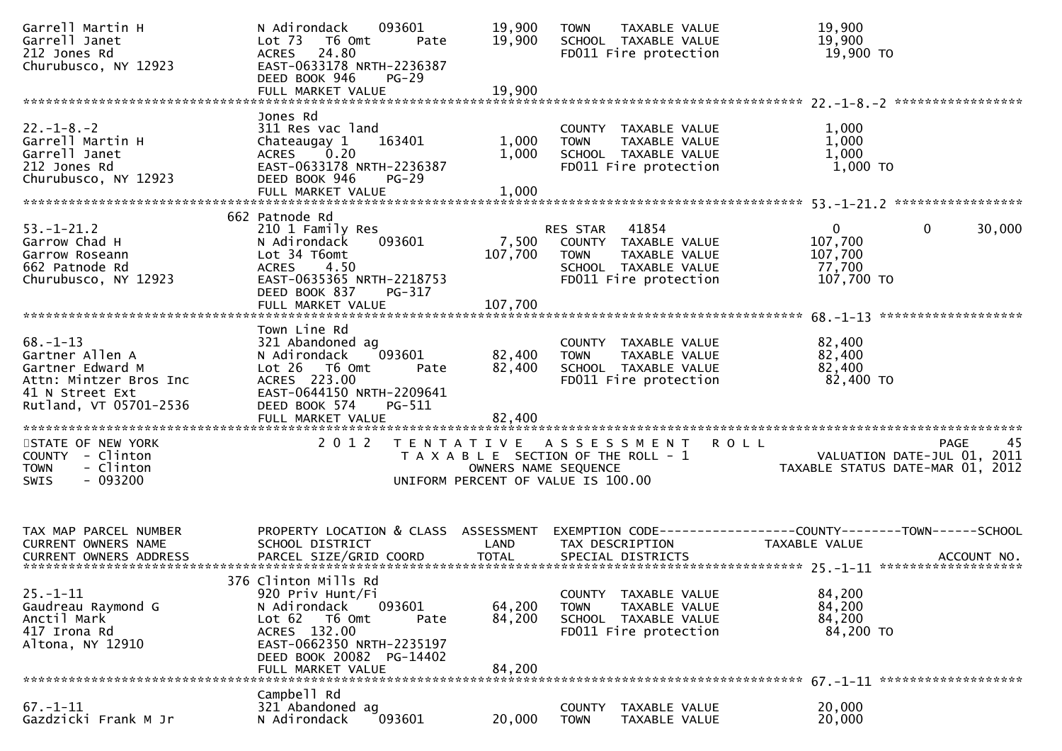```
Garrell Martin H              N Adirondack    093601       19,900   TOWN    TAXABLE VALUE            19,900
Garrell Janet                 Lot 73  T6 Omt       Pate    19,900   SCHOOL  TAXABLE VALUE            19,900
212 Jones Rd                  ACRES   24.80                         FD011 Fire protection             19,900 TO
Churubusco, NY 12923          EAST-0633178 NRTH-2236387
                              DEED BOOK 946    PG-29
                              FULL MARKET VALUE            19,900
******************************************************************************************************* 22.-1-8.-2 *****************
                              Jones Rd
22.-1-8.-2                    311 Res vac land                      COUNTY  TAXABLE VALUE             1,000
Garrell Martin H              Chateaugay 1    163401        1,000   TOWN    TAXABLE VALUE             1,000
Garrell Janet                 ACRES    0.20                 1,000   SCHOOL  TAXABLE VALUE             1,000
212 Jones Rd                  EAST-0633178 NRTH-2236387             FD011 Fire protection              1,000 TO
Churubusco, NY 12923          DEED BOOK 946    PG-29
                              FULL MARKET VALUE             1,000
******************************************************************************************************* 53.-1-21.2 *****************
                              662 Patnode Rd
53.-1-21.2                    210 1 Family Res                      RES STAR   41854                      0           0      30,000
Garrow Chad H                 N Adirondack    093601        7,500   COUNTY  TAXABLE VALUE           107,700
Garrow Roseann                Lot 34 T6omt                107,700   TOWN    TAXABLE VALUE           107,700
662 Patnode Rd                ACRES    4.50                         SCHOOL  TAXABLE VALUE            77,700
Churubusco, NY 12923          EAST-0635365 NRTH-2218753             FD011 Fire protection            107,700 TO
                              DEED BOOK 837    PG-317
                              FULL MARKET VALUE           107,700
******************************************************************************************************* 68.-1-13 *******************
                              Town Line Rd
68.-1-13                      321 Abandoned ag                      COUNTY  TAXABLE VALUE            82,400
Gartner Allen A               N Adirondack    093601       82,400   TOWN    TAXABLE VALUE            82,400
Gartner Edward M              Lot 26  T6 Omt       Pate    82,400   SCHOOL  TAXABLE VALUE            82,400
Attn: Mintzer Bros Inc        ACRES  223.00                         FD011 Fire protection             82,400 TO
41 N Street Ext               EAST-0644150 NRTH-2209641
Rutland, VT 05701-2536        DEED BOOK 574    PG-511
                              FULL MARKET VALUE            82,400
************************************************************************************************************************************
STATE OF NEW YORK                  2 0 1 2   T E N T A T I V E   A S S E S S M E N T   R O L L                          PAGE    45
COUNTY  - Clinton                        T A X A B L E SECTION OF THE ROLL - 1                    VALUATION DATE-JUL 01, 2011
TOWN    - Clinton                              OWNERS NAME SEQUENCE                          TAXABLE STATUS DATE-MAR 01, 2012
SWIS    - 093200                        UNIFORM PERCENT OF VALUE IS 100.00


TAX MAP PARCEL NUMBER         PROPERTY LOCATION & CLASS  ASSESSMENT  EXEMPTION CODE------------------COUNTY--------TOWN------SCHOOL
CURRENT OWNERS NAME           SCHOOL DISTRICT               LAND      TAX DESCRIPTION            TAXABLE VALUE
CURRENT OWNERS ADDRESS        PARCEL SIZE/GRID COORD       TOTAL      SPECIAL DISTRICTS                                  ACCOUNT NO.
******************************************************************************************************* 25.-1-11 *******************
                              376 Clinton Mills Rd
25.-1-11                      920 Priv Hunt/Fi                      COUNTY  TAXABLE VALUE            84,200
Gaudreau Raymond G            N Adirondack    093601       64,200   TOWN    TAXABLE VALUE            84,200
Anctil Mark                   Lot 62  T6 Omt       Pate    84,200   SCHOOL  TAXABLE VALUE            84,200
417 Irona Rd                  ACRES  132.00                         FD011 Fire protection             84,200 TO
Altona, NY 12910              EAST-0662350 NRTH-2235197
                              DEED BOOK 20082  PG-14402
                              FULL MARKET VALUE            84,200
******************************************************************************************************* 67.-1-11 *******************
                              Campbell Rd
67.-1-11                      321 Abandoned ag                      COUNTY  TAXABLE VALUE            20,000
Gazdzicki Frank M Jr          N Adirondack    093601       20,000   TOWN    TAXABLE VALUE            20,000
```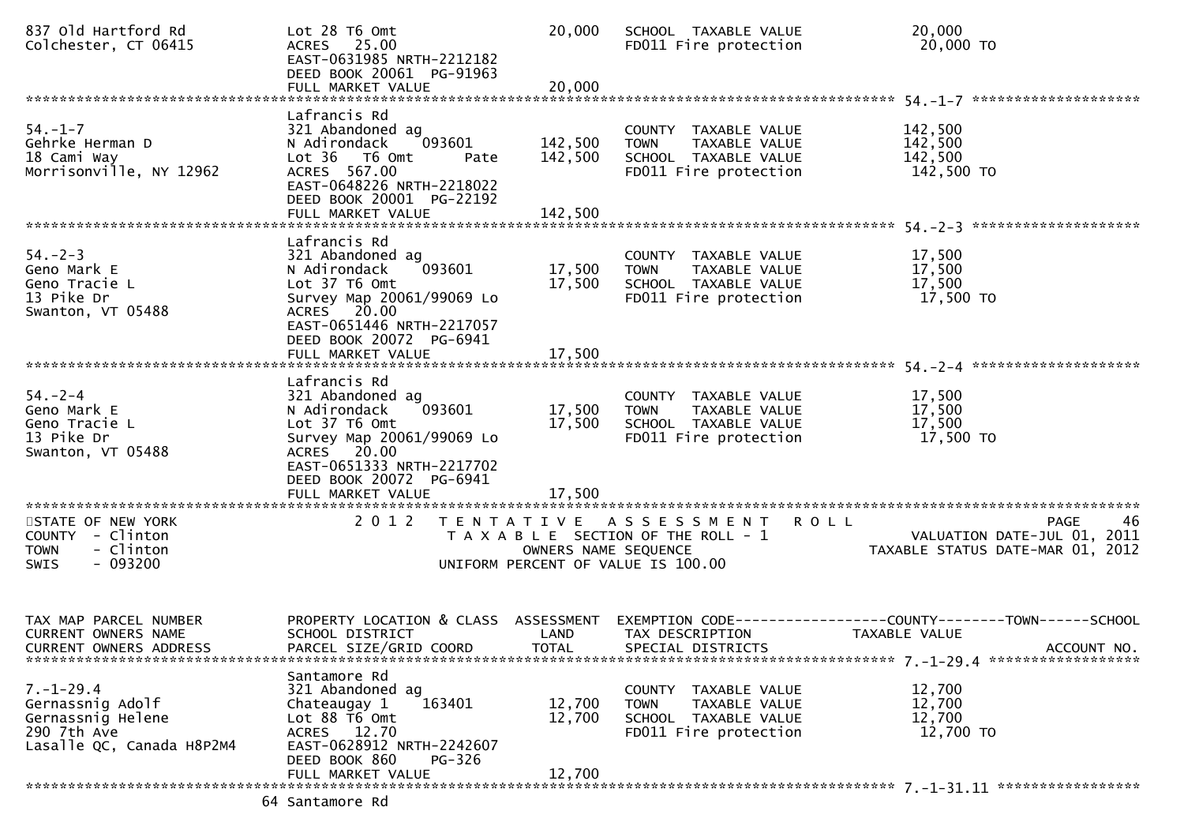```
837 Old Hartford Rd             Lot 28 T6 Omt                        20,000   SCHOOL  TAXABLE VALUE              20,000
Colchester, CT 06415            ACRES  25.00                                  FD011 Fire protection               20,000 TO
                                EAST-0631985 NRTH-2212182
                                DEED BOOK 20061  PG-91963
                                FULL MARKET VALUE                    20,000
******************************************************************************************************* 54.-1-7 ********************
                                Lafrancis Rd
54.-1-7                         321 Abandoned ag                              COUNTY  TAXABLE VALUE             142,500
Gehrke Herman D                 N Adirondack    093601              142,500   TOWN    TAXABLE VALUE             142,500
18 Cami Way                     Lot 36   T6 Omt        Pate         142,500   SCHOOL  TAXABLE VALUE             142,500
Morrisonville, NY 12962         ACRES 567.00                                  FD011 Fire protection              142,500 TO
                                EAST-0648226 NRTH-2218022
                                DEED BOOK 20001  PG-22192
                                FULL MARKET VALUE                   142,500
******************************************************************************************************* 54.-2-3 ********************
                                Lafrancis Rd
54.-2-3                         321 Abandoned ag                              COUNTY  TAXABLE VALUE              17,500
Geno Mark E                     N Adirondack    093601               17,500   TOWN    TAXABLE VALUE              17,500
Geno Tracie L                   Lot 37 T6 Omt                        17,500   SCHOOL  TAXABLE VALUE              17,500
13 Pike Dr                      Survey Map 20061/99069 Lo                     FD011 Fire protection               17,500 TO
Swanton, VT 05488               ACRES  20.00
                                EAST-0651446 NRTH-2217057
                                DEED BOOK 20072  PG-6941
                                FULL MARKET VALUE                    17,500
******************************************************************************************************* 54.-2-4 ********************
                                Lafrancis Rd
54.-2-4                         321 Abandoned ag                              COUNTY  TAXABLE VALUE              17,500
Geno Mark E                     N Adirondack    093601               17,500   TOWN    TAXABLE VALUE              17,500
Geno Tracie L                   Lot 37 T6 Omt                        17,500   SCHOOL  TAXABLE VALUE              17,500
13 Pike Dr                      Survey Map 20061/99069 Lo                     FD011 Fire protection               17,500 TO
Swanton, VT 05488               ACRES  20.00
                                EAST-0651333 NRTH-2217702
                                DEED BOOK 20072  PG-6941
                                FULL MARKET VALUE                    17,500
************************************************************************************************************************************
STATE OF NEW YORK                    2 0 1 2   T E N T A T I V E   A S S E S S M E N T   R O L L                          PAGE    46
COUNTY  - Clinton                          T A X A B L E SECTION OF THE ROLL - 1                       VALUATION DATE-JUL 01, 2011
TOWN    - Clinton                                   OWNERS NAME SEQUENCE                         TAXABLE STATUS DATE-MAR 01, 2012
SWIS    - 093200                           UNIFORM PERCENT OF VALUE IS 100.00


TAX MAP PARCEL NUMBER           PROPERTY LOCATION & CLASS  ASSESSMENT  EXEMPTION CODE------------------COUNTY--------TOWN------SCHOOL
CURRENT OWNERS NAME             SCHOOL DISTRICT               LAND      TAX DESCRIPTION             TAXABLE VALUE
CURRENT OWNERS ADDRESS          PARCEL SIZE/GRID COORD        TOTAL     SPECIAL DISTRICTS                                 ACCOUNT NO.
******************************************************************************************************* 7.-1-29.4 ******************
                                Santamore Rd
7.-1-29.4                       321 Abandoned ag                              COUNTY  TAXABLE VALUE              12,700
Gernassnig Adolf                Chateaugay 1    163401               12,700   TOWN    TAXABLE VALUE              12,700
Gernassnig Helene               Lot 88 T6 Omt                        12,700   SCHOOL  TAXABLE VALUE              12,700
290 7th Ave                     ACRES  12.70                                  FD011 Fire protection               12,700 TO
Lasalle QC, Canada H8P2M4       EAST-0628912 NRTH-2242607
                                DEED BOOK 860     PG-326
                                FULL MARKET VALUE                    12,700
******************************************************************************************************* 7.-1-31.11 *****************
                                64 Santamore Rd
```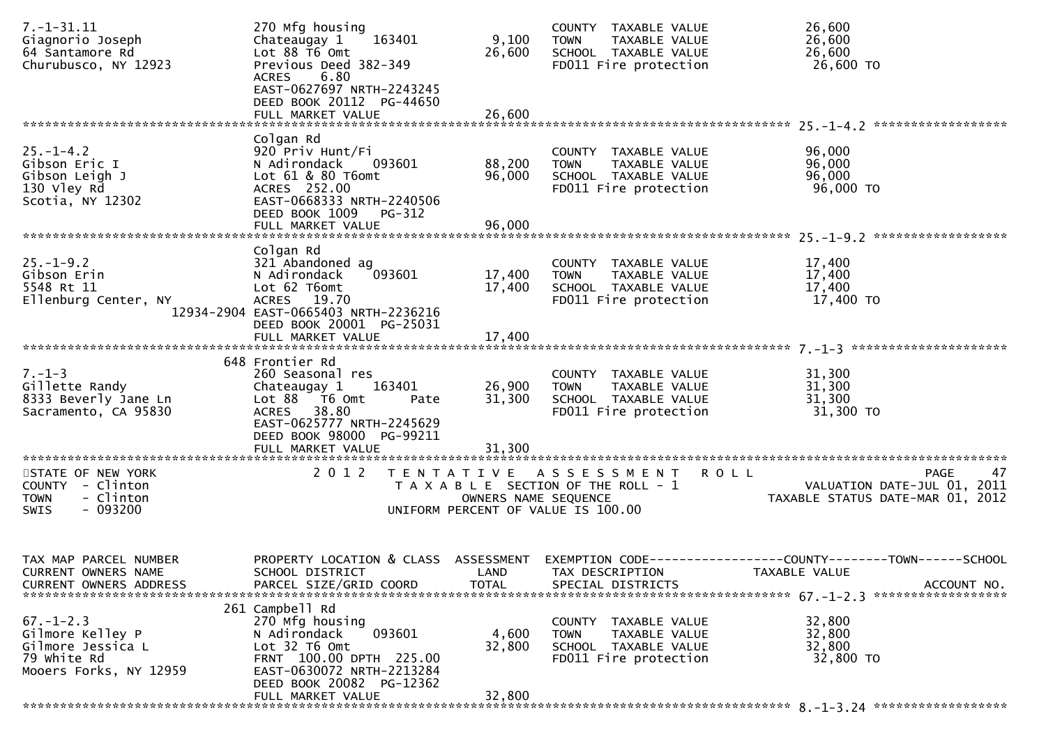| TAX MAP PARCEL NUMBER / CURRENT OWNERS NAME / CURRENT OWNERS ADDRESS | PROPERTY LOCATION & CLASS / SCHOOL DISTRICT / PARCEL SIZE/GRID COORD | ASSESSMENT LAND | ASSESSMENT TOTAL | EXEMPTION CODE / TAX DESCRIPTION / SPECIAL DISTRICTS | TAXABLE VALUE |
|---|---|---|---|---|---|
| 7.-1-31.11<br>Giagnorio Joseph<br>64 Santamore Rd<br>Churubusco, NY 12923 | 270 Mfg housing<br>Chateaugay 1 163401<br>Lot 88 T6 Omt<br>Previous Deed 382-349<br>ACRES 6.80<br>EAST-0627697 NRTH-2243245<br>DEED BOOK 20112 PG-44650<br>FULL MARKET VALUE | 9,100 | 26,600<br><br><br><br><br><br><br>26,600 | COUNTY TAXABLE VALUE<br>TOWN TAXABLE VALUE<br>SCHOOL TAXABLE VALUE<br>FD011 Fire protection | 26,600<br>26,600<br>26,600<br>26,600 TO |
| 25.-1-4.2<br>Gibson Eric I<br>Gibson Leigh J<br>130 Vley Rd<br>Scotia, NY 12302 | Colgan Rd<br>920 Priv Hunt/Fi<br>N Adirondack 093601<br>Lot 61 & 80 T6omt<br>ACRES 252.00<br>EAST-0668333 NRTH-2240506<br>DEED BOOK 1009 PG-312<br>FULL MARKET VALUE | 88,200 | 96,000<br><br><br><br><br><br>96,000 | COUNTY TAXABLE VALUE<br>TOWN TAXABLE VALUE<br>SCHOOL TAXABLE VALUE<br>FD011 Fire protection | 96,000<br>96,000<br>96,000<br>96,000 TO |
| 25.-1-9.2<br>Gibson Erin<br>5548 Rt 11<br>Ellenburg Center, NY 12934-2904 | Colgan Rd<br>321 Abandoned ag<br>N Adirondack 093601<br>Lot 62 T6omt<br>ACRES 19.70<br>EAST-0665403 NRTH-2236216<br>DEED BOOK 20001 PG-25031<br>FULL MARKET VALUE | 17,400 | 17,400<br><br><br><br><br><br>17,400 | COUNTY TAXABLE VALUE<br>TOWN TAXABLE VALUE<br>SCHOOL TAXABLE VALUE<br>FD011 Fire protection | 17,400<br>17,400<br>17,400<br>17,400 TO |
| 7.-1-3<br>Gillette Randy<br>8333 Beverly Jane Ln<br>Sacramento, CA 95830 | 648 Frontier Rd<br>260 Seasonal res<br>Chateaugay 1 163401<br>Lot 88 T6 Omt Pate<br>ACRES 38.80<br>EAST-0625777 NRTH-2245629<br>DEED BOOK 98000 PG-99211<br>FULL MARKET VALUE | 26,900 | 31,300<br><br><br><br><br><br>31,300 | COUNTY TAXABLE VALUE<br>TOWN TAXABLE VALUE<br>SCHOOL TAXABLE VALUE<br>FD011 Fire protection | 31,300<br>31,300<br>31,300<br>31,300 TO |

STATE OF NEW YORK
COUNTY - Clinton
TOWN - Clinton
SWIS - 093200

2012 TENTATIVE ASSESSMENT ROLL
TAXABLE SECTION OF THE ROLL - 1
OWNERS NAME SEQUENCE
UNIFORM PERCENT OF VALUE IS 100.00

VALUATION DATE-JUL 01, 2011
TAXABLE STATUS DATE-MAR 01, 2012

| TAX MAP PARCEL NUMBER / CURRENT OWNERS NAME / CURRENT OWNERS ADDRESS | PROPERTY LOCATION & CLASS / SCHOOL DISTRICT / PARCEL SIZE/GRID COORD | ASSESSMENT LAND | ASSESSMENT TOTAL | EXEMPTION CODE------COUNTY--------TOWN------SCHOOL / TAX DESCRIPTION / SPECIAL DISTRICTS | TAXABLE VALUE / ACCOUNT NO. |
|---|---|---|---|---|---|
| 67.-1-2.3<br>Gilmore Kelley P<br>Gilmore Jessica L<br>79 White Rd<br>Mooers Forks, NY 12959 | 261 Campbell Rd<br>270 Mfg housing<br>N Adirondack 093601<br>Lot 32 T6 Omt<br>FRNT 100.00 DPTH 225.00<br>EAST-0630072 NRTH-2213284<br>DEED BOOK 20082 PG-12362<br>FULL MARKET VALUE | 4,600 | 32,800<br><br><br><br><br><br>32,800 | COUNTY TAXABLE VALUE<br>TOWN TAXABLE VALUE<br>SCHOOL TAXABLE VALUE<br>FD011 Fire protection | 32,800<br>32,800<br>32,800<br>32,800 TO |

8.-1-3.24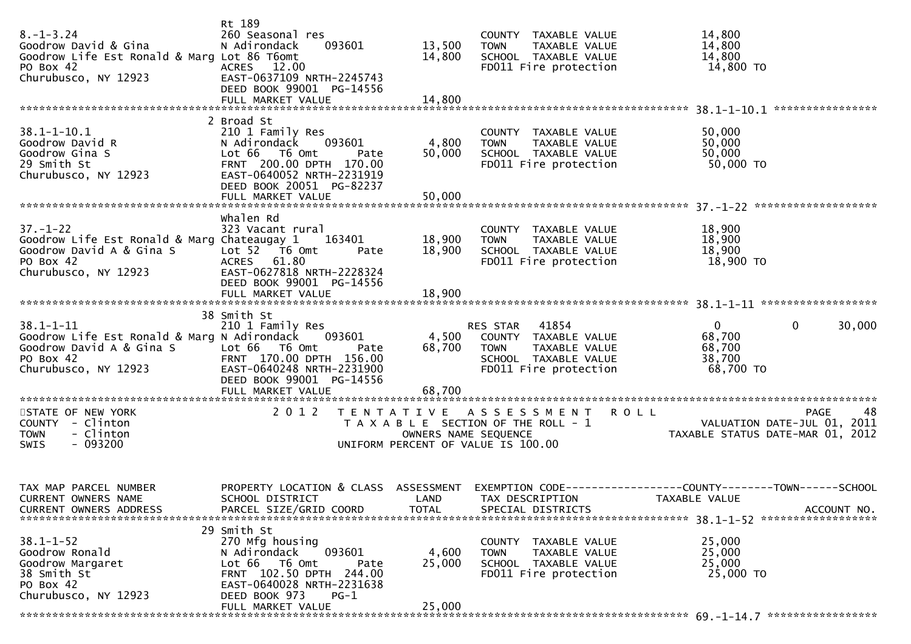```
                              Rt 189
8.-1-3.24                     260 Seasonal res                      COUNTY  TAXABLE VALUE             14,800
Goodrow David & Gina          N Adirondack     093601      13,500   TOWN    TAXABLE VALUE             14,800
Goodrow Life Est Ronald & Marg Lot 86 T6omt                14,800   SCHOOL  TAXABLE VALUE             14,800
PO Box 42                     ACRES   12.00                         FD011 Fire protection              14,800 TO
Churubusco, NY 12923          EAST-0637109 NRTH-2245743
                              DEED BOOK 99001  PG-14556
                              FULL MARKET VALUE            14,800
******************************************************************************************************* 38.1-1-10.1 ****************
                            2 Broad St
38.1-1-10.1                   210 1 Family Res                      COUNTY  TAXABLE VALUE             50,000
Goodrow David R               N Adirondack     093601       4,800   TOWN    TAXABLE VALUE             50,000
Goodrow Gina S                Lot 66   T6 Omt       Pate   50,000   SCHOOL  TAXABLE VALUE             50,000
29 Smith St                   FRNT  200.00 DPTH  170.00             FD011 Fire protection              50,000 TO
Churubusco, NY 12923          EAST-0640052 NRTH-2231919
                              DEED BOOK 20051  PG-82237
                              FULL MARKET VALUE            50,000
******************************************************************************************************* 37.-1-22 *******************
                              Whalen Rd
37.-1-22                      323 Vacant rural                      COUNTY  TAXABLE VALUE             18,900
Goodrow Life Est Ronald & Marg Chateaugay 1    163401      18,900   TOWN    TAXABLE VALUE             18,900
Goodrow David A & Gina S      Lot 52   T6 Omt       Pate   18,900   SCHOOL  TAXABLE VALUE             18,900
PO Box 42                     ACRES   61.80                         FD011 Fire protection              18,900 TO
Churubusco, NY 12923          EAST-0627818 NRTH-2228324
                              DEED BOOK 99001  PG-14556
                              FULL MARKET VALUE            18,900
******************************************************************************************************* 38.1-1-11 ******************
                           38 Smith St
38.1-1-11                     210 1 Family Res                      RES STAR   41854                  0          0       30,000
Goodrow Life Est Ronald & Marg N Adirondack    093601       4,500   COUNTY  TAXABLE VALUE             68,700
Goodrow David A & Gina S      Lot 66   T6 Omt       Pate   68,700   TOWN    TAXABLE VALUE             68,700
PO Box 42                     FRNT  170.00 DPTH  156.00             SCHOOL  TAXABLE VALUE             38,700
Churubusco, NY 12923          EAST-0640248 NRTH-2231900             FD011 Fire protection              68,700 TO
                              DEED BOOK 99001  PG-14556
                              FULL MARKET VALUE            68,700
************************************************************************************************************************************
STATE OF NEW YORK                2 0 1 2   T E N T A T I V E   A S S E S S M E N T   R O L L                             PAGE    48
COUNTY  - Clinton                            T A X A B L E  SECTION OF THE ROLL - 1                  VALUATION DATE-JUL 01, 2011
TOWN    - Clinton                                  OWNERS NAME SEQUENCE                          TAXABLE STATUS DATE-MAR 01, 2012
SWIS    - 093200                             UNIFORM PERCENT OF VALUE IS 100.00


TAX MAP PARCEL NUMBER         PROPERTY LOCATION & CLASS  ASSESSMENT  EXEMPTION CODE------------------COUNTY--------TOWN------SCHOOL
CURRENT OWNERS NAME           SCHOOL DISTRICT               LAND     TAX DESCRIPTION              TAXABLE VALUE
CURRENT OWNERS ADDRESS        PARCEL SIZE/GRID COORD       TOTAL     SPECIAL DISTRICTS                                 ACCOUNT NO.
******************************************************************************************************* 38.1-1-52 ******************
                           29 Smith St
38.1-1-52                     270 Mfg housing                       COUNTY  TAXABLE VALUE             25,000
Goodrow Ronald                N Adirondack     093601       4,600   TOWN    TAXABLE VALUE             25,000
Goodrow Margaret              Lot 66   T6 Omt       Pate   25,000   SCHOOL  TAXABLE VALUE             25,000
38 Smith St                   FRNT  102.50 DPTH  244.00             FD011 Fire protection              25,000 TO
PO Box 42                     EAST-0640028 NRTH-2231638
Churubusco, NY 12923          DEED BOOK 973    PG-1
                              FULL MARKET VALUE            25,000
******************************************************************************************************* 69.-1-14.7 *****************
```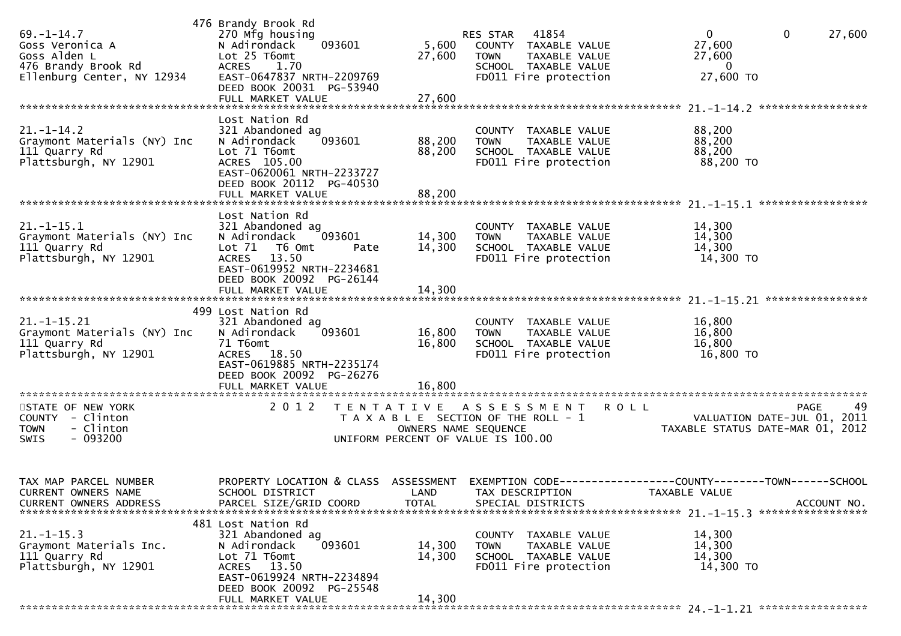```
                              476 Brandy Brook Rd
69.-1-14.7                    270 Mfg housing                   RES STAR    41854                    0            0       27,600
Goss Veronica A               N Adirondack     093601       5,600   COUNTY  TAXABLE VALUE           27,600
Goss Alden L                  Lot 25 T6omt                 27,600   TOWN    TAXABLE VALUE           27,600
476 Brandy Brook Rd           ACRES    1.70                         SCHOOL  TAXABLE VALUE                0
Ellenburg Center, NY 12934    EAST-0647837 NRTH-2209769             FD011 Fire protection            27,600 TO
                              DEED BOOK 20031  PG-53940
                              FULL MARKET VALUE            27,600
******************************************************************************************************* 21.-1-14.2 *****************
                              Lost Nation Rd
21.-1-14.2                    321 Abandoned ag                      COUNTY  TAXABLE VALUE           88,200
Graymont Materials (NY) Inc   N Adirondack     093601      88,200   TOWN    TAXABLE VALUE           88,200
111 Quarry Rd                 Lot 71 T6omt                 88,200   SCHOOL  TAXABLE VALUE           88,200
Plattsburgh, NY 12901         ACRES  105.00                         FD011 Fire protection            88,200 TO
                              EAST-0620061 NRTH-2233727
                              DEED BOOK 20112  PG-40530
                              FULL MARKET VALUE            88,200
******************************************************************************************************* 21.-1-15.1 *****************
                              Lost Nation Rd
21.-1-15.1                    321 Abandoned ag                      COUNTY  TAXABLE VALUE           14,300
Graymont Materials (NY) Inc   N Adirondack     093601      14,300   TOWN    TAXABLE VALUE           14,300
111 Quarry Rd                 Lot 71   T6 Omt        Pate  14,300   SCHOOL  TAXABLE VALUE           14,300
Plattsburgh, NY 12901         ACRES   13.50                         FD011 Fire protection            14,300 TO
                              EAST-0619952 NRTH-2234681
                              DEED BOOK 20092  PG-26144
                              FULL MARKET VALUE            14,300
******************************************************************************************************* 21.-1-15.21 ****************
                              499 Lost Nation Rd
21.-1-15.21                   321 Abandoned ag                      COUNTY  TAXABLE VALUE           16,800
Graymont Materials (NY) Inc   N Adirondack     093601      16,800   TOWN    TAXABLE VALUE           16,800
111 Quarry Rd                 71 T6omt                     16,800   SCHOOL  TAXABLE VALUE           16,800
Plattsburgh, NY 12901         ACRES   18.50                         FD011 Fire protection            16,800 TO
                              EAST-0619885 NRTH-2235174
                              DEED BOOK 20092  PG-26276
                              FULL MARKET VALUE            16,800
************************************************************************************************************************************
STATE OF NEW YORK                2 0 1 2   T E N T A T I V E   A S S E S S M E N T   R O L L                               PAGE    49
COUNTY  - Clinton                          T A X A B L E  SECTION OF THE ROLL - 1                     VALUATION DATE-JUL 01, 2011
TOWN    - Clinton                              OWNERS NAME SEQUENCE                                TAXABLE STATUS DATE-MAR 01, 2012
SWIS    - 093200                           UNIFORM PERCENT OF VALUE IS 100.00


TAX MAP PARCEL NUMBER         PROPERTY LOCATION & CLASS  ASSESSMENT  EXEMPTION CODE------------------COUNTY--------TOWN------SCHOOL
CURRENT OWNERS NAME           SCHOOL DISTRICT               LAND      TAX DESCRIPTION              TAXABLE VALUE
CURRENT OWNERS ADDRESS        PARCEL SIZE/GRID COORD       TOTAL      SPECIAL DISTRICTS                                 ACCOUNT NO.
******************************************************************************************************* 21.-1-15.3 *****************
                              481 Lost Nation Rd
21.-1-15.3                    321 Abandoned ag                      COUNTY  TAXABLE VALUE           14,300
Graymont Materials Inc.       N Adirondack     093601      14,300   TOWN    TAXABLE VALUE           14,300
111 Quarry Rd                 Lot 71 T6omt                 14,300   SCHOOL  TAXABLE VALUE           14,300
Plattsburgh, NY 12901         ACRES   13.50                         FD011 Fire protection            14,300 TO
                              EAST-0619924 NRTH-2234894
                              DEED BOOK 20092  PG-25548
                              FULL MARKET VALUE            14,300
******************************************************************************************************* 24.-1-1.21 *****************
```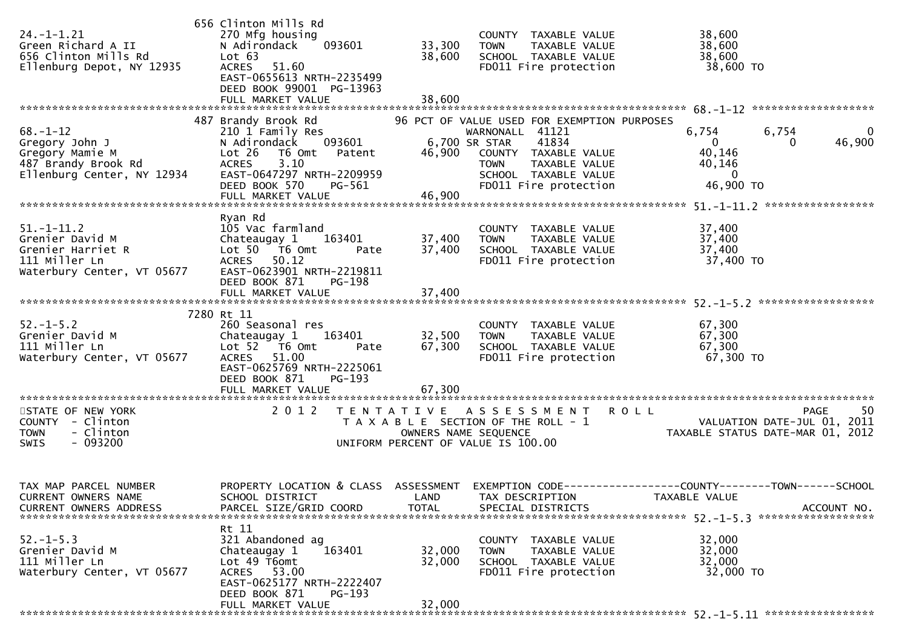```
                               656 Clinton Mills Rd
24.-1-1.21                     270 Mfg housing                          COUNTY  TAXABLE VALUE              38,600
Green Richard A II             N Adirondack    093601        33,300     TOWN    TAXABLE VALUE              38,600
656 Clinton Mills Rd           Lot 63                        38,600     SCHOOL  TAXABLE VALUE              38,600
Ellenburg Depot, NY 12935      ACRES   51.60                            FD011 Fire protection               38,600 TO
                               EAST-0655613 NRTH-2235499
                               DEED BOOK 99001  PG-13963
                               FULL MARKET VALUE              38,600
******************************************************************************************************* 68.-1-12 *******************
                           487 Brandy Brook Rd               96 PCT OF VALUE USED FOR EXEMPTION PURPOSES
68.-1-12                       210 1 Family Res                          WARNONALL  41121                  6,754        6,754            0
Gregory John J                 N Adirondack    093601         6,700 SR STAR     41834                      0            0       46,900
Gregory Mamie M                Lot 26   T6 Omt   Patent      46,900     COUNTY  TAXABLE VALUE              40,146
487 Brandy Brook Rd            ACRES    3.10                            TOWN    TAXABLE VALUE              40,146
Ellenburg Center, NY 12934     EAST-0647297 NRTH-2209959                SCHOOL  TAXABLE VALUE                   0
                               DEED BOOK 570    PG-561                  FD011 Fire protection               46,900 TO
                               FULL MARKET VALUE              46,900
******************************************************************************************************* 51.-1-11.2 *****************
                               Ryan Rd
51.-1-11.2                     105 Vac farmland                          COUNTY  TAXABLE VALUE              37,400
Grenier David M                Chateaugay 1    163401        37,400     TOWN    TAXABLE VALUE              37,400
Grenier Harriet R              Lot 50   T6 Omt     Pate      37,400     SCHOOL  TAXABLE VALUE              37,400
111 Miller Ln                  ACRES   50.12                            FD011 Fire protection               37,400 TO
Waterbury Center, VT 05677     EAST-0623901 NRTH-2219811
                               DEED BOOK 871    PG-198
                               FULL MARKET VALUE              37,400
******************************************************************************************************* 52.-1-5.2 ******************
                          7280 Rt 11
52.-1-5.2                      260 Seasonal res                          COUNTY  TAXABLE VALUE              67,300
Grenier David M                Chateaugay 1    163401        32,500     TOWN    TAXABLE VALUE              67,300
111 Miller Ln                  Lot 52   T6 Omt     Pate      67,300     SCHOOL  TAXABLE VALUE              67,300
Waterbury Center, VT 05677     ACRES   51.00                            FD011 Fire protection               67,300 TO
                               EAST-0625769 NRTH-2225061
                               DEED BOOK 871    PG-193
                               FULL MARKET VALUE              67,300
************************************************************************************************************************************
STATE OF NEW YORK                2 0 1 2   T E N T A T I V E   A S S E S S M E N T   R O L L                                 PAGE    50
COUNTY  - Clinton                            T A X A B L E  SECTION OF THE ROLL - 1                      VALUATION DATE-JUL 01, 2011
TOWN    - Clinton                                  OWNERS NAME SEQUENCE                              TAXABLE STATUS DATE-MAR 01, 2012
SWIS    - 093200                               UNIFORM PERCENT OF VALUE IS 100.00



TAX MAP PARCEL NUMBER          PROPERTY LOCATION & CLASS  ASSESSMENT  EXEMPTION CODE------------------COUNTY--------TOWN------SCHOOL
CURRENT OWNERS NAME            SCHOOL DISTRICT               LAND       TAX DESCRIPTION               TAXABLE VALUE
CURRENT OWNERS ADDRESS         PARCEL SIZE/GRID COORD        TOTAL      SPECIAL DISTRICTS                                   ACCOUNT NO.
******************************************************************************************************* 52.-1-5.3 ******************
                               Rt 11
52.-1-5.3                      321 Abandoned ag                          COUNTY  TAXABLE VALUE              32,000
Grenier David M                Chateaugay 1    163401        32,000     TOWN    TAXABLE VALUE              32,000
111 Miller Ln                  Lot 49 T6omt                  32,000     SCHOOL  TAXABLE VALUE              32,000
Waterbury Center, VT 05677     ACRES   53.00                            FD011 Fire protection               32,000 TO
                               EAST-0625177 NRTH-2222407
                               DEED BOOK 871    PG-193
                               FULL MARKET VALUE              32,000
******************************************************************************************************* 52.-1-5.11 *****************
```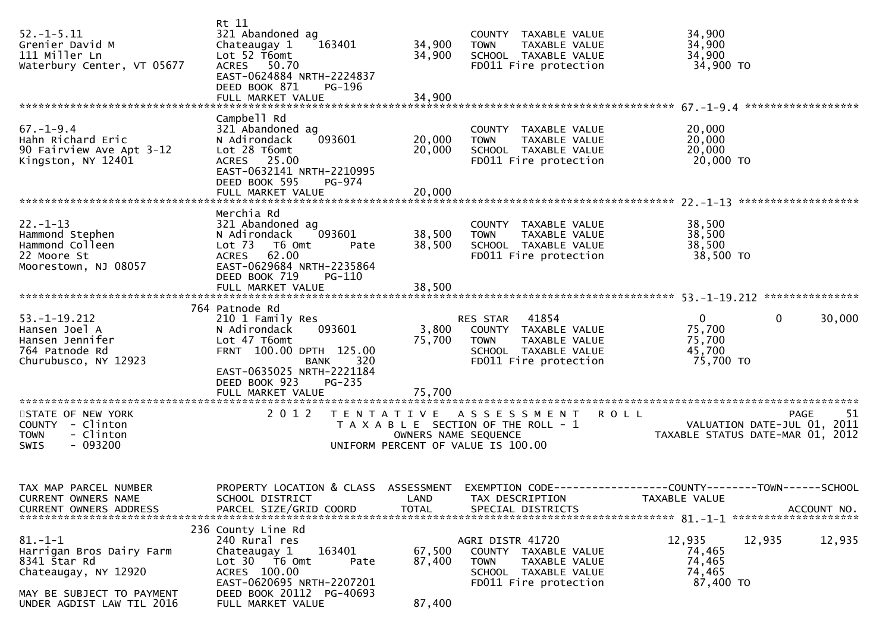```
                              Rt 11
52.-1-5.11                    321 Abandoned ag                    COUNTY  TAXABLE VALUE           34,900
Grenier David M               Chateaugay 1    163401     34,900   TOWN    TAXABLE VALUE           34,900
111 Miller Ln                 Lot 52 T6omt               34,900   SCHOOL  TAXABLE VALUE           34,900
Waterbury Center, VT 05677    ACRES  50.70                        FD011 Fire protection            34,900 TO
                              EAST-0624884 NRTH-2224837
                              DEED BOOK 871    PG-196
                              FULL MARKET VALUE          34,900
******************************************************************************************************* 67.-1-9.4 ******************
                              Campbell Rd
67.-1-9.4                     321 Abandoned ag                    COUNTY  TAXABLE VALUE           20,000
Hahn Richard Eric             N Adirondack    093601     20,000   TOWN    TAXABLE VALUE           20,000
90 Fairview Ave Apt 3-12      Lot 28 T6omt               20,000   SCHOOL  TAXABLE VALUE           20,000
Kingston, NY 12401            ACRES  25.00                        FD011 Fire protection            20,000 TO
                              EAST-0632141 NRTH-2210995
                              DEED BOOK 595    PG-974
                              FULL MARKET VALUE          20,000
******************************************************************************************************* 22.-1-13 *******************
                              Merchia Rd
22.-1-13                      321 Abandoned ag                    COUNTY  TAXABLE VALUE           38,500
Hammond Stephen               N Adirondack    093601     38,500   TOWN    TAXABLE VALUE           38,500
Hammond Colleen               Lot 73  T6 Omt      Pate   38,500   SCHOOL  TAXABLE VALUE           38,500
22 Moore St                   ACRES  62.00                        FD011 Fire protection            38,500 TO
Moorestown, NJ 08057          EAST-0629684 NRTH-2235864
                              DEED BOOK 719    PG-110
                              FULL MARKET VALUE          38,500
******************************************************************************************************* 53.-1-19.212 ***************
                          764 Patnode Rd
53.-1-19.212                  210 1 Family Res                    RES STAR   41854                 0          0       30,000
Hansen Joel A                 N Adirondack    093601      3,800   COUNTY  TAXABLE VALUE           75,700
Hansen Jennifer               Lot 47 T6omt               75,700   TOWN    TAXABLE VALUE           75,700
764 Patnode Rd                FRNT 100.00 DPTH 125.00             SCHOOL  TAXABLE VALUE           45,700
Churubusco, NY 12923                     BANK    320              FD011 Fire protection            75,700 TO
                              EAST-0635025 NRTH-2221184
                              DEED BOOK 923    PG-235
                              FULL MARKET VALUE          75,700
************************************************************************************************************************************
STATE OF NEW YORK                 2 0 1 2   T E N T A T I V E   A S S E S S M E N T   R O L L                          PAGE    51
COUNTY  - Clinton                       T A X A B L E  SECTION OF THE ROLL - 1                        VALUATION DATE-JUL 01, 2011
TOWN    - Clinton                              OWNERS NAME SEQUENCE                              TAXABLE STATUS DATE-MAR 01, 2012
SWIS    - 093200                       UNIFORM PERCENT OF VALUE IS 100.00


TAX MAP PARCEL NUMBER         PROPERTY LOCATION & CLASS  ASSESSMENT  EXEMPTION CODE------------------COUNTY--------TOWN------SCHOOL
CURRENT OWNERS NAME           SCHOOL DISTRICT               LAND      TAX DESCRIPTION             TAXABLE VALUE
CURRENT OWNERS ADDRESS        PARCEL SIZE/GRID COORD       TOTAL      SPECIAL DISTRICTS                                  ACCOUNT NO.
******************************************************************************************************* 81.-1-1 ********************
                          236 County Line Rd
81.-1-1                       240 Rural res                       AGRI DISTR 41720            12,935     12,935      12,935
Harrigan Bros Dairy Farm      Chateaugay 1    163401     67,500   COUNTY  TAXABLE VALUE           74,465
8341 Star Rd                  Lot 30  T6 Omt      Pate   87,400   TOWN    TAXABLE VALUE           74,465
Chateaugay, NY 12920          ACRES 100.00                        SCHOOL  TAXABLE VALUE           74,465
                              EAST-0620695 NRTH-2207201           FD011 Fire protection            87,400 TO
MAY BE SUBJECT TO PAYMENT     DEED BOOK 20112  PG-40693
UNDER AGDIST LAW TIL 2016     FULL MARKET VALUE          87,400
```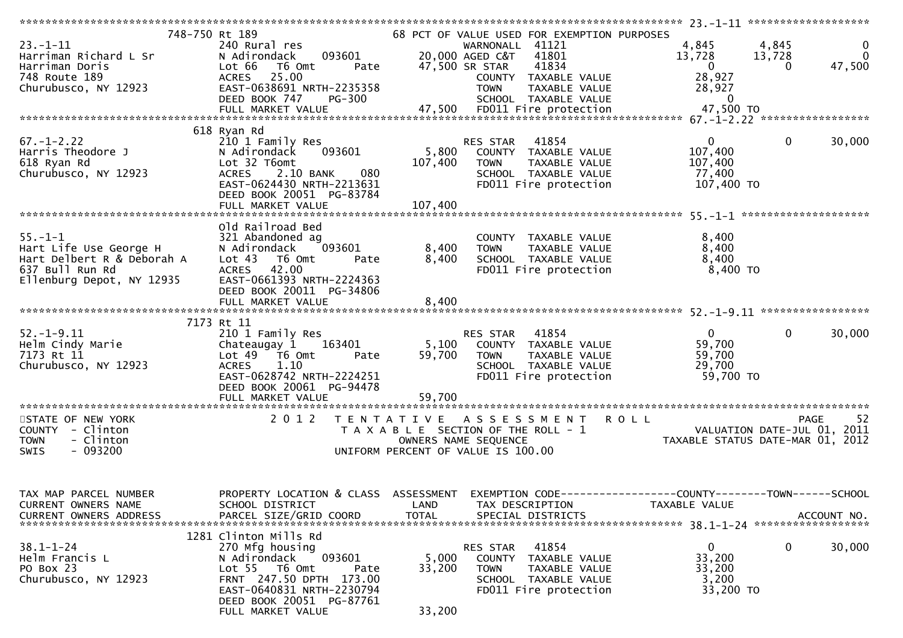```
******************************************************************************************************* 23.-1-11 ********************
        748-750 Rt 189                              68 PCT OF VALUE USED FOR EXEMPTION PURPOSES
23.-1-11              240 Rural res                      WARNONALL  41121                4,845      4,845          0
Harriman Richard L Sr N Adirondack    093601      20,000 AGED C&T   41801               13,728     13,728          0
Harriman Doris        Lot 66   T6 Omt      Pate   47,500 SR STAR    41834                    0          0     47,500
748 Route 189         ACRES   25.00                      COUNTY  TAXABLE VALUE          28,927
Churubusco, NY 12923  EAST-0638691 NRTH-2235358          TOWN    TAXABLE VALUE          28,927
                      DEED BOOK 747    PG-300            SCHOOL  TAXABLE VALUE               0
                      FULL MARKET VALUE           47,500 FD011 Fire protection          47,500 TO
******************************************************************************************************* 67.-1-2.22 ******************
        618 Ryan Rd
67.-1-2.22            210 1 Family Res                   RES STAR   41854                    0          0     30,000
Harris Theodore J     N Adirondack    093601       5,800 COUNTY  TAXABLE VALUE         107,400
618 Ryan Rd           Lot 32 T6omt               107,400 TOWN    TAXABLE VALUE         107,400
Churubusco, NY 12923  ACRES    2.10 BANK    080          SCHOOL  TAXABLE VALUE          77,400
                      EAST-0624430 NRTH-2213631          FD011 Fire protection         107,400 TO
                      DEED BOOK 20051 PG-83784
                      FULL MARKET VALUE          107,400
******************************************************************************************************* 55.-1-1 *********************
        Old Railroad Bed
55.-1-1               321 Abandoned ag                   COUNTY  TAXABLE VALUE           8,400
Hart Life Use George H N Adirondack   093601       8,400 TOWN    TAXABLE VALUE           8,400
Hart Delbert R & Deborah A Lot 43  T6 Omt  Pate    8,400 SCHOOL  TAXABLE VALUE           8,400
637 Bull Run Rd       ACRES   42.00                      FD011 Fire protection           8,400 TO
Ellenburg Depot, NY 12935 EAST-0661393 NRTH-2224363
                      DEED BOOK 20011 PG-34806
                      FULL MARKET VALUE            8,400
******************************************************************************************************* 52.-1-9.11 ******************
        7173 Rt 11
52.-1-9.11            210 1 Family Res                   RES STAR   41854                    0          0     30,000
Helm Cindy Marie      Chateaugay 1    163401       5,100 COUNTY  TAXABLE VALUE          59,700
7173 Rt 11            Lot 49   T6 Omt      Pate   59,700 TOWN    TAXABLE VALUE          59,700
Churubusco, NY 12923  ACRES    1.10                      SCHOOL  TAXABLE VALUE          29,700
                      EAST-0628742 NRTH-2224251          FD011 Fire protection          59,700 TO
                      DEED BOOK 20061 PG-94478
                      FULL MARKET VALUE           59,700
*************************************************************************************************************************************
STATE OF NEW YORK              2 0 1 2   T E N T A T I V E   A S S E S S M E N T   R O L L                          PAGE    52
COUNTY  - Clinton                        T A X A B L E  SECTION OF THE ROLL - 1               VALUATION DATE-JUL 01, 2011
TOWN    - Clinton                            OWNERS NAME SEQUENCE                        TAXABLE STATUS DATE-MAR 01, 2012
SWIS    - 093200                        UNIFORM PERCENT OF VALUE IS 100.00


TAX MAP PARCEL NUMBER     PROPERTY LOCATION & CLASS  ASSESSMENT  EXEMPTION CODE------------------COUNTY--------TOWN------SCHOOL
CURRENT OWNERS NAME       SCHOOL DISTRICT               LAND     TAX DESCRIPTION            TAXABLE VALUE
CURRENT OWNERS ADDRESS    PARCEL SIZE/GRID COORD       TOTAL     SPECIAL DISTRICTS                                   ACCOUNT NO.
******************************************************************************************************* 38.1-1-24 *******************
        1281 Clinton Mills Rd
38.1-1-24             270 Mfg housing                    RES STAR   41854                    0          0     30,000
Helm Francis L        N Adirondack    093601       5,000 COUNTY  TAXABLE VALUE          33,200
PO Box 23             Lot 55   T6 Omt      Pate   33,200 TOWN    TAXABLE VALUE          33,200
Churubusco, NY 12923  FRNT 247.50 DPTH 173.00            SCHOOL  TAXABLE VALUE           3,200
                      EAST-0640831 NRTH-2230794          FD011 Fire protection          33,200 TO
                      DEED BOOK 20051 PG-87761
                      FULL MARKET VALUE           33,200
```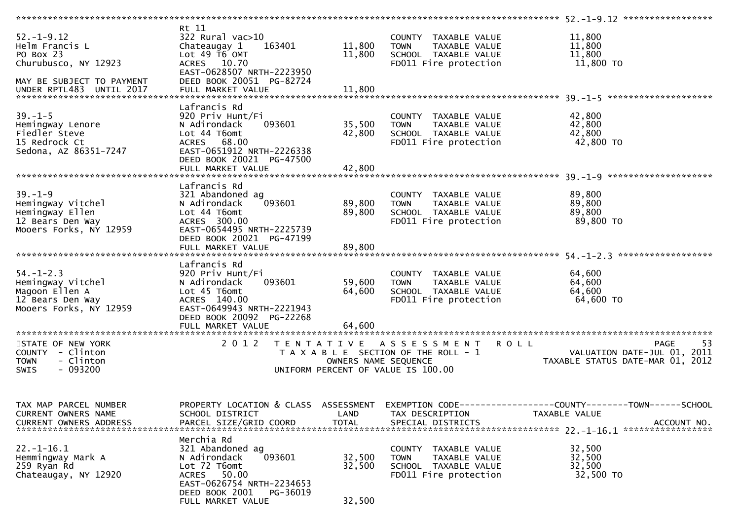```
******************************************************************************************************* 52.-1-9.12 *****************
                               Rt 11
52.-1-9.12                     322 Rural vac>10                         COUNTY  TAXABLE VALUE            11,800
Helm Francis L                 Chateaugay 1    163401        11,800     TOWN    TAXABLE VALUE            11,800
PO Box 23                      Lot 49 T6 OMT                 11,800     SCHOOL  TAXABLE VALUE            11,800
Churubusco, NY 12923           ACRES  10.70                             FD011 Fire protection             11,800 TO
                               EAST-0628507 NRTH-2223950
MAY BE SUBJECT TO PAYMENT      DEED BOOK 20051  PG-82724
UNDER RPTL483  UNTIL 2017      FULL MARKET VALUE             11,800
******************************************************************************************************* 39.-1-5 ********************
                               Lafrancis Rd
39.-1-5                        920 Priv Hunt/Fi                         COUNTY  TAXABLE VALUE            42,800
Hemingway Lenore               N Adirondack    093601        35,500     TOWN    TAXABLE VALUE            42,800
Fiedler Steve                  Lot 44 T6omt                  42,800     SCHOOL  TAXABLE VALUE            42,800
15 Redrock Ct                  ACRES  68.00                             FD011 Fire protection             42,800 TO
Sedona, AZ 86351-7247          EAST-0651912 NRTH-2226338
                               DEED BOOK 20021  PG-47500
                               FULL MARKET VALUE             42,800
******************************************************************************************************* 39.-1-9 ********************
                               Lafrancis Rd
39.-1-9                        321 Abandoned ag                         COUNTY  TAXABLE VALUE            89,800
Hemingway Vitchel              N Adirondack    093601        89,800     TOWN    TAXABLE VALUE            89,800
Hemingway Ellen                Lot 44 T6omt                  89,800     SCHOOL  TAXABLE VALUE            89,800
12 Bears Den Way               ACRES 300.00                             FD011 Fire protection             89,800 TO
Mooers Forks, NY 12959         EAST-0654495 NRTH-2225739
                               DEED BOOK 20021  PG-47199
                               FULL MARKET VALUE             89,800
******************************************************************************************************* 54.-1-2.3 ******************
                               Lafrancis Rd
54.-1-2.3                      920 Priv Hunt/Fi                         COUNTY  TAXABLE VALUE            64,600
Hemingway Vitchel              N Adirondack    093601        59,600     TOWN    TAXABLE VALUE            64,600
Magoon Ellen A                 Lot 45 T6omt                  64,600     SCHOOL  TAXABLE VALUE            64,600
12 Bears Den Way               ACRES 140.00                             FD011 Fire protection             64,600 TO
Mooers Forks, NY 12959         EAST-0649943 NRTH-2221943
                               DEED BOOK 20092  PG-22268
                               FULL MARKET VALUE             64,600
************************************************************************************************************************************
STATE OF NEW YORK              2 0 1 2   T E N T A T I V E   A S S E S S M E N T   R O L L                                PAGE    53
COUNTY  - Clinton                        T A X A B L E  SECTION OF THE ROLL - 1                      VALUATION DATE-JUL 01, 2011
TOWN    - Clinton                              OWNERS NAME SEQUENCE                               TAXABLE STATUS DATE-MAR 01, 2012
SWIS    - 093200                         UNIFORM PERCENT OF VALUE IS 100.00


TAX MAP PARCEL NUMBER          PROPERTY LOCATION & CLASS  ASSESSMENT  EXEMPTION CODE------------------COUNTY--------TOWN------SCHOOL
CURRENT OWNERS NAME            SCHOOL DISTRICT               LAND      TAX DESCRIPTION                TAXABLE VALUE
CURRENT OWNERS ADDRESS         PARCEL SIZE/GRID COORD        TOTAL     SPECIAL DISTRICTS                                   ACCOUNT NO.
******************************************************************************************************* 22.-1-16.1 *****************
                               Merchia Rd
22.-1-16.1                     321 Abandoned ag                         COUNTY  TAXABLE VALUE            32,500
Hemmingway Mark A              N Adirondack    093601        32,500     TOWN    TAXABLE VALUE            32,500
259 Ryan Rd                    Lot 72 T6omt                  32,500     SCHOOL  TAXABLE VALUE            32,500
Chateaugay, NY 12920           ACRES  50.00                             FD011 Fire protection             32,500 TO
                               EAST-0626754 NRTH-2234653
                               DEED BOOK 2001   PG-36019
                               FULL MARKET VALUE             32,500
```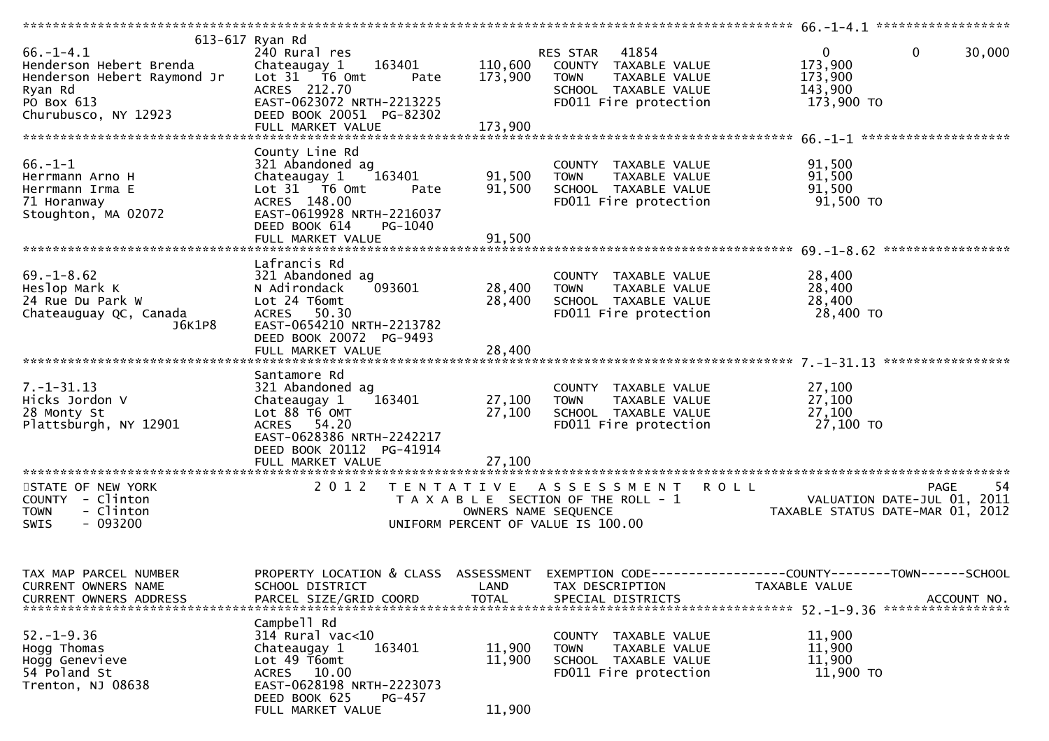```
******************************************************************************************************* 66.-1-4.1 ******************
          613-617 Ryan Rd
66.-1-4.1                       240 Rural res                         RES STAR    41854                  0            0       30,000
Henderson Hebert Brenda         Chateaugay 1     163401      110,600   COUNTY  TAXABLE VALUE            173,900
Henderson Hebert Raymond Jr     Lot 31  T6 Omt        Pate   173,900   TOWN    TAXABLE VALUE            173,900
Ryan Rd                         ACRES  212.70                          SCHOOL  TAXABLE VALUE            143,900
PO Box 613                      EAST-0623072 NRTH-2213225              FD011 Fire protection             173,900 TO
Churubusco, NY 12923            DEED BOOK 20051  PG-82302
                                FULL MARKET VALUE            173,900
******************************************************************************************************* 66.-1-1 ********************
                                County Line Rd
66.-1-1                         321 Abandoned ag                       COUNTY  TAXABLE VALUE             91,500
Herrmann Arno H                 Chateaugay 1     163401       91,500   TOWN    TAXABLE VALUE             91,500
Herrmann Irma E                 Lot 31  T6 Omt        Pate    91,500   SCHOOL  TAXABLE VALUE             91,500
71 Horanway                     ACRES  148.00                          FD011 Fire protection              91,500 TO
Stoughton, MA 02072             EAST-0619928 NRTH-2216037
                                DEED BOOK 614    PG-1040
                                FULL MARKET VALUE             91,500
******************************************************************************************************* 69.-1-8.62 *****************
                                Lafrancis Rd
69.-1-8.62                      321 Abandoned ag                       COUNTY  TAXABLE VALUE             28,400
Heslop Mark K                   N Adirondack    093601        28,400   TOWN    TAXABLE VALUE             28,400
24 Rue Du Park W                Lot 24 T6omt                  28,400   SCHOOL  TAXABLE VALUE             28,400
Chateauguay QC, Canada          ACRES   50.30                          FD011 Fire protection              28,400 TO
                    J6K1P8      EAST-0654210 NRTH-2213782
                                DEED BOOK 20072  PG-9493
                                FULL MARKET VALUE             28,400
******************************************************************************************************* 7.-1-31.13 *****************
                                Santamore Rd
7.-1-31.13                      321 Abandoned ag                       COUNTY  TAXABLE VALUE             27,100
Hicks Jordon V                  Chateaugay 1     163401       27,100   TOWN    TAXABLE VALUE             27,100
28 Monty St                     Lot 88 T6 OMT                 27,100   SCHOOL  TAXABLE VALUE             27,100
Plattsburgh, NY 12901           ACRES   54.20                          FD011 Fire protection              27,100 TO
                                EAST-0628386 NRTH-2242217
                                DEED BOOK 20112  PG-41914
                                FULL MARKET VALUE             27,100
************************************************************************************************************************************
STATE OF NEW YORK                 2 0 1 2   T E N T A T I V E   A S S E S S M E N T   R O L L                              PAGE    54
COUNTY  - Clinton                           T A X A B L E  SECTION OF THE ROLL - 1                       VALUATION DATE-JUL 01, 2011
TOWN    - Clinton                                  OWNERS NAME SEQUENCE                              TAXABLE STATUS DATE-MAR 01, 2012
SWIS    - 093200                            UNIFORM PERCENT OF VALUE IS 100.00



TAX MAP PARCEL NUMBER           PROPERTY LOCATION & CLASS  ASSESSMENT  EXEMPTION CODE------------------COUNTY--------TOWN------SCHOOL
CURRENT OWNERS NAME             SCHOOL DISTRICT               LAND     TAX DESCRIPTION                 TAXABLE VALUE
CURRENT OWNERS ADDRESS          PARCEL SIZE/GRID COORD        TOTAL    SPECIAL DISTRICTS                                     ACCOUNT NO.
******************************************************************************************************* 52.-1-9.36 *****************
                                Campbell Rd
52.-1-9.36                      314 Rural vac<10                       COUNTY  TAXABLE VALUE             11,900
Hogg Thomas                     Chateaugay 1     163401       11,900   TOWN    TAXABLE VALUE             11,900
Hogg Genevieve                  Lot 49 T6omt                  11,900   SCHOOL  TAXABLE VALUE             11,900
54 Poland St                    ACRES   10.00                          FD011 Fire protection              11,900 TO
Trenton, NJ 08638               EAST-0628198 NRTH-2223073
                                DEED BOOK 625    PG-457
                                FULL MARKET VALUE             11,900
```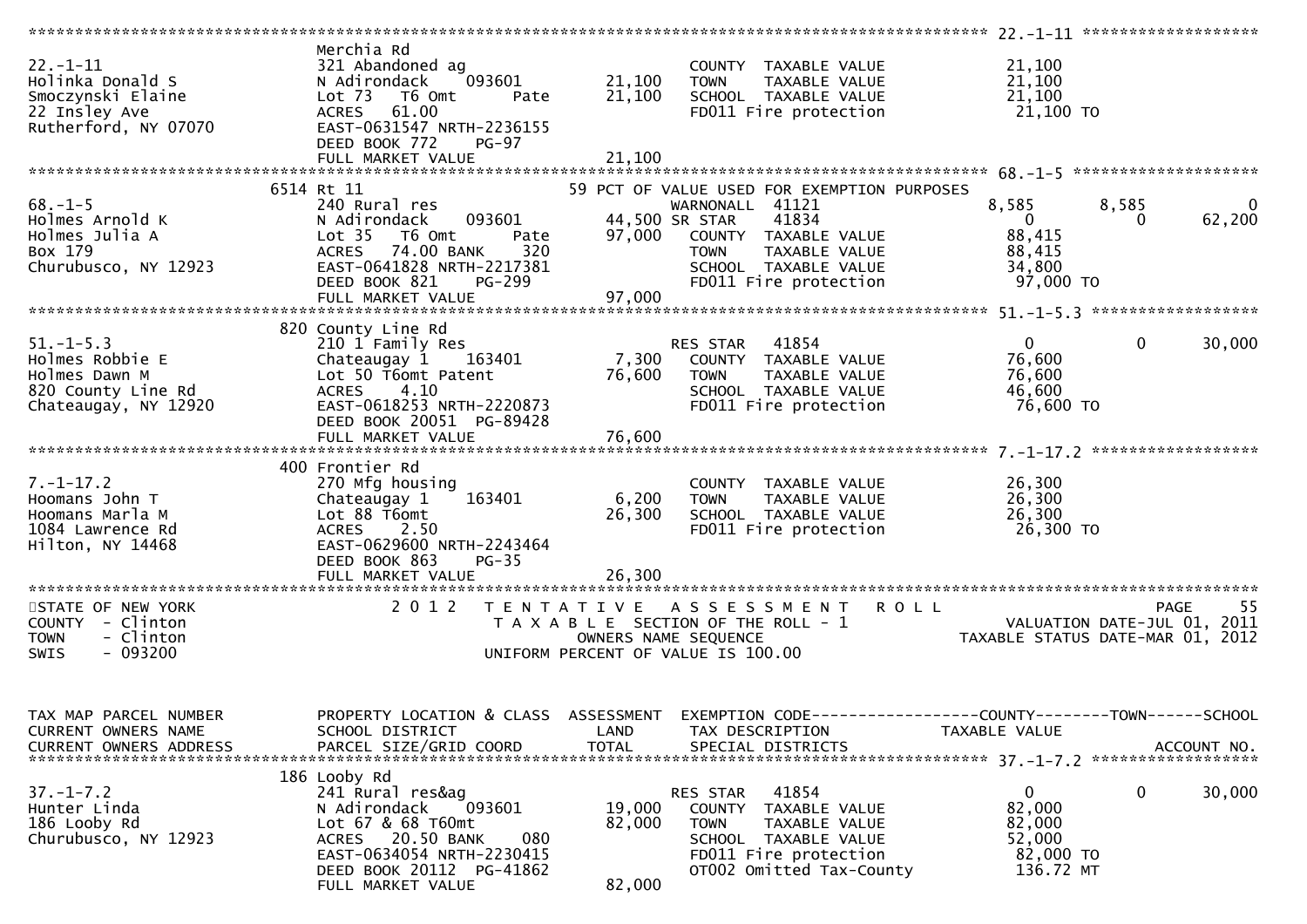```
******************************************************************************************************* 22.-1-11 ******************
                    Merchia Rd
22.-1-11            321 Abandoned ag                         COUNTY  TAXABLE VALUE           21,100
Holinka Donald S    N Adirondack    093601       21,100      TOWN    TAXABLE VALUE           21,100
Smoczynski Elaine   Lot 73   T6 Omt      Pate    21,100      SCHOOL  TAXABLE VALUE           21,100
22 Insley Ave       ACRES   61.00                            FD011 Fire protection            21,100 TO
Rutherford, NY 07070  EAST-0631547 NRTH-2236155
                    DEED BOOK 772     PG-97
                    FULL MARKET VALUE            21,100
******************************************************************************************************* 68.-1-5 *******************
              6514 Rt 11                         59 PCT OF VALUE USED FOR EXEMPTION PURPOSES
68.-1-5             240 Rural res                            WARNONALL  41121            8,585      8,585         0
Holmes Arnold K     N Adirondack    093601       44,500 SR STAR      41834                0          0      62,200
Holmes Julia A      Lot 35   T6 Omt      Pate    97,000      COUNTY  TAXABLE VALUE           88,415
Box 179             ACRES   74.00 BANK     320               TOWN    TAXABLE VALUE           88,415
Churubusco, NY 12923  EAST-0641828 NRTH-2217381              SCHOOL  TAXABLE VALUE           34,800
                    DEED BOOK 821     PG-299                     FD011 Fire protection            97,000 TO
                    FULL MARKET VALUE            97,000
******************************************************************************************************* 51.-1-5.3 *****************
              820 County Line Rd
51.-1-5.3           210 1 Family Res                         RES STAR    41854                0          0      30,000
Holmes Robbie E     Chateaugay 1    163401        7,300      COUNTY  TAXABLE VALUE           76,600
Holmes Dawn M       Lot 50 T6omt Patent          76,600      TOWN    TAXABLE VALUE           76,600
820 County Line Rd  ACRES    4.10                            SCHOOL  TAXABLE VALUE           46,600
Chateaugay, NY 12920  EAST-0618253 NRTH-2220873              FD011 Fire protection            76,600 TO
                    DEED BOOK 20051  PG-89428
                    FULL MARKET VALUE            76,600
******************************************************************************************************* 7.-1-17.2 *****************
              400 Frontier Rd
7.-1-17.2           270 Mfg housing                          COUNTY  TAXABLE VALUE           26,300
Hoomans John T      Chateaugay 1    163401        6,200      TOWN    TAXABLE VALUE           26,300
Hoomans Marla M     Lot 88 T6omt                 26,300      SCHOOL  TAXABLE VALUE           26,300
1084 Lawrence Rd    ACRES    2.50                            FD011 Fire protection            26,300 TO
Hilton, NY 14468    EAST-0629600 NRTH-2243464
                    DEED BOOK 863     PG-35
                    FULL MARKET VALUE            26,300
************************************************************************************************************************************
STATE OF NEW YORK              2 0 1 2   T E N T A T I V E   A S S E S S M E N T   R O L L                               PAGE    55
COUNTY  - Clinton                    T A X A B L E  SECTION OF THE ROLL - 1                      VALUATION DATE-JUL 01, 2011
TOWN    - Clinton                          OWNERS NAME SEQUENCE                           TAXABLE STATUS DATE-MAR 01, 2012
SWIS    - 093200                   UNIFORM PERCENT OF VALUE IS 100.00


TAX MAP PARCEL NUMBER     PROPERTY LOCATION & CLASS  ASSESSMENT  EXEMPTION CODE------------------COUNTY--------TOWN------SCHOOL
CURRENT OWNERS NAME       SCHOOL DISTRICT               LAND      TAX DESCRIPTION            TAXABLE VALUE
CURRENT OWNERS ADDRESS    PARCEL SIZE/GRID COORD        TOTAL     SPECIAL DISTRICTS                                  ACCOUNT NO.
******************************************************************************************************* 37.-1-7.2 *****************
              186 Looby Rd
37.-1-7.2           241 Rural res&ag                         RES STAR    41854                0          0      30,000
Hunter Linda        N Adirondack    093601       19,000      COUNTY  TAXABLE VALUE           82,000
186 Looby Rd        Lot 67 & 68 T60mt            82,000      TOWN    TAXABLE VALUE           82,000
Churubusco, NY 12923  ACRES   20.50 BANK     080             SCHOOL  TAXABLE VALUE           52,000
                    EAST-0634054 NRTH-2230415                FD011 Fire protection            82,000 TO
                    DEED BOOK 20112  PG-41862                OT002 Omitted Tax-County            136.72 MT
                    FULL MARKET VALUE            82,000
```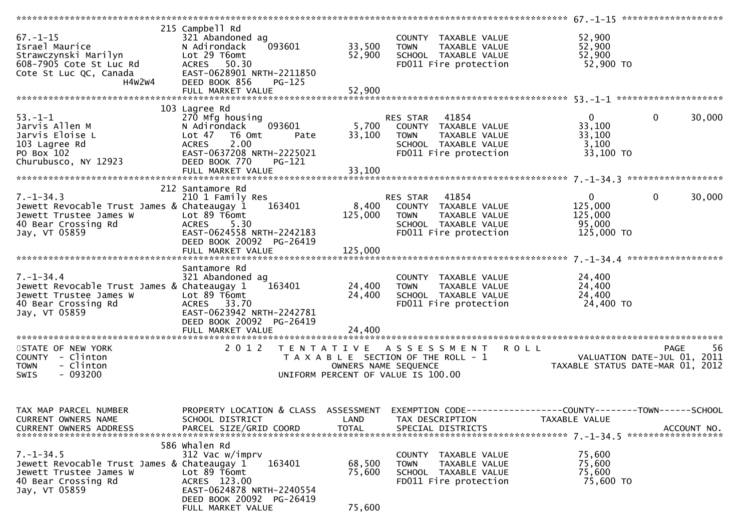```
******************************************************************************************************* 67.-1-15 *******************
                             215 Campbell Rd
67.-1-15                     321 Abandoned ag                        COUNTY  TAXABLE VALUE           52,900
Israel Maurice               N Adirondack    093601       33,500     TOWN    TAXABLE VALUE           52,900
Strawczynski Marilyn         Lot 29 T6omt                 52,900     SCHOOL  TAXABLE VALUE           52,900
608-7905 Cote St Luc Rd      ACRES   50.30                           FD011 Fire protection            52,900 TO
Cote St Luc QC, Canada       EAST-0628901 NRTH-2211850
                 H4W2W4      DEED BOOK 856     PG-125
                             FULL MARKET VALUE            52,900
******************************************************************************************************* 53.-1-1 ********************
                             103 Lagree Rd
53.-1-1                      270 Mfg housing                         RES STAR   41854                 0           0      30,000
Jarvis Allen M               N Adirondack    093601        5,700     COUNTY  TAXABLE VALUE           33,100
Jarvis Eloise L              Lot 47   T6 Omt         Pate 33,100     TOWN    TAXABLE VALUE           33,100
103 Lagree Rd                ACRES    2.00                           SCHOOL  TAXABLE VALUE            3,100
PO Box 102                   EAST-0637208 NRTH-2225021               FD011 Fire protection            33,100 TO
Churubusco, NY 12923         DEED BOOK 770     PG-121
                             FULL MARKET VALUE            33,100
******************************************************************************************************* 7.-1-34.3 ******************
                             212 Santamore Rd
7.-1-34.3                    210 1 Family Res                        RES STAR   41854                 0           0      30,000
Jewett Revocable Trust James & Chateaugay 1   163401       8,400     COUNTY  TAXABLE VALUE          125,000
Jewett Trustee James W       Lot 89 T6omt                125,000     TOWN    TAXABLE VALUE          125,000
40 Bear Crossing Rd          ACRES    5.30                           SCHOOL  TAXABLE VALUE           95,000
Jay, VT 05859                EAST-0624558 NRTH-2242183               FD011 Fire protection           125,000 TO
                             DEED BOOK 20092  PG-26419
                             FULL MARKET VALUE           125,000
******************************************************************************************************* 7.-1-34.4 ******************
                             Santamore Rd
7.-1-34.4                    321 Abandoned ag                        COUNTY  TAXABLE VALUE           24,400
Jewett Revocable Trust James & Chateaugay 1   163401      24,400     TOWN    TAXABLE VALUE           24,400
Jewett Trustee James W       Lot 89 T6omt                 24,400     SCHOOL  TAXABLE VALUE           24,400
40 Bear Crossing Rd          ACRES   33.70                           FD011 Fire protection            24,400 TO
Jay, VT 05859                EAST-0623942 NRTH-2242781
                             DEED BOOK 20092  PG-26419
                             FULL MARKET VALUE            24,400
************************************************************************************************************************************
STATE OF NEW YORK                 2 0 1 2   T E N T A T I V E   A S S E S S M E N T   R O L L                             PAGE    56
COUNTY  - Clinton                            T A X A B L E  SECTION OF THE ROLL - 1                       VALUATION DATE-JUL 01, 2011
TOWN    - Clinton                                 OWNERS NAME SEQUENCE                               TAXABLE STATUS DATE-MAR 01, 2012
SWIS    - 093200                           UNIFORM PERCENT OF VALUE IS 100.00


TAX MAP PARCEL NUMBER        PROPERTY LOCATION & CLASS  ASSESSMENT  EXEMPTION CODE------------------COUNTY--------TOWN------SCHOOL
CURRENT OWNERS NAME          SCHOOL DISTRICT              LAND      TAX DESCRIPTION                 TAXABLE VALUE
CURRENT OWNERS ADDRESS       PARCEL SIZE/GRID COORD       TOTAL     SPECIAL DISTRICTS                                     ACCOUNT NO.
******************************************************************************************************* 7.-1-34.5 ******************
                             586 Whalen Rd
7.-1-34.5                    312 Vac w/imprv                         COUNTY  TAXABLE VALUE           75,600
Jewett Revocable Trust James & Chateaugay 1   163401      68,500     TOWN    TAXABLE VALUE           75,600
Jewett Trustee James W       Lot 89 T6omt                 75,600     SCHOOL  TAXABLE VALUE           75,600
40 Bear Crossing Rd          ACRES  123.00                           FD011 Fire protection            75,600 TO
Jay, VT 05859                EAST-0624878 NRTH-2240554
                             DEED BOOK 20092  PG-26419
                             FULL MARKET VALUE            75,600
```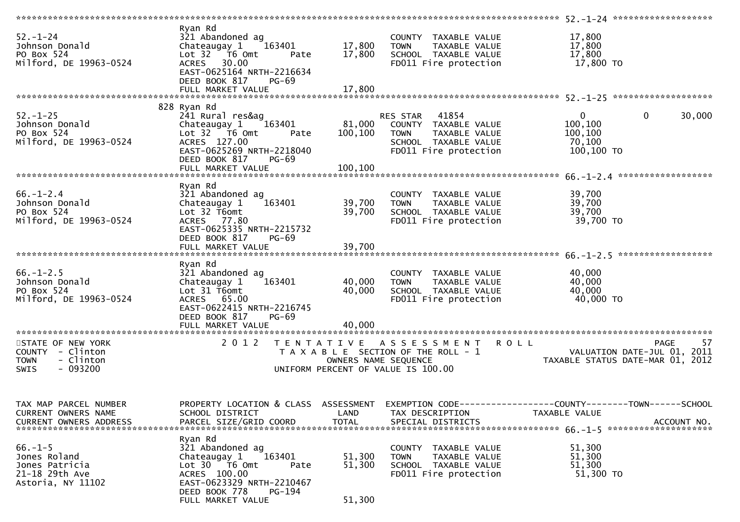```
******************************************************************************************************* 52.-1-24 ******************
                    Ryan Rd
52.-1-24            321 Abandoned ag                        COUNTY  TAXABLE VALUE           17,800
Johnson Donald      Chateaugay 1    163401       17,800     TOWN    TAXABLE VALUE           17,800
PO Box 524          Lot 32  T6 Omt      Pate     17,800     SCHOOL  TAXABLE VALUE           17,800
Milford, DE 19963-0524  ACRES  30.00                        FD011 Fire protection            17,800 TO
                    EAST-0625164 NRTH-2216634
                    DEED BOOK 817    PG-69
                    FULL MARKET VALUE            17,800
******************************************************************************************************* 52.-1-25 ******************
                    828 Ryan Rd
52.-1-25            241 Rural res&ag                        RES STAR   41854                 0            0        30,000
Johnson Donald      Chateaugay 1    163401       81,000     COUNTY  TAXABLE VALUE          100,100
PO Box 524          Lot 32  T6 Omt      Pate    100,100     TOWN    TAXABLE VALUE          100,100
Milford, DE 19963-0524  ACRES 127.00                        SCHOOL  TAXABLE VALUE           70,100
                    EAST-0625269 NRTH-2218040               FD011 Fire protection           100,100 TO
                    DEED BOOK 817    PG-69
                    FULL MARKET VALUE           100,100
******************************************************************************************************* 66.-1-2.4 *****************
                    Ryan Rd
66.-1-2.4           321 Abandoned ag                        COUNTY  TAXABLE VALUE           39,700
Johnson Donald      Chateaugay 1    163401       39,700     TOWN    TAXABLE VALUE           39,700
PO Box 524          Lot 32 T6omt                 39,700     SCHOOL  TAXABLE VALUE           39,700
Milford, DE 19963-0524  ACRES  77.80                        FD011 Fire protection            39,700 TO
                    EAST-0625335 NRTH-2215732
                    DEED BOOK 817    PG-69
                    FULL MARKET VALUE            39,700
******************************************************************************************************* 66.-1-2.5 *****************
                    Ryan Rd
66.-1-2.5           321 Abandoned ag                        COUNTY  TAXABLE VALUE           40,000
Johnson Donald      Chateaugay 1    163401       40,000     TOWN    TAXABLE VALUE           40,000
PO Box 524          Lot 31 T6omt                 40,000     SCHOOL  TAXABLE VALUE           40,000
Milford, DE 19963-0524  ACRES  65.00                        FD011 Fire protection            40,000 TO
                    EAST-0622415 NRTH-2216745
                    DEED BOOK 817    PG-69
                    FULL MARKET VALUE            40,000
************************************************************************************************************************************
STATE OF NEW YORK            2 0 1 2   T E N T A T I V E   A S S E S S M E N T   R O L L                        PAGE    57
COUNTY  - Clinton                      T A X A B L E  SECTION OF THE ROLL - 1                     VALUATION DATE-JUL 01, 2011
TOWN    - Clinton                           OWNERS NAME SEQUENCE                            TAXABLE STATUS DATE-MAR 01, 2012
SWIS    - 093200                       UNIFORM PERCENT OF VALUE IS 100.00


TAX MAP PARCEL NUMBER     PROPERTY LOCATION & CLASS  ASSESSMENT  EXEMPTION CODE------------------COUNTY--------TOWN------SCHOOL
CURRENT OWNERS NAME       SCHOOL DISTRICT               LAND     TAX DESCRIPTION              TAXABLE VALUE
CURRENT OWNERS ADDRESS    PARCEL SIZE/GRID COORD       TOTAL     SPECIAL DISTRICTS                                   ACCOUNT NO.
******************************************************************************************************* 66.-1-5 *******************
                    Ryan Rd
66.-1-5             321 Abandoned ag                        COUNTY  TAXABLE VALUE           51,300
Jones Roland        Chateaugay 1    163401       51,300     TOWN    TAXABLE VALUE           51,300
Jones Patricia      Lot 30  T6 Omt      Pate     51,300     SCHOOL  TAXABLE VALUE           51,300
21-18 29th Ave      ACRES 100.00                            FD011 Fire protection            51,300 TO
Astoria, NY 11102   EAST-0623329 NRTH-2210467
                    DEED BOOK 778    PG-194
                    FULL MARKET VALUE            51,300
```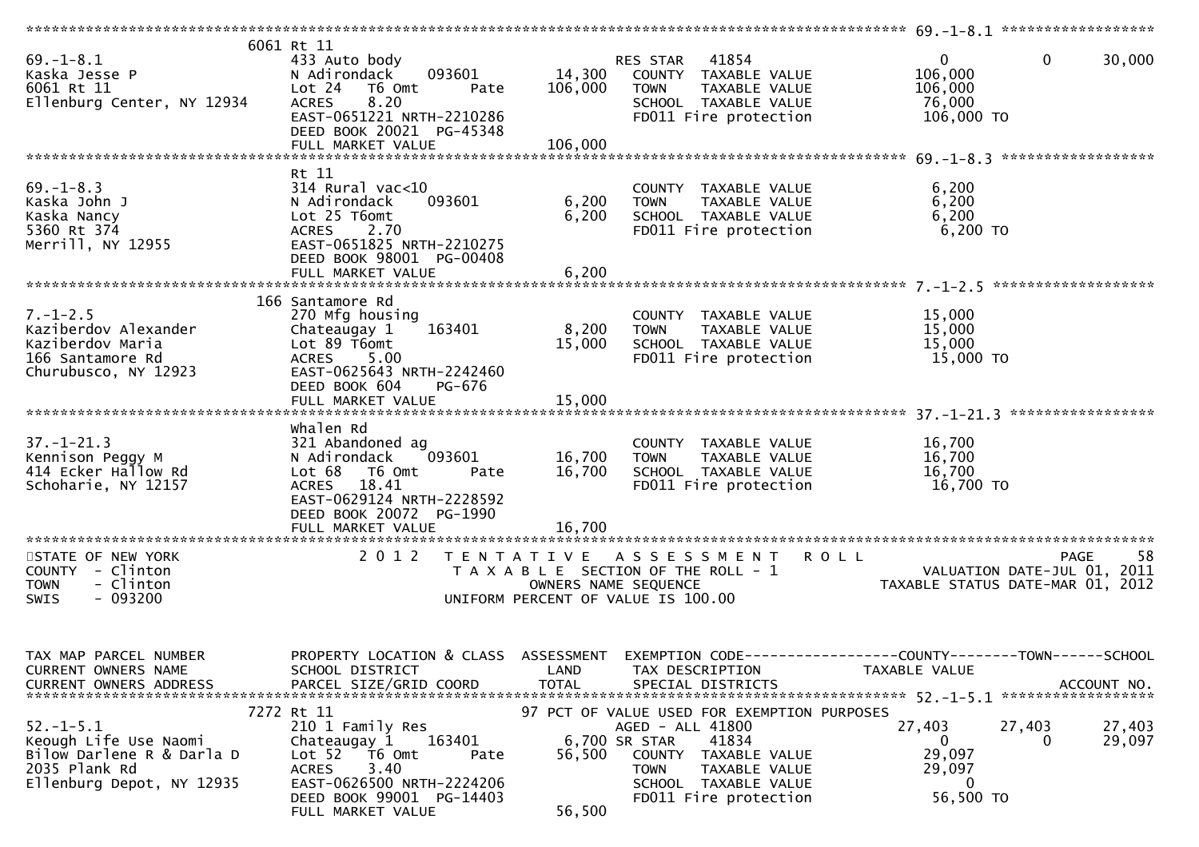```
******************************************************************************************************* 69.-1-8.1 ******************
                  6061 Rt 11
69.-1-8.1                        433 Auto body                          RES STAR   41854                    0             0      30,000
Kaska Jesse P                    N Adirondack      093601        14,300    COUNTY  TAXABLE VALUE            106,000
6061 Rt 11                       Lot 24   T6 Omt        Pate    106,000    TOWN    TAXABLE VALUE            106,000
Ellenburg Center, NY 12934       ACRES     8.20                            SCHOOL  TAXABLE VALUE             76,000
                                 EAST-0651221 NRTH-2210286                 FD011 Fire protection            106,000 TO
                                 DEED BOOK 20021  PG-45348
                                 FULL MARKET VALUE              106,000
******************************************************************************************************* 69.-1-8.3 ******************
                  Rt 11
69.-1-8.3                        314 Rural vac<10                          COUNTY  TAXABLE VALUE              6,200
Kaska John J                     N Adirondack      093601         6,200    TOWN    TAXABLE VALUE              6,200
Kaska Nancy                      Lot 25 T6omt                     6,200    SCHOOL  TAXABLE VALUE              6,200
5360 Rt 374                      ACRES     2.70                            FD011 Fire protection              6,200 TO
Merrill, NY 12955                EAST-0651825 NRTH-2210275
                                 DEED BOOK 98001  PG-00408
                                 FULL MARKET VALUE                6,200
******************************************************************************************************* 7.-1-2.5 *******************
                  166 Santamore Rd
7.-1-2.5                         270 Mfg housing                           COUNTY  TAXABLE VALUE             15,000
Kaziberdov Alexander             Chateaugay 1      163401         8,200    TOWN    TAXABLE VALUE             15,000
Kaziberdov Maria                 Lot 89 T6omt                    15,000    SCHOOL  TAXABLE VALUE             15,000
166 Santamore Rd                 ACRES     5.00                            FD011 Fire protection             15,000 TO
Churubusco, NY 12923             EAST-0625643 NRTH-2242460
                                 DEED BOOK 604     PG-676
                                 FULL MARKET VALUE               15,000
******************************************************************************************************* 37.-1-21.3 *****************
                  Whalen Rd
37.-1-21.3                       321 Abandoned ag                          COUNTY  TAXABLE VALUE             16,700
Kennison Peggy M                 N Adirondack      093601        16,700    TOWN    TAXABLE VALUE             16,700
414 Ecker Hallow Rd              Lot 68   T6 Omt        Pate     16,700    SCHOOL  TAXABLE VALUE             16,700
Schoharie, NY 12157              ACRES    18.41                            FD011 Fire protection             16,700 TO
                                 EAST-0629124 NRTH-2228592
                                 DEED BOOK 20072  PG-1990
                                 FULL MARKET VALUE               16,700
************************************************************************************************************************************
STATE OF NEW YORK                   2 0 1 2   T E N T A T I V E   A S S E S S M E N T   R O L L                           PAGE    58
COUNTY  - Clinton                          T A X A B L E  SECTION OF THE ROLL - 1                    VALUATION DATE-JUL 01, 2011
TOWN    - Clinton                              OWNERS NAME SEQUENCE                               TAXABLE STATUS DATE-MAR 01, 2012
SWIS    - 093200                         UNIFORM PERCENT OF VALUE IS 100.00


TAX MAP PARCEL NUMBER            PROPERTY LOCATION & CLASS  ASSESSMENT  EXEMPTION CODE------------------COUNTY--------TOWN------SCHOOL
CURRENT OWNERS NAME              SCHOOL DISTRICT               LAND      TAX DESCRIPTION                 TAXABLE VALUE
CURRENT OWNERS ADDRESS           PARCEL SIZE/GRID COORD        TOTAL     SPECIAL DISTRICTS                                   ACCOUNT NO.
******************************************************************************************************* 52.-1-5.1 ******************
                  7272 Rt 11                                 97 PCT OF VALUE USED FOR EXEMPTION PURPOSES
52.-1-5.1                        210 1 Family Res                       AGED - ALL 41800                27,403        27,403      27,403
Keough Life Use Naomi            Chateaugay 1      163401         6,700 SR STAR    41834                    0             0      29,097
Bilow Darlene R & Darla D        Lot 52   T6 Omt        Pate     56,500    COUNTY  TAXABLE VALUE             29,097
2035 Plank Rd                    ACRES     3.40                            TOWN    TAXABLE VALUE             29,097
Ellenburg Depot, NY 12935        EAST-0626500 NRTH-2224206                 SCHOOL  TAXABLE VALUE                  0
                                 DEED BOOK 99001  PG-14403                 FD011 Fire protection             56,500 TO
                                 FULL MARKET VALUE               56,500
```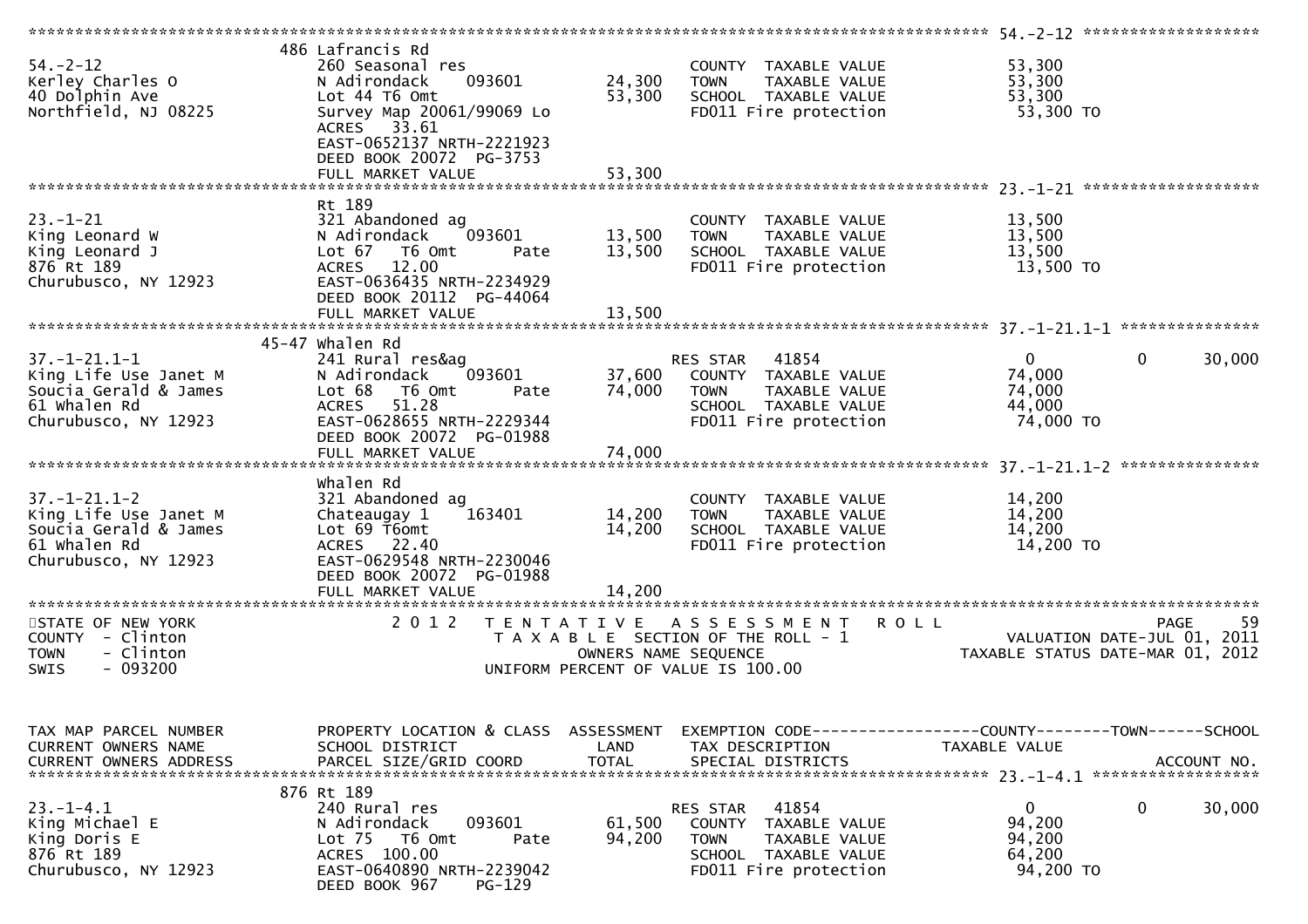```
******************************************************************************************************* 54.-2-12 ******************
                             486 Lafrancis Rd
54.-2-12                     260 Seasonal res                          COUNTY  TAXABLE VALUE             53,300
Kerley Charles O             N Adirondack    093601        24,300      TOWN    TAXABLE VALUE             53,300
40 Dolphin Ave               Lot 44 T6 Omt                 53,300      SCHOOL  TAXABLE VALUE             53,300
Northfield, NJ 08225         Survey Map 20061/99069 Lo                 FD011 Fire protection              53,300 TO
                             ACRES  33.61
                             EAST-0652137 NRTH-2221923
                             DEED BOOK 20072  PG-3753
                             FULL MARKET VALUE             53,300
******************************************************************************************************* 23.-1-21 ******************
                             Rt 189
23.-1-21                     321 Abandoned ag                          COUNTY  TAXABLE VALUE             13,500
King Leonard W               N Adirondack    093601        13,500      TOWN    TAXABLE VALUE             13,500
King Leonard J               Lot 67  T6 Omt       Pate     13,500      SCHOOL  TAXABLE VALUE             13,500
876 Rt 189                   ACRES  12.00                              FD011 Fire protection              13,500 TO
Churubusco, NY 12923         EAST-0636435 NRTH-2234929
                             DEED BOOK 20112  PG-44064
                             FULL MARKET VALUE             13,500
******************************************************************************************************* 37.-1-21.1-1 ***************
                          45-47 Whalen Rd
37.-1-21.1-1                 241 Rural res&ag                          RES STAR   41854                   0            0       30,000
King Life Use Janet M        N Adirondack    093601        37,600      COUNTY  TAXABLE VALUE             74,000
Soucia Gerald & James        Lot 68  T6 Omt       Pate     74,000      TOWN    TAXABLE VALUE             74,000
61 Whalen Rd                 ACRES  51.28                              SCHOOL  TAXABLE VALUE             44,000
Churubusco, NY 12923         EAST-0628655 NRTH-2229344                 FD011 Fire protection              74,000 TO
                             DEED BOOK 20072  PG-01988
                             FULL MARKET VALUE             74,000
******************************************************************************************************* 37.-1-21.1-2 ***************
                             Whalen Rd
37.-1-21.1-2                 321 Abandoned ag                          COUNTY  TAXABLE VALUE             14,200
King Life Use Janet M        Chateaugay 1    163401        14,200      TOWN    TAXABLE VALUE             14,200
Soucia Gerald & James        Lot 69 T6omt                  14,200      SCHOOL  TAXABLE VALUE             14,200
61 Whalen Rd                 ACRES  22.40                              FD011 Fire protection              14,200 TO
Churubusco, NY 12923         EAST-0629548 NRTH-2230046
                             DEED BOOK 20072  PG-01988
                             FULL MARKET VALUE             14,200
************************************************************************************************************************************
STATE OF NEW YORK                 2 0 1 2   T E N T A T I V E   A S S E S S M E N T   R O L L                          PAGE    59
COUNTY  - Clinton                         T A X A B L E  SECTION OF THE ROLL - 1                    VALUATION DATE-JUL 01, 2011
TOWN    - Clinton                                 OWNERS NAME SEQUENCE                        TAXABLE STATUS DATE-MAR 01, 2012
SWIS    - 093200                           UNIFORM PERCENT OF VALUE IS 100.00


TAX MAP PARCEL NUMBER        PROPERTY LOCATION & CLASS  ASSESSMENT  EXEMPTION CODE------------------COUNTY--------TOWN------SCHOOL
CURRENT OWNERS NAME          SCHOOL DISTRICT               LAND      TAX DESCRIPTION             TAXABLE VALUE
CURRENT OWNERS ADDRESS       PARCEL SIZE/GRID COORD        TOTAL     SPECIAL DISTRICTS                                 ACCOUNT NO.
******************************************************************************************************* 23.-1-4.1 ******************
                             876 Rt 189
23.-1-4.1                    240 Rural res                             RES STAR   41854                   0            0       30,000
King Michael E               N Adirondack    093601        61,500      COUNTY  TAXABLE VALUE             94,200
King Doris E                 Lot 75  T6 Omt       Pate     94,200      TOWN    TAXABLE VALUE             94,200
876 Rt 189                   ACRES 100.00                              SCHOOL  TAXABLE VALUE             64,200
Churubusco, NY 12923         EAST-0640890 NRTH-2239042                 FD011 Fire protection              94,200 TO
                             DEED BOOK 967    PG-129
```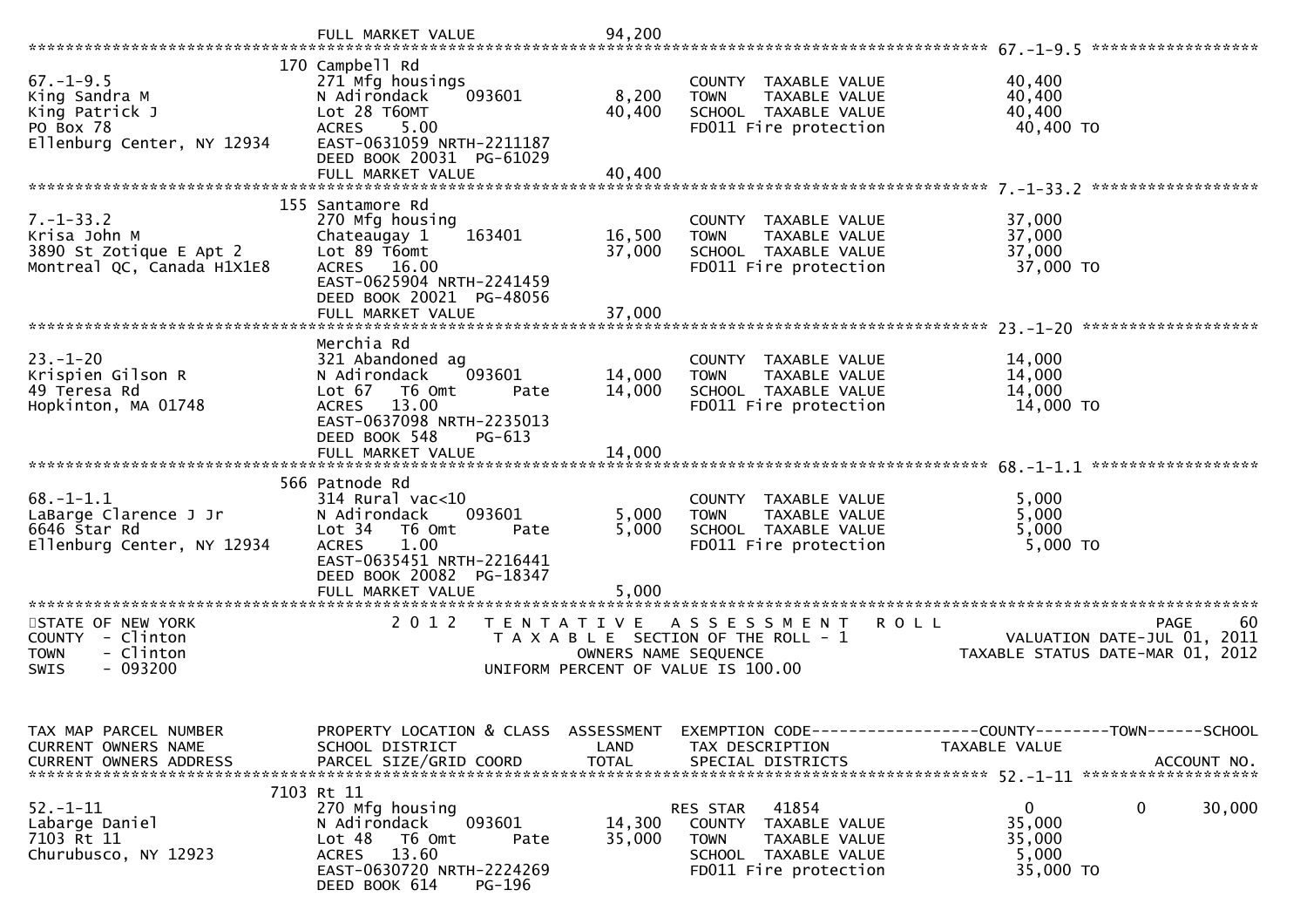FULL MARKET VALUE 94,200

67.-1-9.5

| TAX MAP PARCEL NUMBER / CURRENT OWNERS NAME / CURRENT OWNERS ADDRESS | PROPERTY LOCATION & CLASS / SCHOOL DISTRICT / PARCEL SIZE/GRID COORD | ASSESSMENT LAND | ASSESSMENT TOTAL | EXEMPTION CODE / TAX DESCRIPTION / SPECIAL DISTRICTS | TAXABLE VALUE (COUNTY) | TOWN | SCHOOL |
|---|---|---|---|---|---|---|---|
| 67.-1-9.5 | 170 Campbell Rd | | | | | | |
| King Sandra M | 271 Mfg housings | | | COUNTY TAXABLE VALUE | 40,400 | | |
| King Patrick J | N Adirondack 093601 | 8,200 | | TOWN TAXABLE VALUE | 40,400 | | |
| PO Box 78 | Lot 28 T6OMT | | 40,400 | SCHOOL TAXABLE VALUE | 40,400 | | |
| Ellenburg Center, NY 12934 | ACRES 5.00 | | | FD011 Fire protection | 40,400 TO | | |
| | EAST-0631059 NRTH-2211187 | | | | | | |
| | DEED BOOK 20031 PG-61029 | | | | | | |
| | FULL MARKET VALUE | | 40,400 | | | | |
| 7.-1-33.2 | 155 Santamore Rd | | | | | | |
| Krisa John M | 270 Mfg housing | | | COUNTY TAXABLE VALUE | 37,000 | | |
| 3890 St Zotique E Apt 2 | Chateaugay 1 163401 | 16,500 | | TOWN TAXABLE VALUE | 37,000 | | |
| Montreal QC, Canada H1X1E8 | Lot 89 T6omt | | 37,000 | SCHOOL TAXABLE VALUE | 37,000 | | |
| | ACRES 16.00 | | | FD011 Fire protection | 37,000 TO | | |
| | EAST-0625904 NRTH-2241459 | | | | | | |
| | DEED BOOK 20021 PG-48056 | | | | | | |
| | FULL MARKET VALUE | | 37,000 | | | | |
| 23.-1-20 | Merchia Rd | | | | | | |
| Krispien Gilson R | 321 Abandoned ag | | | COUNTY TAXABLE VALUE | 14,000 | | |
| 49 Teresa Rd | N Adirondack 093601 | 14,000 | | TOWN TAXABLE VALUE | 14,000 | | |
| Hopkinton, MA 01748 | Lot 67 T6 Omt Pate | | 14,000 | SCHOOL TAXABLE VALUE | 14,000 | | |
| | ACRES 13.00 | | | FD011 Fire protection | 14,000 TO | | |
| | EAST-0637098 NRTH-2235013 | | | | | | |
| | DEED BOOK 548 PG-613 | | | | | | |
| | FULL MARKET VALUE | | 14,000 | | | | |
| 68.-1-1.1 | 566 Patnode Rd | | | | | | |
| LaBarge Clarence J Jr | 314 Rural vac<10 | | | COUNTY TAXABLE VALUE | 5,000 | | |
| 6646 Star Rd | N Adirondack 093601 | 5,000 | | TOWN TAXABLE VALUE | 5,000 | | |
| Ellenburg Center, NY 12934 | Lot 34 T6 Omt Pate | | 5,000 | SCHOOL TAXABLE VALUE | 5,000 | | |
| | ACRES 1.00 | | | FD011 Fire protection | 5,000 TO | | |
| | EAST-0635451 NRTH-2216441 | | | | | | |
| | DEED BOOK 20082 PG-18347 | | | | | | |
| | FULL MARKET VALUE | | 5,000 | | | | |

STATE OF NEW YORK
COUNTY - Clinton
TOWN - Clinton
SWIS - 093200

2012 TENTATIVE ASSESSMENT ROLL
TAXABLE SECTION OF THE ROLL - 1
OWNERS NAME SEQUENCE
UNIFORM PERCENT OF VALUE IS 100.00

VALUATION DATE-JUL 01, 2011
TAXABLE STATUS DATE-MAR 01, 2012

| TAX MAP PARCEL NUMBER / CURRENT OWNERS NAME / CURRENT OWNERS ADDRESS | PROPERTY LOCATION & CLASS / SCHOOL DISTRICT / PARCEL SIZE/GRID COORD | ASSESSMENT LAND | ASSESSMENT TOTAL | EXEMPTION CODE / TAX DESCRIPTION / SPECIAL DISTRICTS | COUNTY / TAXABLE VALUE | TOWN | SCHOOL / ACCOUNT NO. |
|---|---|---|---|---|---|---|---|
| 52.-1-11 | 7103 Rt 11 | | | | | | |
| Labarge Daniel | 270 Mfg housing | | | RES STAR 41854 | 0 | 0 | 30,000 |
| 7103 Rt 11 | N Adirondack 093601 | 14,300 | | COUNTY TAXABLE VALUE | 35,000 | | |
| Churubusco, NY 12923 | Lot 48 T6 Omt Pate | | 35,000 | TOWN TAXABLE VALUE | 35,000 | | |
| | ACRES 13.60 | | | SCHOOL TAXABLE VALUE | 5,000 | | |
| | EAST-0630720 NRTH-2224269 | | | FD011 Fire protection | 35,000 TO | | |
| | DEED BOOK 614 PG-196 | | | | | | |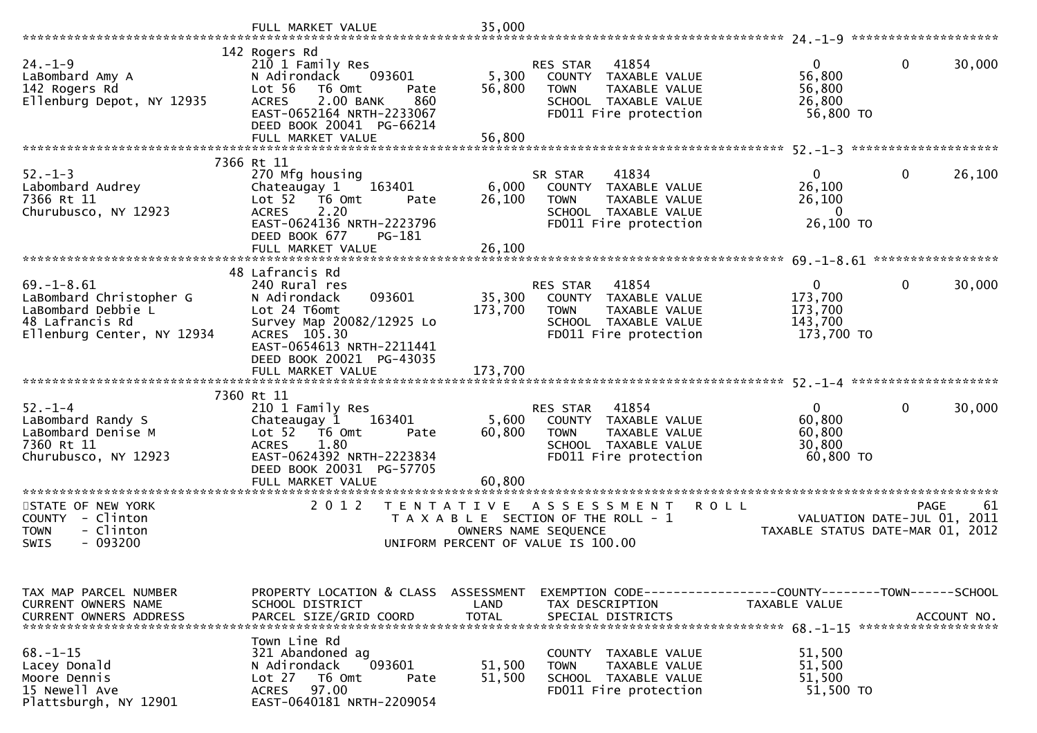```
                              FULL MARKET VALUE              35,000
******************************************************************************************************* 24.-1-9 ********************
                           142 Rogers Rd
24.-1-9                      210 1 Family Res                       RES STAR    41854                   0             0       30,000
LaBombard Amy A              N Adirondack      093601          5,300   COUNTY  TAXABLE VALUE              56,800
142 Rogers Rd                Lot 56   T6 Omt        Pate      56,800   TOWN    TAXABLE VALUE              56,800
Ellenburg Depot, NY 12935    ACRES    2.00 BANK     860                SCHOOL  TAXABLE VALUE              26,800
                             EAST-0652164 NRTH-2233067                 FD011 Fire protection              56,800 TO
                             DEED BOOK 20041  PG-66214
                             FULL MARKET VALUE              56,800
******************************************************************************************************* 52.-1-3 ********************
                          7366 Rt 11
52.-1-3                      270 Mfg housing                        SR STAR     41834                   0             0       26,100
Labombard Audrey             Chateaugay 1      163401          6,000   COUNTY  TAXABLE VALUE              26,100
7366 Rt 11                   Lot 52   T6 Omt        Pate      26,100   TOWN    TAXABLE VALUE              26,100
Churubusco, NY 12923         ACRES    2.20                             SCHOOL  TAXABLE VALUE                   0
                             EAST-0624136 NRTH-2223796                 FD011 Fire protection              26,100 TO
                             DEED BOOK 677     PG-181
                             FULL MARKET VALUE              26,100
******************************************************************************************************* 69.-1-8.61 *****************
                            48 Lafrancis Rd
69.-1-8.61                   240 Rural res                          RES STAR    41854                   0             0       30,000
LaBombard Christopher G      N Adirondack      093601         35,300   COUNTY  TAXABLE VALUE             173,700
LaBombard Debbie L           Lot 24 T6omt                    173,700   TOWN    TAXABLE VALUE             173,700
48 Lafrancis Rd              Survey Map 20082/12925 Lo                 SCHOOL  TAXABLE VALUE             143,700
Ellenburg Center, NY 12934   ACRES  105.30                             FD011 Fire protection             173,700 TO
                             EAST-0654613 NRTH-2211441
                             DEED BOOK 20021  PG-43035
                             FULL MARKET VALUE             173,700
******************************************************************************************************* 52.-1-4 ********************
                          7360 Rt 11
52.-1-4                      210 1 Family Res                       RES STAR    41854                   0             0       30,000
LaBombard Randy S            Chateaugay 1      163401          5,600   COUNTY  TAXABLE VALUE              60,800
LaBombard Denise M           Lot 52   T6 Omt        Pate      60,800   TOWN    TAXABLE VALUE              60,800
7360 Rt 11                   ACRES    1.80                             SCHOOL  TAXABLE VALUE              30,800
Churubusco, NY 12923         EAST-0624392 NRTH-2223834                 FD011 Fire protection              60,800 TO
                             DEED BOOK 20031  PG-57705
                             FULL MARKET VALUE              60,800
************************************************************************************************************************************
STATE OF NEW YORK                2 0 1 2   T E N T A T I V E   A S S E S S M E N T   R O L L                          PAGE     61
COUNTY  - Clinton                        T A X A B L E  SECTION OF THE ROLL - 1                    VALUATION DATE-JUL 01, 2011
TOWN    - Clinton                               OWNERS NAME SEQUENCE                          TAXABLE STATUS DATE-MAR 01, 2012
SWIS    - 093200                         UNIFORM PERCENT OF VALUE IS 100.00


TAX MAP PARCEL NUMBER        PROPERTY LOCATION & CLASS  ASSESSMENT  EXEMPTION CODE------------------COUNTY--------TOWN------SCHOOL
CURRENT OWNERS NAME          SCHOOL DISTRICT               LAND      TAX DESCRIPTION             TAXABLE VALUE
CURRENT OWNERS ADDRESS       PARCEL SIZE/GRID COORD        TOTAL     SPECIAL DISTRICTS                                  ACCOUNT NO.
******************************************************************************************************* 68.-1-15 *******************
                             Town Line Rd
68.-1-15                     321 Abandoned ag                          COUNTY  TAXABLE VALUE              51,500
Lacey Donald                 N Adirondack      093601         51,500   TOWN    TAXABLE VALUE              51,500
Moore Dennis                 Lot 27   T6 Omt        Pate      51,500   SCHOOL  TAXABLE VALUE              51,500
15 Newell Ave                ACRES   97.00                             FD011 Fire protection              51,500 TO
Plattsburgh, NY 12901        EAST-0640181 NRTH-2209054
```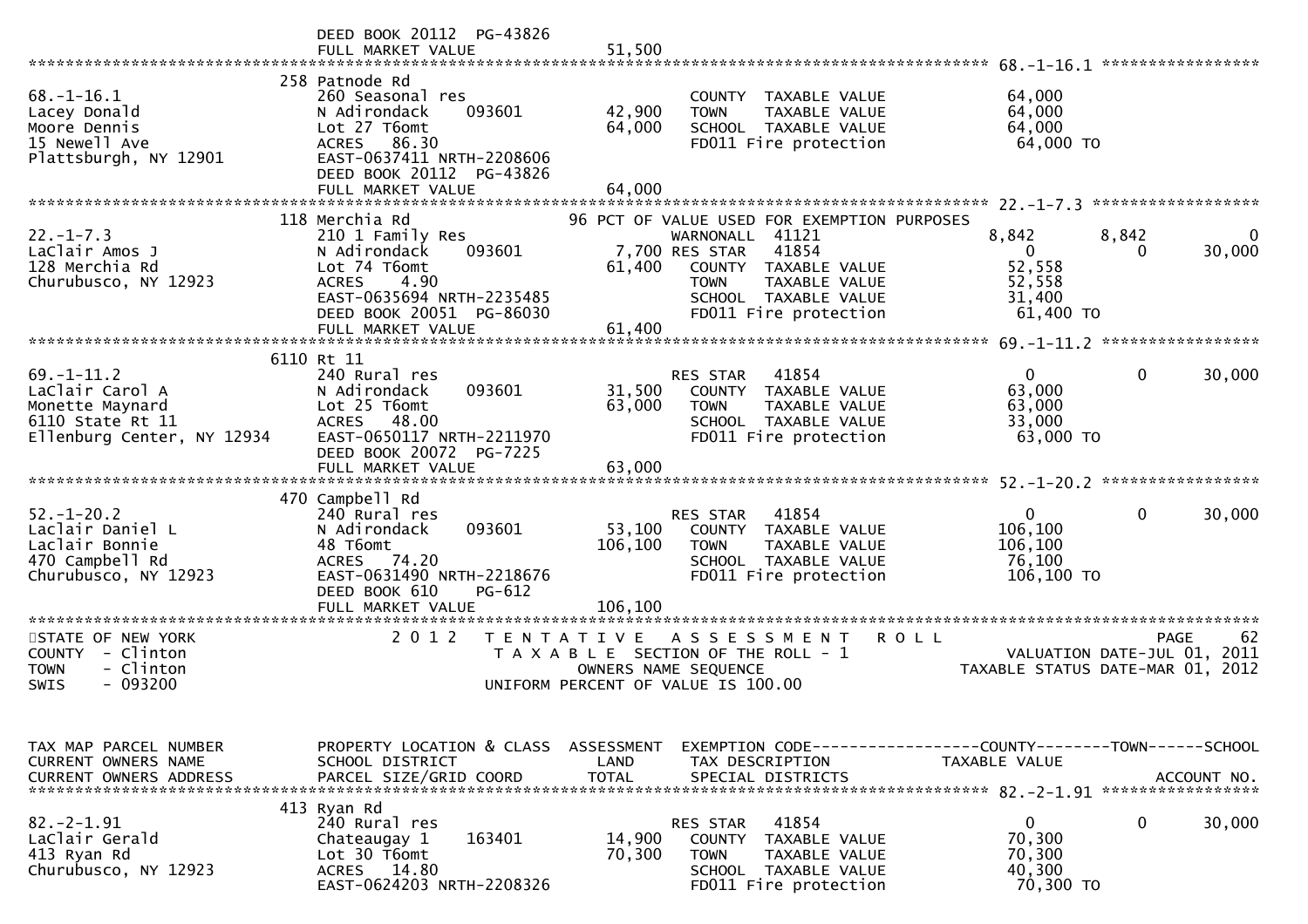```
                               DEED BOOK 20112  PG-43826
                               FULL MARKET VALUE              51,500
******************************************************************************************************* 68.-1-16.1 *****************
                            258 Patnode Rd
68.-1-16.1                     260 Seasonal res                         COUNTY  TAXABLE VALUE             64,000
Lacey Donald                   N Adirondack     093601       42,900     TOWN    TAXABLE VALUE             64,000
Moore Dennis                   Lot 27 T6omt                  64,000     SCHOOL  TAXABLE VALUE             64,000
15 Newell Ave                  ACRES   86.30                            FD011 Fire protection              64,000 TO
Plattsburgh, NY 12901          EAST-0637411 NRTH-2208606
                               DEED BOOK 20112  PG-43826
                               FULL MARKET VALUE              64,000
******************************************************************************************************* 22.-1-7.3 ******************
                            118 Merchia Rd                 96 PCT OF VALUE USED FOR EXEMPTION PURPOSES
22.-1-7.3                      210 1 Family Res                         WARNONALL  41121                    8,842        8,842            0
LaClair Amos J                 N Adirondack     093601        7,700 RES STAR   41854                        0            0       30,000
128 Merchia Rd                 Lot 74 T6omt                  61,400     COUNTY  TAXABLE VALUE             52,558
Churubusco, NY 12923           ACRES    4.90                            TOWN    TAXABLE VALUE             52,558
                               EAST-0635694 NRTH-2235485                SCHOOL  TAXABLE VALUE             31,400
                               DEED BOOK 20051  PG-86030                FD011 Fire protection              61,400 TO
                               FULL MARKET VALUE              61,400
******************************************************************************************************* 69.-1-11.2 *****************
                          6110 Rt 11
69.-1-11.2                     240 Rural res                            RES STAR   41854                        0            0       30,000
LaClair Carol A                N Adirondack     093601       31,500     COUNTY  TAXABLE VALUE             63,000
Monette Maynard                Lot 25 T6omt                  63,000     TOWN    TAXABLE VALUE             63,000
6110 State Rt 11               ACRES   48.00                            SCHOOL  TAXABLE VALUE             33,000
Ellenburg Center, NY 12934     EAST-0650117 NRTH-2211970                FD011 Fire protection              63,000 TO
                               DEED BOOK 20072  PG-7225
                               FULL MARKET VALUE              63,000
******************************************************************************************************* 52.-1-20.2 *****************
                            470 Campbell Rd
52.-1-20.2                     240 Rural res                            RES STAR   41854                        0            0       30,000
Laclair Daniel L               N Adirondack     093601       53,100     COUNTY  TAXABLE VALUE            106,100
Laclair Bonnie                 48 T6omt                     106,100     TOWN    TAXABLE VALUE            106,100
470 Campbell Rd                ACRES   74.20                            SCHOOL  TAXABLE VALUE             76,100
Churubusco, NY 12923           EAST-0631490 NRTH-2218676                FD011 Fire protection             106,100 TO
                               DEED BOOK 610    PG-612
                               FULL MARKET VALUE             106,100
************************************************************************************************************************************
STATE OF NEW YORK                2 0 1 2   T E N T A T I V E   A S S E S S M E N T   R O L L                          PAGE    62
COUNTY  - Clinton                          T A X A B L E  SECTION OF THE ROLL - 1                      VALUATION DATE-JUL 01, 2011
TOWN    - Clinton                                 OWNERS NAME SEQUENCE                             TAXABLE STATUS DATE-MAR 01, 2012
SWIS    - 093200                           UNIFORM PERCENT OF VALUE IS 100.00


TAX MAP PARCEL NUMBER          PROPERTY LOCATION & CLASS  ASSESSMENT  EXEMPTION CODE------------------COUNTY--------TOWN------SCHOOL
CURRENT OWNERS NAME            SCHOOL DISTRICT               LAND      TAX DESCRIPTION            TAXABLE VALUE
CURRENT OWNERS ADDRESS         PARCEL SIZE/GRID COORD       TOTAL      SPECIAL DISTRICTS                                 ACCOUNT NO.
******************************************************************************************************* 82.-2-1.91 ******************
                            413 Ryan Rd
82.-2-1.91                     240 Rural res                            RES STAR   41854                        0            0       30,000
LaClair Gerald                 Chateaugay 1     163401       14,900     COUNTY  TAXABLE VALUE             70,300
413 Ryan Rd                    Lot 30 T6omt                  70,300     TOWN    TAXABLE VALUE             70,300
Churubusco, NY 12923           ACRES   14.80                            SCHOOL  TAXABLE VALUE             40,300
                               EAST-0624203 NRTH-2208326                FD011 Fire protection              70,300 TO
```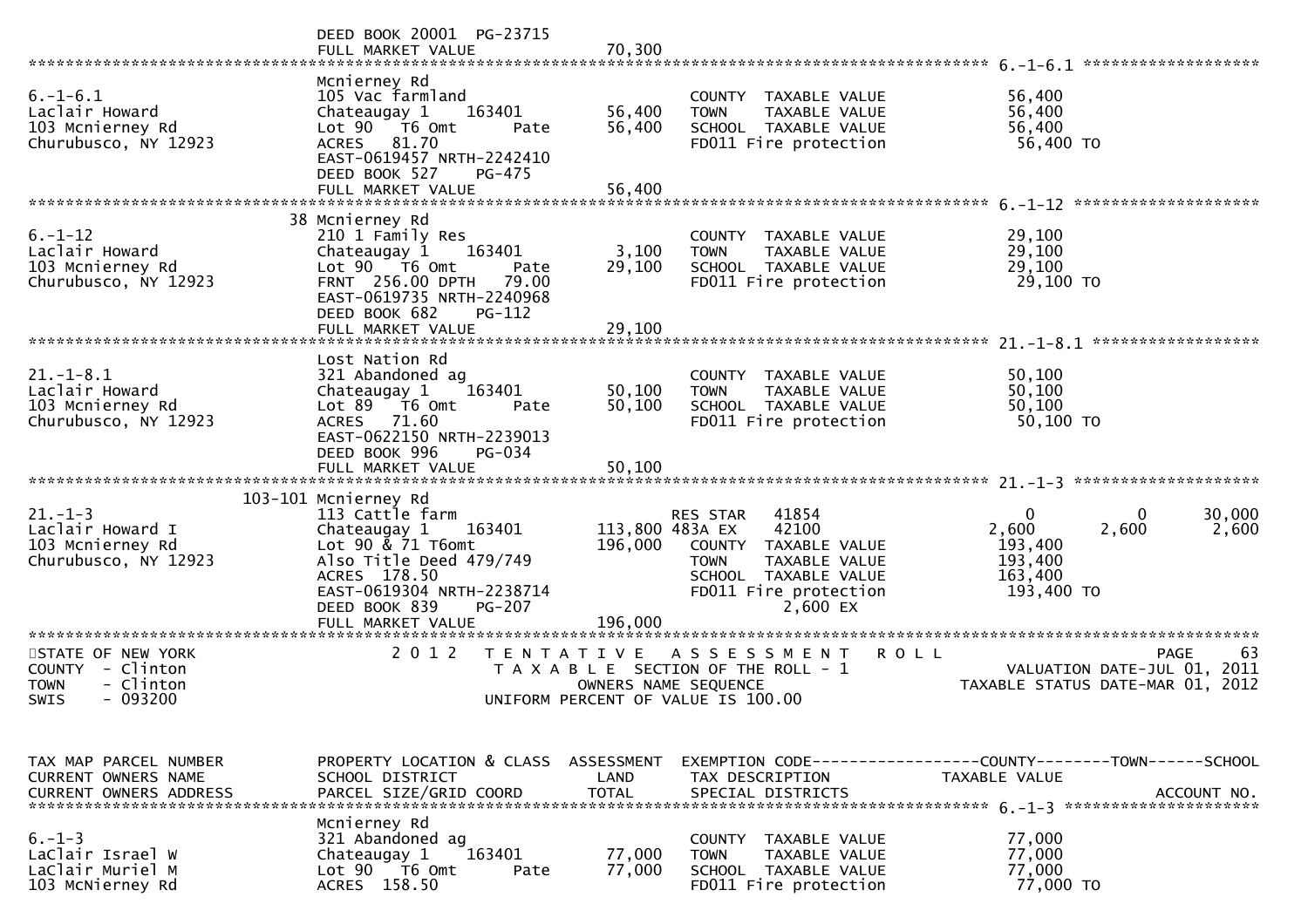```
                              DEED BOOK 20001  PG-23715
                              FULL MARKET VALUE               70,300
******************************************************************************************************* 6.-1-6.1 ********************
                              Mcnierney Rd
6.-1-6.1                      105 Vac farmland                           COUNTY  TAXABLE VALUE              56,400
Laclair Howard                Chateaugay 1     163401        56,400      TOWN    TAXABLE VALUE              56,400
103 Mcnierney Rd              Lot 90  T6 Omt         Pate    56,400      SCHOOL  TAXABLE VALUE              56,400
Churubusco, NY 12923          ACRES   81.70                              FD011 Fire protection               56,400 TO
                              EAST-0619457 NRTH-2242410
                              DEED BOOK 527     PG-475
                              FULL MARKET VALUE               56,400
******************************************************************************************************* 6.-1-12 *********************
                           38 Mcnierney Rd
6.-1-12                       210 1 Family Res                           COUNTY  TAXABLE VALUE              29,100
Laclair Howard                Chateaugay 1     163401         3,100      TOWN    TAXABLE VALUE              29,100
103 Mcnierney Rd              Lot 90  T6 Omt         Pate    29,100      SCHOOL  TAXABLE VALUE              29,100
Churubusco, NY 12923          FRNT  256.00 DPTH   79.00                  FD011 Fire protection               29,100 TO
                              EAST-0619735 NRTH-2240968
                              DEED BOOK 682     PG-112
                              FULL MARKET VALUE               29,100
******************************************************************************************************* 21.-1-8.1 *******************
                              Lost Nation Rd
21.-1-8.1                     321 Abandoned ag                           COUNTY  TAXABLE VALUE              50,100
Laclair Howard                Chateaugay 1     163401        50,100      TOWN    TAXABLE VALUE              50,100
103 Mcnierney Rd              Lot 89  T6 Omt         Pate    50,100      SCHOOL  TAXABLE VALUE              50,100
Churubusco, NY 12923          ACRES   71.60                              FD011 Fire protection               50,100 TO
                              EAST-0622150 NRTH-2239013
                              DEED BOOK 996     PG-034
                              FULL MARKET VALUE               50,100
******************************************************************************************************* 21.-1-3 *********************
                      103-101 Mcnierney Rd
21.-1-3                       113 Cattle farm                       RES STAR    41854                      0            0       30,000
Laclair Howard I              Chateaugay 1     163401       113,800 483A EX     42100                  2,600        2,600        2,600
103 Mcnierney Rd              Lot 90 & 71 T6omt             196,000   COUNTY  TAXABLE VALUE            193,400
Churubusco, NY 12923          Also Title Deed 479/749                 TOWN    TAXABLE VALUE            193,400
                              ACRES  178.50                           SCHOOL  TAXABLE VALUE            163,400
                              EAST-0619304 NRTH-2238714               FD011 Fire protection             193,400 TO
                              DEED BOOK 839     PG-207                        2,600 EX
                              FULL MARKET VALUE              196,000
************************************************************************************************************************************
STATE OF NEW YORK                 2 0 1 2   T E N T A T I V E   A S S E S S M E N T   R O L L                          PAGE      63
COUNTY  - Clinton                           T A X A B L E  SECTION OF THE ROLL - 1                          VALUATION DATE-JUL 01, 2011
TOWN    - Clinton                                   OWNERS NAME SEQUENCE                                 TAXABLE STATUS DATE-MAR 01, 2012
SWIS    - 093200                            UNIFORM PERCENT OF VALUE IS 100.00


TAX MAP PARCEL NUMBER         PROPERTY LOCATION & CLASS  ASSESSMENT  EXEMPTION CODE------------------COUNTY--------TOWN------SCHOOL
CURRENT OWNERS NAME           SCHOOL DISTRICT               LAND     TAX DESCRIPTION              TAXABLE VALUE
CURRENT OWNERS ADDRESS        PARCEL SIZE/GRID COORD        TOTAL    SPECIAL DISTRICTS                                   ACCOUNT NO.
******************************************************************************************************* 6.-1-3 **********************
                              Mcnierney Rd
6.-1-3                        321 Abandoned ag                           COUNTY  TAXABLE VALUE              77,000
LaClair Israel W              Chateaugay 1     163401        77,000      TOWN    TAXABLE VALUE              77,000
LaClair Muriel M              Lot 90  T6 Omt         Pate    77,000      SCHOOL  TAXABLE VALUE              77,000
103 McNierney Rd              ACRES  158.50                              FD011 Fire protection               77,000 TO
```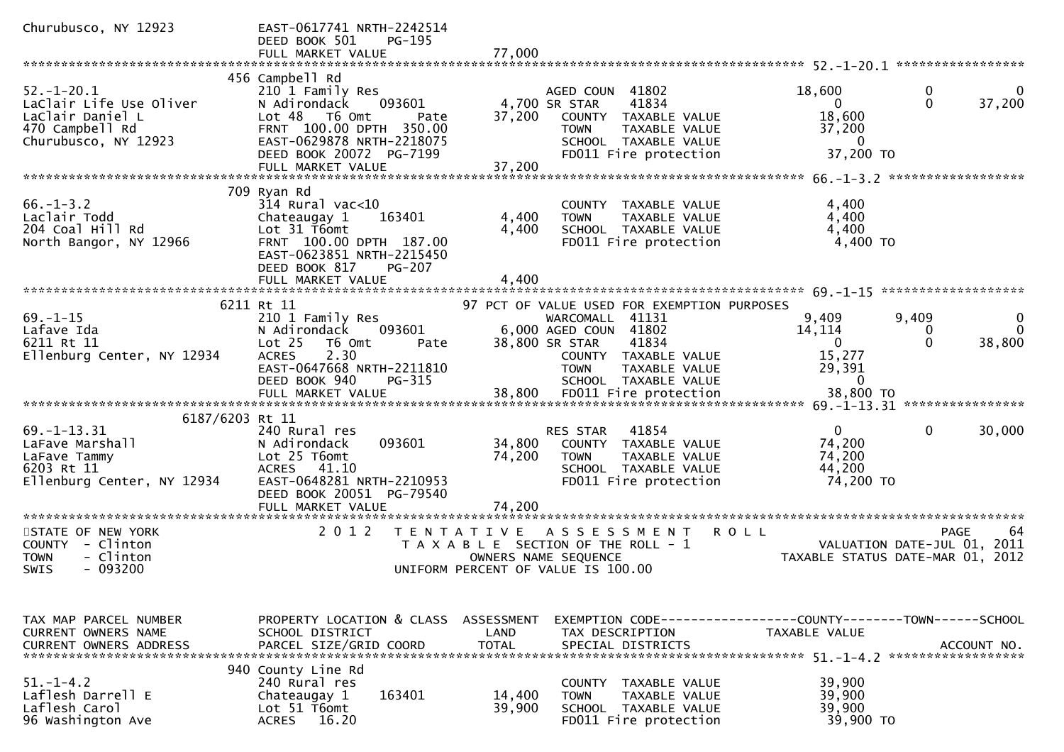```
Churubusco, NY 12923         EAST-0617741 NRTH-2242514
                             DEED BOOK 501    PG-195
                             FULL MARKET VALUE              77,000
******************************************************************************************************* 52.-1-20.1 *****************
                          456 Campbell Rd
52.-1-20.1                   210 1 Family Res                        AGED COUN  41802              18,600             0             0
LaClair Life Use Oliver      N Adirondack     093601           4,700 SR STAR     41834                   0             0        37,200
LaClair Daniel L             Lot 48   T6 Omt        Pate      37,200   COUNTY  TAXABLE VALUE            18,600
470 Campbell Rd              FRNT 100.00 DPTH 350.00                   TOWN    TAXABLE VALUE            37,200
Churubusco, NY 12923         EAST-0629878 NRTH-2218075                 SCHOOL  TAXABLE VALUE                 0
                             DEED BOOK 20072  PG-7199                  FD011 Fire protection            37,200 TO
                             FULL MARKET VALUE              37,200
******************************************************************************************************* 66.-1-3.2 ******************
                          709 Ryan Rd
66.-1-3.2                    314 Rural vac<10                          COUNTY  TAXABLE VALUE             4,400
Laclair Todd                 Chateaugay 1     163401           4,400   TOWN    TAXABLE VALUE             4,400
204 Coal Hill Rd             Lot 31 T6omt                      4,400   SCHOOL  TAXABLE VALUE             4,400
North Bangor, NY 12966       FRNT 100.00 DPTH 187.00                   FD011 Fire protection             4,400 TO
                             EAST-0623851 NRTH-2215450
                             DEED BOOK 817    PG-207
                             FULL MARKET VALUE               4,400
******************************************************************************************************* 69.-1-15 *******************
                          6211 Rt 11                         97 PCT OF VALUE USED FOR EXEMPTION PURPOSES
69.-1-15                     210 1 Family Res                        WARCOMALL  41131               9,409         9,409             0
Lafave Ida                   N Adirondack     093601           6,000 AGED COUN  41802              14,114             0             0
6211 Rt 11                   Lot 25   T6 Omt        Pate      38,800 SR STAR     41834                   0             0        38,800
Ellenburg Center, NY 12934   ACRES     2.30                            COUNTY  TAXABLE VALUE            15,277
                             EAST-0647668 NRTH-2211810                 TOWN    TAXABLE VALUE            29,391
                             DEED BOOK 940    PG-315                   SCHOOL  TAXABLE VALUE                 0
                             FULL MARKET VALUE              38,800   FD011 Fire protection            38,800 TO
******************************************************************************************************* 69.-1-13.31 ****************
                     6187/6203 Rt 11
69.-1-13.31                  240 Rural res                             RES STAR    41854                   0             0        30,000
LaFave Marshall              N Adirondack     093601          34,800   COUNTY  TAXABLE VALUE            74,200
LaFave Tammy                 Lot 25 T6omt                     74,200   TOWN    TAXABLE VALUE            74,200
6203 Rt 11                   ACRES    41.10                            SCHOOL  TAXABLE VALUE            44,200
Ellenburg Center, NY 12934   EAST-0648281 NRTH-2210953                 FD011 Fire protection            74,200 TO
                             DEED BOOK 20051  PG-79540
                             FULL MARKET VALUE              74,200
************************************************************************************************************************************
STATE OF NEW YORK                 2 0 1 2   T E N T A T I V E   A S S E S S M E N T   R O L L                            PAGE    64
COUNTY  - Clinton                           T A X A B L E  SECTION OF THE ROLL - 1                  VALUATION DATE-JUL 01, 2011
TOWN    - Clinton                                  OWNERS NAME SEQUENCE                         TAXABLE STATUS DATE-MAR 01, 2012
SWIS    - 093200                            UNIFORM PERCENT OF VALUE IS 100.00


TAX MAP PARCEL NUMBER        PROPERTY LOCATION & CLASS  ASSESSMENT  EXEMPTION CODE------------------COUNTY--------TOWN------SCHOOL
CURRENT OWNERS NAME          SCHOOL DISTRICT              LAND      TAX DESCRIPTION              TAXABLE VALUE
CURRENT OWNERS ADDRESS       PARCEL SIZE/GRID COORD      TOTAL      SPECIAL DISTRICTS                                    ACCOUNT NO.
******************************************************************************************************* 51.-1-4.2 ******************
                          940 County Line Rd
51.-1-4.2                    240 Rural res                             COUNTY  TAXABLE VALUE            39,900
Laflesh Darrell E            Chateaugay 1     163401          14,400   TOWN    TAXABLE VALUE            39,900
Laflesh Carol                Lot 51 T6omt                     39,900   SCHOOL  TAXABLE VALUE            39,900
96 Washington Ave            ACRES    16.20                            FD011 Fire protection            39,900 TO
```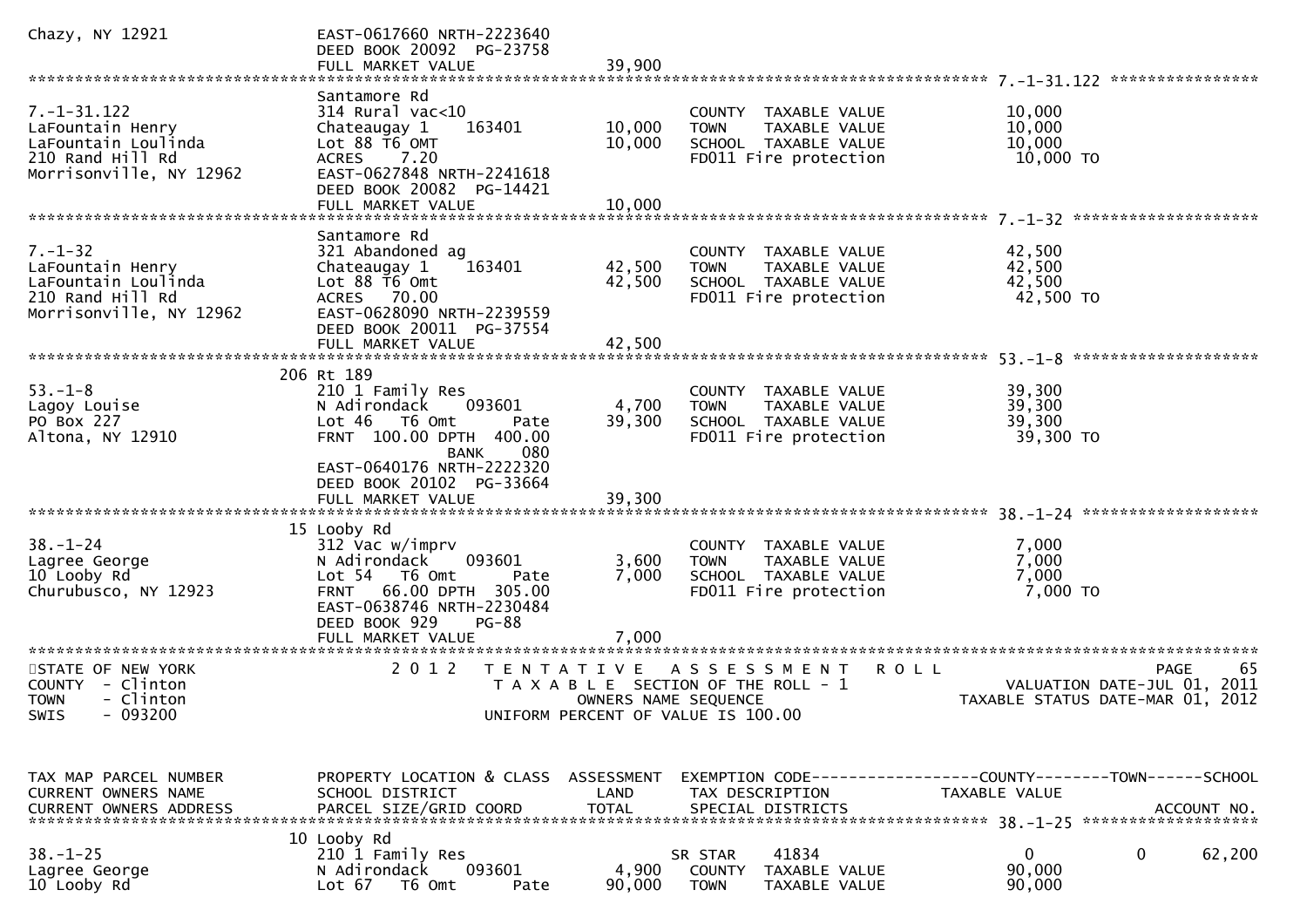```
Chazy, NY 12921                   EAST-0617660 NRTH-2223640
                                  DEED BOOK 20092  PG-23758
                                  FULL MARKET VALUE              39,900
******************************************************************************************************* 7.-1-31.122 ****************
                                  Santamore Rd
7.-1-31.122                       314 Rural vac<10                          COUNTY  TAXABLE VALUE              10,000
LaFountain Henry                  Chateaugay 1     163401        10,000     TOWN    TAXABLE VALUE              10,000
LaFountain Loulinda               Lot 88 T6 OMT                  10,000     SCHOOL  TAXABLE VALUE              10,000
210 Rand Hill Rd                  ACRES    7.20                             FD011 Fire protection              10,000 TO
Morrisonville, NY 12962           EAST-0627848 NRTH-2241618
                                  DEED BOOK 20082  PG-14421
                                  FULL MARKET VALUE              10,000
******************************************************************************************************* 7.-1-32 ********************
                                  Santamore Rd
7.-1-32                           321 Abandoned ag                          COUNTY  TAXABLE VALUE              42,500
LaFountain Henry                  Chateaugay 1     163401        42,500     TOWN    TAXABLE VALUE              42,500
LaFountain Loulinda               Lot 88 T6 Omt                  42,500     SCHOOL  TAXABLE VALUE              42,500
210 Rand Hill Rd                  ACRES   70.00                             FD011 Fire protection              42,500 TO
Morrisonville, NY 12962           EAST-0628090 NRTH-2239559
                                  DEED BOOK 20011  PG-37554
                                  FULL MARKET VALUE              42,500
******************************************************************************************************* 53.-1-8 ********************
                               206 Rt 189
53.-1-8                           210 1 Family Res                          COUNTY  TAXABLE VALUE              39,300
Lagoy Louise                      N Adirondack     093601         4,700     TOWN    TAXABLE VALUE              39,300
PO Box 227                        Lot 46   T6 Omt        Pate    39,300     SCHOOL  TAXABLE VALUE              39,300
Altona, NY 12910                  FRNT  100.00 DPTH  400.00                 FD011 Fire protection              39,300 TO
                                                 BANK     080
                                  EAST-0640176 NRTH-2222320
                                  DEED BOOK 20102  PG-33664
                                  FULL MARKET VALUE              39,300
******************************************************************************************************* 38.-1-24 *******************
                               15 Looby Rd
38.-1-24                          312 Vac w/imprv                           COUNTY  TAXABLE VALUE               7,000
Lagree George                     N Adirondack     093601         3,600     TOWN    TAXABLE VALUE               7,000
10 Looby Rd                       Lot 54   T6 Omt        Pate     7,000     SCHOOL  TAXABLE VALUE               7,000
Churubusco, NY 12923              FRNT   66.00 DPTH  305.00                 FD011 Fire protection               7,000 TO
                                  EAST-0638746 NRTH-2230484
                                  DEED BOOK 929    PG-88
                                  FULL MARKET VALUE               7,000
************************************************************************************************************************************
STATE OF NEW YORK                    2 0 1 2   T E N T A T I V E   A S S E S S M E N T   R O L L                          PAGE    65
COUNTY  - Clinton                           T A X A B L E  SECTION OF THE ROLL - 1                        VALUATION DATE-JUL 01, 2011
TOWN    - Clinton                                  OWNERS NAME SEQUENCE                                  TAXABLE STATUS DATE-MAR 01, 2012
SWIS    - 093200                          UNIFORM PERCENT OF VALUE IS 100.00


TAX MAP PARCEL NUMBER             PROPERTY LOCATION & CLASS  ASSESSMENT  EXEMPTION CODE------------------COUNTY--------TOWN------SCHOOL
CURRENT OWNERS NAME               SCHOOL DISTRICT               LAND     TAX DESCRIPTION            TAXABLE VALUE
CURRENT OWNERS ADDRESS            PARCEL SIZE/GRID COORD       TOTAL     SPECIAL DISTRICTS                                  ACCOUNT NO.
******************************************************************************************************* 38.-1-25 *******************
                               10 Looby Rd
38.-1-25                          210 1 Family Res                    SR STAR      41834                  0              0      62,200
Lagree George                     N Adirondack     093601         4,900     COUNTY  TAXABLE VALUE              90,000
10 Looby Rd                       Lot 67   T6 Omt        Pate    90,000     TOWN    TAXABLE VALUE              90,000
```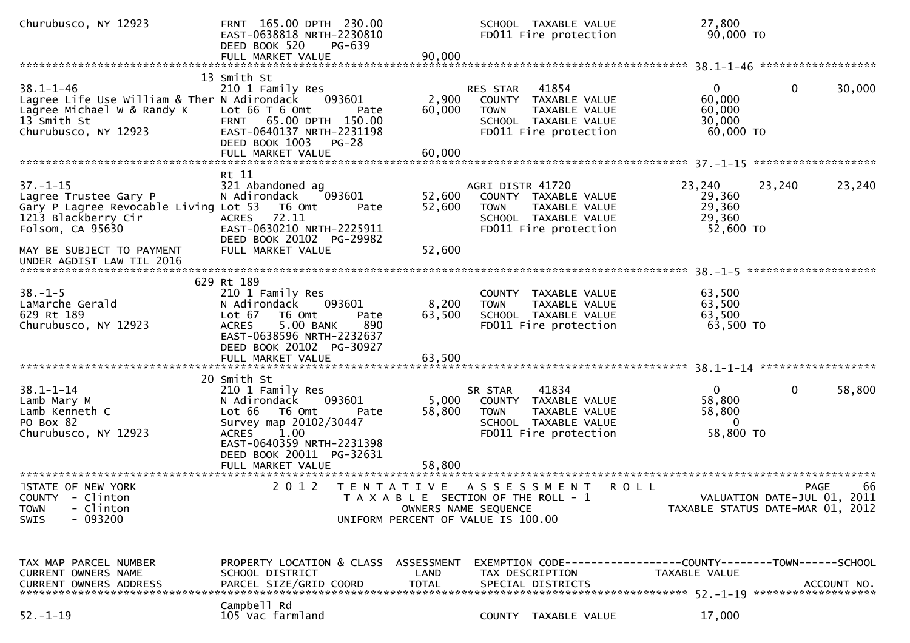```
Churubusco, NY 12923         FRNT 165.00 DPTH 230.00                SCHOOL  TAXABLE VALUE             27,800
                             EAST-0638818 NRTH-2230810              FD011 Fire protection              90,000 TO
                             DEED BOOK 520    PG-639
                             FULL MARKET VALUE              90,000
******************************************************************************************************* 38.1-1-46 ******************
                             13 Smith St
38.1-1-46                    210 1 Family Res                       RES STAR   41854                    0            0      30,000
Lagree Life Use William & Ther N Adirondack    093601        2,900   COUNTY  TAXABLE VALUE             60,000
Lagree Michael W & Randy K   Lot 66 T 6 Omt       Pate       60,000   TOWN    TAXABLE VALUE             60,000
13 Smith St                  FRNT  65.00 DPTH 150.00                SCHOOL  TAXABLE VALUE             30,000
Churubusco, NY 12923         EAST-0640137 NRTH-2231198              FD011 Fire protection              60,000 TO
                             DEED BOOK 1003   PG-28
                             FULL MARKET VALUE              60,000
******************************************************************************************************* 37.-1-15 *******************
                             Rt 11
37.-1-15                     321 Abandoned ag                       AGRI DISTR 41720               23,240       23,240      23,240
Lagree Trustee Gary P        N Adirondack    093601         52,600   COUNTY  TAXABLE VALUE             29,360
Gary P Lagree Revocable Living Lot 53  T6 Omt    Pate       52,600   TOWN    TAXABLE VALUE             29,360
1213 Blackberry Cir          ACRES  72.11                           SCHOOL  TAXABLE VALUE             29,360
Folsom, CA 95630             EAST-0630210 NRTH-2225911              FD011 Fire protection              52,600 TO
                             DEED BOOK 20102  PG-29982
MAY BE SUBJECT TO PAYMENT    FULL MARKET VALUE              52,600
UNDER AGDIST LAW TIL 2016
******************************************************************************************************* 38.-1-5 ********************
                             629 Rt 189
38.-1-5                      210 1 Family Res                       COUNTY  TAXABLE VALUE             63,500
LaMarche Gerald              N Adirondack    093601          8,200   TOWN    TAXABLE VALUE             63,500
629 Rt 189                   Lot 67  T6 Omt       Pate      63,500   SCHOOL  TAXABLE VALUE             63,500
Churubusco, NY 12923         ACRES   5.00 BANK    890               FD011 Fire protection              63,500 TO
                             EAST-0638596 NRTH-2232637
                             DEED BOOK 20102  PG-30927
                             FULL MARKET VALUE              63,500
******************************************************************************************************* 38.1-1-14 ******************
                             20 Smith St
38.1-1-14                    210 1 Family Res                       SR STAR    41834                    0            0      58,800
Lamb Mary M                  N Adirondack    093601          5,000   COUNTY  TAXABLE VALUE             58,800
Lamb Kenneth C               Lot 66  T6 Omt       Pate      58,800   TOWN    TAXABLE VALUE             58,800
PO Box 82                    Survey map 20102/30447                 SCHOOL  TAXABLE VALUE                  0
Churubusco, NY 12923         ACRES   1.00                           FD011 Fire protection              58,800 TO
                             EAST-0640359 NRTH-2231398
                             DEED BOOK 20011  PG-32631
                             FULL MARKET VALUE              58,800
************************************************************************************************************************************
STATE OF NEW YORK                2 0 1 2   T E N T A T I V E   A S S E S S M E N T   R O L L                          PAGE    66
COUNTY  - Clinton                          T A X A B L E  SECTION OF THE ROLL - 1                  VALUATION DATE-JUL 01, 2011
TOWN    - Clinton                                  OWNERS NAME SEQUENCE                      TAXABLE STATUS DATE-MAR 01, 2012
SWIS    - 093200                           UNIFORM PERCENT OF VALUE IS 100.00


TAX MAP PARCEL NUMBER        PROPERTY LOCATION & CLASS  ASSESSMENT  EXEMPTION CODE------------------COUNTY--------TOWN------SCHOOL
CURRENT OWNERS NAME          SCHOOL DISTRICT              LAND      TAX DESCRIPTION               TAXABLE VALUE
CURRENT OWNERS ADDRESS       PARCEL SIZE/GRID COORD      TOTAL      SPECIAL DISTRICTS                                   ACCOUNT NO.
******************************************************************************************************* 52.-1-19 *******************
                             Campbell Rd
52.-1-19                     105 Vac farmland                       COUNTY  TAXABLE VALUE             17,000
```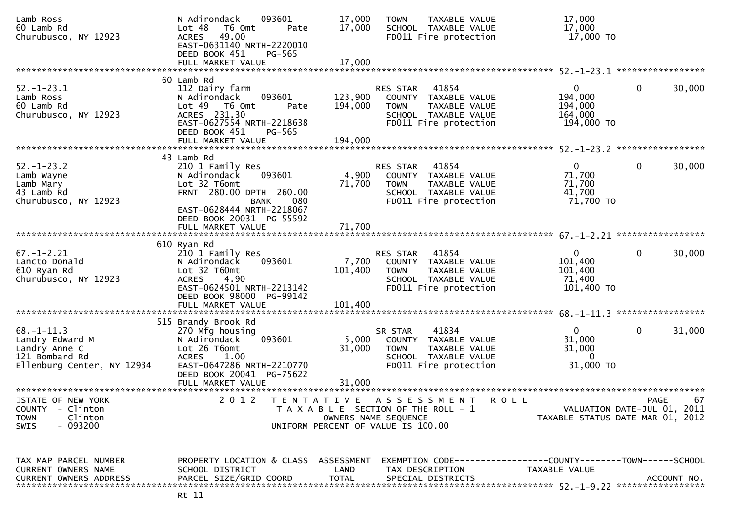```
Lamb Ross                      N Adirondack    093601        17,000   TOWN     TAXABLE VALUE              17,000
60 Lamb Rd                     Lot 48   T6 Omt       Pate     17,000   SCHOOL  TAXABLE VALUE              17,000
Churubusco, NY 12923           ACRES   49.00                           FD011 Fire protection              17,000 TO
                               EAST-0631140 NRTH-2220010
                               DEED BOOK 451     PG-565
                               FULL MARKET VALUE              17,000
******************************************************************************************************* 52.-1-23.1 *****************
                               60 Lamb Rd
52.-1-23.1                     112 Dairy farm                          RES STAR    41854                      0          0      30,000
Lamb Ross                      N Adirondack    093601       123,900   COUNTY  TAXABLE VALUE             194,000
60 Lamb Rd                     Lot 49   T6 Omt       Pate    194,000   TOWN     TAXABLE VALUE             194,000
Churubusco, NY 12923           ACRES  231.30                           SCHOOL  TAXABLE VALUE             164,000
                               EAST-0627554 NRTH-2218638               FD011 Fire protection             194,000 TO
                               DEED BOOK 451     PG-565
                               FULL MARKET VALUE             194,000
******************************************************************************************************* 52.-1-23.2 *****************
                               43 Lamb Rd
52.-1-23.2                     210 1 Family Res                        RES STAR    41854                      0          0      30,000
Lamb Wayne                     N Adirondack    093601          4,900   COUNTY  TAXABLE VALUE              71,700
Lamb Mary                      Lot 32 T6omt                   71,700   TOWN     TAXABLE VALUE              71,700
43 Lamb Rd                     FRNT  280.00 DPTH  260.00               SCHOOL  TAXABLE VALUE              41,700
Churubusco, NY 12923                          BANK     080             FD011 Fire protection              71,700 TO
                               EAST-0628444 NRTH-2218067
                               DEED BOOK 20031  PG-55592
                               FULL MARKET VALUE              71,700
******************************************************************************************************* 67.-1-2.21 *****************
                               610 Ryan Rd
67.-1-2.21                     210 1 Family Res                        RES STAR    41854                      0          0      30,000
Lancto Donald                  N Adirondack    093601          7,700   COUNTY  TAXABLE VALUE             101,400
610 Ryan Rd                    Lot 32 T60mt                  101,400   TOWN     TAXABLE VALUE             101,400
Churubusco, NY 12923           ACRES    4.90                           SCHOOL  TAXABLE VALUE              71,400
                               EAST-0624501 NRTH-2213142               FD011 Fire protection             101,400 TO
                               DEED BOOK 98000  PG-99142
                               FULL MARKET VALUE             101,400
******************************************************************************************************* 68.-1-11.3 *****************
                               515 Brandy Brook Rd
68.-1-11.3                     270 Mfg housing                         SR STAR     41834                      0          0      31,000
Landry Edward M                N Adirondack    093601          5,000   COUNTY  TAXABLE VALUE              31,000
Landry Anne C                  Lot 26 T6omt                   31,000   TOWN     TAXABLE VALUE              31,000
121 Bombard Rd                 ACRES    1.00                           SCHOOL  TAXABLE VALUE                   0
Ellenburg Center, NY 12934     EAST-0647286 NRTH-2210770               FD011 Fire protection              31,000 TO
                               DEED BOOK 20041  PG-75622
                               FULL MARKET VALUE              31,000
************************************************************************************************************************************
STATE OF NEW YORK                2 0 1 2   T E N T A T I V E   A S S E S S M E N T   R O L L                            PAGE    67
COUNTY  - Clinton                          T A X A B L E  SECTION OF THE ROLL - 1                     VALUATION DATE-JUL 01, 2011
TOWN    - Clinton                                OWNERS NAME SEQUENCE                              TAXABLE STATUS DATE-MAR 01, 2012
SWIS    - 093200                          UNIFORM PERCENT OF VALUE IS 100.00


TAX MAP PARCEL NUMBER          PROPERTY LOCATION & CLASS  ASSESSMENT  EXEMPTION CODE------------------COUNTY--------TOWN------SCHOOL
CURRENT OWNERS NAME            SCHOOL DISTRICT               LAND      TAX DESCRIPTION              TAXABLE VALUE
CURRENT OWNERS ADDRESS         PARCEL SIZE/GRID COORD        TOTAL     SPECIAL DISTRICTS                                 ACCOUNT NO.
******************************************************************************************************* 52.-1-9.22 *****************
                               Rt 11
```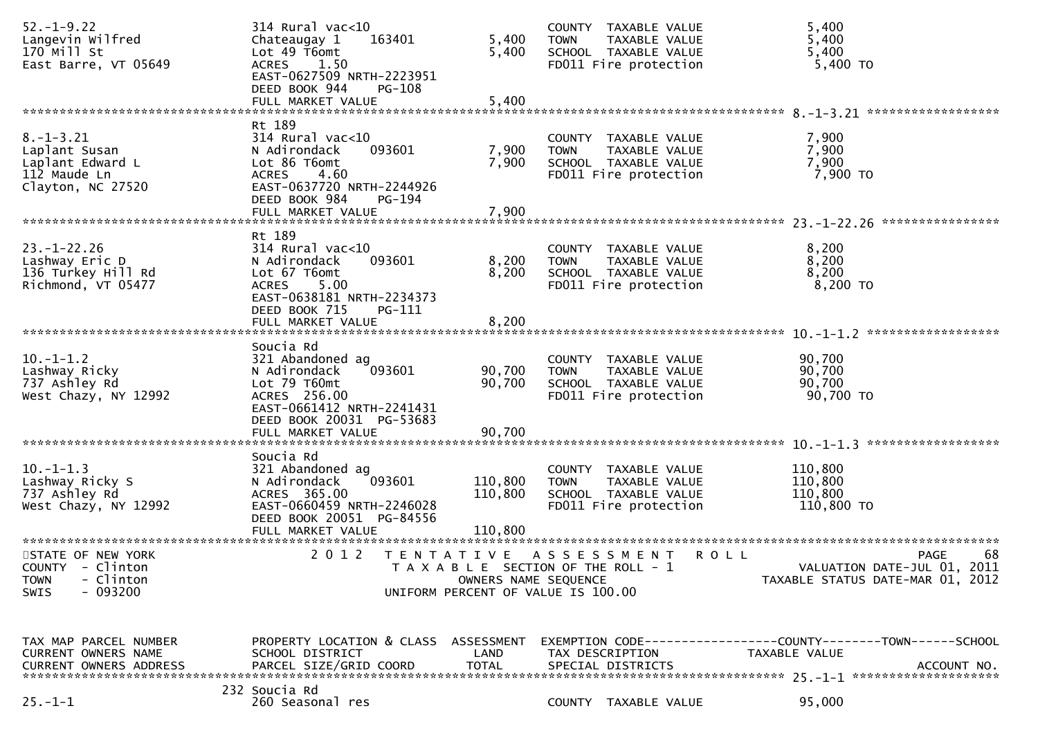```
52.-1-9.22                      314 Rural vac<10                            COUNTY  TAXABLE VALUE              5,400
Langevin Wilfred                Chateaugay 1    163401          5,400       TOWN    TAXABLE VALUE              5,400
170 Mill St                     Lot 49 T6omt                    5,400       SCHOOL  TAXABLE VALUE              5,400
East Barre, VT 05649            ACRES    1.50                               FD011 Fire protection               5,400 TO
                                EAST-0627509 NRTH-2223951
                                DEED BOOK 944    PG-108
                                FULL MARKET VALUE               5,400
******************************************************************************************************* 8.-1-3.21 ******************
                                Rt 189
8.-1-3.21                       314 Rural vac<10                            COUNTY  TAXABLE VALUE              7,900
Laplant Susan                   N Adirondack    093601          7,900       TOWN    TAXABLE VALUE              7,900
Laplant Edward L                Lot 86 T6omt                    7,900       SCHOOL  TAXABLE VALUE              7,900
112 Maude Ln                    ACRES    4.60                               FD011 Fire protection               7,900 TO
Clayton, NC 27520               EAST-0637720 NRTH-2244926
                                DEED BOOK 984    PG-194
                                FULL MARKET VALUE               7,900
******************************************************************************************************* 23.-1-22.26 ****************
                                Rt 189
23.-1-22.26                     314 Rural vac<10                            COUNTY  TAXABLE VALUE              8,200
Lashway Eric D                  N Adirondack    093601          8,200       TOWN    TAXABLE VALUE              8,200
136 Turkey Hill Rd              Lot 67 T6omt                    8,200       SCHOOL  TAXABLE VALUE              8,200
Richmond, VT 05477              ACRES    5.00                               FD011 Fire protection               8,200 TO
                                EAST-0638181 NRTH-2234373
                                DEED BOOK 715    PG-111
                                FULL MARKET VALUE               8,200
******************************************************************************************************* 10.-1-1.2 ******************
                                Soucia Rd
10.-1-1.2                       321 Abandoned ag                            COUNTY  TAXABLE VALUE             90,700
Lashway Ricky                   N Adirondack    093601         90,700       TOWN    TAXABLE VALUE             90,700
737 Ashley Rd                   Lot 79 T60mt                   90,700       SCHOOL  TAXABLE VALUE             90,700
West Chazy, NY 12992            ACRES  256.00                               FD011 Fire protection              90,700 TO
                                EAST-0661412 NRTH-2241431
                                DEED BOOK 20031  PG-53683
                                FULL MARKET VALUE              90,700
******************************************************************************************************* 10.-1-1.3 ******************
                                Soucia Rd
10.-1-1.3                       321 Abandoned ag                            COUNTY  TAXABLE VALUE            110,800
Lashway Ricky S                 N Adirondack    093601        110,800       TOWN    TAXABLE VALUE            110,800
737 Ashley Rd                   ACRES  365.00                 110,800       SCHOOL  TAXABLE VALUE            110,800
West Chazy, NY 12992            EAST-0660459 NRTH-2246028                   FD011 Fire protection             110,800 TO
                                DEED BOOK 20051  PG-84556
                                FULL MARKET VALUE             110,800
************************************************************************************************************************************
STATE OF NEW YORK               2 0 1 2   T E N T A T I V E   A S S E S S M E N T   R O L L                              PAGE     68
COUNTY  - Clinton                         T A X A B L E  SECTION OF THE ROLL - 1                   VALUATION DATE-JUL 01, 2011
TOWN    - Clinton                                 OWNERS NAME SEQUENCE                       TAXABLE STATUS DATE-MAR 01, 2012
SWIS    - 093200                          UNIFORM PERCENT OF VALUE IS 100.00


TAX MAP PARCEL NUMBER           PROPERTY LOCATION & CLASS  ASSESSMENT  EXEMPTION CODE------------------COUNTY--------TOWN------SCHOOL
CURRENT OWNERS NAME             SCHOOL DISTRICT               LAND     TAX DESCRIPTION             TAXABLE VALUE
CURRENT OWNERS ADDRESS          PARCEL SIZE/GRID COORD        TOTAL    SPECIAL DISTRICTS                                ACCOUNT NO.
******************************************************************************************************* 25.-1-1 ********************
                            232 Soucia Rd
25.-1-1                         260 Seasonal res                            COUNTY  TAXABLE VALUE             95,000
```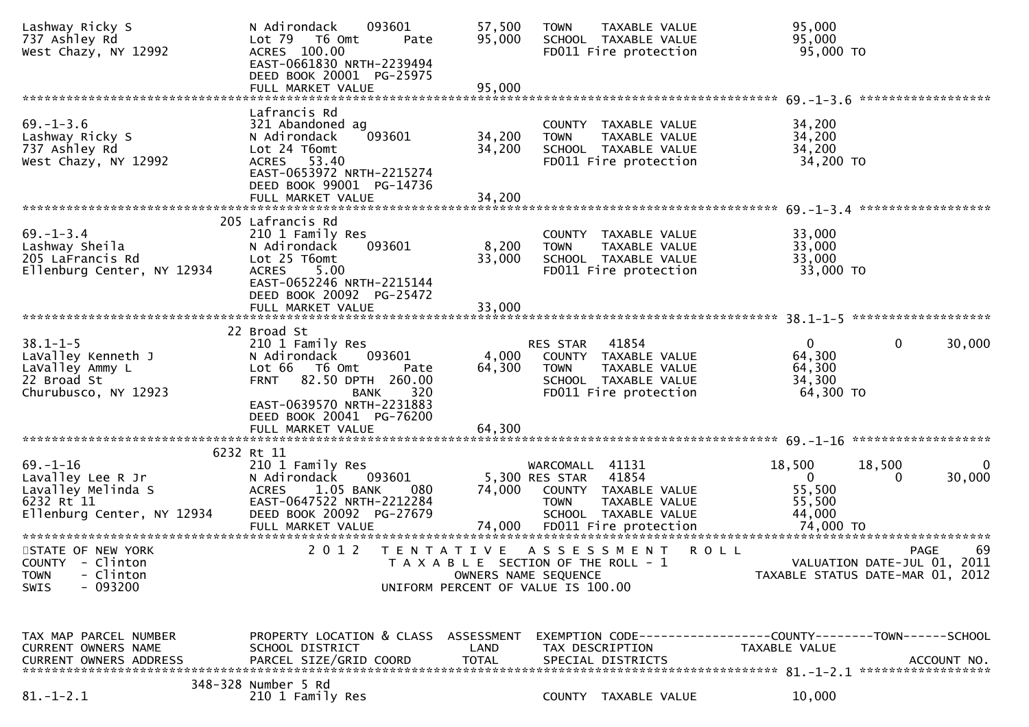```
Lashway Ricky S               N Adirondack    093601        57,500   TOWN    TAXABLE VALUE              95,000
737 Ashley Rd                 Lot 79  T6 Omt      Pate      95,000   SCHOOL  TAXABLE VALUE              95,000
West Chazy, NY 12992          ACRES  100.00                          FD011 Fire protection               95,000 TO
                              EAST-0661830 NRTH-2239494
                              DEED BOOK 20001  PG-25975
                              FULL MARKET VALUE             95,000
******************************************************************************************************* 69.-1-3.6 ******************
                              Lafrancis Rd
69.-1-3.6                     321 Abandoned ag                       COUNTY  TAXABLE VALUE              34,200
Lashway Ricky S               N Adirondack    093601        34,200   TOWN    TAXABLE VALUE              34,200
737 Ashley Rd                 Lot 24 T6omt                  34,200   SCHOOL  TAXABLE VALUE              34,200
West Chazy, NY 12992          ACRES   53.40                          FD011 Fire protection               34,200 TO
                              EAST-0653972 NRTH-2215274
                              DEED BOOK 99001  PG-14736
                              FULL MARKET VALUE             34,200
******************************************************************************************************* 69.-1-3.4 ******************
                          205 Lafrancis Rd
69.-1-3.4                     210 1 Family Res                       COUNTY  TAXABLE VALUE              33,000
Lashway Sheila                N Adirondack    093601         8,200   TOWN    TAXABLE VALUE              33,000
205 LaFrancis Rd              Lot 25 T6omt                  33,000   SCHOOL  TAXABLE VALUE              33,000
Ellenburg Center, NY 12934    ACRES    5.00                          FD011 Fire protection               33,000 TO
                              EAST-0652246 NRTH-2215144
                              DEED BOOK 20092  PG-25472
                              FULL MARKET VALUE             33,000
******************************************************************************************************* 38.1-1-5 *******************
                           22 Broad St
38.1-1-5                      210 1 Family Res                       RES STAR   41854                    0          0     30,000
LaValley Kenneth J            N Adirondack    093601         4,000   COUNTY  TAXABLE VALUE              64,300
LaValley Ammy L               Lot 66  T6 Omt      Pate      64,300   TOWN    TAXABLE VALUE              64,300
22 Broad St                   FRNT   82.50 DPTH  260.00              SCHOOL  TAXABLE VALUE              34,300
Churubusco, NY 12923                         BANK    320             FD011 Fire protection               64,300 TO
                              EAST-0639570 NRTH-2231883
                              DEED BOOK 20041  PG-76200
                              FULL MARKET VALUE             64,300
******************************************************************************************************* 69.-1-16 *******************
                         6232 Rt 11
69.-1-16                      210 1 Family Res                       WARCOMALL  41131               18,500     18,500          0
Lavalley Lee R Jr             N Adirondack    093601         5,300 RES STAR   41854                    0          0     30,000
Lavalley Melinda S            ACRES    1.05 BANK     080    74,000   COUNTY  TAXABLE VALUE              55,500
6232 Rt 11                    EAST-0647522 NRTH-2212284              TOWN    TAXABLE VALUE              55,500
Ellenburg Center, NY 12934    DEED BOOK 20092  PG-27679              SCHOOL  TAXABLE VALUE              44,000
                              FULL MARKET VALUE             74,000   FD011 Fire protection               74,000 TO
************************************************************************************************************************************
STATE OF NEW YORK                  2 0 1 2   T E N T A T I V E   A S S E S S M E N T   R O L L                         PAGE     69
COUNTY  - Clinton                          T A X A B L E  SECTION OF THE ROLL - 1                   VALUATION DATE-JUL 01, 2011
TOWN    - Clinton                               OWNERS NAME SEQUENCE                           TAXABLE STATUS DATE-MAR 01, 2012
SWIS    - 093200                          UNIFORM PERCENT OF VALUE IS 100.00


TAX MAP PARCEL NUMBER         PROPERTY LOCATION & CLASS  ASSESSMENT  EXEMPTION CODE------------------COUNTY--------TOWN------SCHOOL
CURRENT OWNERS NAME           SCHOOL DISTRICT               LAND     TAX DESCRIPTION            TAXABLE VALUE
CURRENT OWNERS ADDRESS        PARCEL SIZE/GRID COORD       TOTAL     SPECIAL DISTRICTS                                  ACCOUNT NO.
******************************************************************************************************* 81.-1-2.1 ******************
                      348-328 Number 5 Rd
81.-1-2.1                     210 1 Family Res                       COUNTY  TAXABLE VALUE              10,000
```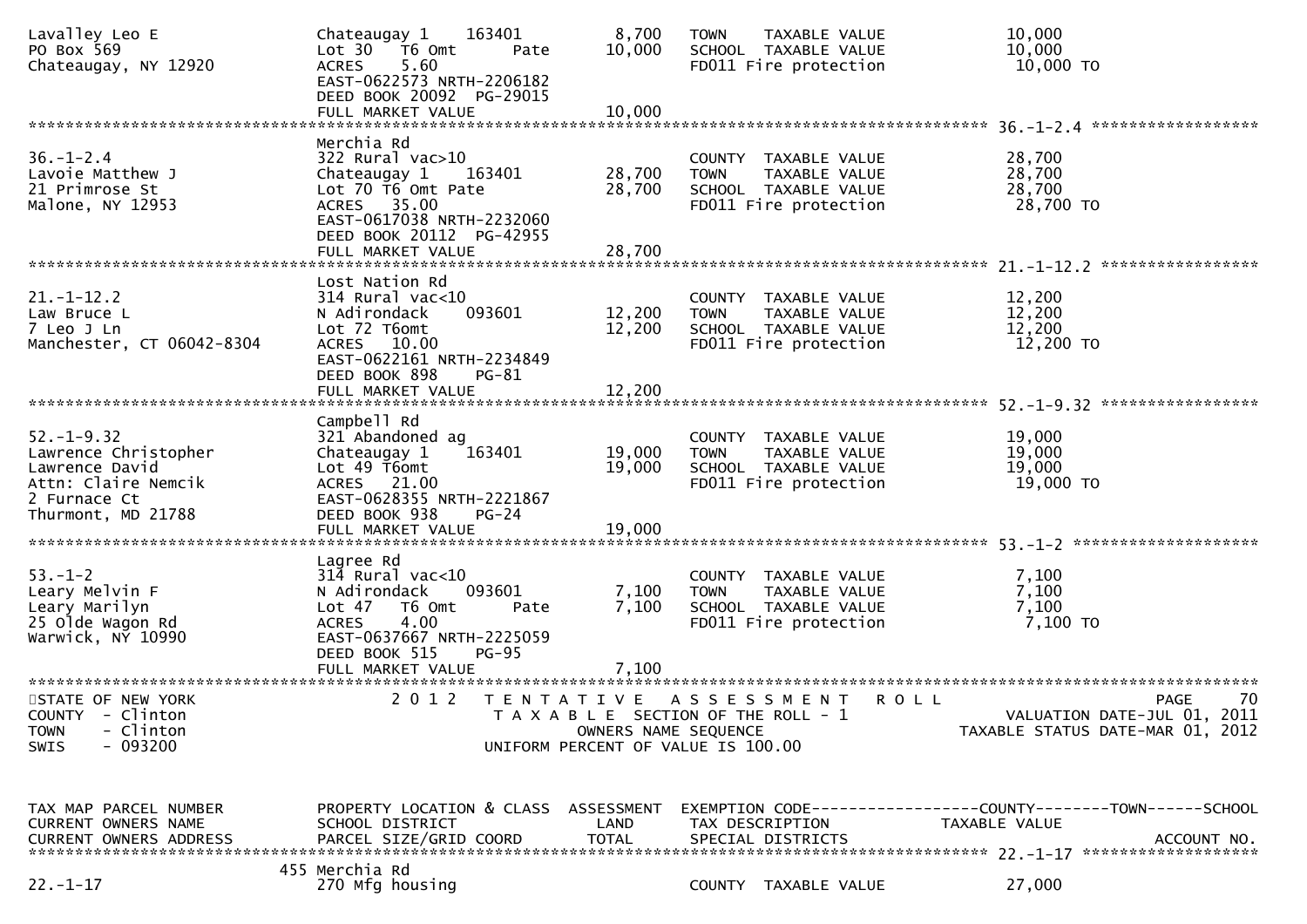```
Lavalley Leo E                 Chateaugay 1    163401          8,700   TOWN    TAXABLE VALUE              10,000
PO Box 569                     Lot 30   T6 Omt       Pate     10,000   SCHOOL  TAXABLE VALUE              10,000
Chateaugay, NY 12920           ACRES    5.60                           FD011 Fire protection              10,000 TO
                               EAST-0622573 NRTH-2206182
                               DEED BOOK 20092  PG-29015
                               FULL MARKET VALUE              10,000
******************************************************************************************************* 36.-1-2.4 ******************
                               Merchia Rd
36.-1-2.4                      322 Rural vac>10                        COUNTY  TAXABLE VALUE              28,700
Lavoie Matthew J               Chateaugay 1    163401         28,700   TOWN    TAXABLE VALUE              28,700
21 Primrose St                 Lot 70 T6 Omt Pate             28,700   SCHOOL  TAXABLE VALUE              28,700
Malone, NY 12953               ACRES   35.00                           FD011 Fire protection              28,700 TO
                               EAST-0617038 NRTH-2232060
                               DEED BOOK 20112  PG-42955
                               FULL MARKET VALUE              28,700
******************************************************************************************************* 21.-1-12.2 *****************
                               Lost Nation Rd
21.-1-12.2                     314 Rural vac<10                        COUNTY  TAXABLE VALUE              12,200
Law Bruce L                    N Adirondack    093601         12,200   TOWN    TAXABLE VALUE              12,200
7 Leo J Ln                     Lot 72 T6omt                   12,200   SCHOOL  TAXABLE VALUE              12,200
Manchester, CT 06042-8304      ACRES   10.00                           FD011 Fire protection              12,200 TO
                               EAST-0622161 NRTH-2234849
                               DEED BOOK 898    PG-81
                               FULL MARKET VALUE              12,200
******************************************************************************************************* 52.-1-9.32 *****************
                               Campbell Rd
52.-1-9.32                     321 Abandoned ag                        COUNTY  TAXABLE VALUE              19,000
Lawrence Christopher           Chateaugay 1    163401         19,000   TOWN    TAXABLE VALUE              19,000
Lawrence David                 Lot 49 T6omt                   19,000   SCHOOL  TAXABLE VALUE              19,000
Attn: Claire Nemcik            ACRES   21.00                           FD011 Fire protection              19,000 TO
2 Furnace Ct                   EAST-0628355 NRTH-2221867
Thurmont, MD 21788             DEED BOOK 938    PG-24
                               FULL MARKET VALUE              19,000
******************************************************************************************************* 53.-1-2 ********************
                               Lagree Rd
53.-1-2                        314 Rural vac<10                        COUNTY  TAXABLE VALUE               7,100
Leary Melvin F                 N Adirondack    093601          7,100   TOWN    TAXABLE VALUE               7,100
Leary Marilyn                  Lot 47   T6 Omt       Pate      7,100   SCHOOL  TAXABLE VALUE               7,100
25 Olde Wagon Rd               ACRES    4.00                           FD011 Fire protection               7,100 TO
Warwick, NY 10990              EAST-0637667 NRTH-2225059
                               DEED BOOK 515    PG-95
                               FULL MARKET VALUE               7,100
************************************************************************************************************************************
STATE OF NEW YORK                  2 0 1 2   T E N T A T I V E   A S S E S S M E N T   R O L L                        PAGE    70
COUNTY  - Clinton                              T A X A B L E  SECTION OF THE ROLL - 1                  VALUATION DATE-JUL 01, 2011
TOWN    - Clinton                                   OWNERS NAME SEQUENCE                        TAXABLE STATUS DATE-MAR 01, 2012
SWIS    - 093200                              UNIFORM PERCENT OF VALUE IS 100.00


TAX MAP PARCEL NUMBER          PROPERTY LOCATION & CLASS  ASSESSMENT  EXEMPTION CODE------------------COUNTY--------TOWN------SCHOOL
CURRENT OWNERS NAME            SCHOOL DISTRICT               LAND      TAX DESCRIPTION            TAXABLE VALUE
CURRENT OWNERS ADDRESS         PARCEL SIZE/GRID COORD        TOTAL     SPECIAL DISTRICTS                                 ACCOUNT NO.
******************************************************************************************************* 22.-1-17 *******************
                           455 Merchia Rd
22.-1-17                       270 Mfg housing                         COUNTY  TAXABLE VALUE              27,000
```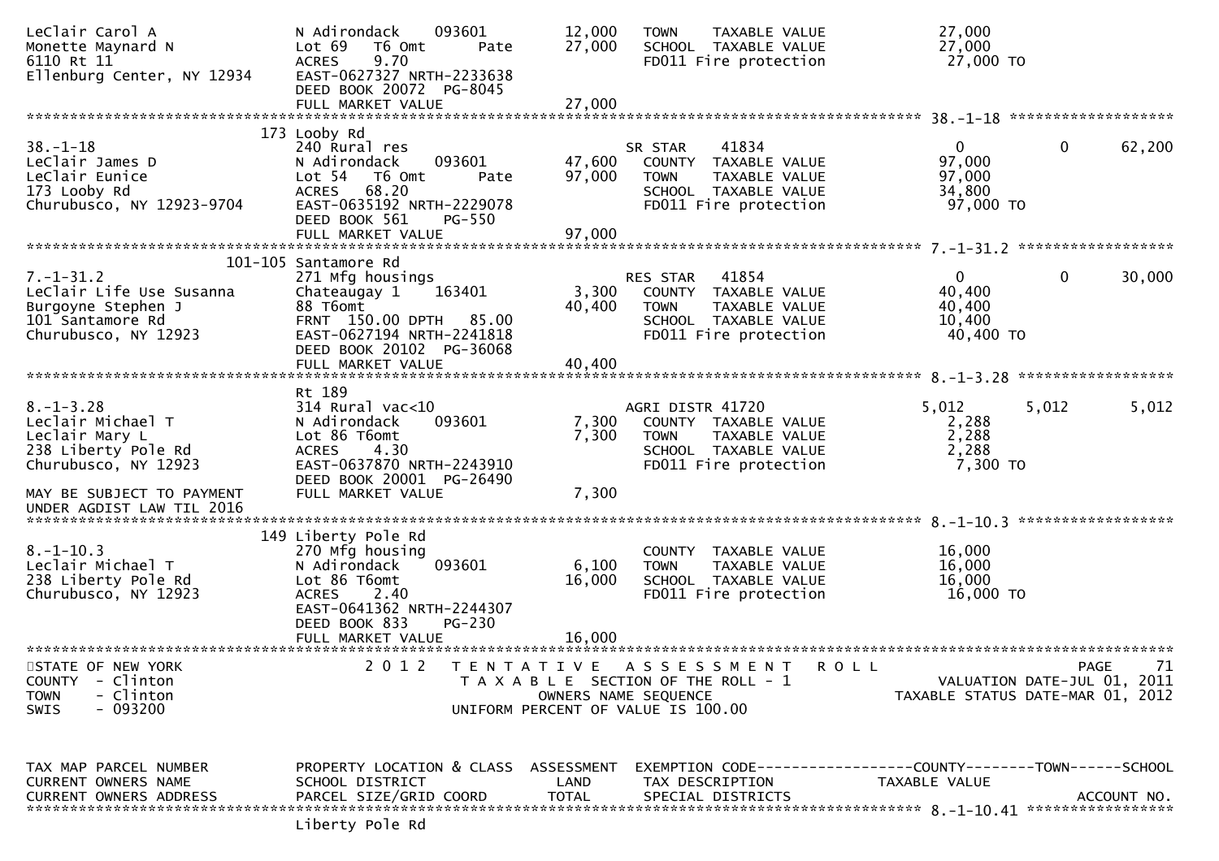```
LeClair Carol A                N Adirondack    093601         12,000   TOWN    TAXABLE VALUE              27,000
Monette Maynard N              Lot 69   T6 Omt        Pate    27,000   SCHOOL  TAXABLE VALUE              27,000
6110 Rt 11                     ACRES    9.70                           FD011 Fire protection               27,000 TO
Ellenburg Center, NY 12934     EAST-0627327 NRTH-2233638
                               DEED BOOK 20072  PG-8045
                               FULL MARKET VALUE              27,000
******************************************************************************************************* 38.-1-18 ******************
                            173 Looby Rd
38.-1-18                       240 Rural res                           SR STAR    41834                    0             0      62,200
LeClair James D                N Adirondack    093601         47,600   COUNTY  TAXABLE VALUE              97,000
LeClair Eunice                 Lot 54   T6 Omt        Pate    97,000   TOWN    TAXABLE VALUE              97,000
173 Looby Rd                   ACRES   68.20                           SCHOOL  TAXABLE VALUE              34,800
Churubusco, NY 12923-9704      EAST-0635192 NRTH-2229078               FD011 Fire protection               97,000 TO
                               DEED BOOK 561    PG-550
                               FULL MARKET VALUE              97,000
******************************************************************************************************* 7.-1-31.2 *****************
                        101-105 Santamore Rd
7.-1-31.2                      271 Mfg housings                        RES STAR   41854                    0             0      30,000
LeClair Life Use Susanna       Chateaugay 1    163401          3,300   COUNTY  TAXABLE VALUE              40,400
Burgoyne Stephen J             88 T6omt                       40,400   TOWN    TAXABLE VALUE              40,400
101 Santamore Rd               FRNT  150.00 DPTH   85.00               SCHOOL  TAXABLE VALUE              10,400
Churubusco, NY 12923           EAST-0627194 NRTH-2241818               FD011 Fire protection               40,400 TO
                               DEED BOOK 20102  PG-36068
                               FULL MARKET VALUE              40,400
******************************************************************************************************* 8.-1-3.28 *****************
                               Rt 189
8.-1-3.28                      314 Rural vac<10                        AGRI DISTR 41720                5,012         5,012       5,012
Leclair Michael T              N Adirondack    093601          7,300   COUNTY  TAXABLE VALUE               2,288
Leclair Mary L                 Lot 86 T6omt                    7,300   TOWN    TAXABLE VALUE               2,288
238 Liberty Pole Rd            ACRES    4.30                           SCHOOL  TAXABLE VALUE               2,288
Churubusco, NY 12923           EAST-0637870 NRTH-2243910               FD011 Fire protection                7,300 TO
                               DEED BOOK 20001  PG-26490
MAY BE SUBJECT TO PAYMENT      FULL MARKET VALUE               7,300
UNDER AGDIST LAW TIL 2016
******************************************************************************************************* 8.-1-10.3 *****************
                            149 Liberty Pole Rd
8.-1-10.3                      270 Mfg housing                         COUNTY  TAXABLE VALUE              16,000
Leclair Michael T              N Adirondack    093601          6,100   TOWN    TAXABLE VALUE              16,000
238 Liberty Pole Rd            Lot 86 T6omt                   16,000   SCHOOL  TAXABLE VALUE              16,000
Churubusco, NY 12923           ACRES    2.40                           FD011 Fire protection               16,000 TO
                               EAST-0641362 NRTH-2244307
                               DEED BOOK 833    PG-230
                               FULL MARKET VALUE              16,000
************************************************************************************************************************************
STATE OF NEW YORK                 2 0 1 2   T E N T A T I V E   A S S E S S M E N T   R O L L                          PAGE    71
COUNTY  - Clinton                           T A X A B L E  SECTION OF THE ROLL - 1                      VALUATION DATE-JUL 01, 2011
TOWN    - Clinton                                  OWNERS NAME SEQUENCE                             TAXABLE STATUS DATE-MAR 01, 2012
SWIS    - 093200                            UNIFORM PERCENT OF VALUE IS 100.00


TAX MAP PARCEL NUMBER          PROPERTY LOCATION & CLASS  ASSESSMENT  EXEMPTION CODE------------------COUNTY--------TOWN------SCHOOL
CURRENT OWNERS NAME            SCHOOL DISTRICT               LAND      TAX DESCRIPTION             TAXABLE VALUE
CURRENT OWNERS ADDRESS         PARCEL SIZE/GRID COORD        TOTAL     SPECIAL DISTRICTS                                 ACCOUNT NO.
******************************************************************************************************* 8.-1-10.41 ****************
                               Liberty Pole Rd
```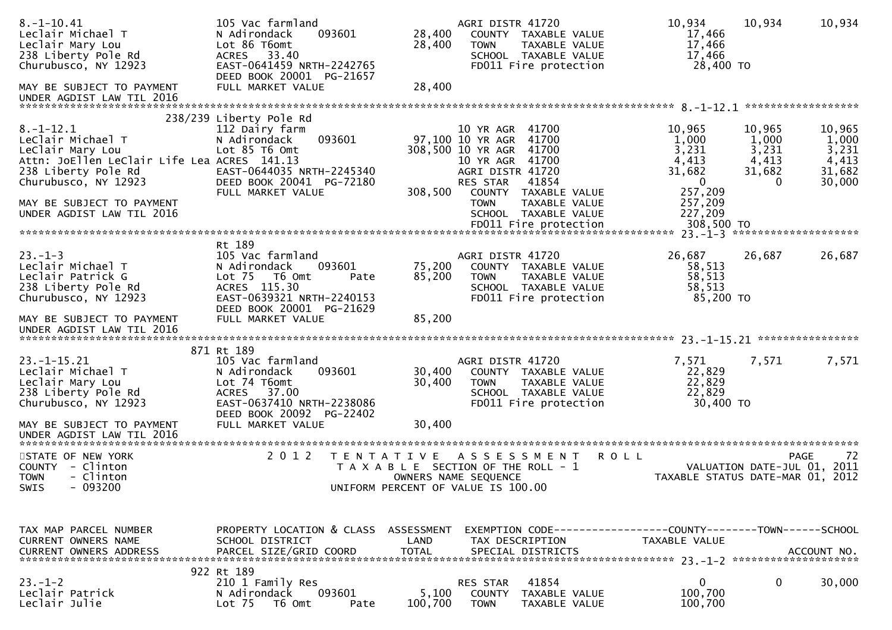```
8.-1-10.41                     105 Vac farmland                        AGRI DISTR 41720                   10,934      10,934      10,934
Leclair Michael T              N Adirondack      093601      28,400    COUNTY  TAXABLE VALUE              17,466
Leclair Mary Lou               Lot 86 T6omt                  28,400    TOWN    TAXABLE VALUE              17,466
238 Liberty Pole Rd            ACRES   33.40                           SCHOOL  TAXABLE VALUE              17,466
Churubusco, NY 12923           EAST-0641459 NRTH-2242765               FD011 Fire protection               28,400 TO
                               DEED BOOK 20001  PG-21657
MAY BE SUBJECT TO PAYMENT      FULL MARKET VALUE             28,400
UNDER AGDIST LAW TIL 2016
******************************************************************************************************* 8.-1-12.1 ******************
                  238/239 Liberty Pole Rd
8.-1-12.1                      112 Dairy farm                          10 YR AGR  41700                   10,965      10,965      10,965
LeClair Michael T              N Adirondack      093601      97,100 10 YR AGR  41700                       1,000       1,000       1,000
LeClair Mary Lou               Lot 85 T6 Omt                308,500 10 YR AGR  41700                       3,231       3,231       3,231
Attn: JoEllen LeClair Life Lea ACRES  141.13                           10 YR AGR  41700                    4,413       4,413       4,413
238 Liberty Pole Rd            EAST-0644035 NRTH-2245340               AGRI DISTR 41720                   31,682      31,682      31,682
Churubusco, NY 12923           DEED BOOK 20041  PG-72180               RES STAR   41854                        0           0      30,000
                               FULL MARKET VALUE            308,500    COUNTY  TAXABLE VALUE             257,209
MAY BE SUBJECT TO PAYMENT                                              TOWN    TAXABLE VALUE             257,209
UNDER AGDIST LAW TIL 2016                                              SCHOOL  TAXABLE VALUE             227,209
                                                                       FD011 Fire protection              308,500 TO
******************************************************************************************************* 23.-1-3 ********************
                               Rt 189
23.-1-3                        105 Vac farmland                        AGRI DISTR 41720                   26,687      26,687      26,687
Leclair Michael T              N Adirondack      093601      75,200    COUNTY  TAXABLE VALUE              58,513
Leclair Patrick G              Lot 75   T6 Omt        Pate   85,200    TOWN    TAXABLE VALUE              58,513
238 Liberty Pole Rd            ACRES  115.30                           SCHOOL  TAXABLE VALUE              58,513
Churubusco, NY 12923           EAST-0639321 NRTH-2240153               FD011 Fire protection               85,200 TO
                               DEED BOOK 20001  PG-21629
MAY BE SUBJECT TO PAYMENT      FULL MARKET VALUE             85,200
UNDER AGDIST LAW TIL 2016
******************************************************************************************************* 23.-1-15.21 ****************
                           871 Rt 189
23.-1-15.21                    105 Vac farmland                        AGRI DISTR 41720                    7,571       7,571       7,571
Leclair Michael T              N Adirondack      093601      30,400    COUNTY  TAXABLE VALUE              22,829
Leclair Mary Lou               Lot 74 T6omt                  30,400    TOWN    TAXABLE VALUE              22,829
238 Liberty Pole Rd            ACRES   37.00                           SCHOOL  TAXABLE VALUE              22,829
Churubusco, NY 12923           EAST-0637410 NRTH-2238086               FD011 Fire protection               30,400 TO
                               DEED BOOK 20092  PG-22402
MAY BE SUBJECT TO PAYMENT      FULL MARKET VALUE             30,400
UNDER AGDIST LAW TIL 2016
************************************************************************************************************************************
STATE OF NEW YORK                  2 0 1 2   T E N T A T I V E   A S S E S S M E N T   R O L L                            PAGE    72
COUNTY  - Clinton                             T A X A B L E  SECTION OF THE ROLL - 1                      VALUATION DATE-JUL 01, 2011
TOWN    - Clinton                                    OWNERS NAME SEQUENCE                              TAXABLE STATUS DATE-MAR 01, 2012
SWIS    - 093200                                UNIFORM PERCENT OF VALUE IS 100.00


TAX MAP PARCEL NUMBER          PROPERTY LOCATION & CLASS  ASSESSMENT  EXEMPTION CODE------------------COUNTY--------TOWN------SCHOOL
CURRENT OWNERS NAME            SCHOOL DISTRICT               LAND      TAX DESCRIPTION                   TAXABLE VALUE
CURRENT OWNERS ADDRESS         PARCEL SIZE/GRID COORD        TOTAL     SPECIAL DISTRICTS                                     ACCOUNT NO.
******************************************************************************************************* 23.-1-2 ********************
                           922 Rt 189
23.-1-2                        210 1 Family Res                        RES STAR   41854                        0           0      30,000
Leclair Patrick                N Adirondack      093601       5,100    COUNTY  TAXABLE VALUE             100,700
Leclair Julie                  Lot 75   T6 Omt        Pate  100,700    TOWN    TAXABLE VALUE             100,700
```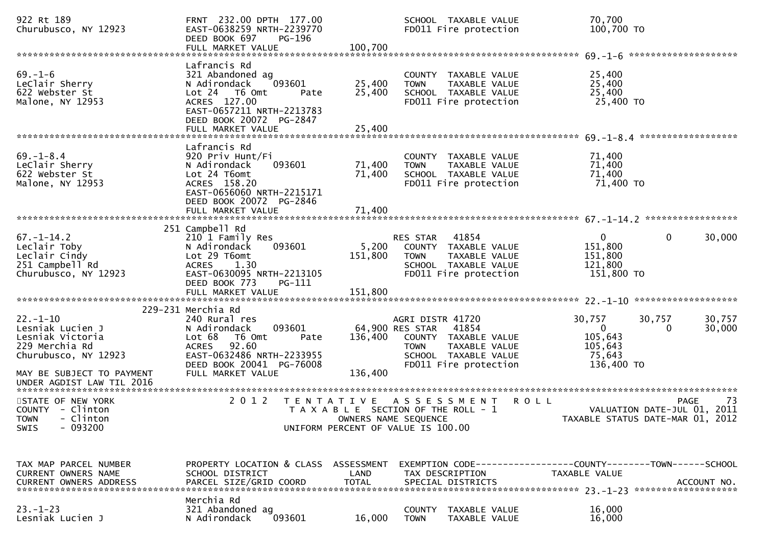```
922 Rt 189                          FRNT 232.00 DPTH 177.00                  SCHOOL  TAXABLE VALUE              70,700
Churubusco, NY 12923                EAST-0638259 NRTH-2239770                FD011 Fire protection             100,700 TO
                                    DEED BOOK 697     PG-196
                                    FULL MARKET VALUE              100,700
******************************************************************************************************* 69.-1-6 ********************
                                    Lafrancis Rd
69.-1-6                             321 Abandoned ag                         COUNTY  TAXABLE VALUE              25,400
LeClair Sherry                      N Adirondack     093601         25,400   TOWN    TAXABLE VALUE              25,400
622 Webster St                      Lot 24   T6 Omt       Pate      25,400   SCHOOL  TAXABLE VALUE              25,400
Malone, NY 12953                    ACRES  127.00                            FD011 Fire protection              25,400 TO
                                    EAST-0657211 NRTH-2213783
                                    DEED BOOK 20072  PG-2847
                                    FULL MARKET VALUE               25,400
******************************************************************************************************* 69.-1-8.4 ******************
                                    Lafrancis Rd
69.-1-8.4                           920 Priv Hunt/Fi                         COUNTY  TAXABLE VALUE              71,400
LeClair Sherry                      N Adirondack     093601         71,400   TOWN    TAXABLE VALUE              71,400
622 Webster St                      Lot 24 T6omt                    71,400   SCHOOL  TAXABLE VALUE              71,400
Malone, NY 12953                    ACRES  158.20                            FD011 Fire protection              71,400 TO
                                    EAST-0656060 NRTH-2215171
                                    DEED BOOK 20072  PG-2846
                                    FULL MARKET VALUE               71,400
******************************************************************************************************* 67.-1-14.2 *****************
                              251 Campbell Rd
67.-1-14.2                          210 1 Family Res                         RES STAR    41854                   0            0        30,000
Leclair Toby                        N Adirondack     093601          5,200   COUNTY  TAXABLE VALUE             151,800
Leclair Cindy                       Lot 29 T6omt                   151,800   TOWN    TAXABLE VALUE             151,800
251 Campbell Rd                     ACRES    1.30                            SCHOOL  TAXABLE VALUE             121,800
Churubusco, NY 12923                EAST-0630095 NRTH-2213105                FD011 Fire protection             151,800 TO
                                    DEED BOOK 773     PG-111
                                    FULL MARKET VALUE              151,800
******************************************************************************************************* 22.-1-10 *******************
                              229-231 Merchia Rd
22.-1-10                            240 Rural res                            AGRI DISTR 41720               30,757       30,757        30,757
Lesniak Lucien J                    N Adirondack     093601         64,900 RES STAR    41854                     0            0        30,000
Lesniak Victoria                    Lot 68   T6 Omt       Pate     136,400   COUNTY  TAXABLE VALUE             105,643
229 Merchia Rd                      ACRES   92.60                            TOWN    TAXABLE VALUE             105,643
Churubusco, NY 12923                EAST-0632486 NRTH-2233955                SCHOOL  TAXABLE VALUE              75,643
                                    DEED BOOK 20041  PG-76008                FD011 Fire protection             136,400 TO
MAY BE SUBJECT TO PAYMENT           FULL MARKET VALUE              136,400
UNDER AGDIST LAW TIL 2016
************************************************************************************************************************************
STATE OF NEW YORK                   2 0 1 2   T E N T A T I V E   A S S E S S M E N T   R O L L                          PAGE    73
COUNTY  - Clinton                            T A X A B L E  SECTION OF THE ROLL - 1                   VALUATION DATE-JUL 01, 2011
TOWN    - Clinton                                  OWNERS NAME SEQUENCE                          TAXABLE STATUS DATE-MAR 01, 2012
SWIS    - 093200                              UNIFORM PERCENT OF VALUE IS 100.00


TAX MAP PARCEL NUMBER               PROPERTY LOCATION & CLASS  ASSESSMENT  EXEMPTION CODE------------------COUNTY--------TOWN------SCHOOL
CURRENT OWNERS NAME                 SCHOOL DISTRICT               LAND     TAX DESCRIPTION               TAXABLE VALUE
CURRENT OWNERS ADDRESS              PARCEL SIZE/GRID COORD        TOTAL    SPECIAL DISTRICTS                                   ACCOUNT NO.
******************************************************************************************************* 23.-1-23 *******************
                                    Merchia Rd
23.-1-23                            321 Abandoned ag                         COUNTY  TAXABLE VALUE              16,000
Lesniak Lucien J                    N Adirondack     093601         16,000   TOWN    TAXABLE VALUE              16,000
```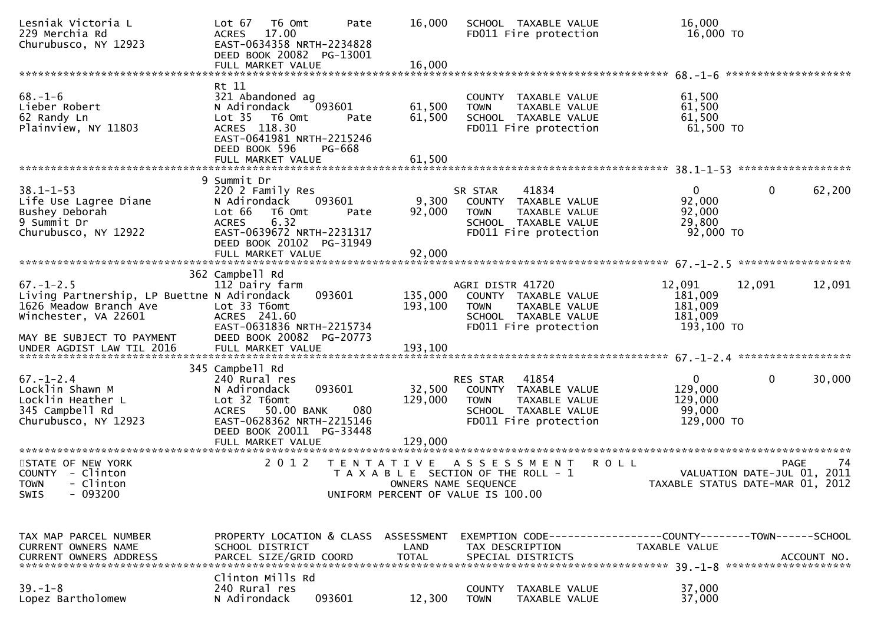```
Lesniak Victoria L                 Lot 67   T6 Omt        Pate       16,000    SCHOOL  TAXABLE VALUE                16,000
229 Merchia Rd                     ACRES   17.00                               FD011 Fire protection                16,000 TO
Churubusco, NY 12923               EAST-0634358 NRTH-2234828
                                   DEED BOOK 20082  PG-13001
                                   FULL MARKET VALUE                 16,000
******************************************************************************************************* 68.-1-6 ********************
                                   Rt 11
68.-1-6                            321 Abandoned ag                            COUNTY  TAXABLE VALUE                61,500
Lieber Robert                      N Adirondack    093601            61,500    TOWN    TAXABLE VALUE                61,500
62 Randy Ln                        Lot 35   T6 Omt        Pate       61,500    SCHOOL  TAXABLE VALUE                61,500
Plainview, NY 11803                ACRES  118.30                               FD011 Fire protection                61,500 TO
                                   EAST-0641981 NRTH-2215246
                                   DEED BOOK 596    PG-668
                                   FULL MARKET VALUE                 61,500
******************************************************************************************************* 38.1-1-53 ******************
                                 9 Summit Dr
38.1-1-53                          220 2 Family Res                            SR STAR    41834                      0           0       62,200
Life Use Lagree Diane              N Adirondack    093601             9,300    COUNTY  TAXABLE VALUE                92,000
Bushey Deborah                     Lot 66   T6 Omt        Pate       92,000    TOWN    TAXABLE VALUE                92,000
9 Summit Dr                        ACRES    6.32                               SCHOOL  TAXABLE VALUE                29,800
Churubusco, NY 12922               EAST-0639672 NRTH-2231317                   FD011 Fire protection                92,000 TO
                                   DEED BOOK 20102  PG-31949
                                   FULL MARKET VALUE                 92,000
******************************************************************************************************* 67.-1-2.5 ******************
                                 362 Campbell Rd
67.-1-2.5                          112 Dairy farm                              AGRI DISTR 41720                     12,091      12,091       12,091
Living Partnership, LP Buettne N Adirondack    093601           135,000    COUNTY  TAXABLE VALUE               181,009
1626 Meadow Branch Ave             Lot 33 T6omt                     193,100    TOWN    TAXABLE VALUE               181,009
Winchester, VA 22601               ACRES  241.60                               SCHOOL  TAXABLE VALUE               181,009
                                   EAST-0631836 NRTH-2215734                   FD011 Fire protection               193,100 TO
MAY BE SUBJECT TO PAYMENT          DEED BOOK 20082  PG-20773
UNDER AGDIST LAW TIL 2016          FULL MARKET VALUE                193,100
******************************************************************************************************* 67.-1-2.4 ******************
                                 345 Campbell Rd
67.-1-2.4                          240 Rural res                               RES STAR   41854                      0           0       30,000
Locklin Shawn M                    N Adirondack    093601            32,500    COUNTY  TAXABLE VALUE               129,000
Locklin Heather L                  Lot 32 T6omt                     129,000    TOWN    TAXABLE VALUE               129,000
345 Campbell Rd                    ACRES   50.00 BANK     080                  SCHOOL  TAXABLE VALUE                99,000
Churubusco, NY 12923               EAST-0628362 NRTH-2215146                   FD011 Fire protection               129,000 TO
                                   DEED BOOK 20011  PG-33448
                                   FULL MARKET VALUE                129,000
************************************************************************************************************************************
STATE OF NEW YORK                  2 0 1 2   T E N T A T I V E   A S S E S S M E N T   R O L L                                PAGE    74
COUNTY  - Clinton                            T A X A B L E  SECTION OF THE ROLL - 1                        VALUATION DATE-JUL 01, 2011
TOWN    - Clinton                                  OWNERS NAME SEQUENCE                              TAXABLE STATUS DATE-MAR 01, 2012
SWIS    - 093200                               UNIFORM PERCENT OF VALUE IS 100.00


TAX MAP PARCEL NUMBER              PROPERTY LOCATION & CLASS  ASSESSMENT  EXEMPTION CODE------------------COUNTY--------TOWN------SCHOOL
CURRENT OWNERS NAME                SCHOOL DISTRICT               LAND      TAX DESCRIPTION                TAXABLE VALUE
CURRENT OWNERS ADDRESS             PARCEL SIZE/GRID COORD        TOTAL     SPECIAL DISTRICTS                                  ACCOUNT NO.
******************************************************************************************************* 39.-1-8 ********************
                                   Clinton Mills Rd
39.-1-8                            240 Rural res                               COUNTY  TAXABLE VALUE                37,000
Lopez Bartholomew                  N Adirondack    093601            12,300    TOWN    TAXABLE VALUE                37,000
```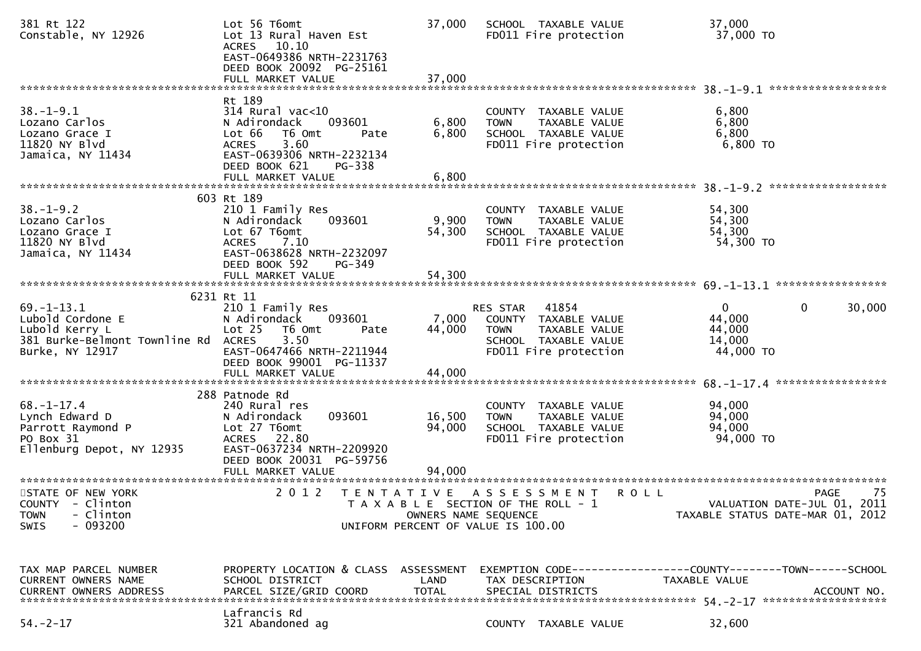```
381 Rt 122                         Lot 56 T6omt                  37,000   SCHOOL  TAXABLE VALUE              37,000
Constable, NY 12926                Lot 13 Rural Haven Est                 FD011 Fire protection               37,000 TO
                                   ACRES   10.10
                                   EAST-0649386 NRTH-2231763
                                   DEED BOOK 20092  PG-25161
                                   FULL MARKET VALUE             37,000
******************************************************************************************************* 38.-1-9.1 ******************
                                   Rt 189
38.-1-9.1                          314 Rural vac<10                       COUNTY  TAXABLE VALUE               6,800
Lozano Carlos                      N Adirondack     093601        6,800   TOWN    TAXABLE VALUE               6,800
Lozano Grace I                     Lot 66   T6 Omt        Pate    6,800   SCHOOL  TAXABLE VALUE               6,800
11820 NY Blvd                      ACRES    3.60                          FD011 Fire protection               6,800 TO
Jamaica, NY 11434                  EAST-0639306 NRTH-2232134
                                   DEED BOOK 621     PG-338
                                   FULL MARKET VALUE              6,800
******************************************************************************************************* 38.-1-9.2 ******************
                               603 Rt 189
38.-1-9.2                          210 1 Family Res                       COUNTY  TAXABLE VALUE              54,300
Lozano Carlos                      N Adirondack     093601        9,900   TOWN    TAXABLE VALUE              54,300
Lozano Grace I                     Lot 67 T6omt                  54,300   SCHOOL  TAXABLE VALUE              54,300
11820 NY Blvd                      ACRES    7.10                          FD011 Fire protection              54,300 TO
Jamaica, NY 11434                  EAST-0638628 NRTH-2232097
                                   DEED BOOK 592     PG-349
                                   FULL MARKET VALUE             54,300
******************************************************************************************************* 69.-1-13.1 *****************
                              6231 Rt 11
69.-1-13.1                         210 1 Family Res                       RES STAR   41854                    0             0      30,000
Lubold Cordone E                   N Adirondack     093601        7,000   COUNTY  TAXABLE VALUE              44,000
Lubold Kerry L                     Lot 25   T6 Omt        Pate   44,000   TOWN    TAXABLE VALUE              44,000
381 Burke-Belmont Townline Rd      ACRES    3.50                          SCHOOL  TAXABLE VALUE              14,000
Burke, NY 12917                    EAST-0647466 NRTH-2211944              FD011 Fire protection              44,000 TO
                                   DEED BOOK 99001  PG-11337
                                   FULL MARKET VALUE             44,000
******************************************************************************************************* 68.-1-17.4 *****************
                               288 Patnode Rd
68.-1-17.4                         240 Rural res                          COUNTY  TAXABLE VALUE              94,000
Lynch Edward D                     N Adirondack     093601       16,500   TOWN    TAXABLE VALUE              94,000
Parrott Raymond P                  Lot 27 T6omt                  94,000   SCHOOL  TAXABLE VALUE              94,000
PO Box 31                          ACRES   22.80                          FD011 Fire protection              94,000 TO
Ellenburg Depot, NY 12935          EAST-0637234 NRTH-2209920
                                   DEED BOOK 20031  PG-59756
                                   FULL MARKET VALUE             94,000
************************************************************************************************************************************
STATE OF NEW YORK                  2 0 1 2   T E N T A T I V E   A S S E S S M E N T   R O L L                             PAGE     75
COUNTY  - Clinton                              T A X A B L E  SECTION OF THE ROLL - 1                   VALUATION DATE-JUL 01, 2011
TOWN    - Clinton                                     OWNERS NAME SEQUENCE                          TAXABLE STATUS DATE-MAR 01, 2012
SWIS    - 093200                               UNIFORM PERCENT OF VALUE IS 100.00


TAX MAP PARCEL NUMBER              PROPERTY LOCATION & CLASS  ASSESSMENT  EXEMPTION CODE------------------COUNTY--------TOWN------SCHOOL
CURRENT OWNERS NAME                SCHOOL DISTRICT               LAND     TAX DESCRIPTION              TAXABLE VALUE
CURRENT OWNERS ADDRESS             PARCEL SIZE/GRID COORD        TOTAL    SPECIAL DISTRICTS                                ACCOUNT NO.
******************************************************************************************************* 54.-2-17 *******************
                                   Lafrancis Rd
54.-2-17                           321 Abandoned ag                       COUNTY  TAXABLE VALUE              32,600
```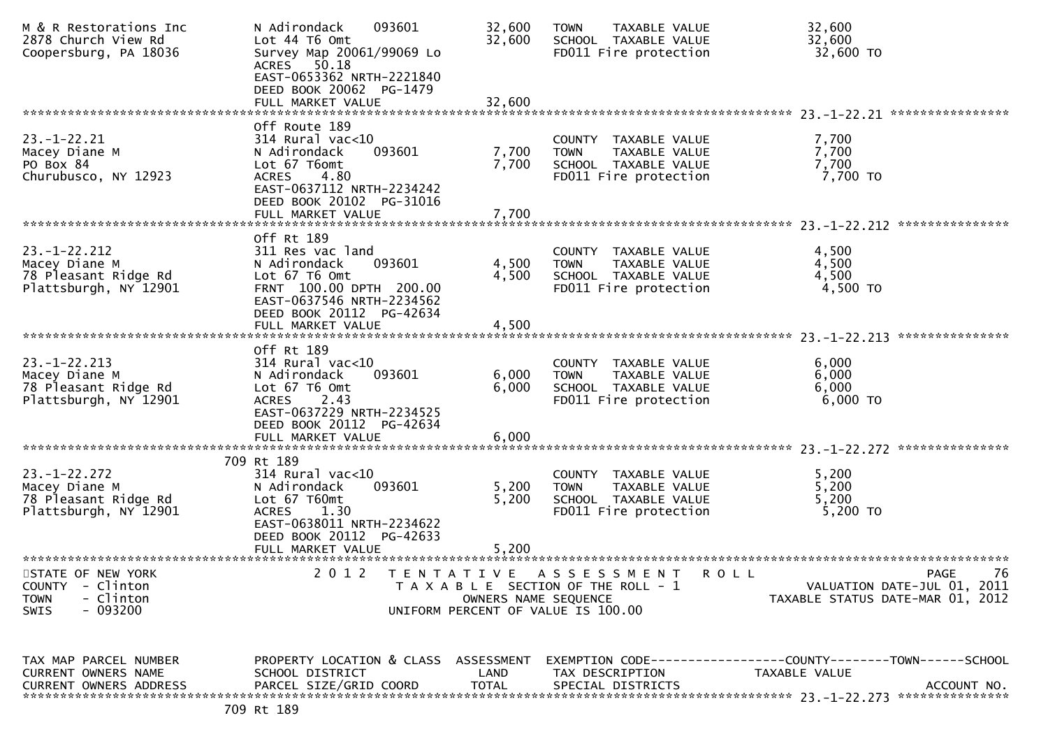```
M & R Restorations Inc         N Adirondack    093601        32,600   TOWN    TAXABLE VALUE               32,600
2878 Church View Rd            Lot 44 T6 Omt                 32,600   SCHOOL  TAXABLE VALUE               32,600
Coopersburg, PA 18036          Survey Map 20061/99069 Lo              FD011 Fire protection               32,600 TO
                               ACRES   50.18
                               EAST-0653362 NRTH-2221840
                               DEED BOOK 20062  PG-1479
                               FULL MARKET VALUE              32,600
******************************************************************************************************* 23.-1-22.21 ****************
                               Off Route 189
23.-1-22.21                    314 Rural vac<10                       COUNTY  TAXABLE VALUE                7,700
Macey Diane M                  N Adirondack    093601         7,700   TOWN    TAXABLE VALUE                7,700
PO Box 84                      Lot 67 T6omt                   7,700   SCHOOL  TAXABLE VALUE                7,700
Churubusco, NY 12923           ACRES    4.80                          FD011 Fire protection                7,700 TO
                               EAST-0637112 NRTH-2234242
                               DEED BOOK 20102  PG-31016
                               FULL MARKET VALUE               7,700
******************************************************************************************************* 23.-1-22.212 ***************
                               Off Rt 189
23.-1-22.212                   311 Res vac land                       COUNTY  TAXABLE VALUE                4,500
Macey Diane M                  N Adirondack    093601         4,500   TOWN    TAXABLE VALUE                4,500
78 Pleasant Ridge Rd           Lot 67 T6 Omt                  4,500   SCHOOL  TAXABLE VALUE                4,500
Plattsburgh, NY 12901          FRNT 100.00 DPTH 200.00                FD011 Fire protection                4,500 TO
                               EAST-0637546 NRTH-2234562
                               DEED BOOK 20112  PG-42634
                               FULL MARKET VALUE               4,500
******************************************************************************************************* 23.-1-22.213 ***************
                               Off Rt 189
23.-1-22.213                   314 Rural vac<10                       COUNTY  TAXABLE VALUE                6,000
Macey Diane M                  N Adirondack    093601         6,000   TOWN    TAXABLE VALUE                6,000
78 Pleasant Ridge Rd           Lot 67 T6 Omt                  6,000   SCHOOL  TAXABLE VALUE                6,000
Plattsburgh, NY 12901          ACRES    2.43                          FD011 Fire protection                6,000 TO
                               EAST-0637229 NRTH-2234525
                               DEED BOOK 20112  PG-42634
                               FULL MARKET VALUE               6,000
******************************************************************************************************* 23.-1-22.272 ***************
                          709 Rt 189
23.-1-22.272                   314 Rural vac<10                       COUNTY  TAXABLE VALUE                5,200
Macey Diane M                  N Adirondack    093601         5,200   TOWN    TAXABLE VALUE                5,200
78 Pleasant Ridge Rd           Lot 67 T60mt                   5,200   SCHOOL  TAXABLE VALUE                5,200
Plattsburgh, NY 12901          ACRES    1.30                          FD011 Fire protection                5,200 TO
                               EAST-0638011 NRTH-2234622
                               DEED BOOK 20112  PG-42633
                               FULL MARKET VALUE               5,200
************************************************************************************************************************************
STATE OF NEW YORK                 2 0 1 2   T E N T A T I V E   A S S E S S M E N T   R O L L                            PAGE    76
COUNTY  - Clinton                              T A X A B L E SECTION OF THE ROLL - 1                     VALUATION DATE-JUL 01, 2011
TOWN    - Clinton                                  OWNERS NAME SEQUENCE                            TAXABLE STATUS DATE-MAR 01, 2012
SWIS    - 093200                             UNIFORM PERCENT OF VALUE IS 100.00


TAX MAP PARCEL NUMBER          PROPERTY LOCATION & CLASS  ASSESSMENT  EXEMPTION CODE------------------COUNTY--------TOWN------SCHOOL
CURRENT OWNERS NAME            SCHOOL DISTRICT               LAND      TAX DESCRIPTION             TAXABLE VALUE
CURRENT OWNERS ADDRESS         PARCEL SIZE/GRID COORD        TOTAL     SPECIAL DISTRICTS                                 ACCOUNT NO.
******************************************************************************************************* 23.-1-22.273 ***************
                          709 Rt 189
```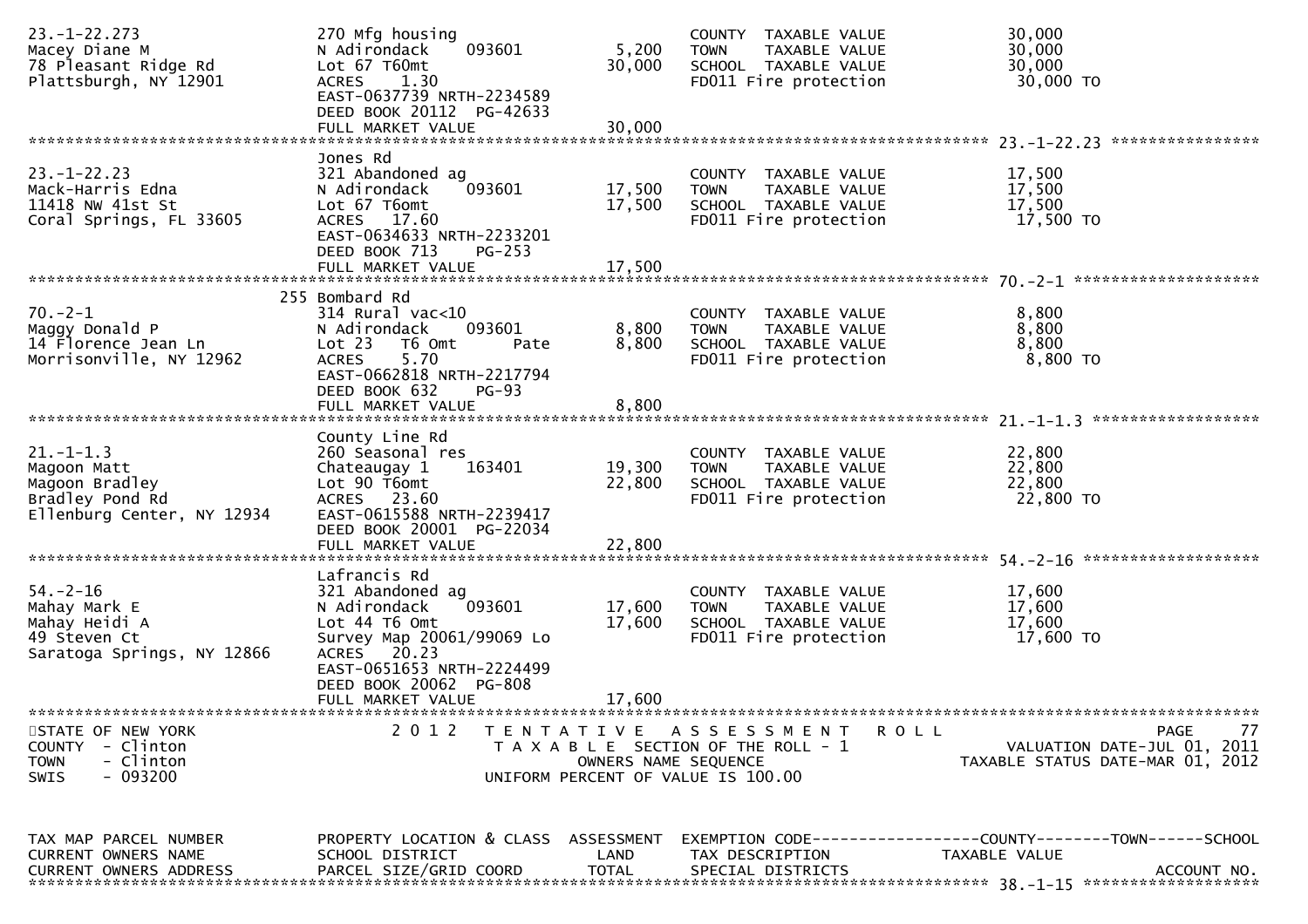| TAX MAP PARCEL NUMBER / CURRENT OWNERS NAME / CURRENT OWNERS ADDRESS | PROPERTY LOCATION & CLASS / SCHOOL DISTRICT / PARCEL SIZE/GRID COORD | ASSESSMENT LAND / TOTAL | EXEMPTION CODE / TAX DESCRIPTION / SPECIAL DISTRICTS | TAXABLE VALUE (COUNTY / TOWN / SCHOOL) |
|---|---|---|---|---|
| 23.-1-22.273 | 270 Mfg housing | | COUNTY TAXABLE VALUE | 30,000 |
| Macey Diane M | N Adirondack 093601 | 5,200 | TOWN TAXABLE VALUE | 30,000 |
| 78 Pleasant Ridge Rd | Lot 67 T60mt | 30,000 | SCHOOL TAXABLE VALUE | 30,000 |
| Plattsburgh, NY 12901 | ACRES 1.30 | | FD011 Fire protection | 30,000 TO |
| | EAST-0637739 NRTH-2234589 | | | |
| | DEED BOOK 20112 PG-42633 | | | |
| | FULL MARKET VALUE | 30,000 | | |
| 23.-1-22.23 | Jones Rd | | | |
| 23.-1-22.23 | 321 Abandoned ag | | COUNTY TAXABLE VALUE | 17,500 |
| Mack-Harris Edna | N Adirondack 093601 | 17,500 | TOWN TAXABLE VALUE | 17,500 |
| 11418 NW 41st St | Lot 67 T6omt | 17,500 | SCHOOL TAXABLE VALUE | 17,500 |
| Coral Springs, FL 33605 | ACRES 17.60 | | FD011 Fire protection | 17,500 TO |
| | EAST-0634633 NRTH-2233201 | | | |
| | DEED BOOK 713 PG-253 | | | |
| | FULL MARKET VALUE | 17,500 | | |
| 70.-2-1 | 255 Bombard Rd | | | |
| 70.-2-1 | 314 Rural vac<10 | | COUNTY TAXABLE VALUE | 8,800 |
| Maggy Donald P | N Adirondack 093601 | 8,800 | TOWN TAXABLE VALUE | 8,800 |
| 14 Florence Jean Ln | Lot 23 T6 Omt Pate | 8,800 | SCHOOL TAXABLE VALUE | 8,800 |
| Morrisonville, NY 12962 | ACRES 5.70 | | FD011 Fire protection | 8,800 TO |
| | EAST-0662818 NRTH-2217794 | | | |
| | DEED BOOK 632 PG-93 | | | |
| | FULL MARKET VALUE | 8,800 | | |
| 21.-1-1.3 | County Line Rd | | | |
| 21.-1-1.3 | 260 Seasonal res | | COUNTY TAXABLE VALUE | 22,800 |
| Magoon Matt | Chateaugay 1 163401 | 19,300 | TOWN TAXABLE VALUE | 22,800 |
| Magoon Bradley | Lot 90 T6omt | 22,800 | SCHOOL TAXABLE VALUE | 22,800 |
| Bradley Pond Rd | ACRES 23.60 | | FD011 Fire protection | 22,800 TO |
| Ellenburg Center, NY 12934 | EAST-0615588 NRTH-2239417 | | | |
| | DEED BOOK 20001 PG-22034 | | | |
| | FULL MARKET VALUE | 22,800 | | |
| 54.-2-16 | Lafrancis Rd | | | |
| 54.-2-16 | 321 Abandoned ag | | COUNTY TAXABLE VALUE | 17,600 |
| Mahay Mark E | N Adirondack 093601 | 17,600 | TOWN TAXABLE VALUE | 17,600 |
| Mahay Heidi A | Lot 44 T6 Omt | 17,600 | SCHOOL TAXABLE VALUE | 17,600 |
| 49 Steven Ct | Survey Map 20061/99069 Lo | | FD011 Fire protection | 17,600 TO |
| Saratoga Springs, NY 12866 | ACRES 20.23 | | | |
| | EAST-0651653 NRTH-2224499 | | | |
| | DEED BOOK 20062 PG-808 | | | |
| | FULL MARKET VALUE | 17,600 | | |

STATE OF NEW YORK
COUNTY - Clinton
TOWN - Clinton
SWIS - 093200

2012 TENTATIVE ASSESSMENT ROLL
TAXABLE SECTION OF THE ROLL - 1
OWNERS NAME SEQUENCE
UNIFORM PERCENT OF VALUE IS 100.00

VALUATION DATE-JUL 01, 2011
TAXABLE STATUS DATE-MAR 01, 2012

| TAX MAP PARCEL NUMBER | PROPERTY LOCATION & CLASS | ASSESSMENT | EXEMPTION CODE------------------COUNTY--------TOWN------SCHOOL | |
|---|---|---|---|---|
| CURRENT OWNERS NAME | SCHOOL DISTRICT | LAND | TAX DESCRIPTION | TAXABLE VALUE |
| CURRENT OWNERS ADDRESS | PARCEL SIZE/GRID COORD | TOTAL | SPECIAL DISTRICTS | ACCOUNT NO. |
| 38.-1-15 | | | | |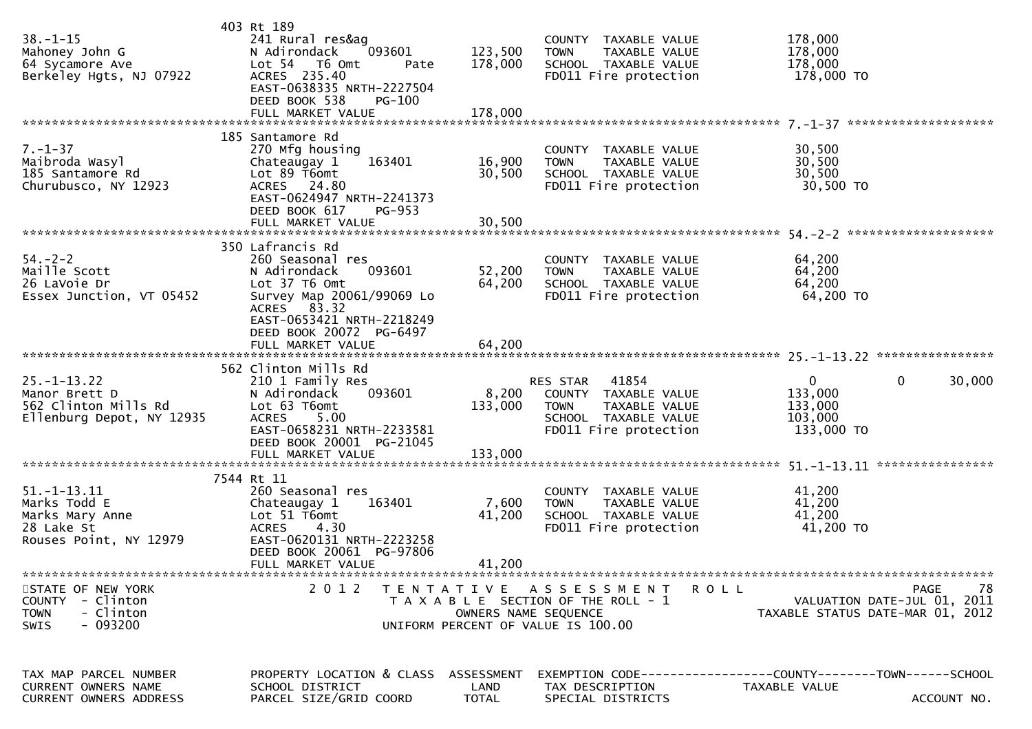| TAX MAP PARCEL NUMBER / CURRENT OWNERS NAME / CURRENT OWNERS ADDRESS | PROPERTY LOCATION & CLASS / SCHOOL DISTRICT / PARCEL SIZE/GRID COORD | ASSESSMENT LAND | ASSESSMENT TOTAL | EXEMPTION CODE / TAX DESCRIPTION / SPECIAL DISTRICTS | COUNTY TAXABLE VALUE | TOWN | SCHOOL | ACCOUNT NO. |
|---|---|---|---|---|---|---|---|---|
| 38.-1-15 | 403 Rt 189 | | | | | | | |
| Mahoney John G | 241 Rural res&ag | 123,500 | 178,000 | COUNTY TAXABLE VALUE | 178,000 | | | |
| 64 Sycamore Ave | N Adirondack 093601 | | | TOWN TAXABLE VALUE | 178,000 | | | |
| Berkeley Hgts, NJ 07922 | Lot 54 T6 Omt Pate | | | SCHOOL TAXABLE VALUE | 178,000 | | | |
| | ACRES 235.40 | | | FD011 Fire protection | 178,000 TO | | | |
| | EAST-0638335 NRTH-2227504 | | | | | | | |
| | DEED BOOK 538 PG-100 | | | | | | | |
| | FULL MARKET VALUE | | 178,000 | | | | | |
| 7.-1-37 | 185 Santamore Rd | | | | | | | |
| Maibroda Wasyl | 270 Mfg housing | 16,900 | 30,500 | COUNTY TAXABLE VALUE | 30,500 | | | |
| 185 Santamore Rd | Chateaugay 1 163401 | | | TOWN TAXABLE VALUE | 30,500 | | | |
| Churubusco, NY 12923 | Lot 89 T6omt | | | SCHOOL TAXABLE VALUE | 30,500 | | | |
| | ACRES 24.80 | | | FD011 Fire protection | 30,500 TO | | | |
| | EAST-0624947 NRTH-2241373 | | | | | | | |
| | DEED BOOK 617 PG-953 | | | | | | | |
| | FULL MARKET VALUE | | 30,500 | | | | | |
| 54.-2-2 | 350 Lafrancis Rd | | | | | | | |
| Maille Scott | 260 Seasonal res | 52,200 | 64,200 | COUNTY TAXABLE VALUE | 64,200 | | | |
| 26 LaVoie Dr | N Adirondack 093601 | | | TOWN TAXABLE VALUE | 64,200 | | | |
| Essex Junction, VT 05452 | Lot 37 T6 Omt | | | SCHOOL TAXABLE VALUE | 64,200 | | | |
| | Survey Map 20061/99069 Lo | | | FD011 Fire protection | 64,200 TO | | | |
| | ACRES 83.32 | | | | | | | |
| | EAST-0653421 NRTH-2218249 | | | | | | | |
| | DEED BOOK 20072 PG-6497 | | | | | | | |
| | FULL MARKET VALUE | | 64,200 | | | | | |
| 25.-1-13.22 | 562 Clinton Mills Rd | | | | | | | |
| Manor Brett D | 210 1 Family Res | | | RES STAR 41854 | 0 | 0 | 30,000 | |
| 562 Clinton Mills Rd | N Adirondack 093601 | 8,200 | 133,000 | COUNTY TAXABLE VALUE | 133,000 | | | |
| Ellenburg Depot, NY 12935 | Lot 63 T6omt | | | TOWN TAXABLE VALUE | 133,000 | | | |
| | ACRES 5.00 | | | SCHOOL TAXABLE VALUE | 103,000 | | | |
| | EAST-0658231 NRTH-2233581 | | | FD011 Fire protection | 133,000 TO | | | |
| | DEED BOOK 20001 PG-21045 | | | | | | | |
| | FULL MARKET VALUE | | 133,000 | | | | | |
| 51.-1-13.11 | 7544 Rt 11 | | | | | | | |
| Marks Todd E | 260 Seasonal res | 7,600 | 41,200 | COUNTY TAXABLE VALUE | 41,200 | | | |
| Marks Mary Anne | Chateaugay 1 163401 | | | TOWN TAXABLE VALUE | 41,200 | | | |
| 28 Lake St | Lot 51 T6omt | | | SCHOOL TAXABLE VALUE | 41,200 | | | |
| Rouses Point, NY 12979 | ACRES 4.30 | | | FD011 Fire protection | 41,200 TO | | | |
| | EAST-0620131 NRTH-2223258 | | | | | | | |
| | DEED BOOK 20061 PG-97806 | | | | | | | |
| | FULL MARKET VALUE | | 41,200 | | | | | |

STATE OF NEW YORK — 2012 TENTATIVE ASSESSMENT ROLL
COUNTY - Clinton — TAXABLE SECTION OF THE ROLL - 1 — VALUATION DATE-JUL 01, 2011
TOWN - Clinton — OWNERS NAME SEQUENCE — TAXABLE STATUS DATE-MAR 01, 2012
SWIS - 093200 — UNIFORM PERCENT OF VALUE IS 100.00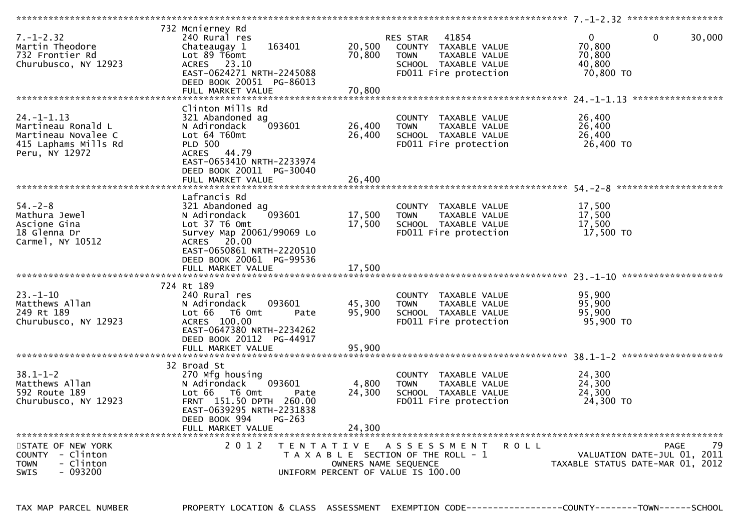```
******************************************************************************************************* 7.-1-2.32 ******************
                    732 Mcnierney Rd
7.-1-2.32            240 Rural res                        RES STAR  41854            0           0      30,000
Martin Theodore      Chateaugay 1     163401     20,500   COUNTY  TAXABLE VALUE      70,800
732 Frontier Rd      Lot 89 T6omt                70,800   TOWN    TAXABLE VALUE      70,800
Churubusco, NY 12923 ACRES  23.10                         SCHOOL  TAXABLE VALUE      40,800
                     EAST-0624271 NRTH-2245088             FD011 Fire protection      70,800 TO
                     DEED BOOK 20051  PG-86013
                     FULL MARKET VALUE           70,800
******************************************************************************************************* 24.-1-1.13 *****************
                    Clinton Mills Rd
24.-1-1.13           321 Abandoned ag                     COUNTY  TAXABLE VALUE      26,400
Martineau Ronald L   N Adirondack    093601     26,400   TOWN    TAXABLE VALUE      26,400
Martineau Novalee C  Lot 64 T60mt               26,400   SCHOOL  TAXABLE VALUE      26,400
415 Laphams Mills Rd PLD 500                              FD011 Fire protection      26,400 TO
Peru, NY 12972       ACRES  44.79
                     EAST-0653410 NRTH-2233974
                     DEED BOOK 20011  PG-30040
                     FULL MARKET VALUE           26,400
******************************************************************************************************* 54.-2-8 ********************
                    Lafrancis Rd
54.-2-8              321 Abandoned ag                     COUNTY  TAXABLE VALUE      17,500
Mathura Jewel        N Adirondack    093601     17,500   TOWN    TAXABLE VALUE      17,500
Ascione Gina         Lot 37 T6 Omt              17,500   SCHOOL  TAXABLE VALUE      17,500
18 Glenna Dr         Survey Map 20061/99069 Lo           FD011 Fire protection      17,500 TO
Carmel, NY 10512     ACRES  20.00
                     EAST-0650861 NRTH-2220510
                     DEED BOOK 20061  PG-99536
                     FULL MARKET VALUE           17,500
******************************************************************************************************* 23.-1-10 *******************
                    724 Rt 189
23.-1-10             240 Rural res                        COUNTY  TAXABLE VALUE      95,900
Matthews Allan       N Adirondack    093601     45,300   TOWN    TAXABLE VALUE      95,900
249 Rt 189           Lot 66  T6 Omt      Pate   95,900   SCHOOL  TAXABLE VALUE      95,900
Churubusco, NY 12923 ACRES 100.00                         FD011 Fire protection      95,900 TO
                     EAST-0647380 NRTH-2234262
                     DEED BOOK 20112  PG-44917
                     FULL MARKET VALUE           95,900
******************************************************************************************************* 38.1-1-2 *******************
                    32 Broad St
38.1-1-2             270 Mfg housing                      COUNTY  TAXABLE VALUE      24,300
Matthews Allan       N Adirondack    093601      4,800   TOWN    TAXABLE VALUE      24,300
592 Route 189        Lot 66  T6 Omt      Pate   24,300   SCHOOL  TAXABLE VALUE      24,300
Churubusco, NY 12923 FRNT 151.50 DPTH 260.00              FD011 Fire protection      24,300 TO
                     EAST-0639295 NRTH-2231838
                     DEED BOOK 994    PG-263
                     FULL MARKET VALUE           24,300
************************************************************************************************************************************
STATE OF NEW YORK              2 0 1 2   T E N T A T I V E   A S S E S S M E N T   R O L L                        PAGE    79
COUNTY  - Clinton                    T A X A B L E  SECTION OF THE ROLL - 1                  VALUATION DATE-JUL 01, 2011
TOWN    - Clinton                          OWNERS NAME SEQUENCE                        TAXABLE STATUS DATE-MAR 01, 2012
SWIS    - 093200                    UNIFORM PERCENT OF VALUE IS 100.00


TAX MAP PARCEL NUMBER          PROPERTY LOCATION & CLASS  ASSESSMENT  EXEMPTION CODE------------------COUNTY--------TOWN------SCHOOL
```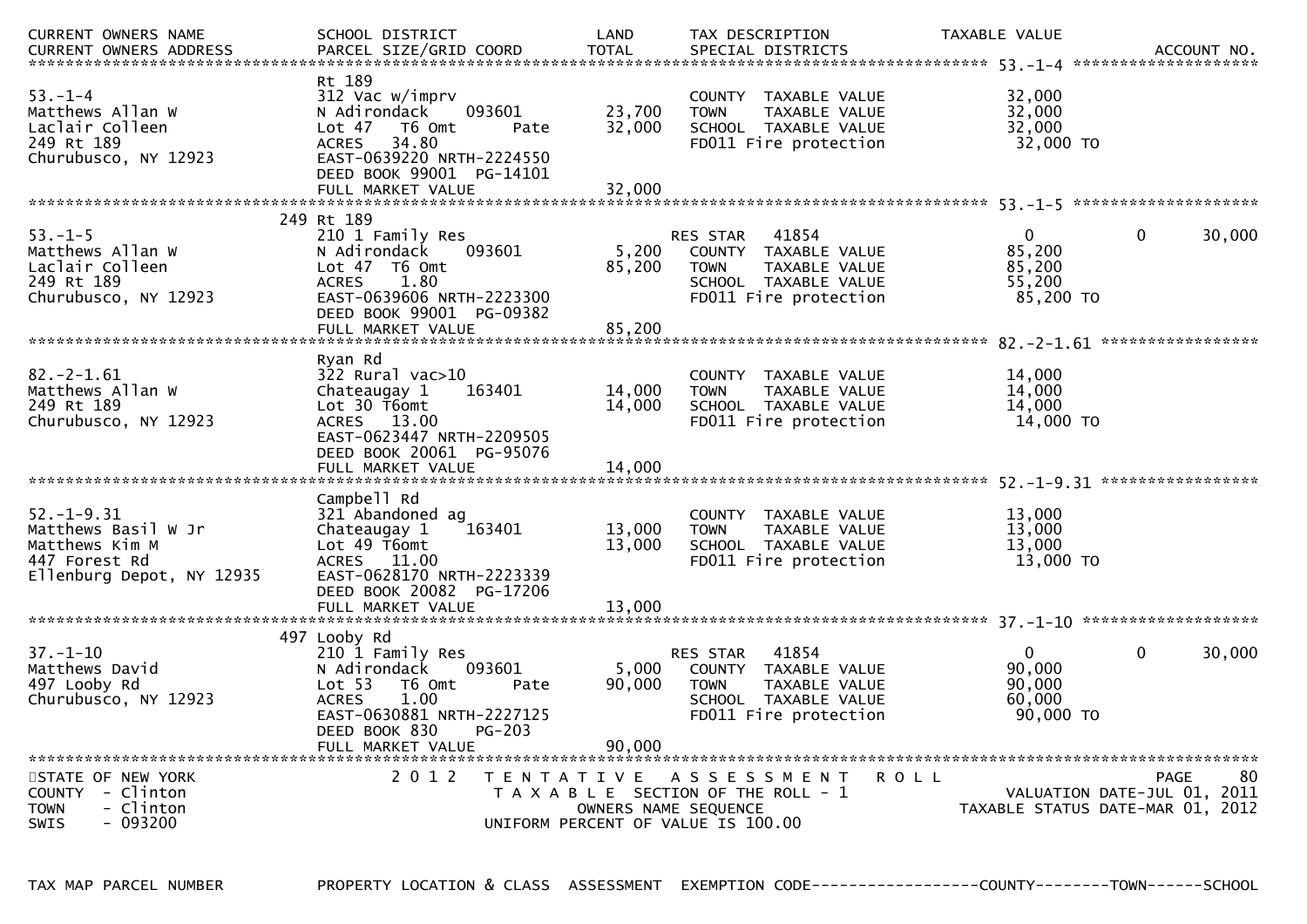| CURRENT OWNERS NAME<br>CURRENT OWNERS ADDRESS | SCHOOL DISTRICT<br>PARCEL SIZE/GRID COORD | LAND<br>TOTAL | TAX DESCRIPTION<br>SPECIAL DISTRICTS | TAXABLE VALUE | | ACCOUNT NO. |
|---|---|---|---|---|---|---|
| **53.-1-4** | | | | | | |
| 53.-1-4 | Rt 189 | | | | | |
| Matthews Allan W | 312 Vac w/imprv | | COUNTY TAXABLE VALUE | 32,000 | | |
| Laclair Colleen | N Adirondack 093601 | 23,700 | TOWN TAXABLE VALUE | 32,000 | | |
| 249 Rt 189 | Lot 47 T6 Omt Pate | 32,000 | SCHOOL TAXABLE VALUE | 32,000 | | |
| Churubusco, NY 12923 | ACRES 34.80 | | FD011 Fire protection | 32,000 TO | | |
| | EAST-0639220 NRTH-2224550 | | | | | |
| | DEED BOOK 99001 PG-14101 | | | | | |
| | FULL MARKET VALUE | 32,000 | | | | |
| **53.-1-5** | | | | | | |
| 53.-1-5 | 249 Rt 189 | | | | | |
| Matthews Allan W | 210 1 Family Res | | RES STAR 41854 | 0 | 0 | 30,000 |
| Laclair Colleen | N Adirondack 093601 | 5,200 | COUNTY TAXABLE VALUE | 85,200 | | |
| 249 Rt 189 | Lot 47 T6 Omt | 85,200 | TOWN TAXABLE VALUE | 85,200 | | |
| Churubusco, NY 12923 | ACRES 1.80 | | SCHOOL TAXABLE VALUE | 55,200 | | |
| | EAST-0639606 NRTH-2223300 | | FD011 Fire protection | 85,200 TO | | |
| | DEED BOOK 99001 PG-09382 | | | | | |
| | FULL MARKET VALUE | 85,200 | | | | |
| **82.-2-1.61** | | | | | | |
| 82.-2-1.61 | Ryan Rd | | | | | |
| Matthews Allan W | 322 Rural vac>10 | | COUNTY TAXABLE VALUE | 14,000 | | |
| 249 Rt 189 | Chateaugay 1 163401 | 14,000 | TOWN TAXABLE VALUE | 14,000 | | |
| Churubusco, NY 12923 | Lot 30 T6omt | 14,000 | SCHOOL TAXABLE VALUE | 14,000 | | |
| | ACRES 13.00 | | FD011 Fire protection | 14,000 TO | | |
| | EAST-0623447 NRTH-2209505 | | | | | |
| | DEED BOOK 20061 PG-95076 | | | | | |
| | FULL MARKET VALUE | 14,000 | | | | |
| **52.-1-9.31** | | | | | | |
| 52.-1-9.31 | Campbell Rd | | | | | |
| Matthews Basil W Jr | 321 Abandoned ag | | COUNTY TAXABLE VALUE | 13,000 | | |
| Matthews Kim M | Chateaugay 1 163401 | 13,000 | TOWN TAXABLE VALUE | 13,000 | | |
| 447 Forest Rd | Lot 49 T6omt | 13,000 | SCHOOL TAXABLE VALUE | 13,000 | | |
| Ellenburg Depot, NY 12935 | ACRES 11.00 | | FD011 Fire protection | 13,000 TO | | |
| | EAST-0628170 NRTH-2223339 | | | | | |
| | DEED BOOK 20082 PG-17206 | | | | | |
| | FULL MARKET VALUE | 13,000 | | | | |
| **37.-1-10** | | | | | | |
| 37.-1-10 | 497 Looby Rd | | | | | |
| Matthews David | 210 1 Family Res | | RES STAR 41854 | 0 | 0 | 30,000 |
| 497 Looby Rd | N Adirondack 093601 | 5,000 | COUNTY TAXABLE VALUE | 90,000 | | |
| Churubusco, NY 12923 | Lot 53 T6 Omt Pate | 90,000 | TOWN TAXABLE VALUE | 90,000 | | |
| | ACRES 1.00 | | SCHOOL TAXABLE VALUE | 60,000 | | |
| | EAST-0630881 NRTH-2227125 | | FD011 Fire protection | 90,000 TO | | |
| | DEED BOOK 830 PG-203 | | | | | |
| | FULL MARKET VALUE | 90,000 | | | | |

STATE OF NEW YORK
COUNTY - Clinton
TOWN - Clinton
SWIS - 093200

2012 TENTATIVE ASSESSMENT ROLL
TAXABLE SECTION OF THE ROLL - 1
OWNERS NAME SEQUENCE
UNIFORM PERCENT OF VALUE IS 100.00

VALUATION DATE-JUL 01, 2011
TAXABLE STATUS DATE-MAR 01, 2012

TAX MAP PARCEL NUMBER | PROPERTY LOCATION & CLASS | ASSESSMENT | EXEMPTION CODE------------------COUNTY--------TOWN------SCHOOL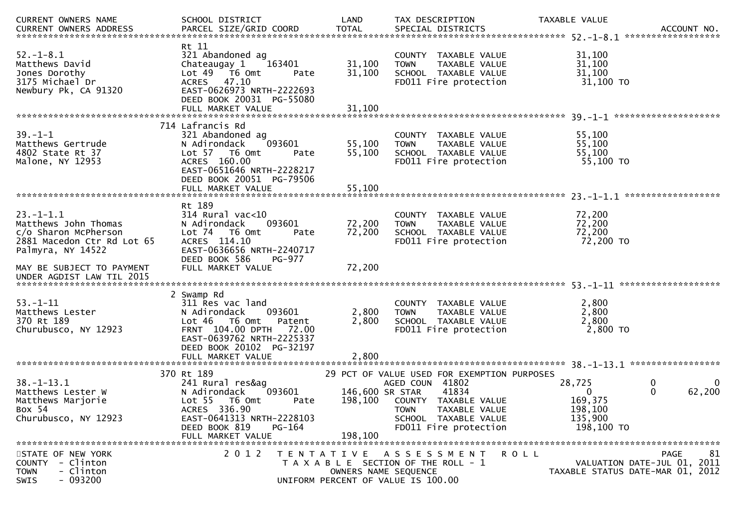| CURRENT OWNERS NAME<br>CURRENT OWNERS ADDRESS | SCHOOL DISTRICT<br>PARCEL SIZE/GRID COORD | LAND<br>TOTAL | TAX DESCRIPTION<br>SPECIAL DISTRICTS | TAXABLE VALUE | ACCOUNT NO. |
|---|---|---|---|---|---|
| **52.-1-8.1** | | | | | |
| 52.-1-8.1 | Rt 11 | | | | |
| Matthews David | 321 Abandoned ag | | COUNTY TAXABLE VALUE | 31,100 | |
| Jones Dorothy | Chateaugay 1 163401 | 31,100 | TOWN TAXABLE VALUE | 31,100 | |
| 3175 Michael Dr | Lot 49 T6 Omt Pate | 31,100 | SCHOOL TAXABLE VALUE | 31,100 | |
| Newbury Pk, CA 91320 | ACRES 47.10 | | FD011 Fire protection | 31,100 TO | |
| | EAST-0626973 NRTH-2222693 | | | | |
| | DEED BOOK 20031 PG-55080 | | | | |
| | FULL MARKET VALUE | 31,100 | | | |
| **39.-1-1** | | | | | |
| 39.-1-1 | 714 Lafrancis Rd | | | | |
| Matthews Gertrude | 321 Abandoned ag | | COUNTY TAXABLE VALUE | 55,100 | |
| 4802 State Rt 37 | N Adirondack 093601 | 55,100 | TOWN TAXABLE VALUE | 55,100 | |
| Malone, NY 12953 | Lot 57 T6 Omt Pate | 55,100 | SCHOOL TAXABLE VALUE | 55,100 | |
| | ACRES 160.00 | | FD011 Fire protection | 55,100 TO | |
| | EAST-0651646 NRTH-2228217 | | | | |
| | DEED BOOK 20051 PG-79506 | | | | |
| | FULL MARKET VALUE | 55,100 | | | |
| **23.-1-1.1** | | | | | |
| 23.-1-1.1 | Rt 189 | | | | |
| Matthews John Thomas | 314 Rural vac<10 | | COUNTY TAXABLE VALUE | 72,200 | |
| c/o Sharon McPherson | N Adirondack 093601 | 72,200 | TOWN TAXABLE VALUE | 72,200 | |
| 2881 Macedon Ctr Rd Lot 65 | Lot 74 T6 Omt Pate | 72,200 | SCHOOL TAXABLE VALUE | 72,200 | |
| Palmyra, NY 14522 | ACRES 114.10 | | FD011 Fire protection | 72,200 TO | |
| | EAST-0636656 NRTH-2240717 | | | | |
| | DEED BOOK 586 PG-977 | | | | |
| MAY BE SUBJECT TO PAYMENT | FULL MARKET VALUE | 72,200 | | | |
| UNDER AGDIST LAW TIL 2015 | | | | | |
| **53.-1-11** | | | | | |
| 53.-1-11 | 2 Swamp Rd | | | | |
| Matthews Lester | 311 Res vac land | | COUNTY TAXABLE VALUE | 2,800 | |
| 370 Rt 189 | N Adirondack 093601 | 2,800 | TOWN TAXABLE VALUE | 2,800 | |
| Churubusco, NY 12923 | Lot 46 T6 Omt Patent | 2,800 | SCHOOL TAXABLE VALUE | 2,800 | |
| | FRNT 104.00 DPTH 72.00 | | FD011 Fire protection | 2,800 TO | |
| | EAST-0639762 NRTH-2225337 | | | | |
| | DEED BOOK 20102 PG-32197 | | | | |
| | FULL MARKET VALUE | 2,800 | | | |
| **38.-1-13.1** | | | | | |
| 38.-1-13.1 | 370 Rt 189 | | 29 PCT OF VALUE USED FOR EXEMPTION PURPOSES | | |
| Matthews Lester W | 241 Rural res&ag | | AGED COUN 41802 | 28,725 0 | 0 |
| Matthews Marjorie | N Adirondack 093601 | 146,600 | SR STAR 41834 | 0 0 | 62,200 |
| Box 54 | Lot 55 T6 Omt Pate | 198,100 | COUNTY TAXABLE VALUE | 169,375 | |
| Churubusco, NY 12923 | ACRES 336.90 | | TOWN TAXABLE VALUE | 198,100 | |
| | EAST-0641313 NRTH-2228103 | | SCHOOL TAXABLE VALUE | 135,900 | |
| | DEED BOOK 819 PG-164 | | FD011 Fire protection | 198,100 TO | |
| | FULL MARKET VALUE | 198,100 | | | |

STATE OF NEW YORK — 2012 TENTATIVE ASSESSMENT ROLL — PAGE 81
COUNTY - Clinton — TAXABLE SECTION OF THE ROLL - 1 — VALUATION DATE-JUL 01, 2011
TOWN - Clinton — OWNERS NAME SEQUENCE — TAXABLE STATUS DATE-MAR 01, 2012
SWIS - 093200 — UNIFORM PERCENT OF VALUE IS 100.00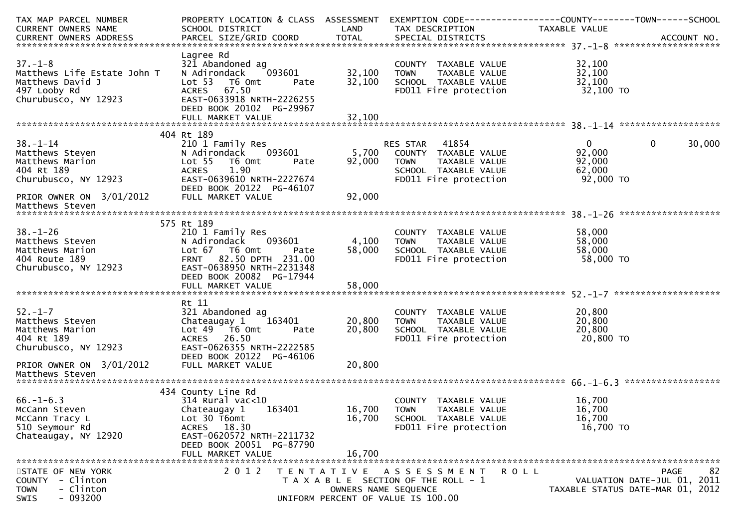| TAX MAP PARCEL NUMBER<br>CURRENT OWNERS NAME<br>CURRENT OWNERS ADDRESS | PROPERTY LOCATION & CLASS<br>SCHOOL DISTRICT<br>PARCEL SIZE/GRID COORD | ASSESSMENT<br>LAND<br>TOTAL | EXEMPTION CODE<br>TAX DESCRIPTION<br>SPECIAL DISTRICTS | COUNTY<br>TAXABLE VALUE | TOWN | SCHOOL<br>ACCOUNT NO. |
|---|---|---|---|---|---|---|
| **37.-1-8** | Lagree Rd | | | | | |
| 37.-1-8 | 321 Abandoned ag | | COUNTY TAXABLE VALUE | 32,100 | | |
| Matthews Life Estate John T | N Adirondack 093601 | 32,100 | TOWN TAXABLE VALUE | 32,100 | | |
| Matthews David J | Lot 53 T6 Omt Pate | 32,100 | SCHOOL TAXABLE VALUE | 32,100 | | |
| 497 Looby Rd | ACRES 67.50 | | FD011 Fire protection | 32,100 TO | | |
| Churubusco, NY 12923 | EAST-0633918 NRTH-2226255 | | | | | |
| | DEED BOOK 20102 PG-29967 | | | | | |
| | FULL MARKET VALUE | 32,100 | | | | |
| **38.-1-14** | 404 Rt 189 | | | | | |
| 38.-1-14 | 210 1 Family Res | | RES STAR 41854 | 0 | 0 | 30,000 |
| Matthews Steven | N Adirondack 093601 | 5,700 | COUNTY TAXABLE VALUE | 92,000 | | |
| Matthews Marion | Lot 55 T6 Omt Pate | 92,000 | TOWN TAXABLE VALUE | 92,000 | | |
| 404 Rt 189 | ACRES 1.90 | | SCHOOL TAXABLE VALUE | 62,000 | | |
| Churubusco, NY 12923 | EAST-0639610 NRTH-2227674 | | FD011 Fire protection | 92,000 TO | | |
| | DEED BOOK 20122 PG-46107 | | | | | |
| PRIOR OWNER ON 3/01/2012 | FULL MARKET VALUE | 92,000 | | | | |
| Matthews Steven | | | | | | |
| **38.-1-26** | 575 Rt 189 | | | | | |
| 38.-1-26 | 210 1 Family Res | | COUNTY TAXABLE VALUE | 58,000 | | |
| Matthews Steven | N Adirondack 093601 | 4,100 | TOWN TAXABLE VALUE | 58,000 | | |
| Matthews Marion | Lot 67 T6 Omt Pate | 58,000 | SCHOOL TAXABLE VALUE | 58,000 | | |
| 404 Route 189 | FRNT 82.50 DPTH 231.00 | | FD011 Fire protection | 58,000 TO | | |
| Churubusco, NY 12923 | EAST-0638950 NRTH-2231348 | | | | | |
| | DEED BOOK 20082 PG-17944 | | | | | |
| | FULL MARKET VALUE | 58,000 | | | | |
| **52.-1-7** | Rt 11 | | | | | |
| 52.-1-7 | 321 Abandoned ag | | COUNTY TAXABLE VALUE | 20,800 | | |
| Matthews Steven | Chateaugay 1 163401 | 20,800 | TOWN TAXABLE VALUE | 20,800 | | |
| Matthews Marion | Lot 49 T6 Omt Pate | 20,800 | SCHOOL TAXABLE VALUE | 20,800 | | |
| 404 Rt 189 | ACRES 26.50 | | FD011 Fire protection | 20,800 TO | | |
| Churubusco, NY 12923 | EAST-0626355 NRTH-2222585 | | | | | |
| | DEED BOOK 20122 PG-46106 | | | | | |
| PRIOR OWNER ON 3/01/2012 | FULL MARKET VALUE | 20,800 | | | | |
| Matthews Steven | | | | | | |
| **66.-1-6.3** | 434 County Line Rd | | | | | |
| 66.-1-6.3 | 314 Rural vac<10 | | COUNTY TAXABLE VALUE | 16,700 | | |
| McCann Steven | Chateaugay 1 163401 | 16,700 | TOWN TAXABLE VALUE | 16,700 | | |
| McCann Tracy L | Lot 30 T6omt | 16,700 | SCHOOL TAXABLE VALUE | 16,700 | | |
| 510 Seymour Rd | ACRES 18.30 | | FD011 Fire protection | 16,700 TO | | |
| Chateaugay, NY 12920 | EAST-0620572 NRTH-2211732 | | | | | |
| | DEED BOOK 20051 PG-87790 | | | | | |
| | FULL MARKET VALUE | 16,700 | | | | |

STATE OF NEW YORK
COUNTY - Clinton
TOWN - Clinton
SWIS - 093200

2012 TENTATIVE ASSESSMENT ROLL
TAXABLE SECTION OF THE ROLL - 1
OWNERS NAME SEQUENCE
UNIFORM PERCENT OF VALUE IS 100.00

VALUATION DATE-JUL 01, 2011
TAXABLE STATUS DATE-MAR 01, 2012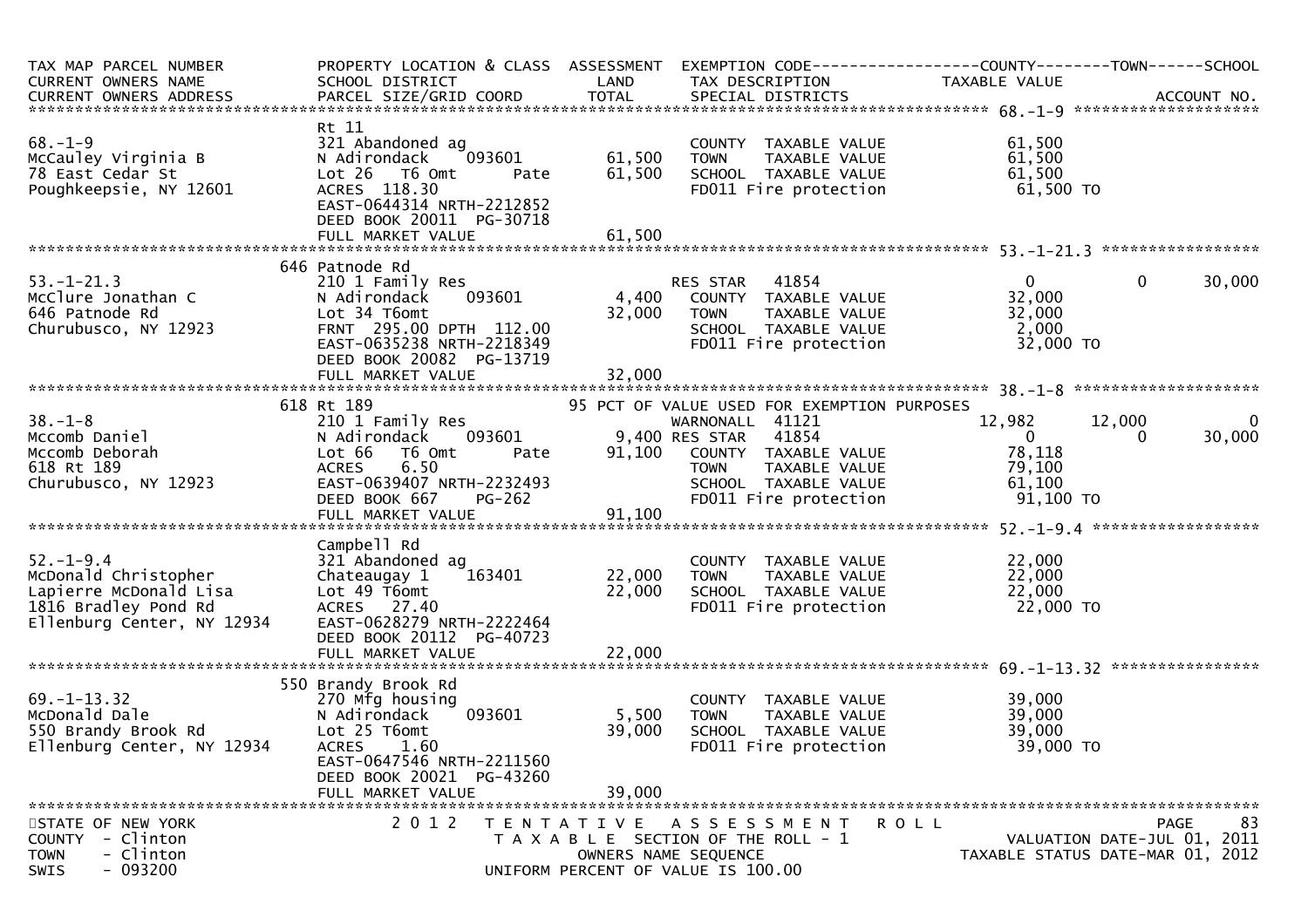| TAX MAP PARCEL NUMBER<br>CURRENT OWNERS NAME<br>CURRENT OWNERS ADDRESS | PROPERTY LOCATION & CLASS<br>SCHOOL DISTRICT<br>PARCEL SIZE/GRID COORD | ASSESSMENT<br>LAND<br>TOTAL | EXEMPTION CODE<br>TAX DESCRIPTION<br>SPECIAL DISTRICTS | COUNTY<br>TAXABLE VALUE | TOWN | SCHOOL<br>ACCOUNT NO. |
|---|---|---|---|---|---|---|
| **68.-1-9** | | | | | | |
| 68.-1-9 | Rt 11 | | | | | |
| McCauley Virginia B | 321 Abandoned ag | | COUNTY TAXABLE VALUE | 61,500 | | |
| 78 East Cedar St | N Adirondack 093601 | 61,500 | TOWN TAXABLE VALUE | 61,500 | | |
| Poughkeepsie, NY 12601 | Lot 26 T6 Omt Pate | 61,500 | SCHOOL TAXABLE VALUE | 61,500 | | |
| | ACRES 118.30 | | FD011 Fire protection | 61,500 TO | | |
| | EAST-0644314 NRTH-2212852 | | | | | |
| | DEED BOOK 20011 PG-30718 | | | | | |
| | FULL MARKET VALUE | 61,500 | | | | |
| **53.-1-21.3** | | | | | | |
| 53.-1-21.3 | 646 Patnode Rd | | | | | |
| McClure Jonathan C | 210 1 Family Res | | RES STAR 41854 | 0 | 0 | 30,000 |
| 646 Patnode Rd | N Adirondack 093601 | 4,400 | COUNTY TAXABLE VALUE | 32,000 | | |
| Churubusco, NY 12923 | Lot 34 T6omt | 32,000 | TOWN TAXABLE VALUE | 32,000 | | |
| | FRNT 295.00 DPTH 112.00 | | SCHOOL TAXABLE VALUE | 2,000 | | |
| | EAST-0635238 NRTH-2218349 | | FD011 Fire protection | 32,000 TO | | |
| | DEED BOOK 20082 PG-13719 | | | | | |
| | FULL MARKET VALUE | 32,000 | | | | |
| **38.-1-8** | | | | | | |
| 38.-1-8 | 618 Rt 189 | | 95 PCT OF VALUE USED FOR EXEMPTION PURPOSES | | | |
| Mccomb Daniel | 210 1 Family Res | | WARNONALL 41121 | 12,982 | 12,000 | 0 |
| Mccomb Deborah | N Adirondack 093601 | 9,400 | RES STAR 41854 | 0 | 0 | 30,000 |
| 618 Rt 189 | Lot 66 T6 Omt Pate | 91,100 | COUNTY TAXABLE VALUE | 78,118 | | |
| Churubusco, NY 12923 | ACRES 6.50 | | TOWN TAXABLE VALUE | 79,100 | | |
| | EAST-0639407 NRTH-2232493 | | SCHOOL TAXABLE VALUE | 61,100 | | |
| | DEED BOOK 667 PG-262 | | FD011 Fire protection | 91,100 TO | | |
| | FULL MARKET VALUE | 91,100 | | | | |
| **52.-1-9.4** | | | | | | |
| 52.-1-9.4 | Campbell Rd | | | | | |
| McDonald Christopher | 321 Abandoned ag | | COUNTY TAXABLE VALUE | 22,000 | | |
| Lapierre McDonald Lisa | Chateaugay 1 163401 | 22,000 | TOWN TAXABLE VALUE | 22,000 | | |
| 1816 Bradley Pond Rd | Lot 49 T6omt | 22,000 | SCHOOL TAXABLE VALUE | 22,000 | | |
| Ellenburg Center, NY 12934 | ACRES 27.40 | | FD011 Fire protection | 22,000 TO | | |
| | EAST-0628279 NRTH-2222464 | | | | | |
| | DEED BOOK 20112 PG-40723 | | | | | |
| | FULL MARKET VALUE | 22,000 | | | | |
| **69.-1-13.32** | | | | | | |
| 69.-1-13.32 | 550 Brandy Brook Rd | | | | | |
| McDonald Dale | 270 Mfg housing | | COUNTY TAXABLE VALUE | 39,000 | | |
| 550 Brandy Brook Rd | N Adirondack 093601 | 5,500 | TOWN TAXABLE VALUE | 39,000 | | |
| Ellenburg Center, NY 12934 | Lot 25 T6omt | 39,000 | SCHOOL TAXABLE VALUE | 39,000 | | |
| | ACRES 1.60 | | FD011 Fire protection | 39,000 TO | | |
| | EAST-0647546 NRTH-2211560 | | | | | |
| | DEED BOOK 20021 PG-43260 | | | | | |
| | FULL MARKET VALUE | 39,000 | | | | |

STATE OF NEW YORK
COUNTY - Clinton
TOWN - Clinton
SWIS - 093200

2012 TENTATIVE ASSESSMENT ROLL
TAXABLE SECTION OF THE ROLL - 1
OWNERS NAME SEQUENCE
UNIFORM PERCENT OF VALUE IS 100.00

VALUATION DATE-JUL 01, 2011
TAXABLE STATUS DATE-MAR 01, 2012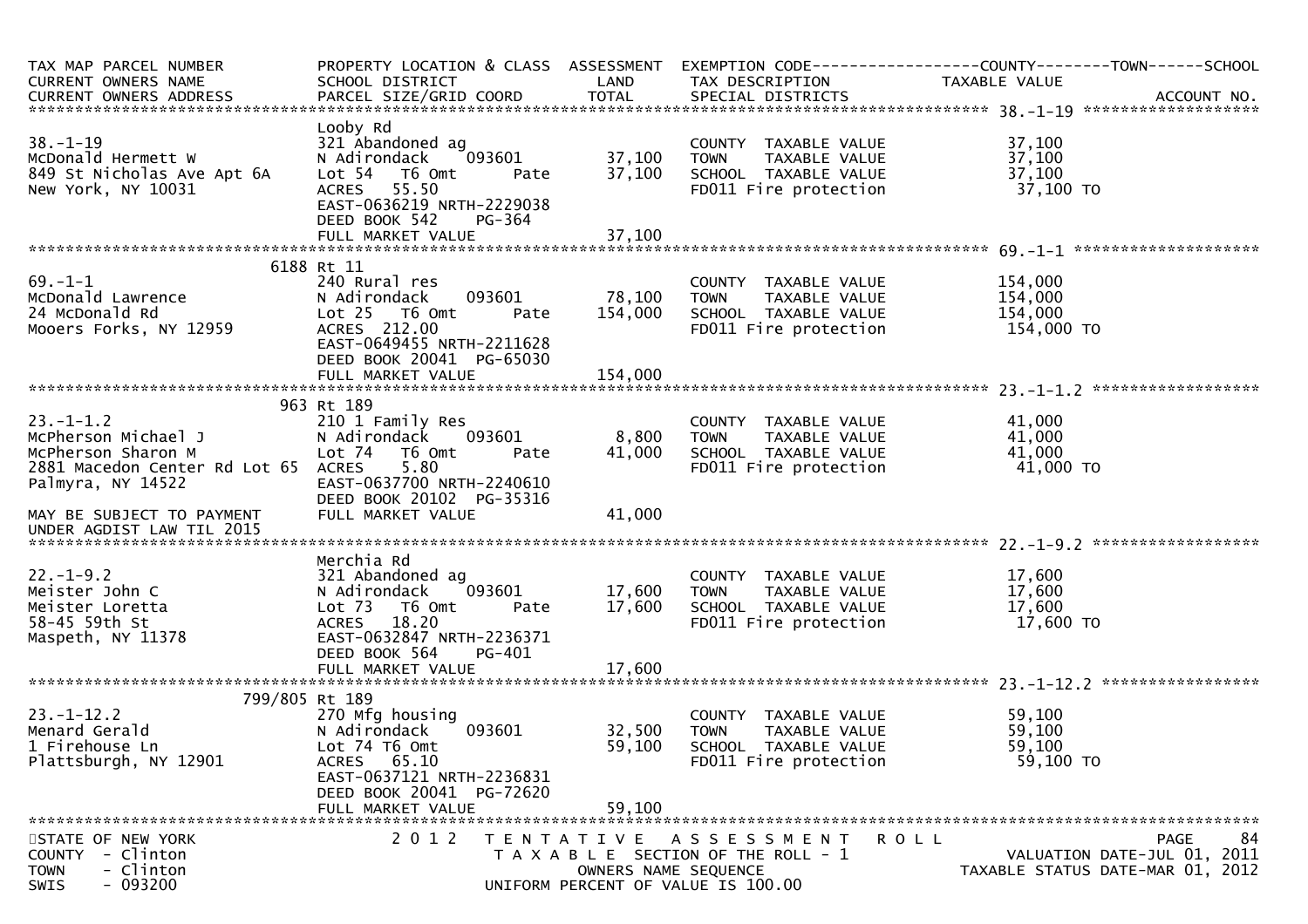| TAX MAP PARCEL NUMBER<br>CURRENT OWNERS NAME<br>CURRENT OWNERS ADDRESS | PROPERTY LOCATION & CLASS<br>SCHOOL DISTRICT<br>PARCEL SIZE/GRID COORD | ASSESSMENT<br>LAND<br>TOTAL | EXEMPTION CODE------------------COUNTY--------TOWN------SCHOOL<br>TAX DESCRIPTION<br>SPECIAL DISTRICTS | TAXABLE VALUE<br>ACCOUNT NO. |
|---|---|---|---|---|
| **38.-1-19** | | | | |
| | Looby Rd | | | |
| 38.-1-19 | 321 Abandoned ag | | COUNTY TAXABLE VALUE | 37,100 |
| McDonald Hermett W | N Adirondack 093601 | 37,100 | TOWN TAXABLE VALUE | 37,100 |
| 849 St Nicholas Ave Apt 6A | Lot 54 T6 Omt Pate | 37,100 | SCHOOL TAXABLE VALUE | 37,100 |
| New York, NY 10031 | ACRES 55.50 | | FD011 Fire protection | 37,100 TO |
| | EAST-0636219 NRTH-2229038 | | | |
| | DEED BOOK 542 PG-364 | | | |
| | FULL MARKET VALUE | 37,100 | | |
| **69.-1-1** | | | | |
| | 6188 Rt 11 | | | |
| 69.-1-1 | 240 Rural res | | COUNTY TAXABLE VALUE | 154,000 |
| McDonald Lawrence | N Adirondack 093601 | 78,100 | TOWN TAXABLE VALUE | 154,000 |
| 24 McDonald Rd | Lot 25 T6 Omt Pate | 154,000 | SCHOOL TAXABLE VALUE | 154,000 |
| Mooers Forks, NY 12959 | ACRES 212.00 | | FD011 Fire protection | 154,000 TO |
| | EAST-0649455 NRTH-2211628 | | | |
| | DEED BOOK 20041 PG-65030 | | | |
| | FULL MARKET VALUE | 154,000 | | |
| **23.-1-1.2** | | | | |
| | 963 Rt 189 | | | |
| 23.-1-1.2 | 210 1 Family Res | | COUNTY TAXABLE VALUE | 41,000 |
| McPherson Michael J | N Adirondack 093601 | 8,800 | TOWN TAXABLE VALUE | 41,000 |
| McPherson Sharon M | Lot 74 T6 Omt Pate | 41,000 | SCHOOL TAXABLE VALUE | 41,000 |
| 2881 Macedon Center Rd Lot 65 | ACRES 5.80 | | FD011 Fire protection | 41,000 TO |
| Palmyra, NY 14522 | EAST-0637700 NRTH-2240610 | | | |
| | DEED BOOK 20102 PG-35316 | | | |
| MAY BE SUBJECT TO PAYMENT | FULL MARKET VALUE | 41,000 | | |
| UNDER AGDIST LAW TIL 2015 | | | | |
| **22.-1-9.2** | | | | |
| | Merchia Rd | | | |
| 22.-1-9.2 | 321 Abandoned ag | | COUNTY TAXABLE VALUE | 17,600 |
| Meister John C | N Adirondack 093601 | 17,600 | TOWN TAXABLE VALUE | 17,600 |
| Meister Loretta | Lot 73 T6 Omt Pate | 17,600 | SCHOOL TAXABLE VALUE | 17,600 |
| 58-45 59th St | ACRES 18.20 | | FD011 Fire protection | 17,600 TO |
| Maspeth, NY 11378 | EAST-0632847 NRTH-2236371 | | | |
| | DEED BOOK 564 PG-401 | | | |
| | FULL MARKET VALUE | 17,600 | | |
| **23.-1-12.2** | | | | |
| | 799/805 Rt 189 | | | |
| 23.-1-12.2 | 270 Mfg housing | | COUNTY TAXABLE VALUE | 59,100 |
| Menard Gerald | N Adirondack 093601 | 32,500 | TOWN TAXABLE VALUE | 59,100 |
| 1 Firehouse Ln | Lot 74 T6 Omt | 59,100 | SCHOOL TAXABLE VALUE | 59,100 |
| Plattsburgh, NY 12901 | ACRES 65.10 | | FD011 Fire protection | 59,100 TO |
| | EAST-0637121 NRTH-2236831 | | | |
| | DEED BOOK 20041 PG-72620 | | | |
| | FULL MARKET VALUE | 59,100 | | |

STATE OF NEW YORK
COUNTY - Clinton
TOWN - Clinton
SWIS - 093200

2012 TENTATIVE ASSESSMENT ROLL
TAXABLE SECTION OF THE ROLL - 1
OWNERS NAME SEQUENCE
UNIFORM PERCENT OF VALUE IS 100.00

VALUATION DATE-JUL 01, 2011
TAXABLE STATUS DATE-MAR 01, 2012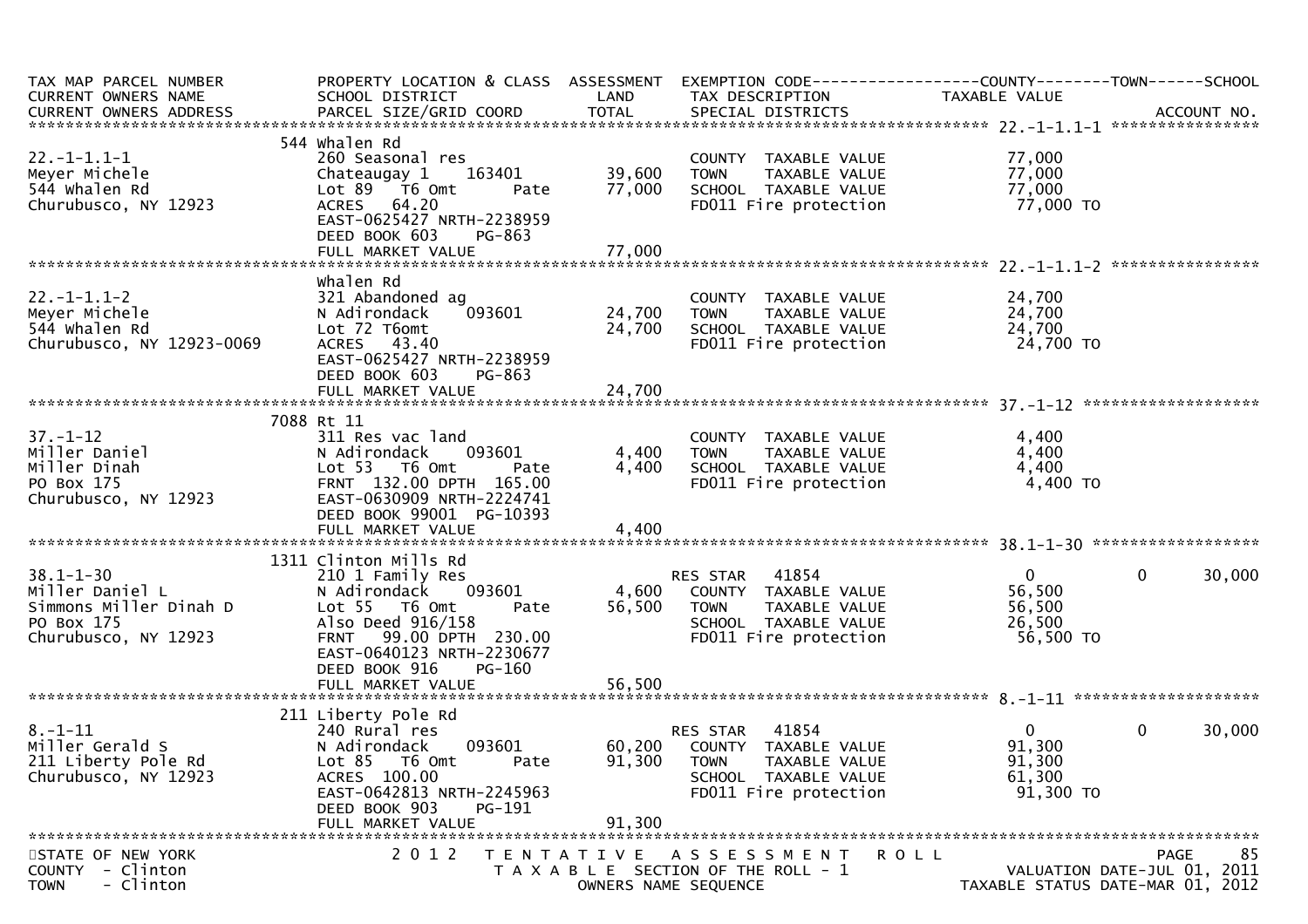```
TAX MAP PARCEL NUMBER          PROPERTY LOCATION & CLASS  ASSESSMENT  EXEMPTION CODE------------------COUNTY--------TOWN------SCHOOL
CURRENT OWNERS NAME            SCHOOL DISTRICT               LAND      TAX DESCRIPTION            TAXABLE VALUE
CURRENT OWNERS ADDRESS         PARCEL SIZE/GRID COORD        TOTAL     SPECIAL DISTRICTS                                        ACCOUNT NO.
******************************************************************************************************* 22.-1-1.1-1 ****************
                               544 Whalen Rd
22.-1-1.1-1                    260 Seasonal res                        COUNTY  TAXABLE VALUE             77,000
Meyer Michele                  Chateaugay 1     163401      39,600     TOWN    TAXABLE VALUE             77,000
544 Whalen Rd                  Lot 89  T6 Omt       Pate    77,000     SCHOOL  TAXABLE VALUE             77,000
Churubusco, NY 12923           ACRES  64.20                            FD011 Fire protection              77,000 TO
                               EAST-0625427 NRTH-2238959
                               DEED BOOK 603     PG-863
                               FULL MARKET VALUE            77,000
******************************************************************************************************* 22.-1-1.1-2 ****************
                               Whalen Rd
22.-1-1.1-2                    321 Abandoned ag                        COUNTY  TAXABLE VALUE             24,700
Meyer Michele                  N Adirondack     093601      24,700     TOWN    TAXABLE VALUE             24,700
544 Whalen Rd                  Lot 72 T6omt                 24,700     SCHOOL  TAXABLE VALUE             24,700
Churubusco, NY 12923-0069      ACRES  43.40                            FD011 Fire protection              24,700 TO
                               EAST-0625427 NRTH-2238959
                               DEED BOOK 603     PG-863
                               FULL MARKET VALUE            24,700
******************************************************************************************************* 37.-1-12 *******************
                               7088 Rt 11
37.-1-12                       311 Res vac land                        COUNTY  TAXABLE VALUE              4,400
Miller Daniel                  N Adirondack     093601       4,400     TOWN    TAXABLE VALUE              4,400
Miller Dinah                   Lot 53  T6 Omt       Pate     4,400     SCHOOL  TAXABLE VALUE              4,400
PO Box 175                     FRNT 132.00 DPTH 165.00                 FD011 Fire protection               4,400 TO
Churubusco, NY 12923           EAST-0630909 NRTH-2224741
                               DEED BOOK 99001 PG-10393
                               FULL MARKET VALUE             4,400
******************************************************************************************************* 38.1-1-30 ******************
                               1311 Clinton Mills Rd
38.1-1-30                      210 1 Family Res                        RES STAR   41854                   0           0      30,000
Miller Daniel L                N Adirondack     093601       4,600     COUNTY  TAXABLE VALUE             56,500
Simmons Miller Dinah D         Lot 55  T6 Omt       Pate    56,500     TOWN    TAXABLE VALUE             56,500
PO Box 175                     Also Deed 916/158                       SCHOOL  TAXABLE VALUE             26,500
Churubusco, NY 12923           FRNT  99.00 DPTH 230.00                 FD011 Fire protection              56,500 TO
                               EAST-0640123 NRTH-2230677
                               DEED BOOK 916     PG-160
                               FULL MARKET VALUE            56,500
******************************************************************************************************* 8.-1-11 ********************
                               211 Liberty Pole Rd
8.-1-11                        240 Rural res                           RES STAR   41854                   0           0      30,000
Miller Gerald S                N Adirondack     093601      60,200     COUNTY  TAXABLE VALUE             91,300
211 Liberty Pole Rd            Lot 85  T6 Omt       Pate    91,300     TOWN    TAXABLE VALUE             91,300
Churubusco, NY 12923           ACRES 100.00                            SCHOOL  TAXABLE VALUE             61,300
                               EAST-0642813 NRTH-2245963               FD011 Fire protection              91,300 TO
                               DEED BOOK 903     PG-191
                               FULL MARKET VALUE            91,300
************************************************************************************************************************************
STATE OF NEW YORK                 2 0 1 2   T E N T A T I V E   A S S E S S M E N T   R O L L                                PAGE    85
COUNTY  - Clinton                         T A X A B L E  SECTION OF THE ROLL - 1                          VALUATION DATE-JUL 01, 2011
TOWN    - Clinton                                  OWNERS NAME SEQUENCE                              TAXABLE STATUS DATE-MAR 01, 2012
```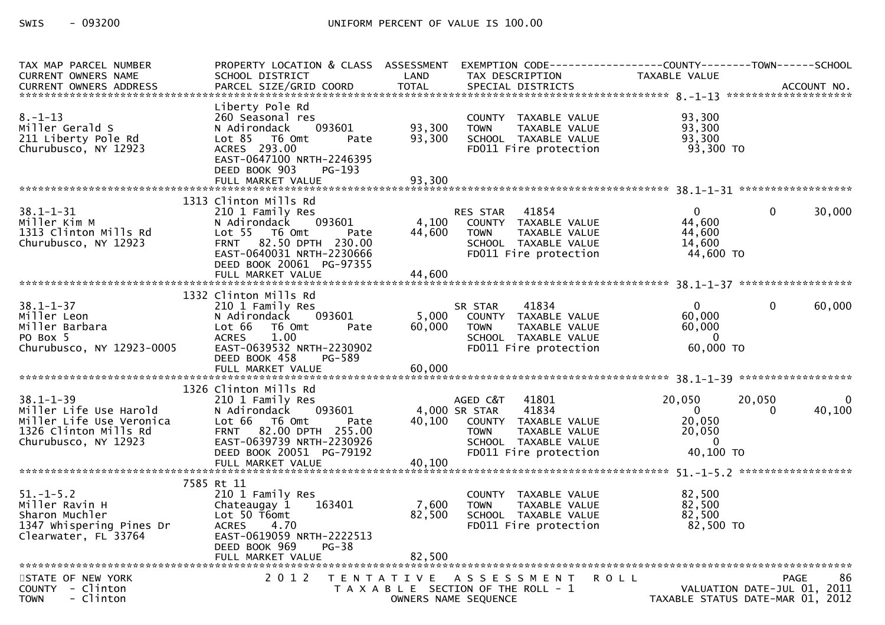SWIS - 093200 UNIFORM PERCENT OF VALUE IS 100.00

| TAX MAP PARCEL NUMBER / CURRENT OWNERS NAME / CURRENT OWNERS ADDRESS | PROPERTY LOCATION & CLASS / SCHOOL DISTRICT / PARCEL SIZE/GRID COORD | ASSESSMENT LAND | ASSESSMENT TOTAL | EXEMPTION CODE / TAX DESCRIPTION / SPECIAL DISTRICTS | COUNTY TAXABLE VALUE | TOWN | SCHOOL |
|---|---|---|---|---|---|---|---|
| **8.-1-13** | | | | | | | |
| 8.-1-13 | Liberty Pole Rd | | | | | | |
| Miller Gerald S | 260 Seasonal res | | | COUNTY TAXABLE VALUE | 93,300 | | |
| 211 Liberty Pole Rd | N Adirondack 093601 | 93,300 | | TOWN TAXABLE VALUE | 93,300 | | |
| Churubusco, NY 12923 | Lot 85 T6 Omt Pate | | 93,300 | SCHOOL TAXABLE VALUE | 93,300 | | |
| | ACRES 293.00 | | | FD011 Fire protection | 93,300 TO | | |
| | EAST-0647100 NRTH-2246395 | | | | | | |
| | DEED BOOK 903 PG-193 | | | | | | |
| | FULL MARKET VALUE | | 93,300 | | | | |
| **38.1-1-31** | | | | | | | |
| 38.1-1-31 | 1313 Clinton Mills Rd | | | | | | |
| Miller Kim M | 210 1 Family Res | | | RES STAR 41854 | 0 | 0 | 30,000 |
| 1313 Clinton Mills Rd | N Adirondack 093601 | 4,100 | | COUNTY TAXABLE VALUE | 44,600 | | |
| Churubusco, NY 12923 | Lot 55 T6 Omt Pate | | 44,600 | TOWN TAXABLE VALUE | 44,600 | | |
| | FRNT 82.50 DPTH 230.00 | | | SCHOOL TAXABLE VALUE | 14,600 | | |
| | EAST-0640031 NRTH-2230666 | | | FD011 Fire protection | 44,600 TO | | |
| | DEED BOOK 20061 PG-97355 | | | | | | |
| | FULL MARKET VALUE | | 44,600 | | | | |
| **38.1-1-37** | | | | | | | |
| 38.1-1-37 | 1332 Clinton Mills Rd | | | | | | |
| Miller Leon | 210 1 Family Res | | | SR STAR 41834 | 0 | 0 | 60,000 |
| Miller Barbara | N Adirondack 093601 | 5,000 | | COUNTY TAXABLE VALUE | 60,000 | | |
| PO Box 5 | Lot 66 T6 Omt Pate | | 60,000 | TOWN TAXABLE VALUE | 60,000 | | |
| Churubusco, NY 12923-0005 | ACRES 1.00 | | | SCHOOL TAXABLE VALUE | 0 | | |
| | EAST-0639532 NRTH-2230902 | | | FD011 Fire protection | 60,000 TO | | |
| | DEED BOOK 458 PG-589 | | | | | | |
| | FULL MARKET VALUE | | 60,000 | | | | |
| **38.1-1-39** | | | | | | | |
| 38.1-1-39 | 1326 Clinton Mills Rd | | | | | | |
| Miller Life Use Harold | 210 1 Family Res | | | AGED C&T 41801 | 20,050 | 20,050 | 0 |
| Miller Life Use Veronica | N Adirondack 093601 | 4,000 | | SR STAR 41834 | 0 | 0 | 40,100 |
| 1326 Clinton Mills Rd | Lot 66 T6 Omt Pate | | 40,100 | COUNTY TAXABLE VALUE | 20,050 | | |
| Churubusco, NY 12923 | FRNT 82.00 DPTH 255.00 | | | TOWN TAXABLE VALUE | 20,050 | | |
| | EAST-0639739 NRTH-2230926 | | | SCHOOL TAXABLE VALUE | 0 | | |
| | DEED BOOK 20051 PG-79192 | | | FD011 Fire protection | 40,100 TO | | |
| | FULL MARKET VALUE | | 40,100 | | | | |
| **51.-1-5.2** | | | | | | | |
| 51.-1-5.2 | 7585 Rt 11 | | | | | | |
| Miller Ravin H | 210 1 Family Res | | | COUNTY TAXABLE VALUE | 82,500 | | |
| Sharon Muchler | Chateaugay 1 163401 | 7,600 | | TOWN TAXABLE VALUE | 82,500 | | |
| 1347 Whispering Pines Dr | Lot 50 T6omt | | 82,500 | SCHOOL TAXABLE VALUE | 82,500 | | |
| Clearwater, FL 33764 | ACRES 4.70 | | | FD011 Fire protection | 82,500 TO | | |
| | EAST-0619059 NRTH-2222513 | | | | | | |
| | DEED BOOK 969 PG-38 | | | | | | |
| | FULL MARKET VALUE | | 82,500 | | | | |

STATE OF NEW YORK — COUNTY - Clinton — TOWN - Clinton

2012 TENTATIVE ASSESSMENT ROLL — TAXABLE SECTION OF THE ROLL - 1 — OWNERS NAME SEQUENCE

VALUATION DATE-JUL 01, 2011 — TAXABLE STATUS DATE-MAR 01, 2012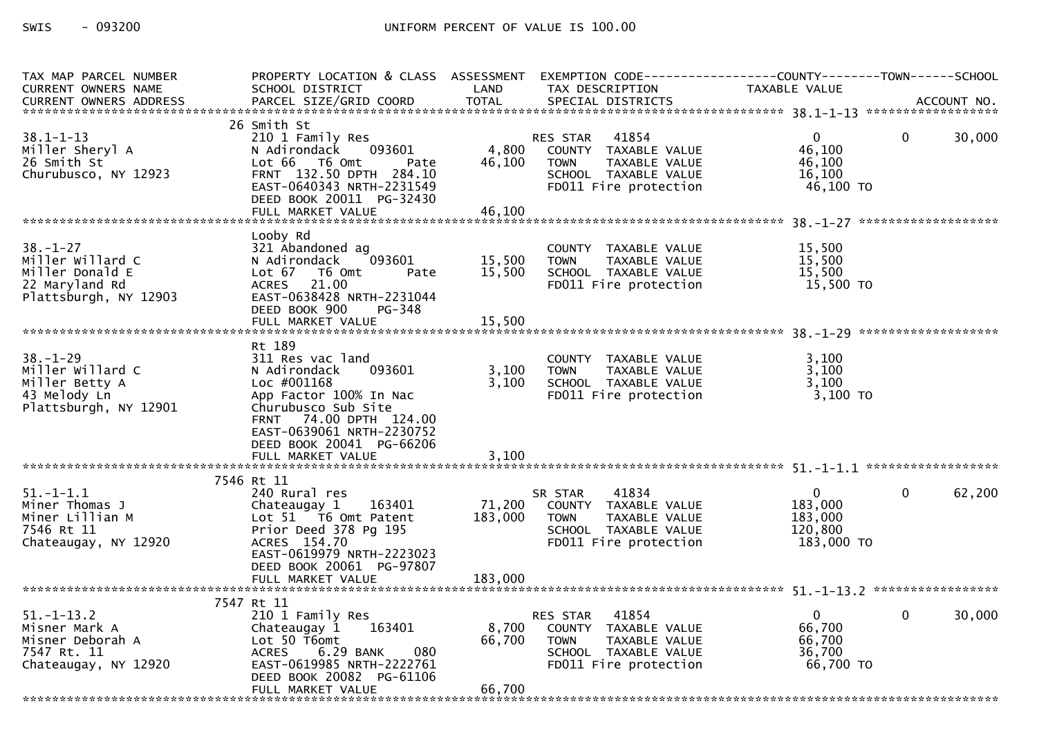SWIS - 093200 UNIFORM PERCENT OF VALUE IS 100.00

```
TAX MAP PARCEL NUMBER          PROPERTY LOCATION & CLASS  ASSESSMENT  EXEMPTION CODE------------------COUNTY--------TOWN------SCHOOL
CURRENT OWNERS NAME            SCHOOL DISTRICT              LAND      TAX DESCRIPTION              TAXABLE VALUE
CURRENT OWNERS ADDRESS         PARCEL SIZE/GRID COORD       TOTAL     SPECIAL DISTRICTS                                          ACCOUNT NO.
****************************************************************************************************** 38.1-1-13 *******************
                               26 Smith St
38.1-1-13                      210 1 Family Res                   RES STAR   41854                   0             0        30,000
Miller Sheryl A                N Adirondack    093601       4,800   COUNTY  TAXABLE VALUE          46,100
26 Smith St                    Lot 66   T6 Omt        Pate  46,100   TOWN    TAXABLE VALUE          46,100
Churubusco, NY 12923           FRNT 132.50 DPTH 284.10               SCHOOL  TAXABLE VALUE          16,100
                               EAST-0640343 NRTH-2231549             FD011 Fire protection           46,100 TO
                               DEED BOOK 20011  PG-32430
                               FULL MARKET VALUE             46,100
****************************************************************************************************** 38.-1-27 ********************
                               Looby Rd
38.-1-27                       321 Abandoned ag                      COUNTY  TAXABLE VALUE          15,500
Miller Willard C               N Adirondack    093601      15,500   TOWN    TAXABLE VALUE          15,500
Miller Donald E                Lot 67   T6 Omt        Pate  15,500   SCHOOL  TAXABLE VALUE          15,500
22 Maryland Rd                 ACRES   21.00                         FD011 Fire protection           15,500 TO
Plattsburgh, NY 12903          EAST-0638428 NRTH-2231044
                               DEED BOOK 900    PG-348
                               FULL MARKET VALUE             15,500
****************************************************************************************************** 38.-1-29 ********************
                               Rt 189
38.-1-29                       311 Res vac land                      COUNTY  TAXABLE VALUE           3,100
Miller Willard C               N Adirondack    093601       3,100   TOWN    TAXABLE VALUE           3,100
Miller Betty A                 Loc #001168                   3,100   SCHOOL  TAXABLE VALUE           3,100
43 Melody Ln                   App Factor 100% In Nac                FD011 Fire protection            3,100 TO
Plattsburgh, NY 12901          Churubusco Sub Site
                               FRNT   74.00 DPTH 124.00
                               EAST-0639061 NRTH-2230752
                               DEED BOOK 20041  PG-66206
                               FULL MARKET VALUE              3,100
****************************************************************************************************** 51.-1-1.1 *******************
                               7546 Rt 11
51.-1-1.1                      240 Rural res                      SR STAR    41834                   0             0        62,200
Miner Thomas J                 Chateaugay 1    163401      71,200   COUNTY  TAXABLE VALUE         183,000
Miner Lillian M                Lot 51   T6 Omt Patent      183,000   TOWN    TAXABLE VALUE         183,000
7546 Rt 11                     Prior Deed 378 Pg 195                 SCHOOL  TAXABLE VALUE         120,800
Chateaugay, NY 12920           ACRES  154.70                         FD011 Fire protection          183,000 TO
                               EAST-0619979 NRTH-2223023
                               DEED BOOK 20061  PG-97807
                               FULL MARKET VALUE            183,000
****************************************************************************************************** 51.-1-13.2 ******************
                               7547 Rt 11
51.-1-13.2                     210 1 Family Res                   RES STAR   41854                   0             0        30,000
Misner Mark A                  Chateaugay 1    163401       8,700   COUNTY  TAXABLE VALUE          66,700
Misner Deborah A               Lot 50 T6omt                 66,700   TOWN    TAXABLE VALUE          66,700
7547 Rt. 11                    ACRES    6.29 BANK     080            SCHOOL  TAXABLE VALUE          36,700
Chateaugay, NY 12920           EAST-0619985 NRTH-2222761             FD011 Fire protection           66,700 TO
                               DEED BOOK 20082  PG-61106
                               FULL MARKET VALUE             66,700
************************************************************************************************************************************
```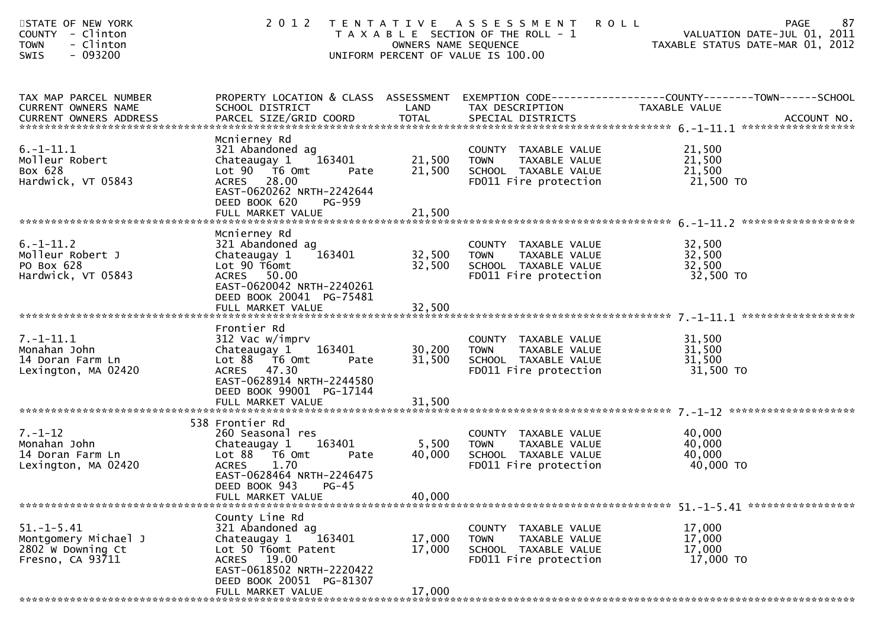STATE OF NEW YORK
COUNTY - Clinton
TOWN - Clinton
SWIS - 093200

2 0 1 2 TENTATIVE ASSESSMENT ROLL
TAXABLE SECTION OF THE ROLL - 1
OWNERS NAME SEQUENCE
UNIFORM PERCENT OF VALUE IS 100.00

VALUATION DATE-JUL 01, 2011
TAXABLE STATUS DATE-MAR 01, 2012

| TAX MAP PARCEL NUMBER / CURRENT OWNERS NAME / CURRENT OWNERS ADDRESS | PROPERTY LOCATION & CLASS / SCHOOL DISTRICT / PARCEL SIZE/GRID COORD | ASSESSMENT LAND | ASSESSMENT TOTAL | EXEMPTION CODE / TAX DESCRIPTION / SPECIAL DISTRICTS | TAXABLE VALUE (COUNTY / TOWN / SCHOOL) | ACCOUNT NO. |
|---|---|---|---|---|---|---|
| 6.-1-11.1 | Mcnierney Rd | | | | | |
| Molleur Robert | 321 Abandoned ag | | | COUNTY TAXABLE VALUE | 21,500 | |
| Box 628 | Chateaugay 1 163401 | 21,500 | | TOWN TAXABLE VALUE | 21,500 | |
| Hardwick, VT 05843 | Lot 90 T6 Omt Pate | | 21,500 | SCHOOL TAXABLE VALUE | 21,500 | |
| | ACRES 28.00 | | | FD011 Fire protection | 21,500 TO | |
| | EAST-0620262 NRTH-2242644 | | | | | |
| | DEED BOOK 620 PG-959 | | | | | |
| | FULL MARKET VALUE | | 21,500 | | | |
| 6.-1-11.2 | Mcnierney Rd | | | | | |
| Molleur Robert J | 321 Abandoned ag | | | COUNTY TAXABLE VALUE | 32,500 | |
| PO Box 628 | Chateaugay 1 163401 | 32,500 | | TOWN TAXABLE VALUE | 32,500 | |
| Hardwick, VT 05843 | Lot 90 T6omt | | 32,500 | SCHOOL TAXABLE VALUE | 32,500 | |
| | ACRES 50.00 | | | FD011 Fire protection | 32,500 TO | |
| | EAST-0620042 NRTH-2240261 | | | | | |
| | DEED BOOK 20041 PG-75481 | | | | | |
| | FULL MARKET VALUE | | 32,500 | | | |
| 7.-1-11.1 | Frontier Rd | | | | | |
| Monahan John | 312 Vac w/imprv | | | COUNTY TAXABLE VALUE | 31,500 | |
| 14 Doran Farm Ln | Chateaugay 1 163401 | 30,200 | | TOWN TAXABLE VALUE | 31,500 | |
| Lexington, MA 02420 | Lot 88 T6 Omt Pate | | 31,500 | SCHOOL TAXABLE VALUE | 31,500 | |
| | ACRES 47.30 | | | FD011 Fire protection | 31,500 TO | |
| | EAST-0628914 NRTH-2244580 | | | | | |
| | DEED BOOK 99001 PG-17144 | | | | | |
| | FULL MARKET VALUE | | 31,500 | | | |
| 7.-1-12 | 538 Frontier Rd | | | | | |
| Monahan John | 260 Seasonal res | | | COUNTY TAXABLE VALUE | 40,000 | |
| 14 Doran Farm Ln | Chateaugay 1 163401 | 5,500 | | TOWN TAXABLE VALUE | 40,000 | |
| Lexington, MA 02420 | Lot 88 T6 Omt Pate | | 40,000 | SCHOOL TAXABLE VALUE | 40,000 | |
| | ACRES 1.70 | | | FD011 Fire protection | 40,000 TO | |
| | EAST-0628464 NRTH-2246475 | | | | | |
| | DEED BOOK 943 PG-45 | | | | | |
| | FULL MARKET VALUE | | 40,000 | | | |
| 51.-1-5.41 | County Line Rd | | | | | |
| Montgomery Michael J | 321 Abandoned ag | | | COUNTY TAXABLE VALUE | 17,000 | |
| 2802 W Downing Ct | Chateaugay 1 163401 | 17,000 | | TOWN TAXABLE VALUE | 17,000 | |
| Fresno, CA 93711 | Lot 50 T6omt Patent | | 17,000 | SCHOOL TAXABLE VALUE | 17,000 | |
| | ACRES 19.00 | | | FD011 Fire protection | 17,000 TO | |
| | EAST-0618502 NRTH-2220422 | | | | | |
| | DEED BOOK 20051 PG-81307 | | | | | |
| | FULL MARKET VALUE | | 17,000 | | | |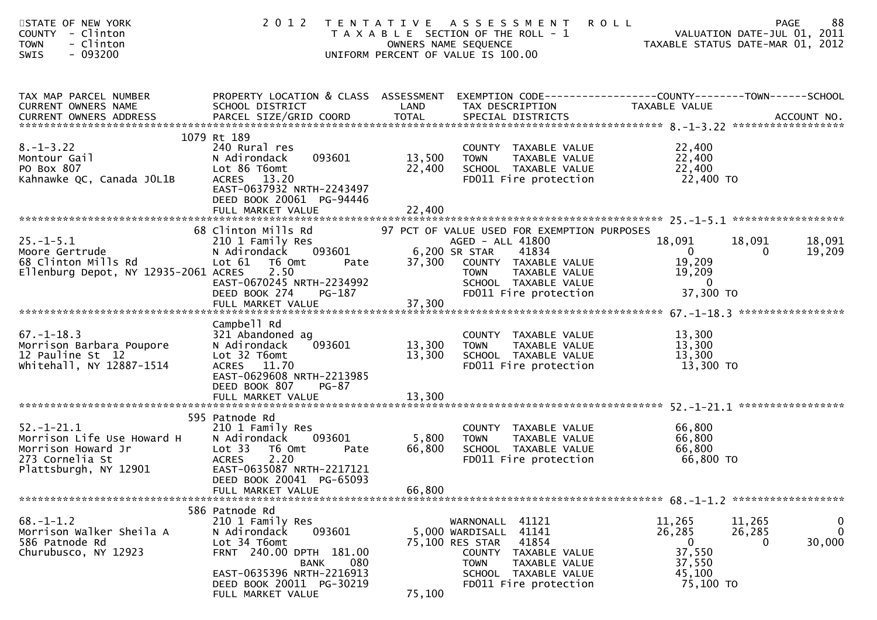STATE OF NEW YORK
COUNTY - Clinton
TOWN - Clinton
SWIS - 093200

# 2012 TENTATIVE ASSESSMENT ROLL

TAXABLE SECTION OF THE ROLL - 1
OWNERS NAME SEQUENCE
UNIFORM PERCENT OF VALUE IS 100.00

VALUATION DATE-JUL 01, 2011
TAXABLE STATUS DATE-MAR 01, 2012

```
TAX MAP PARCEL NUMBER          PROPERTY LOCATION & CLASS  ASSESSMENT  EXEMPTION CODE------------------COUNTY--------TOWN------SCHOOL
CURRENT OWNERS NAME            SCHOOL DISTRICT               LAND      TAX DESCRIPTION            TAXABLE VALUE
CURRENT OWNERS ADDRESS         PARCEL SIZE/GRID COORD        TOTAL     SPECIAL DISTRICTS                                    ACCOUNT NO.
*********************************************************************************************** 8.-1-3.22 ******************
                          1079 Rt 189
8.-1-3.22                      240 Rural res                            COUNTY  TAXABLE VALUE          22,400
Montour Gail                   N Adirondack     093601        13,500    TOWN    TAXABLE VALUE          22,400
PO Box 807                     Lot 86 T6omt                   22,400    SCHOOL  TAXABLE VALUE          22,400
Kahnawke QC, Canada J0L1B      ACRES   13.20                            FD011 Fire protection           22,400 TO
                               EAST-0637932 NRTH-2243497
                               DEED BOOK 20061  PG-94446
                               FULL MARKET VALUE              22,400
*********************************************************************************************** 25.-1-5.1 ******************
                          68 Clinton Mills Rd           97 PCT OF VALUE USED FOR EXEMPTION PURPOSES
25.-1-5.1                      210 1 Family Res                         AGED - ALL 41800              18,091       18,091      18,091
Moore Gertrude                 N Adirondack     093601         6,200 SR STAR     41834                   0            0      19,209
68 Clinton Mills Rd            Lot 61   T6 Omt      Pate      37,300    COUNTY  TAXABLE VALUE          19,209
Ellenburg Depot, NY 12935-2061 ACRES    2.50                            TOWN    TAXABLE VALUE          19,209
                               EAST-0670245 NRTH-2234992                SCHOOL  TAXABLE VALUE               0
                               DEED BOOK 274    PG-187                  FD011 Fire protection           37,300 TO
                               FULL MARKET VALUE              37,300
*********************************************************************************************** 67.-1-18.3 *****************
                               Campbell Rd
67.-1-18.3                     321 Abandoned ag                         COUNTY  TAXABLE VALUE          13,300
Morrison Barbara Poupore       N Adirondack     093601        13,300    TOWN    TAXABLE VALUE          13,300
12 Pauline St  12              Lot 32 T6omt                   13,300    SCHOOL  TAXABLE VALUE          13,300
Whitehall, NY 12887-1514       ACRES   11.70                            FD011 Fire protection           13,300 TO
                               EAST-0629608 NRTH-2213985
                               DEED BOOK 807    PG-87
                               FULL MARKET VALUE              13,300
*********************************************************************************************** 52.-1-21.1 *****************
                           595 Patnode Rd
52.-1-21.1                     210 1 Family Res                         COUNTY  TAXABLE VALUE          66,800
Morrison Life Use Howard H     N Adirondack     093601         5,800    TOWN    TAXABLE VALUE          66,800
Morrison Howard Jr             Lot 33   T6 Omt      Pate      66,800    SCHOOL  TAXABLE VALUE          66,800
273 Cornelia St                ACRES    2.20                            FD011 Fire protection           66,800 TO
Plattsburgh, NY 12901          EAST-0635087 NRTH-2217121
                               DEED BOOK 20041  PG-65093
                               FULL MARKET VALUE              66,800
*********************************************************************************************** 68.-1-1.2 ******************
                           586 Patnode Rd
68.-1-1.2                      210 1 Family Res                         WARNONALL  41121              11,265       11,265           0
Morrison Walker Sheila A       N Adirondack     093601         5,000 WARDISALL  41141                 26,285       26,285           0
586 Patnode Rd                 Lot 34 T6omt                   75,100 RES STAR   41854                      0            0      30,000
Churubusco, NY 12923           FRNT 240.00 DPTH 181.00                  COUNTY  TAXABLE VALUE          37,550
                                             BANK    080                TOWN    TAXABLE VALUE          37,550
                               EAST-0635396 NRTH-2216913                SCHOOL  TAXABLE VALUE          45,100
                               DEED BOOK 20011  PG-30219                FD011 Fire protection           75,100 TO
                               FULL MARKET VALUE              75,100
```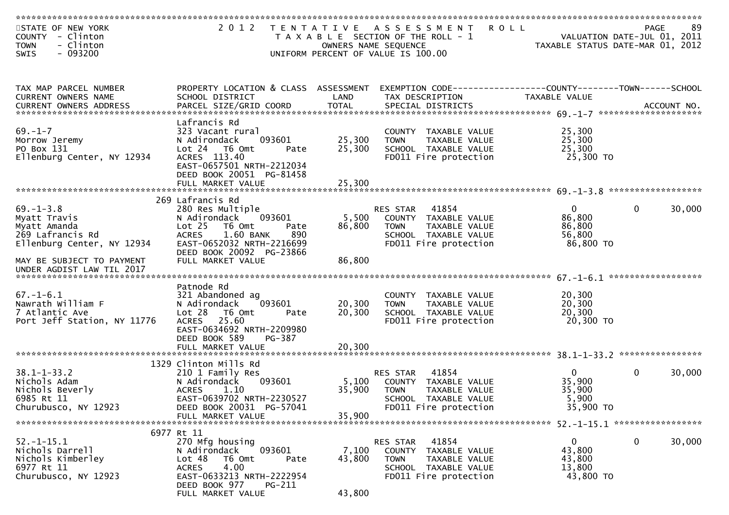STATE OF NEW YORK
COUNTY - Clinton
TOWN - Clinton
SWIS - 093200

2012 TENTATIVE ASSESSMENT ROLL
TAXABLE SECTION OF THE ROLL - 1
OWNERS NAME SEQUENCE
UNIFORM PERCENT OF VALUE IS 100.00

VALUATION DATE-JUL 01, 2011
TAXABLE STATUS DATE-MAR 01, 2012

| TAX MAP PARCEL NUMBER / CURRENT OWNERS NAME / CURRENT OWNERS ADDRESS | PROPERTY LOCATION & CLASS / SCHOOL DISTRICT / PARCEL SIZE/GRID COORD | ASSESSMENT LAND | TOTAL | EXEMPTION CODE / TAX DESCRIPTION / SPECIAL DISTRICTS | COUNTY TAXABLE VALUE | TOWN | SCHOOL / ACCOUNT NO. |
|---|---|---|---|---|---|---|---|
| **69.-1-7** | Lafrancis Rd | | | | | | |
| 69.-1-7 | 323 Vacant rural | | | COUNTY TAXABLE VALUE | 25,300 | | |
| Morrow Jeremy | N Adirondack 093601 | 25,300 | | TOWN TAXABLE VALUE | 25,300 | | |
| PO Box 131 | Lot 24 T6 Omt Pate | | 25,300 | SCHOOL TAXABLE VALUE | 25,300 | | |
| Ellenburg Center, NY 12934 | ACRES 113.40 | | | FD011 Fire protection | 25,300 TO | | |
| | EAST-0657501 NRTH-2212034 | | | | | | |
| | DEED BOOK 20051 PG-81458 | | | | | | |
| | FULL MARKET VALUE | | 25,300 | | | | |
| **69.-1-3.8** | 269 Lafrancis Rd | | | | | | |
| 69.-1-3.8 | 280 Res Multiple | | | RES STAR 41854 | 0 | 0 | 30,000 |
| Myatt Travis | N Adirondack 093601 | 5,500 | | COUNTY TAXABLE VALUE | 86,800 | | |
| Myatt Amanda | Lot 25 T6 Omt Pate | | 86,800 | TOWN TAXABLE VALUE | 86,800 | | |
| 269 Lafrancis Rd | ACRES 1.60 BANK 890 | | | SCHOOL TAXABLE VALUE | 56,800 | | |
| Ellenburg Center, NY 12934 | EAST-0652032 NRTH-2216699 | | | FD011 Fire protection | 86,800 TO | | |
| | DEED BOOK 20092 PG-23866 | | | | | | |
| MAY BE SUBJECT TO PAYMENT | FULL MARKET VALUE | | 86,800 | | | | |
| UNDER AGDIST LAW TIL 2017 | | | | | | | |
| **67.-1-6.1** | Patnode Rd | | | | | | |
| 67.-1-6.1 | 321 Abandoned ag | | | COUNTY TAXABLE VALUE | 20,300 | | |
| Nawrath William F | N Adirondack 093601 | 20,300 | | TOWN TAXABLE VALUE | 20,300 | | |
| 7 Atlantic Ave | Lot 28 T6 Omt Pate | | 20,300 | SCHOOL TAXABLE VALUE | 20,300 | | |
| Port Jeff Station, NY 11776 | ACRES 25.60 | | | FD011 Fire protection | 20,300 TO | | |
| | EAST-0634692 NRTH-2209980 | | | | | | |
| | DEED BOOK 589 PG-387 | | | | | | |
| | FULL MARKET VALUE | | 20,300 | | | | |
| **38.1-1-33.2** | 1329 Clinton Mills Rd | | | | | | |
| 38.1-1-33.2 | 210 1 Family Res | | | RES STAR 41854 | 0 | 0 | 30,000 |
| Nichols Adam | N Adirondack 093601 | 5,100 | | COUNTY TAXABLE VALUE | 35,900 | | |
| Nichols Beverly | ACRES 1.10 | | 35,900 | TOWN TAXABLE VALUE | 35,900 | | |
| 6985 Rt 11 | EAST-0639702 NRTH-2230527 | | | SCHOOL TAXABLE VALUE | 5,900 | | |
| Churubusco, NY 12923 | DEED BOOK 20031 PG-57041 | | | FD011 Fire protection | 35,900 TO | | |
| | FULL MARKET VALUE | | 35,900 | | | | |
| **52.-1-15.1** | 6977 Rt 11 | | | | | | |
| 52.-1-15.1 | 270 Mfg housing | | | RES STAR 41854 | 0 | 0 | 30,000 |
| Nichols Darrell | N Adirondack 093601 | 7,100 | | COUNTY TAXABLE VALUE | 43,800 | | |
| Nichols Kimberley | Lot 48 T6 Omt Pate | | 43,800 | TOWN TAXABLE VALUE | 43,800 | | |
| 6977 Rt 11 | ACRES 4.00 | | | SCHOOL TAXABLE VALUE | 13,800 | | |
| Churubusco, NY 12923 | EAST-0633213 NRTH-2222954 | | | FD011 Fire protection | 43,800 TO | | |
| | DEED BOOK 977 PG-211 | | | | | | |
| | FULL MARKET VALUE | | 43,800 | | | | |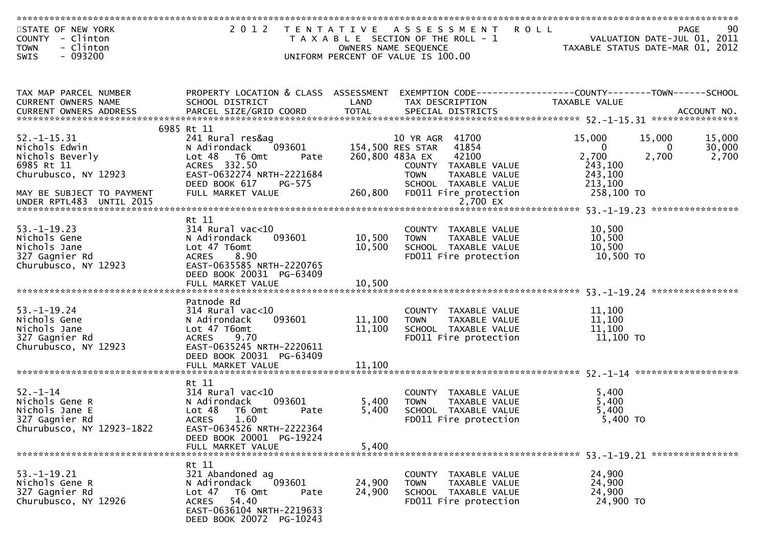STATE OF NEW YORK
COUNTY - Clinton
TOWN - Clinton
SWIS - 093200

2012 TENTATIVE ASSESSMENT ROLL
TAXABLE SECTION OF THE ROLL - 1
OWNERS NAME SEQUENCE
UNIFORM PERCENT OF VALUE IS 100.00

VALUATION DATE-JUL 01, 2011
TAXABLE STATUS DATE-MAR 01, 2012

| TAX MAP PARCEL NUMBER / CURRENT OWNERS NAME / CURRENT OWNERS ADDRESS | PROPERTY LOCATION & CLASS / SCHOOL DISTRICT / PARCEL SIZE/GRID COORD | ASSESSMENT LAND / TOTAL | EXEMPTION CODE / TAX DESCRIPTION / SPECIAL DISTRICTS | COUNTY TAXABLE VALUE | TOWN | SCHOOL |
|---|---|---|---|---|---|---|
| **52.-1-15.31** | 6985 Rt 11 | | | | | |
| 52.-1-15.31 | 241 Rural res&ag | | 10 YR AGR 41700 | 15,000 | 15,000 | 15,000 |
| Nichols Edwin | N Adirondack 093601 | 154,500 | RES STAR 41854 | 0 | 0 | 30,000 |
| Nichols Beverly | Lot 48 T6 Omt Pate | 260,800 | 483A EX 42100 | 2,700 | 2,700 | 2,700 |
| 6985 Rt 11 | ACRES 332.50 | | COUNTY TAXABLE VALUE | 243,100 | | |
| Churubusco, NY 12923 | EAST-0632274 NRTH-2221684 | | TOWN TAXABLE VALUE | 243,100 | | |
| | DEED BOOK 617 PG-575 | | SCHOOL TAXABLE VALUE | 213,100 | | |
| MAY BE SUBJECT TO PAYMENT | FULL MARKET VALUE | 260,800 | FD011 Fire protection | 258,100 TO | | |
| UNDER RPTL483 UNTIL 2015 | | | 2,700 EX | | | |
| **53.-1-19.23** | Rt 11 | | | | | |
| 53.-1-19.23 | 314 Rural vac<10 | | COUNTY TAXABLE VALUE | 10,500 | | |
| Nichols Gene | N Adirondack 093601 | 10,500 | TOWN TAXABLE VALUE | 10,500 | | |
| Nichols Jane | Lot 47 T6omt | 10,500 | SCHOOL TAXABLE VALUE | 10,500 | | |
| 327 Gagnier Rd | ACRES 8.90 | | FD011 Fire protection | 10,500 TO | | |
| Churubusco, NY 12923 | EAST-0635585 NRTH-2220765 | | | | | |
| | DEED BOOK 20031 PG-63409 | | | | | |
| | FULL MARKET VALUE | 10,500 | | | | |
| **53.-1-19.24** | Patnode Rd | | | | | |
| 53.-1-19.24 | 314 Rural vac<10 | | COUNTY TAXABLE VALUE | 11,100 | | |
| Nichols Gene | N Adirondack 093601 | 11,100 | TOWN TAXABLE VALUE | 11,100 | | |
| Nichols Jane | Lot 47 T6omt | 11,100 | SCHOOL TAXABLE VALUE | 11,100 | | |
| 327 Gagnier Rd | ACRES 9.70 | | FD011 Fire protection | 11,100 TO | | |
| Churubusco, NY 12923 | EAST-0635245 NRTH-2220611 | | | | | |
| | DEED BOOK 20031 PG-63409 | | | | | |
| | FULL MARKET VALUE | 11,100 | | | | |
| **52.-1-14** | Rt 11 | | | | | |
| 52.-1-14 | 314 Rural vac<10 | | COUNTY TAXABLE VALUE | 5,400 | | |
| Nichols Gene R | N Adirondack 093601 | 5,400 | TOWN TAXABLE VALUE | 5,400 | | |
| Nichols Jane E | Lot 48 T6 Omt Pate | 5,400 | SCHOOL TAXABLE VALUE | 5,400 | | |
| 327 Gagnier Rd | ACRES 1.60 | | FD011 Fire protection | 5,400 TO | | |
| Churubusco, NY 12923-1822 | EAST-0634526 NRTH-2222364 | | | | | |
| | DEED BOOK 20001 PG-19224 | | | | | |
| | FULL MARKET VALUE | 5,400 | | | | |
| **53.-1-19.21** | Rt 11 | | | | | |
| 53.-1-19.21 | 321 Abandoned ag | | COUNTY TAXABLE VALUE | 24,900 | | |
| Nichols Gene R | N Adirondack 093601 | 24,900 | TOWN TAXABLE VALUE | 24,900 | | |
| 327 Gagnier Rd | Lot 47 T6 Omt Pate | 24,900 | SCHOOL TAXABLE VALUE | 24,900 | | |
| Churubusco, NY 12926 | ACRES 54.40 | | FD011 Fire protection | 24,900 TO | | |
| | EAST-0636104 NRTH-2219633 | | | | | |
| | DEED BOOK 20072 PG-10243 | | | | | |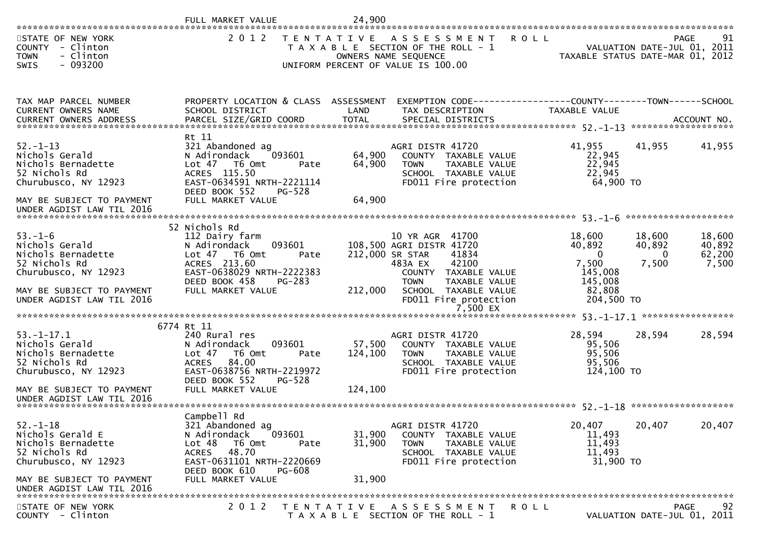FULL MARKET VALUE 24,900

STATE OF NEW YORK — 2012 TENTATIVE ASSESSMENT ROLL
COUNTY - Clinton — TAXABLE SECTION OF THE ROLL - 1 — VALUATION DATE-JUL 01, 2011
TOWN - Clinton — OWNERS NAME SEQUENCE — TAXABLE STATUS DATE-MAR 01, 2012
SWIS - 093200 — UNIFORM PERCENT OF VALUE IS 100.00

| TAX MAP PARCEL NUMBER / CURRENT OWNERS NAME / CURRENT OWNERS ADDRESS | PROPERTY LOCATION & CLASS / SCHOOL DISTRICT / PARCEL SIZE/GRID COORD | ASSESSMENT LAND | ASSESSMENT TOTAL | EXEMPTION CODE / TAX DESCRIPTION / SPECIAL DISTRICTS | COUNTY TAXABLE VALUE | TOWN | SCHOOL |
|---|---|---|---|---|---|---|---|
| **52.-1-13** | Rt 11 | | | | | | |
| 52.-1-13 | 321 Abandoned ag | | | AGRI DISTR 41720 | 41,955 | 41,955 | 41,955 |
| Nichols Gerald | N Adirondack 093601 | 64,900 | | COUNTY TAXABLE VALUE | 22,945 | | |
| Nichols Bernadette | Lot 47 T6 Omt Pate | | 64,900 | TOWN TAXABLE VALUE | 22,945 | | |
| 52 Nichols Rd | ACRES 115.50 | | | SCHOOL TAXABLE VALUE | 22,945 | | |
| Churubusco, NY 12923 | EAST-0634591 NRTH-2221114 | | | FD011 Fire protection | 64,900 TO | | |
| | DEED BOOK 552 PG-528 | | | | | | |
| MAY BE SUBJECT TO PAYMENT | FULL MARKET VALUE | | 64,900 | | | | |
| UNDER AGDIST LAW TIL 2016 | | | | | | | |
| **53.-1-6** | 52 Nichols Rd | | | | | | |
| 53.-1-6 | 112 Dairy farm | | | 10 YR AGR 41700 | 18,600 | 18,600 | 18,600 |
| Nichols Gerald | N Adirondack 093601 | 108,500 | | AGRI DISTR 41720 | 40,892 | 40,892 | 40,892 |
| Nichols Bernadette | Lot 47 T6 Omt Pate | | 212,000 | SR STAR 41834 | 0 | 0 | 62,200 |
| 52 Nichols Rd | ACRES 213.60 | | | 483A EX 42100 | 7,500 | 7,500 | 7,500 |
| Churubusco, NY 12923 | EAST-0638029 NRTH-2222383 | | | COUNTY TAXABLE VALUE | 145,008 | | |
| | DEED BOOK 458 PG-283 | | | TOWN TAXABLE VALUE | 145,008 | | |
| MAY BE SUBJECT TO PAYMENT | FULL MARKET VALUE | | 212,000 | SCHOOL TAXABLE VALUE | 82,808 | | |
| UNDER AGDIST LAW TIL 2016 | | | | FD011 Fire protection | 204,500 TO | | |
| | | | | 7,500 EX | | | |
| **53.-1-17.1** | 6774 Rt 11 | | | | | | |
| 53.-1-17.1 | 240 Rural res | | | AGRI DISTR 41720 | 28,594 | 28,594 | 28,594 |
| Nichols Gerald | N Adirondack 093601 | 57,500 | | COUNTY TAXABLE VALUE | 95,506 | | |
| Nichols Bernadette | Lot 47 T6 Omt Pate | | 124,100 | TOWN TAXABLE VALUE | 95,506 | | |
| 52 Nichols Rd | ACRES 84.00 | | | SCHOOL TAXABLE VALUE | 95,506 | | |
| Churubusco, NY 12923 | EAST-0638756 NRTH-2219972 | | | FD011 Fire protection | 124,100 TO | | |
| | DEED BOOK 552 PG-528 | | | | | | |
| MAY BE SUBJECT TO PAYMENT | FULL MARKET VALUE | | 124,100 | | | | |
| UNDER AGDIST LAW TIL 2016 | | | | | | | |
| **52.-1-18** | Campbell Rd | | | | | | |
| 52.-1-18 | 321 Abandoned ag | | | AGRI DISTR 41720 | 20,407 | 20,407 | 20,407 |
| Nichols Gerald E | N Adirondack 093601 | 31,900 | | COUNTY TAXABLE VALUE | 11,493 | | |
| Nichols Bernadette | Lot 48 T6 Omt Pate | | 31,900 | TOWN TAXABLE VALUE | 11,493 | | |
| 52 Nichols Rd | ACRES 48.70 | | | SCHOOL TAXABLE VALUE | 11,493 | | |
| Churubusco, NY 12923 | EAST-0631101 NRTH-2220669 | | | FD011 Fire protection | 31,900 TO | | |
| | DEED BOOK 610 PG-608 | | | | | | |
| MAY BE SUBJECT TO PAYMENT | FULL MARKET VALUE | | 31,900 | | | | |
| UNDER AGDIST LAW TIL 2016 | | | | | | | |

STATE OF NEW YORK — 2012 TENTATIVE ASSESSMENT ROLL
COUNTY - Clinton — TAXABLE SECTION OF THE ROLL - 1 — VALUATION DATE-JUL 01, 2011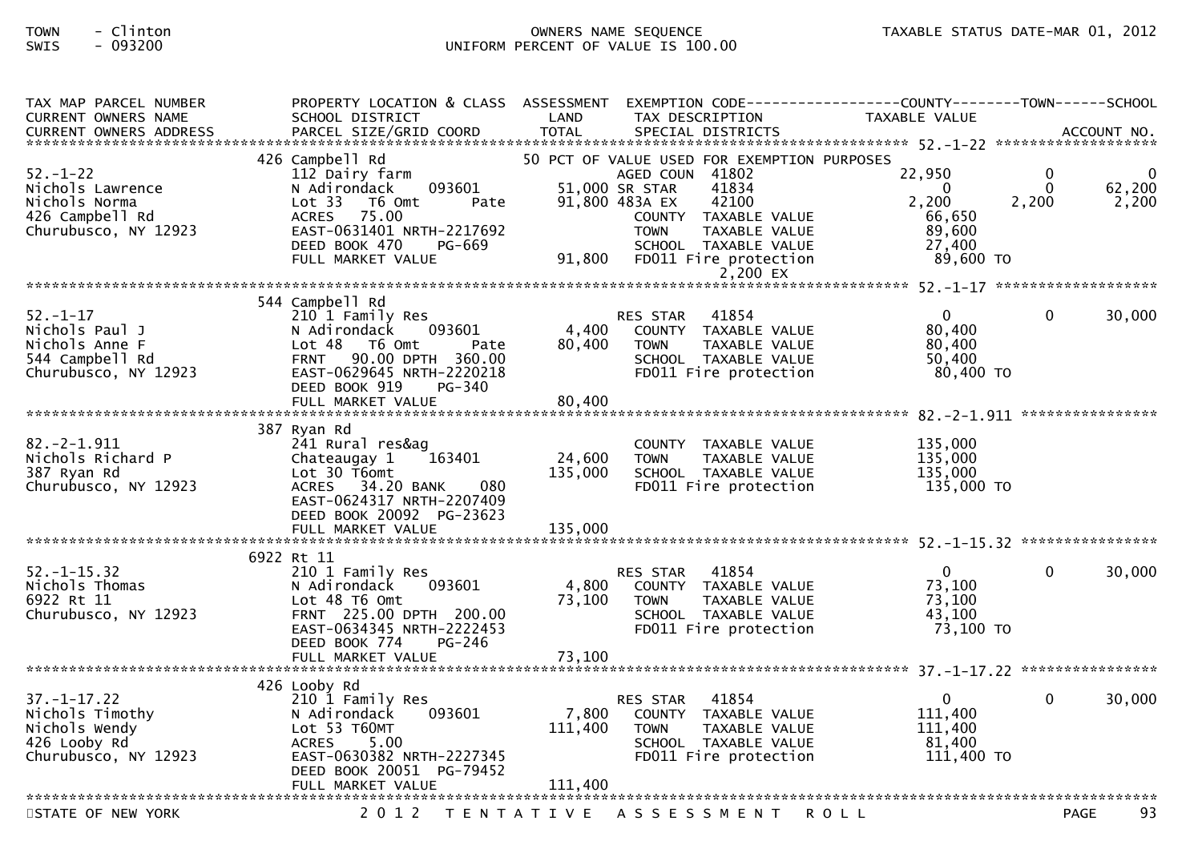TOWN - Clinton
SWIS - 093200

OWNERS NAME SEQUENCE
UNIFORM PERCENT OF VALUE IS 100.00

TAXABLE STATUS DATE-MAR 01, 2012

| TAX MAP PARCEL NUMBER / CURRENT OWNERS NAME / CURRENT OWNERS ADDRESS | PROPERTY LOCATION & CLASS / SCHOOL DISTRICT / PARCEL SIZE/GRID COORD | ASSESSMENT LAND | TOTAL | EXEMPTION CODE / TAX DESCRIPTION / SPECIAL DISTRICTS | COUNTY TAXABLE VALUE | TOWN | SCHOOL / ACCOUNT NO. |
|---|---|---|---|---|---|---|---|
| **52.-1-22** | 426 Campbell Rd | | | 50 PCT OF VALUE USED FOR EXEMPTION PURPOSES | | | |
| 52.-1-22 | 112 Dairy farm | | | AGED COUN 41802 | 22,950 | 0 | 0 |
| Nichols Lawrence | N Adirondack 093601 | 51,000 | | SR STAR 41834 | 0 | 0 | 62,200 |
| Nichols Norma | Lot 33 T6 Omt Pate | | 91,800 | 483A EX 42100 | 2,200 | 2,200 | 2,200 |
| 426 Campbell Rd | ACRES 75.00 | | | COUNTY TAXABLE VALUE | 66,650 | | |
| Churubusco, NY 12923 | EAST-0631401 NRTH-2217692 | | | TOWN TAXABLE VALUE | 89,600 | | |
| | DEED BOOK 470 PG-669 | | | SCHOOL TAXABLE VALUE | 27,400 | | |
| | FULL MARKET VALUE | | 91,800 | FD011 Fire protection | 89,600 TO | | |
| | | | | 2,200 EX | | | |
| **52.-1-17** | 544 Campbell Rd | | | | | | |
| 52.-1-17 | 210 1 Family Res | | | RES STAR 41854 | 0 | 0 | 30,000 |
| Nichols Paul J | N Adirondack 093601 | 4,400 | | COUNTY TAXABLE VALUE | 80,400 | | |
| Nichols Anne F | Lot 48 T6 Omt Pate | | 80,400 | TOWN TAXABLE VALUE | 80,400 | | |
| 544 Campbell Rd | FRNT 90.00 DPTH 360.00 | | | SCHOOL TAXABLE VALUE | 50,400 | | |
| Churubusco, NY 12923 | EAST-0629645 NRTH-2220218 | | | FD011 Fire protection | 80,400 TO | | |
| | DEED BOOK 919 PG-340 | | | | | | |
| | FULL MARKET VALUE | | 80,400 | | | | |
| **82.-2-1.911** | 387 Ryan Rd | | | | | | |
| 82.-2-1.911 | 241 Rural res&ag | | | COUNTY TAXABLE VALUE | 135,000 | | |
| Nichols Richard P | Chateaugay 1 163401 | 24,600 | | TOWN TAXABLE VALUE | 135,000 | | |
| 387 Ryan Rd | Lot 30 T6omt | | 135,000 | SCHOOL TAXABLE VALUE | 135,000 | | |
| Churubusco, NY 12923 | ACRES 34.20 BANK 080 | | | FD011 Fire protection | 135,000 TO | | |
| | EAST-0624317 NRTH-2207409 | | | | | | |
| | DEED BOOK 20092 PG-23623 | | | | | | |
| | FULL MARKET VALUE | | 135,000 | | | | |
| **52.-1-15.32** | 6922 Rt 11 | | | | | | |
| 52.-1-15.32 | 210 1 Family Res | | | RES STAR 41854 | 0 | 0 | 30,000 |
| Nichols Thomas | N Adirondack 093601 | 4,800 | | COUNTY TAXABLE VALUE | 73,100 | | |
| 6922 Rt 11 | Lot 48 T6 Omt | | 73,100 | TOWN TAXABLE VALUE | 73,100 | | |
| Churubusco, NY 12923 | FRNT 225.00 DPTH 200.00 | | | SCHOOL TAXABLE VALUE | 43,100 | | |
| | EAST-0634345 NRTH-2222453 | | | FD011 Fire protection | 73,100 TO | | |
| | DEED BOOK 774 PG-246 | | | | | | |
| | FULL MARKET VALUE | | 73,100 | | | | |
| **37.-1-17.22** | 426 Looby Rd | | | | | | |
| 37.-1-17.22 | 210 1 Family Res | | | RES STAR 41854 | 0 | 0 | 30,000 |
| Nichols Timothy | N Adirondack 093601 | 7,800 | | COUNTY TAXABLE VALUE | 111,400 | | |
| Nichols Wendy | Lot 53 T6OMT | | 111,400 | TOWN TAXABLE VALUE | 111,400 | | |
| 426 Looby Rd | ACRES 5.00 | | | SCHOOL TAXABLE VALUE | 81,400 | | |
| Churubusco, NY 12923 | EAST-0630382 NRTH-2227345 | | | FD011 Fire protection | 111,400 TO | | |
| | DEED BOOK 20051 PG-79452 | | | | | | |
| | FULL MARKET VALUE | | 111,400 | | | | |

STATE OF NEW YORK — 2012 TENTATIVE ASSESSMENT ROLL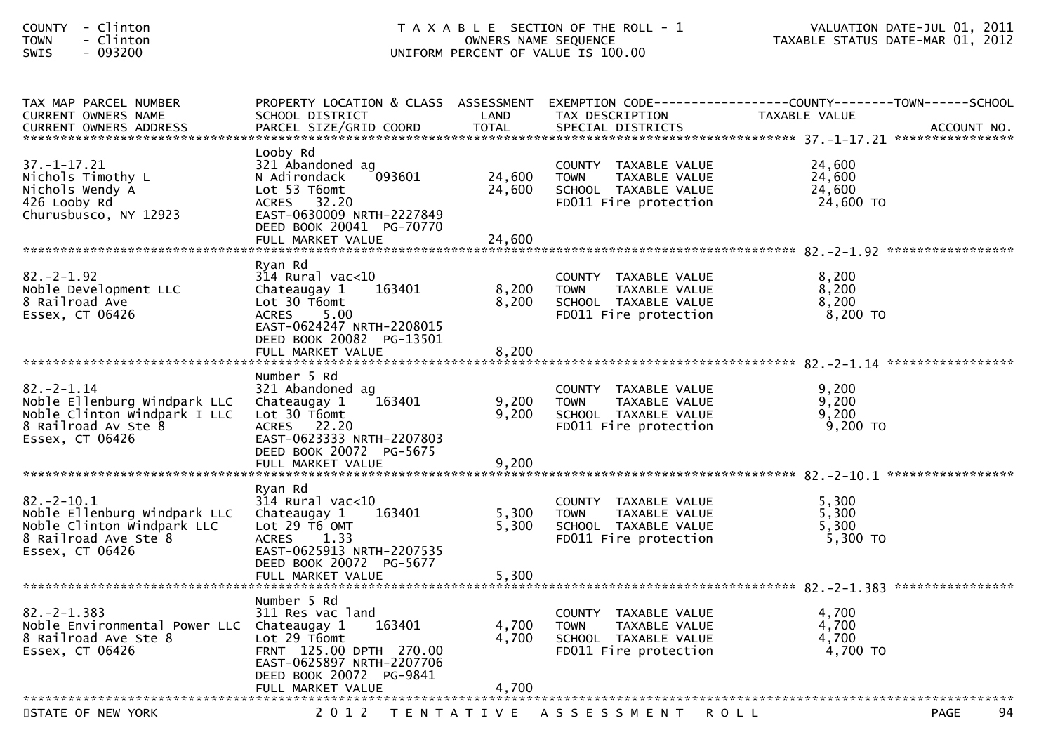COUNTY - Clinton
TOWN - Clinton
SWIS - 093200

T A X A B L E SECTION OF THE ROLL - 1
OWNERS NAME SEQUENCE
UNIFORM PERCENT OF VALUE IS 100.00

VALUATION DATE-JUL 01, 2011
TAXABLE STATUS DATE-MAR 01, 2012

| TAX MAP PARCEL NUMBER / CURRENT OWNERS NAME / CURRENT OWNERS ADDRESS | PROPERTY LOCATION & CLASS / SCHOOL DISTRICT / PARCEL SIZE/GRID COORD | ASSESSMENT LAND / TOTAL | EXEMPTION CODE / TAX DESCRIPTION / SPECIAL DISTRICTS | TAXABLE VALUE (COUNTY / TOWN / SCHOOL) | ACCOUNT NO. |
|---|---|---|---|---|---|
| 37.-1-17.21 | Looby Rd | | | | |
| Nichols Timothy L | 321 Abandoned ag | | COUNTY TAXABLE VALUE | 24,600 | |
| Nichols Wendy A | N Adirondack 093601 | 24,600 | TOWN TAXABLE VALUE | 24,600 | |
| 426 Looby Rd | Lot 53 T6omt | 24,600 | SCHOOL TAXABLE VALUE | 24,600 | |
| Churusbusco, NY 12923 | ACRES 32.20 | | FD011 Fire protection | 24,600 TO | |
| | EAST-0630009 NRTH-2227849 | | | | |
| | DEED BOOK 20041 PG-70770 | | | | |
| | FULL MARKET VALUE | 24,600 | | | |
| 82.-2-1.92 | Ryan Rd | | | | |
| Noble Development LLC | 314 Rural vac<10 | | COUNTY TAXABLE VALUE | 8,200 | |
| 8 Railroad Ave | Chateaugay 1 163401 | 8,200 | TOWN TAXABLE VALUE | 8,200 | |
| Essex, CT 06426 | Lot 30 T6omt | 8,200 | SCHOOL TAXABLE VALUE | 8,200 | |
| | ACRES 5.00 | | FD011 Fire protection | 8,200 TO | |
| | EAST-0624247 NRTH-2208015 | | | | |
| | DEED BOOK 20082 PG-13501 | | | | |
| | FULL MARKET VALUE | 8,200 | | | |
| 82.-2-1.14 | Number 5 Rd | | | | |
| Noble Ellenburg Windpark LLC | 321 Abandoned ag | | COUNTY TAXABLE VALUE | 9,200 | |
| Noble Clinton Windpark I LLC | Chateaugay 1 163401 | 9,200 | TOWN TAXABLE VALUE | 9,200 | |
| 8 Railroad Av Ste 8 | Lot 30 T6omt | 9,200 | SCHOOL TAXABLE VALUE | 9,200 | |
| Essex, CT 06426 | ACRES 22.20 | | FD011 Fire protection | 9,200 TO | |
| | EAST-0623333 NRTH-2207803 | | | | |
| | DEED BOOK 20072 PG-5675 | | | | |
| | FULL MARKET VALUE | 9,200 | | | |
| 82.-2-10.1 | Ryan Rd | | | | |
| Noble Ellenburg Windpark LLC | 314 Rural vac<10 | | COUNTY TAXABLE VALUE | 5,300 | |
| Noble Clinton Windpark LLC | Chateaugay 1 163401 | 5,300 | TOWN TAXABLE VALUE | 5,300 | |
| 8 Railroad Ave Ste 8 | Lot 29 T6 OMT | 5,300 | SCHOOL TAXABLE VALUE | 5,300 | |
| Essex, CT 06426 | ACRES 1.33 | | FD011 Fire protection | 5,300 TO | |
| | EAST-0625913 NRTH-2207535 | | | | |
| | DEED BOOK 20072 PG-5677 | | | | |
| | FULL MARKET VALUE | 5,300 | | | |
| 82.-2-1.383 | Number 5 Rd | | | | |
| Noble Environmental Power LLC | 311 Res vac land | | COUNTY TAXABLE VALUE | 4,700 | |
| 8 Railroad Ave Ste 8 | Chateaugay 1 163401 | 4,700 | TOWN TAXABLE VALUE | 4,700 | |
| Essex, CT 06426 | Lot 29 T6omt | 4,700 | SCHOOL TAXABLE VALUE | 4,700 | |
| | FRNT 125.00 DPTH 270.00 | | FD011 Fire protection | 4,700 TO | |
| | EAST-0625897 NRTH-2207706 | | | | |
| | DEED BOOK 20072 PG-9841 | | | | |
| | FULL MARKET VALUE | 4,700 | | | |

STATE OF NEW YORK — 2 0 1 2 T E N T A T I V E A S S E S S M E N T R O L L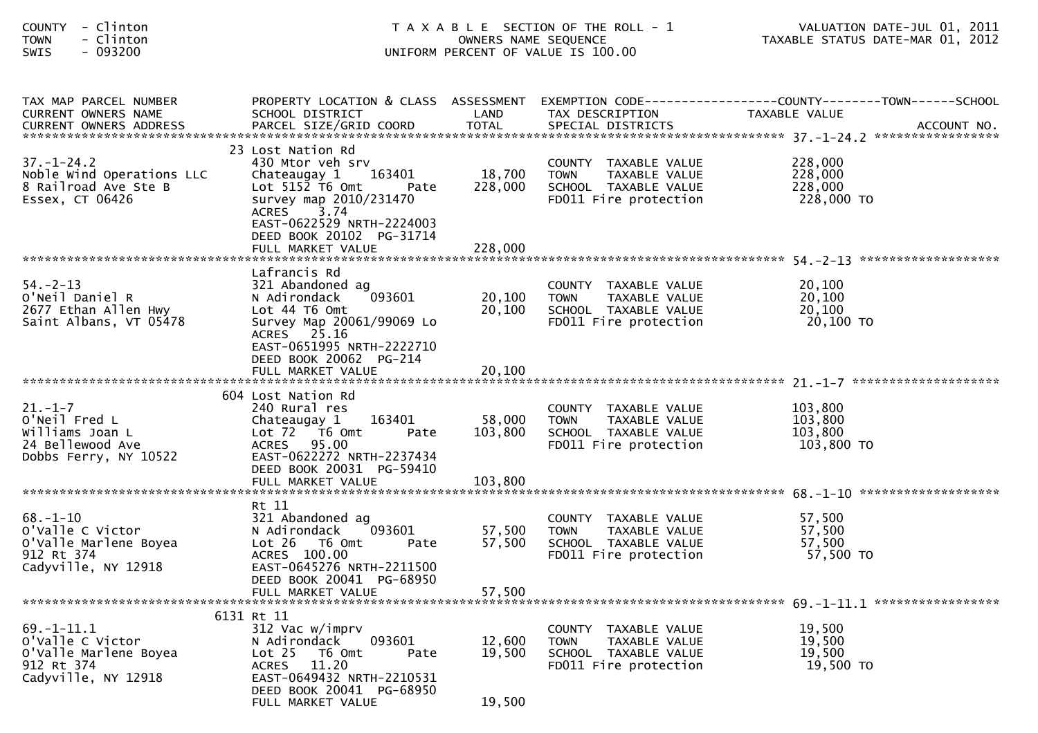COUNTY - Clinton
TOWN - Clinton
SWIS - 093200

T A X A B L E SECTION OF THE ROLL - 1
OWNERS NAME SEQUENCE
UNIFORM PERCENT OF VALUE IS 100.00

VALUATION DATE-JUL 01, 2011
TAXABLE STATUS DATE-MAR 01, 2012

| TAX MAP PARCEL NUMBER / CURRENT OWNERS NAME / CURRENT OWNERS ADDRESS | PROPERTY LOCATION & CLASS / SCHOOL DISTRICT / PARCEL SIZE/GRID COORD | ASSESSMENT LAND / TOTAL | EXEMPTION CODE / TAX DESCRIPTION / SPECIAL DISTRICTS | COUNTY / TOWN / SCHOOL TAXABLE VALUE | ACCOUNT NO. |
|---|---|---|---|---|---|
| **37.-1-24.2** | 23 Lost Nation Rd | | | | |
| 37.-1-24.2 | 430 Mtor veh srv | | COUNTY TAXABLE VALUE | 228,000 | |
| Noble Wind Operations LLC | Chateaugay 1 163401 | 18,700 | TOWN TAXABLE VALUE | 228,000 | |
| 8 Railroad Ave Ste B | Lot 5152 T6 Omt Pate | 228,000 | SCHOOL TAXABLE VALUE | 228,000 | |
| Essex, CT 06426 | survey map 2010/231470 | | FD011 Fire protection | 228,000 TO | |
| | ACRES 3.74 | | | | |
| | EAST-0622529 NRTH-2224003 | | | | |
| | DEED BOOK 20102 PG-31714 | | | | |
| | FULL MARKET VALUE | 228,000 | | | |
| **54.-2-13** | Lafrancis Rd | | | | |
| 54.-2-13 | 321 Abandoned ag | | COUNTY TAXABLE VALUE | 20,100 | |
| O'Neil Daniel R | N Adirondack 093601 | 20,100 | TOWN TAXABLE VALUE | 20,100 | |
| 2677 Ethan Allen Hwy | Lot 44 T6 Omt | 20,100 | SCHOOL TAXABLE VALUE | 20,100 | |
| Saint Albans, VT 05478 | Survey Map 20061/99069 Lo | | FD011 Fire protection | 20,100 TO | |
| | ACRES 25.16 | | | | |
| | EAST-0651995 NRTH-2222710 | | | | |
| | DEED BOOK 20062 PG-214 | | | | |
| | FULL MARKET VALUE | 20,100 | | | |
| **21.-1-7** | 604 Lost Nation Rd | | | | |
| 21.-1-7 | 240 Rural res | | COUNTY TAXABLE VALUE | 103,800 | |
| O'Neil Fred L | Chateaugay 1 163401 | 58,000 | TOWN TAXABLE VALUE | 103,800 | |
| Williams Joan L | Lot 72 T6 Omt Pate | 103,800 | SCHOOL TAXABLE VALUE | 103,800 | |
| 24 Bellewood Ave | ACRES 95.00 | | FD011 Fire protection | 103,800 TO | |
| Dobbs Ferry, NY 10522 | EAST-0622272 NRTH-2237434 | | | | |
| | DEED BOOK 20031 PG-59410 | | | | |
| | FULL MARKET VALUE | 103,800 | | | |
| **68.-1-10** | Rt 11 | | | | |
| 68.-1-10 | 321 Abandoned ag | | COUNTY TAXABLE VALUE | 57,500 | |
| O'Valle C Victor | N Adirondack 093601 | 57,500 | TOWN TAXABLE VALUE | 57,500 | |
| O'Valle Marlene Boyea | Lot 26 T6 Omt Pate | 57,500 | SCHOOL TAXABLE VALUE | 57,500 | |
| 912 Rt 374 | ACRES 100.00 | | FD011 Fire protection | 57,500 TO | |
| Cadyville, NY 12918 | EAST-0645276 NRTH-2211500 | | | | |
| | DEED BOOK 20041 PG-68950 | | | | |
| | FULL MARKET VALUE | 57,500 | | | |
| **69.-1-11.1** | 6131 Rt 11 | | | | |
| 69.-1-11.1 | 312 Vac w/imprv | | COUNTY TAXABLE VALUE | 19,500 | |
| O'Valle C Victor | N Adirondack 093601 | 12,600 | TOWN TAXABLE VALUE | 19,500 | |
| O'Valle Marlene Boyea | Lot 25 T6 Omt Pate | 19,500 | SCHOOL TAXABLE VALUE | 19,500 | |
| 912 Rt 374 | ACRES 11.20 | | FD011 Fire protection | 19,500 TO | |
| Cadyville, NY 12918 | EAST-0649432 NRTH-2210531 | | | | |
| | DEED BOOK 20041 PG-68950 | | | | |
| | FULL MARKET VALUE | 19,500 | | | |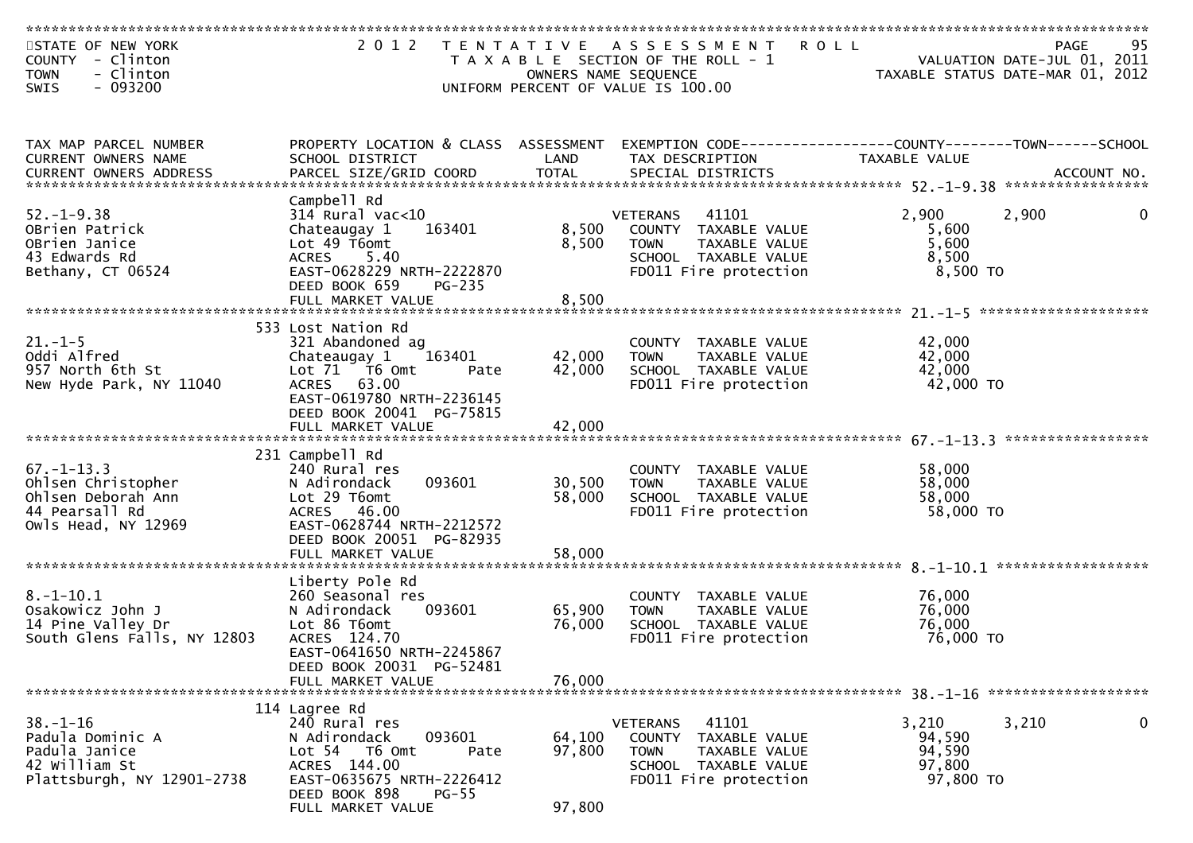STATE OF NEW YORK
COUNTY - Clinton
TOWN - Clinton
SWIS - 093200

2012 TENTATIVE ASSESSMENT ROLL
TAXABLE SECTION OF THE ROLL - 1
OWNERS NAME SEQUENCE
UNIFORM PERCENT OF VALUE IS 100.00

VALUATION DATE-JUL 01, 2011
TAXABLE STATUS DATE-MAR 01, 2012

| TAX MAP PARCEL NUMBER / CURRENT OWNERS NAME / CURRENT OWNERS ADDRESS | PROPERTY LOCATION & CLASS / SCHOOL DISTRICT / PARCEL SIZE/GRID COORD | ASSESSMENT LAND / TOTAL | EXEMPTION CODE / TAX DESCRIPTION / SPECIAL DISTRICTS | COUNTY TAXABLE VALUE | TOWN | SCHOOL |
|---|---|---|---|---|---|---|
| **52.-1-9.38** | Campbell Rd | | | | | |
| OBrien Patrick | 314 Rural vac<10 | | VETERANS 41101 | 2,900 | 2,900 | 0 |
| OBrien Janice | Chateaugay 1 163401 | 8,500 | COUNTY TAXABLE VALUE | 5,600 | | |
| 43 Edwards Rd | Lot 49 T6omt | 8,500 | TOWN TAXABLE VALUE | 5,600 | | |
| Bethany, CT 06524 | ACRES 5.40 | | SCHOOL TAXABLE VALUE | 8,500 | | |
| | EAST-0628229 NRTH-2222870 | | FD011 Fire protection | 8,500 TO | | |
| | DEED BOOK 659 PG-235 | | | | | |
| | FULL MARKET VALUE | 8,500 | | | | |
| **21.-1-5** | 533 Lost Nation Rd | | | | | |
| Oddi Alfred | 321 Abandoned ag | | COUNTY TAXABLE VALUE | 42,000 | | |
| 957 North 6th St | Chateaugay 1 163401 | 42,000 | TOWN TAXABLE VALUE | 42,000 | | |
| New Hyde Park, NY 11040 | Lot 71 T6 Omt Pate | 42,000 | SCHOOL TAXABLE VALUE | 42,000 | | |
| | ACRES 63.00 | | FD011 Fire protection | 42,000 TO | | |
| | EAST-0619780 NRTH-2236145 | | | | | |
| | DEED BOOK 20041 PG-75815 | | | | | |
| | FULL MARKET VALUE | 42,000 | | | | |
| **67.-1-13.3** | 231 Campbell Rd | | | | | |
| Ohlsen Christopher | 240 Rural res | | COUNTY TAXABLE VALUE | 58,000 | | |
| Ohlsen Deborah Ann | N Adirondack 093601 | 30,500 | TOWN TAXABLE VALUE | 58,000 | | |
| 44 Pearsall Rd | Lot 29 T6omt | 58,000 | SCHOOL TAXABLE VALUE | 58,000 | | |
| Owls Head, NY 12969 | ACRES 46.00 | | FD011 Fire protection | 58,000 TO | | |
| | EAST-0628744 NRTH-2212572 | | | | | |
| | DEED BOOK 20051 PG-82935 | | | | | |
| | FULL MARKET VALUE | 58,000 | | | | |
| **8.-1-10.1** | Liberty Pole Rd | | | | | |
| Osakowicz John J | 260 Seasonal res | | COUNTY TAXABLE VALUE | 76,000 | | |
| 14 Pine Valley Dr | N Adirondack 093601 | 65,900 | TOWN TAXABLE VALUE | 76,000 | | |
| South Glens Falls, NY 12803 | Lot 86 T6omt | 76,000 | SCHOOL TAXABLE VALUE | 76,000 | | |
| | ACRES 124.70 | | FD011 Fire protection | 76,000 TO | | |
| | EAST-0641650 NRTH-2245867 | | | | | |
| | DEED BOOK 20031 PG-52481 | | | | | |
| | FULL MARKET VALUE | 76,000 | | | | |
| **38.-1-16** | 114 Lagree Rd | | | | | |
| Padula Dominic A | 240 Rural res | | VETERANS 41101 | 3,210 | 3,210 | 0 |
| Padula Janice | N Adirondack 093601 | 64,100 | COUNTY TAXABLE VALUE | 94,590 | | |
| 42 William St | Lot 54 T6 Omt Pate | 97,800 | TOWN TAXABLE VALUE | 94,590 | | |
| Plattsburgh, NY 12901-2738 | ACRES 144.00 | | SCHOOL TAXABLE VALUE | 97,800 | | |
| | EAST-0635675 NRTH-2226412 | | FD011 Fire protection | 97,800 TO | | |
| | DEED BOOK 898 PG-55 | | | | | |
| | FULL MARKET VALUE | 97,800 | | | | |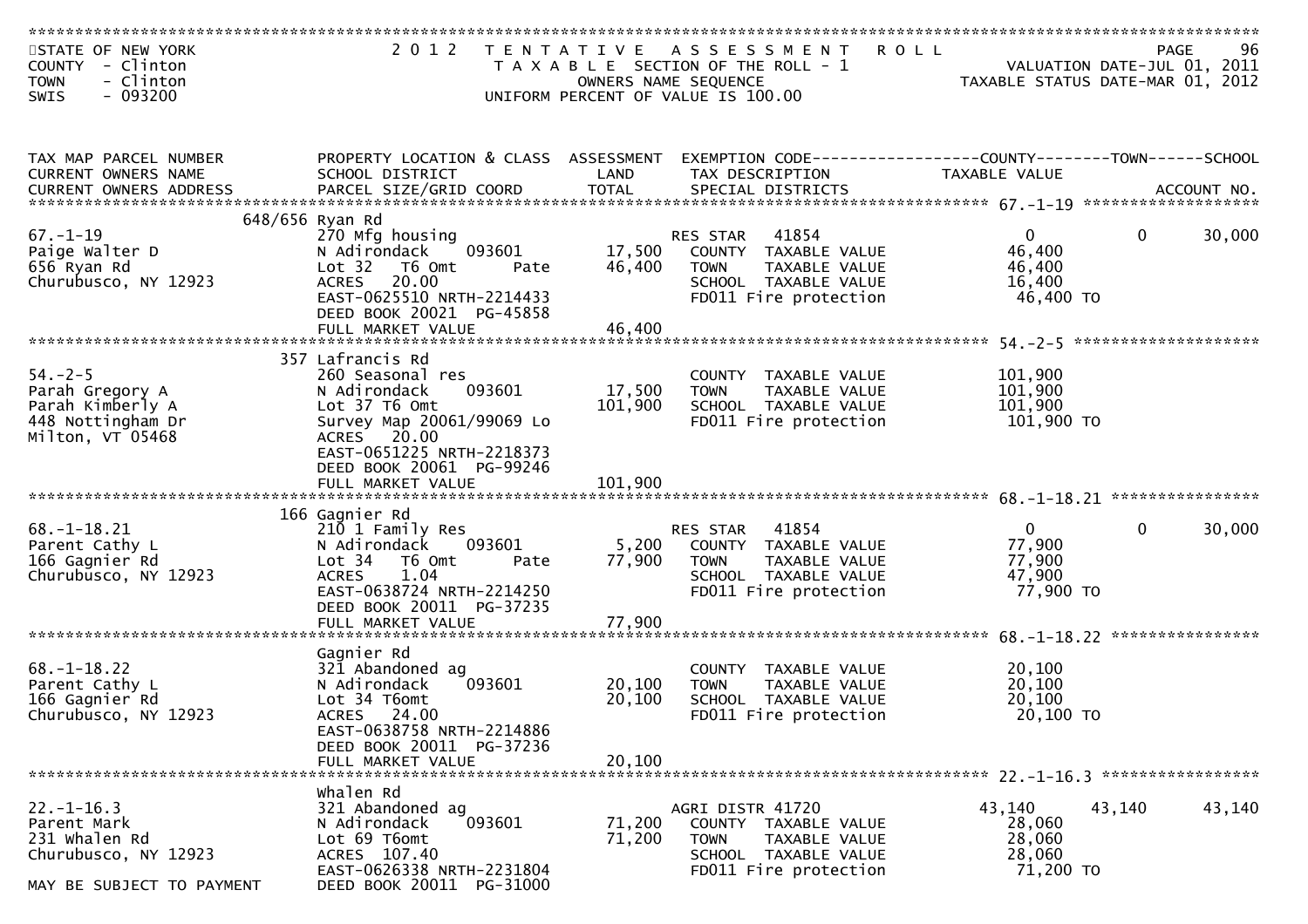STATE OF NEW YORK
COUNTY - Clinton
TOWN - Clinton
SWIS - 093200

2012 TENTATIVE ASSESSMENT ROLL
TAXABLE SECTION OF THE ROLL - 1
OWNERS NAME SEQUENCE
UNIFORM PERCENT OF VALUE IS 100.00

VALUATION DATE-JUL 01, 2011
TAXABLE STATUS DATE-MAR 01, 2012

| TAX MAP PARCEL NUMBER / CURRENT OWNERS NAME / CURRENT OWNERS ADDRESS | PROPERTY LOCATION & CLASS / SCHOOL DISTRICT / PARCEL SIZE/GRID COORD | ASSESSMENT LAND | TOTAL | EXEMPTION CODE / TAX DESCRIPTION / SPECIAL DISTRICTS | COUNTY TAXABLE VALUE | TOWN | SCHOOL / ACCOUNT NO. |
|---|---|---|---|---|---|---|---|
| **67.-1-19** | 648/656 Ryan Rd | | | | | | |
| 67.-1-19 | 270 Mfg housing | | | RES STAR 41854 | 0 | 0 | 30,000 |
| Paige Walter D | N Adirondack 093601 | 17,500 | | COUNTY TAXABLE VALUE | 46,400 | | |
| 656 Ryan Rd | Lot 32 T6 Omt Pate | | 46,400 | TOWN TAXABLE VALUE | 46,400 | | |
| Churubusco, NY 12923 | ACRES 20.00 | | | SCHOOL TAXABLE VALUE | 16,400 | | |
| | EAST-0625510 NRTH-2214433 | | | FD011 Fire protection | 46,400 TO | | |
| | DEED BOOK 20021 PG-45858 | | | | | | |
| | FULL MARKET VALUE | | 46,400 | | | | |
| **54.-2-5** | 357 Lafrancis Rd | | | | | | |
| 54.-2-5 | 260 Seasonal res | | | COUNTY TAXABLE VALUE | 101,900 | | |
| Parah Gregory A | N Adirondack 093601 | 17,500 | | TOWN TAXABLE VALUE | 101,900 | | |
| Parah Kimberly A | Lot 37 T6 Omt | | 101,900 | SCHOOL TAXABLE VALUE | 101,900 | | |
| 448 Nottingham Dr | Survey Map 20061/99069 Lo | | | FD011 Fire protection | 101,900 TO | | |
| Milton, VT 05468 | ACRES 20.00 | | | | | | |
| | EAST-0651225 NRTH-2218373 | | | | | | |
| | DEED BOOK 20061 PG-99246 | | | | | | |
| | FULL MARKET VALUE | | 101,900 | | | | |
| **68.-1-18.21** | 166 Gagnier Rd | | | | | | |
| 68.-1-18.21 | 210 1 Family Res | | | RES STAR 41854 | 0 | 0 | 30,000 |
| Parent Cathy L | N Adirondack 093601 | 5,200 | | COUNTY TAXABLE VALUE | 77,900 | | |
| 166 Gagnier Rd | Lot 34 T6 Omt Pate | | 77,900 | TOWN TAXABLE VALUE | 77,900 | | |
| Churubusco, NY 12923 | ACRES 1.04 | | | SCHOOL TAXABLE VALUE | 47,900 | | |
| | EAST-0638724 NRTH-2214250 | | | FD011 Fire protection | 77,900 TO | | |
| | DEED BOOK 20011 PG-37235 | | | | | | |
| | FULL MARKET VALUE | | 77,900 | | | | |
| **68.-1-18.22** | Gagnier Rd | | | | | | |
| 68.-1-18.22 | 321 Abandoned ag | | | COUNTY TAXABLE VALUE | 20,100 | | |
| Parent Cathy L | N Adirondack 093601 | 20,100 | | TOWN TAXABLE VALUE | 20,100 | | |
| 166 Gagnier Rd | Lot 34 T6omt | | 20,100 | SCHOOL TAXABLE VALUE | 20,100 | | |
| Churubusco, NY 12923 | ACRES 24.00 | | | FD011 Fire protection | 20,100 TO | | |
| | EAST-0638758 NRTH-2214886 | | | | | | |
| | DEED BOOK 20011 PG-37236 | | | | | | |
| | FULL MARKET VALUE | | 20,100 | | | | |
| **22.-1-16.3** | Whalen Rd | | | | | | |
| 22.-1-16.3 | 321 Abandoned ag | | | AGRI DISTR 41720 | 43,140 | 43,140 | 43,140 |
| Parent Mark | N Adirondack 093601 | 71,200 | | COUNTY TAXABLE VALUE | 28,060 | | |
| 231 Whalen Rd | Lot 69 T6omt | | 71,200 | TOWN TAXABLE VALUE | 28,060 | | |
| Churubusco, NY 12923 | ACRES 107.40 | | | SCHOOL TAXABLE VALUE | 28,060 | | |
| | EAST-0626338 NRTH-2231804 | | | FD011 Fire protection | 71,200 TO | | |
| MAY BE SUBJECT TO PAYMENT | DEED BOOK 20011 PG-31000 | | | | | | |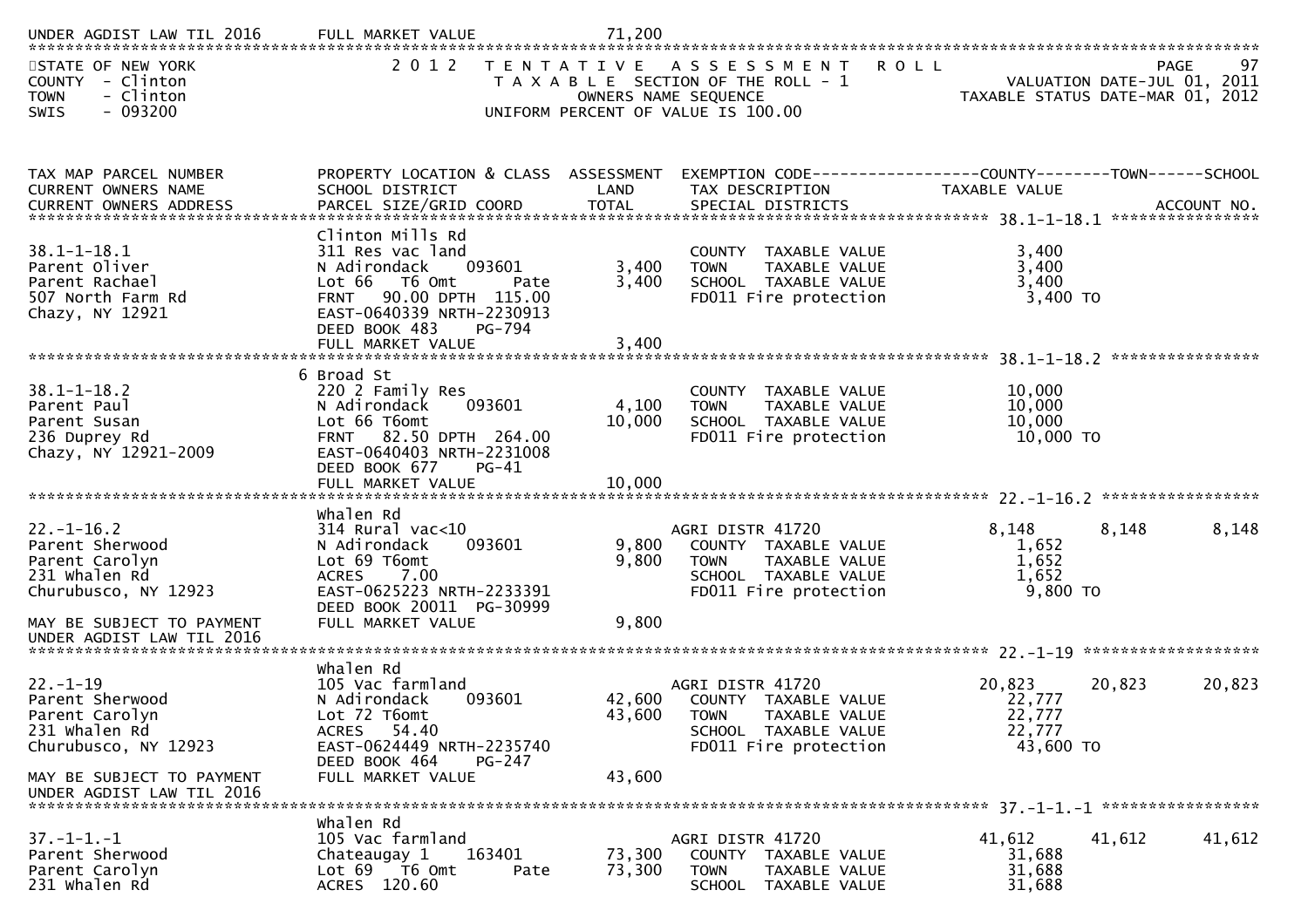UNDER AGDIST LAW TIL 2016 FULL MARKET VALUE 71,200

STATE OF NEW YORK
COUNTY - Clinton
TOWN - Clinton
SWIS - 093200

2 0 1 2 TENTATIVE ASSESSMENT ROLL
TAXABLE SECTION OF THE ROLL - 1
OWNERS NAME SEQUENCE
UNIFORM PERCENT OF VALUE IS 100.00

PAGE 97
VALUATION DATE-JUL 01, 2011
TAXABLE STATUS DATE-MAR 01, 2012

| TAX MAP PARCEL NUMBER / CURRENT OWNERS NAME / CURRENT OWNERS ADDRESS | PROPERTY LOCATION & CLASS / SCHOOL DISTRICT / PARCEL SIZE/GRID COORD | ASSESSMENT LAND / TOTAL | EXEMPTION CODE / TAX DESCRIPTION / SPECIAL DISTRICTS | COUNTY TAXABLE VALUE | TOWN | SCHOOL |
|---|---|---|---|---|---|---|
| **38.1-1-18.1** | Clinton Mills Rd | | | | | |
| 38.1-1-18.1 | 311 Res vac land | | COUNTY TAXABLE VALUE | 3,400 | | |
| Parent Oliver | N Adirondack 093601 | 3,400 | TOWN TAXABLE VALUE | 3,400 | | |
| Parent Rachael | Lot 66 T6 Omt Pate | 3,400 | SCHOOL TAXABLE VALUE | 3,400 | | |
| 507 North Farm Rd | FRNT 90.00 DPTH 115.00 | | FD011 Fire protection | 3,400 TO | | |
| Chazy, NY 12921 | EAST-0640339 NRTH-2230913 | | | | | |
| | DEED BOOK 483 PG-794 | | | | | |
| | FULL MARKET VALUE | 3,400 | | | | |
| **38.1-1-18.2** | 6 Broad St | | | | | |
| 38.1-1-18.2 | 220 2 Family Res | | COUNTY TAXABLE VALUE | 10,000 | | |
| Parent Paul | N Adirondack 093601 | 4,100 | TOWN TAXABLE VALUE | 10,000 | | |
| Parent Susan | Lot 66 T6omt | 10,000 | SCHOOL TAXABLE VALUE | 10,000 | | |
| 236 Duprey Rd | FRNT 82.50 DPTH 264.00 | | FD011 Fire protection | 10,000 TO | | |
| Chazy, NY 12921-2009 | EAST-0640403 NRTH-2231008 | | | | | |
| | DEED BOOK 677 PG-41 | | | | | |
| | FULL MARKET VALUE | 10,000 | | | | |
| **22.-1-16.2** | Whalen Rd | | | | | |
| 22.-1-16.2 | 314 Rural vac<10 | | AGRI DISTR 41720 | 8,148 | 8,148 | 8,148 |
| Parent Sherwood | N Adirondack 093601 | 9,800 | COUNTY TAXABLE VALUE | 1,652 | | |
| Parent Carolyn | Lot 69 T6omt | 9,800 | TOWN TAXABLE VALUE | 1,652 | | |
| 231 Whalen Rd | ACRES 7.00 | | SCHOOL TAXABLE VALUE | 1,652 | | |
| Churubusco, NY 12923 | EAST-0625223 NRTH-2233391 | | FD011 Fire protection | 9,800 TO | | |
| | DEED BOOK 20011 PG-30999 | | | | | |
| MAY BE SUBJECT TO PAYMENT UNDER AGDIST LAW TIL 2016 | FULL MARKET VALUE | 9,800 | | | | |
| **22.-1-19** | Whalen Rd | | | | | |
| 22.-1-19 | 105 Vac farmland | | AGRI DISTR 41720 | 20,823 | 20,823 | 20,823 |
| Parent Sherwood | N Adirondack 093601 | 42,600 | COUNTY TAXABLE VALUE | 22,777 | | |
| Parent Carolyn | Lot 72 T6omt | 43,600 | TOWN TAXABLE VALUE | 22,777 | | |
| 231 Whalen Rd | ACRES 54.40 | | SCHOOL TAXABLE VALUE | 22,777 | | |
| Churubusco, NY 12923 | EAST-0624449 NRTH-2235740 | | FD011 Fire protection | 43,600 TO | | |
| | DEED BOOK 464 PG-247 | | | | | |
| MAY BE SUBJECT TO PAYMENT UNDER AGDIST LAW TIL 2016 | FULL MARKET VALUE | 43,600 | | | | |
| **37.-1-1.-1** | Whalen Rd | | | | | |
| 37.-1-1.-1 | 105 Vac farmland | | AGRI DISTR 41720 | 41,612 | 41,612 | 41,612 |
| Parent Sherwood | Chateaugay 1 163401 | 73,300 | COUNTY TAXABLE VALUE | 31,688 | | |
| Parent Carolyn | Lot 69 T6 Omt Pate | 73,300 | TOWN TAXABLE VALUE | 31,688 | | |
| 231 Whalen Rd | ACRES 120.60 | | SCHOOL TAXABLE VALUE | 31,688 | | |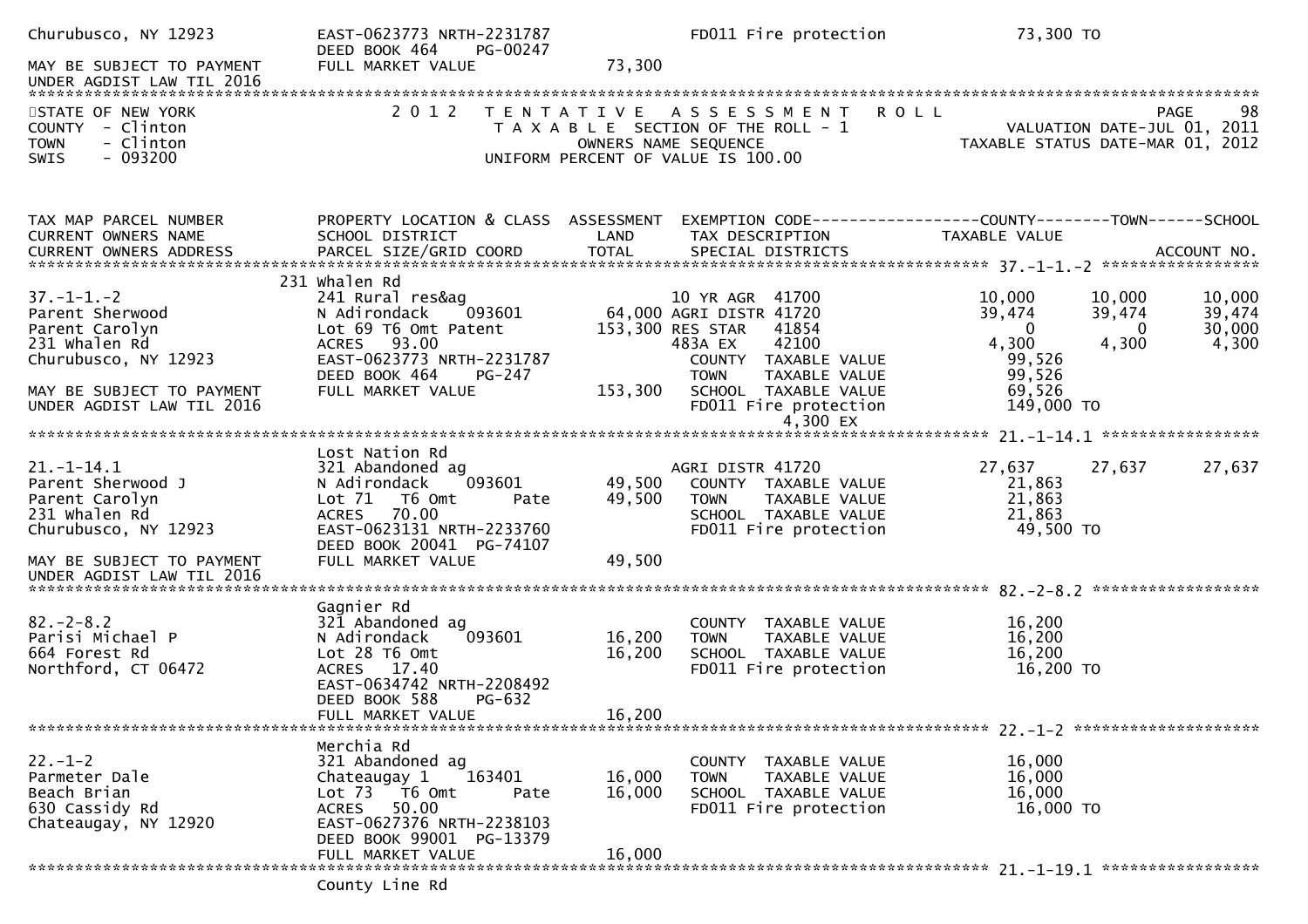```
Churubusco, NY 12923          EAST-0623773 NRTH-2231787             FD011 Fire protection           73,300 TO
                              DEED BOOK 464    PG-00247
MAY BE SUBJECT TO PAYMENT     FULL MARKET VALUE             73,300
UNDER AGDIST LAW TIL 2016
******************************************************************************************************************************
STATE OF NEW YORK                    2 0 1 2   T E N T A T I V E   A S S E S S M E N T   R O L L                  PAGE    98
COUNTY  - Clinton                          T A X A B L E  SECTION OF THE ROLL - 1                VALUATION DATE-JUL 01, 2011
TOWN    - Clinton                                OWNERS NAME SEQUENCE                        TAXABLE STATUS DATE-MAR 01, 2012
SWIS    - 093200                          UNIFORM PERCENT OF VALUE IS 100.00


TAX MAP PARCEL NUMBER         PROPERTY LOCATION & CLASS  ASSESSMENT  EXEMPTION CODE------------------COUNTY--------TOWN------SCHOOL
CURRENT OWNERS NAME           SCHOOL DISTRICT               LAND      TAX DESCRIPTION            TAXABLE VALUE
CURRENT OWNERS ADDRESS        PARCEL SIZE/GRID COORD        TOTAL     SPECIAL DISTRICTS                                  ACCOUNT NO.
******************************************************************************************************* 37.-1-1.-2 *****************
                          231 Whalen Rd
37.-1-1.-2                    241 Rural res&ag                        10 YR AGR  41700             10,000      10,000      10,000
Parent Sherwood               N Adirondack    093601        64,000 AGRI DISTR 41720             39,474      39,474      39,474
Parent Carolyn                Lot 69 T6 Omt Patent         153,300 RES STAR   41854                  0           0      30,000
231 Whalen Rd                 ACRES   93.00                        483A EX    42100              4,300       4,300       4,300
Churubusco, NY 12923          EAST-0623773 NRTH-2231787             COUNTY  TAXABLE VALUE           99,526
                              DEED BOOK 464    PG-247               TOWN    TAXABLE VALUE           99,526
MAY BE SUBJECT TO PAYMENT     FULL MARKET VALUE            153,300   SCHOOL  TAXABLE VALUE           69,526
UNDER AGDIST LAW TIL 2016                                           FD011 Fire protection          149,000 TO
                                                                              4,300 EX
******************************************************************************************************* 21.-1-14.1 *****************
                              Lost Nation Rd
21.-1-14.1                    321 Abandoned ag                      AGRI DISTR 41720             27,637      27,637      27,637
Parent Sherwood J             N Adirondack    093601        49,500   COUNTY  TAXABLE VALUE           21,863
Parent Carolyn                Lot 71   T6 Omt       Pate    49,500   TOWN    TAXABLE VALUE           21,863
231 Whalen Rd                 ACRES   70.00                          SCHOOL  TAXABLE VALUE           21,863
Churubusco, NY 12923          EAST-0623131 NRTH-2233760             FD011 Fire protection           49,500 TO
                              DEED BOOK 20041  PG-74107
MAY BE SUBJECT TO PAYMENT     FULL MARKET VALUE             49,500
UNDER AGDIST LAW TIL 2016
******************************************************************************************************* 82.-2-8.2 ******************
                              Gagnier Rd
82.-2-8.2                     321 Abandoned ag                       COUNTY  TAXABLE VALUE           16,200
Parisi Michael P              N Adirondack    093601        16,200   TOWN    TAXABLE VALUE           16,200
664 Forest Rd                 Lot 28 T6 Omt                 16,200   SCHOOL  TAXABLE VALUE           16,200
Northford, CT 06472           ACRES   17.40                          FD011 Fire protection           16,200 TO
                              EAST-0634742 NRTH-2208492
                              DEED BOOK 588    PG-632
                              FULL MARKET VALUE             16,200
******************************************************************************************************* 22.-1-2 ********************
                              Merchia Rd
22.-1-2                       321 Abandoned ag                       COUNTY  TAXABLE VALUE           16,000
Parmeter Dale                 Chateaugay 1    163401        16,000   TOWN    TAXABLE VALUE           16,000
Beach Brian                   Lot 73   T6 Omt       Pate    16,000   SCHOOL  TAXABLE VALUE           16,000
630 Cassidy Rd                ACRES   50.00                          FD011 Fire protection           16,000 TO
Chateaugay, NY 12920          EAST-0627376 NRTH-2238103
                              DEED BOOK 99001  PG-13379
                              FULL MARKET VALUE             16,000
******************************************************************************************************* 21.-1-19.1 *****************
                              County Line Rd
```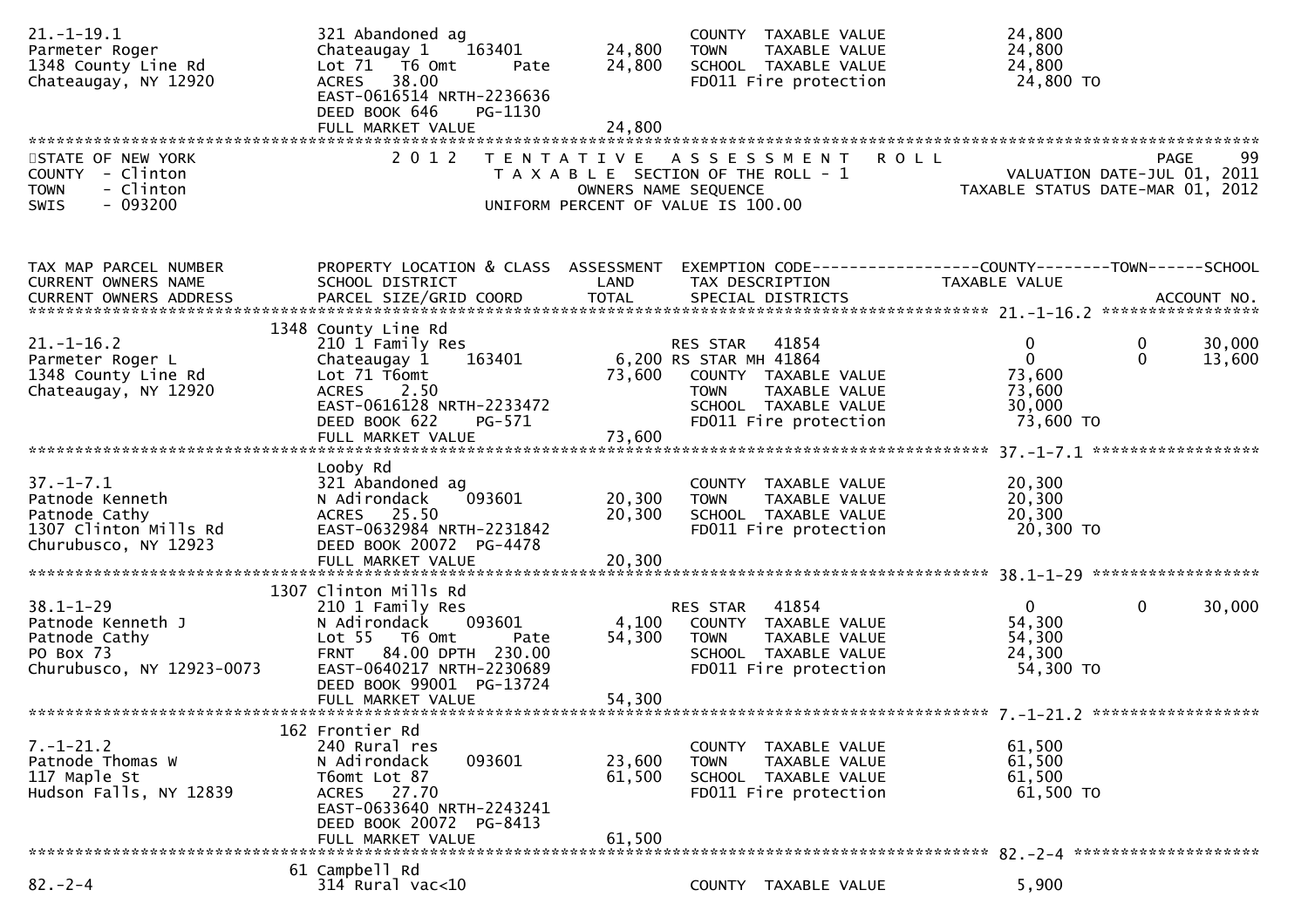```
21.-1-19.1                      321 Abandoned ag                          COUNTY  TAXABLE VALUE            24,800
Parmeter Roger                  Chateaugay 1    163401        24,800      TOWN    TAXABLE VALUE            24,800
1348 County Line Rd             Lot 71  T6 Omt        Pate    24,800      SCHOOL  TAXABLE VALUE            24,800
Chateaugay, NY 12920            ACRES   38.00                             FD011 Fire protection             24,800 TO
                                EAST-0616514 NRTH-2236636
                                DEED BOOK 646     PG-1130
                                FULL MARKET VALUE             24,800
```

STATE OF NEW YORK — 2012 TENTATIVE ASSESSMENT ROLL — PAGE 99
COUNTY - Clinton — TAXABLE SECTION OF THE ROLL - 1 — VALUATION DATE-JUL 01, 2011
TOWN - Clinton — OWNERS NAME SEQUENCE — TAXABLE STATUS DATE-MAR 01, 2012
SWIS - 093200 — UNIFORM PERCENT OF VALUE IS 100.00

```
TAX MAP PARCEL NUMBER           PROPERTY LOCATION & CLASS  ASSESSMENT  EXEMPTION CODE------------------COUNTY--------TOWN------SCHOOL
CURRENT OWNERS NAME             SCHOOL DISTRICT               LAND      TAX DESCRIPTION            TAXABLE VALUE
CURRENT OWNERS ADDRESS          PARCEL SIZE/GRID COORD        TOTAL     SPECIAL DISTRICTS                                    ACCOUNT NO.
******************************************************************************************************* 21.-1-16.2 *****************
                          1348 County Line Rd
21.-1-16.2                      210 1 Family Res                    RES STAR    41854                  0             0        30,000
Parmeter Roger L                Chateaugay 1    163401        6,200 RS STAR MH 41864                   0             0        13,600
1348 County Line Rd             Lot 71 T6omt                  73,600    COUNTY  TAXABLE VALUE            73,600
Chateaugay, NY 12920            ACRES    2.50                           TOWN    TAXABLE VALUE            73,600
                                EAST-0616128 NRTH-2233472               SCHOOL  TAXABLE VALUE            30,000
                                DEED BOOK 622     PG-571                FD011 Fire protection             73,600 TO
                                FULL MARKET VALUE             73,600
******************************************************************************************************* 37.-1-7.1 ******************
                                Looby Rd
37.-1-7.1                       321 Abandoned ag                        COUNTY  TAXABLE VALUE            20,300
Patnode Kenneth                 N Adirondack    093601       20,300     TOWN    TAXABLE VALUE            20,300
Patnode Cathy                   ACRES   25.50                20,300     SCHOOL  TAXABLE VALUE            20,300
1307 Clinton Mills Rd           EAST-0632984 NRTH-2231842               FD011 Fire protection             20,300 TO
Churubusco, NY 12923            DEED BOOK 20072  PG-4478
                                FULL MARKET VALUE             20,300
******************************************************************************************************* 38.1-1-29 ******************
                          1307 Clinton Mills Rd
38.1-1-29                       210 1 Family Res                    RES STAR    41854                  0             0        30,000
Patnode Kenneth J               N Adirondack    093601        4,100     COUNTY  TAXABLE VALUE            54,300
Patnode Cathy                   Lot 55  T6 Omt        Pate   54,300     TOWN    TAXABLE VALUE            54,300
PO Box 73                       FRNT   84.00 DPTH 230.00                SCHOOL  TAXABLE VALUE            24,300
Churubusco, NY 12923-0073       EAST-0640217 NRTH-2230689               FD011 Fire protection             54,300 TO
                                DEED BOOK 99001  PG-13724
                                FULL MARKET VALUE             54,300
******************************************************************************************************* 7.-1-21.2 ******************
                           162 Frontier Rd
7.-1-21.2                       240 Rural res                           COUNTY  TAXABLE VALUE            61,500
Patnode Thomas W                N Adirondack    093601       23,600     TOWN    TAXABLE VALUE            61,500
117 Maple St                    T6omt Lot 87                 61,500     SCHOOL  TAXABLE VALUE            61,500
Hudson Falls, NY 12839          ACRES   27.70                           FD011 Fire protection             61,500 TO
                                EAST-0633640 NRTH-2243241
                                DEED BOOK 20072  PG-8413
                                FULL MARKET VALUE             61,500
******************************************************************************************************* 82.-2-4 ********************
                            61 Campbell Rd
82.-2-4                         314 Rural vac<10                        COUNTY  TAXABLE VALUE             5,900
```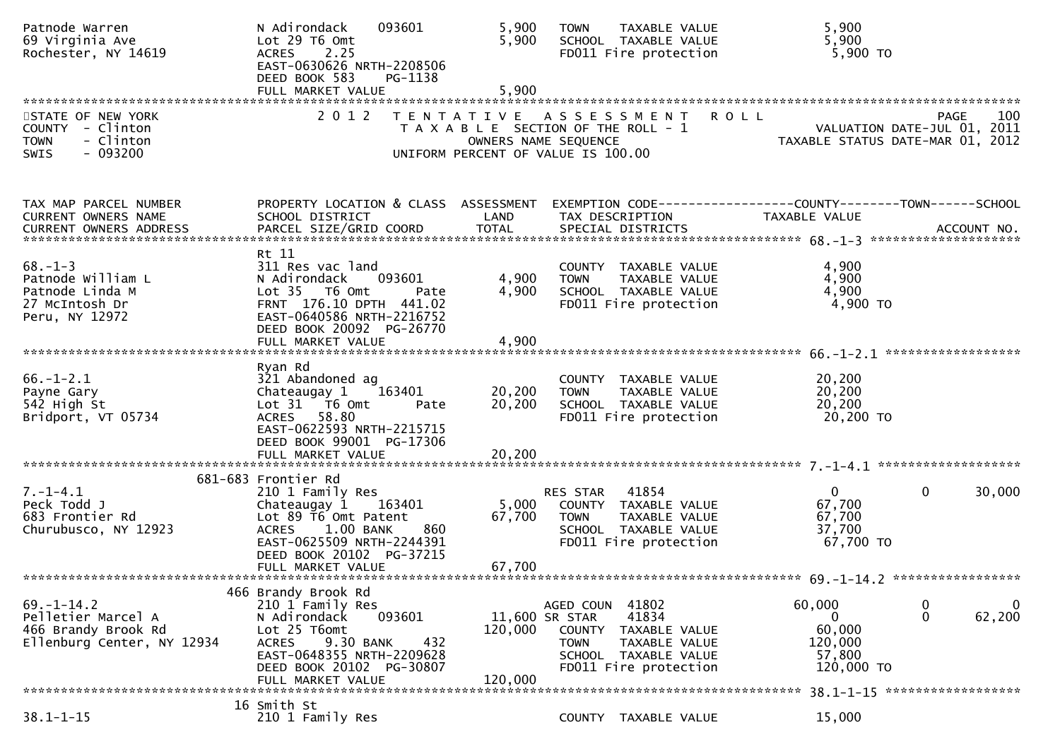```
Patnode Warren                    N Adirondack     093601          5,900    TOWN     TAXABLE VALUE               5,900
69 Virginia Ave                   Lot 29 T6 Omt                     5,900    SCHOOL  TAXABLE VALUE               5,900
Rochester, NY 14619               ACRES    2.25                              FD011 Fire protection                5,900 TO
                                  EAST-0630626 NRTH-2208506
                                  DEED BOOK 583     PG-1138
                                  FULL MARKET VALUE                 5,900
******************************************************************************************************************************************
```

STATE OF NEW YORK
COUNTY - Clinton
TOWN - Clinton
SWIS - 093200

2012 TENTATIVE ASSESSMENT ROLL
TAXABLE SECTION OF THE ROLL - 1
OWNERS NAME SEQUENCE
UNIFORM PERCENT OF VALUE IS 100.00

VALUATION DATE-JUL 01, 2011
TAXABLE STATUS DATE-MAR 01, 2012

```
TAX MAP PARCEL NUMBER          PROPERTY LOCATION & CLASS  ASSESSMENT  EXEMPTION CODE------------------COUNTY--------TOWN------SCHOOL
CURRENT OWNERS NAME            SCHOOL DISTRICT               LAND      TAX DESCRIPTION                TAXABLE VALUE
CURRENT OWNERS ADDRESS         PARCEL SIZE/GRID COORD        TOTAL     SPECIAL DISTRICTS                                    ACCOUNT NO.
******************************************************************************************************* 68.-1-3 ********************
                               Rt 11
68.-1-3                        311 Res vac land                        COUNTY  TAXABLE VALUE               4,900
Patnode William L              N Adirondack     093601        4,900    TOWN    TAXABLE VALUE               4,900
Patnode Linda M                Lot 35   T6 Omt       Pate     4,900    SCHOOL  TAXABLE VALUE               4,900
27 McIntosh Dr                 FRNT 176.10 DPTH  441.02                FD011 Fire protection               4,900 TO
Peru, NY 12972                 EAST-0640586 NRTH-2216752
                               DEED BOOK 20092  PG-26770
                               FULL MARKET VALUE              4,900
******************************************************************************************************* 66.-1-2.1 ******************
                               Ryan Rd
66.-1-2.1                      321 Abandoned ag                        COUNTY  TAXABLE VALUE              20,200
Payne Gary                     Chateaugay 1     163401       20,200    TOWN    TAXABLE VALUE              20,200
542 High St                    Lot 31   T6 Omt       Pate    20,200    SCHOOL  TAXABLE VALUE              20,200
Bridport, VT 05734             ACRES   58.80                           FD011 Fire protection              20,200 TO
                               EAST-0622593 NRTH-2215715
                               DEED BOOK 99001  PG-17306
                               FULL MARKET VALUE             20,200
******************************************************************************************************* 7.-1-4.1 *******************
                          681-683 Frontier Rd
7.-1-4.1                       210 1 Family Res                        RES STAR    41854                   0           0      30,000
Peck Todd J                    Chateaugay 1     163401        5,000    COUNTY  TAXABLE VALUE              67,700
683 Frontier Rd                Lot 89 T6 Omt Patent          67,700    TOWN    TAXABLE VALUE              67,700
Churubusco, NY 12923           ACRES    1.00 BANK     860              SCHOOL  TAXABLE VALUE              37,700
                               EAST-0625509 NRTH-2244391               FD011 Fire protection              67,700 TO
                               DEED BOOK 20102  PG-37215
                               FULL MARKET VALUE             67,700
******************************************************************************************************* 69.-1-14.2 *****************
                          466 Brandy Brook Rd
69.-1-14.2                     210 1 Family Res                        AGED COUN   41802              60,000           0           0
Pelletier Marcel A             N Adirondack     093601       11,600 SR STAR     41834                   0           0      62,200
466 Brandy Brook Rd            Lot 25 T6omt                 120,000    COUNTY  TAXABLE VALUE              60,000
Ellenburg Center, NY 12934     ACRES    9.30 BANK     432              TOWN    TAXABLE VALUE             120,000
                               EAST-0648355 NRTH-2209628               SCHOOL  TAXABLE VALUE              57,800
                               DEED BOOK 20102  PG-30807               FD011 Fire protection             120,000 TO
                               FULL MARKET VALUE            120,000
******************************************************************************************************* 38.1-1-15 ******************
                          16 Smith St
38.1-1-15                      210 1 Family Res                        COUNTY  TAXABLE VALUE              15,000
```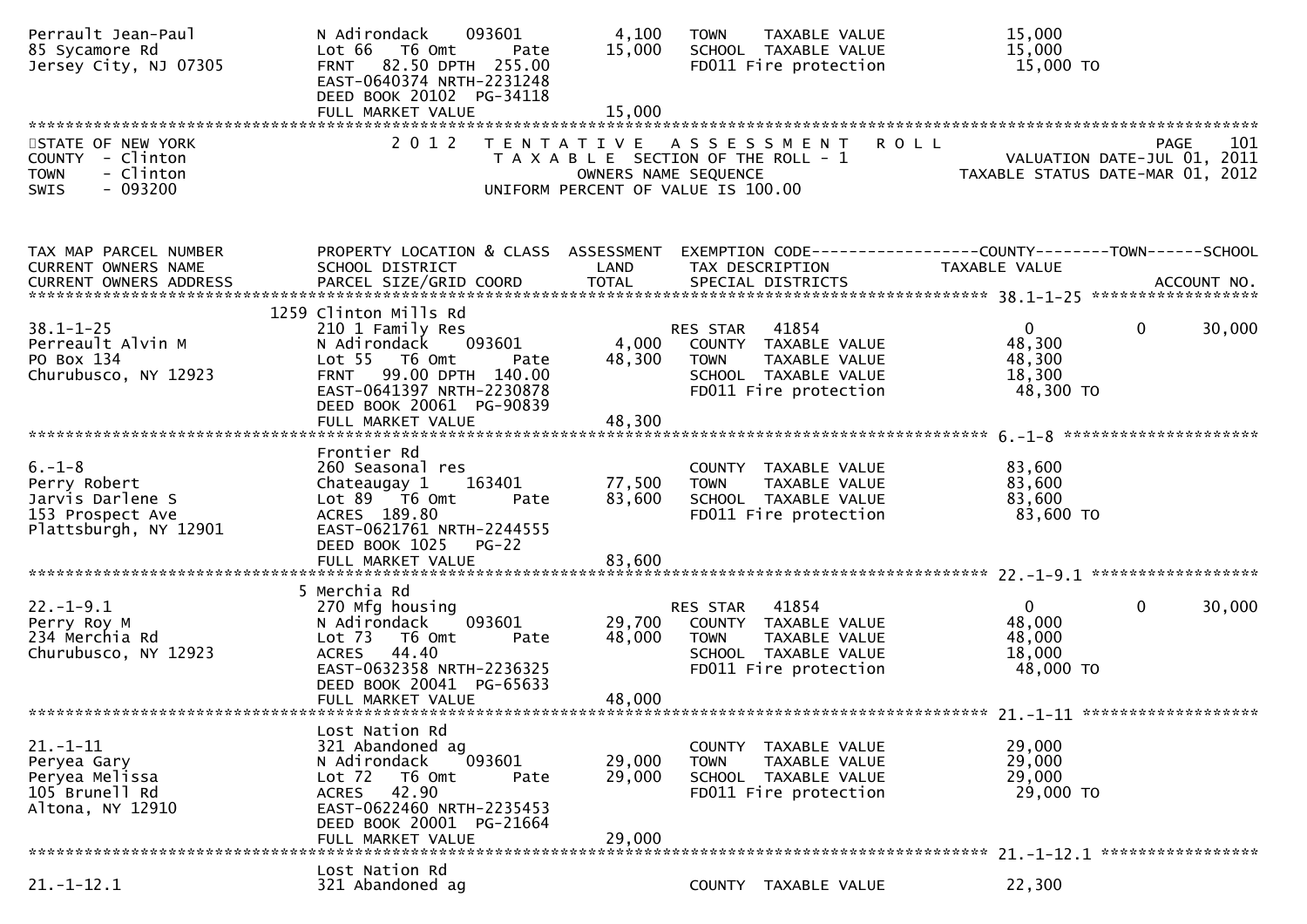| | | | | |
|---|---|---|---|---|
| Perrault Jean-Paul<br>85 Sycamore Rd<br>Jersey City, NJ 07305 | N Adirondack 093601<br>Lot 66 T6 Omt Pate<br>FRNT 82.50 DPTH 255.00<br>EAST-0640374 NRTH-2231248<br>DEED BOOK 20102 PG-34118<br>FULL MARKET VALUE | 4,100<br>15,000<br><br><br><br>15,000 | TOWN TAXABLE VALUE<br>SCHOOL TAXABLE VALUE<br>FD011 Fire protection | 15,000<br>15,000<br>15,000 TO |

STATE OF NEW YORK
COUNTY - Clinton
TOWN - Clinton
SWIS - 093200

2012 TENTATIVE ASSESSMENT ROLL
TAXABLE SECTION OF THE ROLL - 1
OWNERS NAME SEQUENCE
UNIFORM PERCENT OF VALUE IS 100.00

PAGE 101
VALUATION DATE-JUL 01, 2011
TAXABLE STATUS DATE-MAR 01, 2012

| TAX MAP PARCEL NUMBER<br>CURRENT OWNERS NAME<br>CURRENT OWNERS ADDRESS | PROPERTY LOCATION & CLASS<br>SCHOOL DISTRICT<br>PARCEL SIZE/GRID COORD | ASSESSMENT<br>LAND<br>TOTAL | EXEMPTION CODE<br>TAX DESCRIPTION<br>SPECIAL DISTRICTS | COUNTY<br>TAXABLE VALUE | TOWN | SCHOOL<br><br>ACCOUNT NO. |
|---|---|---|---|---|---|---|
| 38.1-1-25<br>Perreault Alvin M<br>PO Box 134<br>Churubusco, NY 12923 | 1259 Clinton Mills Rd<br>210 1 Family Res<br>N Adirondack 093601<br>Lot 55 T6 Omt Pate<br>FRNT 99.00 DPTH 140.00<br>EAST-0641397 NRTH-2230878<br>DEED BOOK 20061 PG-90839<br>FULL MARKET VALUE | <br><br>4,000<br>48,300<br><br><br><br>48,300 | <br>RES STAR 41854<br>COUNTY TAXABLE VALUE<br>TOWN TAXABLE VALUE<br>SCHOOL TAXABLE VALUE<br>FD011 Fire protection | <br>0<br>48,300<br>48,300<br>18,300<br>48,300 TO | <br>0 | <br>30,000 |
| 6.-1-8<br>Perry Robert<br>Jarvis Darlene S<br>153 Prospect Ave<br>Plattsburgh, NY 12901 | Frontier Rd<br>260 Seasonal res<br>Chateaugay 1 163401<br>Lot 89 T6 Omt Pate<br>ACRES 189.80<br>EAST-0621761 NRTH-2244555<br>DEED BOOK 1025 PG-22<br>FULL MARKET VALUE | <br><br>77,500<br>83,600<br><br><br><br>83,600 | <br>COUNTY TAXABLE VALUE<br>TOWN TAXABLE VALUE<br>SCHOOL TAXABLE VALUE<br>FD011 Fire protection | <br>83,600<br>83,600<br>83,600<br>83,600 TO | | |
| 22.-1-9.1<br>Perry Roy M<br>234 Merchia Rd<br>Churubusco, NY 12923 | 5 Merchia Rd<br>270 Mfg housing<br>N Adirondack 093601<br>Lot 73 T6 Omt Pate<br>ACRES 44.40<br>EAST-0632358 NRTH-2236325<br>DEED BOOK 20041 PG-65633<br>FULL MARKET VALUE | <br><br>29,700<br>48,000<br><br><br><br>48,000 | <br>RES STAR 41854<br>COUNTY TAXABLE VALUE<br>TOWN TAXABLE VALUE<br>SCHOOL TAXABLE VALUE<br>FD011 Fire protection | <br>0<br>48,000<br>48,000<br>18,000<br>48,000 TO | <br>0 | <br>30,000 |
| 21.-1-11<br>Peryea Gary<br>Peryea Melissa<br>105 Brunell Rd<br>Altona, NY 12910 | Lost Nation Rd<br>321 Abandoned ag<br>N Adirondack 093601<br>Lot 72 T6 Omt Pate<br>ACRES 42.90<br>EAST-0622460 NRTH-2235453<br>DEED BOOK 20001 PG-21664<br>FULL MARKET VALUE | <br><br>29,000<br>29,000<br><br><br><br>29,000 | <br>COUNTY TAXABLE VALUE<br>TOWN TAXABLE VALUE<br>SCHOOL TAXABLE VALUE<br>FD011 Fire protection | <br>29,000<br>29,000<br>29,000<br>29,000 TO | | |
| 21.-1-12.1 | Lost Nation Rd<br>321 Abandoned ag | | <br>COUNTY TAXABLE VALUE | <br>22,300 | | |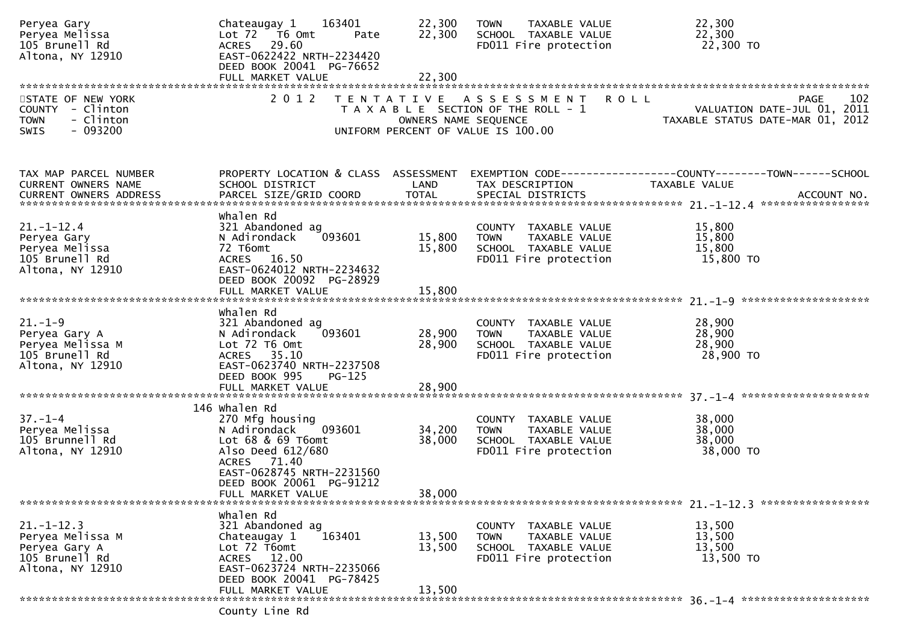| | | | | |
|---|---|---|---|---|
| Peryea Gary | Chateaugay 1 163401 | 22,300 | TOWN TAXABLE VALUE | 22,300 |
| Peryea Melissa | Lot 72 T6 Omt Pate | 22,300 | SCHOOL TAXABLE VALUE | 22,300 |
| 105 Brunell Rd | ACRES 29.60 | | FD011 Fire protection | 22,300 TO |
| Altona, NY 12910 | EAST-0622422 NRTH-2234420 | | | |
| | DEED BOOK 20041 PG-76652 | | | |
| | FULL MARKET VALUE | 22,300 | | |

STATE OF NEW YORK
COUNTY - Clinton
TOWN - Clinton
SWIS - 093200

2012 TENTATIVE ASSESSMENT ROLL
TAXABLE SECTION OF THE ROLL - 1
OWNERS NAME SEQUENCE
UNIFORM PERCENT OF VALUE IS 100.00

PAGE 102
VALUATION DATE-JUL 01, 2011
TAXABLE STATUS DATE-MAR 01, 2012

| TAX MAP PARCEL NUMBER / CURRENT OWNERS NAME / CURRENT OWNERS ADDRESS | PROPERTY LOCATION & CLASS / SCHOOL DISTRICT / PARCEL SIZE/GRID COORD | ASSESSMENT LAND / TOTAL | EXEMPTION CODE / TAX DESCRIPTION / SPECIAL DISTRICTS | COUNTY--------TOWN------SCHOOL TAXABLE VALUE / ACCOUNT NO. |
|---|---|---|---|---|
| **21.-1-12.4** | Whalen Rd | | | |
| 21.-1-12.4 | 321 Abandoned ag | | COUNTY TAXABLE VALUE | 15,800 |
| Peryea Gary | N Adirondack 093601 | 15,800 | TOWN TAXABLE VALUE | 15,800 |
| Peryea Melissa | 72 T6omt | 15,800 | SCHOOL TAXABLE VALUE | 15,800 |
| 105 Brunell Rd | ACRES 16.50 | | FD011 Fire protection | 15,800 TO |
| Altona, NY 12910 | EAST-0624012 NRTH-2234632 | | | |
| | DEED BOOK 20092 PG-28929 | | | |
| | FULL MARKET VALUE | 15,800 | | |
| **21.-1-9** | Whalen Rd | | | |
| 21.-1-9 | 321 Abandoned ag | | COUNTY TAXABLE VALUE | 28,900 |
| Peryea Gary A | N Adirondack 093601 | 28,900 | TOWN TAXABLE VALUE | 28,900 |
| Peryea Melissa M | Lot 72 T6 Omt | 28,900 | SCHOOL TAXABLE VALUE | 28,900 |
| 105 Brunell Rd | ACRES 35.10 | | FD011 Fire protection | 28,900 TO |
| Altona, NY 12910 | EAST-0623740 NRTH-2237508 | | | |
| | DEED BOOK 995 PG-125 | | | |
| | FULL MARKET VALUE | 28,900 | | |
| **37.-1-4** | 146 Whalen Rd | | | |
| 37.-1-4 | 270 Mfg housing | | COUNTY TAXABLE VALUE | 38,000 |
| Peryea Melissa | N Adirondack 093601 | 34,200 | TOWN TAXABLE VALUE | 38,000 |
| 105 Brunnell Rd | Lot 68 & 69 T6omt | 38,000 | SCHOOL TAXABLE VALUE | 38,000 |
| Altona, NY 12910 | Also Deed 612/680 | | FD011 Fire protection | 38,000 TO |
| | ACRES 71.40 | | | |
| | EAST-0628745 NRTH-2231560 | | | |
| | DEED BOOK 20061 PG-91212 | | | |
| | FULL MARKET VALUE | 38,000 | | |
| **21.-1-12.3** | Whalen Rd | | | |
| 21.-1-12.3 | 321 Abandoned ag | | COUNTY TAXABLE VALUE | 13,500 |
| Peryea Melissa M | Chateaugay 1 163401 | 13,500 | TOWN TAXABLE VALUE | 13,500 |
| Peryea Gary A | Lot 72 T6omt | 13,500 | SCHOOL TAXABLE VALUE | 13,500 |
| 105 Brunell Rd | ACRES 12.00 | | FD011 Fire protection | 13,500 TO |
| Altona, NY 12910 | EAST-0623724 NRTH-2235066 | | | |
| | DEED BOOK 20041 PG-78425 | | | |
| | FULL MARKET VALUE | 13,500 | | |
| **36.-1-4** | County Line Rd | | | |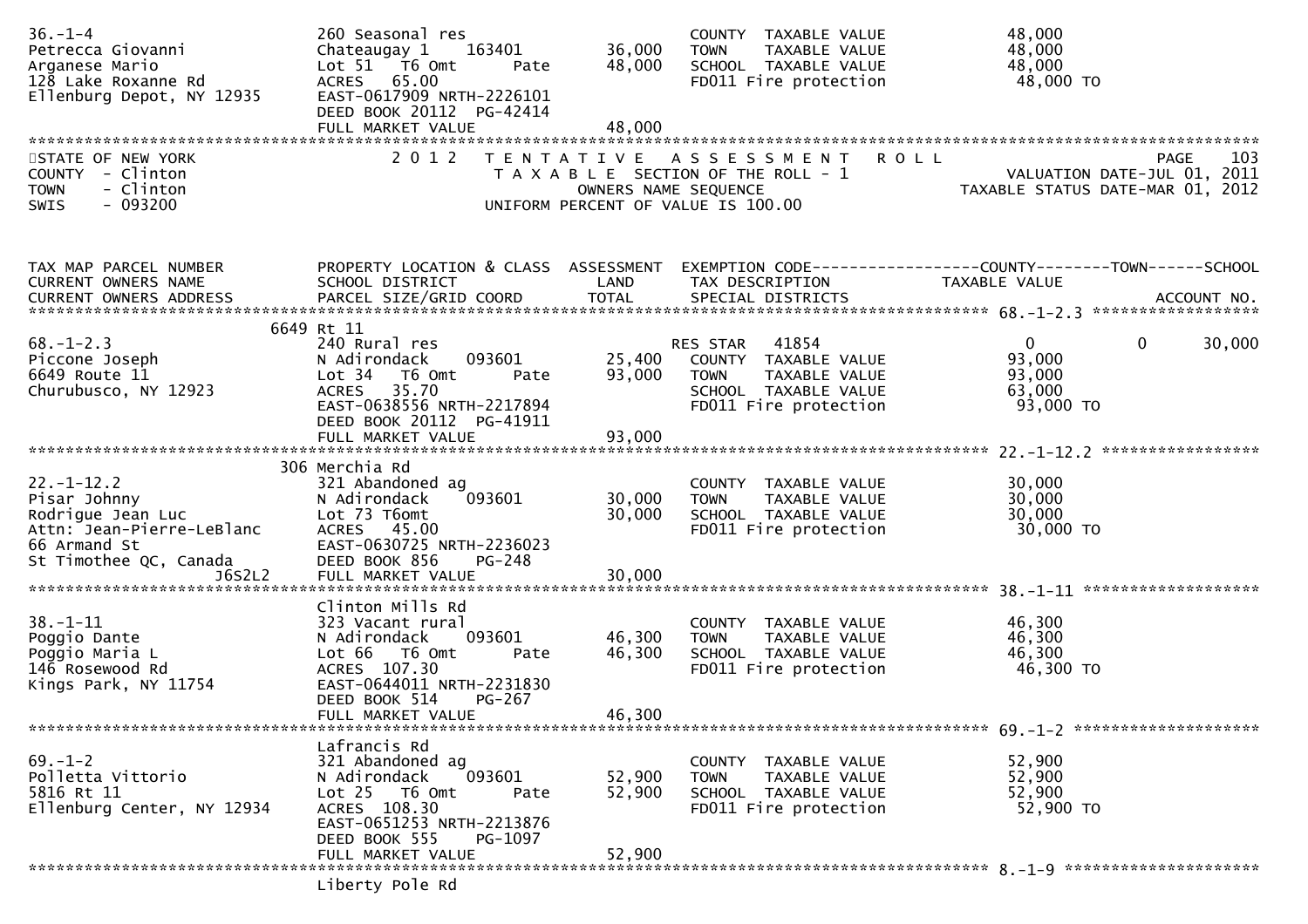```
36.-1-4                         260 Seasonal res                        COUNTY  TAXABLE VALUE             48,000
Petrecca Giovanni               Chateaugay 1    163401       36,000     TOWN    TAXABLE VALUE             48,000
Arganese Mario                  Lot 51  T6 Omt        Pate   48,000     SCHOOL  TAXABLE VALUE             48,000
128 Lake Roxanne Rd             ACRES   65.00                           FD011 Fire protection              48,000 TO
Ellenburg Depot, NY 12935       EAST-0617909 NRTH-2226101
                                DEED BOOK 20112  PG-42414
                                FULL MARKET VALUE            48,000
******************************************************************************************************************************
```

STATE OF NEW YORK
COUNTY - Clinton
TOWN - Clinton
SWIS - 093200

2 0 1 2 T E N T A T I V E A S S E S S M E N T R O L L
T A X A B L E SECTION OF THE ROLL - 1
OWNERS NAME SEQUENCE
UNIFORM PERCENT OF VALUE IS 100.00

VALUATION DATE-JUL 01, 2011
TAXABLE STATUS DATE-MAR 01, 2012

```
TAX MAP PARCEL NUMBER           PROPERTY LOCATION & CLASS  ASSESSMENT  EXEMPTION CODE------------------COUNTY--------TOWN------SCHOOL
CURRENT OWNERS NAME             SCHOOL DISTRICT               LAND      TAX DESCRIPTION             TAXABLE VALUE
CURRENT OWNERS ADDRESS          PARCEL SIZE/GRID COORD        TOTAL     SPECIAL DISTRICTS                                  ACCOUNT NO.
******************************************************************************************************* 68.-1-2.3 ******************
                          6649 Rt 11
68.-1-2.3                       240 Rural res                           RES STAR   41854                  0             0      30,000
Piccone Joseph                  N Adirondack    093601       25,400     COUNTY  TAXABLE VALUE             93,000
6649 Route 11                   Lot 34  T6 Omt        Pate   93,000     TOWN    TAXABLE VALUE             93,000
Churubusco, NY 12923            ACRES   35.70                           SCHOOL  TAXABLE VALUE             63,000
                                EAST-0638556 NRTH-2217894               FD011 Fire protection              93,000 TO
                                DEED BOOK 20112  PG-41911
                                FULL MARKET VALUE            93,000
******************************************************************************************************* 22.-1-12.2 *****************
                          306 Merchia Rd
22.-1-12.2                      321 Abandoned ag                        COUNTY  TAXABLE VALUE             30,000
Pisar Johnny                    N Adirondack    093601       30,000     TOWN    TAXABLE VALUE             30,000
Rodrigue Jean Luc               Lot 73 T6omt                 30,000     SCHOOL  TAXABLE VALUE             30,000
Attn: Jean-Pierre-LeBlanc       ACRES   45.00                           FD011 Fire protection              30,000 TO
66 Armand St                    EAST-0630725 NRTH-2236023
St Timothee QC, Canada          DEED BOOK 856    PG-248
                    J6S2L2      FULL MARKET VALUE            30,000
******************************************************************************************************* 38.-1-11 *******************
                                Clinton Mills Rd
38.-1-11                        323 Vacant rural                        COUNTY  TAXABLE VALUE             46,300
Poggio Dante                    N Adirondack    093601       46,300     TOWN    TAXABLE VALUE             46,300
Poggio Maria L                  Lot 66  T6 Omt        Pate   46,300     SCHOOL  TAXABLE VALUE             46,300
146 Rosewood Rd                 ACRES  107.30                           FD011 Fire protection              46,300 TO
Kings Park, NY 11754            EAST-0644011 NRTH-2231830
                                DEED BOOK 514    PG-267
                                FULL MARKET VALUE            46,300
******************************************************************************************************* 69.-1-2 ********************
                                Lafrancis Rd
69.-1-2                         321 Abandoned ag                        COUNTY  TAXABLE VALUE             52,900
Polletta Vittorio               N Adirondack    093601       52,900     TOWN    TAXABLE VALUE             52,900
5816 Rt 11                      Lot 25  T6 Omt        Pate   52,900     SCHOOL  TAXABLE VALUE             52,900
Ellenburg Center, NY 12934      ACRES  108.30                           FD011 Fire protection              52,900 TO
                                EAST-0651253 NRTH-2213876
                                DEED BOOK 555    PG-1097
                                FULL MARKET VALUE            52,900
******************************************************************************************************* 8.-1-9 *********************
                                Liberty Pole Rd
```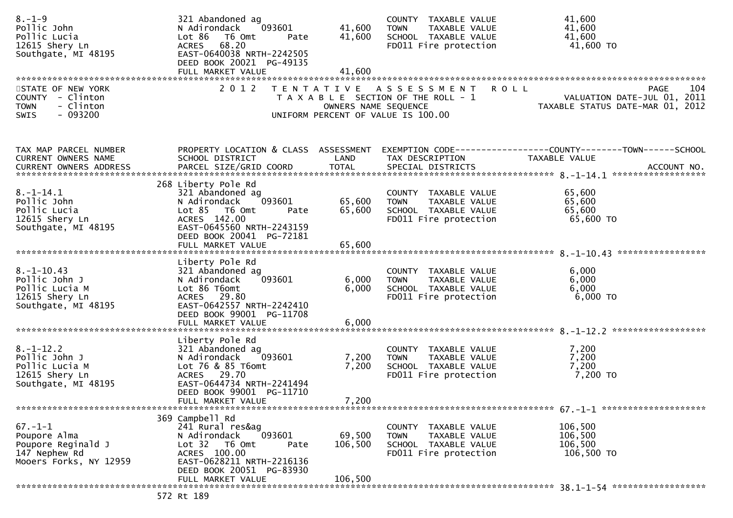```
8.-1-9                         321 Abandoned ag                        COUNTY  TAXABLE VALUE            41,600
Pollic John                    N Adirondack    093601       41,600     TOWN    TAXABLE VALUE            41,600
Pollic Lucia                   Lot 86  T6 Omt        Pate   41,600     SCHOOL  TAXABLE VALUE            41,600
12615 Shery Ln                 ACRES   68.20                           FD011 Fire protection             41,600 TO
Southgate, MI 48195            EAST-0640038 NRTH-2242505
                               DEED BOOK 20021  PG-49135
                               FULL MARKET VALUE            41,600
******************************************************************************************************************************
```

STATE OF NEW YORK — 2 0 1 2 T E N T A T I V E A S S E S S M E N T R O L L — PAGE 104
COUNTY - Clinton — T A X A B L E SECTION OF THE ROLL - 1 — VALUATION DATE-JUL 01, 2011
TOWN - Clinton — OWNERS NAME SEQUENCE — TAXABLE STATUS DATE-MAR 01, 2012
SWIS - 093200 — UNIFORM PERCENT OF VALUE IS 100.00

```
TAX MAP PARCEL NUMBER          PROPERTY LOCATION & CLASS  ASSESSMENT  EXEMPTION CODE------------------COUNTY--------TOWN------SCHOOL
CURRENT OWNERS NAME            SCHOOL DISTRICT               LAND      TAX DESCRIPTION              TAXABLE VALUE
CURRENT OWNERS ADDRESS         PARCEL SIZE/GRID COORD        TOTAL     SPECIAL DISTRICTS                                  ACCOUNT NO.
******************************************************************************************************* 8.-1-14.1 ******************
                          268 Liberty Pole Rd
8.-1-14.1                      321 Abandoned ag                        COUNTY  TAXABLE VALUE            65,600
Pollic John                    N Adirondack    093601       65,600     TOWN    TAXABLE VALUE            65,600
Pollic Lucia                   Lot 85  T6 Omt        Pate   65,600     SCHOOL  TAXABLE VALUE            65,600
12615 Shery Ln                 ACRES  142.00                           FD011 Fire protection             65,600 TO
Southgate, MI 48195            EAST-0645560 NRTH-2243159
                               DEED BOOK 20041  PG-72181
                               FULL MARKET VALUE            65,600
******************************************************************************************************* 8.-1-10.43 *****************
                               Liberty Pole Rd
8.-1-10.43                     321 Abandoned ag                        COUNTY  TAXABLE VALUE             6,000
Pollic John J                  N Adirondack    093601        6,000     TOWN    TAXABLE VALUE             6,000
Pollic Lucia M                 Lot 86 T6omt                  6,000     SCHOOL  TAXABLE VALUE             6,000
12615 Shery Ln                 ACRES   29.80                           FD011 Fire protection              6,000 TO
Southgate, MI 48195            EAST-0642557 NRTH-2242410
                               DEED BOOK 99001  PG-11708
                               FULL MARKET VALUE             6,000
******************************************************************************************************* 8.-1-12.2 ******************
                               Liberty Pole Rd
8.-1-12.2                      321 Abandoned ag                        COUNTY  TAXABLE VALUE             7,200
Pollic John J                  N Adirondack    093601        7,200     TOWN    TAXABLE VALUE             7,200
Pollic Lucia M                 Lot 76 & 85 T6omt             7,200     SCHOOL  TAXABLE VALUE             7,200
12615 Shery Ln                 ACRES   29.70                           FD011 Fire protection              7,200 TO
Southgate, MI 48195            EAST-0644734 NRTH-2241494
                               DEED BOOK 99001  PG-11710
                               FULL MARKET VALUE             7,200
******************************************************************************************************* 67.-1-1 ********************
                          369 Campbell Rd
67.-1-1                        241 Rural res&ag                        COUNTY  TAXABLE VALUE           106,500
Poupore Alma                   N Adirondack    093601       69,500     TOWN    TAXABLE VALUE           106,500
Poupore Reginald J             Lot 32  T6 Omt        Pate  106,500     SCHOOL  TAXABLE VALUE           106,500
147 Nephew Rd                  ACRES  100.00                           FD011 Fire protection            106,500 TO
Mooers Forks, NY 12959         EAST-0628211 NRTH-2216136
                               DEED BOOK 20051  PG-83930
                               FULL MARKET VALUE           106,500
******************************************************************************************************* 38.1-1-54 ******************
                          572 Rt 189
```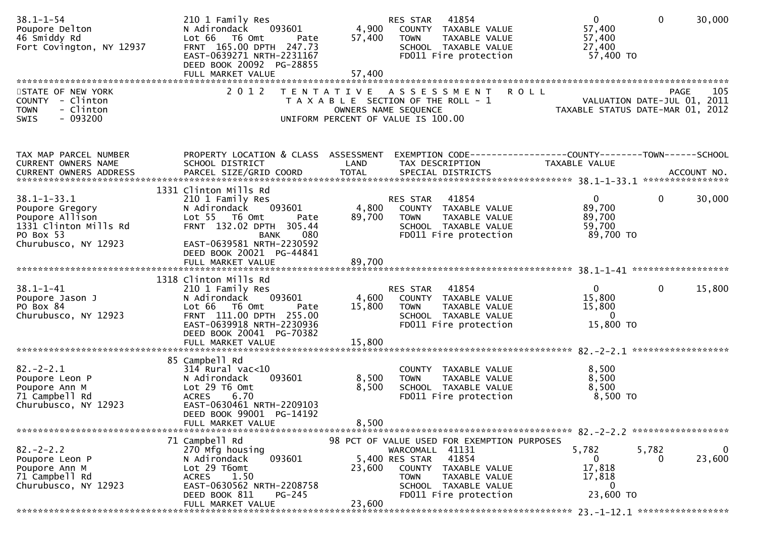```
38.1-1-54                   210 1 Family Res                    RES STAR   41854                   0            0       30,000
Poupore Delton              N Adirondack    093601       4,900    COUNTY  TAXABLE VALUE          57,400
46 Smiddy Rd                Lot 66  T6 Omt       Pate   57,400    TOWN    TAXABLE VALUE          57,400
Fort Covington, NY 12937    FRNT 165.00 DPTH 247.73               SCHOOL  TAXABLE VALUE          27,400
                            EAST-0639271 NRTH-2231167             FD011 Fire protection           57,400 TO
                            DEED BOOK 20092 PG-28855
                            FULL MARKET VALUE           57,400
******************************************************************************************************************************
STATE OF NEW YORK              2 0 1 2   T E N T A T I V E   A S S E S S M E N T   R O L L                          PAGE    105
COUNTY  - Clinton                        T A X A B L E  SECTION OF THE ROLL - 1                 VALUATION DATE-JUL 01, 2011
TOWN    - Clinton                                OWNERS NAME SEQUENCE                          TAXABLE STATUS DATE-MAR 01, 2012
SWIS    - 093200                         UNIFORM PERCENT OF VALUE IS 100.00


TAX MAP PARCEL NUMBER       PROPERTY LOCATION & CLASS  ASSESSMENT  EXEMPTION CODE------------------COUNTY--------TOWN------SCHOOL
CURRENT OWNERS NAME         SCHOOL DISTRICT              LAND      TAX DESCRIPTION              TAXABLE VALUE
CURRENT OWNERS ADDRESS      PARCEL SIZE/GRID COORD       TOTAL     SPECIAL DISTRICTS                                    ACCOUNT NO.
*************************************************************************************************** 38.1-1-33.1 *****************
                        1331 Clinton Mills Rd
38.1-1-33.1                 210 1 Family Res                    RES STAR   41854                   0            0       30,000
Poupore Gregory             N Adirondack    093601       4,800    COUNTY  TAXABLE VALUE          89,700
Poupore Allison             Lot 55  T6 Omt       Pate   89,700    TOWN    TAXABLE VALUE          89,700
1331 Clinton Mills Rd       FRNT 132.02 DPTH 305.44               SCHOOL  TAXABLE VALUE          59,700
PO Box 53                                 BANK    080             FD011 Fire protection           89,700 TO
Churubusco, NY 12923        EAST-0639581 NRTH-2230592
                            DEED BOOK 20021 PG-44841
                            FULL MARKET VALUE           89,700
*************************************************************************************************** 38.1-1-41 ******************
                        1318 Clinton Mills Rd
38.1-1-41                   210 1 Family Res                    RES STAR   41854                   0            0       15,800
Poupore Jason J             N Adirondack    093601       4,600    COUNTY  TAXABLE VALUE          15,800
PO Box 84                   Lot 66  T6 Omt       Pate   15,800    TOWN    TAXABLE VALUE          15,800
Churubusco, NY 12923        FRNT 111.00 DPTH 255.00               SCHOOL  TAXABLE VALUE               0
                            EAST-0639918 NRTH-2230936             FD011 Fire protection           15,800 TO
                            DEED BOOK 20041 PG-70382
                            FULL MARKET VALUE           15,800
*************************************************************************************************** 82.-2-2.1 ******************
                          85 Campbell Rd
82.-2-2.1                   314 Rural vac<10                      COUNTY  TAXABLE VALUE           8,500
Poupore Leon P              N Adirondack    093601       8,500    TOWN    TAXABLE VALUE           8,500
Poupore Ann M               Lot 29 T6 Omt                8,500    SCHOOL  TAXABLE VALUE           8,500
71 Campbell Rd              ACRES    6.70                         FD011 Fire protection            8,500 TO
Churubusco, NY 12923        EAST-0630461 NRTH-2209103
                            DEED BOOK 99001 PG-14192
                            FULL MARKET VALUE            8,500
*************************************************************************************************** 82.-2-2.2 ******************
                          71 Campbell Rd                    98 PCT OF VALUE USED FOR EXEMPTION PURPOSES
82.-2-2.2                   270 Mfg housing                     WARCOMALL  41131               5,782        5,782            0
Poupore Leon P              N Adirondack    093601       5,400 RES STAR   41854                   0            0       23,600
Poupore Ann M               Lot 29 T6omt                23,600    COUNTY  TAXABLE VALUE          17,818
71 Campbell Rd              ACRES    1.50                         TOWN    TAXABLE VALUE          17,818
Churubusco, NY 12923        EAST-0630562 NRTH-2208758             SCHOOL  TAXABLE VALUE               0
                            DEED BOOK 811    PG-245               FD011 Fire protection           23,600 TO
                            FULL MARKET VALUE           23,600
*************************************************************************************************** 23.-1-12.1 *****************
```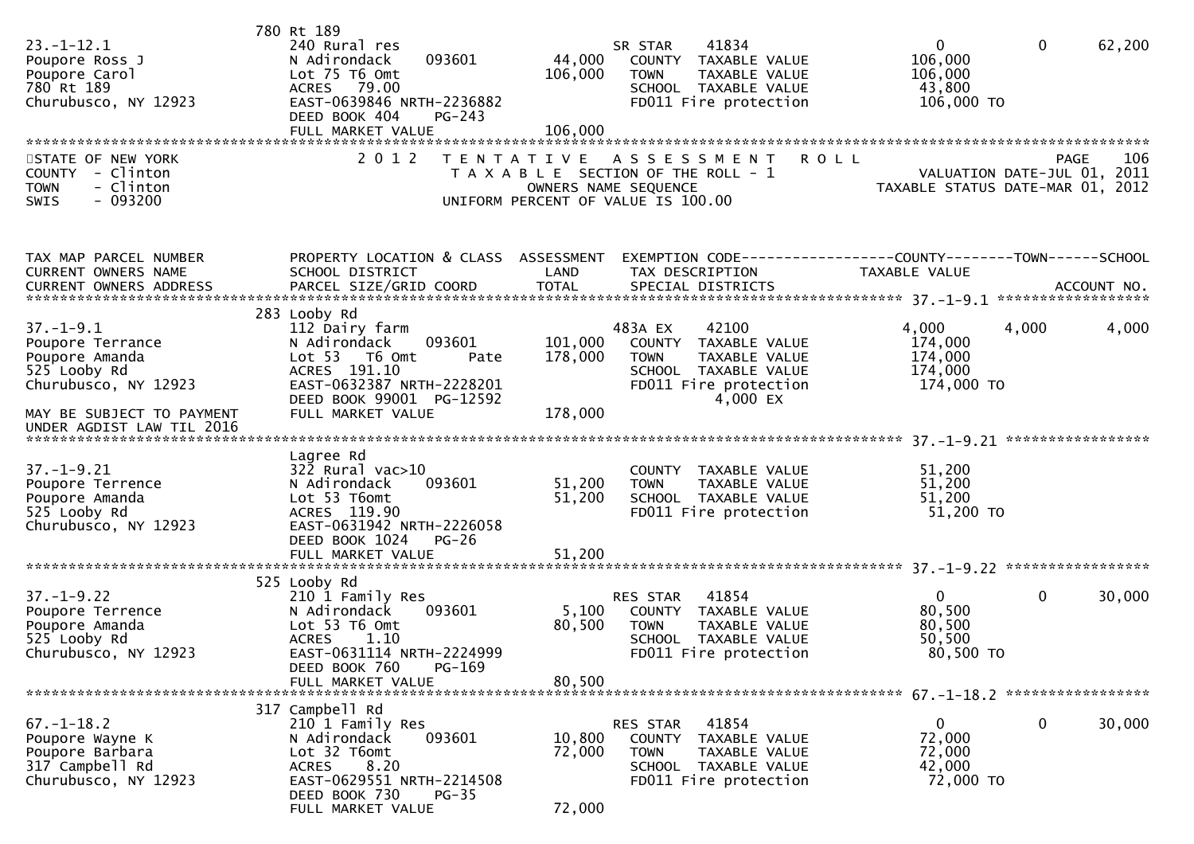```
                               780 Rt 189
23.-1-12.1                     240 Rural res                           SR STAR    41834                 0              0       62,200
Poupore Ross J                 N Adirondack     093601        44,000   COUNTY  TAXABLE VALUE          106,000
Poupore Carol                  Lot 75 T6 Omt                 106,000   TOWN    TAXABLE VALUE          106,000
780 Rt 189                     ACRES   79.00                           SCHOOL  TAXABLE VALUE           43,800
Churubusco, NY 12923           EAST-0639846 NRTH-2236882               FD011 Fire protection          106,000 TO
                               DEED BOOK 404    PG-243
                               FULL MARKET VALUE             106,000
*********************************************************************************************************************************
STATE OF NEW YORK              2 0 1 2   T E N T A T I V E   A S S E S S M E N T   R O L L                            PAGE    106
COUNTY  - Clinton                        T A X A B L E  SECTION OF THE ROLL - 1                    VALUATION DATE-JUL 01, 2011
TOWN    - Clinton                              OWNERS NAME SEQUENCE                          TAXABLE STATUS DATE-MAR 01, 2012
SWIS    - 093200                         UNIFORM PERCENT OF VALUE IS 100.00


TAX MAP PARCEL NUMBER          PROPERTY LOCATION & CLASS  ASSESSMENT  EXEMPTION CODE------------------COUNTY--------TOWN------SCHOOL
CURRENT OWNERS NAME            SCHOOL DISTRICT               LAND      TAX DESCRIPTION              TAXABLE VALUE
CURRENT OWNERS ADDRESS         PARCEL SIZE/GRID COORD        TOTAL     SPECIAL DISTRICTS                                  ACCOUNT NO.
************************************************************************************************ 37.-1-9.1 ******************
                               283 Looby Rd
37.-1-9.1                      112 Dairy farm                          483A EX    42100             4,000          4,000        4,000
Poupore Terrance               N Adirondack     093601       101,000   COUNTY  TAXABLE VALUE          174,000
Poupore Amanda                 Lot 53   T6 Omt        Pate   178,000   TOWN    TAXABLE VALUE          174,000
525 Looby Rd                   ACRES  191.10                           SCHOOL  TAXABLE VALUE          174,000
Churubusco, NY 12923           EAST-0632387 NRTH-2228201               FD011 Fire protection          174,000 TO
                               DEED BOOK 99001  PG-12592                          4,000 EX
MAY BE SUBJECT TO PAYMENT      FULL MARKET VALUE             178,000
UNDER AGDIST LAW TIL 2016
************************************************************************************************ 37.-1-9.21 *****************
                               Lagree Rd
37.-1-9.21                     322 Rural vac>10                        COUNTY  TAXABLE VALUE           51,200
Poupore Terrence               N Adirondack     093601        51,200   TOWN    TAXABLE VALUE           51,200
Poupore Amanda                 Lot 53 T6omt                   51,200   SCHOOL  TAXABLE VALUE           51,200
525 Looby Rd                   ACRES  119.90                           FD011 Fire protection           51,200 TO
Churubusco, NY 12923           EAST-0631942 NRTH-2226058
                               DEED BOOK 1024   PG-26
                               FULL MARKET VALUE              51,200
************************************************************************************************ 37.-1-9.22 *****************
                               525 Looby Rd
37.-1-9.22                     210 1 Family Res                        RES STAR   41854                 0              0       30,000
Poupore Terrence               N Adirondack     093601         5,100   COUNTY  TAXABLE VALUE           80,500
Poupore Amanda                 Lot 53 T6 Omt                  80,500   TOWN    TAXABLE VALUE           80,500
525 Looby Rd                   ACRES    1.10                           SCHOOL  TAXABLE VALUE           50,500
Churubusco, NY 12923           EAST-0631114 NRTH-2224999               FD011 Fire protection           80,500 TO
                               DEED BOOK 760    PG-169
                               FULL MARKET VALUE              80,500
************************************************************************************************ 67.-1-18.2 *****************
                               317 Campbell Rd
67.-1-18.2                     210 1 Family Res                        RES STAR   41854                 0              0       30,000
Poupore Wayne K                N Adirondack     093601        10,800   COUNTY  TAXABLE VALUE           72,000
Poupore Barbara                Lot 32 T6omt                   72,000   TOWN    TAXABLE VALUE           72,000
317 Campbell Rd                ACRES    8.20                           SCHOOL  TAXABLE VALUE           42,000
Churubusco, NY 12923           EAST-0629551 NRTH-2214508               FD011 Fire protection           72,000 TO
                               DEED BOOK 730    PG-35
                               FULL MARKET VALUE              72,000
```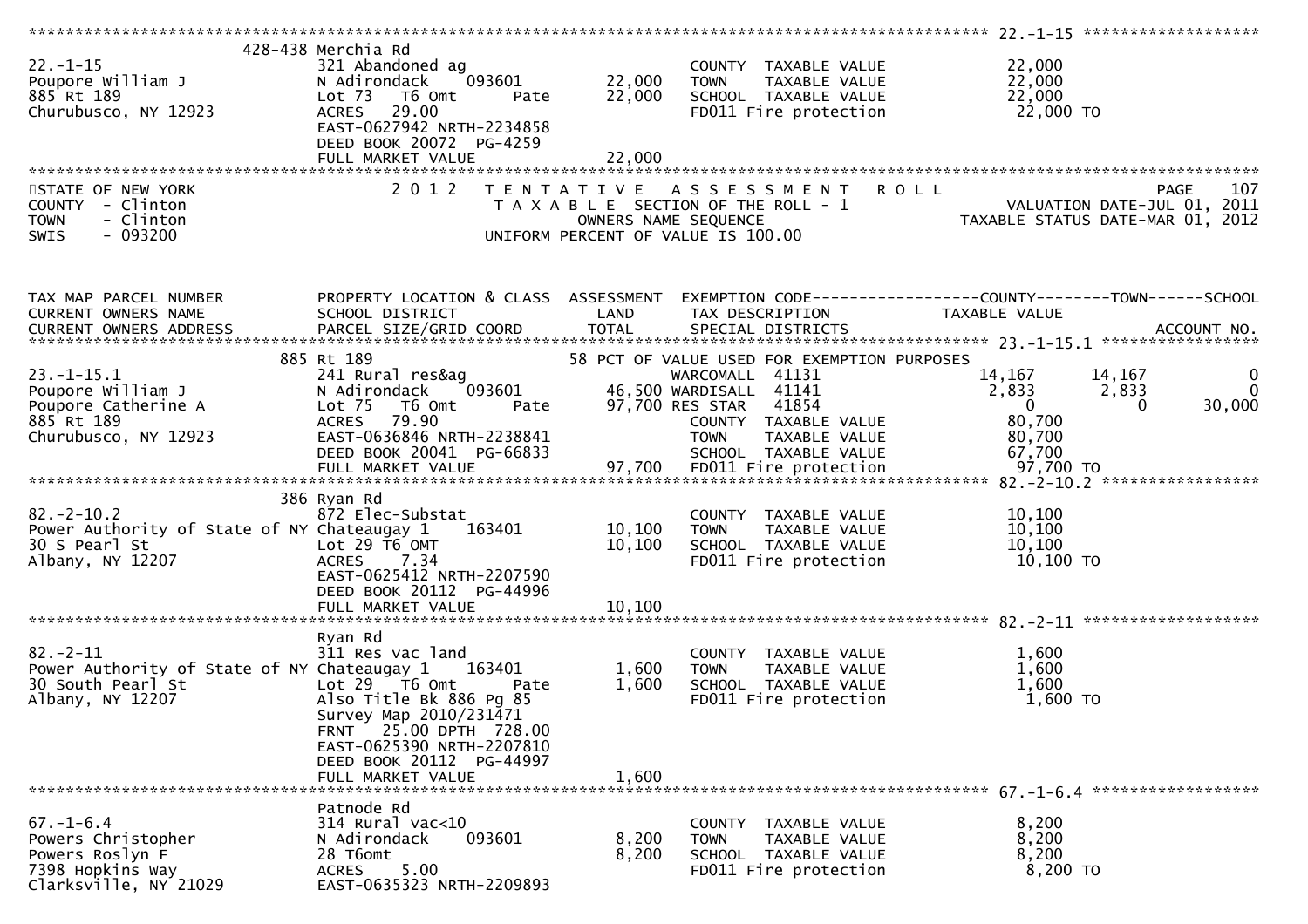| 22.-1-15 | | | | |
|---|---|---|---|---|
| 428-438 Merchia Rd | | | | |
| 22.-1-15 | 321 Abandoned ag | | COUNTY TAXABLE VALUE | 22,000 |
| Poupore William J | N Adirondack 093601 | 22,000 | TOWN TAXABLE VALUE | 22,000 |
| 885 Rt 189 | Lot 73 T6 Omt Pate | 22,000 | SCHOOL TAXABLE VALUE | 22,000 |
| Churubusco, NY 12923 | ACRES 29.00 | | FD011 Fire protection | 22,000 TO |
| | EAST-0627942 NRTH-2234858 | | | |
| | DEED BOOK 20072 PG-4259 | | | |
| | FULL MARKET VALUE | 22,000 | | |

STATE OF NEW YORK
COUNTY - Clinton
TOWN - Clinton
SWIS - 093200

2012 TENTATIVE ASSESSMENT ROLL
TAXABLE SECTION OF THE ROLL - 1
OWNERS NAME SEQUENCE
UNIFORM PERCENT OF VALUE IS 100.00

VALUATION DATE-JUL 01, 2011
TAXABLE STATUS DATE-MAR 01, 2012

| TAX MAP PARCEL NUMBER / CURRENT OWNERS NAME / CURRENT OWNERS ADDRESS | PROPERTY LOCATION & CLASS / SCHOOL DISTRICT / PARCEL SIZE/GRID COORD | ASSESSMENT LAND / TOTAL | EXEMPTION CODE / TAX DESCRIPTION / SPECIAL DISTRICTS | COUNTY TAXABLE VALUE | TOWN | SCHOOL | ACCOUNT NO. |
|---|---|---|---|---|---|---|---|
| **23.-1-15.1** | | | | | | | |
| | 885 Rt 189 | | 58 PCT OF VALUE USED FOR EXEMPTION PURPOSES | | | | |
| 23.-1-15.1 | 241 Rural res&ag | | WARCOMALL 41131 | 14,167 | 14,167 | 0 | |
| Poupore William J | N Adirondack 093601 | 46,500 | WARDISALL 41141 | 2,833 | 2,833 | 0 | |
| Poupore Catherine A | Lot 75 T6 Omt Pate | 97,700 | RES STAR 41854 | 0 | 0 | 30,000 | |
| 885 Rt 189 | ACRES 79.90 | | COUNTY TAXABLE VALUE | 80,700 | | | |
| Churubusco, NY 12923 | EAST-0636846 NRTH-2238841 | | TOWN TAXABLE VALUE | 80,700 | | | |
| | DEED BOOK 20041 PG-66833 | | SCHOOL TAXABLE VALUE | 67,700 | | | |
| | FULL MARKET VALUE | 97,700 | FD011 Fire protection | 97,700 TO | | | |
| **82.-2-10.2** | | | | | | | |
| | 386 Ryan Rd | | | | | | |
| 82.-2-10.2 | 872 Elec-Substat | | COUNTY TAXABLE VALUE | 10,100 | | | |
| Power Authority of State of NY | Chateaugay 1 163401 | 10,100 | TOWN TAXABLE VALUE | 10,100 | | | |
| 30 S Pearl St | Lot 29 T6 OMT | 10,100 | SCHOOL TAXABLE VALUE | 10,100 | | | |
| Albany, NY 12207 | ACRES 7.34 | | FD011 Fire protection | 10,100 TO | | | |
| | EAST-0625412 NRTH-2207590 | | | | | | |
| | DEED BOOK 20112 PG-44996 | | | | | | |
| | FULL MARKET VALUE | 10,100 | | | | | |
| **82.-2-11** | | | | | | | |
| | Ryan Rd | | | | | | |
| 82.-2-11 | 311 Res vac land | | COUNTY TAXABLE VALUE | 1,600 | | | |
| Power Authority of State of NY | Chateaugay 1 163401 | 1,600 | TOWN TAXABLE VALUE | 1,600 | | | |
| 30 South Pearl St | Lot 29 T6 Omt Pate | 1,600 | SCHOOL TAXABLE VALUE | 1,600 | | | |
| Albany, NY 12207 | Also Title Bk 886 Pg 85 | | FD011 Fire protection | 1,600 TO | | | |
| | Survey Map 2010/231471 | | | | | | |
| | FRNT 25.00 DPTH 728.00 | | | | | | |
| | EAST-0625390 NRTH-2207810 | | | | | | |
| | DEED BOOK 20112 PG-44997 | | | | | | |
| | FULL MARKET VALUE | 1,600 | | | | | |
| **67.-1-6.4** | | | | | | | |
| | Patnode Rd | | | | | | |
| 67.-1-6.4 | 314 Rural vac<10 | | COUNTY TAXABLE VALUE | 8,200 | | | |
| Powers Christopher | N Adirondack 093601 | 8,200 | TOWN TAXABLE VALUE | 8,200 | | | |
| Powers Roslyn F | 28 T6omt | 8,200 | SCHOOL TAXABLE VALUE | 8,200 | | | |
| 7398 Hopkins Way | ACRES 5.00 | | FD011 Fire protection | 8,200 TO | | | |
| Clarksville, NY 21029 | EAST-0635323 NRTH-2209893 | | | | | | |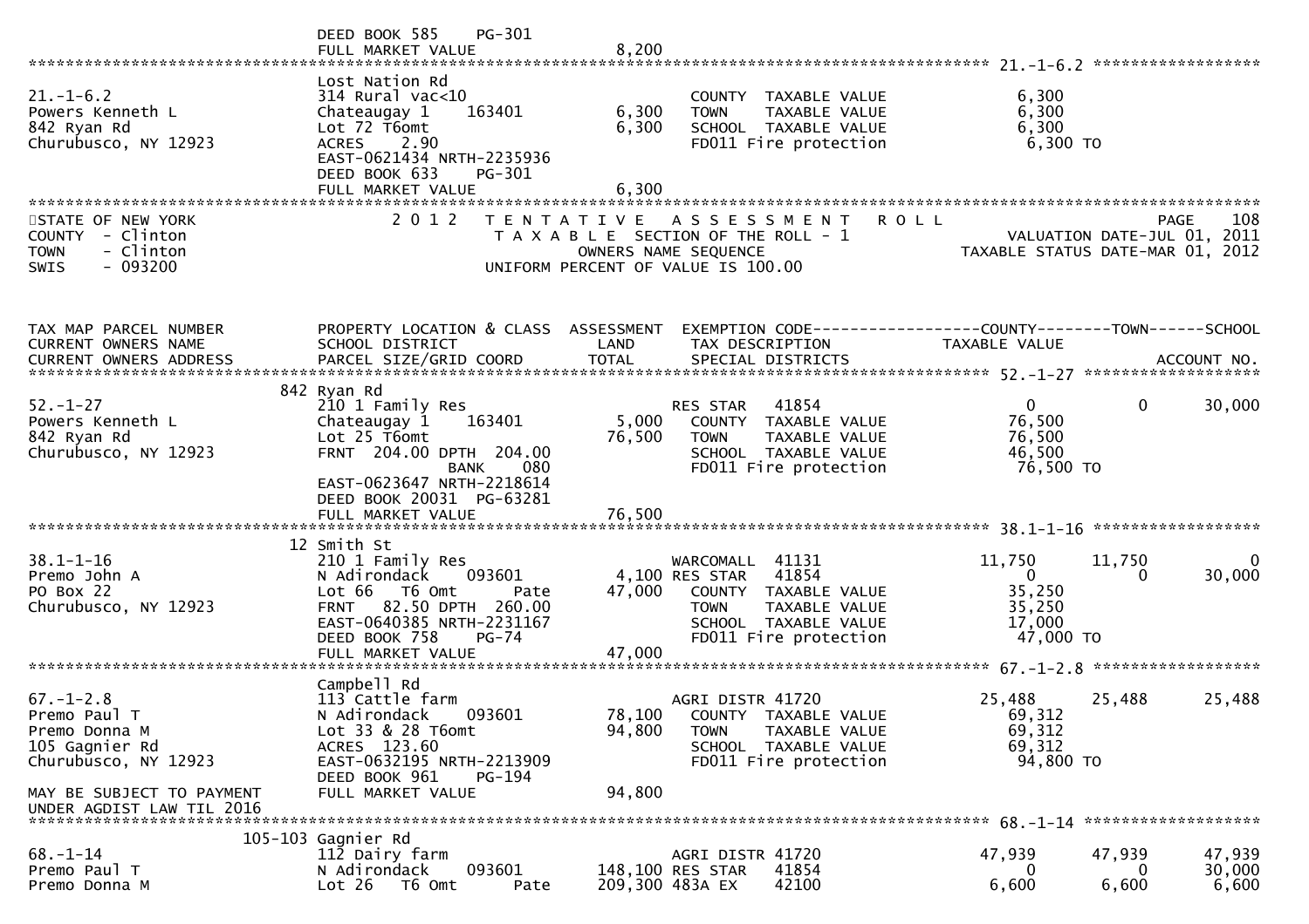DEED BOOK 585 PG-301
FULL MARKET VALUE 8,200

******************************************************************************************************* 21.-1-6.2 ******************

| TAX MAP PARCEL NUMBER / CURRENT OWNERS NAME / CURRENT OWNERS ADDRESS | PROPERTY LOCATION & CLASS / SCHOOL DISTRICT / PARCEL SIZE/GRID COORD | LAND | TOTAL | EXEMPTION CODE / TAX DESCRIPTION / SPECIAL DISTRICTS | COUNTY TAXABLE VALUE | TOWN | SCHOOL |
|---|---|---|---|---|---|---|---|
| 21.-1-6.2 | Lost Nation Rd | | | | | | |
| Powers Kenneth L | 314 Rural vac<10 | | | COUNTY TAXABLE VALUE | 6,300 | | |
| 842 Ryan Rd | Chateaugay 1 163401 | 6,300 | | TOWN TAXABLE VALUE | 6,300 | | |
| Churubusco, NY 12923 | Lot 72 T6omt | | 6,300 | SCHOOL TAXABLE VALUE | 6,300 | | |
| | ACRES 2.90 | | | FD011 Fire protection | 6,300 TO | | |
| | EAST-0621434 NRTH-2235936 | | | | | | |
| | DEED BOOK 633 PG-301 | | | | | | |
| | FULL MARKET VALUE | | 6,300 | | | | |

STATE OF NEW YORK
COUNTY - Clinton
TOWN - Clinton
SWIS - 093200

2012 TENTATIVE ASSESSMENT ROLL
TAXABLE SECTION OF THE ROLL - 1
OWNERS NAME SEQUENCE
UNIFORM PERCENT OF VALUE IS 100.00

PAGE 108
VALUATION DATE-JUL 01, 2011
TAXABLE STATUS DATE-MAR 01, 2012

| TAX MAP PARCEL NUMBER / CURRENT OWNERS NAME / CURRENT OWNERS ADDRESS | PROPERTY LOCATION & CLASS / SCHOOL DISTRICT / PARCEL SIZE/GRID COORD | ASSESSMENT LAND | TOTAL | EXEMPTION CODE / TAX DESCRIPTION / SPECIAL DISTRICTS | COUNTY (TAXABLE VALUE) | TOWN | SCHOOL (ACCOUNT NO.) |
|---|---|---|---|---|---|---|---|
| **52.-1-27** | 842 Ryan Rd | | | | | | |
| 52.-1-27 | 210 1 Family Res | | | RES STAR 41854 | 0 | 0 | 30,000 |
| Powers Kenneth L | Chateaugay 1 163401 | 5,000 | | COUNTY TAXABLE VALUE | 76,500 | | |
| 842 Ryan Rd | Lot 25 T6omt | | 76,500 | TOWN TAXABLE VALUE | 76,500 | | |
| Churubusco, NY 12923 | FRNT 204.00 DPTH 204.00 | | | SCHOOL TAXABLE VALUE | 46,500 | | |
| | BANK 080 | | | FD011 Fire protection | 76,500 TO | | |
| | EAST-0623647 NRTH-2218614 | | | | | | |
| | DEED BOOK 20031 PG-63281 | | | | | | |
| | FULL MARKET VALUE | | 76,500 | | | | |
| **38.1-1-16** | 12 Smith St | | | | | | |
| 38.1-1-16 | 210 1 Family Res | | | WARCOMALL 41131 | 11,750 | 11,750 | 0 |
| Premo John A | N Adirondack 093601 | 4,100 | | RES STAR 41854 | 0 | 0 | 30,000 |
| PO Box 22 | Lot 66 T6 Omt Pate | | 47,000 | COUNTY TAXABLE VALUE | 35,250 | | |
| Churubusco, NY 12923 | FRNT 82.50 DPTH 260.00 | | | TOWN TAXABLE VALUE | 35,250 | | |
| | EAST-0640385 NRTH-2231167 | | | SCHOOL TAXABLE VALUE | 17,000 | | |
| | DEED BOOK 758 PG-74 | | | FD011 Fire protection | 47,000 TO | | |
| | FULL MARKET VALUE | | 47,000 | | | | |
| **67.-1-2.8** | Campbell Rd | | | | | | |
| 67.-1-2.8 | 113 Cattle farm | | | AGRI DISTR 41720 | 25,488 | 25,488 | 25,488 |
| Premo Paul T | N Adirondack 093601 | 78,100 | | COUNTY TAXABLE VALUE | 69,312 | | |
| Premo Donna M | Lot 33 & 28 T6omt | | 94,800 | TOWN TAXABLE VALUE | 69,312 | | |
| 105 Gagnier Rd | ACRES 123.60 | | | SCHOOL TAXABLE VALUE | 69,312 | | |
| Churubusco, NY 12923 | EAST-0632195 NRTH-2213909 | | | FD011 Fire protection | 94,800 TO | | |
| | DEED BOOK 961 PG-194 | | | | | | |
| MAY BE SUBJECT TO PAYMENT | FULL MARKET VALUE | | 94,800 | | | | |
| UNDER AGDIST LAW TIL 2016 | | | | | | | |
| **68.-1-14** | 105-103 Gagnier Rd | | | | | | |
| 68.-1-14 | 112 Dairy farm | | | AGRI DISTR 41720 | 47,939 | 47,939 | 47,939 |
| Premo Paul T | N Adirondack 093601 | 148,100 | | RES STAR 41854 | 0 | 0 | 30,000 |
| Premo Donna M | Lot 26 T6 Omt Pate | | 209,300 | 483A EX 42100 | 6,600 | 6,600 | 6,600 |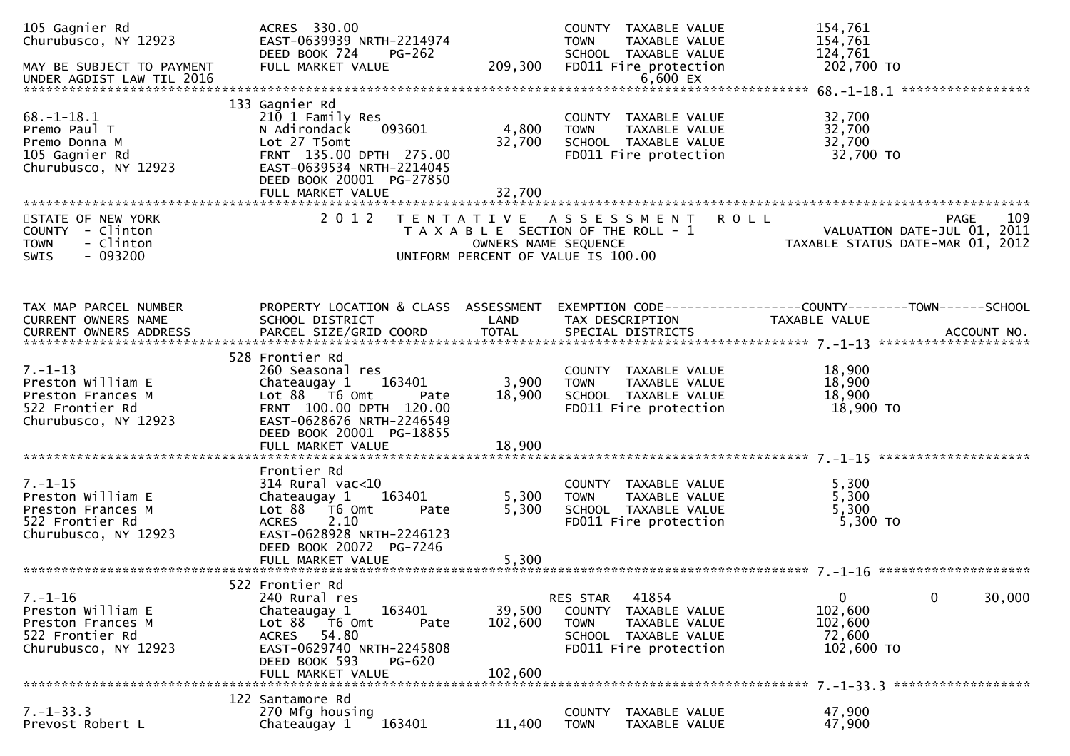```
105 Gagnier Rd                  ACRES 330.00                               COUNTY  TAXABLE VALUE            154,761
Churubusco, NY 12923            EAST-0639939 NRTH-2214974                  TOWN    TAXABLE VALUE            154,761
                                DEED BOOK 724    PG-262                    SCHOOL  TAXABLE VALUE            124,761
MAY BE SUBJECT TO PAYMENT       FULL MARKET VALUE             209,300      FD011 Fire protection            202,700 TO
UNDER AGDIST LAW TIL 2016                                                          6,600 EX
******************************************************************************************************* 68.-1-18.1 *****************
                               133 Gagnier Rd
68.-1-18.1                      210 1 Family Res                           COUNTY  TAXABLE VALUE             32,700
Premo Paul T                    N Adirondack     093601        4,800       TOWN    TAXABLE VALUE             32,700
Premo Donna M                   Lot 27 T5omt                  32,700       SCHOOL  TAXABLE VALUE             32,700
105 Gagnier Rd                  FRNT 135.00 DPTH 275.00                    FD011 Fire protection             32,700 TO
Churubusco, NY 12923            EAST-0639534 NRTH-2214045
                                DEED BOOK 20001  PG-27850
                                FULL MARKET VALUE              32,700
************************************************************************************************************************************
STATE OF NEW YORK                  2 0 1 2   T E N T A T I V E   A S S E S S M E N T   R O L L                          PAGE    109
COUNTY  - Clinton                            T A X A B L E  SECTION OF THE ROLL - 1                     VALUATION DATE-JUL 01, 2011
TOWN    - Clinton                                OWNERS NAME SEQUENCE                             TAXABLE STATUS DATE-MAR 01, 2012
SWIS    - 093200                          UNIFORM PERCENT OF VALUE IS 100.00


TAX MAP PARCEL NUMBER           PROPERTY LOCATION & CLASS  ASSESSMENT  EXEMPTION CODE------------------COUNTY--------TOWN------SCHOOL
CURRENT OWNERS NAME             SCHOOL DISTRICT               LAND     TAX DESCRIPTION             TAXABLE VALUE
CURRENT OWNERS ADDRESS          PARCEL SIZE/GRID COORD        TOTAL    SPECIAL DISTRICTS                                 ACCOUNT NO.
******************************************************************************************************* 7.-1-13 ********************
                               528 Frontier Rd
7.-1-13                         260 Seasonal res                           COUNTY  TAXABLE VALUE             18,900
Preston William E               Chateaugay 1     163401        3,900       TOWN    TAXABLE VALUE             18,900
Preston Frances M               Lot 88   T6 Omt       Pate    18,900       SCHOOL  TAXABLE VALUE             18,900
522 Frontier Rd                 FRNT 100.00 DPTH 120.00                    FD011 Fire protection             18,900 TO
Churubusco, NY 12923            EAST-0628676 NRTH-2246549
                                DEED BOOK 20001  PG-18855
                                FULL MARKET VALUE              18,900
******************************************************************************************************* 7.-1-15 ********************
                                Frontier Rd
7.-1-15                         314 Rural vac<10                           COUNTY  TAXABLE VALUE              5,300
Preston William E               Chateaugay 1     163401        5,300       TOWN    TAXABLE VALUE              5,300
Preston Frances M               Lot 88   T6 Omt       Pate     5,300       SCHOOL  TAXABLE VALUE              5,300
522 Frontier Rd                 ACRES    2.10                              FD011 Fire protection              5,300 TO
Churubusco, NY 12923            EAST-0628928 NRTH-2246123
                                DEED BOOK 20072  PG-7246
                                FULL MARKET VALUE               5,300
******************************************************************************************************* 7.-1-16 ********************
                               522 Frontier Rd
7.-1-16                         240 Rural res                              RES STAR   41854                  0            0      30,000
Preston William E               Chateaugay 1     163401       39,500       COUNTY  TAXABLE VALUE            102,600
Preston Frances M               Lot 88   T6 Omt       Pate   102,600       TOWN    TAXABLE VALUE            102,600
522 Frontier Rd                 ACRES   54.80                              SCHOOL  TAXABLE VALUE             72,600
Churubusco, NY 12923            EAST-0629740 NRTH-2245808                  FD011 Fire protection            102,600 TO
                                DEED BOOK 593    PG-620
                                FULL MARKET VALUE             102,600
******************************************************************************************************* 7.-1-33.3 ******************
                               122 Santamore Rd
7.-1-33.3                       270 Mfg housing                            COUNTY  TAXABLE VALUE             47,900
Prevost Robert L                Chateaugay 1     163401       11,400       TOWN    TAXABLE VALUE             47,900
```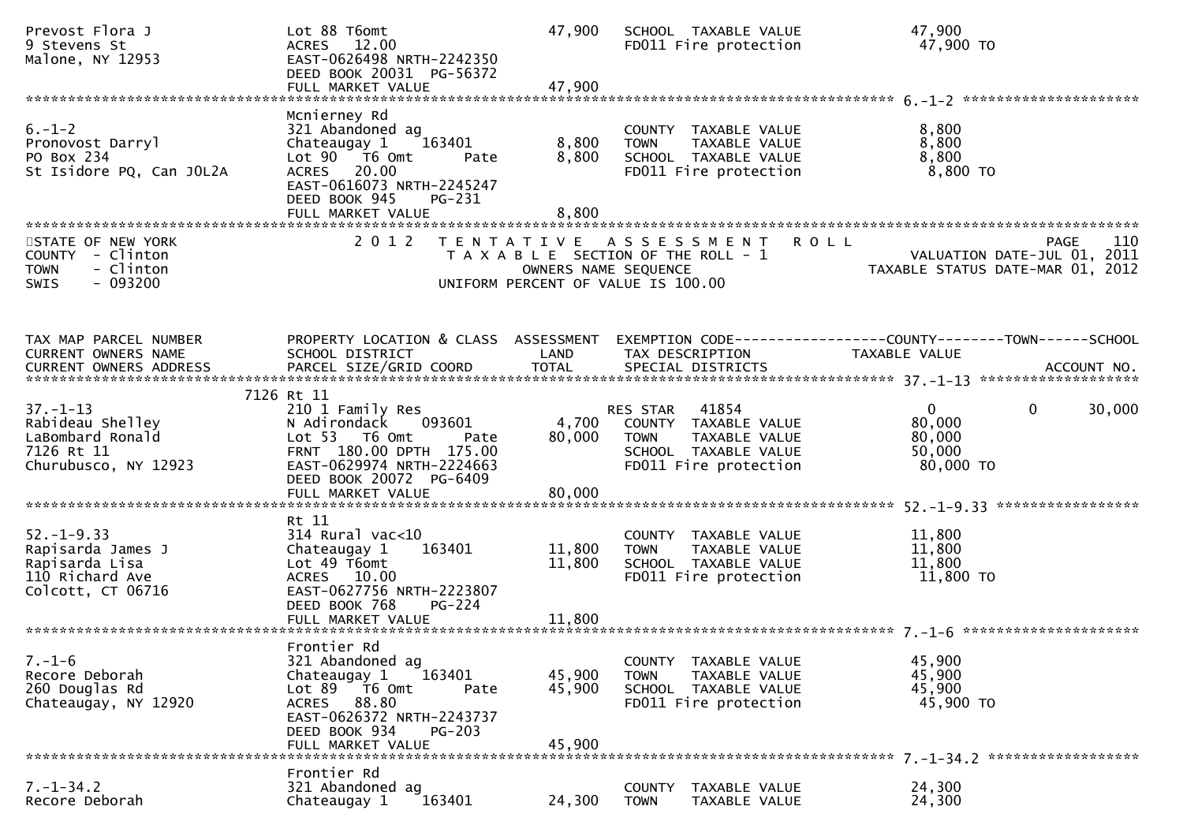```
Prevost Flora J                Lot 88 T6omt                     47,900   SCHOOL  TAXABLE VALUE              47,900
9 Stevens St                   ACRES   12.00                             FD011 Fire protection               47,900 TO
Malone, NY 12953               EAST-0626498 NRTH-2242350
                               DEED BOOK 20031  PG-56372
                               FULL MARKET VALUE                47,900
******************************************************************************************************* 6.-1-2 ********************
                               Mcnierney Rd
6.-1-2                         321 Abandoned ag                          COUNTY  TAXABLE VALUE               8,800
Pronovost Darryl               Chateaugay 1    163401            8,800   TOWN    TAXABLE VALUE               8,800
PO Box 234                     Lot 90   T6 Omt       Pate        8,800   SCHOOL  TAXABLE VALUE               8,800
St Isidore PQ, Can J0L2A       ACRES   20.00                             FD011 Fire protection                8,800 TO
                               EAST-0616073 NRTH-2245247
                               DEED BOOK 945     PG-231
                               FULL MARKET VALUE                 8,800
************************************************************************************************************************************
STATE OF NEW YORK                2 0 1 2   T E N T A T I V E   A S S E S S M E N T   R O L L                              PAGE    110
COUNTY  - Clinton                          T A X A B L E  SECTION OF THE ROLL - 1                    VALUATION DATE-JUL 01, 2011
TOWN    - Clinton                                 OWNERS NAME SEQUENCE                          TAXABLE STATUS DATE-MAR 01, 2012
SWIS    - 093200                          UNIFORM PERCENT OF VALUE IS 100.00


TAX MAP PARCEL NUMBER          PROPERTY LOCATION & CLASS  ASSESSMENT  EXEMPTION CODE------------------COUNTY--------TOWN------SCHOOL
CURRENT OWNERS NAME            SCHOOL DISTRICT               LAND      TAX DESCRIPTION            TAXABLE VALUE
CURRENT OWNERS ADDRESS         PARCEL SIZE/GRID COORD       TOTAL      SPECIAL DISTRICTS                                 ACCOUNT NO.
******************************************************************************************************* 37.-1-13 ******************
                          7126 Rt 11
37.-1-13                       210 1 Family Res                          RES STAR   41854                  0            0       30,000
Rabideau Shelley               N Adirondack     093601          4,700    COUNTY  TAXABLE VALUE              80,000
LaBombard Ronald               Lot 53   T6 Omt       Pate       80,000   TOWN    TAXABLE VALUE              80,000
7126 Rt 11                     FRNT 180.00 DPTH 175.00                   SCHOOL  TAXABLE VALUE              50,000
Churubusco, NY 12923           EAST-0629974 NRTH-2224663                 FD011 Fire protection               80,000 TO
                               DEED BOOK 20072  PG-6409
                               FULL MARKET VALUE                80,000
******************************************************************************************************* 52.-1-9.33 ****************
                               Rt 11
52.-1-9.33                     314 Rural vac<10                          COUNTY  TAXABLE VALUE              11,800
Rapisarda James J              Chateaugay 1    163401           11,800   TOWN    TAXABLE VALUE              11,800
Rapisarda Lisa                 Lot 49 T6omt                     11,800   SCHOOL  TAXABLE VALUE              11,800
110 Richard Ave                ACRES   10.00                             FD011 Fire protection               11,800 TO
Colcott, CT 06716              EAST-0627756 NRTH-2223807
                               DEED BOOK 768     PG-224
                               FULL MARKET VALUE                11,800
******************************************************************************************************* 7.-1-6 ********************
                               Frontier Rd
7.-1-6                         321 Abandoned ag                          COUNTY  TAXABLE VALUE              45,900
Recore Deborah                 Chateaugay 1    163401           45,900   TOWN    TAXABLE VALUE              45,900
260 Douglas Rd                 Lot 89   T6 Omt       Pate       45,900   SCHOOL  TAXABLE VALUE              45,900
Chateaugay, NY 12920           ACRES   88.80                             FD011 Fire protection               45,900 TO
                               EAST-0626372 NRTH-2243737
                               DEED BOOK 934     PG-203
                               FULL MARKET VALUE                45,900
******************************************************************************************************* 7.-1-34.2 *****************
                               Frontier Rd
7.-1-34.2                      321 Abandoned ag                          COUNTY  TAXABLE VALUE              24,300
Recore Deborah                 Chateaugay 1    163401           24,300   TOWN    TAXABLE VALUE              24,300
```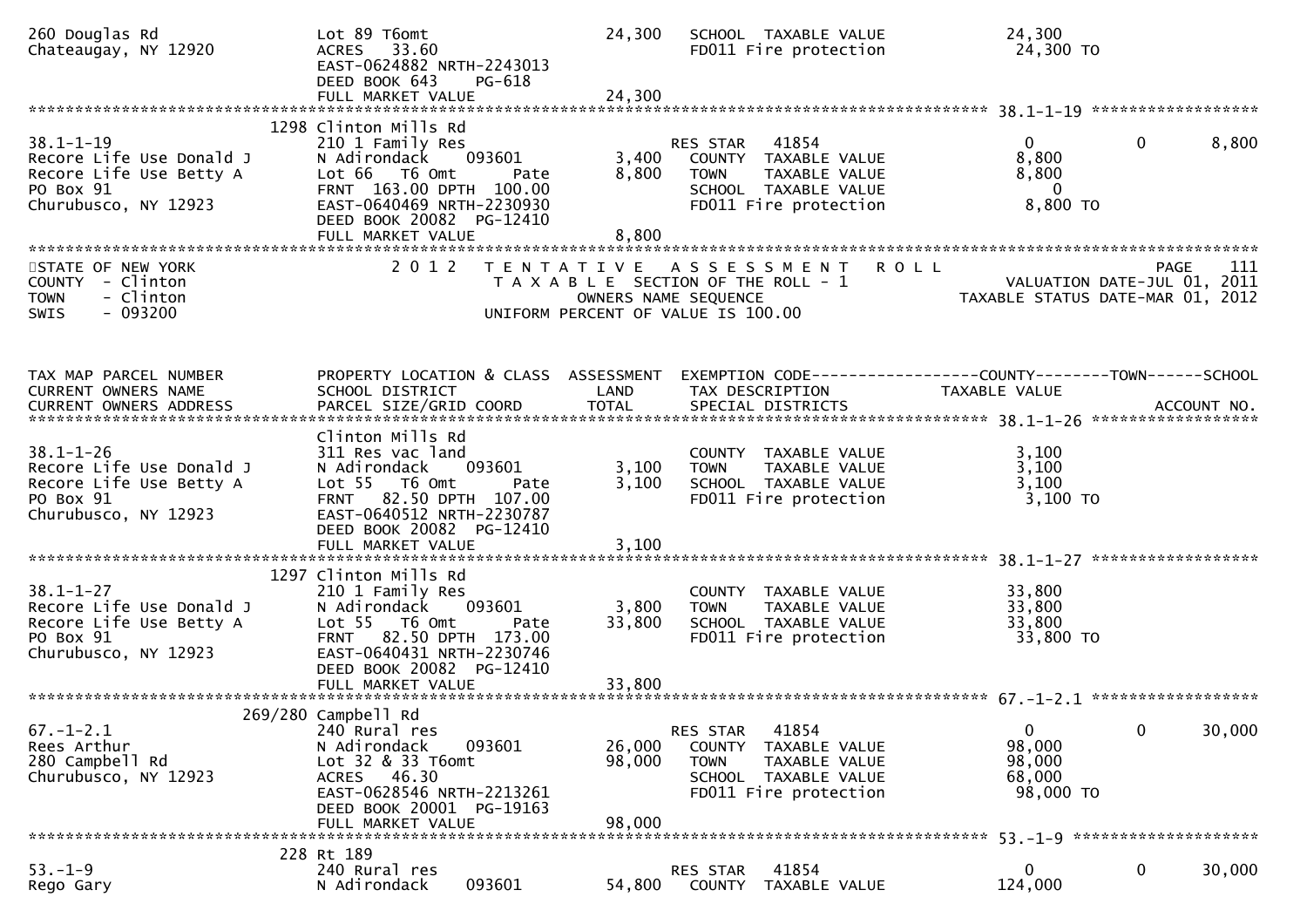```
260 Douglas Rd                 Lot 89 T6omt                       24,300   SCHOOL  TAXABLE VALUE              24,300
Chateaugay, NY 12920           ACRES   33.60                               FD011 Fire protection               24,300 TO
                               EAST-0624882 NRTH-2243013
                               DEED BOOK 643     PG-618
                               FULL MARKET VALUE                  24,300
******************************************************************************************************* 38.1-1-19 *****************
                          1298 Clinton Mills Rd
38.1-1-19                      210 1 Family Res                            RES STAR   41854                    0           0       8,800
Recore Life Use Donald J       N Adirondack      093601            3,400   COUNTY  TAXABLE VALUE               8,800
Recore Life Use Betty A        Lot 66   T6 Omt         Pate        8,800   TOWN    TAXABLE VALUE               8,800
PO Box 91                      FRNT  163.00 DPTH  100.00                   SCHOOL  TAXABLE VALUE                   0
Churubusco, NY 12923           EAST-0640469 NRTH-2230930                   FD011 Fire protection               8,800 TO
                               DEED BOOK 20082  PG-12410
                               FULL MARKET VALUE                   8,800
*************************************************************************************************************************************
STATE OF NEW YORK                2 0 1 2   T E N T A T I V E   A S S E S S M E N T   R O L L                               PAGE    111
COUNTY  - Clinton                          T A X A B L E  SECTION OF THE ROLL - 1                      VALUATION DATE-JUL 01, 2011
TOWN    - Clinton                                 OWNERS NAME SEQUENCE                             TAXABLE STATUS DATE-MAR 01, 2012
SWIS    - 093200                           UNIFORM PERCENT OF VALUE IS 100.00


TAX MAP PARCEL NUMBER          PROPERTY LOCATION & CLASS  ASSESSMENT  EXEMPTION CODE------------------COUNTY--------TOWN------SCHOOL
CURRENT OWNERS NAME            SCHOOL DISTRICT               LAND      TAX DESCRIPTION            TAXABLE VALUE
CURRENT OWNERS ADDRESS         PARCEL SIZE/GRID COORD        TOTAL     SPECIAL DISTRICTS                                 ACCOUNT NO.
******************************************************************************************************* 38.1-1-26 *****************
                               Clinton Mills Rd
38.1-1-26                      311 Res vac land                            COUNTY  TAXABLE VALUE               3,100
Recore Life Use Donald J       N Adirondack      093601            3,100   TOWN    TAXABLE VALUE               3,100
Recore Life Use Betty A        Lot 55   T6 Omt         Pate        3,100   SCHOOL  TAXABLE VALUE               3,100
PO Box 91                      FRNT   82.50 DPTH  107.00                   FD011 Fire protection               3,100 TO
Churubusco, NY 12923           EAST-0640512 NRTH-2230787
                               DEED BOOK 20082  PG-12410
                               FULL MARKET VALUE                   3,100
******************************************************************************************************* 38.1-1-27 *****************
                          1297 Clinton Mills Rd
38.1-1-27                      210 1 Family Res                            COUNTY  TAXABLE VALUE              33,800
Recore Life Use Donald J       N Adirondack      093601            3,800   TOWN    TAXABLE VALUE              33,800
Recore Life Use Betty A        Lot 55   T6 Omt         Pate       33,800   SCHOOL  TAXABLE VALUE              33,800
PO Box 91                      FRNT   82.50 DPTH  173.00                   FD011 Fire protection              33,800 TO
Churubusco, NY 12923           EAST-0640431 NRTH-2230746
                               DEED BOOK 20082  PG-12410
                               FULL MARKET VALUE                  33,800
******************************************************************************************************* 67.-1-2.1 *****************
                       269/280 Campbell Rd
67.-1-2.1                      240 Rural res                               RES STAR   41854                    0           0      30,000
Rees Arthur                    N Adirondack      093601           26,000   COUNTY  TAXABLE VALUE              98,000
280 Campbell Rd                Lot 32 & 33 T6omt                  98,000   TOWN    TAXABLE VALUE              98,000
Churubusco, NY 12923           ACRES   46.30                               SCHOOL  TAXABLE VALUE              68,000
                               EAST-0628546 NRTH-2213261                   FD011 Fire protection              98,000 TO
                               DEED BOOK 20001  PG-19163
                               FULL MARKET VALUE                  98,000
******************************************************************************************************* 53.-1-9 *******************
                           228 Rt 189
53.-1-9                        240 Rural res                               RES STAR   41854                    0           0      30,000
Rego Gary                      N Adirondack      093601           54,800   COUNTY  TAXABLE VALUE             124,000
```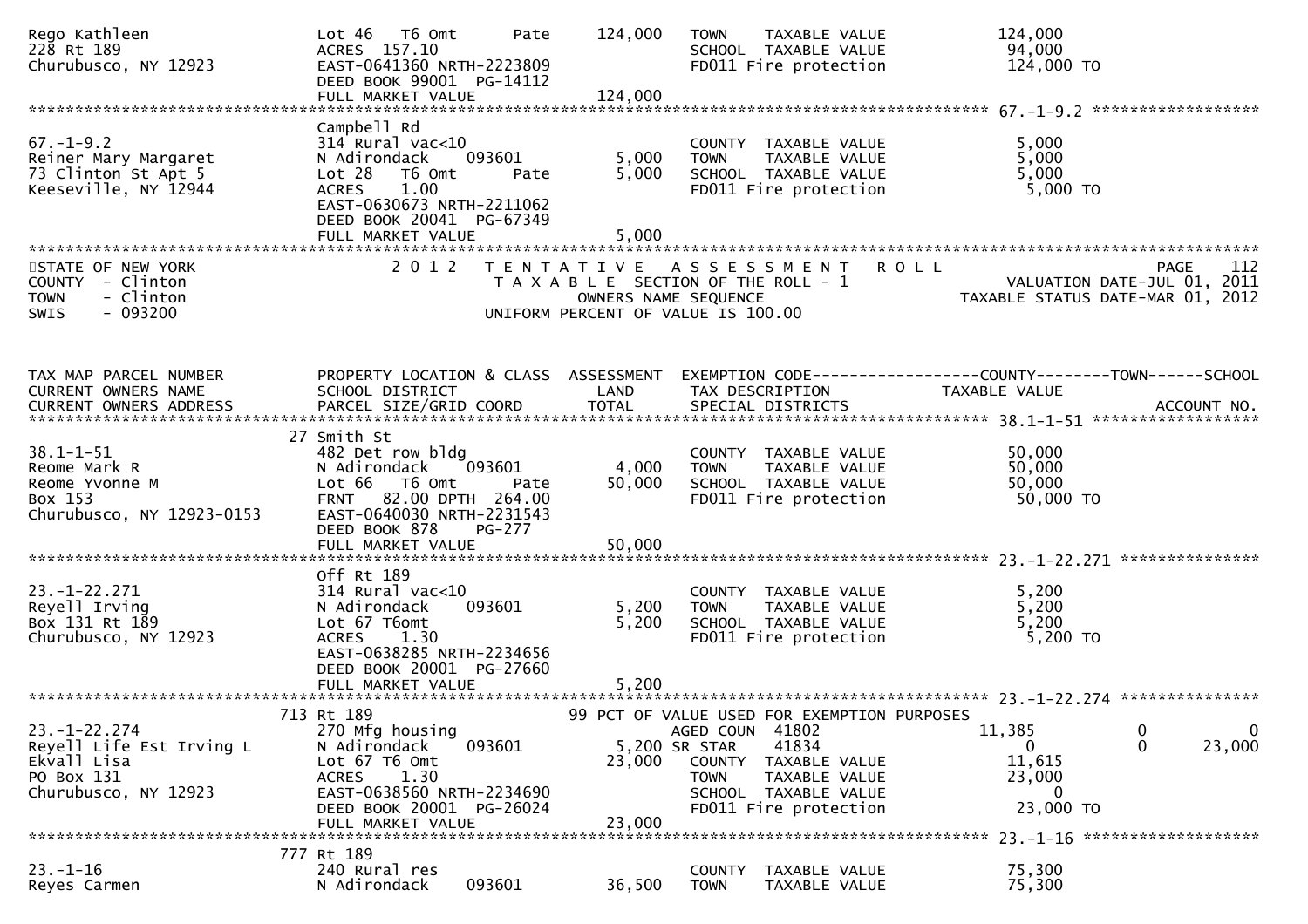```
Rego Kathleen                  Lot 46   T6 Omt       Pate      124,000   TOWN    TAXABLE VALUE            124,000
228 Rt 189                     ACRES  157.10                             SCHOOL  TAXABLE VALUE             94,000
Churubusco, NY 12923           EAST-0641360 NRTH-2223809                 FD011 Fire protection            124,000 TO
                               DEED BOOK 99001  PG-14112
                               FULL MARKET VALUE                124,000
******************************************************************************************************* 67.-1-9.2 ******************
                               Campbell Rd
67.-1-9.2                      314 Rural vac<10                          COUNTY  TAXABLE VALUE              5,000
Reiner Mary Margaret           N Adirondack     093601          5,000   TOWN    TAXABLE VALUE              5,000
73 Clinton St Apt 5            Lot 28   T6 Omt       Pate       5,000   SCHOOL  TAXABLE VALUE              5,000
Keeseville, NY 12944           ACRES    1.00                             FD011 Fire protection              5,000 TO
                               EAST-0630673 NRTH-2211062
                               DEED BOOK 20041  PG-67349
                               FULL MARKET VALUE                  5,000
************************************************************************************************************************************
STATE OF NEW YORK                2 0 1 2   T E N T A T I V E   A S S E S S M E N T   R O L L                        PAGE     112
COUNTY  - Clinton                           T A X A B L E  SECTION OF THE ROLL - 1                      VALUATION DATE-JUL 01, 2011
TOWN    - Clinton                                 OWNERS NAME SEQUENCE                                TAXABLE STATUS DATE-MAR 01, 2012
SWIS    - 093200                            UNIFORM PERCENT OF VALUE IS 100.00


TAX MAP PARCEL NUMBER          PROPERTY LOCATION & CLASS  ASSESSMENT  EXEMPTION CODE------------------COUNTY--------TOWN------SCHOOL
CURRENT OWNERS NAME            SCHOOL DISTRICT               LAND      TAX DESCRIPTION            TAXABLE VALUE
CURRENT OWNERS ADDRESS         PARCEL SIZE/GRID COORD        TOTAL     SPECIAL DISTRICTS                                  ACCOUNT NO.
******************************************************************************************************* 38.1-1-51 ******************
                            27 Smith St
38.1-1-51                      482 Det row bldg                          COUNTY  TAXABLE VALUE             50,000
Reome Mark R                   N Adirondack     093601          4,000   TOWN    TAXABLE VALUE             50,000
Reome Yvonne M                 Lot 66   T6 Omt       Pate      50,000   SCHOOL  TAXABLE VALUE             50,000
Box 153                        FRNT   82.00 DPTH 264.00                  FD011 Fire protection             50,000 TO
Churubusco, NY 12923-0153      EAST-0640030 NRTH-2231543
                               DEED BOOK 878    PG-277
                               FULL MARKET VALUE                 50,000
******************************************************************************************************* 23.-1-22.271 ***************
                               Off Rt 189
23.-1-22.271                   314 Rural vac<10                          COUNTY  TAXABLE VALUE              5,200
Reyell Irving                  N Adirondack     093601          5,200   TOWN    TAXABLE VALUE              5,200
Box 131 Rt 189                 Lot 67 T6omt                     5,200   SCHOOL  TAXABLE VALUE              5,200
Churubusco, NY 12923           ACRES    1.30                             FD011 Fire protection              5,200 TO
                               EAST-0638285 NRTH-2234656
                               DEED BOOK 20001  PG-27660
                               FULL MARKET VALUE                  5,200
******************************************************************************************************* 23.-1-22.274 ***************
                           713 Rt 189                         99 PCT OF VALUE USED FOR EXEMPTION PURPOSES
23.-1-22.274                   270 Mfg housing                           AGED COUN  41802              11,385          0           0
Reyell Life Est Irving L       N Adirondack     093601          5,200 SR STAR    41834                   0          0      23,000
Ekvall Lisa                    Lot 67 T6 Omt                   23,000   COUNTY  TAXABLE VALUE             11,615
PO Box 131                     ACRES    1.30                             TOWN    TAXABLE VALUE             23,000
Churubusco, NY 12923           EAST-0638560 NRTH-2234690                 SCHOOL  TAXABLE VALUE                  0
                               DEED BOOK 20001  PG-26024                 FD011 Fire protection             23,000 TO
                               FULL MARKET VALUE                 23,000
******************************************************************************************************* 23.-1-16 *******************
                           777 Rt 189
23.-1-16                       240 Rural res                             COUNTY  TAXABLE VALUE             75,300
Reyes Carmen                   N Adirondack     093601         36,500   TOWN    TAXABLE VALUE             75,300
```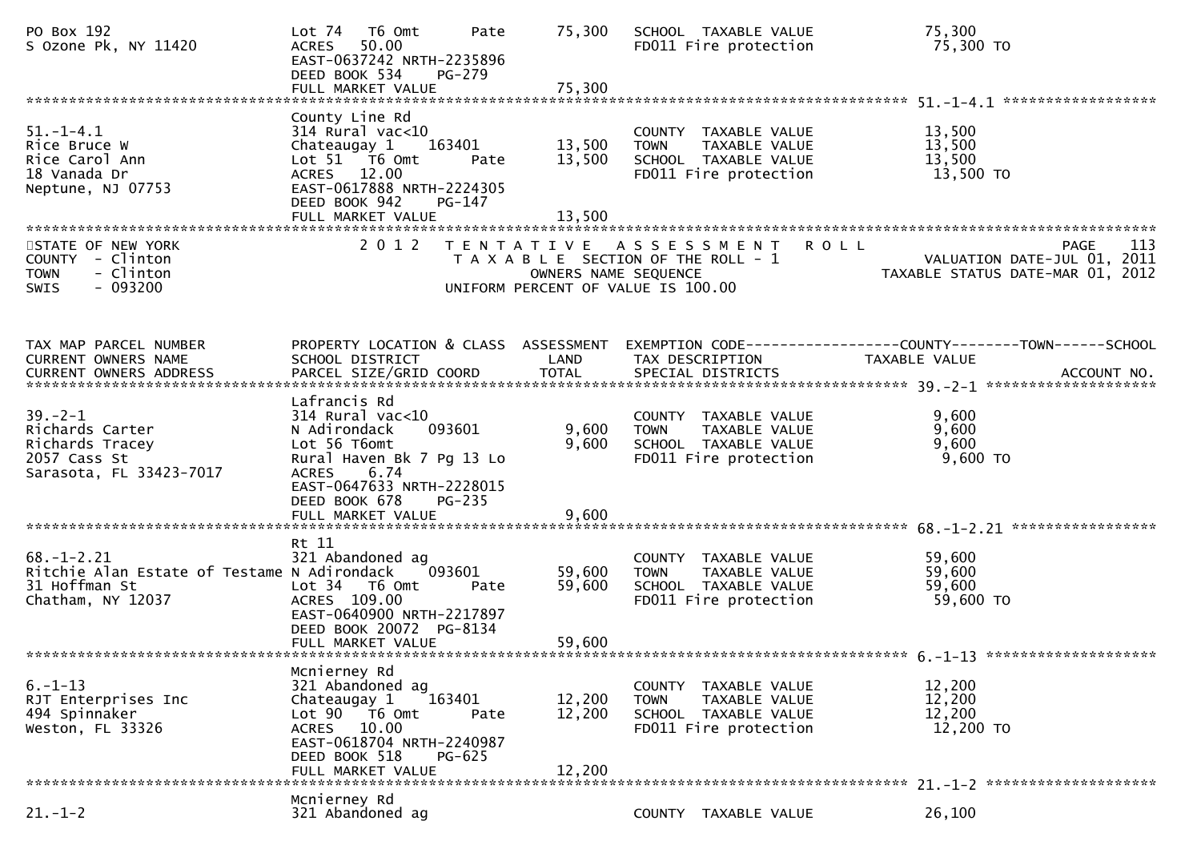```
PO Box 192                         Lot 74   T6 Omt       Pate       75,300   SCHOOL  TAXABLE VALUE            75,300
S Ozone Pk, NY 11420               ACRES   50.00                             FD011 Fire protection              75,300 TO
                                   EAST-0637242 NRTH-2235896
                                   DEED BOOK 534    PG-279
                                   FULL MARKET VALUE                75,300
******************************************************************************************************* 51.-1-4.1 ******************
                                   County Line Rd
51.-1-4.1                          314 Rural vac<10                          COUNTY  TAXABLE VALUE            13,500
Rice Bruce W                       Chateaugay 1    163401           13,500   TOWN    TAXABLE VALUE            13,500
Rice Carol Ann                     Lot 51   T6 Omt       Pate       13,500   SCHOOL  TAXABLE VALUE            13,500
18 Vanada Dr                       ACRES   12.00                             FD011 Fire protection              13,500 TO
Neptune, NJ 07753                  EAST-0617888 NRTH-2224305
                                   DEED BOOK 942    PG-147
                                   FULL MARKET VALUE                13,500
************************************************************************************************************************************
STATE OF NEW YORK                  2 0 1 2   T E N T A T I V E   A S S E S S M E N T   R O L L                          PAGE   113
COUNTY  - Clinton                             T A X A B L E  SECTION OF THE ROLL - 1                    VALUATION DATE-JUL 01, 2011
TOWN    - Clinton                                  OWNERS NAME SEQUENCE                          TAXABLE STATUS DATE-MAR 01, 2012
SWIS    - 093200                             UNIFORM PERCENT OF VALUE IS 100.00


TAX MAP PARCEL NUMBER              PROPERTY LOCATION & CLASS  ASSESSMENT  EXEMPTION CODE------------------COUNTY--------TOWN------SCHOOL
CURRENT OWNERS NAME                SCHOOL DISTRICT               LAND      TAX DESCRIPTION              TAXABLE VALUE
CURRENT OWNERS ADDRESS             PARCEL SIZE/GRID COORD       TOTAL      SPECIAL DISTRICTS                                 ACCOUNT NO.
******************************************************************************************************* 39.-2-1 ********************
                                   Lafrancis Rd
39.-2-1                            314 Rural vac<10                          COUNTY  TAXABLE VALUE             9,600
Richards Carter                    N Adirondack    093601            9,600   TOWN    TAXABLE VALUE             9,600
Richards Tracey                    Lot 56 T6omt                      9,600   SCHOOL  TAXABLE VALUE             9,600
2057 Cass St                       Rural Haven Bk 7 Pg 13 Lo                 FD011 Fire protection               9,600 TO
Sarasota, FL 33423-7017            ACRES    6.74
                                   EAST-0647633 NRTH-2228015
                                   DEED BOOK 678    PG-235
                                   FULL MARKET VALUE                 9,600
******************************************************************************************************* 68.-1-2.21 *****************
                                   Rt 11
68.-1-2.21                         321 Abandoned ag                          COUNTY  TAXABLE VALUE            59,600
Ritchie Alan Estate of Testame N Adirondack    093601               59,600   TOWN    TAXABLE VALUE            59,600
31 Hoffman St                      Lot 34   T6 Omt       Pate       59,600   SCHOOL  TAXABLE VALUE            59,600
Chatham, NY 12037                  ACRES  109.00                             FD011 Fire protection              59,600 TO
                                   EAST-0640900 NRTH-2217897
                                   DEED BOOK 20072  PG-8134
                                   FULL MARKET VALUE                59,600
******************************************************************************************************* 6.-1-13 ********************
                                   Mcnierney Rd
6.-1-13                            321 Abandoned ag                          COUNTY  TAXABLE VALUE            12,200
RJT Enterprises Inc                Chateaugay 1    163401           12,200   TOWN    TAXABLE VALUE            12,200
494 Spinnaker                      Lot 90   T6 Omt       Pate       12,200   SCHOOL  TAXABLE VALUE            12,200
Weston, FL 33326                   ACRES   10.00                             FD011 Fire protection              12,200 TO
                                   EAST-0618704 NRTH-2240987
                                   DEED BOOK 518    PG-625
                                   FULL MARKET VALUE                12,200
******************************************************************************************************* 21.-1-2 ********************
                                   Mcnierney Rd
21.-1-2                            321 Abandoned ag                          COUNTY  TAXABLE VALUE            26,100
```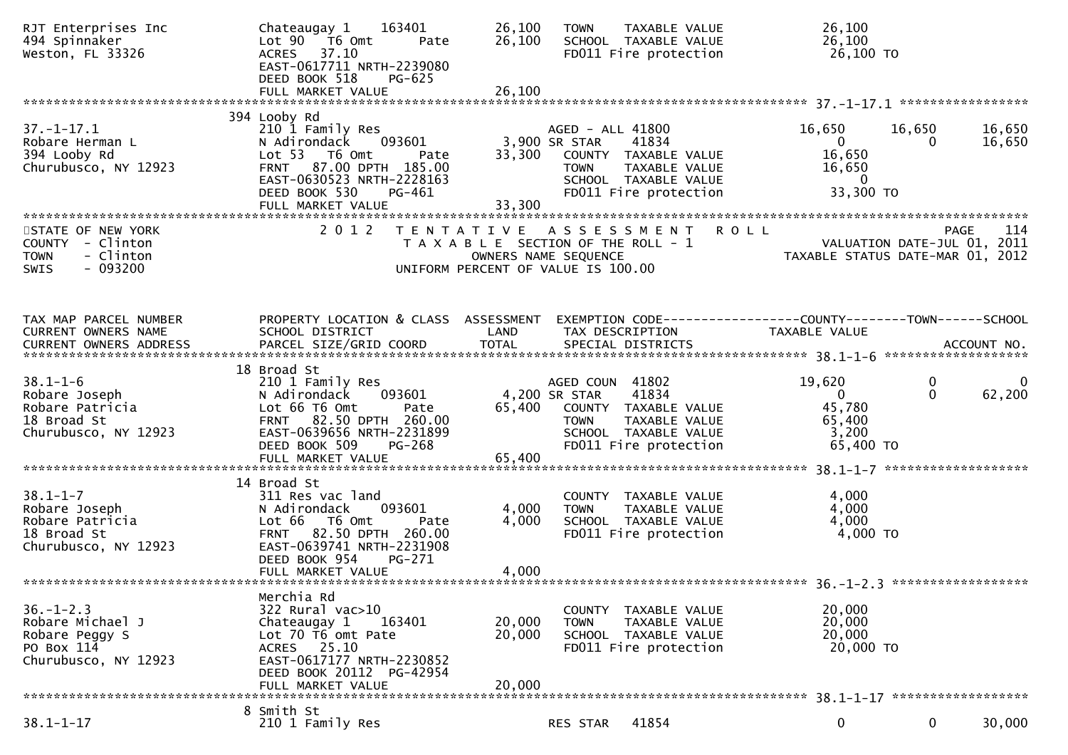```
RJT Enterprises Inc          Chateaugay 1    163401        26,100   TOWN    TAXABLE VALUE              26,100
494 Spinnaker                Lot 90  T6 Omt      Pate      26,100   SCHOOL  TAXABLE VALUE              26,100
Weston, FL 33326             ACRES   37.10                          FD011 Fire protection               26,100 TO
                             EAST-0617711 NRTH-2239080
                             DEED BOOK 518    PG-625
                             FULL MARKET VALUE             26,100
******************************************************************************************************* 37.-1-17.1 *****************
                             394 Looby Rd
37.-1-17.1                   210 1 Family Res                       AGED - ALL 41800                16,650      16,650      16,650
Robare Herman L              N Adirondack    093601         3,900 SR STAR     41834                     0           0      16,650
394 Looby Rd                 Lot 53  T6 Omt      Pate      33,300   COUNTY  TAXABLE VALUE              16,650
Churubusco, NY 12923         FRNT   87.00 DPTH 185.00               TOWN    TAXABLE VALUE              16,650
                             EAST-0630523 NRTH-2228163              SCHOOL  TAXABLE VALUE                   0
                             DEED BOOK 530    PG-461                FD011 Fire protection               33,300 TO
                             FULL MARKET VALUE             33,300
************************************************************************************************************************************
STATE OF NEW YORK                2 0 1 2   T E N T A T I V E   A S S E S S M E N T   R O L L                              PAGE    114
COUNTY  - Clinton                          T A X A B L E  SECTION OF THE ROLL - 1                     VALUATION DATE-JUL 01, 2011
TOWN    - Clinton                                  OWNERS NAME SEQUENCE                          TAXABLE STATUS DATE-MAR 01, 2012
SWIS    - 093200                           UNIFORM PERCENT OF VALUE IS 100.00


TAX MAP PARCEL NUMBER        PROPERTY LOCATION & CLASS  ASSESSMENT  EXEMPTION CODE------------------COUNTY--------TOWN------SCHOOL
CURRENT OWNERS NAME          SCHOOL DISTRICT               LAND     TAX DESCRIPTION               TAXABLE VALUE
CURRENT OWNERS ADDRESS       PARCEL SIZE/GRID COORD        TOTAL    SPECIAL DISTRICTS                                  ACCOUNT NO.
******************************************************************************************************* 38.1-1-6 *******************
                             18 Broad St
38.1-1-6                     210 1 Family Res                       AGED COUN  41802                19,620           0           0
Robare Joseph                N Adirondack    093601         4,200 SR STAR     41834                     0           0      62,200
Robare Patricia              Lot 66 T6 Omt       Pate      65,400   COUNTY  TAXABLE VALUE              45,780
18 Broad St                  FRNT   82.50 DPTH 260.00               TOWN    TAXABLE VALUE              65,400
Churubusco, NY 12923         EAST-0639656 NRTH-2231899              SCHOOL  TAXABLE VALUE               3,200
                             DEED BOOK 509    PG-268                FD011 Fire protection               65,400 TO
                             FULL MARKET VALUE             65,400
******************************************************************************************************* 38.1-1-7 *******************
                             14 Broad St
38.1-1-7                     311 Res vac land                       COUNTY  TAXABLE VALUE               4,000
Robare Joseph                N Adirondack    093601         4,000   TOWN    TAXABLE VALUE               4,000
Robare Patricia              Lot 66  T6 Omt      Pate       4,000   SCHOOL  TAXABLE VALUE               4,000
18 Broad St                  FRNT   82.50 DPTH 260.00               FD011 Fire protection                4,000 TO
Churubusco, NY 12923         EAST-0639741 NRTH-2231908
                             DEED BOOK 954    PG-271
                             FULL MARKET VALUE              4,000
******************************************************************************************************* 36.-1-2.3 ******************
                             Merchia Rd
36.-1-2.3                    322 Rural vac>10                       COUNTY  TAXABLE VALUE              20,000
Robare Michael J             Chateaugay 1    163401        20,000   TOWN    TAXABLE VALUE              20,000
Robare Peggy S               Lot 70 T6 omt Pate            20,000   SCHOOL  TAXABLE VALUE              20,000
PO Box 114                   ACRES   25.10                          FD011 Fire protection               20,000 TO
Churubusco, NY 12923         EAST-0617177 NRTH-2230852
                             DEED BOOK 20112  PG-42954
                             FULL MARKET VALUE             20,000
******************************************************************************************************* 38.1-1-17 ******************
                             8 Smith St
38.1-1-17                    210 1 Family Res                       RES STAR    41854                    0           0      30,000
```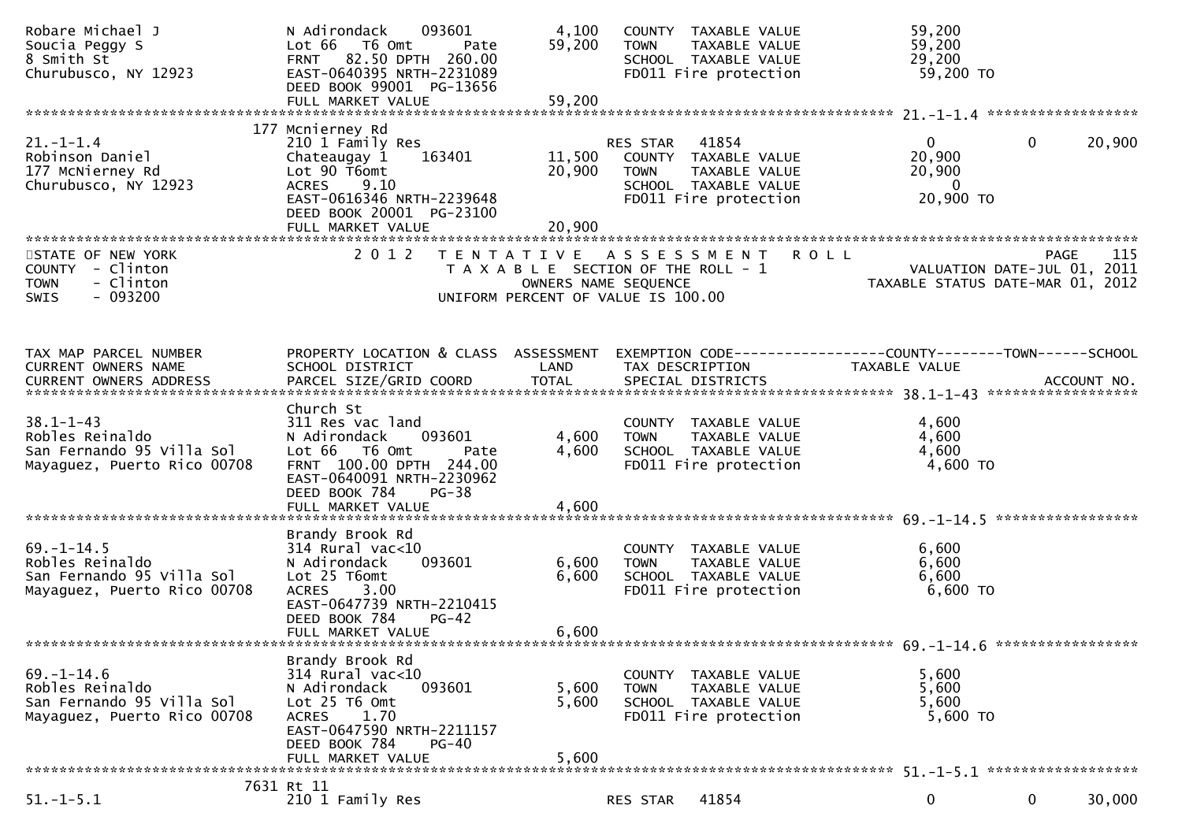```
Robare Michael J               N Adirondack    093601          4,100   COUNTY  TAXABLE VALUE              59,200
Soucia Peggy S                 Lot 66   T6 Omt       Pate     59,200   TOWN    TAXABLE VALUE              59,200
8 Smith St                     FRNT  82.50 DPTH 260.00                 SCHOOL  TAXABLE VALUE              29,200
Churubusco, NY 12923           EAST-0640395 NRTH-2231089               FD011 Fire protection              59,200 TO
                               DEED BOOK 99001 PG-13656
                               FULL MARKET VALUE              59,200
******************************************************************************************************* 21.-1-1.4 *****************
                           177 Mcnierney Rd
21.-1-1.4                      210 1 Family Res                        RES STAR   41854                    0           0      20,900
Robinson Daniel                Chateaugay 1    163401         11,500   COUNTY  TAXABLE VALUE              20,900
177 McNierney Rd               Lot 90 T6omt                   20,900   TOWN    TAXABLE VALUE              20,900
Churubusco, NY 12923           ACRES    9.10                           SCHOOL  TAXABLE VALUE                   0
                               EAST-0616346 NRTH-2239648               FD011 Fire protection              20,900 TO
                               DEED BOOK 20001 PG-23100
                               FULL MARKET VALUE              20,900
************************************************************************************************************************************
STATE OF NEW YORK                 2 0 1 2   T E N T A T I V E   A S S E S S M E N T   R O L L                          PAGE    115
COUNTY  - Clinton                          T A X A B L E  SECTION OF THE ROLL - 1                  VALUATION DATE-JUL 01, 2011
TOWN    - Clinton                                 OWNERS NAME SEQUENCE                        TAXABLE STATUS DATE-MAR 01, 2012
SWIS    - 093200                           UNIFORM PERCENT OF VALUE IS 100.00


TAX MAP PARCEL NUMBER          PROPERTY LOCATION & CLASS  ASSESSMENT  EXEMPTION CODE------------------COUNTY--------TOWN------SCHOOL
CURRENT OWNERS NAME            SCHOOL DISTRICT               LAND      TAX DESCRIPTION            TAXABLE VALUE
CURRENT OWNERS ADDRESS         PARCEL SIZE/GRID COORD       TOTAL      SPECIAL DISTRICTS                                  ACCOUNT NO.
******************************************************************************************************* 38.1-1-43 *****************
                               Church St
38.1-1-43                      311 Res vac land                        COUNTY  TAXABLE VALUE               4,600
Robles Reinaldo                N Adirondack    093601          4,600   TOWN    TAXABLE VALUE               4,600
San Fernando 95 Villa Sol      Lot 66   T6 Omt       Pate      4,600   SCHOOL  TAXABLE VALUE               4,600
Mayaguez, Puerto Rico 00708    FRNT 100.00 DPTH 244.00                 FD011 Fire protection               4,600 TO
                               EAST-0640091 NRTH-2230962
                               DEED BOOK 784    PG-38
                               FULL MARKET VALUE               4,600
******************************************************************************************************* 69.-1-14.5 ****************
                               Brandy Brook Rd
69.-1-14.5                     314 Rural vac<10                        COUNTY  TAXABLE VALUE               6,600
Robles Reinaldo                N Adirondack    093601          6,600   TOWN    TAXABLE VALUE               6,600
San Fernando 95 Villa Sol      Lot 25 T6omt                    6,600   SCHOOL  TAXABLE VALUE               6,600
Mayaguez, Puerto Rico 00708    ACRES    3.00                           FD011 Fire protection               6,600 TO
                               EAST-0647739 NRTH-2210415
                               DEED BOOK 784    PG-42
                               FULL MARKET VALUE               6,600
******************************************************************************************************* 69.-1-14.6 ****************
                               Brandy Brook Rd
69.-1-14.6                     314 Rural vac<10                        COUNTY  TAXABLE VALUE               5,600
Robles Reinaldo                N Adirondack    093601          5,600   TOWN    TAXABLE VALUE               5,600
San Fernando 95 Villa Sol      Lot 25 T6 Omt                   5,600   SCHOOL  TAXABLE VALUE               5,600
Mayaguez, Puerto Rico 00708    ACRES    1.70                           FD011 Fire protection               5,600 TO
                               EAST-0647590 NRTH-2211157
                               DEED BOOK 784    PG-40
                               FULL MARKET VALUE               5,600
******************************************************************************************************* 51.-1-5.1 *****************
                          7631 Rt 11
51.-1-5.1                      210 1 Family Res                        RES STAR   41854                    0           0      30,000
```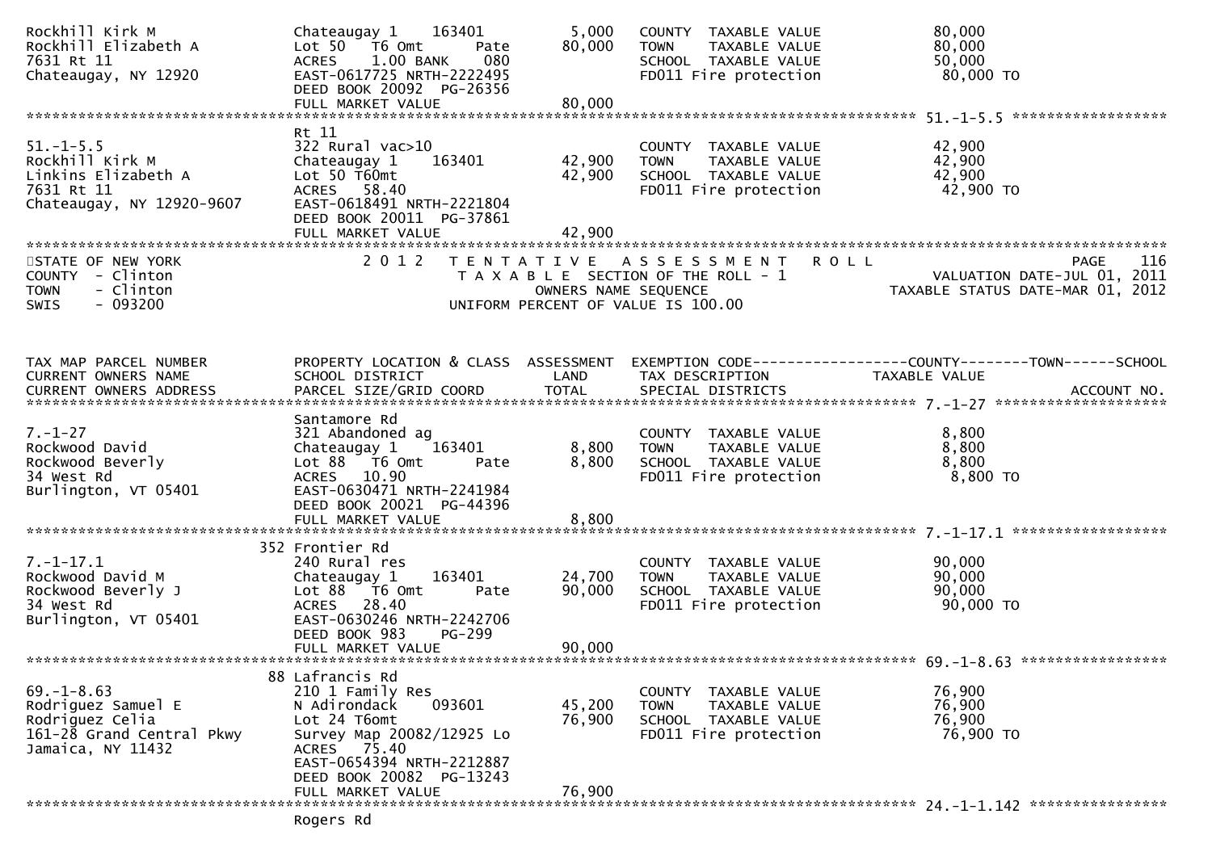```
Rockhill Kirk M                    Chateaugay 1    163401          5,000    COUNTY  TAXABLE VALUE             80,000
Rockhill Elizabeth A               Lot 50   T6 Omt       Pate      80,000    TOWN    TAXABLE VALUE             80,000
7631 Rt 11                         ACRES    1.00 BANK    080                 SCHOOL  TAXABLE VALUE             50,000
Chateaugay, NY 12920               EAST-0617725 NRTH-2222495                 FD011 Fire protection              80,000 TO
                                   DEED BOOK 20092  PG-26356
                                   FULL MARKET VALUE                80,000
******************************************************************************************************* 51.-1-5.5 ******************
                                   Rt 11
51.-1-5.5                          322 Rural vac>10                          COUNTY  TAXABLE VALUE             42,900
Rockhill Kirk M                    Chateaugay 1    163401         42,900    TOWN    TAXABLE VALUE             42,900
Linkins Elizabeth A                Lot 50 T60mt                   42,900    SCHOOL  TAXABLE VALUE             42,900
7631 Rt 11                         ACRES   58.40                             FD011 Fire protection              42,900 TO
Chateaugay, NY 12920-9607          EAST-0618491 NRTH-2221804
                                   DEED BOOK 20011  PG-37861
                                   FULL MARKET VALUE                42,900
************************************************************************************************************************************
STATE OF NEW YORK                  2 0 1 2   T E N T A T I V E   A S S E S S M E N T   R O L L                          PAGE    116
COUNTY  - Clinton                             T A X A B L E  SECTION OF THE ROLL - 1                     VALUATION DATE-JUL 01, 2011
TOWN    - Clinton                                    OWNERS NAME SEQUENCE                           TAXABLE STATUS DATE-MAR 01, 2012
SWIS    - 093200                             UNIFORM PERCENT OF VALUE IS 100.00


TAX MAP PARCEL NUMBER              PROPERTY LOCATION & CLASS  ASSESSMENT  EXEMPTION CODE------------------COUNTY--------TOWN------SCHOOL
CURRENT OWNERS NAME                SCHOOL DISTRICT                LAND      TAX DESCRIPTION             TAXABLE VALUE
CURRENT OWNERS ADDRESS             PARCEL SIZE/GRID COORD        TOTAL      SPECIAL DISTRICTS                                  ACCOUNT NO.
******************************************************************************************************* 7.-1-27 ********************
                                   Santamore Rd
7.-1-27                            321 Abandoned ag                          COUNTY  TAXABLE VALUE              8,800
Rockwood David                     Chateaugay 1    163401          8,800    TOWN    TAXABLE VALUE              8,800
Rockwood Beverly                   Lot 88   T6 Omt       Pate      8,800    SCHOOL  TAXABLE VALUE              8,800
34 West Rd                         ACRES   10.90                             FD011 Fire protection               8,800 TO
Burlington, VT 05401               EAST-0630471 NRTH-2241984
                                   DEED BOOK 20021  PG-44396
                                   FULL MARKET VALUE                 8,800
******************************************************************************************************* 7.-1-17.1 ******************
                               352 Frontier Rd
7.-1-17.1                          240 Rural res                             COUNTY  TAXABLE VALUE             90,000
Rockwood David M                   Chateaugay 1    163401         24,700    TOWN    TAXABLE VALUE             90,000
Rockwood Beverly J                 Lot 88   T6 Omt       Pate     90,000    SCHOOL  TAXABLE VALUE             90,000
34 West Rd                         ACRES   28.40                             FD011 Fire protection              90,000 TO
Burlington, VT 05401               EAST-0630246 NRTH-2242706
                                   DEED BOOK 983    PG-299
                                   FULL MARKET VALUE                90,000
******************************************************************************************************* 69.-1-8.63 *****************
                                88 Lafrancis Rd
69.-1-8.63                         210 1 Family Res                          COUNTY  TAXABLE VALUE             76,900
Rodriguez Samuel E                 N Adirondack    093601         45,200    TOWN    TAXABLE VALUE             76,900
Rodriguez Celia                    Lot 24 T6omt                   76,900    SCHOOL  TAXABLE VALUE             76,900
161-28 Grand Central Pkwy          Survey Map 20082/12925 Lo                 FD011 Fire protection              76,900 TO
Jamaica, NY 11432                  ACRES   75.40
                                   EAST-0654394 NRTH-2212887
                                   DEED BOOK 20082  PG-13243
                                   FULL MARKET VALUE                76,900
******************************************************************************************************* 24.-1-1.142 ****************
                                   Rogers Rd
```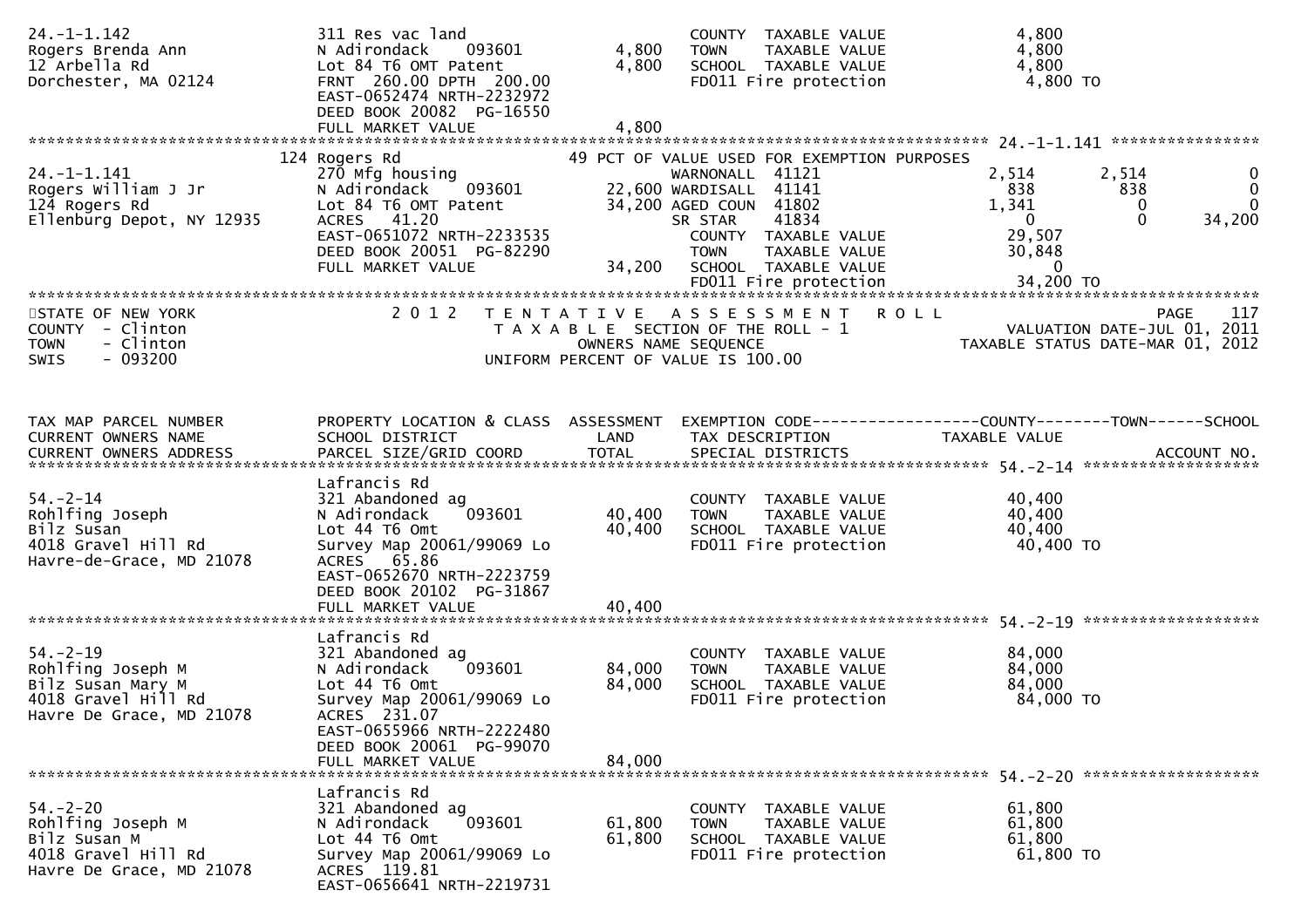```
24.-1-1.142                    311 Res vac land                        COUNTY  TAXABLE VALUE            4,800
Rogers Brenda Ann              N Adirondack    093601          4,800   TOWN    TAXABLE VALUE            4,800
12 Arbella Rd                  Lot 84 T6 OMT Patent             4,800   SCHOOL  TAXABLE VALUE            4,800
Dorchester, MA 02124           FRNT  260.00 DPTH  200.00               FD011 Fire protection             4,800 TO
                               EAST-0652474 NRTH-2232972
                               DEED BOOK 20082  PG-16550
                               FULL MARKET VALUE               4,800
******************************************************************************************************* 24.-1-1.141 ****************
                               124 Rogers Rd                    49 PCT OF VALUE USED FOR EXEMPTION PURPOSES
24.-1-1.141                    270 Mfg housing                         WARNONALL  41121                2,514        2,514            0
Rogers William J Jr            N Adirondack    093601         22,600 WARDISALL  41141                  838          838            0
124 Rogers Rd                  Lot 84 T6 OMT Patent            34,200 AGED COUN  41802                1,341            0            0
Ellenburg Depot, NY 12935      ACRES   41.20                           SR STAR    41834                    0            0       34,200
                               EAST-0651072 NRTH-2233535               COUNTY  TAXABLE VALUE           29,507
                               DEED BOOK 20051  PG-82290               TOWN    TAXABLE VALUE           30,848
                               FULL MARKET VALUE              34,200   SCHOOL  TAXABLE VALUE                0
                                                                       FD011 Fire protection           34,200 TO
************************************************************************************************************************************
STATE OF NEW YORK                 2 0 1 2   T E N T A T I V E   A S S E S S M E N T   R O L L                          PAGE    117
COUNTY  - Clinton                           T A X A B L E  SECTION OF THE ROLL - 1                        VALUATION DATE-JUL 01, 2011
TOWN    - Clinton                                 OWNERS NAME SEQUENCE                                  TAXABLE STATUS DATE-MAR 01, 2012
SWIS    - 093200                          UNIFORM PERCENT OF VALUE IS 100.00


TAX MAP PARCEL NUMBER          PROPERTY LOCATION & CLASS  ASSESSMENT  EXEMPTION CODE------------------COUNTY--------TOWN------SCHOOL
CURRENT OWNERS NAME            SCHOOL DISTRICT               LAND      TAX DESCRIPTION                TAXABLE VALUE
CURRENT OWNERS ADDRESS         PARCEL SIZE/GRID COORD        TOTAL     SPECIAL DISTRICTS                                 ACCOUNT NO.
******************************************************************************************************* 54.-2-14 *******************
                               Lafrancis Rd
54.-2-14                       321 Abandoned ag                        COUNTY  TAXABLE VALUE           40,400
Rohlfing Joseph                N Adirondack    093601         40,400   TOWN    TAXABLE VALUE           40,400
Bilz Susan                     Lot 44 T6 Omt                  40,400   SCHOOL  TAXABLE VALUE           40,400
4018 Gravel Hill Rd            Survey Map 20061/99069 Lo               FD011 Fire protection           40,400 TO
Havre-de-Grace, MD 21078       ACRES   65.86
                               EAST-0652670 NRTH-2223759
                               DEED BOOK 20102  PG-31867
                               FULL MARKET VALUE              40,400
******************************************************************************************************* 54.-2-19 *******************
                               Lafrancis Rd
54.-2-19                       321 Abandoned ag                        COUNTY  TAXABLE VALUE           84,000
Rohlfing Joseph M              N Adirondack    093601         84,000   TOWN    TAXABLE VALUE           84,000
Bilz Susan Mary M              Lot 44 T6 Omt                  84,000   SCHOOL  TAXABLE VALUE           84,000
4018 Gravel Hill Rd            Survey Map 20061/99069 Lo               FD011 Fire protection           84,000 TO
Havre De Grace, MD 21078       ACRES  231.07
                               EAST-0655966 NRTH-2222480
                               DEED BOOK 20061  PG-99070
                               FULL MARKET VALUE              84,000
******************************************************************************************************* 54.-2-20 *******************
                               Lafrancis Rd
54.-2-20                       321 Abandoned ag                        COUNTY  TAXABLE VALUE           61,800
Rohlfing Joseph M              N Adirondack    093601         61,800   TOWN    TAXABLE VALUE           61,800
Bilz Susan M                   Lot 44 T6 Omt                  61,800   SCHOOL  TAXABLE VALUE           61,800
4018 Gravel Hill Rd            Survey Map 20061/99069 Lo               FD011 Fire protection           61,800 TO
Havre De Grace, MD 21078       ACRES  119.81
                               EAST-0656641 NRTH-2219731
```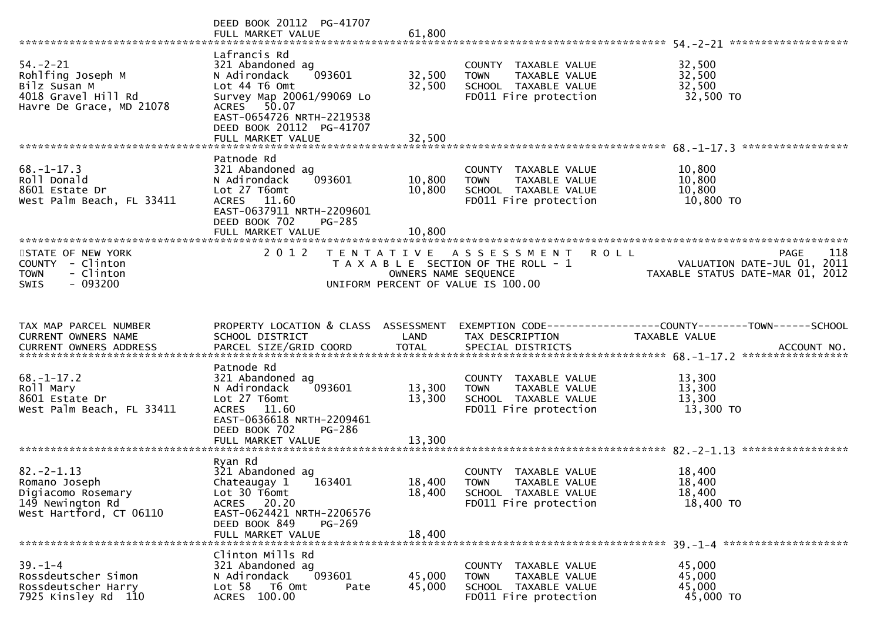DEED BOOK 20112 PG-41707
FULL MARKET VALUE 61,800

******************************************************************************************************* 54.-2-21 ******************

| | | | | |
|---|---|---|---|---|
| 54.-2-21 | Lafrancis Rd | | | |
| Rohlfing Joseph M | 321 Abandoned ag | | COUNTY TAXABLE VALUE | 32,500 |
| Bilz Susan M | N Adirondack 093601 | 32,500 | TOWN TAXABLE VALUE | 32,500 |
| 4018 Gravel Hill Rd | Lot 44 T6 Omt | 32,500 | SCHOOL TAXABLE VALUE | 32,500 |
| Havre De Grace, MD 21078 | Survey Map 20061/99069 Lo | | FD011 Fire protection | 32,500 TO |
| | ACRES 50.07 | | | |
| | EAST-0654726 NRTH-2219538 | | | |
| | DEED BOOK 20112 PG-41707 | | | |
| | FULL MARKET VALUE | 32,500 | | |

******************************************************************************************************* 68.-1-17.3 ****************

| | | | | |
|---|---|---|---|---|
| 68.-1-17.3 | Patnode Rd | | | |
| Roll Donald | 321 Abandoned ag | | COUNTY TAXABLE VALUE | 10,800 |
| 8601 Estate Dr | N Adirondack 093601 | 10,800 | TOWN TAXABLE VALUE | 10,800 |
| West Palm Beach, FL 33411 | Lot 27 T6omt | 10,800 | SCHOOL TAXABLE VALUE | 10,800 |
| | ACRES 11.60 | | FD011 Fire protection | 10,800 TO |
| | EAST-0637911 NRTH-2209601 | | | |
| | DEED BOOK 702 PG-285 | | | |
| | FULL MARKET VALUE | 10,800 | | |

*******************************************************************************************************************************

STATE OF NEW YORK
COUNTY - Clinton
TOWN - Clinton
SWIS - 093200

2012 TENTATIVE ASSESSMENT ROLL
TAXABLE SECTION OF THE ROLL - 1
OWNERS NAME SEQUENCE
UNIFORM PERCENT OF VALUE IS 100.00

PAGE 118
VALUATION DATE-JUL 01, 2011
TAXABLE STATUS DATE-MAR 01, 2012

| TAX MAP PARCEL NUMBER / CURRENT OWNERS NAME / CURRENT OWNERS ADDRESS | PROPERTY LOCATION & CLASS / SCHOOL DISTRICT / PARCEL SIZE/GRID COORD | ASSESSMENT LAND / TOTAL | EXEMPTION CODE / TAX DESCRIPTION / SPECIAL DISTRICTS | COUNTY--------TOWN------SCHOOL TAXABLE VALUE / ACCOUNT NO. |
|---|---|---|---|---|

******************************************************************************************************* 68.-1-17.2 ****************

| | | | | |
|---|---|---|---|---|
| 68.-1-17.2 | Patnode Rd | | | |
| Roll Mary | 321 Abandoned ag | | COUNTY TAXABLE VALUE | 13,300 |
| 8601 Estate Dr | N Adirondack 093601 | 13,300 | TOWN TAXABLE VALUE | 13,300 |
| West Palm Beach, FL 33411 | Lot 27 T6omt | 13,300 | SCHOOL TAXABLE VALUE | 13,300 |
| | ACRES 11.60 | | FD011 Fire protection | 13,300 TO |
| | EAST-0636618 NRTH-2209461 | | | |
| | DEED BOOK 702 PG-286 | | | |
| | FULL MARKET VALUE | 13,300 | | |

******************************************************************************************************* 82.-2-1.13 ****************

| | | | | |
|---|---|---|---|---|
| 82.-2-1.13 | Ryan Rd | | | |
| Romano Joseph | 321 Abandoned ag | | COUNTY TAXABLE VALUE | 18,400 |
| Digiacomo Rosemary | Chateaugay 1 163401 | 18,400 | TOWN TAXABLE VALUE | 18,400 |
| 149 Newington Rd | Lot 30 T6omt | 18,400 | SCHOOL TAXABLE VALUE | 18,400 |
| West Hartford, CT 06110 | ACRES 20.20 | | FD011 Fire protection | 18,400 TO |
| | EAST-0624421 NRTH-2206576 | | | |
| | DEED BOOK 849 PG-269 | | | |
| | FULL MARKET VALUE | 18,400 | | |

******************************************************************************************************* 39.-1-4 *******************

| | | | | |
|---|---|---|---|---|
| 39.-1-4 | Clinton Mills Rd | | | |
| Rossdeutscher Simon | 321 Abandoned ag | | COUNTY TAXABLE VALUE | 45,000 |
| Rossdeutscher Harry | N Adirondack 093601 | 45,000 | TOWN TAXABLE VALUE | 45,000 |
| 7925 Kinsley Rd 110 | Lot 58 T6 Omt Pate | 45,000 | SCHOOL TAXABLE VALUE | 45,000 |
| | ACRES 100.00 | | FD011 Fire protection | 45,000 TO |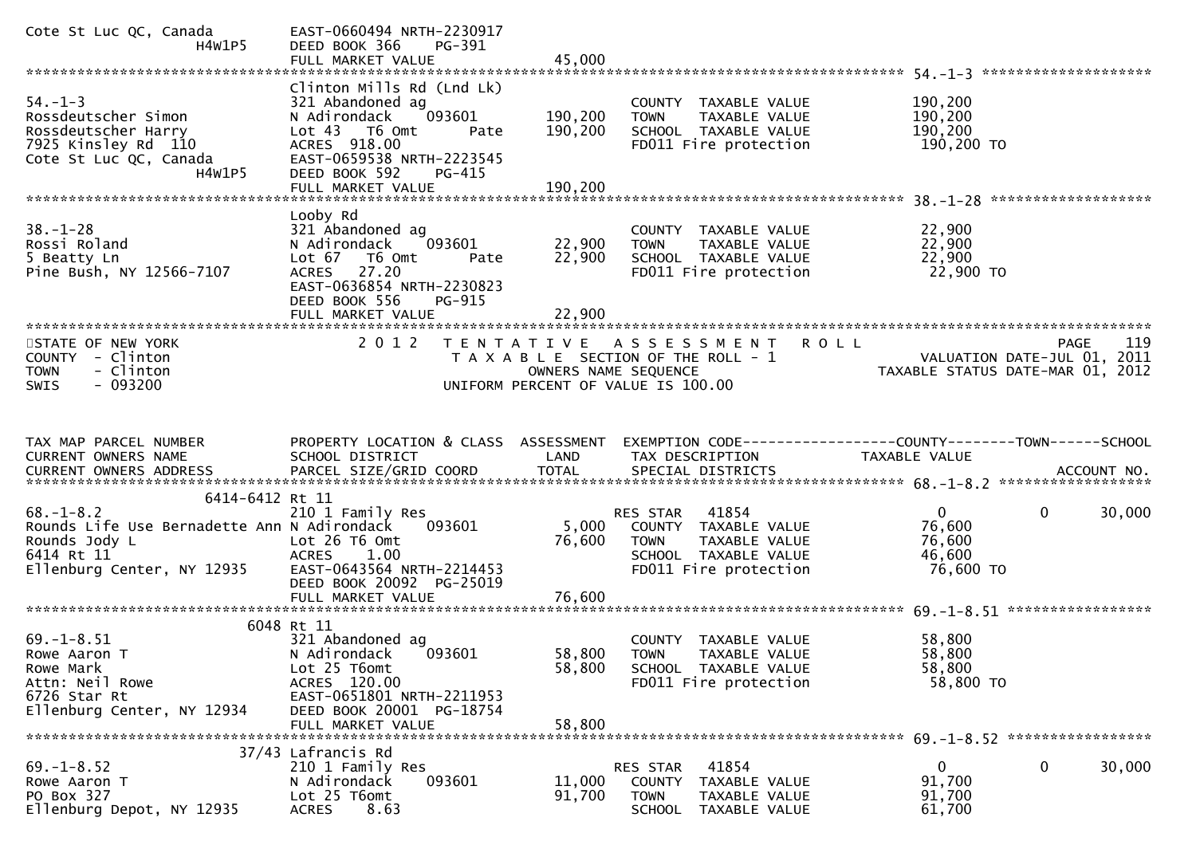```
Cote St Luc QC, Canada         EAST-0660494 NRTH-2230917
             H4W1P5            DEED BOOK 366    PG-391
                               FULL MARKET VALUE              45,000
******************************************************************************************************* 54.-1-3 ********************
                               Clinton Mills Rd (Lnd Lk)
54.-1-3                        321 Abandoned ag                          COUNTY  TAXABLE VALUE            190,200
Rossdeutscher Simon            N Adirondack    093601       190,200      TOWN    TAXABLE VALUE            190,200
Rossdeutscher Harry            Lot 43  T6 Omt      Pate     190,200      SCHOOL  TAXABLE VALUE            190,200
7925 Kinsley Rd  110           ACRES  918.00                             FD011 Fire protection             190,200 TO
Cote St Luc QC, Canada         EAST-0659538 NRTH-2223545
             H4W1P5            DEED BOOK 592    PG-415
                               FULL MARKET VALUE             190,200
******************************************************************************************************* 38.-1-28 *******************
                               Looby Rd
38.-1-28                       321 Abandoned ag                          COUNTY  TAXABLE VALUE             22,900
Rossi Roland                   N Adirondack    093601        22,900      TOWN    TAXABLE VALUE             22,900
5 Beatty Ln                    Lot 67  T6 Omt      Pate      22,900      SCHOOL  TAXABLE VALUE             22,900
Pine Bush, NY 12566-7107       ACRES   27.20                             FD011 Fire protection              22,900 TO
                               EAST-0636854 NRTH-2230823
                               DEED BOOK 556    PG-915
                               FULL MARKET VALUE              22,900
************************************************************************************************************************************
STATE OF NEW YORK                  2 0 1 2   T E N T A T I V E   A S S E S S M E N T   R O L L                          PAGE    119
COUNTY  - Clinton                          T A X A B L E SECTION OF THE ROLL - 1                       VALUATION DATE-JUL 01, 2011
TOWN    - Clinton                                 OWNERS NAME SEQUENCE                             TAXABLE STATUS DATE-MAR 01, 2012
SWIS    - 093200                          UNIFORM PERCENT OF VALUE IS 100.00


TAX MAP PARCEL NUMBER          PROPERTY LOCATION & CLASS  ASSESSMENT  EXEMPTION CODE------------------COUNTY--------TOWN------SCHOOL
CURRENT OWNERS NAME            SCHOOL DISTRICT               LAND      TAX DESCRIPTION              TAXABLE VALUE
CURRENT OWNERS ADDRESS         PARCEL SIZE/GRID COORD        TOTAL     SPECIAL DISTRICTS                                  ACCOUNT NO.
******************************************************************************************************* 68.-1-8.2 ******************
                   6414-6412 Rt 11
68.-1-8.2                      210 1 Family Res                          RES STAR   41854                  0            0       30,000
Rounds Life Use Bernadette Ann N Adirondack    093601         5,000      COUNTY  TAXABLE VALUE             76,600
Rounds Jody L                  Lot 26 T6 Omt                 76,600      TOWN    TAXABLE VALUE             76,600
6414 Rt 11                     ACRES    1.00                             SCHOOL  TAXABLE VALUE             46,600
Ellenburg Center, NY 12935     EAST-0643564 NRTH-2214453                 FD011 Fire protection              76,600 TO
                               DEED BOOK 20092  PG-25019
                               FULL MARKET VALUE              76,600
******************************************************************************************************* 69.-1-8.51 *****************
                          6048 Rt 11
69.-1-8.51                     321 Abandoned ag                          COUNTY  TAXABLE VALUE             58,800
Rowe Aaron T                   N Adirondack    093601        58,800      TOWN    TAXABLE VALUE             58,800
Rowe Mark                      Lot 25 T6omt                  58,800      SCHOOL  TAXABLE VALUE             58,800
Attn: Neil Rowe                ACRES  120.00                             FD011 Fire protection              58,800 TO
6726 Star Rt                   EAST-0651801 NRTH-2211953
Ellenburg Center, NY 12934     DEED BOOK 20001  PG-18754
                               FULL MARKET VALUE              58,800
******************************************************************************************************* 69.-1-8.52 *****************
                       37/43 Lafrancis Rd
69.-1-8.52                     210 1 Family Res                          RES STAR   41854                  0            0       30,000
Rowe Aaron T                   N Adirondack    093601        11,000      COUNTY  TAXABLE VALUE             91,700
PO Box 327                     Lot 25 T6omt                  91,700      TOWN    TAXABLE VALUE             91,700
Ellenburg Depot, NY 12935      ACRES    8.63                             SCHOOL  TAXABLE VALUE             61,700
```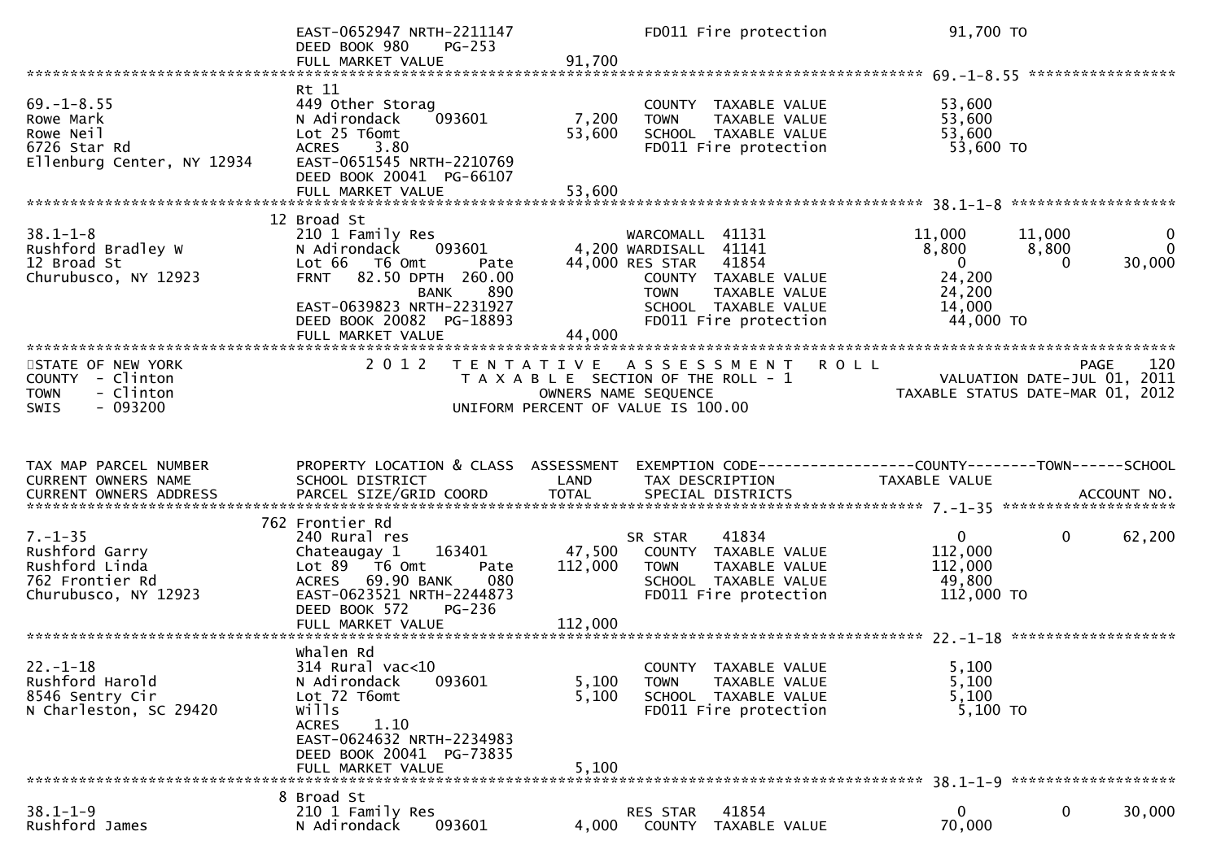```
                              EAST-0652947 NRTH-2211147                FD011 Fire protection          91,700 TO
                              DEED BOOK 980    PG-253
                              FULL MARKET VALUE              91,700
******************************************************************************************************* 69.-1-8.55 *****************
                              Rt 11
69.-1-8.55                    449 Other Storag                    COUNTY  TAXABLE VALUE           53,600
Rowe Mark                     N Adirondack    093601      7,200   TOWN    TAXABLE VALUE           53,600
Rowe Neil                     Lot 25 T6omt               53,600   SCHOOL  TAXABLE VALUE           53,600
6726 Star Rd                  ACRES    3.80                       FD011 Fire protection           53,600 TO
Ellenburg Center, NY 12934    EAST-0651545 NRTH-2210769
                              DEED BOOK 20041  PG-66107
                              FULL MARKET VALUE              53,600
******************************************************************************************************* 38.1-1-8 *******************
                              12 Broad St
38.1-1-8                      210 1 Family Res                  WARCOMALL  41131              11,000      11,000           0
Rushford Bradley W            N Adirondack    093601        4,200 WARDISALL  41141               8,800       8,800           0
12 Broad St                   Lot 66   T6 Omt        Pate  44,000 RES STAR   41854                   0           0      30,000
Churubusco, NY 12923          FRNT   82.50 DPTH  260.00            COUNTY  TAXABLE VALUE           24,200
                                             BANK      890          TOWN    TAXABLE VALUE           24,200
                              EAST-0639823 NRTH-2231927            SCHOOL  TAXABLE VALUE           14,000
                              DEED BOOK 20082  PG-18893            FD011 Fire protection           44,000 TO
                              FULL MARKET VALUE              44,000
************************************************************************************************************************************
STATE OF NEW YORK                 2 0 1 2   T E N T A T I V E   A S S E S S M E N T   R O L L                          PAGE    120
COUNTY  - Clinton                          T A X A B L E  SECTION OF THE ROLL - 1                       VALUATION DATE-JUL 01, 2011
TOWN    - Clinton                                  OWNERS NAME SEQUENCE                             TAXABLE STATUS DATE-MAR 01, 2012
SWIS    - 093200                            UNIFORM PERCENT OF VALUE IS 100.00


TAX MAP PARCEL NUMBER          PROPERTY LOCATION & CLASS  ASSESSMENT  EXEMPTION CODE------------------COUNTY--------TOWN------SCHOOL
CURRENT OWNERS NAME            SCHOOL DISTRICT               LAND      TAX DESCRIPTION              TAXABLE VALUE
CURRENT OWNERS ADDRESS         PARCEL SIZE/GRID COORD        TOTAL     SPECIAL DISTRICTS                                   ACCOUNT NO.
******************************************************************************************************* 7.-1-35 ********************
                              762 Frontier Rd
7.-1-35                       240 Rural res                       SR STAR    41834                   0           0      62,200
Rushford Garry                Chateaugay 1    163401     47,500   COUNTY  TAXABLE VALUE          112,000
Rushford Linda                Lot 89   T6 Omt        Pate 112,000   TOWN    TAXABLE VALUE          112,000
762 Frontier Rd               ACRES   69.90 BANK     080            SCHOOL  TAXABLE VALUE           49,800
Churubusco, NY 12923          EAST-0623521 NRTH-2244873            FD011 Fire protection          112,000 TO
                              DEED BOOK 572    PG-236
                              FULL MARKET VALUE             112,000
******************************************************************************************************* 22.-1-18 *******************
                              Whalen Rd
22.-1-18                      314 Rural vac<10                    COUNTY  TAXABLE VALUE            5,100
Rushford Harold               N Adirondack    093601      5,100   TOWN    TAXABLE VALUE            5,100
8546 Sentry Cir               Lot 72 T6omt                5,100   SCHOOL  TAXABLE VALUE            5,100
N Charleston, SC 29420        Wills                               FD011 Fire protection            5,100 TO
                              ACRES    1.10
                              EAST-0624632 NRTH-2234983
                              DEED BOOK 20041  PG-73835
                              FULL MARKET VALUE               5,100
******************************************************************************************************* 38.1-1-9 *******************
                              8 Broad St
38.1-1-9                      210 1 Family Res                  RES STAR   41854                   0           0      30,000
Rushford James                N Adirondack    093601      4,000   COUNTY  TAXABLE VALUE           70,000
```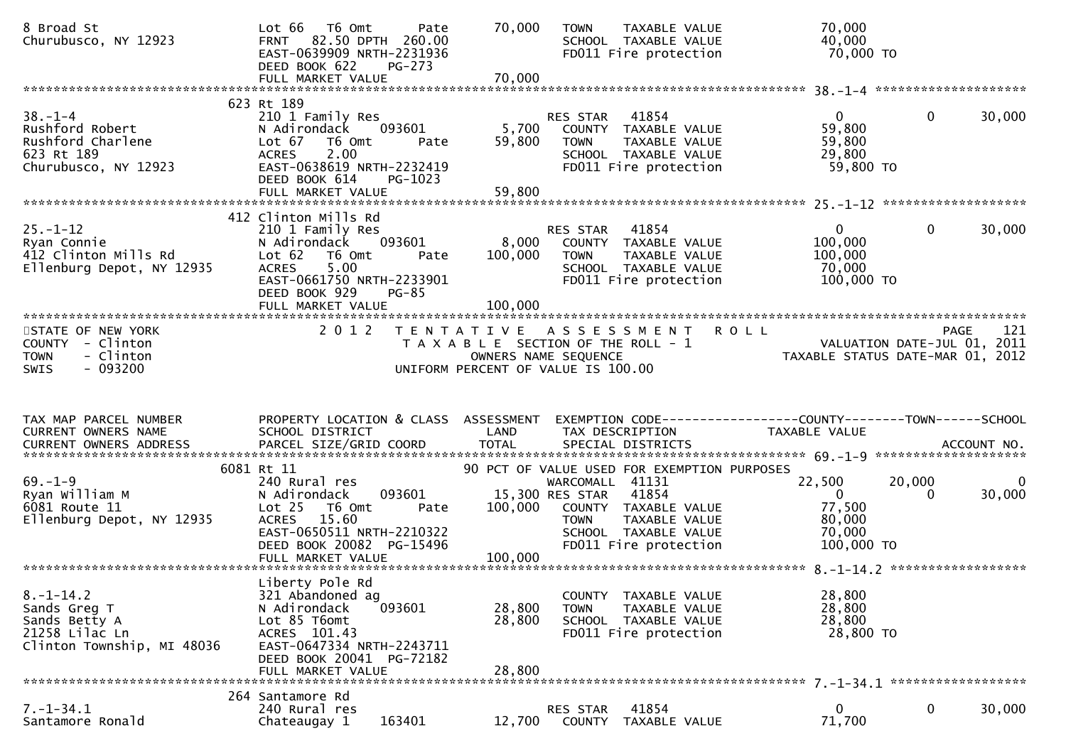```
8 Broad St                     Lot 66   T6 Omt      Pate        70,000   TOWN    TAXABLE VALUE              70,000
Churubusco, NY 12923           FRNT  82.50 DPTH  260.00                  SCHOOL  TAXABLE VALUE              40,000
                               EAST-0639909 NRTH-2231936                 FD011 Fire protection              70,000 TO
                               DEED BOOK 622     PG-273
                               FULL MARKET VALUE                70,000
******************************************************************************************************* 38.-1-4 ********************
                          623 Rt 189
38.-1-4                        210 1 Family Res                          RES STAR    41854                    0           0        30,000
Rushford Robert                N Adirondack      093601         5,700    COUNTY  TAXABLE VALUE              59,800
Rushford Charlene              Lot 67   T6 Omt      Pate        59,800   TOWN    TAXABLE VALUE              59,800
623 Rt 189                     ACRES    2.00                             SCHOOL  TAXABLE VALUE              29,800
Churubusco, NY 12923           EAST-0638619 NRTH-2232419                 FD011 Fire protection              59,800 TO
                               DEED BOOK 614     PG-1023
                               FULL MARKET VALUE                59,800
******************************************************************************************************* 25.-1-12 *******************
                          412 Clinton Mills Rd
25.-1-12                       210 1 Family Res                          RES STAR    41854                    0           0        30,000
Ryan Connie                    N Adirondack      093601         8,000    COUNTY  TAXABLE VALUE             100,000
412 Clinton Mills Rd           Lot 62   T6 Omt      Pate       100,000   TOWN    TAXABLE VALUE             100,000
Ellenburg Depot, NY 12935      ACRES    5.00                             SCHOOL  TAXABLE VALUE              70,000
                               EAST-0661750 NRTH-2233901                 FD011 Fire protection             100,000 TO
                               DEED BOOK 929     PG-85
                               FULL MARKET VALUE               100,000
************************************************************************************************************************************
STATE OF NEW YORK                 2 0 1 2   T E N T A T I V E   A S S E S S M E N T   R O L L                          PAGE    121
COUNTY  - Clinton                           T A X A B L E  SECTION OF THE ROLL - 1                  VALUATION DATE-JUL 01, 2011
TOWN    - Clinton                                 OWNERS NAME SEQUENCE                      TAXABLE STATUS DATE-MAR 01, 2012
SWIS    - 093200                           UNIFORM PERCENT OF VALUE IS 100.00


TAX MAP PARCEL NUMBER          PROPERTY LOCATION & CLASS  ASSESSMENT  EXEMPTION CODE------------------COUNTY--------TOWN------SCHOOL
CURRENT OWNERS NAME            SCHOOL DISTRICT               LAND      TAX DESCRIPTION             TAXABLE VALUE
CURRENT OWNERS ADDRESS         PARCEL SIZE/GRID COORD        TOTAL     SPECIAL DISTRICTS                                   ACCOUNT NO.
******************************************************************************************************* 69.-1-9 ********************
                          6081 Rt 11                            90 PCT OF VALUE USED FOR EXEMPTION PURPOSES
69.-1-9                        240 Rural res                             WARCOMALL   41131               22,500      20,000           0
Ryan William M                 N Adirondack      093601        15,300 RES STAR    41854                   0           0        30,000
6081 Route 11                  Lot 25   T6 Omt      Pate       100,000   COUNTY  TAXABLE VALUE              77,500
Ellenburg Depot, NY 12935      ACRES   15.60                             TOWN    TAXABLE VALUE              80,000
                               EAST-0650511 NRTH-2210322                 SCHOOL  TAXABLE VALUE              70,000
                               DEED BOOK 20082 PG-15496                  FD011 Fire protection             100,000 TO
                               FULL MARKET VALUE               100,000
******************************************************************************************************* 8.-1-14.2 ******************
                               Liberty Pole Rd
8.-1-14.2                      321 Abandoned ag                          COUNTY  TAXABLE VALUE              28,800
Sands Greg T                   N Adirondack      093601        28,800    TOWN    TAXABLE VALUE              28,800
Sands Betty A                  Lot 85 T6omt                    28,800    SCHOOL  TAXABLE VALUE              28,800
21258 Lilac Ln                 ACRES  101.43                             FD011 Fire protection              28,800 TO
Clinton Township, MI 48036     EAST-0647334 NRTH-2243711
                               DEED BOOK 20041 PG-72182
                               FULL MARKET VALUE                28,800
******************************************************************************************************* 7.-1-34.1 ******************
                          264 Santamore Rd
7.-1-34.1                      240 Rural res                             RES STAR    41854                    0           0        30,000
Santamore Ronald               Chateaugay 1      163401        12,700    COUNTY  TAXABLE VALUE              71,700
```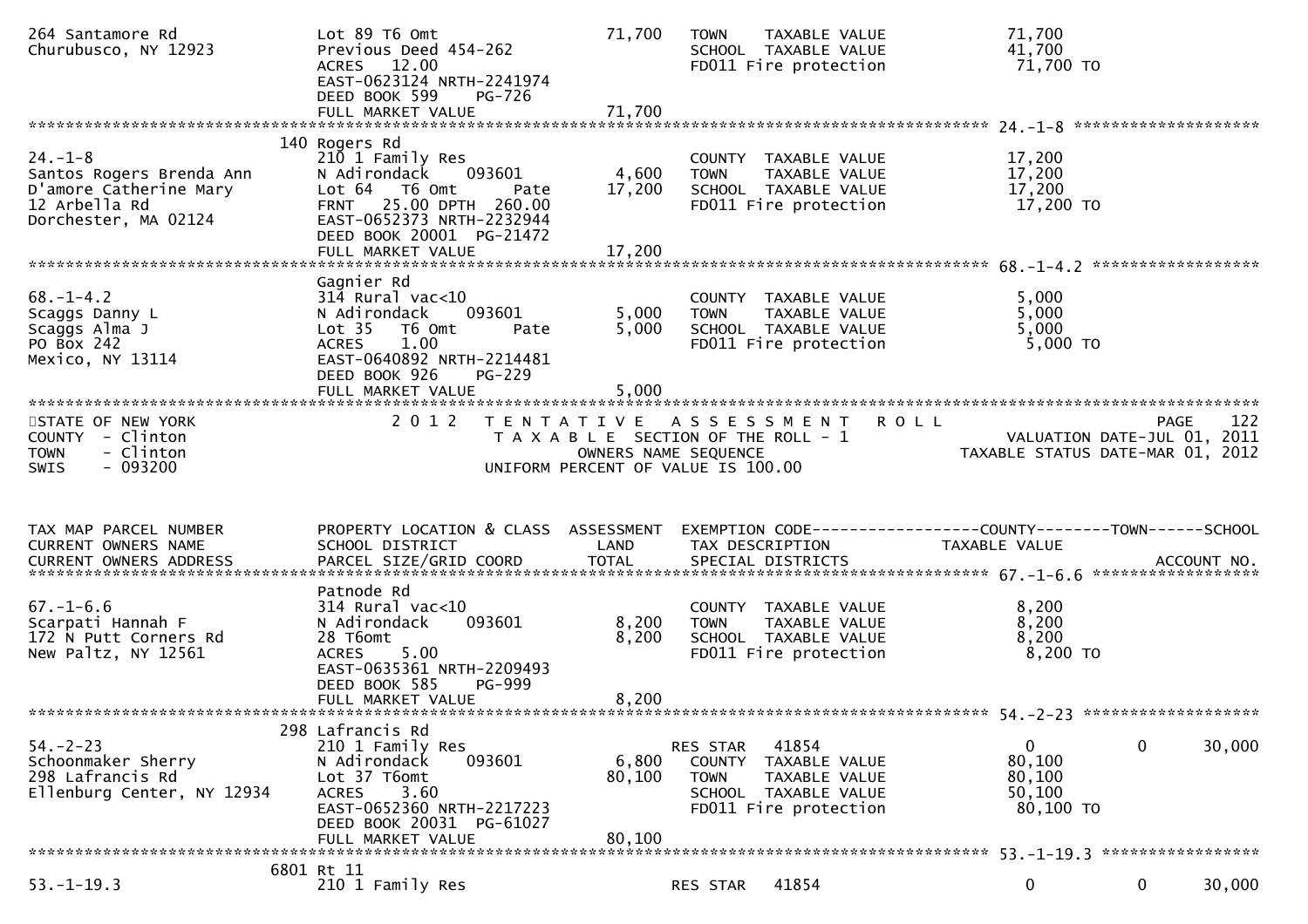```
264 Santamore Rd                 Lot 89 T6 Omt                      71,700   TOWN    TAXABLE VALUE              71,700
Churubusco, NY 12923             Previous Deed 454-262                       SCHOOL  TAXABLE VALUE              41,700
                                 ACRES   12.00                               FD011 Fire protection               71,700 TO
                                 EAST-0623124 NRTH-2241974
                                 DEED BOOK 599     PG-726
                                 FULL MARKET VALUE                  71,700
******************************************************************************************************* 24.-1-8 ********************
                               140 Rogers Rd
24.-1-8                          210 1 Family Res                            COUNTY  TAXABLE VALUE              17,200
Santos Rogers Brenda Ann         N Adirondack      093601            4,600   TOWN    TAXABLE VALUE              17,200
D'amore Catherine Mary           Lot 64   T6 Omt        Pate        17,200   SCHOOL  TAXABLE VALUE              17,200
12 Arbella Rd                    FRNT   25.00 DPTH  260.00                   FD011 Fire protection               17,200 TO
Dorchester, MA 02124             EAST-0652373 NRTH-2232944
                                 DEED BOOK 20001  PG-21472
                                 FULL MARKET VALUE                  17,200
******************************************************************************************************* 68.-1-4.2 ******************
                                 Gagnier Rd
68.-1-4.2                        314 Rural vac<10                            COUNTY  TAXABLE VALUE               5,000
Scaggs Danny L                   N Adirondack      093601            5,000   TOWN    TAXABLE VALUE               5,000
Scaggs Alma J                    Lot 35   T6 Omt        Pate         5,000   SCHOOL  TAXABLE VALUE               5,000
PO Box 242                       ACRES    1.00                               FD011 Fire protection                5,000 TO
Mexico, NY 13114                 EAST-0640892 NRTH-2214481
                                 DEED BOOK 926     PG-229
                                 FULL MARKET VALUE                   5,000
************************************************************************************************************************************
STATE OF NEW YORK                2 0 1 2   T E N T A T I V E   A S S E S S M E N T   R O L L                          PAGE   122
COUNTY  - Clinton                          T A X A B L E  SECTION OF THE ROLL - 1                     VALUATION DATE-JUL 01, 2011
TOWN    - Clinton                                OWNERS NAME SEQUENCE                              TAXABLE STATUS DATE-MAR 01, 2012
SWIS    - 093200                          UNIFORM PERCENT OF VALUE IS 100.00


TAX MAP PARCEL NUMBER            PROPERTY LOCATION & CLASS  ASSESSMENT  EXEMPTION CODE------------------COUNTY--------TOWN------SCHOOL
CURRENT OWNERS NAME              SCHOOL DISTRICT              LAND      TAX DESCRIPTION             TAXABLE VALUE
CURRENT OWNERS ADDRESS           PARCEL SIZE/GRID COORD      TOTAL      SPECIAL DISTRICTS                                ACCOUNT NO.
******************************************************************************************************* 67.-1-6.6 ******************
                                 Patnode Rd
67.-1-6.6                        314 Rural vac<10                            COUNTY  TAXABLE VALUE               8,200
Scarpati Hannah F                N Adirondack      093601            8,200   TOWN    TAXABLE VALUE               8,200
172 N Putt Corners Rd            28 T6omt                            8,200   SCHOOL  TAXABLE VALUE               8,200
New Paltz, NY 12561              ACRES    5.00                               FD011 Fire protection                8,200 TO
                                 EAST-0635361 NRTH-2209493
                                 DEED BOOK 585     PG-999
                                 FULL MARKET VALUE                   8,200
******************************************************************************************************* 54.-2-23 *******************
                               298 Lafrancis Rd
54.-2-23                         210 1 Family Res                            RES STAR   41854                  0            0     30,000
Schoonmaker Sherry               N Adirondack      093601            6,800   COUNTY  TAXABLE VALUE              80,100
298 Lafrancis Rd                 Lot 37 T6omt                       80,100   TOWN    TAXABLE VALUE              80,100
Ellenburg Center, NY 12934       ACRES    3.60                               SCHOOL  TAXABLE VALUE              50,100
                                 EAST-0652360 NRTH-2217223                   FD011 Fire protection               80,100 TO
                                 DEED BOOK 20031  PG-61027
                                 FULL MARKET VALUE                  80,100
******************************************************************************************************* 53.-1-19.3 *****************
                              6801 Rt 11
53.-1-19.3                       210 1 Family Res                            RES STAR   41854                  0            0     30,000
```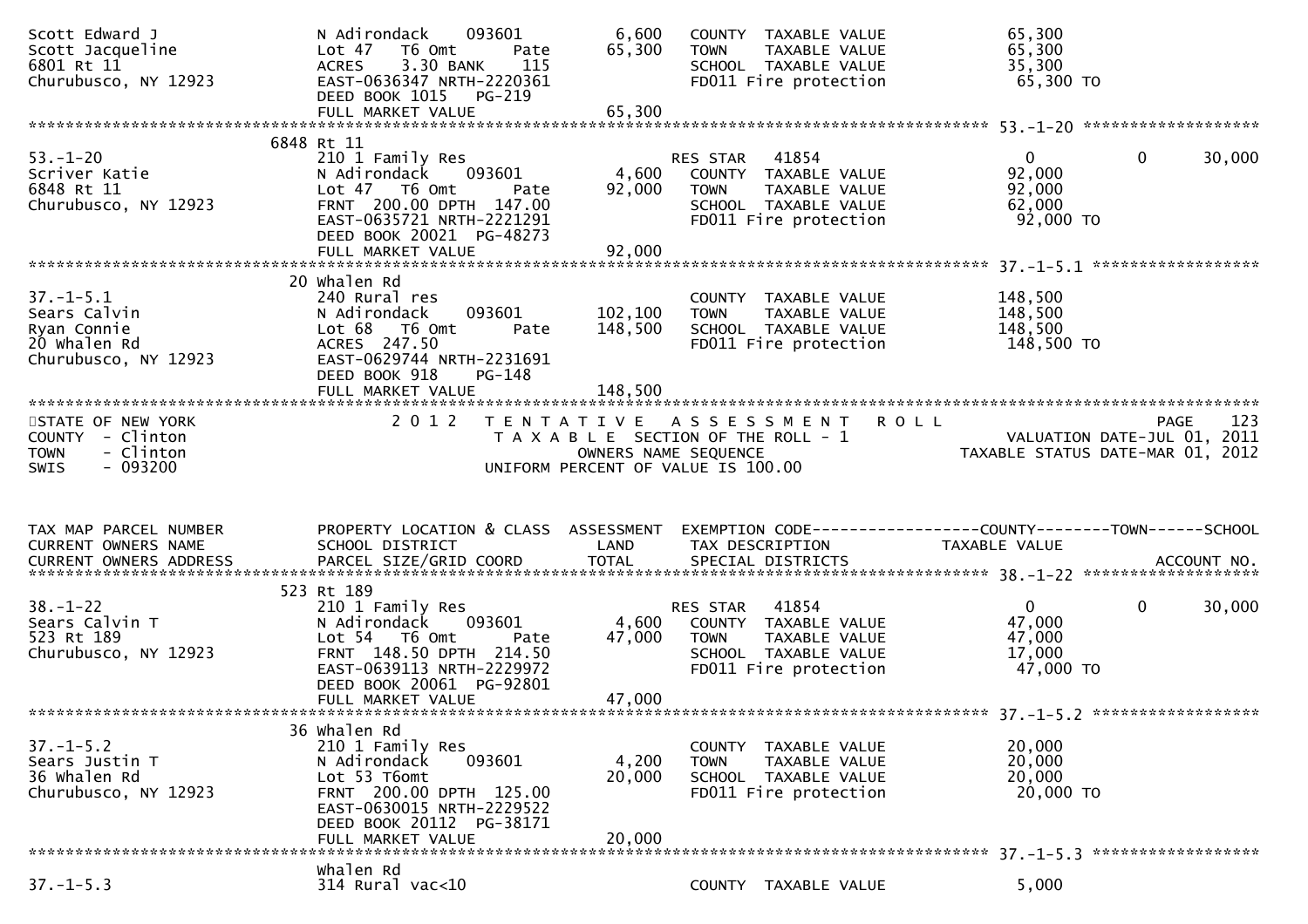```
Scott Edward J                 N Adirondack    093601          6,600   COUNTY  TAXABLE VALUE             65,300
Scott Jacqueline               Lot 47   T6 Omt      Pate      65,300   TOWN    TAXABLE VALUE             65,300
6801 Rt 11                     ACRES    3.30 BANK    115               SCHOOL  TAXABLE VALUE             35,300
Churubusco, NY 12923           EAST-0636347 NRTH-2220361               FD011 Fire protection              65,300 TO
                               DEED BOOK 1015   PG-219
                               FULL MARKET VALUE              65,300
******************************************************************************************************* 53.-1-20 ******************
                          6848 Rt 11
53.-1-20                       210 1 Family Res                        RES STAR   41854                   0           0      30,000
Scriver Katie                  N Adirondack    093601          4,600   COUNTY  TAXABLE VALUE             92,000
6848 Rt 11                     Lot 47   T6 Omt      Pate      92,000   TOWN    TAXABLE VALUE             92,000
Churubusco, NY 12923           FRNT 200.00 DPTH 147.00                 SCHOOL  TAXABLE VALUE             62,000
                               EAST-0635721 NRTH-2221291               FD011 Fire protection              92,000 TO
                               DEED BOOK 20021 PG-48273
                               FULL MARKET VALUE              92,000
******************************************************************************************************* 37.-1-5.1 *****************
                          20 Whalen Rd
37.-1-5.1                      240 Rural res                           COUNTY  TAXABLE VALUE            148,500
Sears Calvin                   N Adirondack    093601        102,100   TOWN    TAXABLE VALUE            148,500
Ryan Connie                    Lot 68   T6 Omt      Pate     148,500   SCHOOL  TAXABLE VALUE            148,500
20 Whalen Rd                   ACRES  247.50                           FD011 Fire protection             148,500 TO
Churubusco, NY 12923           EAST-0629744 NRTH-2231691
                               DEED BOOK 918    PG-148
                               FULL MARKET VALUE             148,500
************************************************************************************************************************************
STATE OF NEW YORK                2012  TENTATIVE ASSESSMENT ROLL                                                    PAGE     123
COUNTY  - Clinton                        TAXABLE SECTION OF THE ROLL - 1                          VALUATION DATE-JUL 01, 2011
TOWN    - Clinton                           OWNERS NAME SEQUENCE                            TAXABLE STATUS DATE-MAR 01, 2012
SWIS    - 093200                        UNIFORM PERCENT OF VALUE IS 100.00


TAX MAP PARCEL NUMBER          PROPERTY LOCATION & CLASS  ASSESSMENT  EXEMPTION CODE------------------COUNTY--------TOWN------SCHOOL
CURRENT OWNERS NAME            SCHOOL DISTRICT               LAND      TAX DESCRIPTION               TAXABLE VALUE
CURRENT OWNERS ADDRESS         PARCEL SIZE/GRID COORD        TOTAL     SPECIAL DISTRICTS                                 ACCOUNT NO.
******************************************************************************************************* 38.-1-22 ******************
                          523 Rt 189
38.-1-22                       210 1 Family Res                        RES STAR   41854                   0           0      30,000
Sears Calvin T                 N Adirondack    093601          4,600   COUNTY  TAXABLE VALUE             47,000
523 Rt 189                     Lot 54   T6 Omt      Pate      47,000   TOWN    TAXABLE VALUE             47,000
Churubusco, NY 12923           FRNT 148.50 DPTH 214.50                 SCHOOL  TAXABLE VALUE             17,000
                               EAST-0639113 NRTH-2229972               FD011 Fire protection              47,000 TO
                               DEED BOOK 20061 PG-92801
                               FULL MARKET VALUE              47,000
******************************************************************************************************* 37.-1-5.2 *****************
                          36 Whalen Rd
37.-1-5.2                      210 1 Family Res                        COUNTY  TAXABLE VALUE             20,000
Sears Justin T                 N Adirondack    093601          4,200   TOWN    TAXABLE VALUE             20,000
36 Whalen Rd                   Lot 53 T6omt                   20,000   SCHOOL  TAXABLE VALUE             20,000
Churubusco, NY 12923           FRNT 200.00 DPTH 125.00                 FD011 Fire protection              20,000 TO
                               EAST-0630015 NRTH-2229522
                               DEED BOOK 20112 PG-38171
                               FULL MARKET VALUE              20,000
******************************************************************************************************* 37.-1-5.3 *****************
                               Whalen Rd
37.-1-5.3                      314 Rural vac<10                        COUNTY  TAXABLE VALUE              5,000
```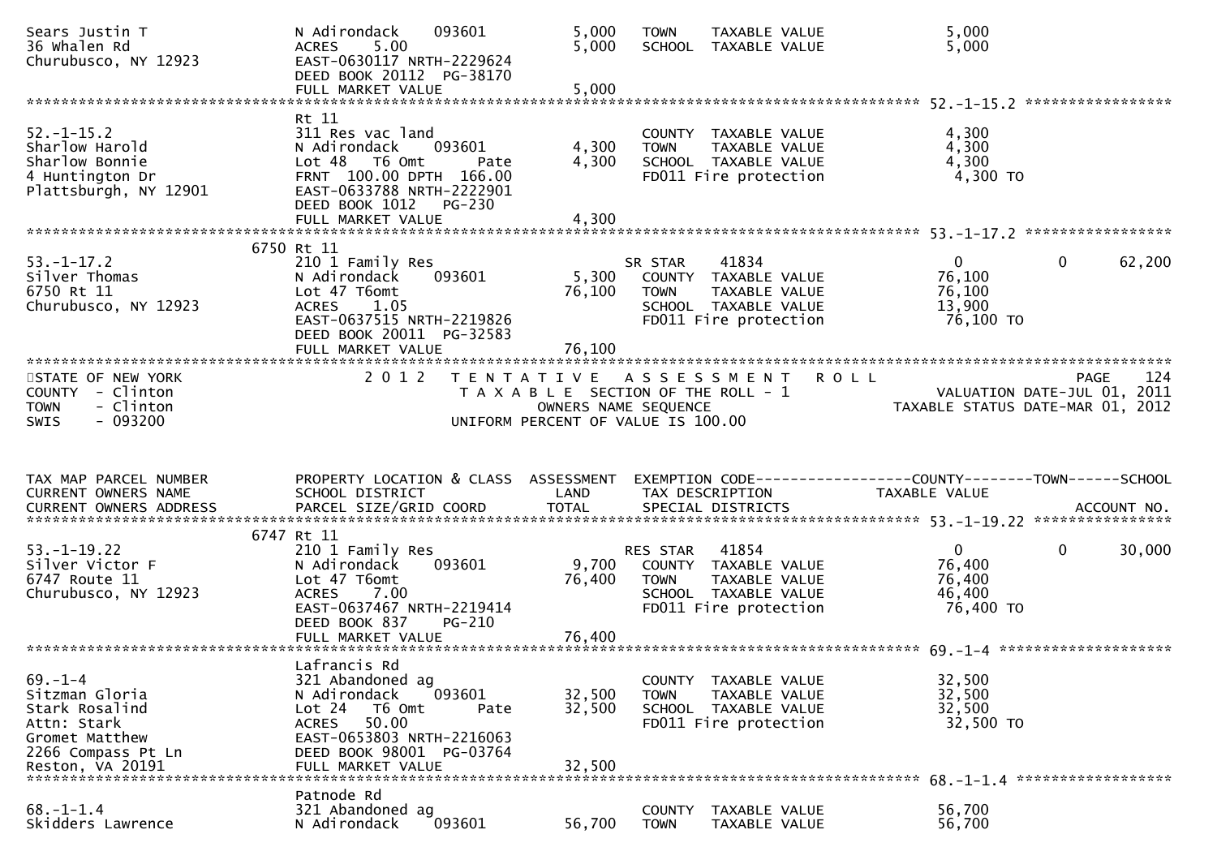```
Sears Justin T                  N Adirondack     093601          5,000   TOWN     TAXABLE VALUE               5,000
36 Whalen Rd                    ACRES    5.00                    5,000   SCHOOL   TAXABLE VALUE               5,000
Churubusco, NY 12923            EAST-0630117 NRTH-2229624
                                DEED BOOK 20112  PG-38170
                                FULL MARKET VALUE                5,000
******************************************************************************************************* 52.-1-15.2 *****************
                                Rt 11
52.-1-15.2                      311 Res vac land                         COUNTY   TAXABLE VALUE               4,300
Sharlow Harold                  N Adirondack     093601          4,300   TOWN     TAXABLE VALUE               4,300
Sharlow Bonnie                  Lot 48   T6 Omt       Pate       4,300   SCHOOL   TAXABLE VALUE               4,300
4 Huntington Dr                 FRNT 100.00 DPTH 166.00                  FD011 Fire protection                4,300 TO
Plattsburgh, NY 12901           EAST-0633788 NRTH-2222901
                                DEED BOOK 1012    PG-230
                                FULL MARKET VALUE                4,300
******************************************************************************************************* 53.-1-17.2 *****************
                           6750 Rt 11
53.-1-17.2                      210 1 Family Res                         SR STAR      41834                   0           0     62,200
Silver Thomas                   N Adirondack     093601          5,300   COUNTY   TAXABLE VALUE              76,100
6750 Rt 11                      Lot 47 T6omt                    76,100   TOWN     TAXABLE VALUE              76,100
Churubusco, NY 12923            ACRES    1.05                            SCHOOL   TAXABLE VALUE              13,900
                                EAST-0637515 NRTH-2219826                FD011 Fire protection               76,100 TO
                                DEED BOOK 20011  PG-32583
                                FULL MARKET VALUE               76,100
************************************************************************************************************************************
STATE OF NEW YORK                 2 0 1 2   T E N T A T I V E   A S S E S S M E N T   R O L L                           PAGE    124
COUNTY  - Clinton                            T A X A B L E SECTION OF THE ROLL - 1                    VALUATION DATE-JUL 01, 2011
TOWN    - Clinton                                OWNERS NAME SEQUENCE                           TAXABLE STATUS DATE-MAR 01, 2012
SWIS    - 093200                        UNIFORM PERCENT OF VALUE IS 100.00


TAX MAP PARCEL NUMBER           PROPERTY LOCATION & CLASS  ASSESSMENT  EXEMPTION CODE------------------COUNTY--------TOWN------SCHOOL
CURRENT OWNERS NAME             SCHOOL DISTRICT               LAND      TAX DESCRIPTION            TAXABLE VALUE
CURRENT OWNERS ADDRESS          PARCEL SIZE/GRID COORD        TOTAL     SPECIAL DISTRICTS                                ACCOUNT NO.
******************************************************************************************************* 53.-1-19.22 ****************
                           6747 Rt 11
53.-1-19.22                     210 1 Family Res                         RES STAR     41854                   0           0     30,000
Silver Victor F                 N Adirondack     093601          9,700   COUNTY   TAXABLE VALUE              76,400
6747 Route 11                   Lot 47 T6omt                    76,400   TOWN     TAXABLE VALUE              76,400
Churubusco, NY 12923            ACRES    7.00                            SCHOOL   TAXABLE VALUE              46,400
                                EAST-0637467 NRTH-2219414                FD011 Fire protection               76,400 TO
                                DEED BOOK 837     PG-210
                                FULL MARKET VALUE               76,400
******************************************************************************************************* 69.-1-4 ********************
                                Lafrancis Rd
69.-1-4                         321 Abandoned ag                         COUNTY   TAXABLE VALUE              32,500
Sitzman Gloria                  N Adirondack     093601         32,500   TOWN     TAXABLE VALUE              32,500
Stark Rosalind                  Lot 24   T6 Omt       Pate      32,500   SCHOOL   TAXABLE VALUE              32,500
Attn: Stark                     ACRES   50.00                            FD011 Fire protection               32,500 TO
Gromet Matthew                  EAST-0653803 NRTH-2216063
2266 Compass Pt Ln              DEED BOOK 98001  PG-03764
Reston, VA 20191                FULL MARKET VALUE               32,500
******************************************************************************************************* 68.-1-1.4 ******************
                                Patnode Rd
68.-1-1.4                       321 Abandoned ag                         COUNTY   TAXABLE VALUE              56,700
Skidders Lawrence               N Adirondack     093601         56,700   TOWN     TAXABLE VALUE              56,700
```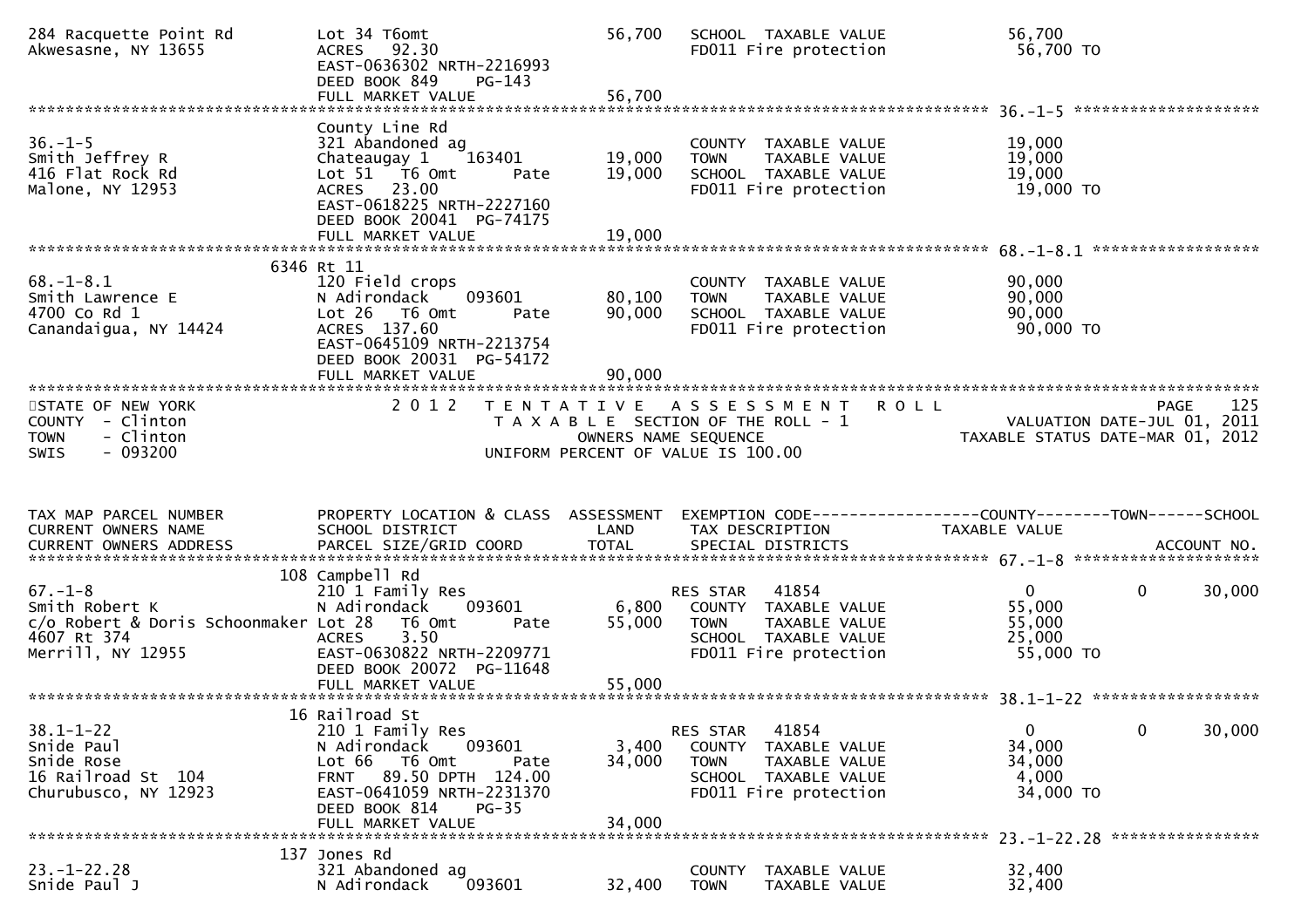```
284 Racquette Point Rd         Lot 34 T6omt                        56,700   SCHOOL  TAXABLE VALUE             56,700
Akwesasne, NY 13655            ACRES   92.30                                FD011 Fire protection              56,700 TO
                               EAST-0636302 NRTH-2216993
                               DEED BOOK 849    PG-143
                               FULL MARKET VALUE                   56,700
******************************************************************************************************* 36.-1-5 ********************
                               County Line Rd
36.-1-5                        321 Abandoned ag                             COUNTY  TAXABLE VALUE             19,000
Smith Jeffrey R                Chateaugay 1    163401              19,000   TOWN    TAXABLE VALUE             19,000
416 Flat Rock Rd               Lot 51   T6 Omt        Pate         19,000   SCHOOL  TAXABLE VALUE             19,000
Malone, NY 12953               ACRES   23.00                                FD011 Fire protection              19,000 TO
                               EAST-0618225 NRTH-2227160
                               DEED BOOK 20041  PG-74175
                               FULL MARKET VALUE                   19,000
******************************************************************************************************* 68.-1-8.1 ******************
                          6346 Rt 11
68.-1-8.1                      120 Field crops                              COUNTY  TAXABLE VALUE             90,000
Smith Lawrence E               N Adirondack     093601             80,100   TOWN    TAXABLE VALUE             90,000
4700 Co Rd 1                   Lot 26   T6 Omt        Pate         90,000   SCHOOL  TAXABLE VALUE             90,000
Canandaigua, NY 14424          ACRES  137.60                                FD011 Fire protection              90,000 TO
                               EAST-0645109 NRTH-2213754
                               DEED BOOK 20031  PG-54172
                               FULL MARKET VALUE                   90,000
************************************************************************************************************************************
STATE OF NEW YORK                     2 0 1 2   T E N T A T I V E   A S S E S S M E N T   R O L L                           PAGE    125
COUNTY  - Clinton                                 T A X A B L E SECTION OF THE ROLL - 1                      VALUATION DATE-JUL 01, 2011
TOWN    - Clinton                                        OWNERS NAME SEQUENCE                             TAXABLE STATUS DATE-MAR 01, 2012
SWIS    - 093200                                  UNIFORM PERCENT OF VALUE IS 100.00


TAX MAP PARCEL NUMBER          PROPERTY LOCATION & CLASS  ASSESSMENT  EXEMPTION CODE------------------COUNTY--------TOWN------SCHOOL
CURRENT OWNERS NAME            SCHOOL DISTRICT               LAND      TAX DESCRIPTION              TAXABLE VALUE
CURRENT OWNERS ADDRESS         PARCEL SIZE/GRID COORD        TOTAL     SPECIAL DISTRICTS                                   ACCOUNT NO.
******************************************************************************************************* 67.-1-8 ********************
                           108 Campbell Rd
67.-1-8                        210 1 Family Res                              RES STAR   41854                 0            0      30,000
Smith Robert K                 N Adirondack     093601              6,800    COUNTY  TAXABLE VALUE          55,000
c/o Robert & Doris Schoonmaker Lot 28   T6 Omt        Pate         55,000    TOWN    TAXABLE VALUE          55,000
4607 Rt 374                    ACRES    3.50                                 SCHOOL  TAXABLE VALUE          25,000
Merrill, NY 12955              EAST-0630822 NRTH-2209771                     FD011 Fire protection           55,000 TO
                               DEED BOOK 20072  PG-11648
                               FULL MARKET VALUE                   55,000
******************************************************************************************************* 38.1-1-22 ******************
                            16 Railroad St
38.1-1-22                      210 1 Family Res                              RES STAR   41854                 0            0      30,000
Snide Paul                     N Adirondack     093601              3,400    COUNTY  TAXABLE VALUE          34,000
Snide Rose                     Lot 66   T6 Omt        Pate         34,000    TOWN    TAXABLE VALUE          34,000
16 Railroad St  104            FRNT   89.50 DPTH 124.00                      SCHOOL  TAXABLE VALUE           4,000
Churubusco, NY 12923           EAST-0641059 NRTH-2231370                     FD011 Fire protection           34,000 TO
                               DEED BOOK 814    PG-35
                               FULL MARKET VALUE                   34,000
******************************************************************************************************* 23.-1-22.28 ****************
                           137 Jones Rd
23.-1-22.28                    321 Abandoned ag                              COUNTY  TAXABLE VALUE          32,400
Snide Paul J                   N Adirondack     093601             32,400    TOWN    TAXABLE VALUE          32,400
```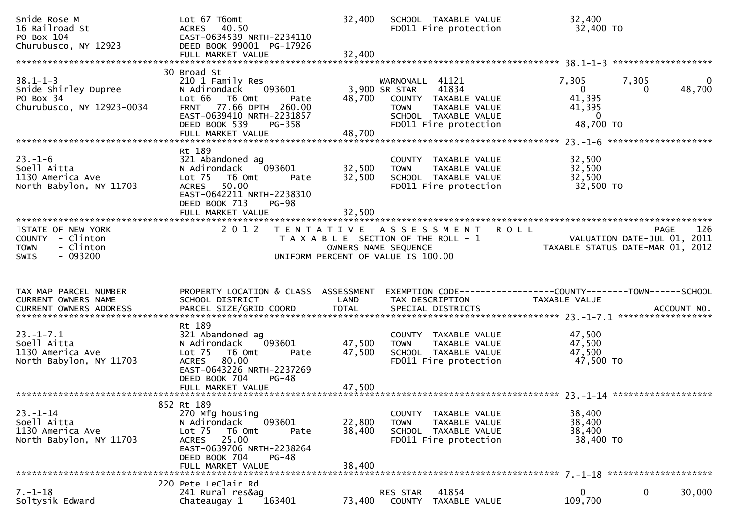```
Snide Rose M                   Lot 67 T6omt                  32,400   SCHOOL  TAXABLE VALUE            32,400
16 Railroad St                 ACRES   40.50                          FD011 Fire protection             32,400 TO
PO Box 104                     EAST-0634539 NRTH-2234110
Churubusco, NY 12923           DEED BOOK 99001  PG-17926
                               FULL MARKET VALUE             32,400
******************************************************************************************************* 38.1-1-3 ******************
                               30 Broad St
38.1-1-3                       210 1 Family Res                       WARNONALL  41121                 7,305       7,305           0
Snide Shirley Dupree           N Adirondack    093601         3,900 SR STAR    41834                      0           0       48,700
PO Box 34                      Lot 66   T6 Omt       Pate    48,700   COUNTY  TAXABLE VALUE            41,395
Churubusco, NY 12923-0034      FRNT   77.66 DPTH  260.00              TOWN    TAXABLE VALUE            41,395
                               EAST-0639410 NRTH-2231857              SCHOOL  TAXABLE VALUE                 0
                               DEED BOOK 539    PG-358                FD011 Fire protection             48,700 TO
                               FULL MARKET VALUE             48,700
******************************************************************************************************* 23.-1-6 *******************
                               Rt 189
23.-1-6                        321 Abandoned ag                       COUNTY  TAXABLE VALUE            32,500
Soell Aitta                    N Adirondack    093601        32,500   TOWN    TAXABLE VALUE            32,500
1130 America Ave               Lot 75   T6 Omt       Pate    32,500   SCHOOL  TAXABLE VALUE            32,500
North Babylon, NY 11703        ACRES   50.00                          FD011 Fire protection             32,500 TO
                               EAST-0642211 NRTH-2238310
                               DEED BOOK 713    PG-98
                               FULL MARKET VALUE             32,500
************************************************************************************************************************************
STATE OF NEW YORK                 2 0 1 2   T E N T A T I V E   A S S E S S M E N T   R O L L                          PAGE    126
COUNTY  - Clinton                         T A X A B L E  SECTION OF THE ROLL - 1                      VALUATION DATE-JUL 01, 2011
TOWN    - Clinton                              OWNERS NAME SEQUENCE                             TAXABLE STATUS DATE-MAR 01, 2012
SWIS    - 093200                         UNIFORM PERCENT OF VALUE IS 100.00


TAX MAP PARCEL NUMBER          PROPERTY LOCATION & CLASS  ASSESSMENT  EXEMPTION CODE------------------COUNTY--------TOWN------SCHOOL
CURRENT OWNERS NAME            SCHOOL DISTRICT               LAND      TAX DESCRIPTION               TAXABLE VALUE
CURRENT OWNERS ADDRESS         PARCEL SIZE/GRID COORD        TOTAL     SPECIAL DISTRICTS                                 ACCOUNT NO.
******************************************************************************************************* 23.-1-7.1 *****************
                               Rt 189
23.-1-7.1                      321 Abandoned ag                       COUNTY  TAXABLE VALUE            47,500
Soell Aitta                    N Adirondack    093601        47,500   TOWN    TAXABLE VALUE            47,500
1130 America Ave               Lot 75   T6 Omt       Pate    47,500   SCHOOL  TAXABLE VALUE            47,500
North Babylon, NY 11703        ACRES   80.00                          FD011 Fire protection             47,500 TO
                               EAST-0643226 NRTH-2237269
                               DEED BOOK 704    PG-48
                               FULL MARKET VALUE             47,500
******************************************************************************************************* 23.-1-14 ******************
                               852 Rt 189
23.-1-14                       270 Mfg housing                        COUNTY  TAXABLE VALUE            38,400
Soell Aitta                    N Adirondack    093601        22,800   TOWN    TAXABLE VALUE            38,400
1130 America Ave               Lot 75   T6 Omt       Pate    38,400   SCHOOL  TAXABLE VALUE            38,400
North Babylon, NY 11703        ACRES   25.00                          FD011 Fire protection             38,400 TO
                               EAST-0639706 NRTH-2238264
                               DEED BOOK 704    PG-48
                               FULL MARKET VALUE             38,400
******************************************************************************************************* 7.-1-18 *******************
                               220 Pete LeClair Rd
7.-1-18                        241 Rural res&ag                       RES STAR   41854                      0           0       30,000
Soltysik Edward                Chateaugay 1    163401        73,400   COUNTY  TAXABLE VALUE           109,700
```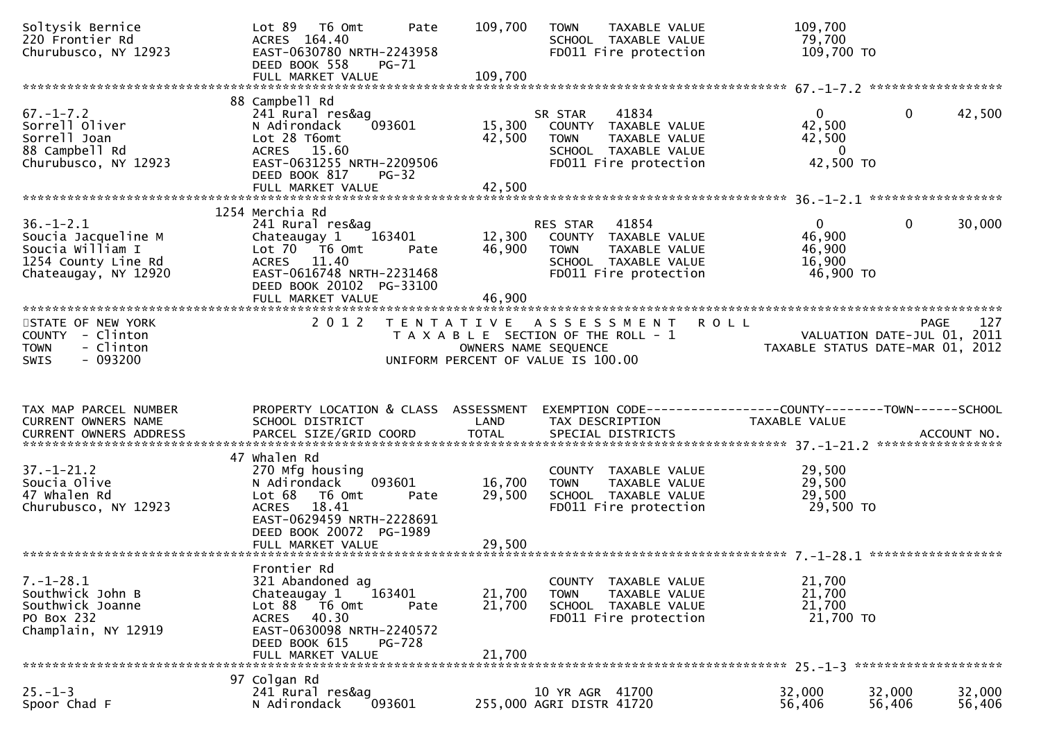```
Soltysik Bernice               Lot 89   T6 Omt        Pate      109,700   TOWN    TAXABLE VALUE              109,700
220 Frontier Rd                ACRES  164.40                              SCHOOL  TAXABLE VALUE               79,700
Churubusco, NY 12923           EAST-0630780 NRTH-2243958                  FD011 Fire protection              109,700 TO
                               DEED BOOK 558     PG-71
                               FULL MARKET VALUE                109,700
******************************************************************************************************* 67.-1-7.2 ******************
                             88 Campbell Rd
67.-1-7.2                      241 Rural res&ag                            SR STAR    41834                      0          0      42,500
Sorrell Oliver                 N Adirondack     093601          15,300    COUNTY  TAXABLE VALUE               42,500
Sorrell Joan                   Lot 28 T6omt                     42,500    TOWN    TAXABLE VALUE               42,500
88 Campbell Rd                 ACRES   15.60                              SCHOOL  TAXABLE VALUE                    0
Churubusco, NY 12923           EAST-0631255 NRTH-2209506                  FD011 Fire protection               42,500 TO
                               DEED BOOK 817     PG-32
                               FULL MARKET VALUE                 42,500
******************************************************************************************************* 36.-1-2.1 ******************
                             1254 Merchia Rd
36.-1-2.1                      241 Rural res&ag                            RES STAR   41854                      0          0      30,000
Soucia Jacqueline M            Chateaugay 1     163401          12,300    COUNTY  TAXABLE VALUE               46,900
Soucia William I               Lot 70   T6 Omt        Pate      46,900    TOWN    TAXABLE VALUE               46,900
1254 County Line Rd            ACRES   11.40                              SCHOOL  TAXABLE VALUE               16,900
Chateaugay, NY 12920           EAST-0616748 NRTH-2231468                  FD011 Fire protection               46,900 TO
                               DEED BOOK 20102 PG-33100
                               FULL MARKET VALUE                 46,900
*************************************************************************************************************************************
STATE OF NEW YORK                  2 0 1 2   T E N T A T I V E   A S S E S S M E N T   R O L L                               PAGE    127
COUNTY  - Clinton                             T A X A B L E  SECTION OF THE ROLL - 1                         VALUATION DATE-JUL 01, 2011
TOWN    - Clinton                                   OWNERS NAME SEQUENCE                                 TAXABLE STATUS DATE-MAR 01, 2012
SWIS    - 093200                            UNIFORM PERCENT OF VALUE IS 100.00


TAX MAP PARCEL NUMBER          PROPERTY LOCATION & CLASS  ASSESSMENT  EXEMPTION CODE------------------COUNTY--------TOWN------SCHOOL
CURRENT OWNERS NAME            SCHOOL DISTRICT              LAND      TAX DESCRIPTION              TAXABLE VALUE
CURRENT OWNERS ADDRESS         PARCEL SIZE/GRID COORD       TOTAL     SPECIAL DISTRICTS                                   ACCOUNT NO.
******************************************************************************************************* 37.-1-21.2 *****************
                             47 Whalen Rd
37.-1-21.2                     270 Mfg housing                            COUNTY  TAXABLE VALUE               29,500
Soucia Olive                   N Adirondack     093601          16,700    TOWN    TAXABLE VALUE               29,500
47 Whalen Rd                   Lot 68   T6 Omt        Pate      29,500    SCHOOL  TAXABLE VALUE               29,500
Churubusco, NY 12923           ACRES   18.41                              FD011 Fire protection               29,500 TO
                               EAST-0629459 NRTH-2228691
                               DEED BOOK 20072 PG-1989
                               FULL MARKET VALUE                 29,500
******************************************************************************************************* 7.-1-28.1 ******************
                               Frontier Rd
7.-1-28.1                      321 Abandoned ag                           COUNTY  TAXABLE VALUE               21,700
Southwick John B               Chateaugay 1     163401          21,700    TOWN    TAXABLE VALUE               21,700
Southwick Joanne               Lot 88   T6 Omt        Pate      21,700    SCHOOL  TAXABLE VALUE               21,700
PO Box 232                     ACRES   40.30                              FD011 Fire protection               21,700 TO
Champlain, NY 12919            EAST-0630098 NRTH-2240572
                               DEED BOOK 615     PG-728
                               FULL MARKET VALUE                 21,700
******************************************************************************************************* 25.-1-3 ********************
                             97 Colgan Rd
25.-1-3                        241 Rural res&ag                            10 YR AGR  41700                 32,000     32,000      32,000
Spoor Chad F                   N Adirondack     093601         255,000 AGRI DISTR 41720                 56,406     56,406      56,406
```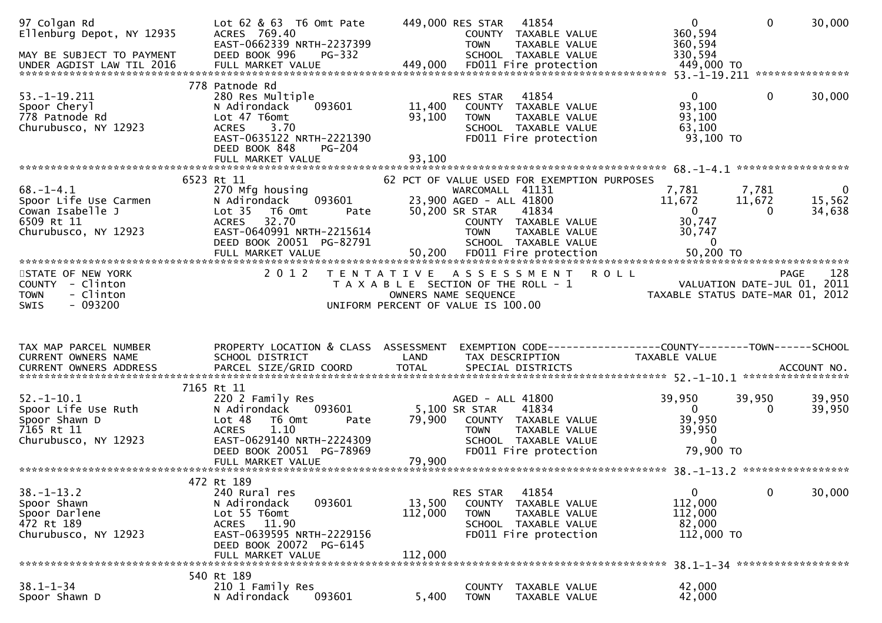```
97 Colgan Rd                   Lot 62 & 63  T6 Omt Pate        449,000 RES STAR    41854                     0            0        30,000
Ellenburg Depot, NY 12935      ACRES  769.40                           COUNTY  TAXABLE VALUE            360,594
                               EAST-0662339 NRTH-2237399               TOWN    TAXABLE VALUE            360,594
MAY BE SUBJECT TO PAYMENT      DEED BOOK 996    PG-332                 SCHOOL  TAXABLE VALUE            330,594
UNDER AGDIST LAW TIL 2016      FULL MARKET VALUE               449,000  FD011 Fire protection            449,000 TO
******************************************************************************************************* 53.-1-19.211 ***************
                           778 Patnode Rd
53.-1-19.211                   280 Res Multiple                        RES STAR    41854                     0            0        30,000
Spoor Cheryl                   N Adirondack     093601          11,400   COUNTY  TAXABLE VALUE             93,100
778 Patnode Rd                 Lot 47 T6omt                     93,100   TOWN    TAXABLE VALUE             93,100
Churubusco, NY 12923           ACRES    3.70                             SCHOOL  TAXABLE VALUE             63,100
                               EAST-0635122 NRTH-2221390                 FD011 Fire protection             93,100 TO
                               DEED BOOK 848    PG-204
                               FULL MARKET VALUE                93,100
******************************************************************************************************* 68.-1-4.1 ******************
                           6523 Rt 11                          62 PCT OF VALUE USED FOR EXEMPTION PURPOSES
68.-1-4.1                      270 Mfg housing                         WARCOMALL  41131                  7,781        7,781             0
Spoor Life Use Carmen          N Adirondack     093601          23,900 AGED - ALL 41800                 11,672       11,672        15,562
Cowan Isabelle J               Lot 35   T6 Omt         Pate     50,200 SR STAR    41834                      0            0        34,638
6509 Rt 11                     ACRES   32.70                           COUNTY  TAXABLE VALUE             30,747
Churubusco, NY 12923           EAST-0640991 NRTH-2215614               TOWN    TAXABLE VALUE             30,747
                               DEED BOOK 20051  PG-82791               SCHOOL  TAXABLE VALUE                  0
                               FULL MARKET VALUE                50,200  FD011 Fire protection             50,200 TO
*************************************************************************************************************************************
STATE OF NEW YORK                2 0 1 2   T E N T A T I V E   A S S E S S M E N T   R O L L                            PAGE    128
COUNTY  - Clinton                         T A X A B L E  SECTION OF THE ROLL - 1                       VALUATION DATE-JUL 01, 2011
TOWN    - Clinton                                 OWNERS NAME SEQUENCE                            TAXABLE STATUS DATE-MAR 01, 2012
SWIS    - 093200                          UNIFORM PERCENT OF VALUE IS 100.00


TAX MAP PARCEL NUMBER          PROPERTY LOCATION & CLASS  ASSESSMENT  EXEMPTION CODE------------------COUNTY--------TOWN------SCHOOL
CURRENT OWNERS NAME            SCHOOL DISTRICT               LAND      TAX DESCRIPTION             TAXABLE VALUE
CURRENT OWNERS ADDRESS         PARCEL SIZE/GRID COORD        TOTAL     SPECIAL DISTRICTS                                  ACCOUNT NO.
******************************************************************************************************* 52.-1-10.1 *****************
                           7165 Rt 11
52.-1-10.1                     220 2 Family Res                        AGED - ALL 41800                 39,950       39,950        39,950
Spoor Life Use Ruth            N Adirondack     093601           5,100 SR STAR    41834                      0            0        39,950
Spoor Shawn D                  Lot 48   T6 Omt         Pate     79,900   COUNTY  TAXABLE VALUE             39,950
7165 Rt 11                     ACRES    1.10                             TOWN    TAXABLE VALUE             39,950
Churubusco, NY 12923           EAST-0629140 NRTH-2224309                 SCHOOL  TAXABLE VALUE                  0
                               DEED BOOK 20051  PG-78969                 FD011 Fire protection             79,900 TO
                               FULL MARKET VALUE                79,900
******************************************************************************************************* 38.-1-13.2 *****************
                           472 Rt 189
38.-1-13.2                     240 Rural res                           RES STAR    41854                     0            0        30,000
Spoor Shawn                    N Adirondack     093601          13,500   COUNTY  TAXABLE VALUE            112,000
Spoor Darlene                  Lot 55 T6omt                    112,000   TOWN    TAXABLE VALUE            112,000
472 Rt 189                     ACRES   11.90                             SCHOOL  TAXABLE VALUE             82,000
Churubusco, NY 12923           EAST-0639595 NRTH-2229156                 FD011 Fire protection            112,000 TO
                               DEED BOOK 20072  PG-6145
                               FULL MARKET VALUE               112,000
******************************************************************************************************* 38.1-1-34 ******************
                           540 Rt 189
38.1-1-34                      210 1 Family Res                          COUNTY  TAXABLE VALUE             42,000
Spoor Shawn D                  N Adirondack     093601           5,400   TOWN    TAXABLE VALUE             42,000
```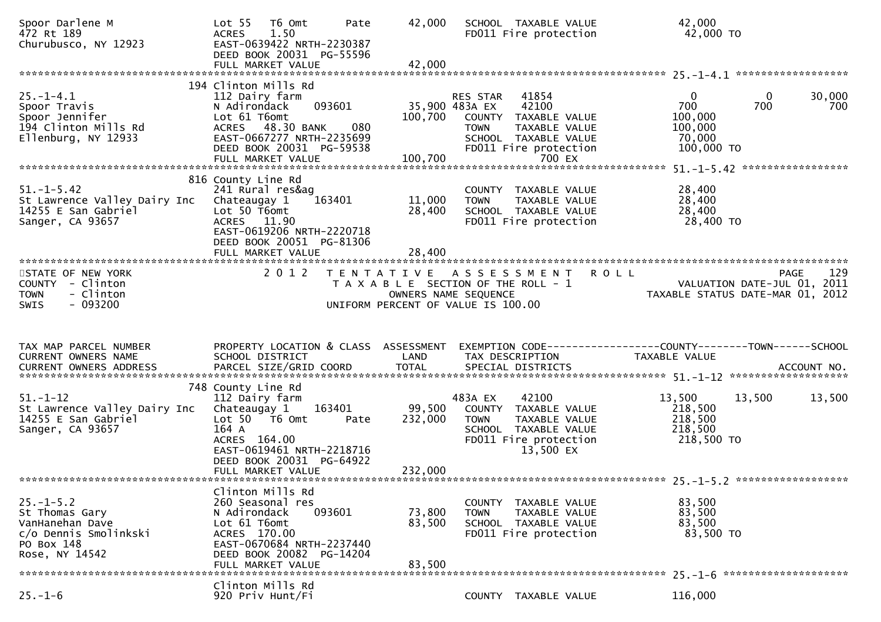```
Spoor Darlene M                Lot 55   T6 Omt       Pate      42,000   SCHOOL  TAXABLE VALUE              42,000
472 Rt 189                     ACRES    1.50                            FD011 Fire protection               42,000 TO
Churubusco, NY 12923           EAST-0639422 NRTH-2230387
                               DEED BOOK 20031  PG-55596
                               FULL MARKET VALUE                42,000
******************************************************************************************************* 25.-1-4.1 ******************
                           194 Clinton Mills Rd
25.-1-4.1                      112 Dairy farm                          RES STAR    41854                       0            0       30,000
Spoor Travis                   N Adirondack     093601        35,900 483A EX      42100                      700          700          700
Spoor Jennifer                 Lot 61 T6omt                   100,700   COUNTY  TAXABLE VALUE             100,000
194 Clinton Mills Rd           ACRES   48.30 BANK     080               TOWN    TAXABLE VALUE             100,000
Ellenburg, NY 12933            EAST-0667277 NRTH-2235699                SCHOOL  TAXABLE VALUE              70,000
                               DEED BOOK 20031  PG-59538                FD011 Fire protection             100,000 TO
                               FULL MARKET VALUE               100,700                    700 EX
******************************************************************************************************* 51.-1-5.42 *****************
                           816 County Line Rd
51.-1-5.42                     241 Rural res&ag                         COUNTY  TAXABLE VALUE              28,400
St Lawrence Valley Dairy Inc   Chateaugay 1     163401        11,000    TOWN    TAXABLE VALUE              28,400
14255 E San Gabriel            Lot 50 T6omt                   28,400    SCHOOL  TAXABLE VALUE              28,400
Sanger, CA 93657               ACRES   11.90                            FD011 Fire protection              28,400 TO
                               EAST-0619206 NRTH-2220718
                               DEED BOOK 20051  PG-81306
                               FULL MARKET VALUE                28,400
************************************************************************************************************************************
STATE OF NEW YORK                   2 0 1 2   T E N T A T I V E   A S S E S S M E N T   R O L L                          PAGE    129
COUNTY  - Clinton                             T A X A B L E  SECTION OF THE ROLL - 1                       VALUATION DATE-JUL 01, 2011
TOWN    - Clinton                                  OWNERS NAME SEQUENCE                               TAXABLE STATUS DATE-MAR 01, 2012
SWIS    - 093200                          UNIFORM PERCENT OF VALUE IS 100.00


TAX MAP PARCEL NUMBER          PROPERTY LOCATION & CLASS  ASSESSMENT  EXEMPTION CODE------------------COUNTY--------TOWN------SCHOOL
CURRENT OWNERS NAME            SCHOOL DISTRICT               LAND      TAX DESCRIPTION               TAXABLE VALUE
CURRENT OWNERS ADDRESS         PARCEL SIZE/GRID COORD        TOTAL     SPECIAL DISTRICTS                                   ACCOUNT NO.
******************************************************************************************************* 51.-1-12 *******************
                           748 County Line Rd
51.-1-12                       112 Dairy farm                          483A EX      42100                   13,500       13,500       13,500
St Lawrence Valley Dairy Inc   Chateaugay 1     163401        99,500    COUNTY  TAXABLE VALUE             218,500
14255 E San Gabriel            Lot 50   T6 Omt       Pate     232,000   TOWN    TAXABLE VALUE             218,500
Sanger, CA 93657               164 A                                    SCHOOL  TAXABLE VALUE             218,500
                               ACRES  164.00                            FD011 Fire protection             218,500 TO
                               EAST-0619461 NRTH-2218716                                13,500 EX
                               DEED BOOK 20031  PG-64922
                               FULL MARKET VALUE               232,000
******************************************************************************************************* 25.-1-5.2 ******************
                               Clinton Mills Rd
25.-1-5.2                      260 Seasonal res                         COUNTY  TAXABLE VALUE              83,500
St Thomas Gary                 N Adirondack     093601        73,800    TOWN    TAXABLE VALUE              83,500
VanHanehan Dave                Lot 61 T6omt                   83,500    SCHOOL  TAXABLE VALUE              83,500
c/o Dennis Smolinkski          ACRES  170.00                            FD011 Fire protection              83,500 TO
PO Box 148                     EAST-0670684 NRTH-2237440
Rose, NY 14542                 DEED BOOK 20082  PG-14204
                               FULL MARKET VALUE                83,500
******************************************************************************************************* 25.-1-6 ********************
                               Clinton Mills Rd
25.-1-6                        920 Priv Hunt/Fi                         COUNTY  TAXABLE VALUE             116,000
```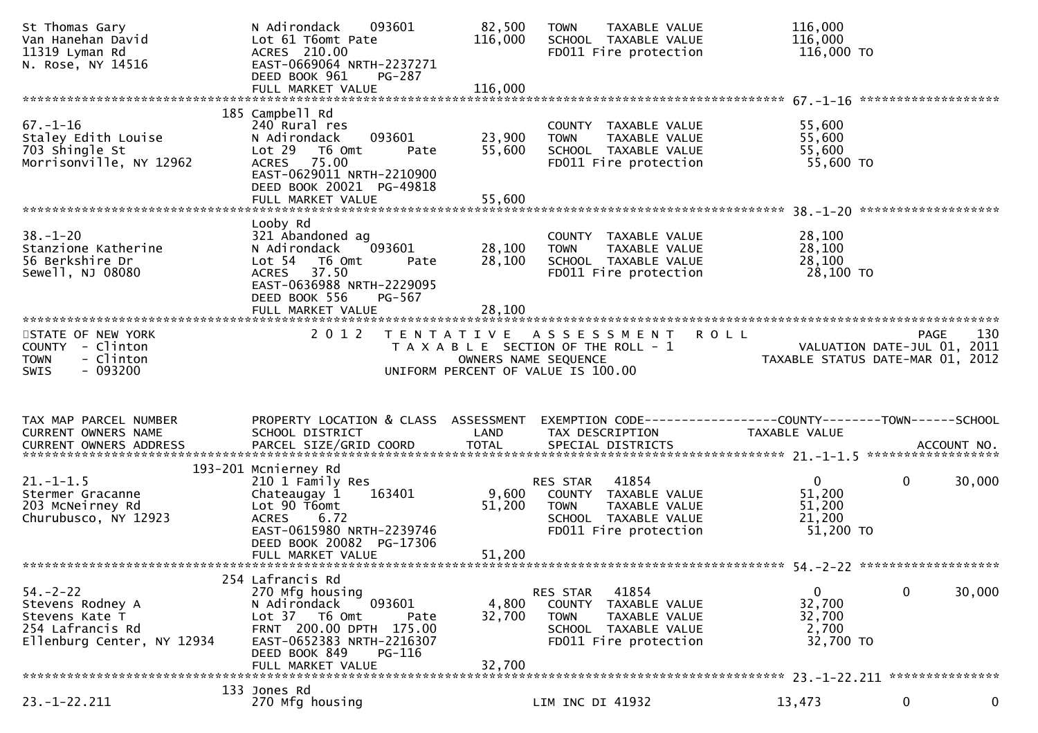```
St Thomas Gary                   N Adirondack    093601         82,500   TOWN    TAXABLE VALUE             116,000
Van Hanehan David                Lot 61 T6omt Pate             116,000   SCHOOL  TAXABLE VALUE             116,000
11319 Lyman Rd                   ACRES 210.00                            FD011 Fire protection             116,000 TO
N. Rose, NY 14516                EAST-0669064 NRTH-2237271
                                 DEED BOOK 961     PG-287
                                 FULL MARKET VALUE             116,000
******************************************************************************************************* 67.-1-16 ******************
                             185 Campbell Rd
67.-1-16                         240 Rural res                           COUNTY  TAXABLE VALUE              55,600
Staley Edith Louise              N Adirondack    093601         23,900   TOWN    TAXABLE VALUE              55,600
703 Shingle St                   Lot 29   T6 Omt       Pate     55,600   SCHOOL  TAXABLE VALUE              55,600
Morrisonville, NY 12962          ACRES  75.00                            FD011 Fire protection              55,600 TO
                                 EAST-0629011 NRTH-2210900
                                 DEED BOOK 20021 PG-49818
                                 FULL MARKET VALUE              55,600
******************************************************************************************************* 38.-1-20 ******************
                                 Looby Rd
38.-1-20                         321 Abandoned ag                        COUNTY  TAXABLE VALUE              28,100
Stanzione Katherine              N Adirondack    093601         28,100   TOWN    TAXABLE VALUE              28,100
56 Berkshire Dr                  Lot 54   T6 Omt       Pate     28,100   SCHOOL  TAXABLE VALUE              28,100
Sewell, NJ 08080                 ACRES  37.50                            FD011 Fire protection              28,100 TO
                                 EAST-0636988 NRTH-2229095
                                 DEED BOOK 556     PG-567
                                 FULL MARKET VALUE              28,100
***********************************************************************************************************************************
STATE OF NEW YORK                2 0 1 2   T E N T A T I V E   A S S E S S M E N T   R O L L                              PAGE   130
COUNTY  - Clinton                           T A X A B L E  SECTION OF THE ROLL - 1                      VALUATION DATE-JUL 01, 2011
TOWN    - Clinton                                  OWNERS NAME SEQUENCE                            TAXABLE STATUS DATE-MAR 01, 2012
SWIS    - 093200                            UNIFORM PERCENT OF VALUE IS 100.00


TAX MAP PARCEL NUMBER            PROPERTY LOCATION & CLASS  ASSESSMENT  EXEMPTION CODE------------------COUNTY--------TOWN------SCHOOL
CURRENT OWNERS NAME              SCHOOL DISTRICT               LAND      TAX DESCRIPTION             TAXABLE VALUE
CURRENT OWNERS ADDRESS           PARCEL SIZE/GRID COORD        TOTAL     SPECIAL DISTRICTS                                ACCOUNT NO.
******************************************************************************************************* 21.-1-1.5 *****************
                             193-201 Mcnierney Rd
21.-1-1.5                        210 1 Family Res                        RES STAR   41854                   0            0     30,000
Stermer Gracanne                 Chateaugay 1    163401          9,600   COUNTY  TAXABLE VALUE              51,200
203 McNeirney Rd                 Lot 90 T6omt                   51,200   TOWN    TAXABLE VALUE              51,200
Churubusco, NY 12923             ACRES   6.72                            SCHOOL  TAXABLE VALUE              21,200
                                 EAST-0615980 NRTH-2239746               FD011 Fire protection              51,200 TO
                                 DEED BOOK 20082 PG-17306
                                 FULL MARKET VALUE              51,200
******************************************************************************************************* 54.-2-22 ******************
                             254 Lafrancis Rd
54.-2-22                         270 Mfg housing                         RES STAR   41854                   0            0     30,000
Stevens Rodney A                 N Adirondack    093601          4,800   COUNTY  TAXABLE VALUE              32,700
Stevens Kate T                   Lot 37   T6 Omt       Pate     32,700   TOWN    TAXABLE VALUE              32,700
254 Lafrancis Rd                 FRNT 200.00 DPTH 175.00                 SCHOOL  TAXABLE VALUE               2,700
Ellenburg Center, NY 12934       EAST-0652383 NRTH-2216307               FD011 Fire protection              32,700 TO
                                 DEED BOOK 849     PG-116
                                 FULL MARKET VALUE              32,700
******************************************************************************************************* 23.-1-22.211 **************
                             133 Jones Rd
23.-1-22.211                     270 Mfg housing                         LIM INC DI 41932               13,473           0          0
```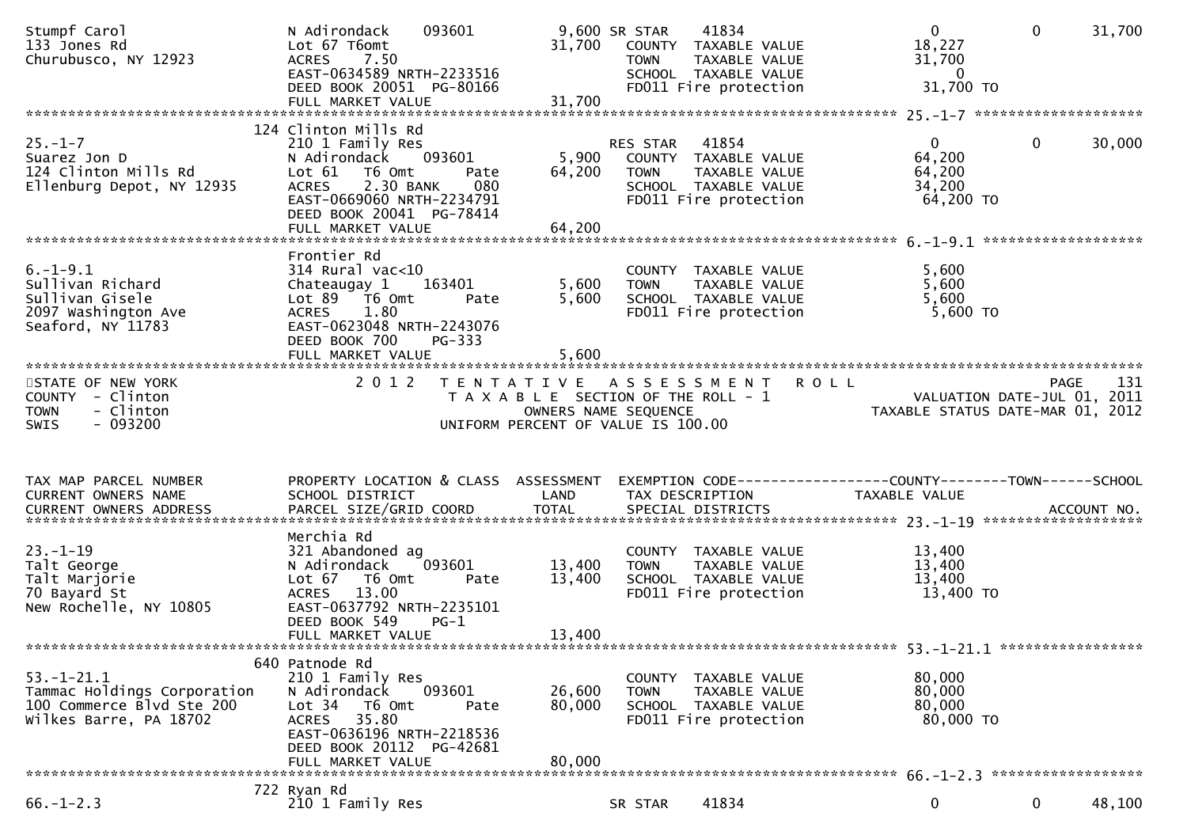```
Stumpf Carol                   N Adirondack    093601          9,600 SR STAR     41834                    0          0      31,700
133 Jones Rd                   Lot 67 T6omt                   31,700   COUNTY  TAXABLE VALUE          18,227
Churubusco, NY 12923           ACRES    7.50                           TOWN    TAXABLE VALUE          31,700
                               EAST-0634589 NRTH-2233516               SCHOOL  TAXABLE VALUE               0
                               DEED BOOK 20051 PG-80166                FD011 Fire protection          31,700 TO
                               FULL MARKET VALUE              31,700
******************************************************************************************************* 25.-1-7 ********************
                             124 Clinton Mills Rd
25.-1-7                        210 1 Family Res                        RES STAR    41854                  0          0      30,000
Suarez Jon D                   N Adirondack    093601          5,900   COUNTY  TAXABLE VALUE          64,200
124 Clinton Mills Rd           Lot 61   T6 Omt        Pate    64,200   TOWN    TAXABLE VALUE          64,200
Ellenburg Depot, NY 12935      ACRES    2.30 BANK     080              SCHOOL  TAXABLE VALUE          34,200
                               EAST-0669060 NRTH-2234791               FD011 Fire protection          64,200 TO
                               DEED BOOK 20041 PG-78414
                               FULL MARKET VALUE              64,200
******************************************************************************************************* 6.-1-9.1 *******************
                               Frontier Rd
6.-1-9.1                       314 Rural vac<10                        COUNTY  TAXABLE VALUE           5,600
Sullivan Richard               Chateaugay 1    163401          5,600   TOWN    TAXABLE VALUE           5,600
Sullivan Gisele                Lot 89   T6 Omt        Pate     5,600   SCHOOL  TAXABLE VALUE           5,600
2097 Washington Ave            ACRES    1.80                           FD011 Fire protection           5,600 TO
Seaford, NY 11783              EAST-0623048 NRTH-2243076
                               DEED BOOK 700    PG-333
                               FULL MARKET VALUE               5,600
************************************************************************************************************************************
STATE OF NEW YORK                2 0 1 2   T E N T A T I V E   A S S E S S M E N T   R O L L                              PAGE    131
COUNTY  - Clinton                             T A X A B L E  SECTION OF THE ROLL - 1                      VALUATION DATE-JUL 01, 2011
TOWN    - Clinton                                  OWNERS NAME SEQUENCE                                 TAXABLE STATUS DATE-MAR 01, 2012
SWIS    - 093200                              UNIFORM PERCENT OF VALUE IS 100.00


TAX MAP PARCEL NUMBER          PROPERTY LOCATION & CLASS  ASSESSMENT  EXEMPTION CODE------------------COUNTY--------TOWN------SCHOOL
CURRENT OWNERS NAME            SCHOOL DISTRICT               LAND      TAX DESCRIPTION              TAXABLE VALUE
CURRENT OWNERS ADDRESS         PARCEL SIZE/GRID COORD       TOTAL      SPECIAL DISTRICTS                                   ACCOUNT NO.
******************************************************************************************************* 23.-1-19 *******************
                               Merchia Rd
23.-1-19                       321 Abandoned ag                        COUNTY  TAXABLE VALUE          13,400
Talt George                    N Adirondack    093601         13,400   TOWN    TAXABLE VALUE          13,400
Talt Marjorie                  Lot 67   T6 Omt        Pate    13,400   SCHOOL  TAXABLE VALUE          13,400
70 Bayard St                   ACRES   13.00                           FD011 Fire protection          13,400 TO
New Rochelle, NY 10805         EAST-0637792 NRTH-2235101
                               DEED BOOK 549    PG-1
                               FULL MARKET VALUE              13,400
******************************************************************************************************* 53.-1-21.1 *****************
                             640 Patnode Rd
53.-1-21.1                     210 1 Family Res                        COUNTY  TAXABLE VALUE          80,000
Tammac Holdings Corporation    N Adirondack    093601         26,600   TOWN    TAXABLE VALUE          80,000
100 Commerce Blvd Ste 200      Lot 34   T6 Omt        Pate    80,000   SCHOOL  TAXABLE VALUE          80,000
Wilkes Barre, PA 18702         ACRES   35.80                           FD011 Fire protection          80,000 TO
                               EAST-0636196 NRTH-2218536
                               DEED BOOK 20112 PG-42681
                               FULL MARKET VALUE              80,000
******************************************************************************************************* 66.-1-2.3 ******************
                             722 Ryan Rd
66.-1-2.3                      210 1 Family Res                        SR STAR     41834                  0          0      48,100
```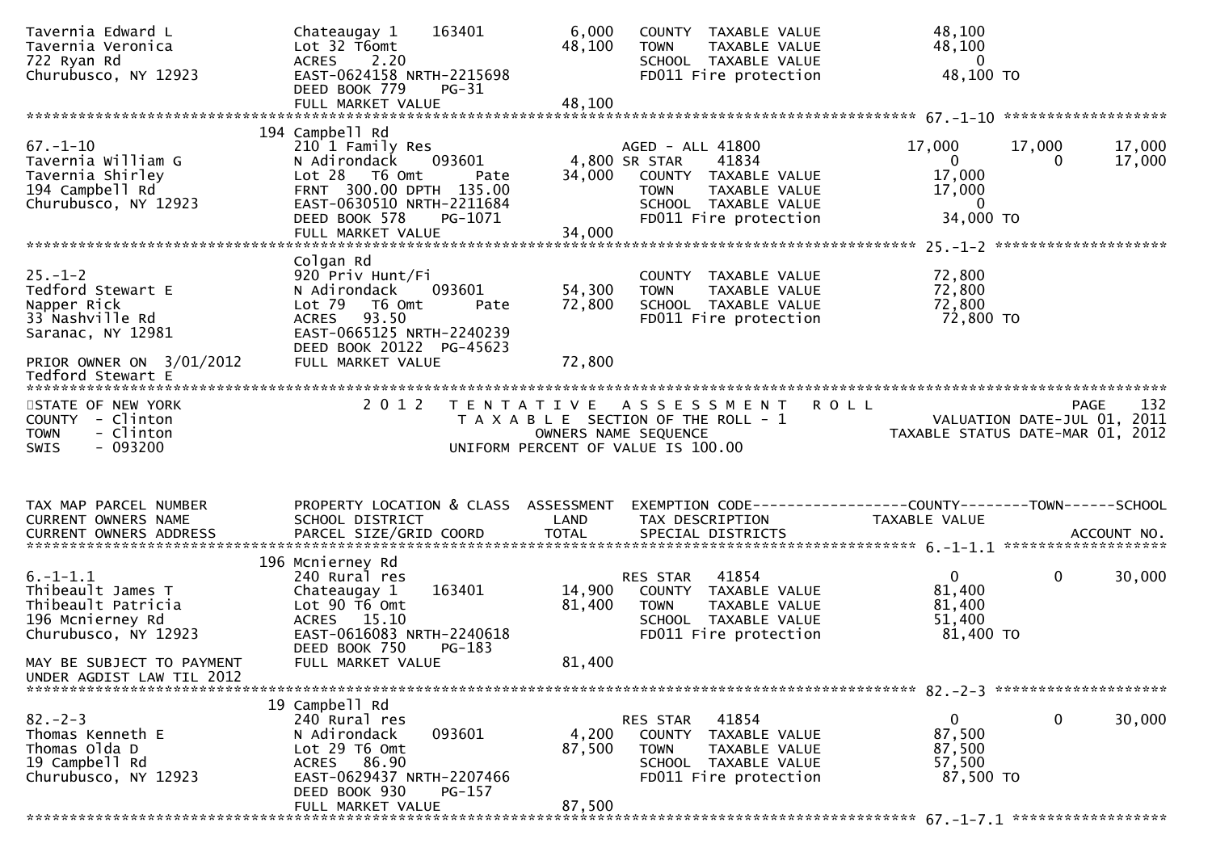| | | | | | | |
|---|---|---|---|---|---|---|
| Tavernia Edward L<br>Tavernia Veronica<br>722 Ryan Rd<br>Churubusco, NY 12923 | Chateaugay 1 163401<br>Lot 32 T6omt<br>ACRES 2.20<br>EAST-0624158 NRTH-2215698<br>DEED BOOK 779 PG-31<br>FULL MARKET VALUE | 6,000<br>48,100<br><br><br><br>48,100 | COUNTY TAXABLE VALUE<br>TOWN TAXABLE VALUE<br>SCHOOL TAXABLE VALUE<br>FD011 Fire protection | 48,100<br>48,100<br>0<br>48,100 TO | | |

******************************************************************************************** 67.-1-10 ********************

| | | | | | | |
|---|---|---|---|---|---|---|
| 67.-1-10<br>Tavernia William G<br>Tavernia Shirley<br>194 Campbell Rd<br>Churubusco, NY 12923 | 194 Campbell Rd<br>210 1 Family Res<br>N Adirondack 093601<br>Lot 28 T6 Omt Pate<br>FRNT 300.00 DPTH 135.00<br>EAST-0630510 NRTH-2211684<br>DEED BOOK 578 PG-1071<br>FULL MARKET VALUE | <br><br>4,800<br>34,000<br><br><br><br>34,000 | <br><br>AGED - ALL 41800<br>SR STAR 41834<br>COUNTY TAXABLE VALUE<br>TOWN TAXABLE VALUE<br>SCHOOL TAXABLE VALUE<br>FD011 Fire protection | <br><br>17,000<br>0<br>17,000<br>17,000<br>0<br>34,000 TO | <br><br>17,000<br>0 | <br><br>17,000<br>17,000 |

******************************************************************************************** 25.-1-2 ********************

| | | | | | | |
|---|---|---|---|---|---|---|
| 25.-1-2<br>Tedford Stewart E<br>Napper Rick<br>33 Nashville Rd<br>Saranac, NY 12981<br><br>PRIOR OWNER ON 3/01/2012<br>Tedford Stewart E | Colgan Rd<br>920 Priv Hunt/Fi<br>N Adirondack 093601<br>Lot 79 T6 Omt Pate<br>ACRES 93.50<br>EAST-0665125 NRTH-2240239<br>DEED BOOK 20122 PG-45623<br>FULL MARKET VALUE | <br><br>54,300<br>72,800<br><br><br><br>72,800 | <br>COUNTY TAXABLE VALUE<br>TOWN TAXABLE VALUE<br>SCHOOL TAXABLE VALUE<br>FD011 Fire protection | <br>72,800<br>72,800<br>72,800<br>72,800 TO | | |

STATE OF NEW YORK
COUNTY - Clinton
TOWN - Clinton
SWIS - 093200

2 0 1 2 T E N T A T I V E A S S E S S M E N T R O L L
T A X A B L E SECTION OF THE ROLL - 1
OWNERS NAME SEQUENCE
UNIFORM PERCENT OF VALUE IS 100.00

PAGE 132
VALUATION DATE-JUL 01, 2011
TAXABLE STATUS DATE-MAR 01, 2012

| TAX MAP PARCEL NUMBER<br>CURRENT OWNERS NAME<br>CURRENT OWNERS ADDRESS | PROPERTY LOCATION & CLASS<br>SCHOOL DISTRICT<br>PARCEL SIZE/GRID COORD | ASSESSMENT<br>LAND<br>TOTAL | EXEMPTION CODE<br>TAX DESCRIPTION<br>SPECIAL DISTRICTS | COUNTY<br>TAXABLE VALUE | TOWN | SCHOOL<br><br>ACCOUNT NO. |
|---|---|---|---|---|---|---|

******************************************************************************************** 6.-1-1.1 ********************

| | | | | | | |
|---|---|---|---|---|---|---|
| 6.-1-1.1<br>Thibeault James T<br>Thibeault Patricia<br>196 Mcnierney Rd<br>Churubusco, NY 12923<br><br>MAY BE SUBJECT TO PAYMENT<br>UNDER AGDIST LAW TIL 2012 | 196 Mcnierney Rd<br>240 Rural res<br>Chateaugay 1 163401<br>Lot 90 T6 Omt<br>ACRES 15.10<br>EAST-0616083 NRTH-2240618<br>DEED BOOK 750 PG-183<br>FULL MARKET VALUE | <br><br>14,900<br>81,400<br><br><br><br>81,400 | <br>RES STAR 41854<br>COUNTY TAXABLE VALUE<br>TOWN TAXABLE VALUE<br>SCHOOL TAXABLE VALUE<br>FD011 Fire protection | <br>0<br>81,400<br>81,400<br>51,400<br>81,400 TO | <br>0 | <br>30,000 |

******************************************************************************************** 82.-2-3 ********************

| | | | | | | |
|---|---|---|---|---|---|---|
| 82.-2-3<br>Thomas Kenneth E<br>Thomas Olda D<br>19 Campbell Rd<br>Churubusco, NY 12923 | 19 Campbell Rd<br>240 Rural res<br>N Adirondack 093601<br>Lot 29 T6 Omt<br>ACRES 86.90<br>EAST-0629437 NRTH-2207466<br>DEED BOOK 930 PG-157<br>FULL MARKET VALUE | <br><br>4,200<br>87,500<br><br><br><br>87,500 | <br>RES STAR 41854<br>COUNTY TAXABLE VALUE<br>TOWN TAXABLE VALUE<br>SCHOOL TAXABLE VALUE<br>FD011 Fire protection | <br>0<br>87,500<br>87,500<br>57,500<br>87,500 TO | <br>0 | <br>30,000 |

******************************************************************************************** 67.-1-7.1 ********************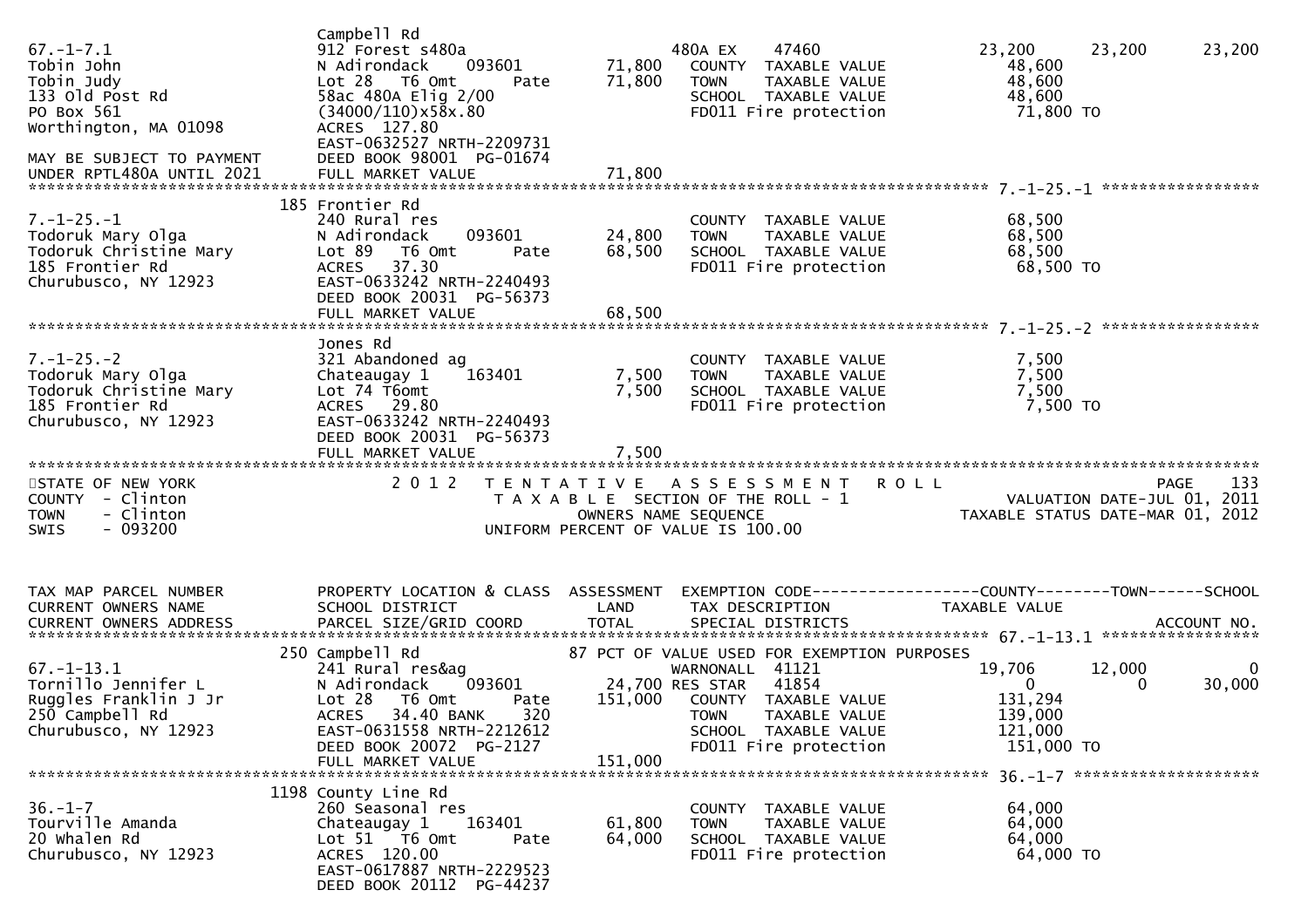| | Campbell Rd | | | | | |
|---|---|---|---|---|---|---|
| 67.-1-7.1 | 912 Forest s480a | | 480A EX 47460 | 23,200 | 23,200 | 23,200 |
| Tobin John | N Adirondack 093601 | 71,800 | COUNTY TAXABLE VALUE | 48,600 | | |
| Tobin Judy | Lot 28 T6 Omt Pate | 71,800 | TOWN TAXABLE VALUE | 48,600 | | |
| 133 Old Post Rd | 58ac 480A Elig 2/00 | | SCHOOL TAXABLE VALUE | 48,600 | | |
| PO Box 561 | (34000/110)x58x.80 | | FD011 Fire protection | 71,800 TO | | |
| Worthington, MA 01098 | ACRES 127.80 | | | | | |
| | EAST-0632527 NRTH-2209731 | | | | | |
| MAY BE SUBJECT TO PAYMENT | DEED BOOK 98001 PG-01674 | | | | | |
| UNDER RPTL480A UNTIL 2021 | FULL MARKET VALUE | 71,800 | | | | |

**7.-1-25.-1**

| | 185 Frontier Rd | | | | | |
|---|---|---|---|---|---|---|
| 7.-1-25.-1 | 240 Rural res | | COUNTY TAXABLE VALUE | 68,500 | | |
| Todoruk Mary Olga | N Adirondack 093601 | 24,800 | TOWN TAXABLE VALUE | 68,500 | | |
| Todoruk Christine Mary | Lot 89 T6 Omt Pate | 68,500 | SCHOOL TAXABLE VALUE | 68,500 | | |
| 185 Frontier Rd | ACRES 37.30 | | FD011 Fire protection | 68,500 TO | | |
| Churubusco, NY 12923 | EAST-0633242 NRTH-2240493 | | | | | |
| | DEED BOOK 20031 PG-56373 | | | | | |
| | FULL MARKET VALUE | 68,500 | | | | |

**7.-1-25.-2**

| | Jones Rd | | | | | |
|---|---|---|---|---|---|---|
| 7.-1-25.-2 | 321 Abandoned ag | | COUNTY TAXABLE VALUE | 7,500 | | |
| Todoruk Mary Olga | Chateaugay 1 163401 | 7,500 | TOWN TAXABLE VALUE | 7,500 | | |
| Todoruk Christine Mary | Lot 74 T6omt | 7,500 | SCHOOL TAXABLE VALUE | 7,500 | | |
| 185 Frontier Rd | ACRES 29.80 | | FD011 Fire protection | 7,500 TO | | |
| Churubusco, NY 12923 | EAST-0633242 NRTH-2240493 | | | | | |
| | DEED BOOK 20031 PG-56373 | | | | | |
| | FULL MARKET VALUE | 7,500 | | | | |

STATE OF NEW YORK — 2012 TENTATIVE ASSESSMENT ROLL
COUNTY - Clinton — TAXABLE SECTION OF THE ROLL - 1 — VALUATION DATE-JUL 01, 2011
TOWN - Clinton — OWNERS NAME SEQUENCE — TAXABLE STATUS DATE-MAR 01, 2012
SWIS - 093200 — UNIFORM PERCENT OF VALUE IS 100.00

| TAX MAP PARCEL NUMBER / CURRENT OWNERS NAME / CURRENT OWNERS ADDRESS | PROPERTY LOCATION & CLASS / SCHOOL DISTRICT / PARCEL SIZE/GRID COORD | ASSESSMENT LAND / TOTAL | EXEMPTION CODE / TAX DESCRIPTION / SPECIAL DISTRICTS | COUNTY / TAXABLE VALUE | TOWN | SCHOOL / ACCOUNT NO. |
|---|---|---|---|---|---|---|
| **67.-1-13.1** | | | | | | |
| | 250 Campbell Rd | | 87 PCT OF VALUE USED FOR EXEMPTION PURPOSES | | | |
| 67.-1-13.1 | 241 Rural res&ag | | WARNONALL 41121 | 19,706 | 12,000 | 0 |
| Tornillo Jennifer L | N Adirondack 093601 | 24,700 | RES STAR 41854 | 0 | 0 | 30,000 |
| Ruggles Franklin J Jr | Lot 28 T6 Omt Pate | 151,000 | COUNTY TAXABLE VALUE | 131,294 | | |
| 250 Campbell Rd | ACRES 34.40 BANK 320 | | TOWN TAXABLE VALUE | 139,000 | | |
| Churubusco, NY 12923 | EAST-0631558 NRTH-2212612 | | SCHOOL TAXABLE VALUE | 121,000 | | |
| | DEED BOOK 20072 PG-2127 | | FD011 Fire protection | 151,000 TO | | |
| | FULL MARKET VALUE | 151,000 | | | | |
| **36.-1-7** | | | | | | |
| | 1198 County Line Rd | | | | | |
| 36.-1-7 | 260 Seasonal res | | COUNTY TAXABLE VALUE | 64,000 | | |
| Tourville Amanda | Chateaugay 1 163401 | 61,800 | TOWN TAXABLE VALUE | 64,000 | | |
| 20 Whalen Rd | Lot 51 T6 Omt Pate | 64,000 | SCHOOL TAXABLE VALUE | 64,000 | | |
| Churubusco, NY 12923 | ACRES 120.00 | | FD011 Fire protection | 64,000 TO | | |
| | EAST-0617887 NRTH-2229523 | | | | | |
| | DEED BOOK 20112 PG-44237 | | | | | |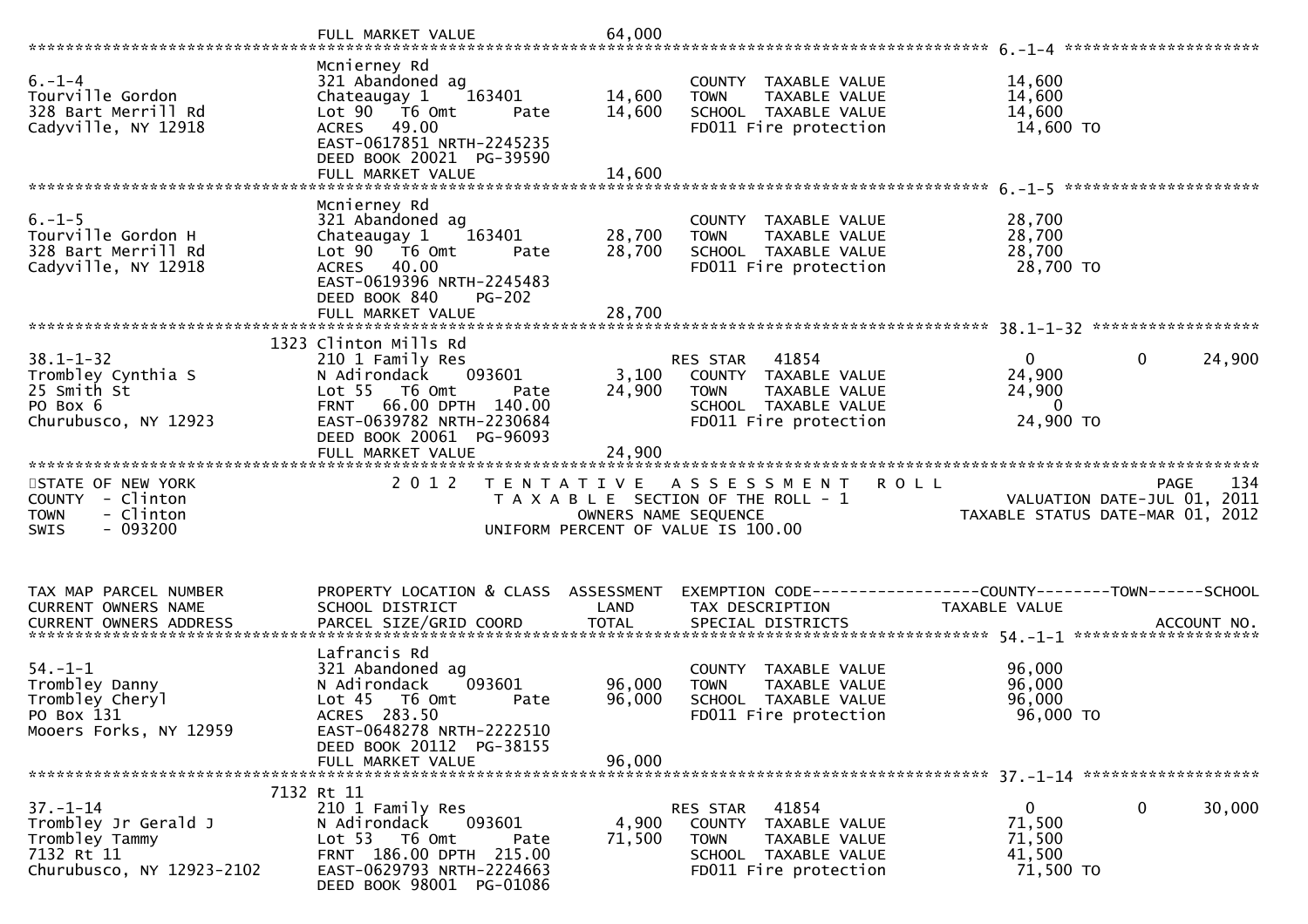FULL MARKET VALUE 64,000

**6.-1-4**

| | | | | |
|---|---|---|---|---|
| 6.-1-4 | Mcnierney Rd | | | |
| Tourville Gordon | 321 Abandoned ag | | COUNTY TAXABLE VALUE | 14,600 |
| 328 Bart Merrill Rd | Chateaugay 1 163401 | 14,600 | TOWN TAXABLE VALUE | 14,600 |
| Cadyville, NY 12918 | Lot 90 T6 Omt Pate | 14,600 | SCHOOL TAXABLE VALUE | 14,600 |
| | ACRES 49.00 | | FD011 Fire protection | 14,600 TO |
| | EAST-0617851 NRTH-2245235 | | | |
| | DEED BOOK 20021 PG-39590 | | | |
| | FULL MARKET VALUE | 14,600 | | |

**6.-1-5**

| | | | | |
|---|---|---|---|---|
| 6.-1-5 | Mcnierney Rd | | | |
| Tourville Gordon H | 321 Abandoned ag | | COUNTY TAXABLE VALUE | 28,700 |
| 328 Bart Merrill Rd | Chateaugay 1 163401 | 28,700 | TOWN TAXABLE VALUE | 28,700 |
| Cadyville, NY 12918 | Lot 90 T6 Omt Pate | 28,700 | SCHOOL TAXABLE VALUE | 28,700 |
| | ACRES 40.00 | | FD011 Fire protection | 28,700 TO |
| | EAST-0619396 NRTH-2245483 | | | |
| | DEED BOOK 840 PG-202 | | | |
| | FULL MARKET VALUE | 28,700 | | |

**38.1-1-32**

| | | | | | | |
|---|---|---|---|---|---|---|
| 38.1-1-32 | 1323 Clinton Mills Rd | | | | | |
| Trombley Cynthia S | 210 1 Family Res | | RES STAR 41854 | 0 | 0 | 24,900 |
| 25 Smith St | N Adirondack 093601 | 3,100 | COUNTY TAXABLE VALUE | 24,900 | | |
| PO Box 6 | Lot 55 T6 Omt Pate | 24,900 | TOWN TAXABLE VALUE | 24,900 | | |
| Churubusco, NY 12923 | FRNT 66.00 DPTH 140.00 | | SCHOOL TAXABLE VALUE | 0 | | |
| | EAST-0639782 NRTH-2230684 | | FD011 Fire protection | 24,900 TO | | |
| | DEED BOOK 20061 PG-96093 | | | | | |
| | FULL MARKET VALUE | 24,900 | | | | |

STATE OF NEW YORK
COUNTY - Clinton
TOWN - Clinton
SWIS - 093200

2 0 1 2 T E N T A T I V E A S S E S S M E N T R O L L
T A X A B L E SECTION OF THE ROLL - 1
OWNERS NAME SEQUENCE
UNIFORM PERCENT OF VALUE IS 100.00

PAGE 134
VALUATION DATE-JUL 01, 2011
TAXABLE STATUS DATE-MAR 01, 2012

| TAX MAP PARCEL NUMBER / CURRENT OWNERS NAME / CURRENT OWNERS ADDRESS | PROPERTY LOCATION & CLASS / SCHOOL DISTRICT / PARCEL SIZE/GRID COORD | ASSESSMENT LAND / TOTAL | EXEMPTION CODE / TAX DESCRIPTION / SPECIAL DISTRICTS | COUNTY TAXABLE VALUE | TOWN | SCHOOL / ACCOUNT NO. |
|---|---|---|---|---|---|---|
| **54.-1-1** | | | | | | |
| 54.-1-1 | Lafrancis Rd | | | | | |
| Trombley Danny | 321 Abandoned ag | | COUNTY TAXABLE VALUE | 96,000 | | |
| Trombley Cheryl | N Adirondack 093601 | 96,000 | TOWN TAXABLE VALUE | 96,000 | | |
| PO Box 131 | Lot 45 T6 Omt Pate | 96,000 | SCHOOL TAXABLE VALUE | 96,000 | | |
| Mooers Forks, NY 12959 | ACRES 283.50 | | FD011 Fire protection | 96,000 TO | | |
| | EAST-0648278 NRTH-2222510 | | | | | |
| | DEED BOOK 20112 PG-38155 | | | | | |
| | FULL MARKET VALUE | 96,000 | | | | |
| **37.-1-14** | | | | | | |
| 37.-1-14 | 7132 Rt 11 | | | | | |
| Trombley Jr Gerald J | 210 1 Family Res | | RES STAR 41854 | 0 | 0 | 30,000 |
| Trombley Tammy | N Adirondack 093601 | 4,900 | COUNTY TAXABLE VALUE | 71,500 | | |
| 7132 Rt 11 | Lot 53 T6 Omt Pate | 71,500 | TOWN TAXABLE VALUE | 71,500 | | |
| Churubusco, NY 12923-2102 | FRNT 186.00 DPTH 215.00 | | SCHOOL TAXABLE VALUE | 41,500 | | |
| | EAST-0629793 NRTH-2224663 | | FD011 Fire protection | 71,500 TO | | |
| | DEED BOOK 98001 PG-01086 | | | | | |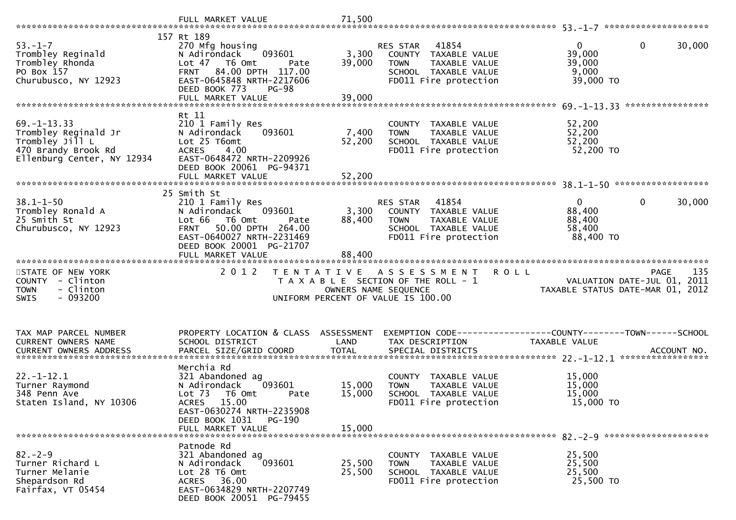```
                                FULL MARKET VALUE              71,500
******************************************************************************************************* 53.-1-7 ********************
                              157 Rt 189
53.-1-7                        270 Mfg housing                      RES STAR   41854                    0            0       30,000
Trombley Reginald              N Adirondack     093601       3,300    COUNTY  TAXABLE VALUE           39,000
Trombley Rhonda                Lot 47   T6 Omt        Pate   39,000    TOWN    TAXABLE VALUE           39,000
PO Box 157                     FRNT   84.00 DPTH  117.00              SCHOOL  TAXABLE VALUE            9,000
Churubusco, NY 12923           EAST-0645848 NRTH-2217606              FD011 Fire protection            39,000 TO
                               DEED BOOK 773    PG-98
                               FULL MARKET VALUE              39,000
******************************************************************************************************* 69.-1-13.33 ****************
                               Rt 11
69.-1-13.33                    210 1 Family Res                      COUNTY  TAXABLE VALUE           52,200
Trombley Reginald Jr           N Adirondack     093601       7,400    TOWN    TAXABLE VALUE           52,200
Trombley Jill L                Lot 25 T6omt                 52,200    SCHOOL  TAXABLE VALUE           52,200
470 Brandy Brook Rd            ACRES    4.00                          FD011 Fire protection            52,200 TO
Ellenburg Center, NY 12934     EAST-0648472 NRTH-2209926
                               DEED BOOK 20061  PG-94371
                               FULL MARKET VALUE              52,200
******************************************************************************************************* 38.1-1-50 ******************
                             25 Smith St
38.1-1-50                      210 1 Family Res                      RES STAR   41854                    0            0       30,000
Trombley Ronald A              N Adirondack     093601       3,300    COUNTY  TAXABLE VALUE           88,400
25 Smith St                    Lot 66   T6 Omt        Pate   88,400    TOWN    TAXABLE VALUE           88,400
Churubusco, NY 12923           FRNT   50.00 DPTH  264.00              SCHOOL  TAXABLE VALUE           58,400
                               EAST-0640027 NRTH-2231469              FD011 Fire protection            88,400 TO
                               DEED BOOK 20001  PG-21707
                               FULL MARKET VALUE              88,400
************************************************************************************************************************************
STATE OF NEW YORK                2 0 1 2   T E N T A T I V E   A S S E S S M E N T   R O L L                            PAGE    135
COUNTY  - Clinton                          T A X A B L E  SECTION OF THE ROLL - 1                         VALUATION DATE-JUL 01, 2011
TOWN    - Clinton                                  OWNERS NAME SEQUENCE                            TAXABLE STATUS DATE-MAR 01, 2012
SWIS    - 093200                           UNIFORM PERCENT OF VALUE IS 100.00


TAX MAP PARCEL NUMBER          PROPERTY LOCATION & CLASS  ASSESSMENT  EXEMPTION CODE------------------COUNTY--------TOWN------SCHOOL
CURRENT OWNERS NAME            SCHOOL DISTRICT               LAND      TAX DESCRIPTION              TAXABLE VALUE
CURRENT OWNERS ADDRESS         PARCEL SIZE/GRID COORD        TOTAL     SPECIAL DISTRICTS                                 ACCOUNT NO.
******************************************************************************************************* 22.-1-12.1 *****************
                               Merchia Rd
22.-1-12.1                     321 Abandoned ag                      COUNTY  TAXABLE VALUE           15,000
Turner Raymond                 N Adirondack     093601      15,000    TOWN    TAXABLE VALUE           15,000
348 Penn Ave                   Lot 73   T6 Omt        Pate   15,000    SCHOOL  TAXABLE VALUE           15,000
Staten Island, NY 10306        ACRES   15.00                          FD011 Fire protection            15,000 TO
                               EAST-0630274 NRTH-2235908
                               DEED BOOK 1031   PG-190
                               FULL MARKET VALUE              15,000
******************************************************************************************************* 82.-2-9 ********************
                               Patnode Rd
82.-2-9                        321 Abandoned ag                      COUNTY  TAXABLE VALUE           25,500
Turner Richard L               N Adirondack     093601      25,500    TOWN    TAXABLE VALUE           25,500
Turner Melanie                 Lot 28 T6 Omt                25,500    SCHOOL  TAXABLE VALUE           25,500
Shepardson Rd                  ACRES   36.00                          FD011 Fire protection            25,500 TO
Fairfax, VT 05454              EAST-0634829 NRTH-2207749
                               DEED BOOK 20051  PG-79455
```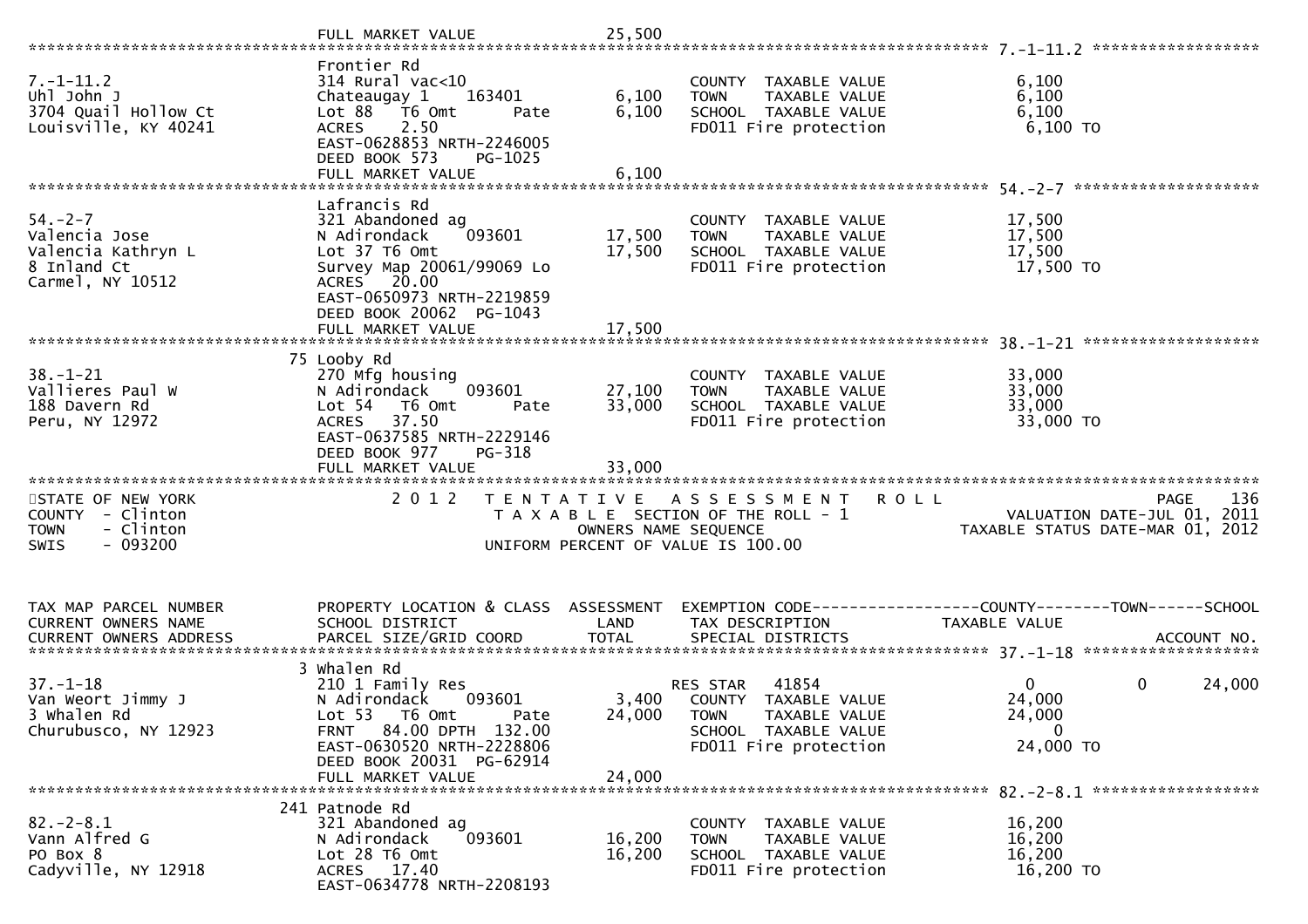```
                               FULL MARKET VALUE              25,500
******************************************************************************************************* 7.-1-11.2 ******************
                               Frontier Rd
7.-1-11.2                      314 Rural vac<10                        COUNTY  TAXABLE VALUE             6,100
Uhl John J                     Chateaugay 1     163401        6,100    TOWN    TAXABLE VALUE             6,100
3704 Quail Hollow Ct           Lot 88   T6 Omt        Pate    6,100    SCHOOL  TAXABLE VALUE             6,100
Louisville, KY 40241           ACRES     2.50                          FD011 Fire protection              6,100 TO
                               EAST-0628853 NRTH-2246005
                               DEED BOOK 573     PG-1025
                               FULL MARKET VALUE               6,100
******************************************************************************************************* 54.-2-7 ********************
                               Lafrancis Rd
54.-2-7                        321 Abandoned ag                        COUNTY  TAXABLE VALUE            17,500
Valencia Jose                  N Adirondack     093601       17,500    TOWN    TAXABLE VALUE            17,500
Valencia Kathryn L             Lot 37 T6 Omt                 17,500    SCHOOL  TAXABLE VALUE            17,500
8 Inland Ct                    Survey Map 20061/99069 Lo               FD011 Fire protection             17,500 TO
Carmel, NY 10512               ACRES    20.00
                               EAST-0650973 NRTH-2219859
                               DEED BOOK 20062  PG-1043
                               FULL MARKET VALUE              17,500
******************************************************************************************************* 38.-1-21 *******************
                             75 Looby Rd
38.-1-21                       270 Mfg housing                         COUNTY  TAXABLE VALUE            33,000
Vallieres Paul W               N Adirondack     093601       27,100    TOWN    TAXABLE VALUE            33,000
188 Davern Rd                  Lot 54   T6 Omt        Pate   33,000    SCHOOL  TAXABLE VALUE            33,000
Peru, NY 12972                 ACRES    37.50                          FD011 Fire protection             33,000 TO
                               EAST-0637585 NRTH-2229146
                               DEED BOOK 977     PG-318
                               FULL MARKET VALUE              33,000
************************************************************************************************************************************
STATE OF NEW YORK                  2 0 1 2   T E N T A T I V E   A S S E S S M E N T   R O L L                          PAGE   136
COUNTY  - Clinton                              T A X A B L E SECTION OF THE ROLL - 1                    VALUATION DATE-JUL 01, 2011
TOWN    - Clinton                                    OWNERS NAME SEQUENCE                         TAXABLE STATUS DATE-MAR 01, 2012
SWIS    - 093200                                UNIFORM PERCENT OF VALUE IS 100.00


TAX MAP PARCEL NUMBER          PROPERTY LOCATION & CLASS  ASSESSMENT  EXEMPTION CODE------------------COUNTY--------TOWN------SCHOOL
CURRENT OWNERS NAME            SCHOOL DISTRICT               LAND      TAX DESCRIPTION             TAXABLE VALUE
CURRENT OWNERS ADDRESS         PARCEL SIZE/GRID COORD        TOTAL     SPECIAL DISTRICTS                                 ACCOUNT NO.
******************************************************************************************************* 37.-1-18 *******************
                             3 Whalen Rd
37.-1-18                       210 1 Family Res                        RES STAR   41854                   0             0      24,000
Van Weort Jimmy J              N Adirondack     093601        3,400    COUNTY  TAXABLE VALUE            24,000
3 Whalen Rd                    Lot 53   T6 Omt        Pate   24,000    TOWN    TAXABLE VALUE            24,000
Churubusco, NY 12923           FRNT    84.00 DPTH  132.00              SCHOOL  TAXABLE VALUE                 0
                               EAST-0630520 NRTH-2228806               FD011 Fire protection             24,000 TO
                               DEED BOOK 20031  PG-62914
                               FULL MARKET VALUE              24,000
******************************************************************************************************* 82.-2-8.1 ******************
                           241 Patnode Rd
82.-2-8.1                      321 Abandoned ag                        COUNTY  TAXABLE VALUE            16,200
Vann Alfred G                  N Adirondack     093601       16,200    TOWN    TAXABLE VALUE            16,200
PO Box 8                       Lot 28 T6 Omt                 16,200    SCHOOL  TAXABLE VALUE            16,200
Cadyville, NY 12918            ACRES    17.40                          FD011 Fire protection             16,200 TO
                               EAST-0634778 NRTH-2208193
```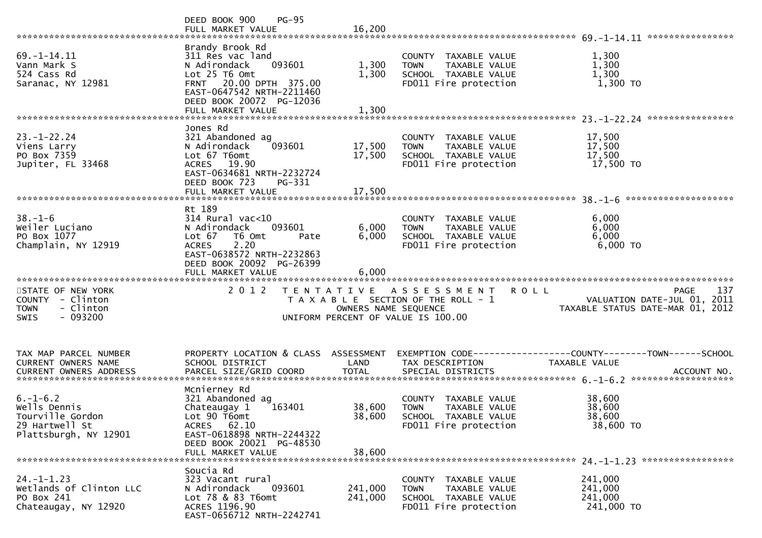DEED BOOK 900 PG-95
FULL MARKET VALUE 16,200

******************************************************************************************************* 69.-1-14.11 ****************

| TAX MAP PARCEL NUMBER / CURRENT OWNERS NAME / CURRENT OWNERS ADDRESS | PROPERTY LOCATION & CLASS / SCHOOL DISTRICT / PARCEL SIZE/GRID COORD | ASSESSMENT LAND | TOTAL | EXEMPTION CODE / TAX DESCRIPTION / SPECIAL DISTRICTS | TAXABLE VALUE |
|---|---|---|---|---|---|
| 69.-1-14.11 | Brandy Brook Rd | | | | |
| Vann Mark S | 311 Res vac land | | | COUNTY TAXABLE VALUE | 1,300 |
| 524 Cass Rd | N Adirondack 093601 | 1,300 | | TOWN TAXABLE VALUE | 1,300 |
| Saranac, NY 12981 | Lot 25 T6 Omt | | 1,300 | SCHOOL TAXABLE VALUE | 1,300 |
| | FRNT 20.00 DPTH 375.00 | | | FD011 Fire protection | 1,300 TO |
| | EAST-0647542 NRTH-2211460 | | | | |
| | DEED BOOK 20072 PG-12036 | | | | |
| | FULL MARKET VALUE | | 1,300 | | |
| 23.-1-22.24 | Jones Rd | | | | |
| Viens Larry | 321 Abandoned ag | | | COUNTY TAXABLE VALUE | 17,500 |
| PO Box 7359 | N Adirondack 093601 | 17,500 | | TOWN TAXABLE VALUE | 17,500 |
| Jupiter, FL 33468 | Lot 67 T6omt | | 17,500 | SCHOOL TAXABLE VALUE | 17,500 |
| | ACRES 19.90 | | | FD011 Fire protection | 17,500 TO |
| | EAST-0634681 NRTH-2232724 | | | | |
| | DEED BOOK 723 PG-331 | | | | |
| | FULL MARKET VALUE | | 17,500 | | |
| 38.-1-6 | Rt 189 | | | | |
| Weiler Luciano | 314 Rural vac<10 | | | COUNTY TAXABLE VALUE | 6,000 |
| PO Box 1077 | N Adirondack 093601 | 6,000 | | TOWN TAXABLE VALUE | 6,000 |
| Champlain, NY 12919 | Lot 67 T6 Omt Pate | | 6,000 | SCHOOL TAXABLE VALUE | 6,000 |
| | ACRES 2.20 | | | FD011 Fire protection | 6,000 TO |
| | EAST-0638572 NRTH-2232863 | | | | |
| | DEED BOOK 20092 PG-26399 | | | | |
| | FULL MARKET VALUE | | 6,000 | | |

STATE OF NEW YORK — 2012 TENTATIVE ASSESSMENT ROLL — PAGE 137
COUNTY - Clinton — TAXABLE SECTION OF THE ROLL - 1 — VALUATION DATE-JUL 01, 2011
TOWN - Clinton — OWNERS NAME SEQUENCE — TAXABLE STATUS DATE-MAR 01, 2012
SWIS - 093200 — UNIFORM PERCENT OF VALUE IS 100.00

| TAX MAP PARCEL NUMBER / CURRENT OWNERS NAME / CURRENT OWNERS ADDRESS | PROPERTY LOCATION & CLASS / SCHOOL DISTRICT / PARCEL SIZE/GRID COORD | ASSESSMENT LAND | TOTAL | EXEMPTION CODE---COUNTY---TOWN---SCHOOL / TAX DESCRIPTION / SPECIAL DISTRICTS | TAXABLE VALUE / ACCOUNT NO. |
|---|---|---|---|---|---|
| 6.-1-6.2 | Mcnierney Rd | | | | |
| Wells Dennis | 321 Abandoned ag | | | COUNTY TAXABLE VALUE | 38,600 |
| Tourville Gordon | Chateaugay 1 163401 | 38,600 | | TOWN TAXABLE VALUE | 38,600 |
| 29 Hartwell St | Lot 90 T6omt | | 38,600 | SCHOOL TAXABLE VALUE | 38,600 |
| Plattsburgh, NY 12901 | ACRES 62.10 | | | FD011 Fire protection | 38,600 TO |
| | EAST-0618898 NRTH-2244322 | | | | |
| | DEED BOOK 20021 PG-48530 | | | | |
| | FULL MARKET VALUE | | 38,600 | | |
| 24.-1-1.23 | Soucia Rd | | | | |
| Wetlands of Clinton LLC | 323 Vacant rural | | | COUNTY TAXABLE VALUE | 241,000 |
| PO Box 241 | N Adirondack 093601 | 241,000 | | TOWN TAXABLE VALUE | 241,000 |
| Chateaugay, NY 12920 | Lot 78 & 83 T6omt | | 241,000 | SCHOOL TAXABLE VALUE | 241,000 |
| | ACRES 1196.90 | | | FD011 Fire protection | 241,000 TO |
| | EAST-0656712 NRTH-2242741 | | | | |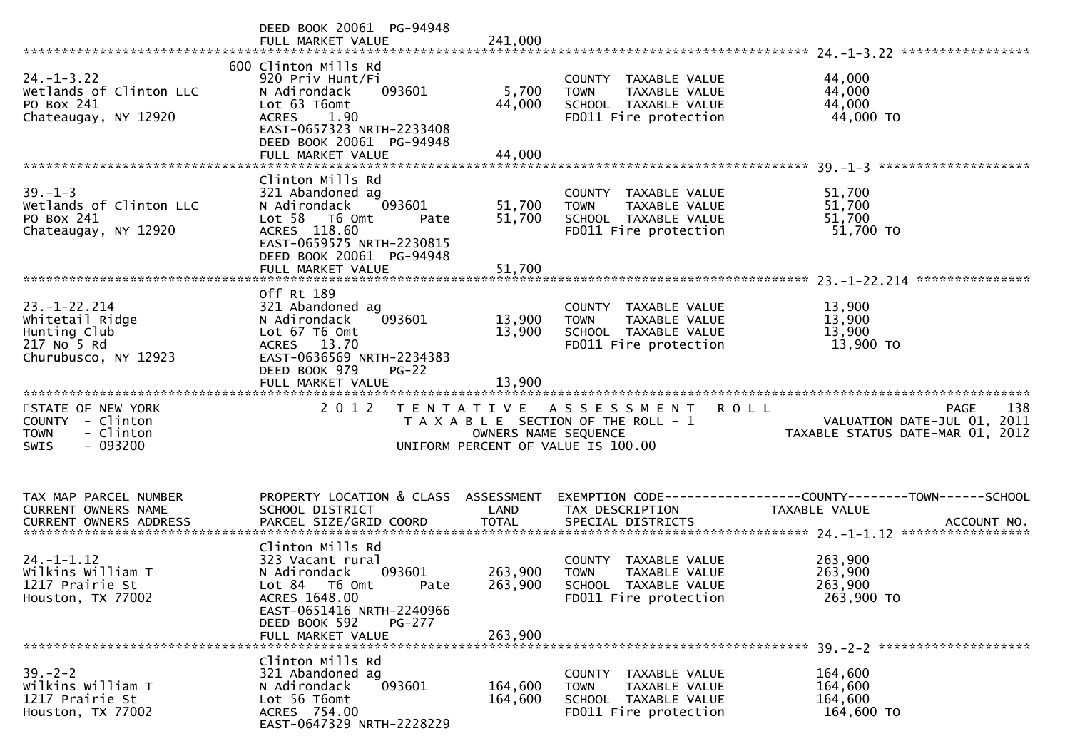```
                              DEED BOOK 20061  PG-94948
                              FULL MARKET VALUE            241,000
******************************************************************************************************* 24.-1-3.22 *****************
                            600 Clinton Mills Rd
24.-1-3.22                   920 Priv Hunt/Fi                         COUNTY  TAXABLE VALUE           44,000
Wetlands of Clinton LLC      N Adirondack     093601       5,700     TOWN    TAXABLE VALUE           44,000
PO Box 241                   Lot 63 T6omt                  44,000     SCHOOL  TAXABLE VALUE           44,000
Chateaugay, NY 12920         ACRES    1.90                             FD011 Fire protection            44,000 TO
                             EAST-0657323 NRTH-2233408
                             DEED BOOK 20061  PG-94948
                             FULL MARKET VALUE             44,000
******************************************************************************************************* 39.-1-3 ********************
                             Clinton Mills Rd
39.-1-3                      321 Abandoned ag                         COUNTY  TAXABLE VALUE           51,700
Wetlands of Clinton LLC      N Adirondack     093601      51,700     TOWN    TAXABLE VALUE           51,700
PO Box 241                   Lot 58   T6 Omt       Pate    51,700     SCHOOL  TAXABLE VALUE           51,700
Chateaugay, NY 12920         ACRES  118.60                             FD011 Fire protection            51,700 TO
                             EAST-0659575 NRTH-2230815
                             DEED BOOK 20061  PG-94948
                             FULL MARKET VALUE             51,700
******************************************************************************************************* 23.-1-22.214 ***************
                             Off Rt 189
23.-1-22.214                 321 Abandoned ag                         COUNTY  TAXABLE VALUE           13,900
Whitetail Ridge              N Adirondack     093601      13,900     TOWN    TAXABLE VALUE           13,900
Hunting Club                 Lot 67 T6 Omt                13,900     SCHOOL  TAXABLE VALUE           13,900
217 No 5 Rd                  ACRES   13.70                             FD011 Fire protection            13,900 TO
Churubusco, NY 12923         EAST-0636569 NRTH-2234383
                             DEED BOOK 979     PG-22
                             FULL MARKET VALUE             13,900
************************************************************************************************************************************
STATE OF NEW YORK                 2 0 1 2   T E N T A T I V E   A S S E S S M E N T   R O L L                          PAGE    138
COUNTY  - Clinton                         T A X A B L E  SECTION OF THE ROLL - 1                    VALUATION DATE-JUL 01, 2011
TOWN    - Clinton                                OWNERS NAME SEQUENCE                          TAXABLE STATUS DATE-MAR 01, 2012
SWIS    - 093200                          UNIFORM PERCENT OF VALUE IS 100.00


TAX MAP PARCEL NUMBER        PROPERTY LOCATION & CLASS  ASSESSMENT  EXEMPTION CODE------------------COUNTY--------TOWN------SCHOOL
CURRENT OWNERS NAME          SCHOOL DISTRICT               LAND      TAX DESCRIPTION              TAXABLE VALUE
CURRENT OWNERS ADDRESS       PARCEL SIZE/GRID COORD       TOTAL      SPECIAL DISTRICTS                                   ACCOUNT NO.
******************************************************************************************************* 24.-1-1.12 *****************
                             Clinton Mills Rd
24.-1-1.12                   323 Vacant rural                         COUNTY  TAXABLE VALUE          263,900
Wilkins William T            N Adirondack     093601     263,900     TOWN    TAXABLE VALUE          263,900
1217 Prairie St              Lot 84   T6 Omt       Pate   263,900     SCHOOL  TAXABLE VALUE          263,900
Houston, TX 77002            ACRES 1648.00                             FD011 Fire protection           263,900 TO
                             EAST-0651416 NRTH-2240966
                             DEED BOOK 592     PG-277
                             FULL MARKET VALUE            263,900
******************************************************************************************************* 39.-2-2 ********************
                             Clinton Mills Rd
39.-2-2                      321 Abandoned ag                         COUNTY  TAXABLE VALUE          164,600
Wilkins William T            N Adirondack     093601     164,600     TOWN    TAXABLE VALUE          164,600
1217 Prairie St              Lot 56 T6omt                164,600     SCHOOL  TAXABLE VALUE          164,600
Houston, TX 77002            ACRES  754.00                             FD011 Fire protection           164,600 TO
                             EAST-0647329 NRTH-2228229
```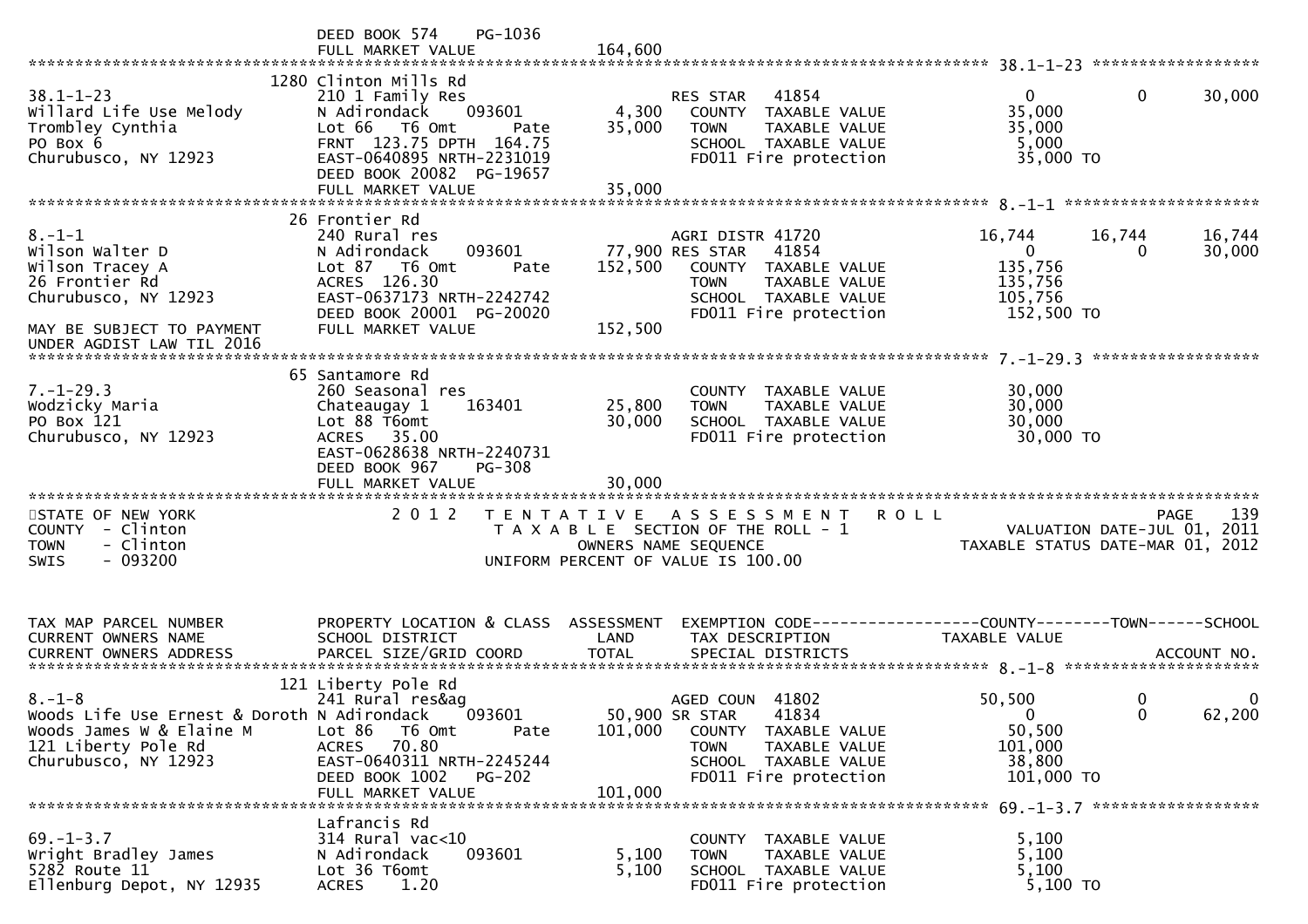```
                               DEED BOOK 574    PG-1036
                               FULL MARKET VALUE              164,600
******************************************************************************************************* 38.1-1-23 ******************
                            1280 Clinton Mills Rd
38.1-1-23                      210 1 Family Res                        RES STAR    41854                  0             0       30,000
Willard Life Use Melody        N Adirondack      093601        4,300    COUNTY  TAXABLE VALUE            35,000
Trombley Cynthia               Lot 66   T6 Omt       Pate     35,000    TOWN    TAXABLE VALUE            35,000
PO Box 6                       FRNT 123.75 DPTH 164.75                  SCHOOL  TAXABLE VALUE             5,000
Churubusco, NY 12923           EAST-0640895 NRTH-2231019                FD011 Fire protection            35,000 TO
                               DEED BOOK 20082  PG-19657
                               FULL MARKET VALUE               35,000
******************************************************************************************************* 8.-1-1 *********************
                              26 Frontier Rd
8.-1-1                         240 Rural res                           AGRI DISTR 41720               16,744        16,744       16,744
Wilson Walter D                N Adirondack      093601       77,900 RES STAR    41854                  0             0       30,000
Wilson Tracey A                Lot 87   T6 Omt       Pate    152,500    COUNTY  TAXABLE VALUE           135,756
26 Frontier Rd                 ACRES  126.30                            TOWN    TAXABLE VALUE           135,756
Churubusco, NY 12923           EAST-0637173 NRTH-2242742                SCHOOL  TAXABLE VALUE           105,756
                               DEED BOOK 20001  PG-20020                FD011 Fire protection           152,500 TO
MAY BE SUBJECT TO PAYMENT      FULL MARKET VALUE              152,500
UNDER AGDIST LAW TIL 2016
******************************************************************************************************* 7.-1-29.3 ******************
                              65 Santamore Rd
7.-1-29.3                      260 Seasonal res                         COUNTY  TAXABLE VALUE            30,000
Wodzicky Maria                 Chateaugay 1      163401       25,800    TOWN    TAXABLE VALUE            30,000
PO Box 121                     Lot 88 T6omt                   30,000    SCHOOL  TAXABLE VALUE            30,000
Churubusco, NY 12923           ACRES   35.00                            FD011 Fire protection            30,000 TO
                               EAST-0628638 NRTH-2240731
                               DEED BOOK 967     PG-308
                               FULL MARKET VALUE               30,000
************************************************************************************************************************************
STATE OF NEW YORK               2 0 1 2   T E N T A T I V E   A S S E S S M E N T   R O L L                              PAGE    139
COUNTY  - Clinton                          T A X A B L E  SECTION OF THE ROLL - 1                        VALUATION DATE-JUL 01, 2011
TOWN    - Clinton                                 OWNERS NAME SEQUENCE                                 TAXABLE STATUS DATE-MAR 01, 2012
SWIS    - 093200                           UNIFORM PERCENT OF VALUE IS 100.00


TAX MAP PARCEL NUMBER          PROPERTY LOCATION & CLASS  ASSESSMENT  EXEMPTION CODE------------------COUNTY--------TOWN------SCHOOL
CURRENT OWNERS NAME            SCHOOL DISTRICT               LAND      TAX DESCRIPTION              TAXABLE VALUE
CURRENT OWNERS ADDRESS         PARCEL SIZE/GRID COORD        TOTAL     SPECIAL DISTRICTS                                 ACCOUNT NO.
******************************************************************************************************* 8.-1-8 *********************
                             121 Liberty Pole Rd
8.-1-8                         241 Rural res&ag                        AGED COUN  41802               50,500             0            0
Woods Life Use Ernest & Doroth N Adirondack      093601       50,900 SR STAR     41834                  0             0       62,200
Woods James W & Elaine M       Lot 86   T6 Omt       Pate    101,000    COUNTY  TAXABLE VALUE            50,500
121 Liberty Pole Rd            ACRES   70.80                            TOWN    TAXABLE VALUE           101,000
Churubusco, NY 12923           EAST-0640311 NRTH-2245244                SCHOOL  TAXABLE VALUE            38,800
                               DEED BOOK 1002    PG-202                 FD011 Fire protection           101,000 TO
                               FULL MARKET VALUE              101,000
******************************************************************************************************* 69.-1-3.7 ******************
                               Lafrancis Rd
69.-1-3.7                      314 Rural vac<10                         COUNTY  TAXABLE VALUE             5,100
Wright Bradley James           N Adirondack      093601        5,100    TOWN    TAXABLE VALUE             5,100
5282 Route 11                  Lot 36 T6omt                    5,100    SCHOOL  TAXABLE VALUE             5,100
Ellenburg Depot, NY 12935      ACRES    1.20                            FD011 Fire protection             5,100 TO
```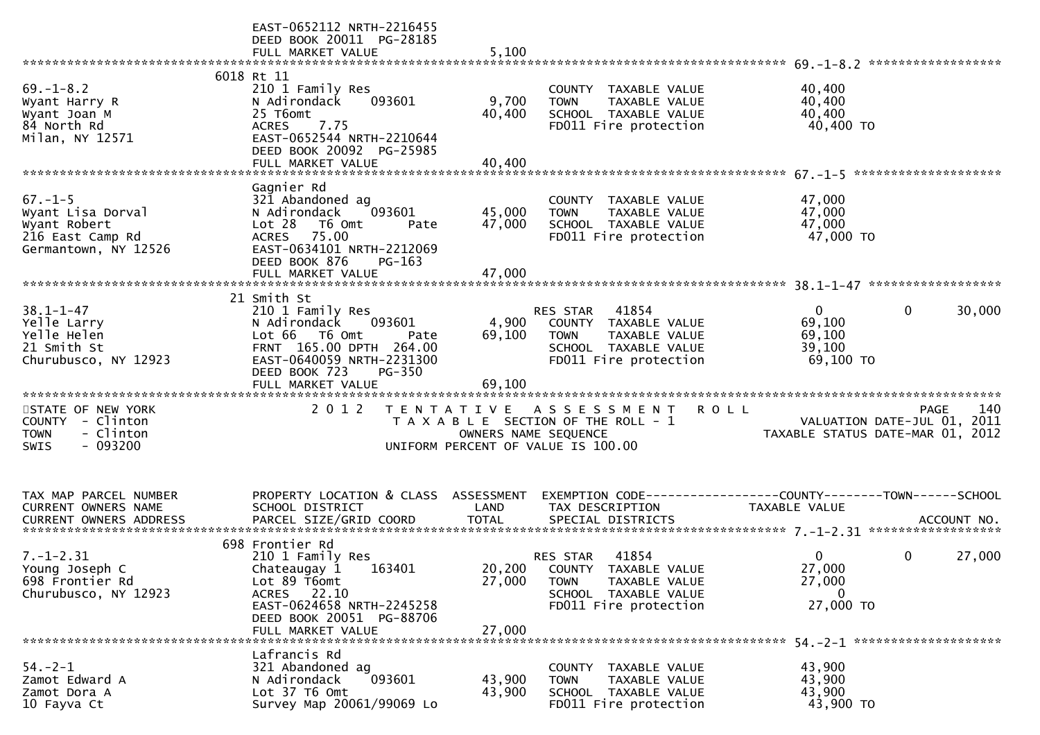```
                               EAST-0652112 NRTH-2216455
                               DEED BOOK 20011  PG-28185
                               FULL MARKET VALUE                5,100
******************************************************************************************************* 69.-1-8.2 ******************
                            6018 Rt 11
69.-1-8.2                      210 1 Family Res                          COUNTY  TAXABLE VALUE            40,400
Wyant Harry R                  N Adirondack    093601        9,700      TOWN    TAXABLE VALUE            40,400
Wyant Joan M                   25 T6omt                     40,400      SCHOOL  TAXABLE VALUE            40,400
84 North Rd                    ACRES    7.75                            FD011 Fire protection             40,400 TO
Milan, NY 12571                EAST-0652544 NRTH-2210644
                               DEED BOOK 20092  PG-25985
                               FULL MARKET VALUE               40,400
******************************************************************************************************* 67.-1-5 ********************
                               Gagnier Rd
67.-1-5                        321 Abandoned ag                          COUNTY  TAXABLE VALUE            47,000
Wyant Lisa Dorval              N Adirondack    093601       45,000      TOWN    TAXABLE VALUE            47,000
Wyant Robert                   Lot 28  T6 Omt        Pate   47,000      SCHOOL  TAXABLE VALUE            47,000
216 East Camp Rd               ACRES   75.00                            FD011 Fire protection             47,000 TO
Germantown, NY 12526           EAST-0634101 NRTH-2212069
                               DEED BOOK 876    PG-163
                               FULL MARKET VALUE               47,000
******************************************************************************************************* 38.1-1-47 ******************
                            21 Smith St
38.1-1-47                      210 1 Family Res                          RES STAR   41854                  0             0       30,000
Yelle Larry                    N Adirondack    093601        4,900      COUNTY  TAXABLE VALUE            69,100
Yelle Helen                    Lot 66  T6 Omt        Pate   69,100      TOWN    TAXABLE VALUE            69,100
21 Smith St                    FRNT 165.00 DPTH 264.00                  SCHOOL  TAXABLE VALUE            39,100
Churubusco, NY 12923           EAST-0640059 NRTH-2231300                FD011 Fire protection             69,100 TO
                               DEED BOOK 723    PG-350
                               FULL MARKET VALUE               69,100
************************************************************************************************************************************
STATE OF NEW YORK                   2 0 1 2   T E N T A T I V E   A S S E S S M E N T   R O L L                          PAGE    140
COUNTY  - Clinton                              T A X A B L E  SECTION OF THE ROLL - 1                     VALUATION DATE-JUL 01, 2011
TOWN    - Clinton                                   OWNERS NAME SEQUENCE                             TAXABLE STATUS DATE-MAR 01, 2012
SWIS    - 093200                              UNIFORM PERCENT OF VALUE IS 100.00


TAX MAP PARCEL NUMBER          PROPERTY LOCATION & CLASS  ASSESSMENT  EXEMPTION CODE------------------COUNTY--------TOWN------SCHOOL
CURRENT OWNERS NAME            SCHOOL DISTRICT               LAND      TAX DESCRIPTION             TAXABLE VALUE
CURRENT OWNERS ADDRESS         PARCEL SIZE/GRID COORD        TOTAL     SPECIAL DISTRICTS                                    ACCOUNT NO.
******************************************************************************************************* 7.-1-2.31 ******************
                           698 Frontier Rd
7.-1-2.31                      210 1 Family Res                          RES STAR   41854                  0             0       27,000
Young Joseph C                 Chateaugay 1    163401       20,200      COUNTY  TAXABLE VALUE            27,000
698 Frontier Rd                Lot 89 T6omt                 27,000      TOWN    TAXABLE VALUE            27,000
Churubusco, NY 12923           ACRES   22.10                            SCHOOL  TAXABLE VALUE                 0
                               EAST-0624658 NRTH-2245258                FD011 Fire protection             27,000 TO
                               DEED BOOK 20051  PG-88706
                               FULL MARKET VALUE               27,000
******************************************************************************************************* 54.-2-1 ********************
                               Lafrancis Rd
54.-2-1                        321 Abandoned ag                          COUNTY  TAXABLE VALUE            43,900
Zamot Edward A                 N Adirondack    093601       43,900      TOWN    TAXABLE VALUE            43,900
Zamot Dora A                   Lot 37 T6 Omt                43,900      SCHOOL  TAXABLE VALUE            43,900
10 Fayva Ct                    Survey Map 20061/99069 Lo                FD011 Fire protection             43,900 TO
```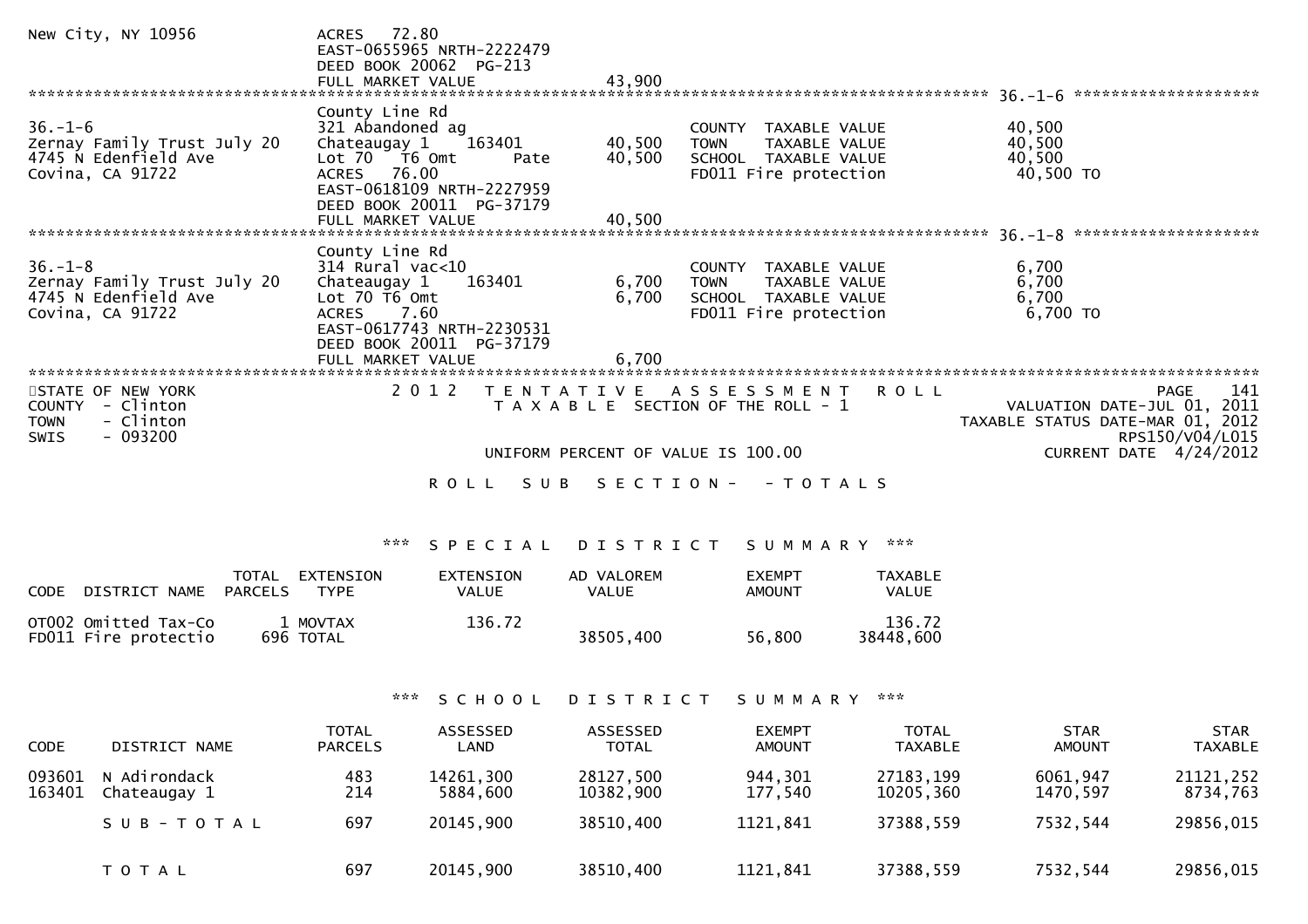```
New City, NY 10956             ACRES  72.80
                               EAST-0655965 NRTH-2222479
                               DEED BOOK 20062  PG-213
                               FULL MARKET VALUE            43,900
******************************************************************************************************* 36.-1-6 ********************
                               County Line Rd
36.-1-6                        321 Abandoned ag                       COUNTY  TAXABLE VALUE          40,500
Zernay Family Trust July 20    Chateaugay 1    163401      40,500    TOWN    TAXABLE VALUE          40,500
4745 N Edenfield Ave           Lot 70  T6 Omt        Pate  40,500    SCHOOL  TAXABLE VALUE          40,500
Covina, CA 91722               ACRES  76.00                          FD011 Fire protection           40,500 TO
                               EAST-0618109 NRTH-2227959
                               DEED BOOK 20011  PG-37179
                               FULL MARKET VALUE            40,500
******************************************************************************************************* 36.-1-8 ********************
                               County Line Rd
36.-1-8                        314 Rural vac<10                       COUNTY  TAXABLE VALUE           6,700
Zernay Family Trust July 20    Chateaugay 1    163401       6,700    TOWN    TAXABLE VALUE           6,700
4745 N Edenfield Ave           Lot 70 T6 Omt                6,700    SCHOOL  TAXABLE VALUE           6,700
Covina, CA 91722               ACRES   7.60                          FD011 Fire protection            6,700 TO
                               EAST-0617743 NRTH-2230531
                               DEED BOOK 20011  PG-37179
                               FULL MARKET VALUE             6,700
************************************************************************************************************************************
```

STATE OF NEW YORK
COUNTY - Clinton
TOWN - Clinton
SWIS - 093200

2 0 1 2 T E N T A T I V E A S S E S S M E N T R O L L
T A X A B L E SECTION OF THE ROLL - 1

UNIFORM PERCENT OF VALUE IS 100.00

PAGE 141
VALUATION DATE-JUL 01, 2011
TAXABLE STATUS DATE-MAR 01, 2012
RPS150/V04/L015
CURRENT DATE 4/24/2012

R O L L S U B S E C T I O N - - T O T A L S

*** S P E C I A L D I S T R I C T S U M M A R Y ***

| CODE | DISTRICT NAME | TOTAL PARCELS | EXTENSION TYPE | EXTENSION VALUE | AD VALOREM VALUE | EXEMPT AMOUNT | TAXABLE VALUE |
|---|---|---|---|---|---|---|---|
| OT002 | Omitted Tax-Co | 1 | MOVTAX | 136.72 | | | 136.72 |
| FD011 | Fire protectio | 696 | TOTAL | | 38505,400 | 56,800 | 38448,600 |

*** S C H O O L D I S T R I C T S U M M A R Y ***

| CODE | DISTRICT NAME | TOTAL PARCELS | ASSESSED LAND | ASSESSED TOTAL | EXEMPT AMOUNT | TOTAL TAXABLE | STAR AMOUNT | STAR TAXABLE |
|---|---|---|---|---|---|---|---|---|
| 093601 | N Adirondack | 483 | 14261,300 | 28127,500 | 944,301 | 27183,199 | 6061,947 | 21121,252 |
| 163401 | Chateaugay 1 | 214 | 5884,600 | 10382,900 | 177,540 | 10205,360 | 1470,597 | 8734,763 |
| | S U B - T O T A L | 697 | 20145,900 | 38510,400 | 1121,841 | 37388,559 | 7532,544 | 29856,015 |
| | T O T A L | 697 | 20145,900 | 38510,400 | 1121,841 | 37388,559 | 7532,544 | 29856,015 |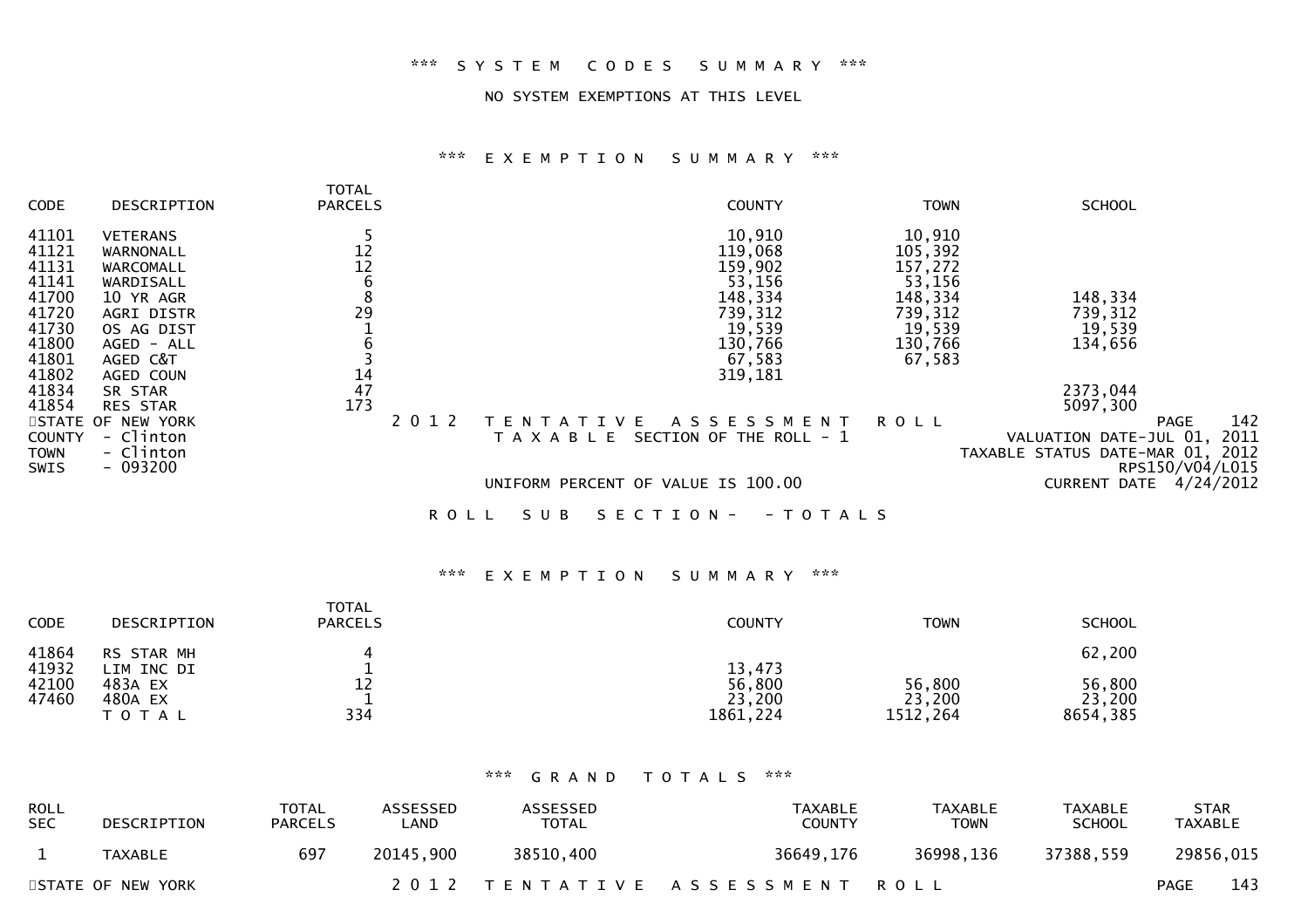\*\*\* SYSTEM CODES SUMMARY \*\*\*

NO SYSTEM EXEMPTIONS AT THIS LEVEL

\*\*\* EXEMPTION SUMMARY \*\*\*

| CODE | DESCRIPTION | TOTAL PARCELS | COUNTY | TOWN | SCHOOL |
|---|---|---|---|---|---|
| 41101 | VETERANS | 5 | 10,910 | 10,910 | |
| 41121 | WARNONALL | 12 | 119,068 | 105,392 | |
| 41131 | WARCOMALL | 12 | 159,902 | 157,272 | |
| 41141 | WARDISALL | 6 | 53,156 | 53,156 | |
| 41700 | 10 YR AGR | 8 | 148,334 | 148,334 | 148,334 |
| 41720 | AGRI DISTR | 29 | 739,312 | 739,312 | 739,312 |
| 41730 | OS AG DIST | 1 | 19,539 | 19,539 | 19,539 |
| 41800 | AGED - ALL | 6 | 130,766 | 130,766 | 134,656 |
| 41801 | AGED C&T | 3 | 67,583 | 67,583 | |
| 41802 | AGED COUN | 14 | 319,181 | | |
| 41834 | SR STAR | 47 | | | 2373,044 |
| 41854 | RES STAR | 173 | | | 5097,300 |

STATE OF NEW YORK — 2012 TENTATIVE ASSESSMENT ROLL — PAGE 142

COUNTY - Clinton — TAXABLE SECTION OF THE ROLL - 1 — VALUATION DATE-JUL 01, 2011

TOWN - Clinton — TAXABLE STATUS DATE-MAR 01, 2012

SWIS - 093200 — RPS150/V04/L015

UNIFORM PERCENT OF VALUE IS 100.00 — CURRENT DATE 4/24/2012

ROLL SUB SECTION- - TOTALS

\*\*\* EXEMPTION SUMMARY \*\*\*

| CODE | DESCRIPTION | TOTAL PARCELS | COUNTY | TOWN | SCHOOL |
|---|---|---|---|---|---|
| 41864 | RS STAR MH | 4 | | | 62,200 |
| 41932 | LIM INC DI | 1 | 13,473 | | |
| 42100 | 483A EX | 12 | 56,800 | 56,800 | 56,800 |
| 47460 | 480A EX | 1 | 23,200 | 23,200 | 23,200 |
| | TOTAL | 334 | 1861,224 | 1512,264 | 8654,385 |

\*\*\* GRAND TOTALS \*\*\*

| ROLL SEC | DESCRIPTION | TOTAL PARCELS | ASSESSED LAND | ASSESSED TOTAL | TAXABLE COUNTY | TAXABLE TOWN | TAXABLE SCHOOL | STAR TAXABLE |
|---|---|---|---|---|---|---|---|---|
| 1 | TAXABLE | 697 | 20145,900 | 38510,400 | 36649,176 | 36998,136 | 37388,559 | 29856,015 |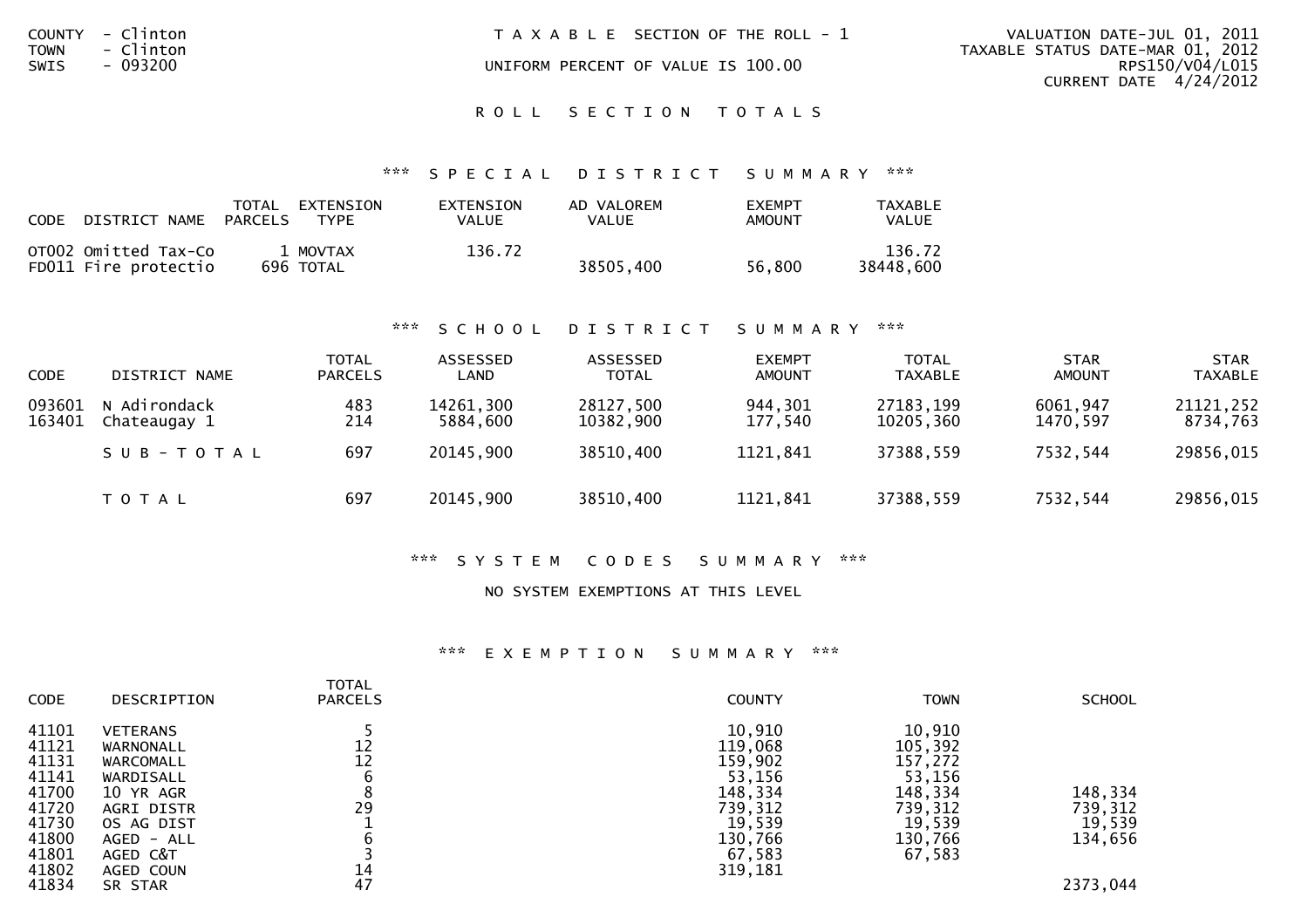COUNTY - Clinton
TOWN - Clinton
SWIS - 093200

T A X A B L E SECTION OF THE ROLL - 1

UNIFORM PERCENT OF VALUE IS 100.00

VALUATION DATE-JUL 01, 2011
TAXABLE STATUS DATE-MAR 01, 2012
RPS150/V04/L015
CURRENT DATE 4/24/2012

## R O L L S E C T I O N T O T A L S

### *** S P E C I A L D I S T R I C T S U M M A R Y ***

| CODE | DISTRICT NAME | TOTAL PARCELS | EXTENSION TYPE | EXTENSION VALUE | AD VALOREM VALUE | EXEMPT AMOUNT | TAXABLE VALUE |
|---|---|---|---|---|---|---|---|
| OT002 | Omitted Tax-Co | 1 | MOVTAX | 136.72 | | | 136.72 |
| FD011 | Fire protectio | 696 | TOTAL | | 38505,400 | 56,800 | 38448,600 |

### *** S C H O O L D I S T R I C T S U M M A R Y ***

| CODE | DISTRICT NAME | TOTAL PARCELS | ASSESSED LAND | ASSESSED TOTAL | EXEMPT AMOUNT | TOTAL TAXABLE | STAR AMOUNT | STAR TAXABLE |
|---|---|---|---|---|---|---|---|---|
| 093601 | N Adirondack | 483 | 14261,300 | 28127,500 | 944,301 | 27183,199 | 6061,947 | 21121,252 |
| 163401 | Chateaugay 1 | 214 | 5884,600 | 10382,900 | 177,540 | 10205,360 | 1470,597 | 8734,763 |
| | S U B - T O T A L | 697 | 20145,900 | 38510,400 | 1121,841 | 37388,559 | 7532,544 | 29856,015 |
| | T O T A L | 697 | 20145,900 | 38510,400 | 1121,841 | 37388,559 | 7532,544 | 29856,015 |

### *** S Y S T E M C O D E S S U M M A R Y ***

NO SYSTEM EXEMPTIONS AT THIS LEVEL

### *** E X E M P T I O N S U M M A R Y ***

| CODE | DESCRIPTION | TOTAL PARCELS | COUNTY | TOWN | SCHOOL |
|---|---|---|---|---|---|
| 41101 | VETERANS | 5 | 10,910 | 10,910 | |
| 41121 | WARNONALL | 12 | 119,068 | 105,392 | |
| 41131 | WARCOMALL | 12 | 159,902 | 157,272 | |
| 41141 | WARDISALL | 6 | 53,156 | 53,156 | |
| 41700 | 10 YR AGR | 8 | 148,334 | 148,334 | 148,334 |
| 41720 | AGRI DISTR | 29 | 739,312 | 739,312 | 739,312 |
| 41730 | OS AG DIST | 1 | 19,539 | 19,539 | 19,539 |
| 41800 | AGED - ALL | 6 | 130,766 | 130,766 | 134,656 |
| 41801 | AGED C&T | 3 | 67,583 | 67,583 | |
| 41802 | AGED COUN | 14 | 319,181 | | |
| 41834 | SR STAR | 47 | | | 2373,044 |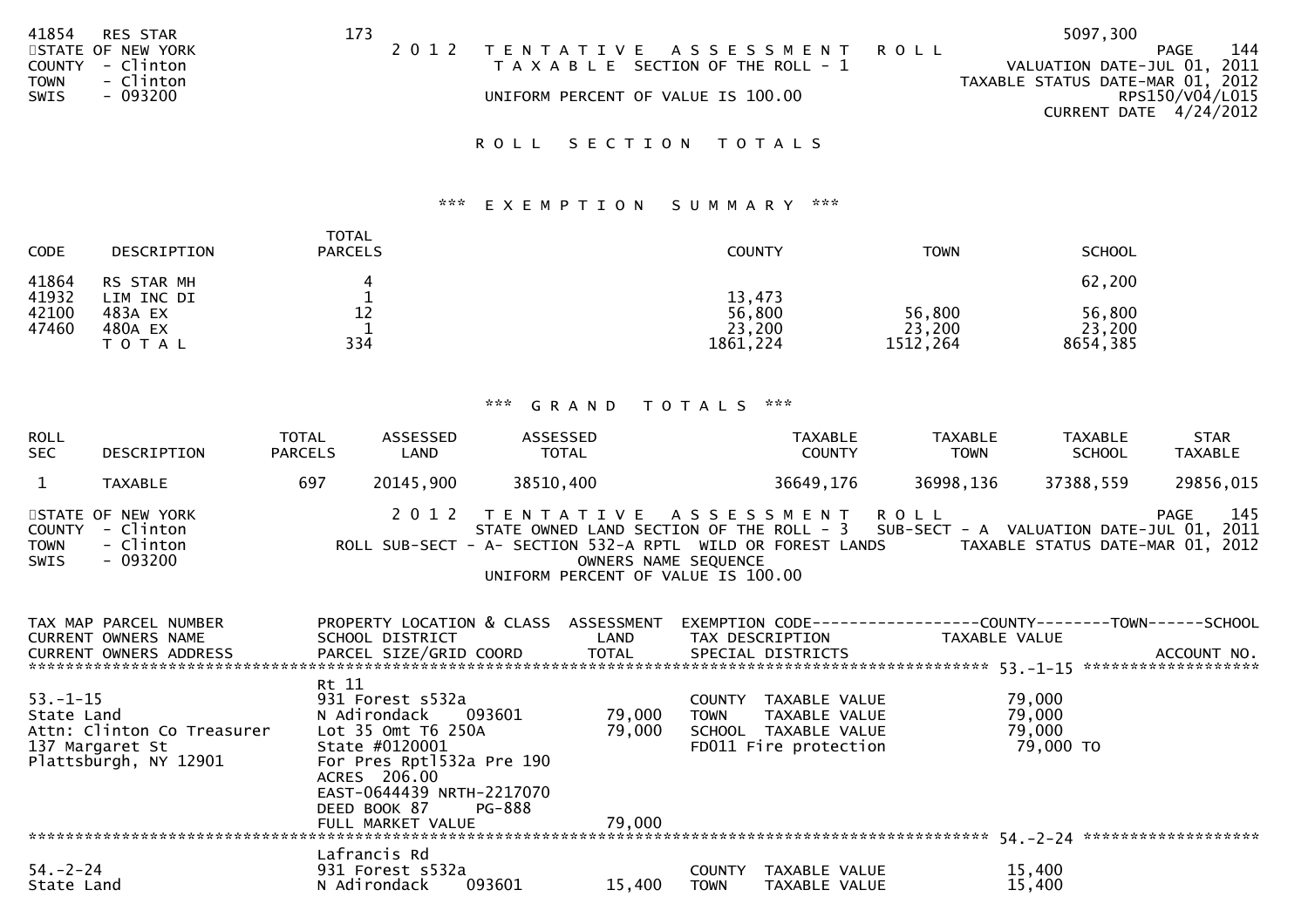| | | | | | |
|---|---|---|---|---|---|
| 41854 | RES STAR | 173 | | | 5097,300 |

STATE OF NEW YORK
COUNTY - Clinton
TOWN - Clinton
SWIS - 093200

2012 TENTATIVE ASSESSMENT ROLL
TAXABLE SECTION OF THE ROLL - 1
UNIFORM PERCENT OF VALUE IS 100.00

PAGE 144
VALUATION DATE-JUL 01, 2011
TAXABLE STATUS DATE-MAR 01, 2012
RPS150/V04/L015
CURRENT DATE 4/24/2012

## ROLL SECTION TOTALS

### *** EXEMPTION SUMMARY ***

| CODE | DESCRIPTION | TOTAL PARCELS | COUNTY | TOWN | SCHOOL |
|---|---|---|---|---|---|
| 41864 | RS STAR MH | 4 | | | 62,200 |
| 41932 | LIM INC DI | 1 | 13,473 | | |
| 42100 | 483A EX | 12 | 56,800 | 56,800 | 56,800 |
| 47460 | 480A EX | 1 | 23,200 | 23,200 | 23,200 |
| | TOTAL | 334 | 1861,224 | 1512,264 | 8654,385 |

### *** GRAND TOTALS ***

| ROLL SEC | DESCRIPTION | TOTAL PARCELS | ASSESSED LAND | ASSESSED TOTAL | TAXABLE COUNTY | TAXABLE TOWN | TAXABLE SCHOOL | STAR TAXABLE |
|---|---|---|---|---|---|---|---|---|
| 1 | TAXABLE | 697 | 20145,900 | 38510,400 | 36649,176 | 36998,136 | 37388,559 | 29856,015 |

STATE OF NEW YORK
COUNTY - Clinton
TOWN - Clinton
SWIS - 093200

2012 TENTATIVE ASSESSMENT ROLL
STATE OWNED LAND SECTION OF THE ROLL - 3 SUB-SECT - A
ROLL SUB-SECT - A- SECTION 532-A RPTL WILD OR FOREST LANDS
OWNERS NAME SEQUENCE
UNIFORM PERCENT OF VALUE IS 100.00

PAGE 145
VALUATION DATE-JUL 01, 2011
TAXABLE STATUS DATE-MAR 01, 2012

| TAX MAP PARCEL NUMBER / CURRENT OWNERS NAME / CURRENT OWNERS ADDRESS | PROPERTY LOCATION & CLASS / SCHOOL DISTRICT / PARCEL SIZE/GRID COORD | ASSESSMENT LAND / TOTAL | EXEMPTION CODE / TAX DESCRIPTION / SPECIAL DISTRICTS | TAXABLE VALUE (COUNTY / TOWN / SCHOOL) | ACCOUNT NO. |
|---|---|---|---|---|---|
| ***** 53.-1-15 ***** | | | | | |
| | Rt 11 | | | | |
| 53.-1-15 | 931 Forest s532a | | COUNTY TAXABLE VALUE | 79,000 | |
| State Land | N Adirondack 093601 | 79,000 | TOWN TAXABLE VALUE | 79,000 | |
| Attn: Clinton Co Treasurer | Lot 35 Omt T6 250A | 79,000 | SCHOOL TAXABLE VALUE | 79,000 | |
| 137 Margaret St | State #0120001 | | FD011 Fire protection | 79,000 TO | |
| Plattsburgh, NY 12901 | For Pres Rptl532a Pre 190 | | | | |
| | ACRES 206.00 | | | | |
| | EAST-0644439 NRTH-2217070 | | | | |
| | DEED BOOK 87 PG-888 | | | | |
| | FULL MARKET VALUE | 79,000 | | | |
| ***** 54.-2-24 ***** | | | | | |
| | Lafrancis Rd | | | | |
| 54.-2-24 | 931 Forest s532a | | COUNTY TAXABLE VALUE | 15,400 | |
| State Land | N Adirondack 093601 | 15,400 | TOWN TAXABLE VALUE | 15,400 | |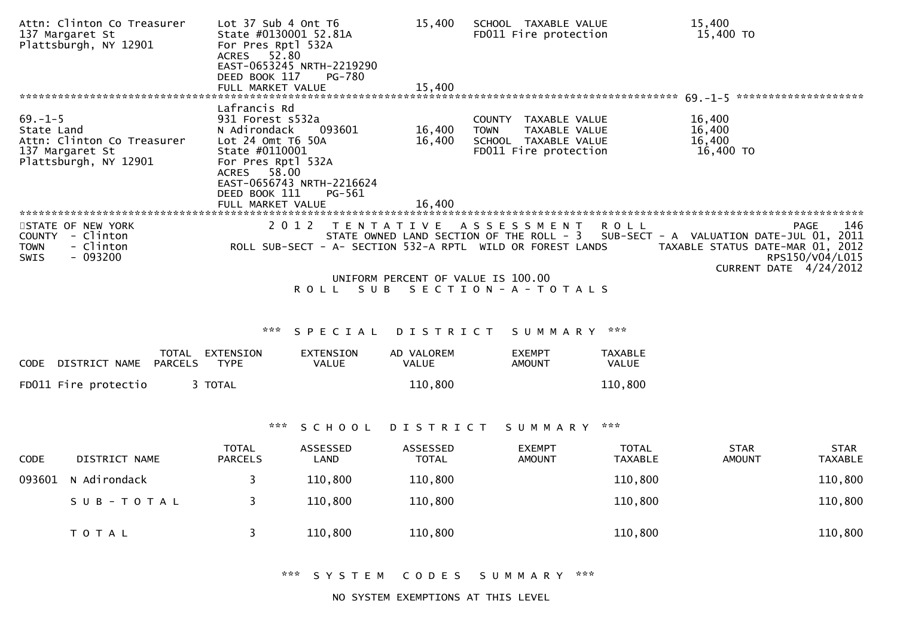```
Attn: Clinton Co Treasurer     Lot 37 Sub 4 Ont T6            15,400    SCHOOL  TAXABLE VALUE            15,400
137 Margaret St                State #0130001 52.81A                     FD011 Fire protection             15,400 TO
Plattsburgh, NY 12901          For Pres Rptl 532A
                               ACRES    52.80
                               EAST-0653245 NRTH-2219290
                               DEED BOOK 117     PG-780
                               FULL MARKET VALUE              15,400
******************************************************************************************************* 69.-1-5 *******************
                               Lafrancis Rd
69.-1-5                        931 Forest s532a                          COUNTY  TAXABLE VALUE            16,400
State Land                     N Adirondack     093601        16,400    TOWN    TAXABLE VALUE            16,400
Attn: Clinton Co Treasurer     Lot 24 Omt T6 50A              16,400    SCHOOL  TAXABLE VALUE            16,400
137 Margaret St                State #0110001                            FD011 Fire protection             16,400 TO
Plattsburgh, NY 12901          For Pres Rptl 532A
                               ACRES    58.00
                               EAST-0656743 NRTH-2216624
                               DEED BOOK 111     PG-561
                               FULL MARKET VALUE              16,400
************************************************************************************************************************************
```

STATE OF NEW YORK — 2 0 1 2 TENTATIVE ASSESSMENT ROLL — PAGE 146
COUNTY - Clinton — STATE OWNED LAND SECTION OF THE ROLL - 3 SUB-SECT - A VALUATION DATE-JUL 01, 2011
TOWN - Clinton — ROLL SUB-SECT - A- SECTION 532-A RPTL WILD OR FOREST LANDS — TAXABLE STATUS DATE-MAR 01, 2012
SWIS - 093200 — RPS150/V04/L015
CURRENT DATE 4/24/2012

UNIFORM PERCENT OF VALUE IS 100.00

R O L L  S U B  S E C T I O N - A - T O T A L S

*** S P E C I A L   D I S T R I C T   S U M M A R Y ***

| CODE DISTRICT NAME | TOTAL PARCELS | EXTENSION TYPE | EXTENSION VALUE | AD VALOREM VALUE | EXEMPT AMOUNT | TAXABLE VALUE |
|---|---|---|---|---|---|---|
| FD011 Fire protectio | 3 | TOTAL | | 110,800 | | 110,800 |

*** S C H O O L   D I S T R I C T   S U M M A R Y ***

| CODE | DISTRICT NAME | TOTAL PARCELS | ASSESSED LAND | ASSESSED TOTAL | EXEMPT AMOUNT | TOTAL TAXABLE | STAR AMOUNT | STAR TAXABLE |
|---|---|---|---|---|---|---|---|---|
| 093601 | N Adirondack | 3 | 110,800 | 110,800 | | 110,800 | | 110,800 |
| | S U B - T O T A L | 3 | 110,800 | 110,800 | | 110,800 | | 110,800 |
| | T O T A L | 3 | 110,800 | 110,800 | | 110,800 | | 110,800 |

*** S Y S T E M   C O D E S   S U M M A R Y ***

NO SYSTEM EXEMPTIONS AT THIS LEVEL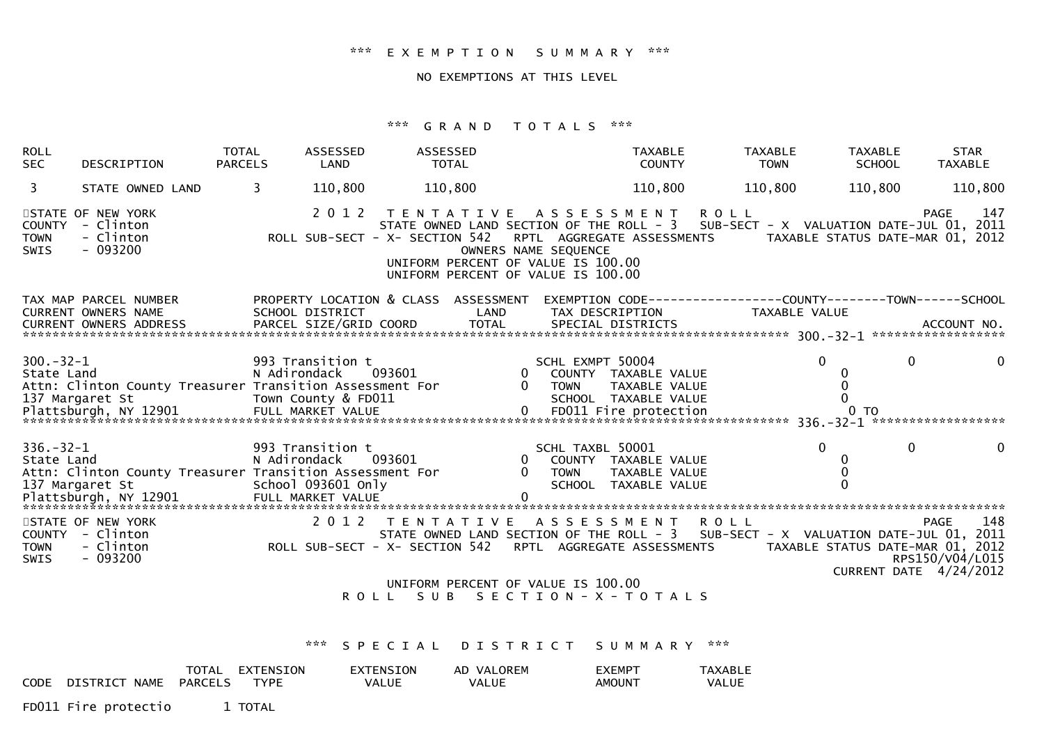\*\*\* EXEMPTION SUMMARY \*\*\*

NO EXEMPTIONS AT THIS LEVEL

\*\*\* GRAND TOTALS \*\*\*

| ROLL SEC | DESCRIPTION | TOTAL PARCELS | ASSESSED LAND | ASSESSED TOTAL | TAXABLE COUNTY | TAXABLE TOWN | TAXABLE SCHOOL | STAR TAXABLE |
|---|---|---|---|---|---|---|---|---|
| 3 | STATE OWNED LAND | 3 | 110,800 | 110,800 | 110,800 | 110,800 | 110,800 | 110,800 |

STATE OF NEW YORK — 2012 TENTATIVE ASSESSMENT ROLL — PAGE 147
COUNTY - Clinton — STATE OWNED LAND SECTION OF THE ROLL - 3 — SUB-SECT - X VALUATION DATE-JUL 01, 2011
TOWN - Clinton — ROLL SUB-SECT - X- SECTION 542 RPTL AGGREGATE ASSESSMENTS — TAXABLE STATUS DATE-MAR 01, 2012
SWIS - 093200 — OWNERS NAME SEQUENCE
UNIFORM PERCENT OF VALUE IS 100.00
UNIFORM PERCENT OF VALUE IS 100.00

| TAX MAP PARCEL NUMBER / CURRENT OWNERS NAME / CURRENT OWNERS ADDRESS | PROPERTY LOCATION & CLASS / SCHOOL DISTRICT / PARCEL SIZE/GRID COORD | ASSESSMENT LAND / TOTAL | EXEMPTION CODE / TAX DESCRIPTION / SPECIAL DISTRICTS | COUNTY TAXABLE VALUE | TOWN | SCHOOL |
|---|---|---|---|---|---|---|
| 300.-32-1 | 993 Transition t | | SCHL EXMPT 50004 | 0 | 0 | 0 |
| State Land | N Adirondack 093601 | 0 | COUNTY TAXABLE VALUE | 0 | | |
| Attn: Clinton County Treasurer | Transition Assessment For | 0 | TOWN TAXABLE VALUE | 0 | | |
| 137 Margaret St | Town County & FD011 | | SCHOOL TAXABLE VALUE | 0 | | |
| Plattsburgh, NY 12901 | FULL MARKET VALUE | 0 | FD011 Fire protection | 0 TO | | |
| 336.-32-1 | 993 Transition t | | SCHL TAXBL 50001 | 0 | 0 | 0 |
| State Land | N Adirondack 093601 | 0 | COUNTY TAXABLE VALUE | 0 | | |
| Attn: Clinton County Treasurer | Transition Assessment For | 0 | TOWN TAXABLE VALUE | 0 | | |
| 137 Margaret St | School 093601 Only | | SCHOOL TAXABLE VALUE | 0 | | |
| Plattsburgh, NY 12901 | FULL MARKET VALUE | 0 | | | | |

STATE OF NEW YORK — 2012 TENTATIVE ASSESSMENT ROLL — PAGE 148
COUNTY - Clinton — STATE OWNED LAND SECTION OF THE ROLL - 3 — SUB-SECT - X VALUATION DATE-JUL 01, 2011
TOWN - Clinton — ROLL SUB-SECT - X- SECTION 542 RPTL AGGREGATE ASSESSMENTS — TAXABLE STATUS DATE-MAR 01, 2012
SWIS - 093200 — RPS150/V04/L015
CURRENT DATE 4/24/2012

UNIFORM PERCENT OF VALUE IS 100.00

ROLL SUB SECTION-X-TOTALS

\*\*\* SPECIAL DISTRICT SUMMARY \*\*\*

| CODE | DISTRICT NAME | TOTAL PARCELS | EXTENSION TYPE | EXTENSION VALUE | AD VALOREM VALUE | EXEMPT AMOUNT | TAXABLE VALUE |
|---|---|---|---|---|---|---|---|
| FD011 | Fire protectio | 1 | TOTAL | | | | |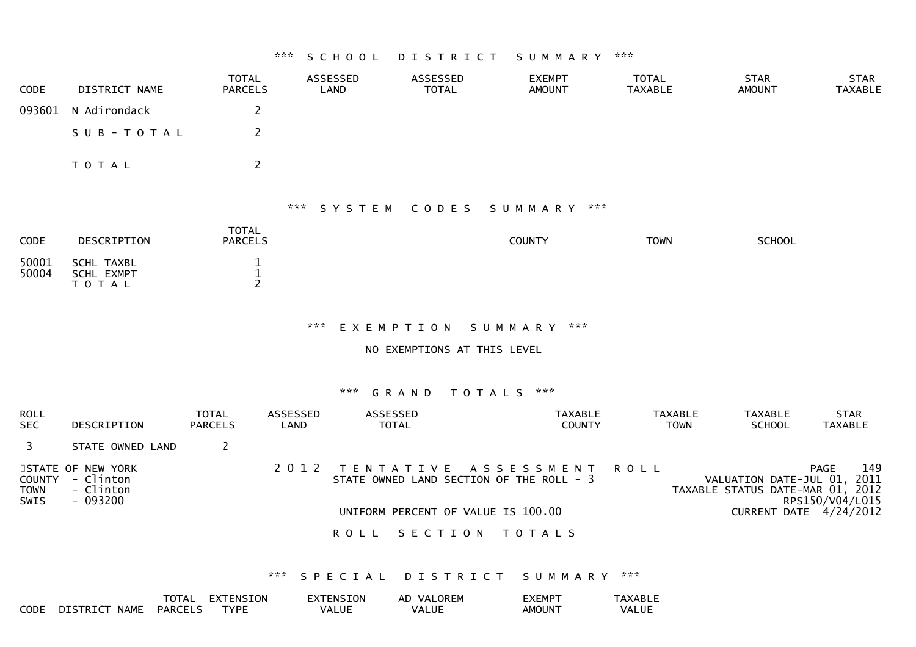### *** SCHOOL DISTRICT SUMMARY ***

| CODE | DISTRICT NAME | TOTAL PARCELS | ASSESSED LAND | ASSESSED TOTAL | EXEMPT AMOUNT | TOTAL TAXABLE | STAR AMOUNT | STAR TAXABLE |
|---|---|---|---|---|---|---|---|---|
| 093601 | N Adirondack | 2 | | | | | | |
| | SUB-TOTAL | 2 | | | | | | |
| | TOTAL | 2 | | | | | | |

### *** SYSTEM CODES SUMMARY ***

| CODE | DESCRIPTION | TOTAL PARCELS | COUNTY | TOWN | SCHOOL |
|---|---|---|---|---|---|
| 50001 | SCHL TAXBL | 1 | | | |
| 50004 | SCHL EXMPT | 1 | | | |
| | TOTAL | 2 | | | |

### *** EXEMPTION SUMMARY ***

NO EXEMPTIONS AT THIS LEVEL

### *** GRAND TOTALS ***

| ROLL SEC | DESCRIPTION | TOTAL PARCELS | ASSESSED LAND | ASSESSED TOTAL | TAXABLE COUNTY | TAXABLE TOWN | TAXABLE SCHOOL | STAR TAXABLE |
|---|---|---|---|---|---|---|---|---|
| 3 | STATE OWNED LAND | 2 | | | | | | |

STATE OF NEW YORK
COUNTY - Clinton
TOWN - Clinton
SWIS - 093200

2012 TENTATIVE ASSESSMENT ROLL
STATE OWNED LAND SECTION OF THE ROLL - 3

PAGE 149
VALUATION DATE-JUL 01, 2011
TAXABLE STATUS DATE-MAR 01, 2012
RPS150/V04/L015
CURRENT DATE 4/24/2012

UNIFORM PERCENT OF VALUE IS 100.00

ROLL SECTION TOTALS

### *** SPECIAL DISTRICT SUMMARY ***

| CODE | DISTRICT NAME | TOTAL PARCELS | EXTENSION TYPE | EXTENSION VALUE | AD VALOREM VALUE | EXEMPT AMOUNT | TAXABLE VALUE |
|---|---|---|---|---|---|---|---|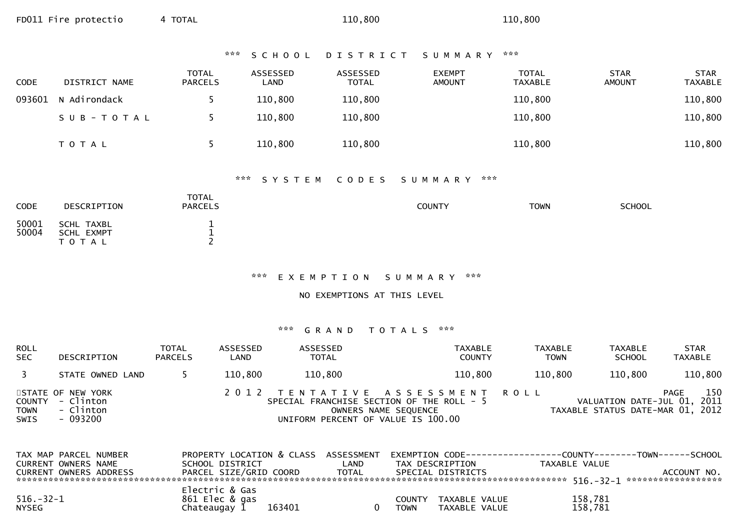FD011 Fire protectio 4 TOTAL 110,800 110,800

### *** S C H O O L   D I S T R I C T   S U M M A R Y ***

| CODE | DISTRICT NAME | TOTAL PARCELS | ASSESSED LAND | ASSESSED TOTAL | EXEMPT AMOUNT | TOTAL TAXABLE | STAR AMOUNT | STAR TAXABLE |
|---|---|---|---|---|---|---|---|---|
| 093601 | N Adirondack | 5 | 110,800 | 110,800 | | 110,800 | | 110,800 |
| | S U B - T O T A L | 5 | 110,800 | 110,800 | | 110,800 | | 110,800 |
| | T O T A L | 5 | 110,800 | 110,800 | | 110,800 | | 110,800 |

### *** S Y S T E M   C O D E S   S U M M A R Y ***

| CODE | DESCRIPTION | TOTAL PARCELS | COUNTY | TOWN | SCHOOL |
|---|---|---|---|---|---|
| 50001 | SCHL TAXBL | 1 | | | |
| 50004 | SCHL EXMPT | 1 | | | |
| | T O T A L | 2 | | | |

### *** E X E M P T I O N   S U M M A R Y ***

NO EXEMPTIONS AT THIS LEVEL

### *** G R A N D   T O T A L S ***

| ROLL SEC | DESCRIPTION | TOTAL PARCELS | ASSESSED LAND | ASSESSED TOTAL | TAXABLE COUNTY | TAXABLE TOWN | TAXABLE SCHOOL | STAR TAXABLE |
|---|---|---|---|---|---|---|---|---|
| 3 | STATE OWNED LAND | 5 | 110,800 | 110,800 | 110,800 | 110,800 | 110,800 | 110,800 |

STATE OF NEW YORK  
COUNTY - Clinton  
TOWN - Clinton  
SWIS - 093200

2 0 1 2   T E N T A T I V E   A S S E S S M E N T   R O L L  
SPECIAL FRANCHISE SECTION OF THE ROLL - 5  
OWNERS NAME SEQUENCE  
UNIFORM PERCENT OF VALUE IS 100.00

PAGE 150  
VALUATION DATE-JUL 01, 2011  
TAXABLE STATUS DATE-MAR 01, 2012

```
TAX MAP PARCEL NUMBER          PROPERTY LOCATION & CLASS  ASSESSMENT  EXEMPTION CODE------------------COUNTY--------TOWN------SCHOOL
CURRENT OWNERS NAME            SCHOOL DISTRICT               LAND      TAX DESCRIPTION            TAXABLE VALUE
CURRENT OWNERS ADDRESS         PARCEL SIZE/GRID COORD        TOTAL     SPECIAL DISTRICTS                                    ACCOUNT NO.
****************************************************************************************************** 516.-32-1 ******************
                               Electric & Gas
516.-32-1                      861 Elec & gas                           COUNTY  TAXABLE VALUE           158,781
NYSEG                          Chateaugay 1      163401           0     TOWN    TAXABLE VALUE           158,781
```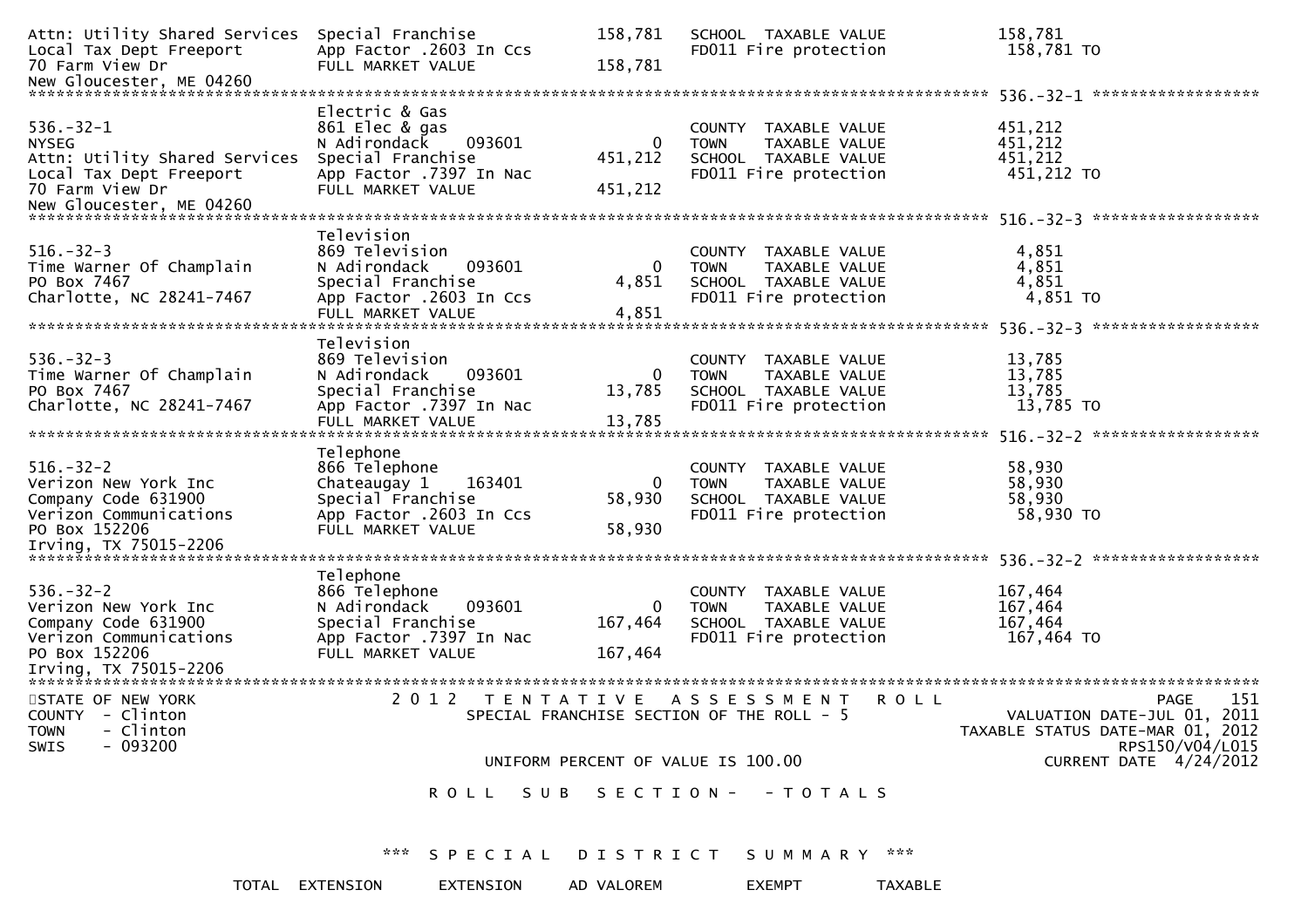```
Attn: Utility Shared Services  Special Franchise          158,781    SCHOOL  TAXABLE VALUE          158,781
Local Tax Dept Freeport        App Factor .2603 In Ccs               FD011 Fire protection           158,781 TO
70 Farm View Dr                FULL MARKET VALUE          158,781
New Gloucester, ME 04260
******************************************************************************************** 536.-32-1 ******************
                               Electric & Gas
536.-32-1                      861 Elec & gas                        COUNTY  TAXABLE VALUE          451,212
NYSEG                          N Adirondack    093601           0    TOWN    TAXABLE VALUE          451,212
Attn: Utility Shared Services  Special Franchise          451,212    SCHOOL  TAXABLE VALUE          451,212
Local Tax Dept Freeport        App Factor .7397 In Nac               FD011 Fire protection           451,212 TO
70 Farm View Dr                FULL MARKET VALUE          451,212
New Gloucester, ME 04260
******************************************************************************************** 516.-32-3 ******************
                               Television
516.-32-3                      869 Television                        COUNTY  TAXABLE VALUE            4,851
Time Warner Of Champlain       N Adirondack    093601           0    TOWN    TAXABLE VALUE            4,851
PO Box 7467                    Special Franchise            4,851    SCHOOL  TAXABLE VALUE            4,851
Charlotte, NC 28241-7467       App Factor .2603 In Ccs               FD011 Fire protection             4,851 TO
                               FULL MARKET VALUE            4,851
******************************************************************************************** 536.-32-3 ******************
                               Television
536.-32-3                      869 Television                        COUNTY  TAXABLE VALUE           13,785
Time Warner Of Champlain       N Adirondack    093601           0    TOWN    TAXABLE VALUE           13,785
PO Box 7467                    Special Franchise           13,785    SCHOOL  TAXABLE VALUE           13,785
Charlotte, NC 28241-7467       App Factor .7397 In Nac               FD011 Fire protection            13,785 TO
                               FULL MARKET VALUE           13,785
******************************************************************************************** 516.-32-2 ******************
                               Telephone
516.-32-2                      866 Telephone                         COUNTY  TAXABLE VALUE           58,930
Verizon New York Inc           Chateaugay 1    163401           0    TOWN    TAXABLE VALUE           58,930
Company Code 631900            Special Franchise           58,930    SCHOOL  TAXABLE VALUE           58,930
Verizon Communications         App Factor .2603 In Ccs               FD011 Fire protection            58,930 TO
PO Box 152206                  FULL MARKET VALUE           58,930
Irving, TX 75015-2206
******************************************************************************************** 536.-32-2 ******************
                               Telephone
536.-32-2                      866 Telephone                         COUNTY  TAXABLE VALUE          167,464
Verizon New York Inc           N Adirondack    093601           0    TOWN    TAXABLE VALUE          167,464
Company Code 631900            Special Franchise          167,464    SCHOOL  TAXABLE VALUE          167,464
Verizon Communications         App Factor .7397 In Nac               FD011 Fire protection           167,464 TO
PO Box 152206                  FULL MARKET VALUE          167,464
Irving, TX 75015-2206
*********************************************************************************************************************
STATE OF NEW YORK              2 0 1 2   T E N T A T I V E   A S S E S S M E N T   R O L L                  PAGE    151
COUNTY  - Clinton                 SPECIAL FRANCHISE SECTION OF THE ROLL - 5                   VALUATION DATE-JUL 01, 2011
TOWN    - Clinton                                                                        TAXABLE STATUS DATE-MAR 01, 2012
SWIS    - 093200                                                                                          RPS150/V04/L015
                                   UNIFORM PERCENT OF VALUE IS 100.00                            CURRENT DATE  4/24/2012

                              R O L L   S U B   S E C T I O N -   - T O T A L S


                              *** S P E C I A L   D I S T R I C T   S U M M A R Y ***

              TOTAL  EXTENSION       EXTENSION      AD VALOREM        EXEMPT        TAXABLE
```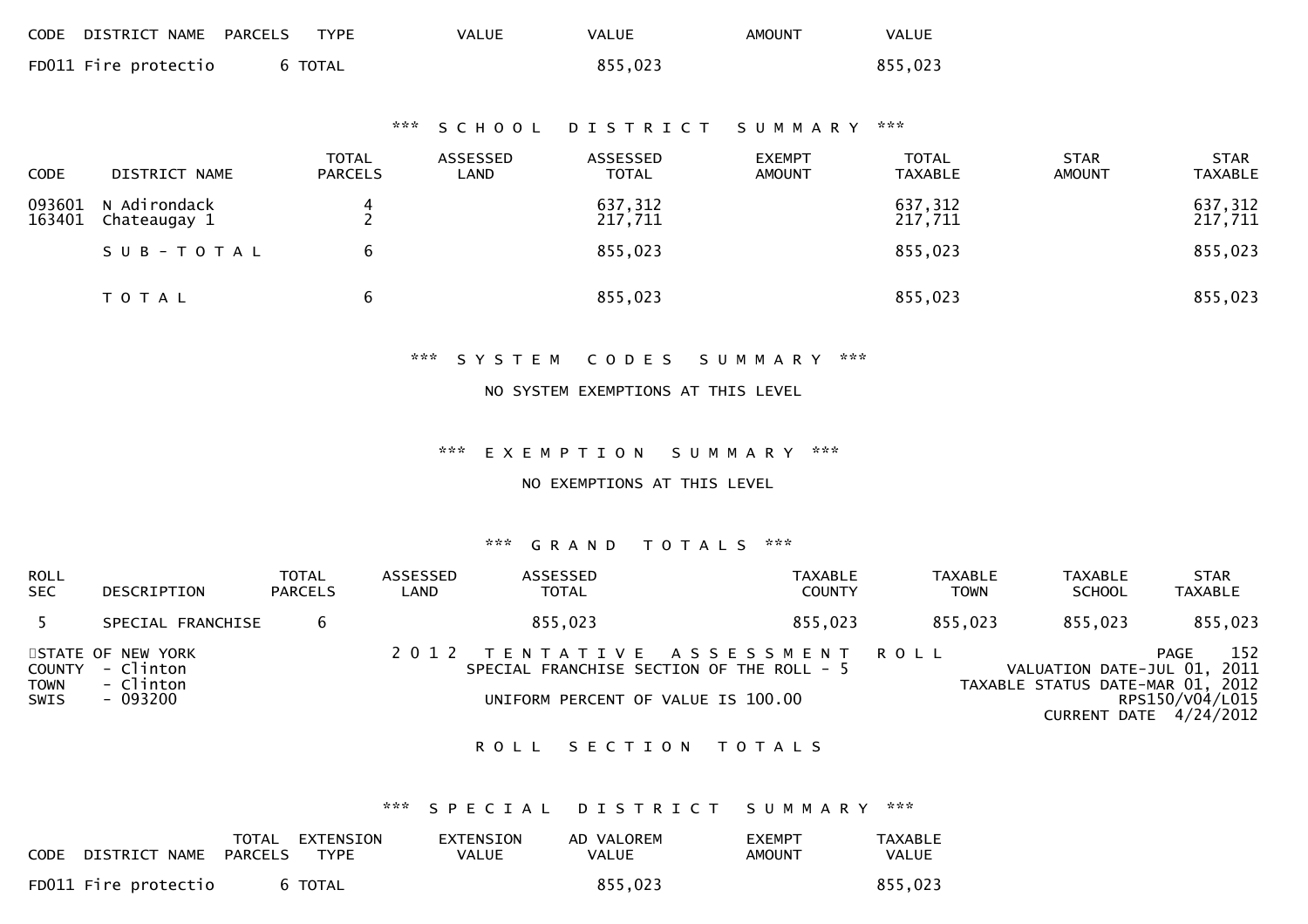| CODE | DISTRICT NAME | PARCELS | TYPE | VALUE | VALUE | AMOUNT | VALUE |
|---|---|---|---|---|---|---|---|
| FD011 | Fire protectio | 6 | TOTAL | | 855,023 | | 855,023 |

### *** SCHOOL DISTRICT SUMMARY ***

| CODE | DISTRICT NAME | TOTAL PARCELS | ASSESSED LAND | ASSESSED TOTAL | EXEMPT AMOUNT | TOTAL TAXABLE | STAR AMOUNT | STAR TAXABLE |
|---|---|---|---|---|---|---|---|---|
| 093601 | N Adirondack | 4 | | 637,312 | | 637,312 | | 637,312 |
| 163401 | Chateaugay 1 | 2 | | 217,711 | | 217,711 | | 217,711 |
| | SUB-TOTAL | 6 | | 855,023 | | 855,023 | | 855,023 |
| | TOTAL | 6 | | 855,023 | | 855,023 | | 855,023 |

### *** SYSTEM CODES SUMMARY ***

NO SYSTEM EXEMPTIONS AT THIS LEVEL

### *** EXEMPTION SUMMARY ***

NO EXEMPTIONS AT THIS LEVEL

### *** GRAND TOTALS ***

| ROLL SEC | DESCRIPTION | TOTAL PARCELS | ASSESSED LAND | ASSESSED TOTAL | TAXABLE COUNTY | TAXABLE TOWN | TAXABLE SCHOOL | STAR TAXABLE |
|---|---|---|---|---|---|---|---|---|
| 5 | SPECIAL FRANCHISE | 6 | | 855,023 | 855,023 | 855,023 | 855,023 | 855,023 |

STATE OF NEW YORK
COUNTY - Clinton
TOWN - Clinton
SWIS - 093200

2012 TENTATIVE ASSESSMENT ROLL
SPECIAL FRANCHISE SECTION OF THE ROLL - 5

UNIFORM PERCENT OF VALUE IS 100.00

PAGE 152
VALUATION DATE-JUL 01, 2011
TAXABLE STATUS DATE-MAR 01, 2012
RPS150/V04/L015
CURRENT DATE 4/24/2012

## ROLL SECTION TOTALS

### *** SPECIAL DISTRICT SUMMARY ***

| CODE | DISTRICT NAME | TOTAL PARCELS | EXTENSION TYPE | EXTENSION VALUE | AD VALOREM VALUE | EXEMPT AMOUNT | TAXABLE VALUE |
|---|---|---|---|---|---|---|---|
| FD011 | Fire protectio | 6 | TOTAL | | 855,023 | | 855,023 |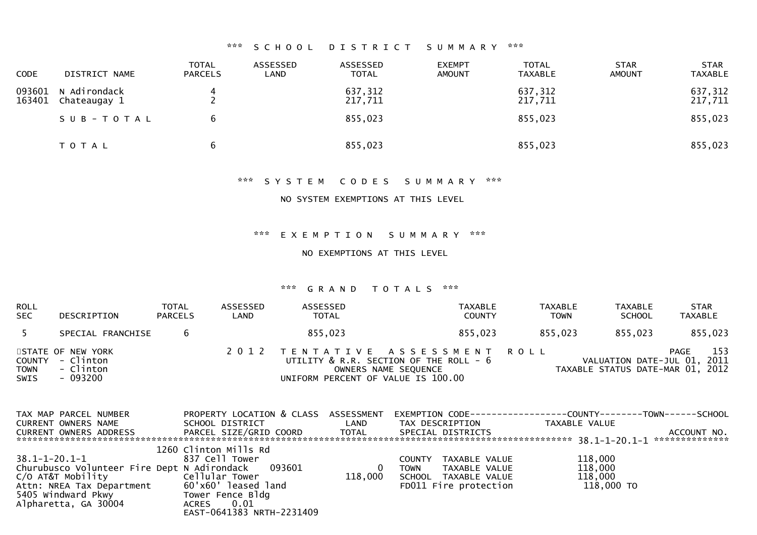### *** SCHOOL DISTRICT SUMMARY ***

| CODE | DISTRICT NAME | TOTAL PARCELS | ASSESSED LAND | ASSESSED TOTAL | EXEMPT AMOUNT | TOTAL TAXABLE | STAR AMOUNT | STAR TAXABLE |
|---|---|---|---|---|---|---|---|---|
| 093601 | N Adirondack | 4 | | 637,312 | | 637,312 | | 637,312 |
| 163401 | Chateaugay 1 | 2 | | 217,711 | | 217,711 | | 217,711 |
| | SUB-TOTAL | 6 | | 855,023 | | 855,023 | | 855,023 |
| | TOTAL | 6 | | 855,023 | | 855,023 | | 855,023 |

### *** SYSTEM CODES SUMMARY ***

NO SYSTEM EXEMPTIONS AT THIS LEVEL

### *** EXEMPTION SUMMARY ***

NO EXEMPTIONS AT THIS LEVEL

### *** GRAND TOTALS ***

| ROLL SEC | DESCRIPTION | TOTAL PARCELS | ASSESSED LAND | ASSESSED TOTAL | TAXABLE COUNTY | TAXABLE TOWN | TAXABLE SCHOOL | STAR TAXABLE |
|---|---|---|---|---|---|---|---|---|
| 5 | SPECIAL FRANCHISE | 6 | | 855,023 | 855,023 | 855,023 | 855,023 | 855,023 |

STATE OF NEW YORK
COUNTY - Clinton
TOWN - Clinton
SWIS - 093200

2012 TENTATIVE ASSESSMENT ROLL
UTILITY & R.R. SECTION OF THE ROLL - 6
OWNERS NAME SEQUENCE
UNIFORM PERCENT OF VALUE IS 100.00

PAGE 153
VALUATION DATE-JUL 01, 2011
TAXABLE STATUS DATE-MAR 01, 2012

| TAX MAP PARCEL NUMBER / CURRENT OWNERS NAME / CURRENT OWNERS ADDRESS | PROPERTY LOCATION & CLASS / SCHOOL DISTRICT / PARCEL SIZE/GRID COORD | ASSESSMENT LAND / TOTAL | EXEMPTION CODE / TAX DESCRIPTION / SPECIAL DISTRICTS | COUNTY / TOWN / SCHOOL TAXABLE VALUE / ACCOUNT NO. |
|---|---|---|---|---|
| | 1260 Clinton Mills Rd | | | 38.1-1-20.1-1 |
| 38.1-1-20.1-1 | 837 Cell Tower | | COUNTY TAXABLE VALUE | 118,000 |
| Churubusco Volunteer Fire Dept | N Adirondack 093601 | 0 | TOWN TAXABLE VALUE | 118,000 |
| C/O AT&T Mobility | Cellular Tower | 118,000 | SCHOOL TAXABLE VALUE | 118,000 |
| Attn: NREA Tax Department | 60'x60' leased land | | FD011 Fire protection | 118,000 TO |
| 5405 Windward Pkwy | Tower Fence Bldg | | | |
| Alpharetta, GA 30004 | ACRES 0.01 | | | |
| | EAST-0641383 NRTH-2231409 | | | |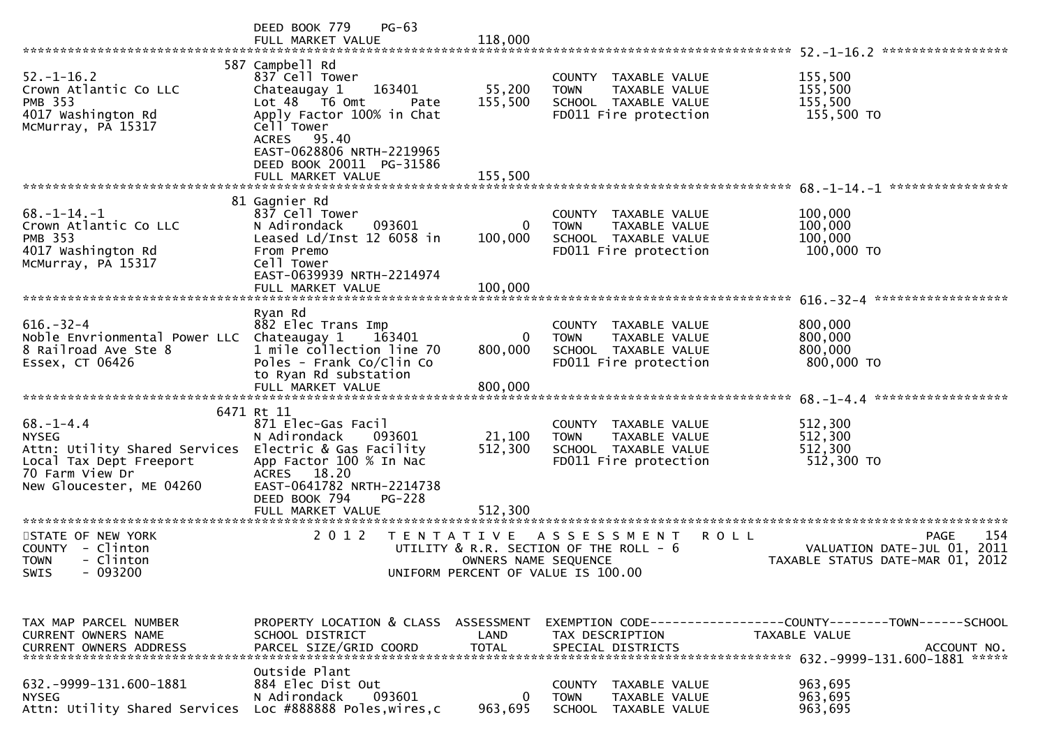```
                               DEED BOOK 779    PG-63
                               FULL MARKET VALUE             118,000
******************************************************************************************************* 52.-1-16.2 *****************
                             587 Campbell Rd
52.-1-16.2                     837 Cell Tower                           COUNTY  TAXABLE VALUE              155,500
Crown Atlantic Co LLC          Chateaugay 1     163401        55,200    TOWN    TAXABLE VALUE              155,500
PMB 353                        Lot 48  T6 Omt        Pate    155,500    SCHOOL  TAXABLE VALUE              155,500
4017 Washington Rd             Apply Factor 100% in Chat                FD011 Fire protection               155,500 TO
McMurray, PA 15317             Cell Tower
                               ACRES   95.40
                               EAST-0628806 NRTH-2219965
                               DEED BOOK 20011  PG-31586
                               FULL MARKET VALUE             155,500
******************************************************************************************************* 68.-1-14.-1 ****************
                              81 Gagnier Rd
68.-1-14.-1                    837 Cell Tower                           COUNTY  TAXABLE VALUE              100,000
Crown Atlantic Co LLC          N Adirondack     093601             0    TOWN    TAXABLE VALUE              100,000
PMB 353                        Leased Ld/Inst 12 6058 in     100,000    SCHOOL  TAXABLE VALUE              100,000
4017 Washington Rd             From Premo                               FD011 Fire protection               100,000 TO
McMurray, PA 15317             Cell Tower
                               EAST-0639939 NRTH-2214974
                               FULL MARKET VALUE             100,000
******************************************************************************************************* 616.-32-4 ******************
                               Ryan Rd
616.-32-4                      882 Elec Trans Imp                       COUNTY  TAXABLE VALUE              800,000
Noble Envrionmental Power LLC  Chateaugay 1     163401             0    TOWN    TAXABLE VALUE              800,000
8 Railroad Ave Ste 8           1 mile collection line 70     800,000    SCHOOL  TAXABLE VALUE              800,000
Essex, CT 06426                Poles - Frank Co/Clin Co                 FD011 Fire protection               800,000 TO
                               to Ryan Rd substation
                               FULL MARKET VALUE             800,000
******************************************************************************************************* 68.-1-4.4 ******************
                            6471 Rt 11
68.-1-4.4                      871 Elec-Gas Facil                       COUNTY  TAXABLE VALUE              512,300
NYSEG                          N Adirondack     093601        21,100    TOWN    TAXABLE VALUE              512,300
Attn: Utility Shared Services  Electric & Gas Facility       512,300    SCHOOL  TAXABLE VALUE              512,300
Local Tax Dept Freeport        App Factor 100 % In Nac                  FD011 Fire protection               512,300 TO
70 Farm View Dr                ACRES   18.20
New Gloucester, ME 04260       EAST-0641782 NRTH-2214738
                               DEED BOOK 794    PG-228
                               FULL MARKET VALUE             512,300
************************************************************************************************************************************
STATE OF NEW YORK                   2 0 1 2   T E N T A T I V E   A S S E S S M E N T   R O L L                          PAGE    154
COUNTY  - Clinton                              UTILITY & R.R. SECTION OF THE ROLL - 6                    VALUATION DATE-JUL 01, 2011
TOWN    - Clinton                                    OWNERS NAME SEQUENCE                          TAXABLE STATUS DATE-MAR 01, 2012
SWIS    - 093200                              UNIFORM PERCENT OF VALUE IS 100.00


TAX MAP PARCEL NUMBER          PROPERTY LOCATION & CLASS  ASSESSMENT  EXEMPTION CODE------------------COUNTY--------TOWN------SCHOOL
CURRENT OWNERS NAME            SCHOOL DISTRICT               LAND      TAX DESCRIPTION            TAXABLE VALUE
CURRENT OWNERS ADDRESS         PARCEL SIZE/GRID COORD        TOTAL     SPECIAL DISTRICTS                                  ACCOUNT NO.
******************************************************************************************************* 632.-9999-131.600-1881 *****
                               Outside Plant
632.-9999-131.600-1881         884 Elec Dist Out                        COUNTY  TAXABLE VALUE              963,695
NYSEG                          N Adirondack     093601             0    TOWN    TAXABLE VALUE              963,695
Attn: Utility Shared Services  Loc #888888 Poles,wires,c     963,695    SCHOOL  TAXABLE VALUE              963,695
```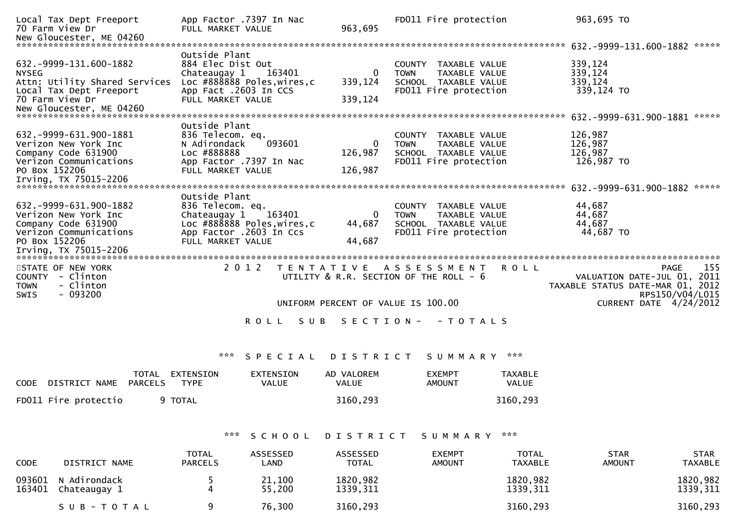```
Local Tax Dept Freeport          App Factor .7397 In Nac                     FD011 Fire protection             963,695 TO
70 Farm View Dr                  FULL MARKET VALUE              963,695
New Gloucester, ME 04260
******************************************************************************************************* 632.-9999-131.600-1882 *****
                                 Outside Plant
632.-9999-131.600-1882           884 Elec Dist Out                           COUNTY  TAXABLE VALUE             339,124
NYSEG                            Chateaugay 1     163401             0       TOWN    TAXABLE VALUE             339,124
Attn: Utility Shared Services    Loc #888888 Poles,wires,c    339,124        SCHOOL  TAXABLE VALUE             339,124
Local Tax Dept Freeport          App Fact .2603 In CCS                       FD011 Fire protection             339,124 TO
70 Farm View Dr                  FULL MARKET VALUE              339,124
New Gloucester, ME 04260
******************************************************************************************************* 632.-9999-631.900-1881 *****
                                 Outside Plant
632.-9999-631.900-1881           836 Telecom. eq.                            COUNTY  TAXABLE VALUE             126,987
Verizon New York Inc             N Adirondack     093601             0       TOWN    TAXABLE VALUE             126,987
Company Code 631900              Loc #888888                  126,987        SCHOOL  TAXABLE VALUE             126,987
Verizon Communications           App Factor .7397 In Nac                     FD011 Fire protection             126,987 TO
PO Box 152206                    FULL MARKET VALUE              126,987
Irving, TX 75015-2206
******************************************************************************************************* 632.-9999-631.900-1882 *****
                                 Outside Plant
632.-9999-631.900-1882           836 Telecom. eq.                            COUNTY  TAXABLE VALUE              44,687
Verizon New York Inc             Chateaugay 1     163401             0       TOWN    TAXABLE VALUE              44,687
Company Code 631900              Loc #888888 Poles,wires,c     44,687        SCHOOL  TAXABLE VALUE              44,687
Verizon Communications           App Factor .2603 In Ccs                     FD011 Fire protection              44,687 TO
PO Box 152206                    FULL MARKET VALUE               44,687
Irving, TX 75015-2206
************************************************************************************************************************************
STATE OF NEW YORK                2 0 1 2   T E N T A T I V E   A S S E S S M E N T   R O L L                         PAGE    155
COUNTY  - Clinton                          UTILITY & R.R. SECTION OF THE ROLL - 6                      VALUATION DATE-JUL 01, 2011
TOWN    - Clinton                                                                                TAXABLE STATUS DATE-MAR 01, 2012
SWIS    - 093200                                                                                                   RPS150/V04/L015
                                           UNIFORM PERCENT OF VALUE IS 100.00                             CURRENT DATE  4/24/2012
```

R O L L   S U B   S E C T I O N -   - T O T A L S

*** S P E C I A L   D I S T R I C T   S U M M A R Y ***

| CODE | DISTRICT NAME | TOTAL PARCELS | EXTENSION TYPE | EXTENSION VALUE | AD VALOREM VALUE | EXEMPT AMOUNT | TAXABLE VALUE |
|---|---|---|---|---|---|---|---|
| FD011 | Fire protectio | 9 | TOTAL | | 3160,293 | | 3160,293 |

*** S C H O O L   D I S T R I C T   S U M M A R Y ***

| CODE | DISTRICT NAME | TOTAL PARCELS | ASSESSED LAND | ASSESSED TOTAL | EXEMPT AMOUNT | TOTAL TAXABLE | STAR AMOUNT | STAR TAXABLE |
|---|---|---|---|---|---|---|---|---|
| 093601 | N Adirondack | 5 | 21,100 | 1820,982 | | 1820,982 | | 1820,982 |
| 163401 | Chateaugay 1 | 4 | 55,200 | 1339,311 | | 1339,311 | | 1339,311 |
| | S U B - T O T A L | 9 | 76,300 | 3160,293 | | 3160,293 | | 3160,293 |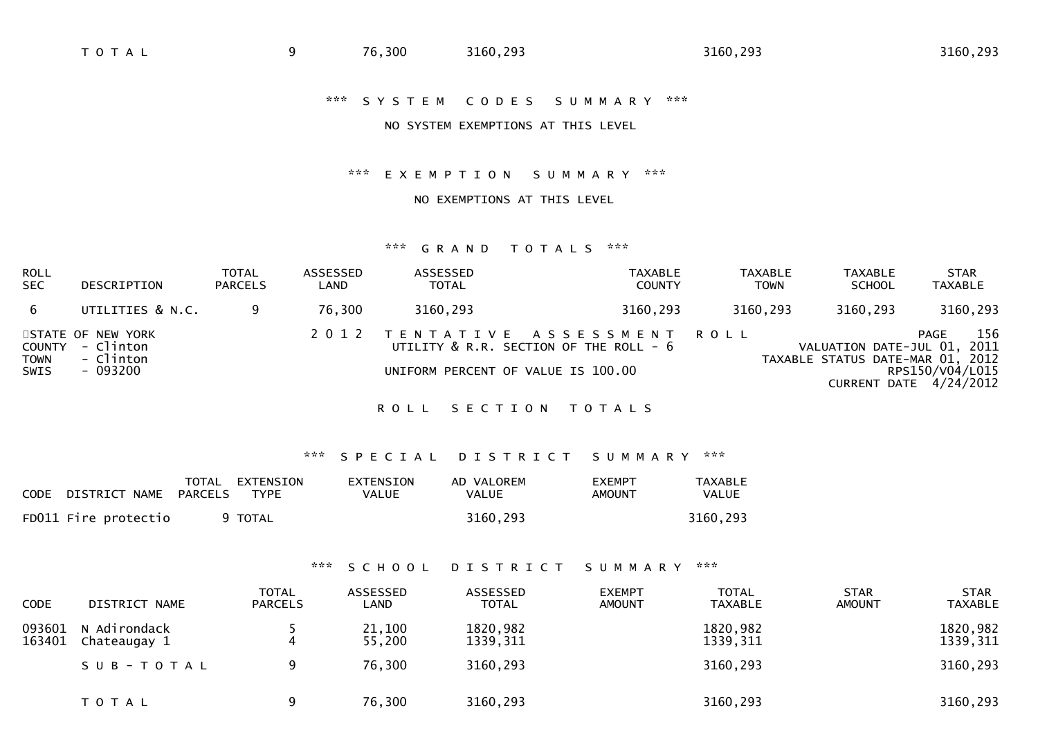| | | | | | | |
|---|---|---|---|---|---|---|
| T O T A L | 9 | 76,300 | 3160,293 | | 3160,293 | | 3160,293 |

*** S Y S T E M   C O D E S   S U M M A R Y ***

NO SYSTEM EXEMPTIONS AT THIS LEVEL

*** E X E M P T I O N   S U M M A R Y ***

NO EXEMPTIONS AT THIS LEVEL

*** G R A N D   T O T A L S ***

| ROLL SEC | DESCRIPTION | TOTAL PARCELS | ASSESSED LAND | ASSESSED TOTAL | TAXABLE COUNTY | TAXABLE TOWN | TAXABLE SCHOOL | STAR TAXABLE |
|---|---|---|---|---|---|---|---|---|
| 6 | UTILITIES & N.C. | 9 | 76,300 | 3160,293 | 3160,293 | 3160,293 | 3160,293 | 3160,293 |

STATE OF NEW YORK
COUNTY - Clinton
TOWN - Clinton
SWIS - 093200

2 0 1 2   T E N T A T I V E   A S S E S S M E N T   R O L L
UTILITY & R.R. SECTION OF THE ROLL - 6
UNIFORM PERCENT OF VALUE IS 100.00

PAGE 156
VALUATION DATE-JUL 01, 2011
TAXABLE STATUS DATE-MAR 01, 2012
RPS150/V04/L015
CURRENT DATE 4/24/2012

R O L L   S E C T I O N   T O T A L S

*** S P E C I A L   D I S T R I C T   S U M M A R Y ***

| CODE | DISTRICT NAME | TOTAL PARCELS | EXTENSION TYPE | EXTENSION VALUE | AD VALOREM VALUE | EXEMPT AMOUNT | TAXABLE VALUE |
|---|---|---|---|---|---|---|---|
| FD011 | Fire protectio | 9 | TOTAL | | 3160,293 | | 3160,293 |

*** S C H O O L   D I S T R I C T   S U M M A R Y ***

| CODE | DISTRICT NAME | TOTAL PARCELS | ASSESSED LAND | ASSESSED TOTAL | EXEMPT AMOUNT | TOTAL TAXABLE | STAR AMOUNT | STAR TAXABLE |
|---|---|---|---|---|---|---|---|---|
| 093601 | N Adirondack | 5 | 21,100 | 1820,982 | | 1820,982 | | 1820,982 |
| 163401 | Chateaugay 1 | 4 | 55,200 | 1339,311 | | 1339,311 | | 1339,311 |
| | S U B - T O T A L | 9 | 76,300 | 3160,293 | | 3160,293 | | 3160,293 |
| | T O T A L | 9 | 76,300 | 3160,293 | | 3160,293 | | 3160,293 |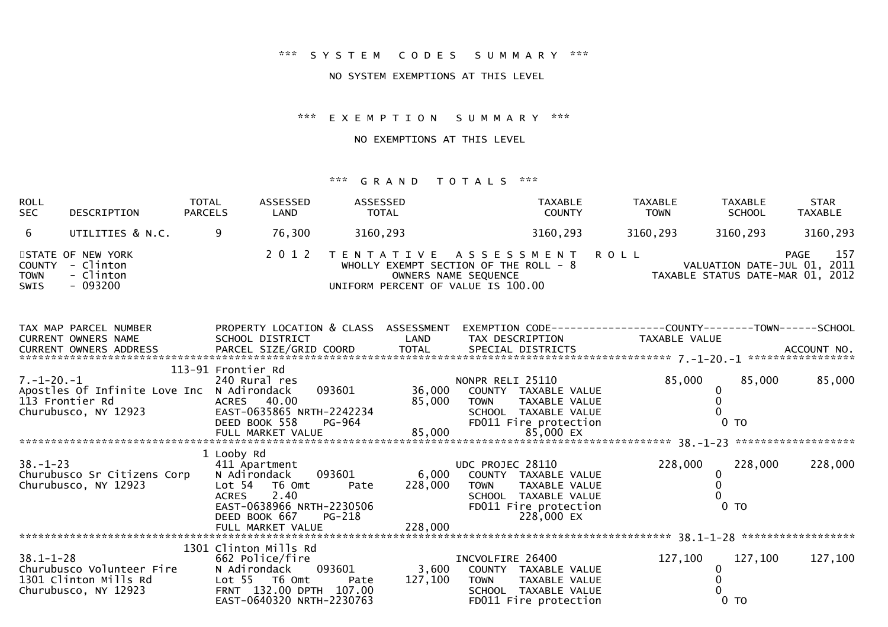### *** SYSTEM CODES SUMMARY ***

NO SYSTEM EXEMPTIONS AT THIS LEVEL

### *** EXEMPTION SUMMARY ***

NO EXEMPTIONS AT THIS LEVEL

### *** GRAND TOTALS ***

| ROLL SEC | DESCRIPTION | TOTAL PARCELS | ASSESSED LAND | ASSESSED TOTAL | TAXABLE COUNTY | TAXABLE TOWN | TAXABLE SCHOOL | STAR TAXABLE |
|---|---|---|---|---|---|---|---|---|
| 6 | UTILITIES & N.C. | 9 | 76,300 | 3160,293 | 3160,293 | 3160,293 | 3160,293 | 3160,293 |

STATE OF NEW YORK
COUNTY - Clinton
TOWN - Clinton
SWIS - 093200

2 0 1 2 T E N T A T I V E A S S E S S M E N T R O L L
WHOLLY EXEMPT SECTION OF THE ROLL - 8
OWNERS NAME SEQUENCE
UNIFORM PERCENT OF VALUE IS 100.00

PAGE 157
VALUATION DATE-JUL 01, 2011
TAXABLE STATUS DATE-MAR 01, 2012

```
TAX MAP PARCEL NUMBER          PROPERTY LOCATION & CLASS  ASSESSMENT  EXEMPTION CODE------------------COUNTY--------TOWN------SCHOOL
CURRENT OWNERS NAME            SCHOOL DISTRICT               LAND      TAX DESCRIPTION            TAXABLE VALUE
CURRENT OWNERS ADDRESS         PARCEL SIZE/GRID COORD        TOTAL     SPECIAL DISTRICTS                                    ACCOUNT NO.
******************************************************************************************************* 7.-1-20.-1 *****************
                           113-91 Frontier Rd
7.-1-20.-1                     240 Rural res                           NONPR RELI 25110             85,000      85,000      85,000
Apostles Of Infinite Love Inc  N Adirondack      093601       36,000     COUNTY  TAXABLE VALUE            0
113 Frontier Rd                ACRES   40.00                  85,000     TOWN    TAXABLE VALUE            0
Churubusco, NY 12923           EAST-0635865 NRTH-2242234                 SCHOOL  TAXABLE VALUE            0
                               DEED BOOK 558     PG-964                  FD011 Fire protection             0 TO
                               FULL MARKET VALUE              85,000            85,000 EX
******************************************************************************************************* 38.-1-23 *******************
                             1 Looby Rd
38.-1-23                       411 Apartment                           UDC PROJEC 28110            228,000     228,000     228,000
Churubusco Sr Citizens Corp    N Adirondack      093601        6,000     COUNTY  TAXABLE VALUE            0
Churubusco, NY 12923           Lot 54   T6 Omt       Pate    228,000     TOWN    TAXABLE VALUE            0
                               ACRES    2.40                             SCHOOL  TAXABLE VALUE            0
                               EAST-0638966 NRTH-2230506                 FD011 Fire protection             0 TO
                               DEED BOOK 667     PG-218                         228,000 EX
                               FULL MARKET VALUE             228,000
******************************************************************************************************* 38.1-1-28 ******************
                          1301 Clinton Mills Rd
38.1-1-28                      662 Police/fire                         INCVOLFIRE 26400            127,100     127,100     127,100
Churubusco Volunteer Fire      N Adirondack      093601        3,600     COUNTY  TAXABLE VALUE            0
1301 Clinton Mills Rd          Lot 55   T6 Omt       Pate    127,100     TOWN    TAXABLE VALUE            0
Churubusco, NY 12923           FRNT 132.00 DPTH 107.00                   SCHOOL  TAXABLE VALUE            0
                               EAST-0640320 NRTH-2230763                 FD011 Fire protection             0 TO
```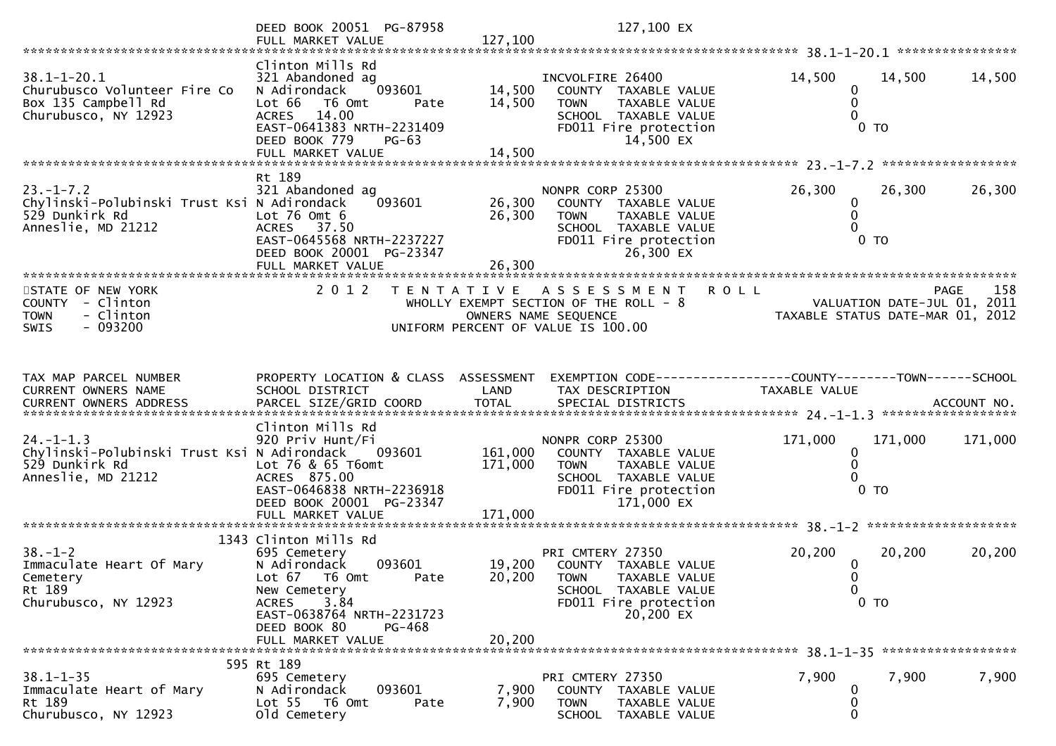```
                               DEED BOOK 20051  PG-87958                            127,100 EX
                               FULL MARKET VALUE             127,100
******************************************************************************************************* 38.1-1-20.1 ****************
                               Clinton Mills Rd
38.1-1-20.1                    321 Abandoned ag                      INCVOLFIRE 26400            14,500      14,500      14,500
Churubusco Volunteer Fire Co   N Adirondack      093601      14,500    COUNTY  TAXABLE VALUE                  0
Box 135 Campbell Rd            Lot 66   T6 Omt        Pate   14,500    TOWN    TAXABLE VALUE                  0
Churubusco, NY 12923           ACRES   14.00                           SCHOOL  TAXABLE VALUE                  0
                               EAST-0641383 NRTH-2231409               FD011 Fire protection                    0 TO
                               DEED BOOK 779     PG-63                          14,500 EX
                               FULL MARKET VALUE              14,500
******************************************************************************************************* 23.-1-7.2 ******************
                               Rt 189
23.-1-7.2                      321 Abandoned ag                      NONPR CORP 25300            26,300      26,300      26,300
Chylinski-Polubinski Trust Ksi N Adirondack      093601      26,300    COUNTY  TAXABLE VALUE                  0
529 Dunkirk Rd                 Lot 76 Omt 6                  26,300    TOWN    TAXABLE VALUE                  0
Anneslie, MD 21212             ACRES   37.50                           SCHOOL  TAXABLE VALUE                  0
                               EAST-0645568 NRTH-2237227               FD011 Fire protection                    0 TO
                               DEED BOOK 20001  PG-23347                        26,300 EX
                               FULL MARKET VALUE              26,300
*************************************************************************************************************************************
STATE OF NEW YORK                2 0 1 2   T E N T A T I V E   A S S E S S M E N T   R O L L                            PAGE    158
COUNTY  - Clinton                            WHOLLY EXEMPT SECTION OF THE ROLL - 8                 VALUATION DATE-JUL 01, 2011
TOWN    - Clinton                                  OWNERS NAME SEQUENCE                        TAXABLE STATUS DATE-MAR 01, 2012
SWIS    - 093200                           UNIFORM PERCENT OF VALUE IS 100.00


TAX MAP PARCEL NUMBER          PROPERTY LOCATION & CLASS  ASSESSMENT  EXEMPTION CODE------------------COUNTY--------TOWN------SCHOOL
CURRENT OWNERS NAME            SCHOOL DISTRICT               LAND      TAX DESCRIPTION            TAXABLE VALUE
CURRENT OWNERS ADDRESS         PARCEL SIZE/GRID COORD        TOTAL     SPECIAL DISTRICTS                                   ACCOUNT NO.
******************************************************************************************************* 24.-1-1.3 ******************
                               Clinton Mills Rd
24.-1-1.3                      920 Priv Hunt/Fi                      NONPR CORP 25300           171,000     171,000     171,000
Chylinski-Polubinski Trust Ksi N Adirondack      093601     161,000    COUNTY  TAXABLE VALUE                  0
529 Dunkirk Rd                 Lot 76 & 65 T6omt            171,000    TOWN    TAXABLE VALUE                  0
Anneslie, MD 21212             ACRES  875.00                           SCHOOL  TAXABLE VALUE                  0
                               EAST-0646838 NRTH-2236918               FD011 Fire protection                    0 TO
                               DEED BOOK 20001  PG-23347                       171,000 EX
                               FULL MARKET VALUE             171,000
******************************************************************************************************* 38.-1-2 ********************
                          1343 Clinton Mills Rd
38.-1-2                        695 Cemetery                          PRI CMTERY 27350            20,200      20,200      20,200
Immaculate Heart Of Mary       N Adirondack      093601      19,200    COUNTY  TAXABLE VALUE                  0
Cemetery                       Lot 67   T6 Omt        Pate   20,200    TOWN    TAXABLE VALUE                  0
Rt 189                         New Cemetery                            SCHOOL  TAXABLE VALUE                  0
Churubusco, NY 12923           ACRES    3.84                           FD011 Fire protection                    0 TO
                               EAST-0638764 NRTH-2231723                        20,200 EX
                               DEED BOOK 80      PG-468
                               FULL MARKET VALUE              20,200
******************************************************************************************************* 38.1-1-35 ******************
                           595 Rt 189
38.1-1-35                      695 Cemetery                          PRI CMTERY 27350             7,900       7,900       7,900
Immaculate Heart of Mary       N Adirondack      093601       7,900    COUNTY  TAXABLE VALUE                  0
Rt 189                         Lot 55   T6 Omt        Pate    7,900    TOWN    TAXABLE VALUE                  0
Churubusco, NY 12923           Old Cemetery                            SCHOOL  TAXABLE VALUE                  0
```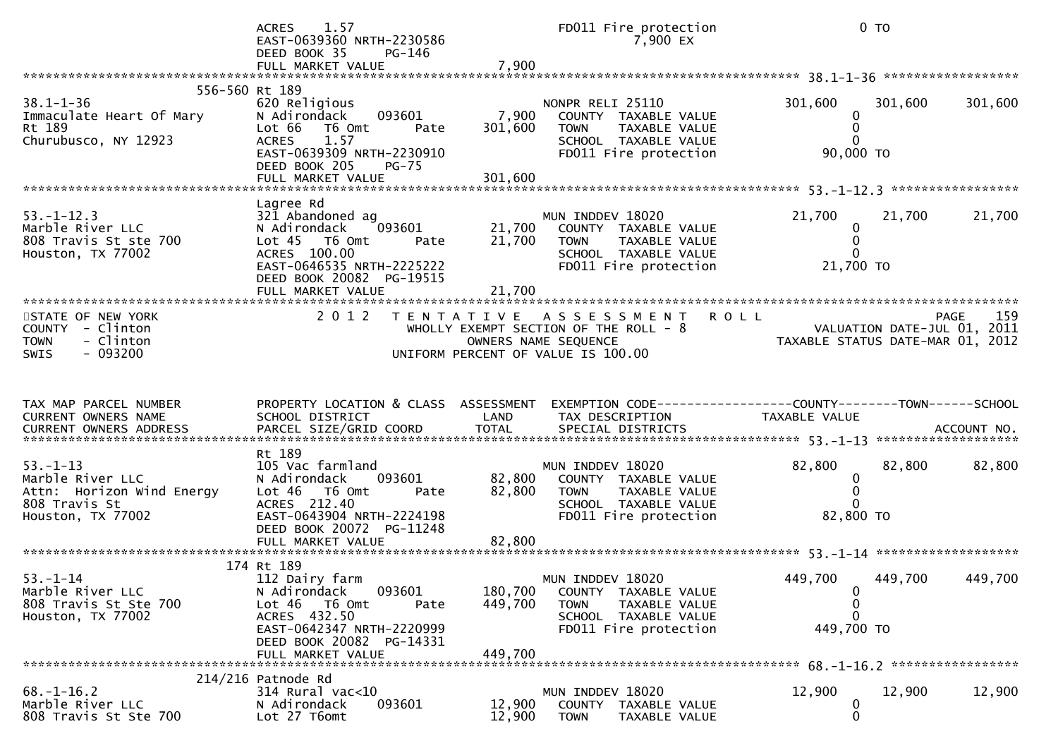```
                         ACRES    1.57                                  FD011 Fire protection                  0 TO
                         EAST-0639360 NRTH-2230586                          7,900 EX
                         DEED BOOK 35     PG-146
                         FULL MARKET VALUE                 7,900
******************************************************************************************************* 38.1-1-36 ******************
              556-560 Rt 189
38.1-1-36                620 Religious                          NONPR RELI 25110               301,600     301,600      301,600
Immaculate Heart Of Mary N Adirondack     093601        7,900   COUNTY  TAXABLE VALUE                0
Rt 189                   Lot 66   T6 Omt         Pate  301,600   TOWN    TAXABLE VALUE                0
Churubusco, NY 12923     ACRES    1.57                          SCHOOL  TAXABLE VALUE                0
                         EAST-0639309 NRTH-2230910              FD011 Fire protection           90,000 TO
                         DEED BOOK 205    PG-75
                         FULL MARKET VALUE               301,600
******************************************************************************************************* 53.-1-12.3 *****************
                         Lagree Rd
53.-1-12.3               321 Abandoned ag                       MUN INDDEV 18020                21,700      21,700       21,700
Marble River LLC         N Adirondack     093601       21,700   COUNTY  TAXABLE VALUE                0
808 Travis St ste 700    Lot 45   T6 Omt         Pate   21,700   TOWN    TAXABLE VALUE                0
Houston, TX 77002        ACRES  100.00                          SCHOOL  TAXABLE VALUE                0
                         EAST-0646535 NRTH-2225222              FD011 Fire protection           21,700 TO
                         DEED BOOK 20082  PG-19515
                         FULL MARKET VALUE                21,700
************************************************************************************************************************************
STATE OF NEW YORK              2 0 1 2   T E N T A T I V E   A S S E S S M E N T   R O L L                          PAGE    159
COUNTY  - Clinton                        WHOLLY EXEMPT SECTION OF THE ROLL - 8                  VALUATION DATE-JUL 01, 2011
TOWN    - Clinton                               OWNERS NAME SEQUENCE                       TAXABLE STATUS DATE-MAR 01, 2012
SWIS    - 093200                          UNIFORM PERCENT OF VALUE IS 100.00


TAX MAP PARCEL NUMBER        PROPERTY LOCATION & CLASS  ASSESSMENT  EXEMPTION CODE------------------COUNTY--------TOWN------SCHOOL
CURRENT OWNERS NAME          SCHOOL DISTRICT               LAND      TAX DESCRIPTION              TAXABLE VALUE
CURRENT OWNERS ADDRESS       PARCEL SIZE/GRID COORD       TOTAL      SPECIAL DISTRICTS                                 ACCOUNT NO.
******************************************************************************************************* 53.-1-13 *******************
                         Rt 189
53.-1-13                 105 Vac farmland                       MUN INDDEV 18020                82,800      82,800       82,800
Marble River LLC         N Adirondack     093601       82,800   COUNTY  TAXABLE VALUE                0
Attn: Horizon Wind Energy Lot 46   T6 Omt        Pate   82,800   TOWN    TAXABLE VALUE                0
808 Travis St            ACRES  212.40                          SCHOOL  TAXABLE VALUE                0
Houston, TX 77002        EAST-0643904 NRTH-2224198              FD011 Fire protection           82,800 TO
                         DEED BOOK 20072  PG-11248
                         FULL MARKET VALUE                82,800
******************************************************************************************************* 53.-1-14 *******************
              174 Rt 189
53.-1-14                 112 Dairy farm                         MUN INDDEV 18020               449,700     449,700      449,700
Marble River LLC         N Adirondack     093601      180,700   COUNTY  TAXABLE VALUE                0
808 Travis St Ste 700    Lot 46   T6 Omt         Pate  449,700   TOWN    TAXABLE VALUE                0
Houston, TX 77002        ACRES  432.50                          SCHOOL  TAXABLE VALUE                0
                         EAST-0642347 NRTH-2220999              FD011 Fire protection          449,700 TO
                         DEED BOOK 20082  PG-14331
                         FULL MARKET VALUE               449,700
******************************************************************************************************* 68.-1-16.2 *****************
          214/216 Patnode Rd
68.-1-16.2               314 Rural vac<10                       MUN INDDEV 18020                12,900      12,900       12,900
Marble River LLC         N Adirondack     093601       12,900   COUNTY  TAXABLE VALUE                0
808 Travis St Ste 700    Lot 27 T6omt                  12,900   TOWN    TAXABLE VALUE                0
```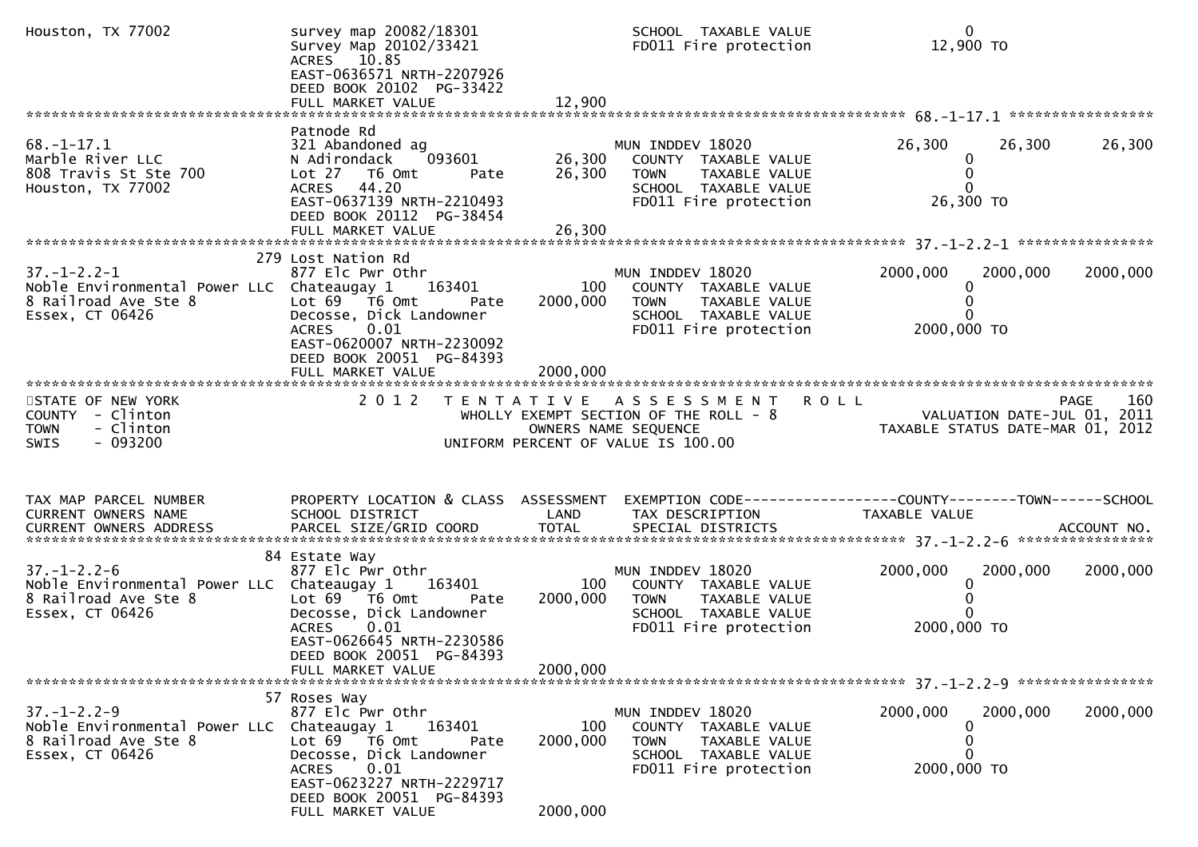```
Houston, TX 77002              survey map 20082/18301                   SCHOOL  TAXABLE VALUE                 0
                               Survey Map 20102/33421                   FD011 Fire protection            12,900 TO
                               ACRES   10.85
                               EAST-0636571 NRTH-2207926
                               DEED BOOK 20102  PG-33422
                               FULL MARKET VALUE              12,900
******************************************************************************************************* 68.-1-17.1 *****************
                               Patnode Rd
68.-1-17.1                     321 Abandoned ag                         MUN INDDEV 18020                26,300       26,300       26,300
Marble River LLC               N Adirondack     093601        26,300    COUNTY  TAXABLE VALUE                0
808 Travis St Ste 700          Lot 27  T6 Omt       Pate      26,300    TOWN    TAXABLE VALUE                0
Houston, TX 77002              ACRES   44.20                            SCHOOL  TAXABLE VALUE                0
                               EAST-0637139 NRTH-2210493                FD011 Fire protection            26,300 TO
                               DEED BOOK 20112  PG-38454
                               FULL MARKET VALUE              26,300
******************************************************************************************************* 37.-1-2.2-1 ****************
                           279 Lost Nation Rd
37.-1-2.2-1                    877 Elc Pwr Othr                         MUN INDDEV 18020              2000,000     2000,000     2000,000
Noble Environmental Power LLC  Chateaugay 1     163401           100    COUNTY  TAXABLE VALUE                0
8 Railroad Ave Ste 8           Lot 69  T6 Omt       Pate    2000,000    TOWN    TAXABLE VALUE                0
Essex, CT 06426                Decosse, Dick Landowner                  SCHOOL  TAXABLE VALUE                0
                               ACRES    0.01                            FD011 Fire protection          2000,000 TO
                               EAST-0620007 NRTH-2230092
                               DEED BOOK 20051  PG-84393
                               FULL MARKET VALUE            2000,000
************************************************************************************************************************************
STATE OF NEW YORK                 2 0 1 2   T E N T A T I V E   A S S E S S M E N T   R O L L                          PAGE    160
COUNTY  - Clinton                           WHOLLY EXEMPT SECTION OF THE ROLL - 8                       VALUATION DATE-JUL 01, 2011
TOWN    - Clinton                                   OWNERS NAME SEQUENCE                           TAXABLE STATUS DATE-MAR 01, 2012
SWIS    - 093200                            UNIFORM PERCENT OF VALUE IS 100.00


TAX MAP PARCEL NUMBER          PROPERTY LOCATION & CLASS  ASSESSMENT  EXEMPTION CODE------------------COUNTY--------TOWN------SCHOOL
CURRENT OWNERS NAME            SCHOOL DISTRICT               LAND      TAX DESCRIPTION                 TAXABLE VALUE
CURRENT OWNERS ADDRESS         PARCEL SIZE/GRID COORD        TOTAL     SPECIAL DISTRICTS                                 ACCOUNT NO.
******************************************************************************************************* 37.-1-2.2-6 ****************
                            84 Estate Way
37.-1-2.2-6                    877 Elc Pwr Othr                         MUN INDDEV 18020              2000,000     2000,000     2000,000
Noble Environmental Power LLC  Chateaugay 1     163401           100    COUNTY  TAXABLE VALUE                0
8 Railroad Ave Ste 8           Lot 69  T6 Omt       Pate    2000,000    TOWN    TAXABLE VALUE                0
Essex, CT 06426                Decosse, Dick Landowner                  SCHOOL  TAXABLE VALUE                0
                               ACRES    0.01                            FD011 Fire protection          2000,000 TO
                               EAST-0626645 NRTH-2230586
                               DEED BOOK 20051  PG-84393
                               FULL MARKET VALUE            2000,000
******************************************************************************************************* 37.-1-2.2-9 ****************
                            57 Roses Way
37.-1-2.2-9                    877 Elc Pwr Othr                         MUN INDDEV 18020              2000,000     2000,000     2000,000
Noble Environmental Power LLC  Chateaugay 1     163401           100    COUNTY  TAXABLE VALUE                0
8 Railroad Ave Ste 8           Lot 69  T6 Omt       Pate    2000,000    TOWN    TAXABLE VALUE                0
Essex, CT 06426                Decosse, Dick Landowner                  SCHOOL  TAXABLE VALUE                0
                               ACRES    0.01                            FD011 Fire protection          2000,000 TO
                               EAST-0623227 NRTH-2229717
                               DEED BOOK 20051  PG-84393
                               FULL MARKET VALUE            2000,000
```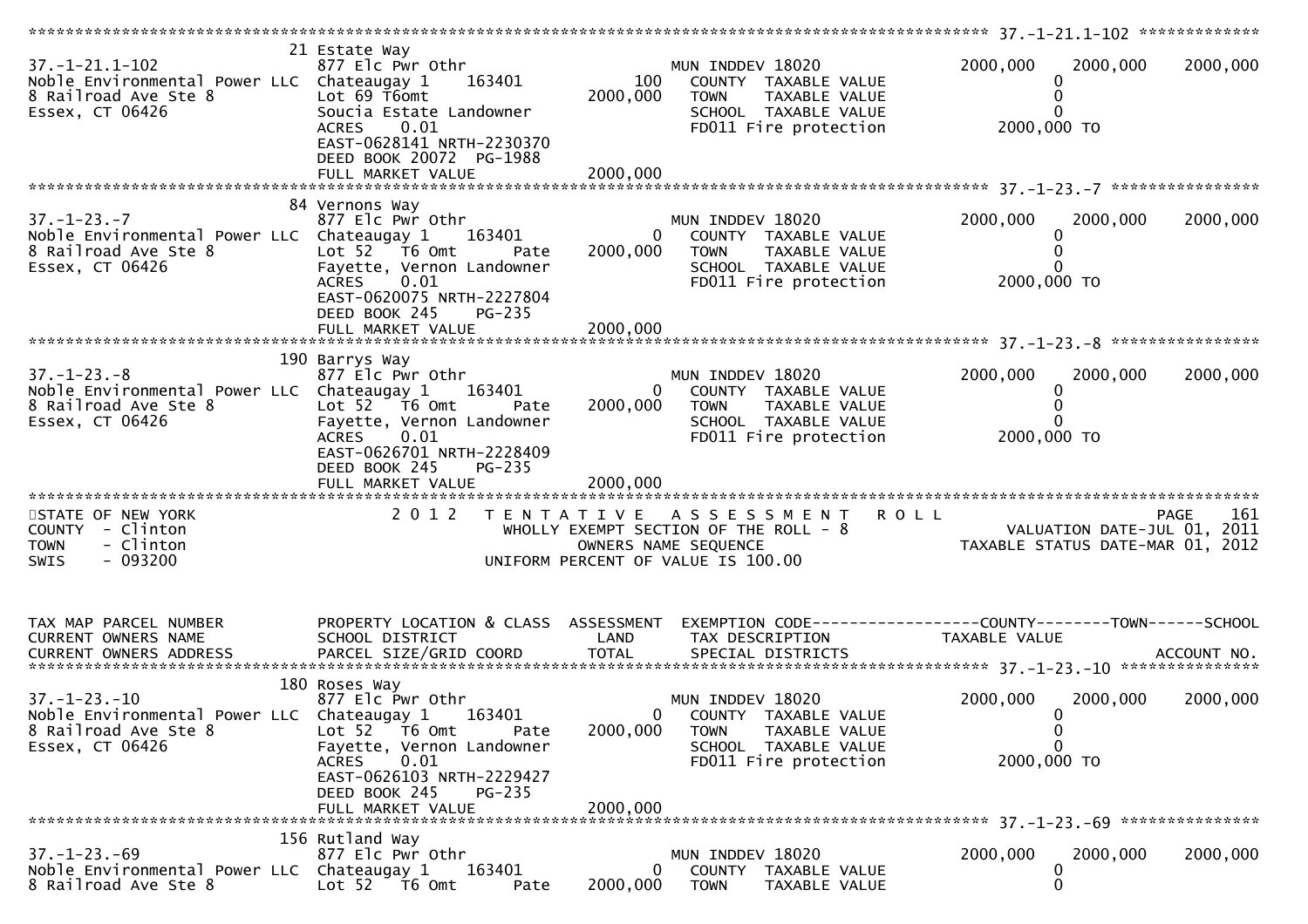```
******************************************************************************************************* 37.-1-21.1-102 *************
                               21 Estate Way
37.-1-21.1-102                 877 Elc Pwr Othr                     MUN INDDEV 18020              2000,000    2000,000    2000,000
Noble Environmental Power LLC  Chateaugay 1     163401          100    COUNTY  TAXABLE VALUE               0
8 Railroad Ave Ste 8           Lot 69 T6omt                 2000,000   TOWN    TAXABLE VALUE               0
Essex, CT 06426                Soucia Estate Landowner                 SCHOOL  TAXABLE VALUE               0
                               ACRES    0.01                           FD011 Fire protection          2000,000 TO
                               EAST-0628141 NRTH-2230370
                               DEED BOOK 20072  PG-1988
                               FULL MARKET VALUE            2000,000
******************************************************************************************************* 37.-1-23.-7 ****************
                               84 Vernons Way
37.-1-23.-7                    877 Elc Pwr Othr                     MUN INDDEV 18020              2000,000    2000,000    2000,000
Noble Environmental Power LLC  Chateaugay 1     163401            0    COUNTY  TAXABLE VALUE               0
8 Railroad Ave Ste 8           Lot 52   T6 Omt         Pate 2000,000   TOWN    TAXABLE VALUE               0
Essex, CT 06426                Fayette, Vernon Landowner               SCHOOL  TAXABLE VALUE               0
                               ACRES    0.01                           FD011 Fire protection          2000,000 TO
                               EAST-0620075 NRTH-2227804
                               DEED BOOK 245    PG-235
                               FULL MARKET VALUE            2000,000
******************************************************************************************************* 37.-1-23.-8 ****************
                               190 Barrys Way
37.-1-23.-8                    877 Elc Pwr Othr                     MUN INDDEV 18020              2000,000    2000,000    2000,000
Noble Environmental Power LLC  Chateaugay 1     163401            0    COUNTY  TAXABLE VALUE               0
8 Railroad Ave Ste 8           Lot 52   T6 Omt         Pate 2000,000   TOWN    TAXABLE VALUE               0
Essex, CT 06426                Fayette, Vernon Landowner               SCHOOL  TAXABLE VALUE               0
                               ACRES    0.01                           FD011 Fire protection          2000,000 TO
                               EAST-0626701 NRTH-2228409
                               DEED BOOK 245    PG-235
                               FULL MARKET VALUE            2000,000
************************************************************************************************************************************
STATE OF NEW YORK              2 0 1 2   T E N T A T I V E   A S S E S S M E N T   R O L L                               PAGE   161
COUNTY  - Clinton                        WHOLLY EXEMPT SECTION OF THE ROLL - 8                      VALUATION DATE-JUL 01, 2011
TOWN    - Clinton                               OWNERS NAME SEQUENCE                          TAXABLE STATUS DATE-MAR 01, 2012
SWIS    - 093200                          UNIFORM PERCENT OF VALUE IS 100.00


TAX MAP PARCEL NUMBER          PROPERTY LOCATION & CLASS  ASSESSMENT  EXEMPTION CODE------------------COUNTY--------TOWN------SCHOOL
CURRENT OWNERS NAME            SCHOOL DISTRICT               LAND      TAX DESCRIPTION            TAXABLE VALUE
CURRENT OWNERS ADDRESS         PARCEL SIZE/GRID COORD        TOTAL     SPECIAL DISTRICTS                                 ACCOUNT NO.
******************************************************************************************************* 37.-1-23.-10 ***************
                               180 Roses Way
37.-1-23.-10                   877 Elc Pwr Othr                     MUN INDDEV 18020              2000,000    2000,000    2000,000
Noble Environmental Power LLC  Chateaugay 1     163401            0    COUNTY  TAXABLE VALUE               0
8 Railroad Ave Ste 8           Lot 52   T6 Omt         Pate 2000,000   TOWN    TAXABLE VALUE               0
Essex, CT 06426                Fayette, Vernon Landowner               SCHOOL  TAXABLE VALUE               0
                               ACRES    0.01                           FD011 Fire protection          2000,000 TO
                               EAST-0626103 NRTH-2229427
                               DEED BOOK 245    PG-235
                               FULL MARKET VALUE            2000,000
******************************************************************************************************* 37.-1-23.-69 ***************
                               156 Rutland Way
37.-1-23.-69                   877 Elc Pwr Othr                     MUN INDDEV 18020              2000,000    2000,000    2000,000
Noble Environmental Power LLC  Chateaugay 1     163401            0    COUNTY  TAXABLE VALUE               0
8 Railroad Ave Ste 8           Lot 52   T6 Omt         Pate 2000,000   TOWN    TAXABLE VALUE               0
```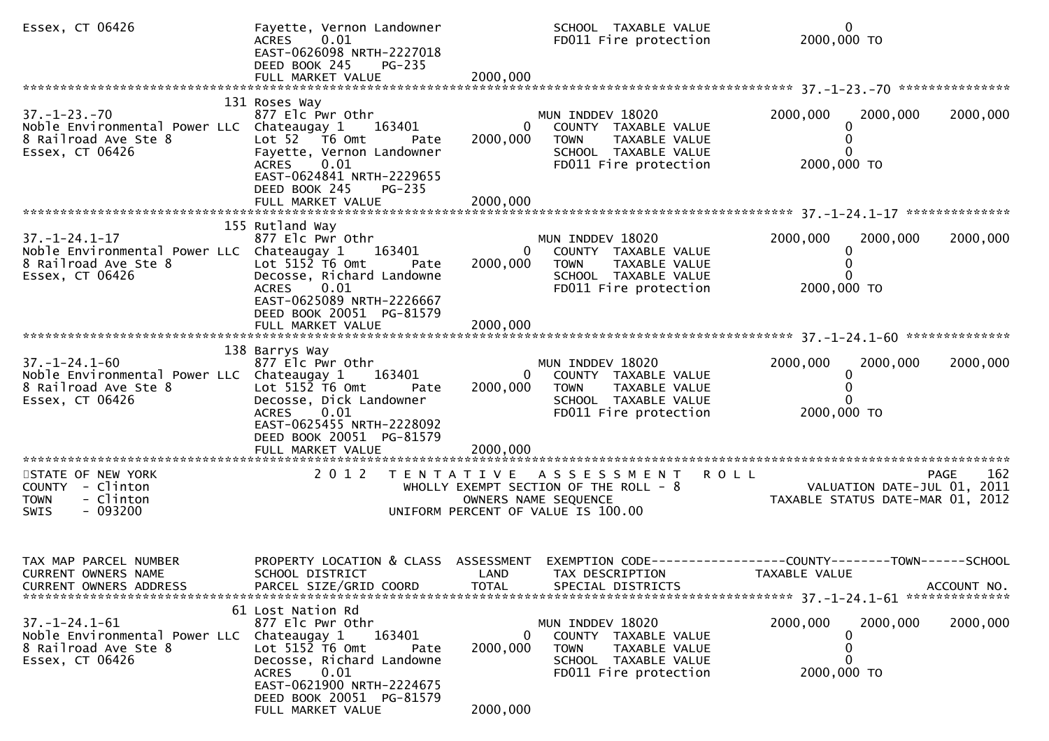```
Essex, CT 06426                 Fayette, Vernon Landowner            SCHOOL  TAXABLE VALUE                  0
                                ACRES     0.01                       FD011 Fire protection            2000,000 TO
                                EAST-0626098 NRTH-2227018
                                DEED BOOK 245     PG-235
                                FULL MARKET VALUE              2000,000
******************************************************************************************************* 37.-1-23.-70 ***************
                              131 Roses Way
37.-1-23.-70                    877 Elc Pwr Othr                    MUN INDDEV 18020                2000,000    2000,000    2000,000
Noble Environmental Power LLC   Chateaugay 1     163401           0   COUNTY  TAXABLE VALUE                0
8 Railroad Ave Ste 8            Lot 52   T6 Omt       Pate   2000,000   TOWN    TAXABLE VALUE                0
Essex, CT 06426                 Fayette, Vernon Landowner            SCHOOL  TAXABLE VALUE                0
                                ACRES     0.01                       FD011 Fire protection            2000,000 TO
                                EAST-0624841 NRTH-2229655
                                DEED BOOK 245     PG-235
                                FULL MARKET VALUE              2000,000
******************************************************************************************************* 37.-1-24.1-17 **************
                              155 Rutland Way
37.-1-24.1-17                   877 Elc Pwr Othr                    MUN INDDEV 18020                2000,000    2000,000    2000,000
Noble Environmental Power LLC   Chateaugay 1     163401           0   COUNTY  TAXABLE VALUE                0
8 Railroad Ave Ste 8            Lot 5152 T6 Omt       Pate   2000,000   TOWN    TAXABLE VALUE                0
Essex, CT 06426                 Decosse, Richard Landowne            SCHOOL  TAXABLE VALUE                0
                                ACRES     0.01                       FD011 Fire protection            2000,000 TO
                                EAST-0625089 NRTH-2226667
                                DEED BOOK 20051   PG-81579
                                FULL MARKET VALUE              2000,000
******************************************************************************************************* 37.-1-24.1-60 **************
                              138 Barrys Way
37.-1-24.1-60                   877 Elc Pwr Othr                    MUN INDDEV 18020                2000,000    2000,000    2000,000
Noble Environmental Power LLC   Chateaugay 1     163401           0   COUNTY  TAXABLE VALUE                0
8 Railroad Ave Ste 8            Lot 5152 T6 Omt       Pate   2000,000   TOWN    TAXABLE VALUE                0
Essex, CT 06426                 Decosse, Dick Landowner              SCHOOL  TAXABLE VALUE                0
                                ACRES     0.01                       FD011 Fire protection            2000,000 TO
                                EAST-0625455 NRTH-2228092
                                DEED BOOK 20051   PG-81579
                                FULL MARKET VALUE              2000,000
************************************************************************************************************************************
STATE OF NEW YORK                    2 0 1 2   T E N T A T I V E   A S S E S S M E N T   R O L L                          PAGE   162
COUNTY  - Clinton                               WHOLLY EXEMPT SECTION OF THE ROLL - 8                  VALUATION DATE-JUL 01, 2011
TOWN    - Clinton                                    OWNERS NAME SEQUENCE                          TAXABLE STATUS DATE-MAR 01, 2012
SWIS    - 093200                              UNIFORM PERCENT OF VALUE IS 100.00


TAX MAP PARCEL NUMBER           PROPERTY LOCATION & CLASS  ASSESSMENT  EXEMPTION CODE------------------COUNTY--------TOWN------SCHOOL
CURRENT OWNERS NAME             SCHOOL DISTRICT               LAND      TAX DESCRIPTION             TAXABLE VALUE
CURRENT OWNERS ADDRESS          PARCEL SIZE/GRID COORD        TOTAL     SPECIAL DISTRICTS                                ACCOUNT NO.
******************************************************************************************************* 37.-1-24.1-61 **************
                               61 Lost Nation Rd
37.-1-24.1-61                   877 Elc Pwr Othr                    MUN INDDEV 18020                2000,000    2000,000    2000,000
Noble Environmental Power LLC   Chateaugay 1     163401           0   COUNTY  TAXABLE VALUE                0
8 Railroad Ave Ste 8            Lot 5152 T6 Omt       Pate   2000,000   TOWN    TAXABLE VALUE                0
Essex, CT 06426                 Decosse, Richard Landowne            SCHOOL  TAXABLE VALUE                0
                                ACRES     0.01                       FD011 Fire protection            2000,000 TO
                                EAST-0621900 NRTH-2224675
                                DEED BOOK 20051   PG-81579
                                FULL MARKET VALUE              2000,000
```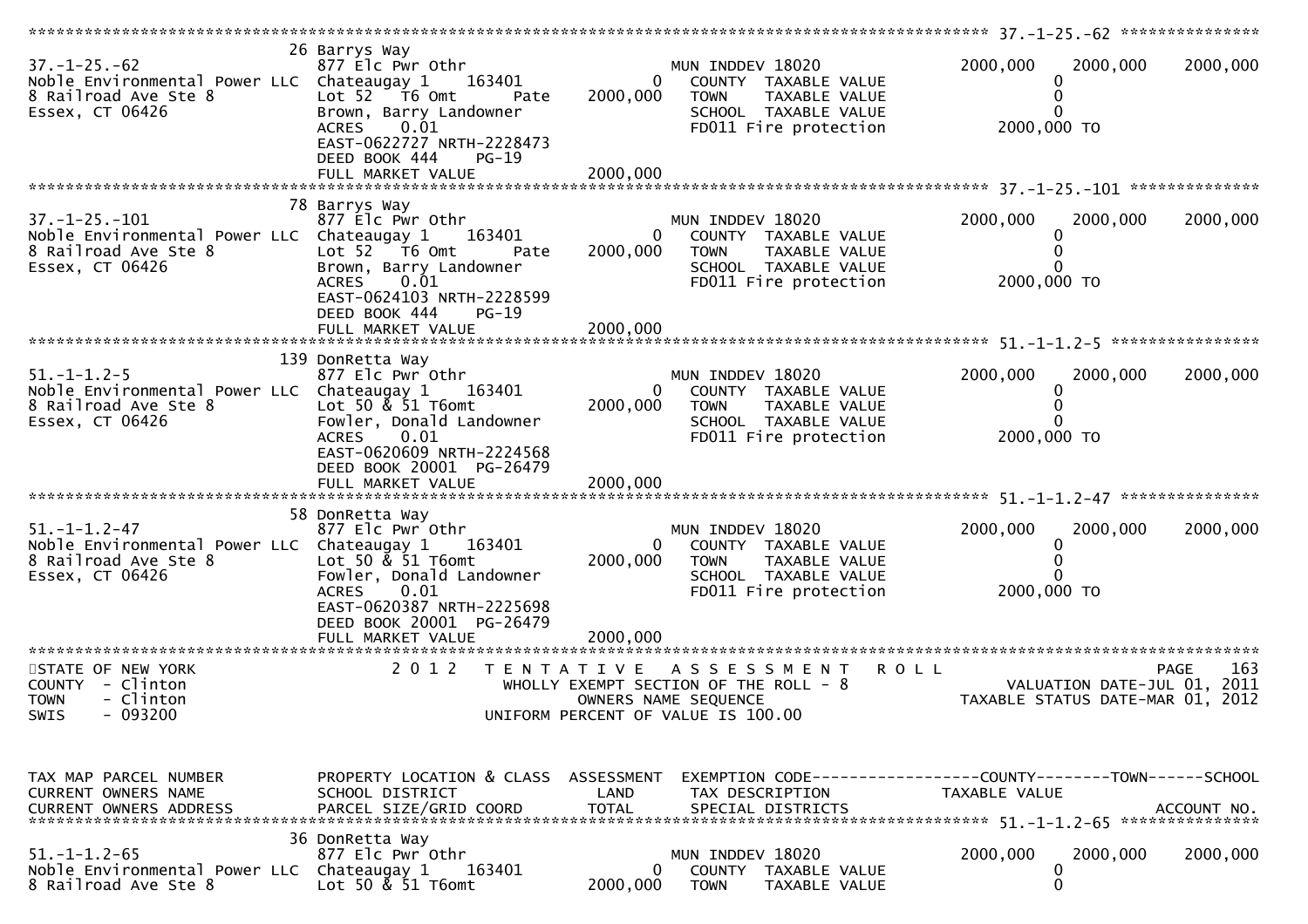```
******************************************************************************************************* 37.-1-25.-62 ***************
                    26 Barrys Way
37.-1-25.-62        877 Elc Pwr Othr                      MUN INDDEV 18020          2000,000   2000,000   2000,000
Noble Environmental Power LLC  Chateaugay 1   163401     0   COUNTY  TAXABLE VALUE        0
8 Railroad Ave Ste 8    Lot 52  T6 Omt      Pate  2000,000   TOWN    TAXABLE VALUE        0
Essex, CT 06426         Brown, Barry Landowner               SCHOOL  TAXABLE VALUE        0
                        ACRES    0.01                        FD011 Fire protection      2000,000 TO
                        EAST-0622727 NRTH-2228473
                        DEED BOOK 444    PG-19
                        FULL MARKET VALUE          2000,000
******************************************************************************************************* 37.-1-25.-101 **************
                    78 Barrys Way
37.-1-25.-101       877 Elc Pwr Othr                      MUN INDDEV 18020          2000,000   2000,000   2000,000
Noble Environmental Power LLC  Chateaugay 1   163401     0   COUNTY  TAXABLE VALUE        0
8 Railroad Ave Ste 8    Lot 52  T6 Omt      Pate  2000,000   TOWN    TAXABLE VALUE        0
Essex, CT 06426         Brown, Barry Landowner               SCHOOL  TAXABLE VALUE        0
                        ACRES    0.01                        FD011 Fire protection      2000,000 TO
                        EAST-0624103 NRTH-2228599
                        DEED BOOK 444    PG-19
                        FULL MARKET VALUE          2000,000
******************************************************************************************************* 51.-1-1.2-5 ****************
                   139 DonRetta Way
51.-1-1.2-5         877 Elc Pwr Othr                      MUN INDDEV 18020          2000,000   2000,000   2000,000
Noble Environmental Power LLC  Chateaugay 1   163401     0   COUNTY  TAXABLE VALUE        0
8 Railroad Ave Ste 8    Lot 50 & 51 T6omt          2000,000   TOWN    TAXABLE VALUE        0
Essex, CT 06426         Fowler, Donald Landowner             SCHOOL  TAXABLE VALUE        0
                        ACRES    0.01                        FD011 Fire protection      2000,000 TO
                        EAST-0620609 NRTH-2224568
                        DEED BOOK 20001  PG-26479
                        FULL MARKET VALUE          2000,000
******************************************************************************************************* 51.-1-1.2-47 ***************
                    58 DonRetta Way
51.-1-1.2-47        877 Elc Pwr Othr                      MUN INDDEV 18020          2000,000   2000,000   2000,000
Noble Environmental Power LLC  Chateaugay 1   163401     0   COUNTY  TAXABLE VALUE        0
8 Railroad Ave Ste 8    Lot 50 & 51 T6omt          2000,000   TOWN    TAXABLE VALUE        0
Essex, CT 06426         Fowler, Donald Landowner             SCHOOL  TAXABLE VALUE        0
                        ACRES    0.01                        FD011 Fire protection      2000,000 TO
                        EAST-0620387 NRTH-2225698
                        DEED BOOK 20001  PG-26479
                        FULL MARKET VALUE          2000,000
************************************************************************************************************************************
STATE OF NEW YORK              2 0 1 2   T E N T A T I V E   A S S E S S M E N T   R O L L                          PAGE    163
COUNTY  - Clinton                         WHOLLY EXEMPT SECTION OF THE ROLL - 8                     VALUATION DATE-JUL 01, 2011
TOWN    - Clinton                               OWNERS NAME SEQUENCE                         TAXABLE STATUS DATE-MAR 01, 2012
SWIS    - 093200                          UNIFORM PERCENT OF VALUE IS 100.00


TAX MAP PARCEL NUMBER     PROPERTY LOCATION & CLASS  ASSESSMENT  EXEMPTION CODE------------------COUNTY--------TOWN------SCHOOL
CURRENT OWNERS NAME       SCHOOL DISTRICT               LAND      TAX DESCRIPTION            TAXABLE VALUE
CURRENT OWNERS ADDRESS    PARCEL SIZE/GRID COORD        TOTAL     SPECIAL DISTRICTS                                  ACCOUNT NO.
******************************************************************************************************* 51.-1-1.2-65 ***************
                    36 DonRetta Way
51.-1-1.2-65        877 Elc Pwr Othr                      MUN INDDEV 18020          2000,000   2000,000   2000,000
Noble Environmental Power LLC  Chateaugay 1   163401     0   COUNTY  TAXABLE VALUE        0
8 Railroad Ave Ste 8    Lot 50 & 51 T6omt          2000,000   TOWN    TAXABLE VALUE        0
```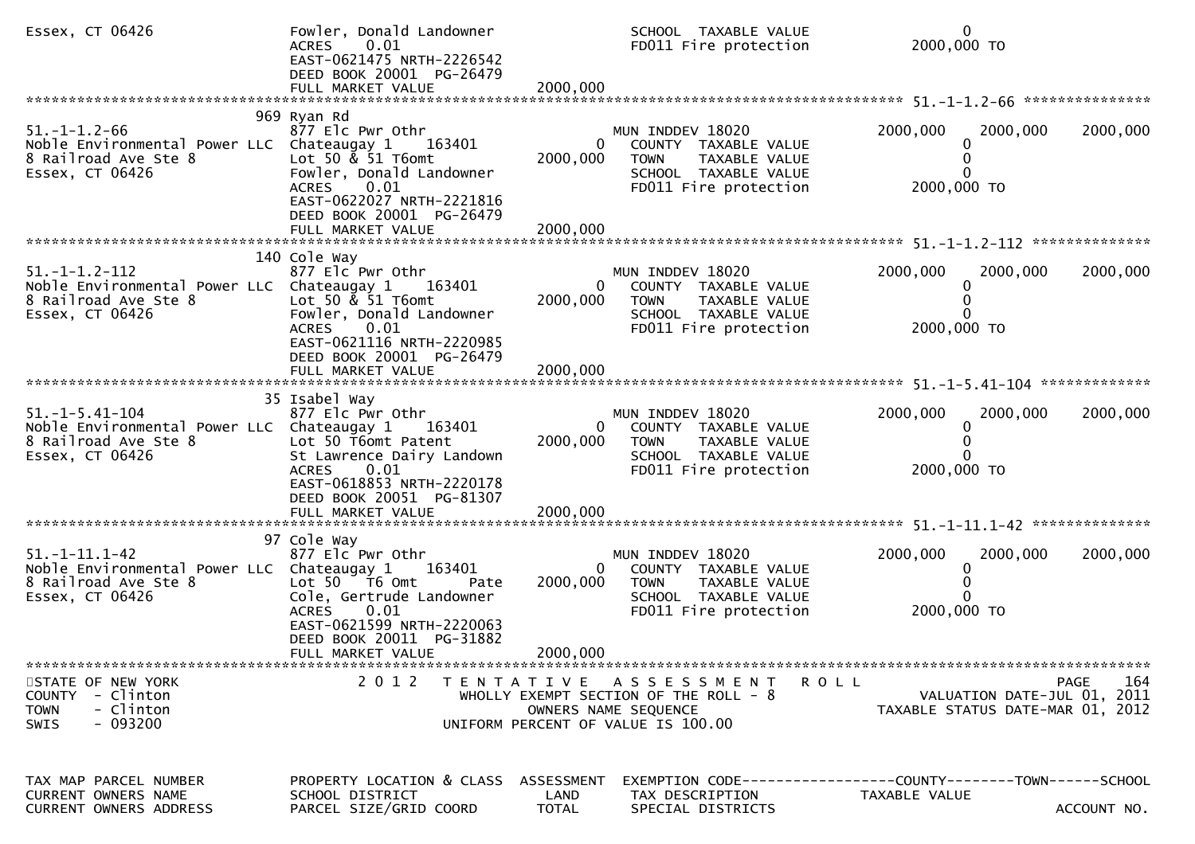```
Essex, CT 06426                  Fowler, Donald Landowner             SCHOOL  TAXABLE VALUE                    0
                                 ACRES    0.01                        FD011 Fire protection              2000,000 TO
                                 EAST-0621475 NRTH-2226542
                                 DEED BOOK 20001  PG-26479
                                 FULL MARKET VALUE            2000,000
******************************************************************************************************* 51.-1-1.2-66 ***************
                               969 Ryan Rd
51.-1-1.2-66                     877 Elc Pwr Othr                   MUN INDDEV 18020                 2000,000    2000,000    2000,000
Noble Environmental Power LLC    Chateaugay 1    163401           0   COUNTY  TAXABLE VALUE                    0
8 Railroad Ave Ste 8             Lot 50 & 51 T6omt           2000,000   TOWN    TAXABLE VALUE                    0
Essex, CT 06426                  Fowler, Donald Landowner             SCHOOL  TAXABLE VALUE                    0
                                 ACRES    0.01                        FD011 Fire protection              2000,000 TO
                                 EAST-0622027 NRTH-2221816
                                 DEED BOOK 20001  PG-26479
                                 FULL MARKET VALUE            2000,000
******************************************************************************************************* 51.-1-1.2-112 **************
                               140 Cole Way
51.-1-1.2-112                    877 Elc Pwr Othr                   MUN INDDEV 18020                 2000,000    2000,000    2000,000
Noble Environmental Power LLC    Chateaugay 1    163401           0   COUNTY  TAXABLE VALUE                    0
8 Railroad Ave Ste 8             Lot 50 & 51 T6omt           2000,000   TOWN    TAXABLE VALUE                    0
Essex, CT 06426                  Fowler, Donald Landowner             SCHOOL  TAXABLE VALUE                    0
                                 ACRES    0.01                        FD011 Fire protection              2000,000 TO
                                 EAST-0621116 NRTH-2220985
                                 DEED BOOK 20001  PG-26479
                                 FULL MARKET VALUE            2000,000
******************************************************************************************************* 51.-1-5.41-104 *************
                                35 Isabel Way
51.-1-5.41-104                   877 Elc Pwr Othr                   MUN INDDEV 18020                 2000,000    2000,000    2000,000
Noble Environmental Power LLC    Chateaugay 1    163401           0   COUNTY  TAXABLE VALUE                    0
8 Railroad Ave Ste 8             Lot 50 T6omt Patent         2000,000   TOWN    TAXABLE VALUE                    0
Essex, CT 06426                  St Lawrence Dairy Landown            SCHOOL  TAXABLE VALUE                    0
                                 ACRES    0.01                        FD011 Fire protection              2000,000 TO
                                 EAST-0618853 NRTH-2220178
                                 DEED BOOK 20051  PG-81307
                                 FULL MARKET VALUE            2000,000
******************************************************************************************************* 51.-1-11.1-42 **************
                                97 Cole Way
51.-1-11.1-42                    877 Elc Pwr Othr                   MUN INDDEV 18020                 2000,000    2000,000    2000,000
Noble Environmental Power LLC    Chateaugay 1    163401           0   COUNTY  TAXABLE VALUE                    0
8 Railroad Ave Ste 8             Lot 50   T6 Omt      Pate   2000,000   TOWN    TAXABLE VALUE                    0
Essex, CT 06426                  Cole, Gertrude Landowner             SCHOOL  TAXABLE VALUE                    0
                                 ACRES    0.01                        FD011 Fire protection              2000,000 TO
                                 EAST-0621599 NRTH-2220063
                                 DEED BOOK 20011  PG-31882
                                 FULL MARKET VALUE            2000,000
************************************************************************************************************************************
STATE OF NEW YORK                    2 0 1 2   T E N T A T I V E   A S S E S S M E N T   R O L L                          PAGE    164
COUNTY  - Clinton                          WHOLLY EXEMPT SECTION OF THE ROLL - 8                   VALUATION DATE-JUL 01, 2011
TOWN    - Clinton                                 OWNERS NAME SEQUENCE                       TAXABLE STATUS DATE-MAR 01, 2012
SWIS    - 093200                           UNIFORM PERCENT OF VALUE IS 100.00


TAX MAP PARCEL NUMBER          PROPERTY LOCATION & CLASS  ASSESSMENT  EXEMPTION CODE------------------COUNTY--------TOWN------SCHOOL
CURRENT OWNERS NAME            SCHOOL DISTRICT               LAND      TAX DESCRIPTION             TAXABLE VALUE
CURRENT OWNERS ADDRESS         PARCEL SIZE/GRID COORD        TOTAL     SPECIAL DISTRICTS                                  ACCOUNT NO.
```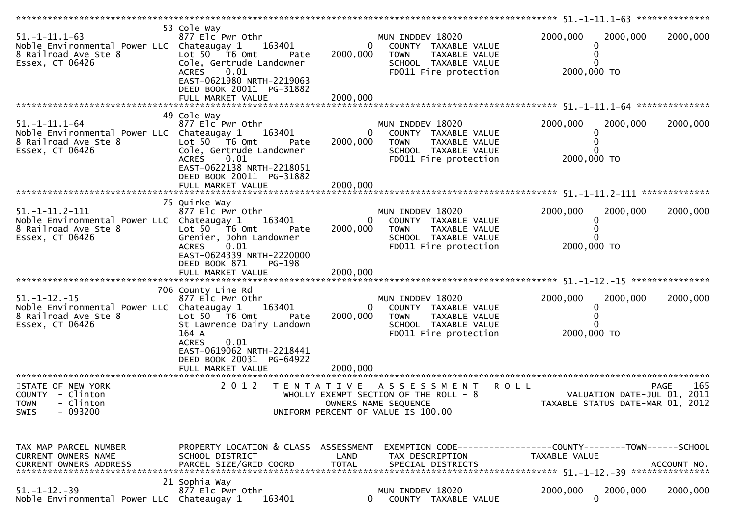```
******************************************************************************************************* 51.-1-11.1-63 **************
                                 53 Cole Way
51.-1-11.1-63                    877 Elc Pwr Othr                          MUN INDDEV 18020              2000,000     2000,000     2000,000
Noble Environmental Power LLC    Chateaugay 1      163401            0      COUNTY  TAXABLE VALUE                0
8 Railroad Ave Ste 8             Lot 50   T6 Omt       Pate     2000,000    TOWN    TAXABLE VALUE                0
Essex, CT 06426                  Cole, Gertrude Landowner                   SCHOOL  TAXABLE VALUE                0
                                 ACRES     0.01                             FD011 Fire protection          2000,000 TO
                                 EAST-0621980 NRTH-2219063
                                 DEED BOOK 20011  PG-31882
                                 FULL MARKET VALUE              2000,000
******************************************************************************************************* 51.-1-11.1-64 **************
                                 49 Cole Way
51.-1-11.1-64                    877 Elc Pwr Othr                          MUN INDDEV 18020              2000,000     2000,000     2000,000
Noble Environmental Power LLC    Chateaugay 1      163401            0      COUNTY  TAXABLE VALUE                0
8 Railroad Ave Ste 8             Lot 50   T6 Omt       Pate     2000,000    TOWN    TAXABLE VALUE                0
Essex, CT 06426                  Cole, Gertrude Landowner                   SCHOOL  TAXABLE VALUE                0
                                 ACRES     0.01                             FD011 Fire protection          2000,000 TO
                                 EAST-0622138 NRTH-2218051
                                 DEED BOOK 20011  PG-31882
                                 FULL MARKET VALUE              2000,000
******************************************************************************************************* 51.-1-11.2-111 *************
                                 75 Quirke Way
51.-1-11.2-111                   877 Elc Pwr Othr                          MUN INDDEV 18020              2000,000     2000,000     2000,000
Noble Environmental Power LLC    Chateaugay 1      163401            0      COUNTY  TAXABLE VALUE                0
8 Railroad Ave Ste 8             Lot 50   T6 Omt       Pate     2000,000    TOWN    TAXABLE VALUE                0
Essex, CT 06426                  Grenier, John Landowner                    SCHOOL  TAXABLE VALUE                0
                                 ACRES     0.01                             FD011 Fire protection          2000,000 TO
                                 EAST-0624339 NRTH-2220000
                                 DEED BOOK 871    PG-198
                                 FULL MARKET VALUE              2000,000
******************************************************************************************************* 51.-1-12.-15 ***************
                                 706 County Line Rd
51.-1-12.-15                     877 Elc Pwr Othr                          MUN INDDEV 18020              2000,000     2000,000     2000,000
Noble Environmental Power LLC    Chateaugay 1      163401            0      COUNTY  TAXABLE VALUE                0
8 Railroad Ave Ste 8             Lot 50   T6 Omt       Pate     2000,000    TOWN    TAXABLE VALUE                0
Essex, CT 06426                  St Lawrence Dairy Landown                  SCHOOL  TAXABLE VALUE                0
                                 164 A                                      FD011 Fire protection          2000,000 TO
                                 ACRES     0.01
                                 EAST-0619062 NRTH-2218441
                                 DEED BOOK 20031  PG-64922
                                 FULL MARKET VALUE              2000,000
************************************************************************************************************************************
STATE OF NEW YORK                2 0 1 2   T E N T A T I V E   A S S E S S M E N T   R O L L                              PAGE    165
COUNTY  - Clinton                          WHOLLY EXEMPT SECTION OF THE ROLL - 8                        VALUATION DATE-JUL 01, 2011
TOWN    - Clinton                                  OWNERS NAME SEQUENCE                             TAXABLE STATUS DATE-MAR 01, 2012
SWIS    - 093200                               UNIFORM PERCENT OF VALUE IS 100.00


TAX MAP PARCEL NUMBER            PROPERTY LOCATION & CLASS  ASSESSMENT  EXEMPTION CODE------------------COUNTY--------TOWN------SCHOOL
CURRENT OWNERS NAME              SCHOOL DISTRICT              LAND      TAX DESCRIPTION                TAXABLE VALUE
CURRENT OWNERS ADDRESS           PARCEL SIZE/GRID COORD       TOTAL     SPECIAL DISTRICTS                                  ACCOUNT NO.
******************************************************************************************************* 51.-1-12.-39 ***************
                                 21 Sophia Way
51.-1-12.-39                     877 Elc Pwr Othr                          MUN INDDEV 18020              2000,000     2000,000     2000,000
Noble Environmental Power LLC    Chateaugay 1      163401            0      COUNTY  TAXABLE VALUE                0
```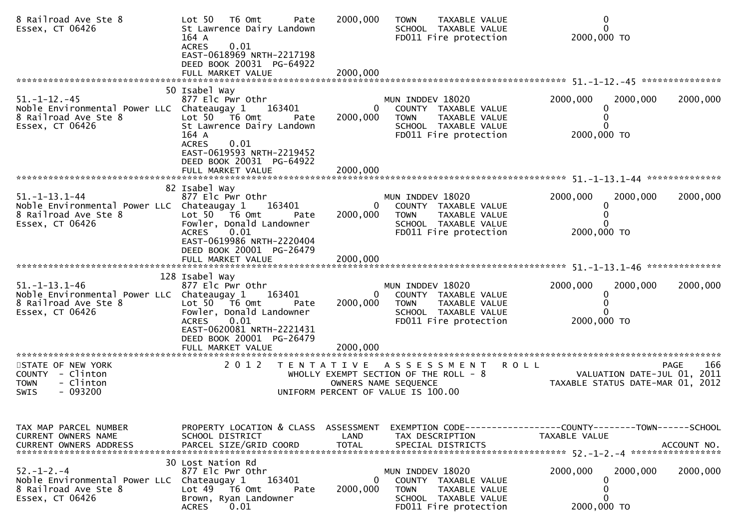```
8 Railroad Ave Ste 8          Lot 50   T6 Omt      Pate      2000,000   TOWN    TAXABLE VALUE                 0
Essex, CT 06426               St Lawrence Dairy Landown                 SCHOOL  TAXABLE VALUE                 0
                              164 A                                     FD011 Fire protection          2000,000 TO
                              ACRES     0.01
                              EAST-0618969 NRTH-2217198
                              DEED BOOK 20031  PG-64922
                              FULL MARKET VALUE            2000,000
******************************************************************************************************* 51.-1-12.-45 ***************
                           50 Isabel Way
51.-1-12.-45                  877 Elc Pwr Othr                        MUN INDDEV 18020              2000,000    2000,000    2000,000
Noble Environmental Power LLC Chateaugay 1     163401         0        COUNTY  TAXABLE VALUE                 0
8 Railroad Ave Ste 8          Lot 50   T6 Omt      Pate      2000,000   TOWN    TAXABLE VALUE                 0
Essex, CT 06426               St Lawrence Dairy Landown                 SCHOOL  TAXABLE VALUE                 0
                              164 A                                     FD011 Fire protection          2000,000 TO
                              ACRES     0.01
                              EAST-0619593 NRTH-2219452
                              DEED BOOK 20031  PG-64922
                              FULL MARKET VALUE            2000,000
******************************************************************************************************* 51.-1-13.1-44 **************
                           82 Isabel Way
51.-1-13.1-44                 877 Elc Pwr Othr                        MUN INDDEV 18020              2000,000    2000,000    2000,000
Noble Environmental Power LLC Chateaugay 1     163401         0        COUNTY  TAXABLE VALUE                 0
8 Railroad Ave Ste 8          Lot 50   T6 Omt      Pate      2000,000   TOWN    TAXABLE VALUE                 0
Essex, CT 06426               Fowler, Donald Landowner                  SCHOOL  TAXABLE VALUE                 0
                              ACRES     0.01                            FD011 Fire protection          2000,000 TO
                              EAST-0619986 NRTH-2220404
                              DEED BOOK 20001  PG-26479
                              FULL MARKET VALUE            2000,000
******************************************************************************************************* 51.-1-13.1-46 **************
                          128 Isabel Way
51.-1-13.1-46                 877 Elc Pwr Othr                        MUN INDDEV 18020              2000,000    2000,000    2000,000
Noble Environmental Power LLC Chateaugay 1     163401         0        COUNTY  TAXABLE VALUE                 0
8 Railroad Ave Ste 8          Lot 50   T6 Omt      Pate      2000,000   TOWN    TAXABLE VALUE                 0
Essex, CT 06426               Fowler, Donald Landowner                  SCHOOL  TAXABLE VALUE                 0
                              ACRES     0.01                            FD011 Fire protection          2000,000 TO
                              EAST-0620081 NRTH-2221431
                              DEED BOOK 20001  PG-26479
                              FULL MARKET VALUE            2000,000
************************************************************************************************************************************
STATE OF NEW YORK             2 0 1 2   T E N T A T I V E   A S S E S S M E N T   R O L L                              PAGE    166
COUNTY  - Clinton                          WHOLLY EXEMPT SECTION OF THE ROLL - 8                      VALUATION DATE-JUL 01, 2011
TOWN    - Clinton                                  OWNERS NAME SEQUENCE                          TAXABLE STATUS DATE-MAR 01, 2012
SWIS    - 093200                             UNIFORM PERCENT OF VALUE IS 100.00


TAX MAP PARCEL NUMBER         PROPERTY LOCATION & CLASS  ASSESSMENT  EXEMPTION CODE------------------COUNTY--------TOWN------SCHOOL
CURRENT OWNERS NAME           SCHOOL DISTRICT               LAND      TAX DESCRIPTION             TAXABLE VALUE
CURRENT OWNERS ADDRESS        PARCEL SIZE/GRID COORD        TOTAL     SPECIAL DISTRICTS                                  ACCOUNT NO.
******************************************************************************************************* 52.-1-2.-4 *****************
                           30 Lost Nation Rd
52.-1-2.-4                    877 Elc Pwr Othr                        MUN INDDEV 18020              2000,000    2000,000    2000,000
Noble Environmental Power LLC Chateaugay 1     163401         0        COUNTY  TAXABLE VALUE                 0
8 Railroad Ave Ste 8          Lot 49   T6 Omt      Pate      2000,000   TOWN    TAXABLE VALUE                 0
Essex, CT 06426               Brown, Ryan Landowner                     SCHOOL  TAXABLE VALUE                 0
                              ACRES     0.01                            FD011 Fire protection          2000,000 TO
```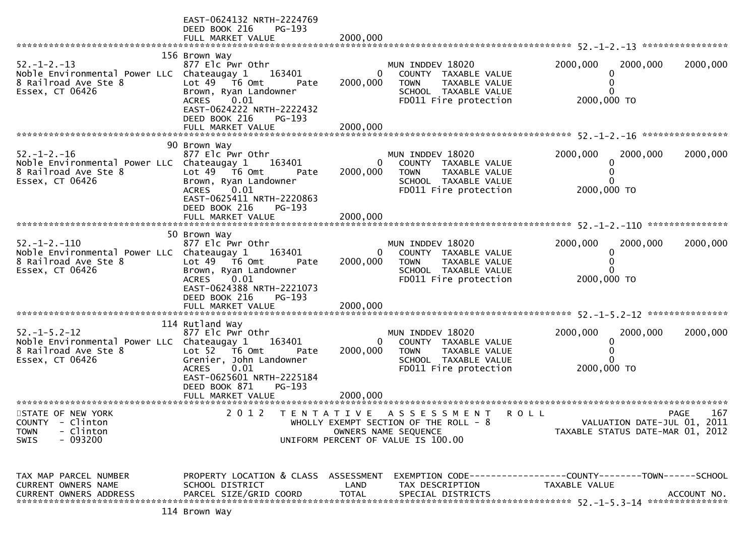```
                              EAST-0624132 NRTH-2224769
                              DEED BOOK 216    PG-193
                              FULL MARKET VALUE             2000,000
******************************************************************************************************* 52.-1-2.-13 *****************
                              156 Brown Way
52.-1-2.-13                   877 Elc Pwr Othr                         MUN INDDEV 18020              2000,000     2000,000     2000,000
Noble Environmental Power LLC Chateaugay 1    163401             0     COUNTY  TAXABLE VALUE                0
8 Railroad Ave Ste 8          Lot 49   T6 Omt      Pate   2000,000     TOWN    TAXABLE VALUE                0
Essex, CT 06426               Brown, Ryan Landowner                    SCHOOL  TAXABLE VALUE                0
                              ACRES     0.01                           FD011 Fire protection          2000,000 TO
                              EAST-0624222 NRTH-2222432
                              DEED BOOK 216    PG-193
                              FULL MARKET VALUE             2000,000
******************************************************************************************************* 52.-1-2.-16 *****************
                              90 Brown Way
52.-1-2.-16                   877 Elc Pwr Othr                         MUN INDDEV 18020              2000,000     2000,000     2000,000
Noble Environmental Power LLC Chateaugay 1    163401             0     COUNTY  TAXABLE VALUE                0
8 Railroad Ave Ste 8          Lot 49   T6 Omt      Pate   2000,000     TOWN    TAXABLE VALUE                0
Essex, CT 06426               Brown, Ryan Landowner                    SCHOOL  TAXABLE VALUE                0
                              ACRES     0.01                           FD011 Fire protection          2000,000 TO
                              EAST-0625411 NRTH-2220863
                              DEED BOOK 216    PG-193
                              FULL MARKET VALUE             2000,000
******************************************************************************************************* 52.-1-2.-110 ****************
                              50 Brown Way
52.-1-2.-110                  877 Elc Pwr Othr                         MUN INDDEV 18020              2000,000     2000,000     2000,000
Noble Environmental Power LLC Chateaugay 1    163401             0     COUNTY  TAXABLE VALUE                0
8 Railroad Ave Ste 8          Lot 49   T6 Omt      Pate   2000,000     TOWN    TAXABLE VALUE                0
Essex, CT 06426               Brown, Ryan Landowner                    SCHOOL  TAXABLE VALUE                0
                              ACRES     0.01                           FD011 Fire protection          2000,000 TO
                              EAST-0624388 NRTH-2221073
                              DEED BOOK 216    PG-193
                              FULL MARKET VALUE             2000,000
******************************************************************************************************* 52.-1-5.2-12 ****************
                              114 Rutland Way
52.-1-5.2-12                  877 Elc Pwr Othr                         MUN INDDEV 18020              2000,000     2000,000     2000,000
Noble Environmental Power LLC Chateaugay 1    163401             0     COUNTY  TAXABLE VALUE                0
8 Railroad Ave Ste 8          Lot 52   T6 Omt      Pate   2000,000     TOWN    TAXABLE VALUE                0
Essex, CT 06426               Grenier, John Landowner                  SCHOOL  TAXABLE VALUE                0
                              ACRES     0.01                           FD011 Fire protection          2000,000 TO
                              EAST-0625601 NRTH-2225184
                              DEED BOOK 871    PG-193
                              FULL MARKET VALUE             2000,000
************************************************************************************************************************************
STATE OF NEW YORK                  2 0 1 2   T E N T A T I V E   A S S E S S M E N T   R O L L                              PAGE   167
COUNTY  - Clinton                            WHOLLY EXEMPT SECTION OF THE ROLL - 8                          VALUATION DATE-JUL 01, 2011
TOWN    - Clinton                                  OWNERS NAME SEQUENCE                                 TAXABLE STATUS DATE-MAR 01, 2012
SWIS    - 093200                             UNIFORM PERCENT OF VALUE IS 100.00


TAX MAP PARCEL NUMBER         PROPERTY LOCATION & CLASS  ASSESSMENT  EXEMPTION CODE------------------COUNTY--------TOWN------SCHOOL
CURRENT OWNERS NAME           SCHOOL DISTRICT               LAND      TAX DESCRIPTION            TAXABLE VALUE
CURRENT OWNERS ADDRESS        PARCEL SIZE/GRID COORD       TOTAL      SPECIAL DISTRICTS                                  ACCOUNT NO.
******************************************************************************************************* 52.-1-5.3-14 ****************
                              114 Brown Way
```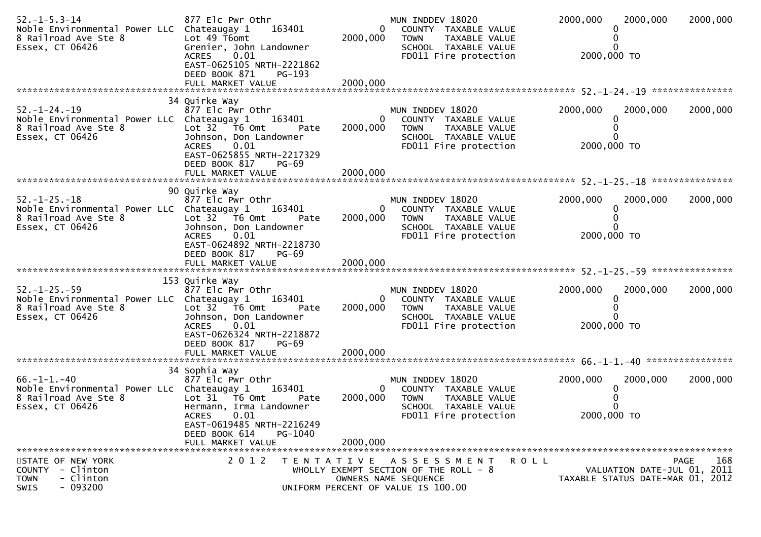```
52.-1-5.3-14                 877 Elc Pwr Othr                       MUN INDDEV 18020            2000,000    2000,000     2000,000
Noble Environmental Power LLC  Chateaugay 1     163401          0   COUNTY  TAXABLE VALUE              0
8 Railroad Ave Ste 8         Lot 49 T6omt                   2000,000   TOWN    TAXABLE VALUE              0
Essex, CT 06426              Grenier, John Landowner                SCHOOL  TAXABLE VALUE              0
                             ACRES    0.01                          FD011 Fire protection         2000,000 TO
                             EAST-0625105 NRTH-2221862
                             DEED BOOK 871    PG-193
                             FULL MARKET VALUE              2000,000
******************************************************************************************************* 52.-1-24.-19 ***************
                          34 Quirke Way
52.-1-24.-19                 877 Elc Pwr Othr                       MUN INDDEV 18020            2000,000    2000,000     2000,000
Noble Environmental Power LLC  Chateaugay 1     163401          0   COUNTY  TAXABLE VALUE              0
8 Railroad Ave Ste 8         Lot 32   T6 Omt        Pate    2000,000   TOWN    TAXABLE VALUE              0
Essex, CT 06426              Johnson, Don Landowner                 SCHOOL  TAXABLE VALUE              0
                             ACRES    0.01                          FD011 Fire protection         2000,000 TO
                             EAST-0625855 NRTH-2217329
                             DEED BOOK 817    PG-69
                             FULL MARKET VALUE              2000,000
******************************************************************************************************* 52.-1-25.-18 ***************
                          90 Quirke Way
52.-1-25.-18                 877 Elc Pwr Othr                       MUN INDDEV 18020            2000,000    2000,000     2000,000
Noble Environmental Power LLC  Chateaugay 1     163401          0   COUNTY  TAXABLE VALUE              0
8 Railroad Ave Ste 8         Lot 32   T6 Omt        Pate    2000,000   TOWN    TAXABLE VALUE              0
Essex, CT 06426              Johnson, Don Landowner                 SCHOOL  TAXABLE VALUE              0
                             ACRES    0.01                          FD011 Fire protection         2000,000 TO
                             EAST-0624892 NRTH-2218730
                             DEED BOOK 817    PG-69
                             FULL MARKET VALUE              2000,000
******************************************************************************************************* 52.-1-25.-59 ***************
                         153 Quirke Way
52.-1-25.-59                 877 Elc Pwr Othr                       MUN INDDEV 18020            2000,000    2000,000     2000,000
Noble Environmental Power LLC  Chateaugay 1     163401          0   COUNTY  TAXABLE VALUE              0
8 Railroad Ave Ste 8         Lot 32   T6 Omt        Pate    2000,000   TOWN    TAXABLE VALUE              0
Essex, CT 06426              Johnson, Don Landowner                 SCHOOL  TAXABLE VALUE              0
                             ACRES    0.01                          FD011 Fire protection         2000,000 TO
                             EAST-0626324 NRTH-2218872
                             DEED BOOK 817    PG-69
                             FULL MARKET VALUE              2000,000
******************************************************************************************************* 66.-1-1.-40 ****************
                          34 Sophia Way
66.-1-1.-40                  877 Elc Pwr Othr                       MUN INDDEV 18020            2000,000    2000,000     2000,000
Noble Environmental Power LLc  Chateaugay 1     163401          0   COUNTY  TAXABLE VALUE              0
8 Railroad Ave Ste 8         Lot 31   T6 Omt        Pate    2000,000   TOWN    TAXABLE VALUE              0
Essex, CT 06426              Hermann, Irma Landowner                SCHOOL  TAXABLE VALUE              0
                             ACRES    0.01                          FD011 Fire protection         2000,000 TO
                             EAST-0619485 NRTH-2216249
                             DEED BOOK 614    PG-1040
                             FULL MARKET VALUE              2000,000
************************************************************************************************************************************
STATE OF NEW YORK              2 0 1 2   T E N T A T I V E   A S S E S S M E N T   R O L L                             PAGE    168
COUNTY  - Clinton                        WHOLLY EXEMPT SECTION OF THE ROLL - 8                          VALUATION DATE-JUL 01, 2011
TOWN    - Clinton                              OWNERS NAME SEQUENCE                              TAXABLE STATUS DATE-MAR 01, 2012
SWIS    - 093200                        UNIFORM PERCENT OF VALUE IS 100.00
```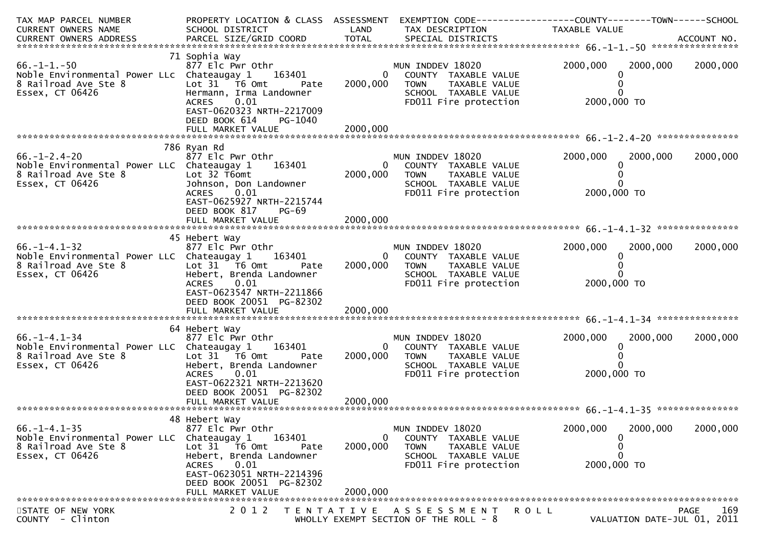| TAX MAP PARCEL NUMBER<br>CURRENT OWNERS NAME<br>CURRENT OWNERS ADDRESS | PROPERTY LOCATION & CLASS<br>SCHOOL DISTRICT<br>PARCEL SIZE/GRID COORD | ASSESSMENT<br>LAND<br>TOTAL | EXEMPTION CODE<br>TAX DESCRIPTION<br>SPECIAL DISTRICTS | COUNTY<br>TAXABLE VALUE | TOWN | SCHOOL<br>ACCOUNT NO. |
|---|---|---|---|---|---|---|
| **66.-1-1.-50** | | | | | | |
| 66.-1-1.-50<br>Noble Environmental Power LLc<br>8 Railroad Ave Ste 8<br>Essex, CT 06426 | 71 Sophia Way<br>877 Elc Pwr Othr<br>Chateaugay 1 163401<br>Lot 31 T6 Omt Pate<br>Hermann, Irma Landowner<br>ACRES 0.01<br>EAST-0620323 NRTH-2217009<br>DEED BOOK 614 PG-1040<br>FULL MARKET VALUE | 0<br>2000,000<br><br><br><br><br><br>2000,000 | MUN INDDEV 18020<br>COUNTY TAXABLE VALUE<br>TOWN TAXABLE VALUE<br>SCHOOL TAXABLE VALUE<br>FD011 Fire protection | 2000,000<br>0<br>0<br>0<br>2000,000 TO | 2000,000 | 2000,000 |
| **66.-1-2.4-20** | | | | | | |
| 66.-1-2.4-20<br>Noble Environmental Power LLC<br>8 Railroad Ave Ste 8<br>Essex, CT 06426 | 786 Ryan Rd<br>877 Elc Pwr Othr<br>Chateaugay 1 163401<br>Lot 32 T6omt<br>Johnson, Don Landowner<br>ACRES 0.01<br>EAST-0625927 NRTH-2215744<br>DEED BOOK 817 PG-69<br>FULL MARKET VALUE | 0<br>2000,000<br><br><br><br><br><br>2000,000 | MUN INDDEV 18020<br>COUNTY TAXABLE VALUE<br>TOWN TAXABLE VALUE<br>SCHOOL TAXABLE VALUE<br>FD011 Fire protection | 2000,000<br>0<br>0<br>0<br>2000,000 TO | 2000,000 | 2000,000 |
| **66.-1-4.1-32** | | | | | | |
| 66.-1-4.1-32<br>Noble Environmental Power LLC<br>8 Railroad Ave Ste 8<br>Essex, CT 06426 | 45 Hebert Way<br>877 Elc Pwr Othr<br>Chateaugay 1 163401<br>Lot 31 T6 Omt Pate<br>Hebert, Brenda Landowner<br>ACRES 0.01<br>EAST-0623547 NRTH-2211866<br>DEED BOOK 20051 PG-82302<br>FULL MARKET VALUE | 0<br>2000,000<br><br><br><br><br><br>2000,000 | MUN INDDEV 18020<br>COUNTY TAXABLE VALUE<br>TOWN TAXABLE VALUE<br>SCHOOL TAXABLE VALUE<br>FD011 Fire protection | 2000,000<br>0<br>0<br>0<br>2000,000 TO | 2000,000 | 2000,000 |
| **66.-1-4.1-34** | | | | | | |
| 66.-1-4.1-34<br>Noble Environmental Power LLC<br>8 Railroad Ave Ste 8<br>Essex, CT 06426 | 64 Hebert Way<br>877 Elc Pwr Othr<br>Chateaugay 1 163401<br>Lot 31 T6 Omt Pate<br>Hebert, Brenda Landowner<br>ACRES 0.01<br>EAST-0622321 NRTH-2213620<br>DEED BOOK 20051 PG-82302<br>FULL MARKET VALUE | 0<br>2000,000<br><br><br><br><br><br>2000,000 | MUN INDDEV 18020<br>COUNTY TAXABLE VALUE<br>TOWN TAXABLE VALUE<br>SCHOOL TAXABLE VALUE<br>FD011 Fire protection | 2000,000<br>0<br>0<br>0<br>2000,000 TO | 2000,000 | 2000,000 |
| **66.-1-4.1-35** | | | | | | |
| 66.-1-4.1-35<br>Noble Environmental Power LLC<br>8 Railroad Ave Ste 8<br>Essex, CT 06426 | 48 Hebert Way<br>877 Elc Pwr Othr<br>Chateaugay 1 163401<br>Lot 31 T6 Omt Pate<br>Hebert, Brenda Landowner<br>ACRES 0.01<br>EAST-0623051 NRTH-2214396<br>DEED BOOK 20051 PG-82302<br>FULL MARKET VALUE | 0<br>2000,000<br><br><br><br><br><br>2000,000 | MUN INDDEV 18020<br>COUNTY TAXABLE VALUE<br>TOWN TAXABLE VALUE<br>SCHOOL TAXABLE VALUE<br>FD011 Fire protection | 2000,000<br>0<br>0<br>0<br>2000,000 TO | 2000,000 | 2000,000 |

STATE OF NEW YORK
COUNTY - Clinton

2012 TENTATIVE ASSESSMENT ROLL
WHOLLY EXEMPT SECTION OF THE ROLL - 8

VALUATION DATE-JUL 01, 2011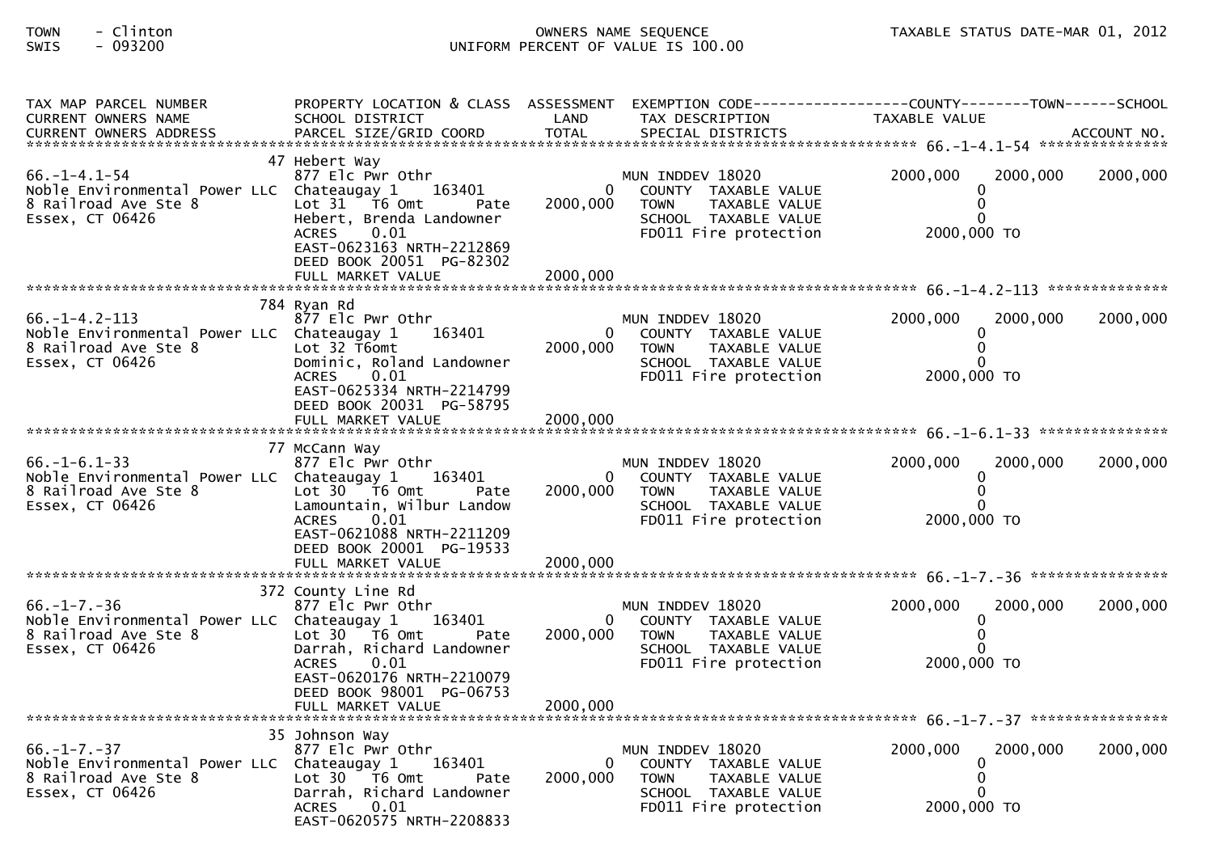TOWN - Clinton
SWIS - 093200

OWNERS NAME SEQUENCE
UNIFORM PERCENT OF VALUE IS 100.00

TAXABLE STATUS DATE-MAR 01, 2012

| TAX MAP PARCEL NUMBER / CURRENT OWNERS NAME / CURRENT OWNERS ADDRESS | PROPERTY LOCATION & CLASS / SCHOOL DISTRICT / PARCEL SIZE/GRID COORD | ASSESSMENT LAND / TOTAL | EXEMPTION CODE / TAX DESCRIPTION / SPECIAL DISTRICTS | COUNTY TAXABLE VALUE | TOWN | SCHOOL / ACCOUNT NO. |
|---|---|---|---|---|---|---|
| **66.-1-4.1-54** | 47 Hebert Way | | | | | |
| 66.-1-4.1-54 | 877 Elc Pwr Othr | | MUN INDDEV 18020 | 2000,000 | 2000,000 | 2000,000 |
| Noble Environmental Power LLC | Chateaugay 1 163401 | 0 | COUNTY TAXABLE VALUE | 0 | | |
| 8 Railroad Ave Ste 8 | Lot 31 T6 Omt Pate | 2000,000 | TOWN TAXABLE VALUE | 0 | | |
| Essex, CT 06426 | Hebert, Brenda Landowner | | SCHOOL TAXABLE VALUE | 0 | | |
| | ACRES 0.01 | | FD011 Fire protection | 2000,000 TO | | |
| | EAST-0623163 NRTH-2212869 | | | | | |
| | DEED BOOK 20051 PG-82302 | | | | | |
| | FULL MARKET VALUE | 2000,000 | | | | |
| **66.-1-4.2-113** | 784 Ryan Rd | | | | | |
| 66.-1-4.2-113 | 877 Elc Pwr Othr | | MUN INDDEV 18020 | 2000,000 | 2000,000 | 2000,000 |
| Noble Environmental Power LLC | Chateaugay 1 163401 | 0 | COUNTY TAXABLE VALUE | 0 | | |
| 8 Railroad Ave Ste 8 | Lot 32 T6omt | 2000,000 | TOWN TAXABLE VALUE | 0 | | |
| Essex, CT 06426 | Dominic, Roland Landowner | | SCHOOL TAXABLE VALUE | 0 | | |
| | ACRES 0.01 | | FD011 Fire protection | 2000,000 TO | | |
| | EAST-0625334 NRTH-2214799 | | | | | |
| | DEED BOOK 20031 PG-58795 | | | | | |
| | FULL MARKET VALUE | 2000,000 | | | | |
| **66.-1-6.1-33** | 77 McCann Way | | | | | |
| 66.-1-6.1-33 | 877 Elc Pwr Othr | | MUN INDDEV 18020 | 2000,000 | 2000,000 | 2000,000 |
| Noble Environmental Power LLC | Chateaugay 1 163401 | 0 | COUNTY TAXABLE VALUE | 0 | | |
| 8 Railroad Ave Ste 8 | Lot 30 T6 Omt Pate | 2000,000 | TOWN TAXABLE VALUE | 0 | | |
| Essex, CT 06426 | Lamountain, Wilbur Landow | | SCHOOL TAXABLE VALUE | 0 | | |
| | ACRES 0.01 | | FD011 Fire protection | 2000,000 TO | | |
| | EAST-0621088 NRTH-2211209 | | | | | |
| | DEED BOOK 20001 PG-19533 | | | | | |
| | FULL MARKET VALUE | 2000,000 | | | | |
| **66.-1-7.-36** | 372 County Line Rd | | | | | |
| 66.-1-7.-36 | 877 Elc Pwr Othr | | MUN INDDEV 18020 | 2000,000 | 2000,000 | 2000,000 |
| Noble Environmental Power LLC | Chateaugay 1 163401 | 0 | COUNTY TAXABLE VALUE | 0 | | |
| 8 Railroad Ave Ste 8 | Lot 30 T6 Omt Pate | 2000,000 | TOWN TAXABLE VALUE | 0 | | |
| Essex, CT 06426 | Darrah, Richard Landowner | | SCHOOL TAXABLE VALUE | 0 | | |
| | ACRES 0.01 | | FD011 Fire protection | 2000,000 TO | | |
| | EAST-0620176 NRTH-2210079 | | | | | |
| | DEED BOOK 98001 PG-06753 | | | | | |
| | FULL MARKET VALUE | 2000,000 | | | | |
| **66.-1-7.-37** | 35 Johnson Way | | | | | |
| 66.-1-7.-37 | 877 Elc Pwr Othr | | MUN INDDEV 18020 | 2000,000 | 2000,000 | 2000,000 |
| Noble Environmental Power LLC | Chateaugay 1 163401 | 0 | COUNTY TAXABLE VALUE | 0 | | |
| 8 Railroad Ave Ste 8 | Lot 30 T6 Omt Pate | 2000,000 | TOWN TAXABLE VALUE | 0 | | |
| Essex, CT 06426 | Darrah, Richard Landowner | | SCHOOL TAXABLE VALUE | 0 | | |
| | ACRES 0.01 | | FD011 Fire protection | 2000,000 TO | | |
| | EAST-0620575 NRTH-2208833 | | | | | |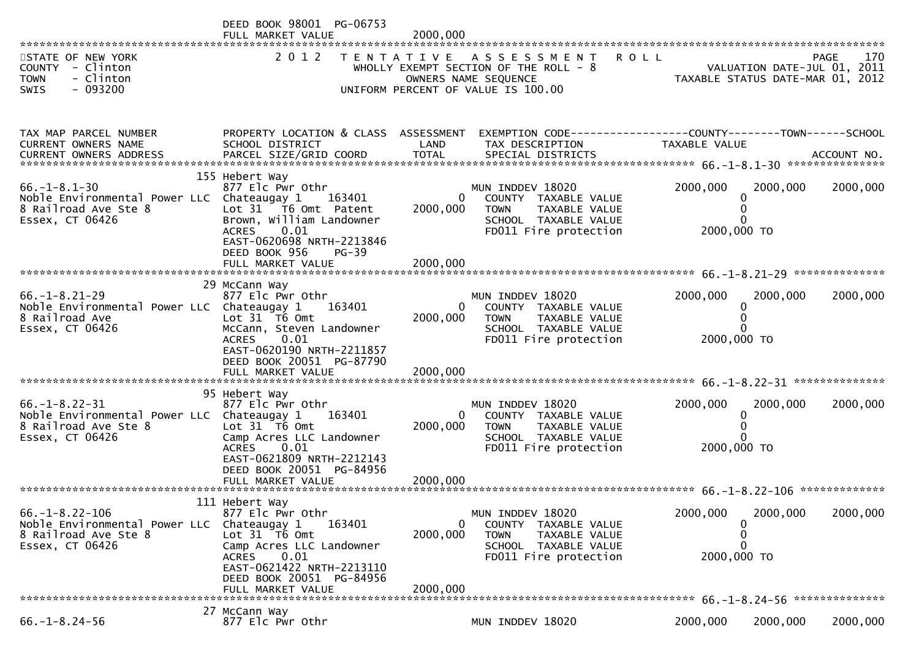DEED BOOK 98001 PG-06753
FULL MARKET VALUE 2000,000

STATE OF NEW YORK
COUNTY - Clinton
TOWN - Clinton
SWIS - 093200

2 0 1 2 T E N T A T I V E A S S E S S M E N T R O L L
WHOLLY EXEMPT SECTION OF THE ROLL - 8
OWNERS NAME SEQUENCE
UNIFORM PERCENT OF VALUE IS 100.00

VALUATION DATE-JUL 01, 2011
TAXABLE STATUS DATE-MAR 01, 2012

| TAX MAP PARCEL NUMBER / CURRENT OWNERS NAME / CURRENT OWNERS ADDRESS | PROPERTY LOCATION & CLASS / SCHOOL DISTRICT / PARCEL SIZE/GRID COORD | ASSESSMENT LAND | TOTAL | EXEMPTION CODE / TAX DESCRIPTION / SPECIAL DISTRICTS | COUNTY TAXABLE VALUE | TOWN | SCHOOL / ACCOUNT NO. |
|---|---|---|---|---|---|---|---|
| **66.-1-8.1-30** | 155 Hebert Way | | | | | | |
| 66.-1-8.1-30 | 877 Elc Pwr Othr | | | MUN INDDEV 18020 | 2000,000 | 2000,000 | 2000,000 |
| Noble Environmental Power LLC | Chateaugay 1 163401 | 0 | | COUNTY TAXABLE VALUE | 0 | | |
| 8 Railroad Ave Ste 8 | Lot 31 T6 Omt Patent | | 2000,000 | TOWN TAXABLE VALUE | 0 | | |
| Essex, CT 06426 | Brown, William Landowner | | | SCHOOL TAXABLE VALUE | 0 | | |
| | ACRES 0.01 | | | FD011 Fire protection | 2000,000 TO | | |
| | EAST-0620698 NRTH-2213846 | | | | | | |
| | DEED BOOK 956 PG-39 | | | | | | |
| | FULL MARKET VALUE | | 2000,000 | | | | |
| **66.-1-8.21-29** | 29 McCann Way | | | | | | |
| 66.-1-8.21-29 | 877 Elc Pwr Othr | | | MUN INDDEV 18020 | 2000,000 | 2000,000 | 2000,000 |
| Noble Environmental Power LLC | Chateaugay 1 163401 | 0 | | COUNTY TAXABLE VALUE | 0 | | |
| 8 Railroad Ave | Lot 31 T6 Omt | | 2000,000 | TOWN TAXABLE VALUE | 0 | | |
| Essex, CT 06426 | McCann, Steven Landowner | | | SCHOOL TAXABLE VALUE | 0 | | |
| | ACRES 0.01 | | | FD011 Fire protection | 2000,000 TO | | |
| | EAST-0620190 NRTH-2211857 | | | | | | |
| | DEED BOOK 20051 PG-87790 | | | | | | |
| | FULL MARKET VALUE | | 2000,000 | | | | |
| **66.-1-8.22-31** | 95 Hebert Way | | | | | | |
| 66.-1-8.22-31 | 877 Elc Pwr Othr | | | MUN INDDEV 18020 | 2000,000 | 2000,000 | 2000,000 |
| Noble Environmental Power LLC | Chateaugay 1 163401 | 0 | | COUNTY TAXABLE VALUE | 0 | | |
| 8 Railroad Ave Ste 8 | Lot 31 T6 Omt | | 2000,000 | TOWN TAXABLE VALUE | 0 | | |
| Essex, CT 06426 | Camp Acres LLC Landowner | | | SCHOOL TAXABLE VALUE | 0 | | |
| | ACRES 0.01 | | | FD011 Fire protection | 2000,000 TO | | |
| | EAST-0621809 NRTH-2212143 | | | | | | |
| | DEED BOOK 20051 PG-84956 | | | | | | |
| | FULL MARKET VALUE | | 2000,000 | | | | |
| **66.-1-8.22-106** | 111 Hebert Way | | | | | | |
| 66.-1-8.22-106 | 877 Elc Pwr Othr | | | MUN INDDEV 18020 | 2000,000 | 2000,000 | 2000,000 |
| Noble Environmental Power LLC | Chateaugay 1 163401 | 0 | | COUNTY TAXABLE VALUE | 0 | | |
| 8 Railroad Ave Ste 8 | Lot 31 T6 Omt | | 2000,000 | TOWN TAXABLE VALUE | 0 | | |
| Essex, CT 06426 | Camp Acres LLC Landowner | | | SCHOOL TAXABLE VALUE | 0 | | |
| | ACRES 0.01 | | | FD011 Fire protection | 2000,000 TO | | |
| | EAST-0621422 NRTH-2213110 | | | | | | |
| | DEED BOOK 20051 PG-84956 | | | | | | |
| | FULL MARKET VALUE | | 2000,000 | | | | |
| **66.-1-8.24-56** | 27 McCann Way | | | | | | |
| 66.-1-8.24-56 | 877 Elc Pwr Othr | | | MUN INDDEV 18020 | 2000,000 | 2000,000 | 2000,000 |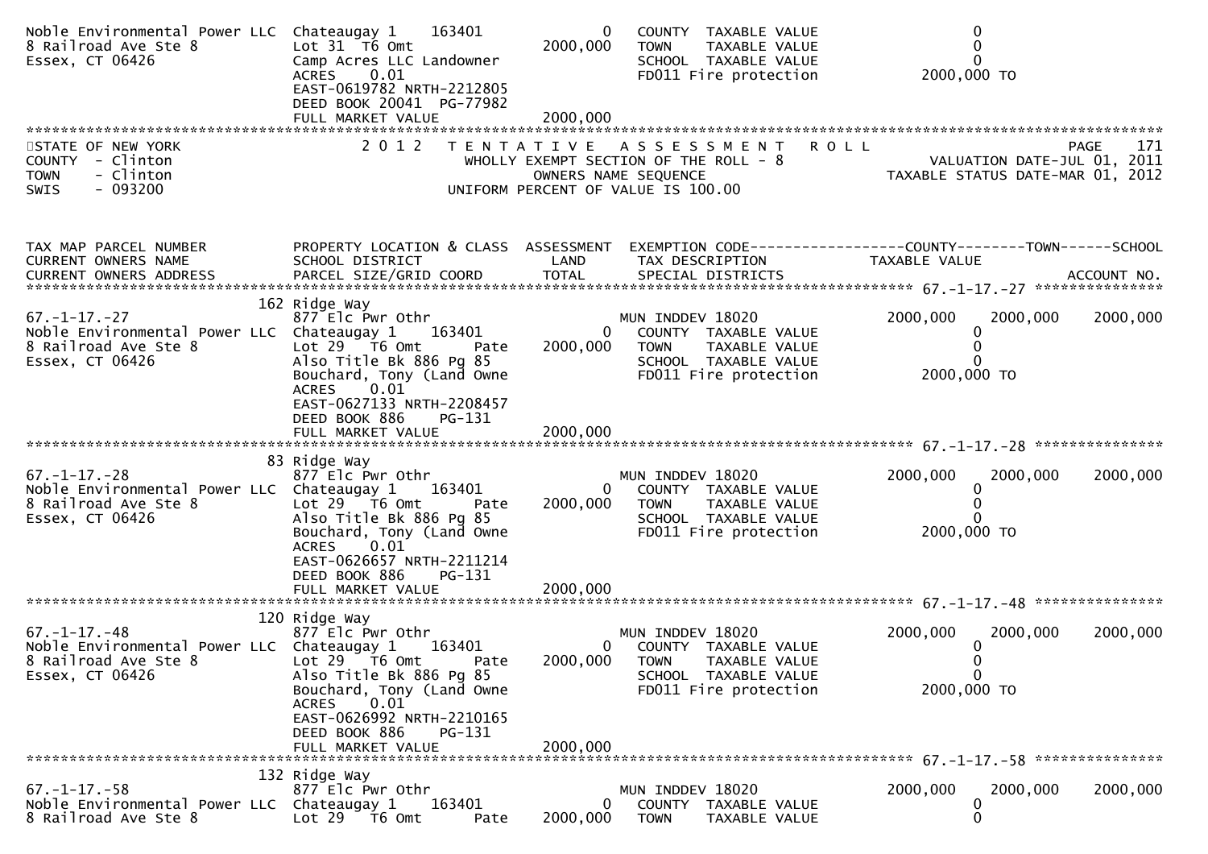```
Noble Environmental Power LLC  Chateaugay 1    163401              0    COUNTY  TAXABLE VALUE                    0
8 Railroad Ave Ste 8           Lot 31  T6 Omt                2000,000   TOWN    TAXABLE VALUE                    0
Essex, CT 06426                Camp Acres LLC Landowner                 SCHOOL  TAXABLE VALUE                    0
                               ACRES    0.01                            FD011 Fire protection             2000,000 TO
                               EAST-0619782 NRTH-2212805
                               DEED BOOK 20041  PG-77982
                               FULL MARKET VALUE             2000,000
******************************************************************************************************************************
STATE OF NEW YORK                  2 0 1 2   T E N T A T I V E   A S S E S S M E N T   R O L L                         PAGE    171
COUNTY  - Clinton                            WHOLLY EXEMPT SECTION OF THE ROLL - 8                   VALUATION DATE-JUL 01, 2011
TOWN    - Clinton                                 OWNERS NAME SEQUENCE                          TAXABLE STATUS DATE-MAR 01, 2012
SWIS    - 093200                            UNIFORM PERCENT OF VALUE IS 100.00


TAX MAP PARCEL NUMBER          PROPERTY LOCATION & CLASS  ASSESSMENT  EXEMPTION CODE------------------COUNTY--------TOWN------SCHOOL
CURRENT OWNERS NAME            SCHOOL DISTRICT               LAND      TAX DESCRIPTION             TAXABLE VALUE
CURRENT OWNERS ADDRESS         PARCEL SIZE/GRID COORD        TOTAL     SPECIAL DISTRICTS                                   ACCOUNT NO.
******************************************************************************************************** 67.-1-17.-27 ***************
                               162 Ridge Way
67.-1-17.-27                   877 Elc Pwr Othr                        MUN INDDEV 18020            2000,000    2000,000     2000,000
Noble Environmental Power LLC  Chateaugay 1    163401              0    COUNTY  TAXABLE VALUE                    0
8 Railroad Ave Ste 8           Lot 29  T6 Omt        Pate    2000,000   TOWN    TAXABLE VALUE                    0
Essex, CT 06426                Also Title Bk 886 Pg 85                  SCHOOL  TAXABLE VALUE                    0
                               Bouchard, Tony (Land Owne                FD011 Fire protection             2000,000 TO
                               ACRES    0.01
                               EAST-0627133 NRTH-2208457
                               DEED BOOK 886     PG-131
                               FULL MARKET VALUE             2000,000
******************************************************************************************************** 67.-1-17.-28 ***************
                               83 Ridge Way
67.-1-17.-28                   877 Elc Pwr Othr                        MUN INDDEV 18020            2000,000    2000,000     2000,000
Noble Environmental Power LLC  Chateaugay 1    163401              0    COUNTY  TAXABLE VALUE                    0
8 Railroad Ave Ste 8           Lot 29  T6 Omt        Pate    2000,000   TOWN    TAXABLE VALUE                    0
Essex, CT 06426                Also Title Bk 886 Pg 85                  SCHOOL  TAXABLE VALUE                    0
                               Bouchard, Tony (Land Owne                FD011 Fire protection             2000,000 TO
                               ACRES    0.01
                               EAST-0626657 NRTH-2211214
                               DEED BOOK 886     PG-131
                               FULL MARKET VALUE             2000,000
******************************************************************************************************** 67.-1-17.-48 ***************
                               120 Ridge Way
67.-1-17.-48                   877 Elc Pwr Othr                        MUN INDDEV 18020            2000,000    2000,000     2000,000
Noble Environmental Power LLC  Chateaugay 1    163401              0    COUNTY  TAXABLE VALUE                    0
8 Railroad Ave Ste 8           Lot 29  T6 Omt        Pate    2000,000   TOWN    TAXABLE VALUE                    0
Essex, CT 06426                Also Title Bk 886 Pg 85                  SCHOOL  TAXABLE VALUE                    0
                               Bouchard, Tony (Land Owne                FD011 Fire protection             2000,000 TO
                               ACRES    0.01
                               EAST-0626992 NRTH-2210165
                               DEED BOOK 886     PG-131
                               FULL MARKET VALUE             2000,000
******************************************************************************************************** 67.-1-17.-58 ***************
                               132 Ridge Way
67.-1-17.-58                   877 Elc Pwr Othr                        MUN INDDEV 18020            2000,000    2000,000     2000,000
Noble Environmental Power LLC  Chateaugay 1    163401              0    COUNTY  TAXABLE VALUE                    0
8 Railroad Ave Ste 8           Lot 29  T6 Omt        Pate    2000,000   TOWN    TAXABLE VALUE                    0
```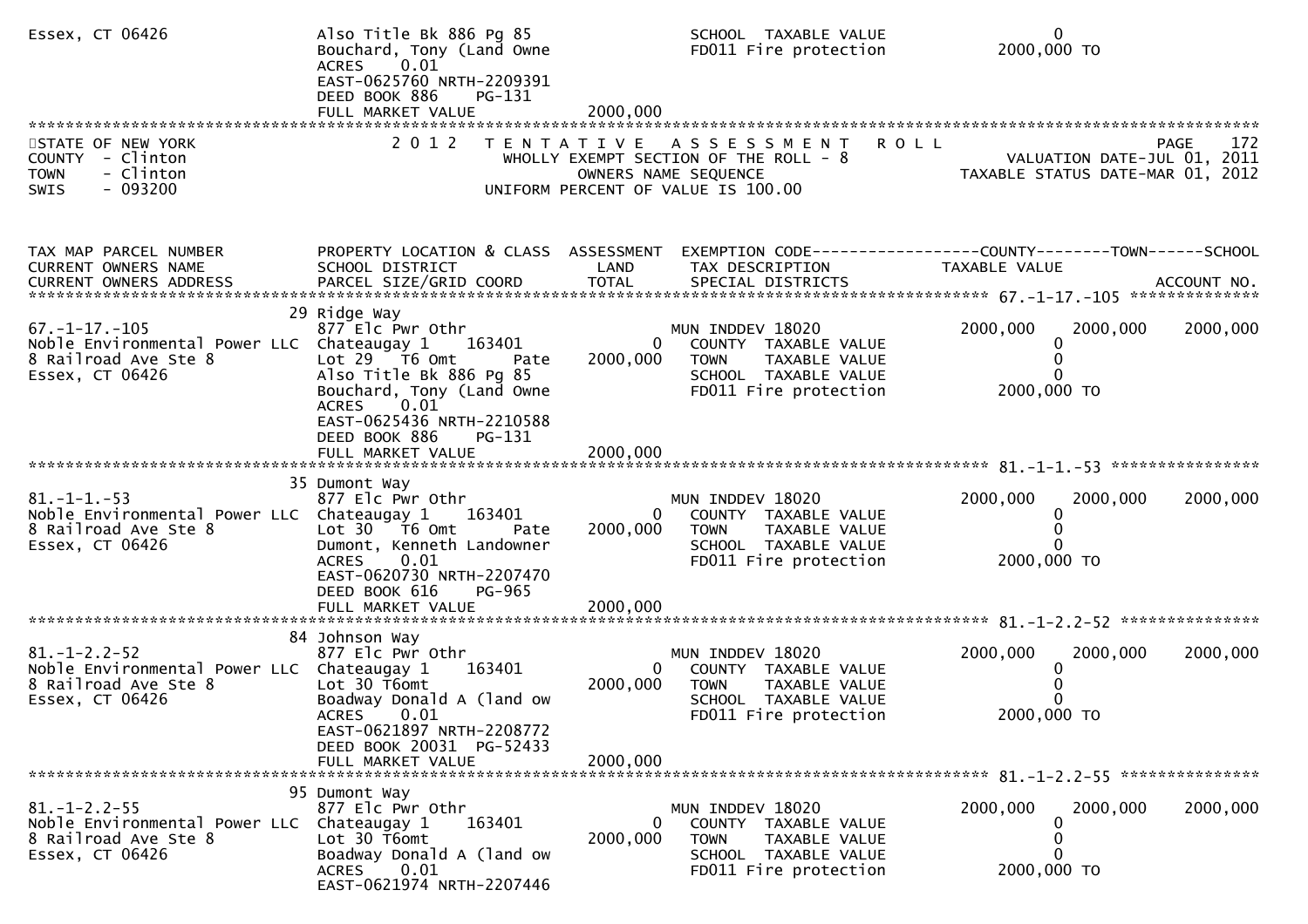```
Essex, CT 06426               Also Title Bk 886 Pg 85               SCHOOL  TAXABLE VALUE                    0
                              Bouchard, Tony (Land Owne             FD011 Fire protection           2000,000 TO
                              ACRES     0.01
                              EAST-0625760 NRTH-2209391
                              DEED BOOK 886    PG-131
                              FULL MARKET VALUE           2000,000
******************************************************************************************************************************
STATE OF NEW YORK                 2 0 1 2   T E N T A T I V E   A S S E S S M E N T   R O L L                      PAGE    172
COUNTY  - Clinton                           WHOLLY EXEMPT SECTION OF THE ROLL - 8                  VALUATION DATE-JUL 01, 2011
TOWN    - Clinton                                  OWNERS NAME SEQUENCE                      TAXABLE STATUS DATE-MAR 01, 2012
SWIS    - 093200                             UNIFORM PERCENT OF VALUE IS 100.00


TAX MAP PARCEL NUMBER         PROPERTY LOCATION & CLASS  ASSESSMENT  EXEMPTION CODE------------------COUNTY--------TOWN------SCHOOL
CURRENT OWNERS NAME           SCHOOL DISTRICT               LAND      TAX DESCRIPTION             TAXABLE VALUE
CURRENT OWNERS ADDRESS        PARCEL SIZE/GRID COORD        TOTAL     SPECIAL DISTRICTS                                  ACCOUNT NO.
****************************************************************************************************** 67.-1-17.-105 **************
                              29 Ridge Way
67.-1-17.-105                 877 Elc Pwr Othr                        MUN INDDEV 18020              2000,000   2000,000     2000,000
Noble Environmental Power LLC Chateaugay 1     163401           0      COUNTY  TAXABLE VALUE                0
8 Railroad Ave Ste 8          Lot 29  T6 Omt       Pate   2000,000     TOWN    TAXABLE VALUE                0
Essex, CT 06426               Also Title Bk 886 Pg 85                  SCHOOL  TAXABLE VALUE                0
                              Bouchard, Tony (Land Owne                FD011 Fire protection           2000,000 TO
                              ACRES     0.01
                              EAST-0625436 NRTH-2210588
                              DEED BOOK 886    PG-131
                              FULL MARKET VALUE           2000,000
****************************************************************************************************** 81.-1-1.-53 ****************
                              35 Dumont Way
81.-1-1.-53                   877 Elc Pwr Othr                        MUN INDDEV 18020              2000,000   2000,000     2000,000
Noble Environmental Power LLC Chateaugay 1     163401           0      COUNTY  TAXABLE VALUE                0
8 Railroad Ave Ste 8          Lot 30  T6 Omt       Pate   2000,000     TOWN    TAXABLE VALUE                0
Essex, CT 06426               Dumont, Kenneth Landowner                SCHOOL  TAXABLE VALUE                0
                              ACRES     0.01                           FD011 Fire protection           2000,000 TO
                              EAST-0620730 NRTH-2207470
                              DEED BOOK 616    PG-965
                              FULL MARKET VALUE           2000,000
****************************************************************************************************** 81.-1-2.2-52 ***************
                              84 Johnson Way
81.-1-2.2-52                  877 Elc Pwr Othr                        MUN INDDEV 18020              2000,000   2000,000     2000,000
Noble Environmental Power LLC Chateaugay 1     163401           0      COUNTY  TAXABLE VALUE                0
8 Railroad Ave Ste 8          Lot 30 T6omt                    2000,000 TOWN    TAXABLE VALUE                0
Essex, CT 06426               Boadway Donald A (land ow                SCHOOL  TAXABLE VALUE                0
                              ACRES     0.01                           FD011 Fire protection           2000,000 TO
                              EAST-0621897 NRTH-2208772
                              DEED BOOK 20031 PG-52433
                              FULL MARKET VALUE           2000,000
****************************************************************************************************** 81.-1-2.2-55 ***************
                              95 Dumont Way
81.-1-2.2-55                  877 Elc Pwr Othr                        MUN INDDEV 18020              2000,000   2000,000     2000,000
Noble Environmental Power LLC Chateaugay 1     163401           0      COUNTY  TAXABLE VALUE                0
8 Railroad Ave Ste 8          Lot 30 T6omt                    2000,000 TOWN    TAXABLE VALUE                0
Essex, CT 06426               Boadway Donald A (land ow                SCHOOL  TAXABLE VALUE                0
                              ACRES     0.01                           FD011 Fire protection           2000,000 TO
                              EAST-0621974 NRTH-2207446
```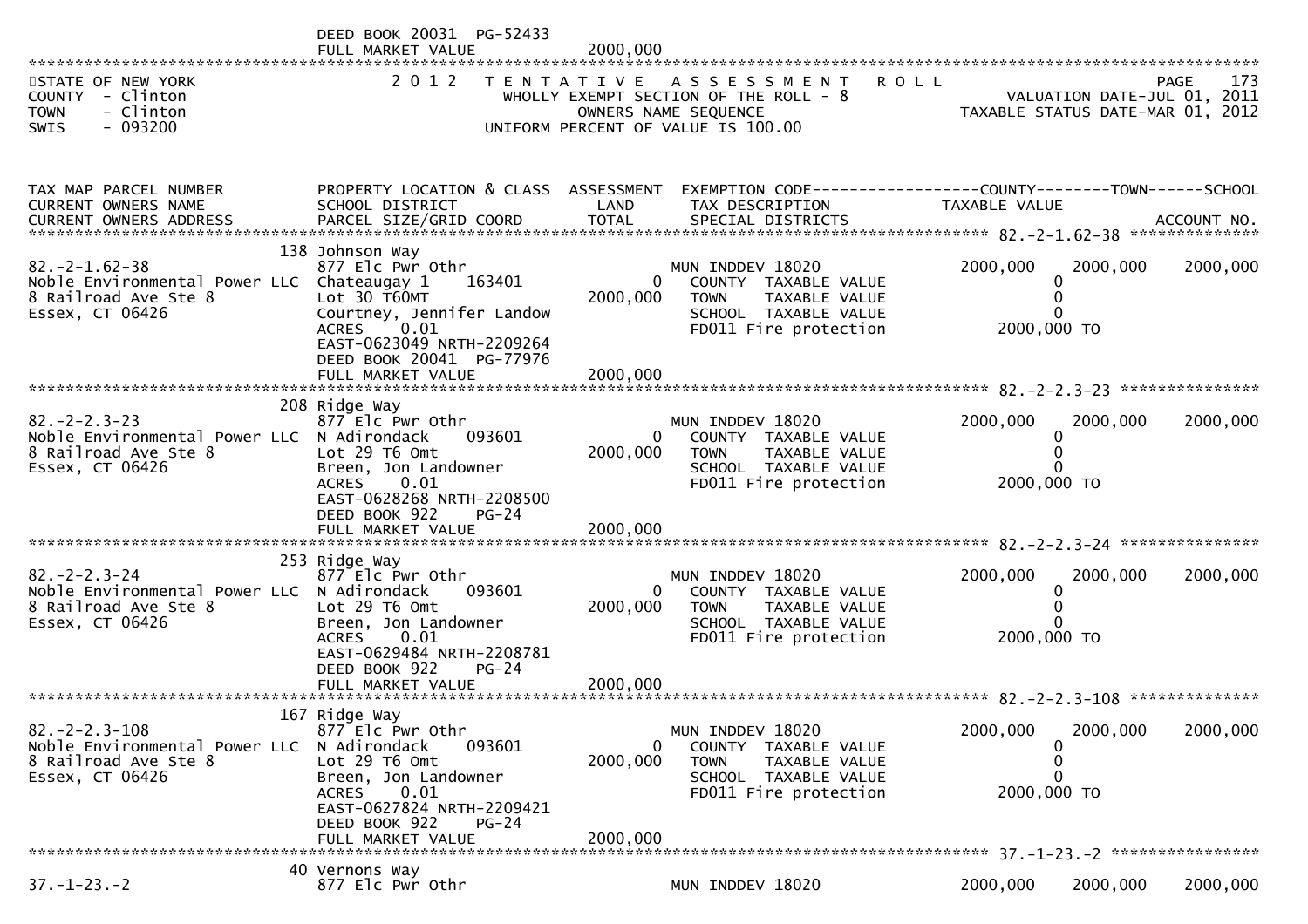DEED BOOK 20031 PG-52433
FULL MARKET VALUE 2000,000

STATE OF NEW YORK
COUNTY - Clinton
TOWN - Clinton
SWIS - 093200

2012 TENTATIVE ASSESSMENT ROLL
WHOLLY EXEMPT SECTION OF THE ROLL - 8
OWNERS NAME SEQUENCE
UNIFORM PERCENT OF VALUE IS 100.00

VALUATION DATE-JUL 01, 2011
TAXABLE STATUS DATE-MAR 01, 2012

| TAX MAP PARCEL NUMBER / CURRENT OWNERS NAME / CURRENT OWNERS ADDRESS | PROPERTY LOCATION & CLASS / SCHOOL DISTRICT / PARCEL SIZE/GRID COORD | ASSESSMENT LAND / TOTAL | EXEMPTION CODE / TAX DESCRIPTION / SPECIAL DISTRICTS | COUNTY TAXABLE VALUE | TOWN | SCHOOL |
|---|---|---|---|---|---|---|
| **82.-2-1.62-38** | 138 Johnson Way | | | | | |
| 82.-2-1.62-38 | 877 Elc Pwr Othr | | MUN INDDEV 18020 | 2000,000 | 2000,000 | 2000,000 |
| Noble Environmental Power LLC | Chateaugay 1 163401 | 0 | COUNTY TAXABLE VALUE | 0 | | |
| 8 Railroad Ave Ste 8 | Lot 30 T60MT | 2000,000 | TOWN TAXABLE VALUE | 0 | | |
| Essex, CT 06426 | Courtney, Jennifer Landow | | SCHOOL TAXABLE VALUE | 0 | | |
| | ACRES 0.01 | | FD011 Fire protection | 2000,000 TO | | |
| | EAST-0623049 NRTH-2209264 | | | | | |
| | DEED BOOK 20041 PG-77976 | | | | | |
| | FULL MARKET VALUE | 2000,000 | | | | |
| **82.-2-2.3-23** | 208 Ridge Way | | | | | |
| 82.-2-2.3-23 | 877 Elc Pwr Othr | | MUN INDDEV 18020 | 2000,000 | 2000,000 | 2000,000 |
| Noble Environmental Power LLC | N Adirondack 093601 | 0 | COUNTY TAXABLE VALUE | 0 | | |
| 8 Railroad Ave Ste 8 | Lot 29 T6 Omt | 2000,000 | TOWN TAXABLE VALUE | 0 | | |
| Essex, CT 06426 | Breen, Jon Landowner | | SCHOOL TAXABLE VALUE | 0 | | |
| | ACRES 0.01 | | FD011 Fire protection | 2000,000 TO | | |
| | EAST-0628268 NRTH-2208500 | | | | | |
| | DEED BOOK 922 PG-24 | | | | | |
| | FULL MARKET VALUE | 2000,000 | | | | |
| **82.-2-2.3-24** | 253 Ridge Way | | | | | |
| 82.-2-2.3-24 | 877 Elc Pwr Othr | | MUN INDDEV 18020 | 2000,000 | 2000,000 | 2000,000 |
| Noble Environmental Power LLC | N Adirondack 093601 | 0 | COUNTY TAXABLE VALUE | 0 | | |
| 8 Railroad Ave Ste 8 | Lot 29 T6 Omt | 2000,000 | TOWN TAXABLE VALUE | 0 | | |
| Essex, CT 06426 | Breen, Jon Landowner | | SCHOOL TAXABLE VALUE | 0 | | |
| | ACRES 0.01 | | FD011 Fire protection | 2000,000 TO | | |
| | EAST-0629484 NRTH-2208781 | | | | | |
| | DEED BOOK 922 PG-24 | | | | | |
| | FULL MARKET VALUE | 2000,000 | | | | |
| **82.-2-2.3-108** | 167 Ridge Way | | | | | |
| 82.-2-2.3-108 | 877 Elc Pwr Othr | | MUN INDDEV 18020 | 2000,000 | 2000,000 | 2000,000 |
| Noble Environmental Power LLC | N Adirondack 093601 | 0 | COUNTY TAXABLE VALUE | 0 | | |
| 8 Railroad Ave Ste 8 | Lot 29 T6 Omt | 2000,000 | TOWN TAXABLE VALUE | 0 | | |
| Essex, CT 06426 | Breen, Jon Landowner | | SCHOOL TAXABLE VALUE | 0 | | |
| | ACRES 0.01 | | FD011 Fire protection | 2000,000 TO | | |
| | EAST-0627824 NRTH-2209421 | | | | | |
| | DEED BOOK 922 PG-24 | | | | | |
| | FULL MARKET VALUE | 2000,000 | | | | |
| **37.-1-23.-2** | 40 Vernons Way | | | | | |
| 37.-1-23.-2 | 877 Elc Pwr Othr | | MUN INDDEV 18020 | 2000,000 | 2000,000 | 2000,000 |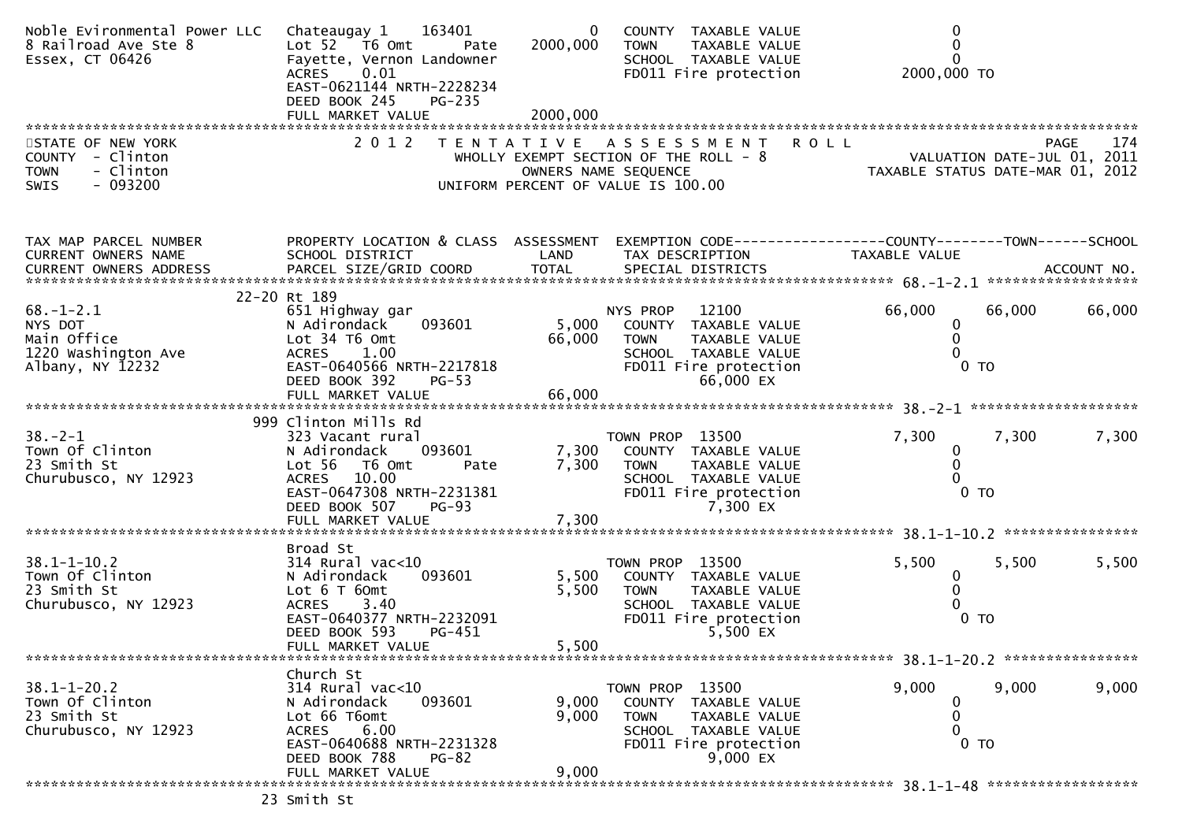```
Noble Evironmental Power LLC   Chateaugay 1     163401             0    COUNTY  TAXABLE VALUE                    0
8 Railroad Ave Ste 8           Lot 52   T6 Omt      Pate    2000,000    TOWN    TAXABLE VALUE                    0
Essex, CT 06426                Fayette, Vernon Landowner                SCHOOL  TAXABLE VALUE                    0
                               ACRES     0.01                           FD011 Fire protection            2000,000 TO
                               EAST-0621144 NRTH-2228234
                               DEED BOOK 245    PG-235
                               FULL MARKET VALUE            2000,000
******************************************************************************************************************************
```

STATE OF NEW YORK
COUNTY - Clinton
TOWN - Clinton
SWIS - 093200

2012 TENTATIVE ASSESSMENT ROLL
WHOLLY EXEMPT SECTION OF THE ROLL - 8
OWNERS NAME SEQUENCE
UNIFORM PERCENT OF VALUE IS 100.00

VALUATION DATE-JUL 01, 2011
TAXABLE STATUS DATE-MAR 01, 2012

```
TAX MAP PARCEL NUMBER          PROPERTY LOCATION & CLASS  ASSESSMENT  EXEMPTION CODE------------------COUNTY--------TOWN------SCHOOL
CURRENT OWNERS NAME            SCHOOL DISTRICT               LAND      TAX DESCRIPTION              TAXABLE VALUE
CURRENT OWNERS ADDRESS         PARCEL SIZE/GRID COORD        TOTAL     SPECIAL DISTRICTS                                   ACCOUNT NO.
******************************************************************************************************* 68.-1-2.1 *****************
                         22-20 Rt 189
68.-1-2.1                      651 Highway gar                         NYS PROP    12100              66,000      66,000      66,000
NYS DOT                        N Adirondack     093601       5,000     COUNTY  TAXABLE VALUE                0
Main Office                    Lot 34 T6 Omt                66,000     TOWN    TAXABLE VALUE                0
1220 Washington Ave            ACRES     1.00                          SCHOOL  TAXABLE VALUE                0
Albany, NY 12232               EAST-0640566 NRTH-2217818               FD011 Fire protection                 0 TO
                               DEED BOOK 392    PG-53                            66,000 EX
                               FULL MARKET VALUE            66,000
******************************************************************************************************* 38.-2-1 *******************
                           999 Clinton Mills Rd
38.-2-1                        323 Vacant rural                        TOWN PROP  13500                7,300       7,300       7,300
Town Of Clinton                N Adirondack     093601       7,300     COUNTY  TAXABLE VALUE                0
23 Smith St                    Lot 56   T6 Omt      Pate     7,300     TOWN    TAXABLE VALUE                0
Churubusco, NY 12923           ACRES    10.00                          SCHOOL  TAXABLE VALUE                0
                               EAST-0647308 NRTH-2231381               FD011 Fire protection                 0 TO
                               DEED BOOK 507    PG-93                             7,300 EX
                               FULL MARKET VALUE             7,300
******************************************************************************************************* 38.1-1-10.2 ***************
                               Broad St
38.1-1-10.2                    314 Rural vac<10                        TOWN PROP  13500                5,500       5,500       5,500
Town Of Clinton                N Adirondack     093601       5,500     COUNTY  TAXABLE VALUE                0
23 Smith St                    Lot 6 T 6Omt                  5,500     TOWN    TAXABLE VALUE                0
Churubusco, NY 12923           ACRES     3.40                          SCHOOL  TAXABLE VALUE                0
                               EAST-0640377 NRTH-2232091               FD011 Fire protection                 0 TO
                               DEED BOOK 593    PG-451                            5,500 EX
                               FULL MARKET VALUE             5,500
******************************************************************************************************* 38.1-1-20.2 ***************
                               Church St
38.1-1-20.2                    314 Rural vac<10                        TOWN PROP  13500                9,000       9,000       9,000
Town Of Clinton                N Adirondack     093601       9,000     COUNTY  TAXABLE VALUE                0
23 Smith St                    Lot 66 T6omt                  9,000     TOWN    TAXABLE VALUE                0
Churubusco, NY 12923           ACRES     6.00                          SCHOOL  TAXABLE VALUE                0
                               EAST-0640688 NRTH-2231328               FD011 Fire protection                 0 TO
                               DEED BOOK 788    PG-82                             9,000 EX
                               FULL MARKET VALUE             9,000
******************************************************************************************************* 38.1-1-48 *****************
                            23 Smith St
```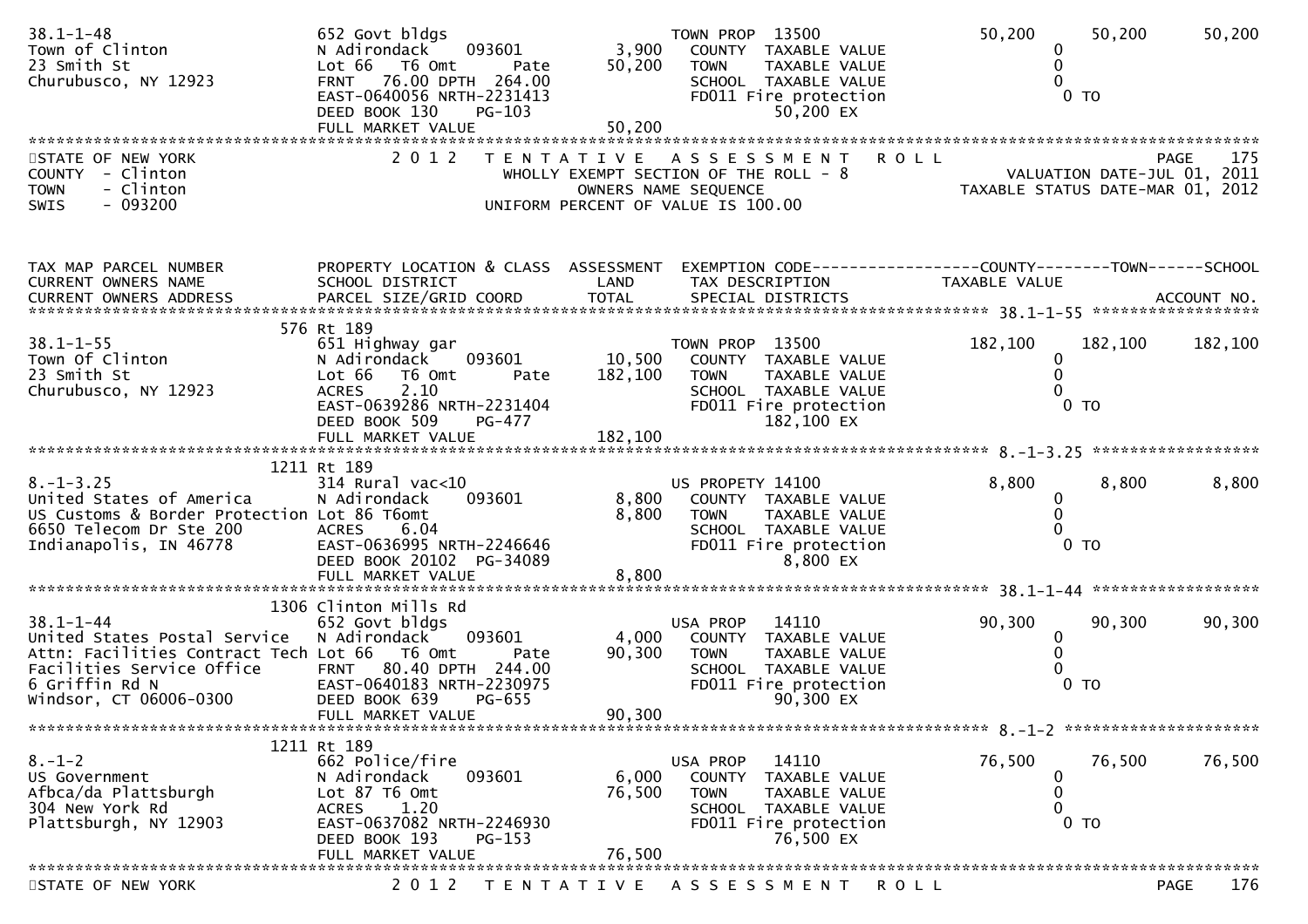```
38.1-1-48                      652 Govt bldgs                          TOWN PROP  13500                 50,200      50,200      50,200
Town of Clinton                N Adirondack      093601       3,900      COUNTY  TAXABLE VALUE                0
23 Smith St                    Lot 66   T6 Omt         Pate   50,200     TOWN    TAXABLE VALUE                0
Churubusco, NY 12923           FRNT   76.00 DPTH  264.00                SCHOOL  TAXABLE VALUE                0
                               EAST-0640056 NRTH-2231413                FD011 Fire protection                0 TO
                               DEED BOOK 130     PG-103                           50,200 EX
                               FULL MARKET VALUE               50,200
******************************************************************************************************************************************
STATE OF NEW YORK                 2 0 1 2   T E N T A T I V E   A S S E S S M E N T   R O L L                                   PAGE    175
COUNTY  - Clinton                          WHOLLY EXEMPT SECTION OF THE ROLL - 8                      VALUATION DATE-JUL 01, 2011
TOWN    - Clinton                               OWNERS NAME SEQUENCE                               TAXABLE STATUS DATE-MAR 01, 2012
SWIS    - 093200                          UNIFORM PERCENT OF VALUE IS 100.00


TAX MAP PARCEL NUMBER          PROPERTY LOCATION & CLASS  ASSESSMENT  EXEMPTION CODE------------------COUNTY--------TOWN------SCHOOL
CURRENT OWNERS NAME            SCHOOL DISTRICT               LAND      TAX DESCRIPTION                 TAXABLE VALUE
CURRENT OWNERS ADDRESS         PARCEL SIZE/GRID COORD        TOTAL     SPECIAL DISTRICTS                                     ACCOUNT NO.
******************************************************************************************************* 38.1-1-55 ******************
                           576 Rt 189
38.1-1-55                      651 Highway gar                         TOWN PROP  13500                182,100     182,100     182,100
Town Of Clinton                N Adirondack      093601      10,500      COUNTY  TAXABLE VALUE                0
23 Smith St                    Lot 66   T6 Omt         Pate  182,100     TOWN    TAXABLE VALUE                0
Churubusco, NY 12923           ACRES     2.10                           SCHOOL  TAXABLE VALUE                0
                               EAST-0639286 NRTH-2231404                FD011 Fire protection                0 TO
                               DEED BOOK 509     PG-477                          182,100 EX
                               FULL MARKET VALUE              182,100
******************************************************************************************************* 8.-1-3.25 *****************
                          1211 Rt 189
8.-1-3.25                      314 Rural vac<10                        US PROPETY 14100                  8,800       8,800       8,800
United States of America       N Adirondack      093601       8,800      COUNTY  TAXABLE VALUE                0
US Customs & Border Protection Lot 86 T6omt                   8,800      TOWN    TAXABLE VALUE                0
6650 Telecom Dr Ste 200        ACRES     6.04                           SCHOOL  TAXABLE VALUE                0
Indianapolis, IN 46778         EAST-0636995 NRTH-2246646                FD011 Fire protection                0 TO
                               DEED BOOK 20102  PG-34089                           8,800 EX
                               FULL MARKET VALUE                8,800
******************************************************************************************************* 38.1-1-44 ******************
                          1306 Clinton Mills Rd
38.1-1-44                      652 Govt bldgs                          USA PROP   14110                 90,300      90,300      90,300
United States Postal Service   N Adirondack      093601       4,000      COUNTY  TAXABLE VALUE                0
Attn: Facilities Contract Tech Lot 66   T6 Omt         Pate   90,300     TOWN    TAXABLE VALUE                0
Facilities Service Office      FRNT   80.40 DPTH  244.00                SCHOOL  TAXABLE VALUE                0
6 Griffin Rd N                 EAST-0640183 NRTH-2230975                FD011 Fire protection                0 TO
Windsor, CT 06006-0300         DEED BOOK 639     PG-655                           90,300 EX
                               FULL MARKET VALUE               90,300
******************************************************************************************************* 8.-1-2 ********************
                          1211 Rt 189
8.-1-2                         662 Police/fire                         USA PROP   14110                 76,500      76,500      76,500
US Government                  N Adirondack      093601       6,000      COUNTY  TAXABLE VALUE                0
Afbca/da Plattsburgh           Lot 87 T6 Omt                  76,500     TOWN    TAXABLE VALUE                0
304 New York Rd                ACRES     1.20                           SCHOOL  TAXABLE VALUE                0
Plattsburgh, NY 12903          EAST-0637082 NRTH-2246930                FD011 Fire protection                0 TO
                               DEED BOOK 193     PG-153                           76,500 EX
                               FULL MARKET VALUE               76,500
******************************************************************************************************************************************
```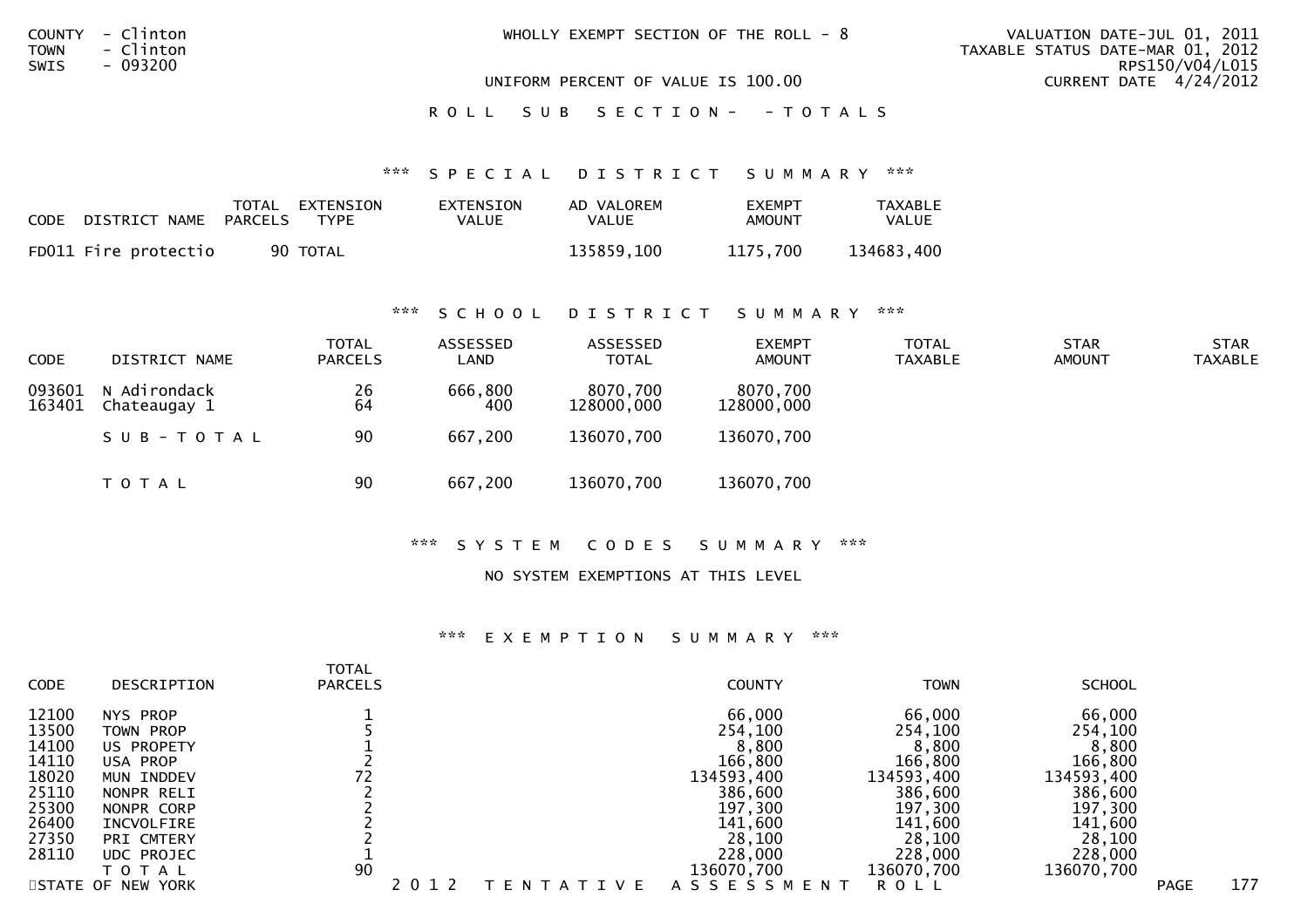COUNTY - Clinton
TOWN - Clinton
SWIS - 093200

WHOLLY EXEMPT SECTION OF THE ROLL - 8

UNIFORM PERCENT OF VALUE IS 100.00

VALUATION DATE-JUL 01, 2011
TAXABLE STATUS DATE-MAR 01, 2012
RPS150/V04/L015
CURRENT DATE 4/24/2012

R O L L  S U B  S E C T I O N -  - T O T A L S

### *** S P E C I A L  D I S T R I C T  S U M M A R Y ***

| CODE | DISTRICT NAME | TOTAL PARCELS | EXTENSION TYPE | EXTENSION VALUE | AD VALOREM VALUE | EXEMPT AMOUNT | TAXABLE VALUE |
|---|---|---|---|---|---|---|---|
| FD011 | Fire protectio | 90 | TOTAL | | 135859,100 | 1175,700 | 134683,400 |

### *** S C H O O L  D I S T R I C T  S U M M A R Y ***

| CODE | DISTRICT NAME | TOTAL PARCELS | ASSESSED LAND | ASSESSED TOTAL | EXEMPT AMOUNT | TOTAL TAXABLE | STAR AMOUNT | STAR TAXABLE |
|---|---|---|---|---|---|---|---|---|
| 093601 | N Adirondack | 26 | 666,800 | 8070,700 | 8070,700 | | | |
| 163401 | Chateaugay 1 | 64 | 400 | 128000,000 | 128000,000 | | | |
| | S U B - T O T A L | 90 | 667,200 | 136070,700 | 136070,700 | | | |
| | T O T A L | 90 | 667,200 | 136070,700 | 136070,700 | | | |

### *** S Y S T E M  C O D E S  S U M M A R Y ***

NO SYSTEM EXEMPTIONS AT THIS LEVEL

### *** E X E M P T I O N  S U M M A R Y ***

| CODE | DESCRIPTION | TOTAL PARCELS | COUNTY | TOWN | SCHOOL |
|---|---|---|---|---|---|
| 12100 | NYS PROP | 1 | 66,000 | 66,000 | 66,000 |
| 13500 | TOWN PROP | 5 | 254,100 | 254,100 | 254,100 |
| 14100 | US PROPETY | 1 | 8,800 | 8,800 | 8,800 |
| 14110 | USA PROP | 2 | 166,800 | 166,800 | 166,800 |
| 18020 | MUN INDDEV | 72 | 134593,400 | 134593,400 | 134593,400 |
| 25110 | NONPR RELI | 2 | 386,600 | 386,600 | 386,600 |
| 25300 | NONPR CORP | 2 | 197,300 | 197,300 | 197,300 |
| 26400 | INCVOLFIRE | 2 | 141,600 | 141,600 | 141,600 |
| 27350 | PRI CMTERY | 2 | 28,100 | 28,100 | 28,100 |
| 28110 | UDC PROJEC | 1 | 228,000 | 228,000 | 228,000 |
| | T O T A L | 90 | 136070,700 | 136070,700 | 136070,700 |

STATE OF NEW YORK  2 0 1 2  T E N T A T I V E  A S S E S S M E N T  R O L L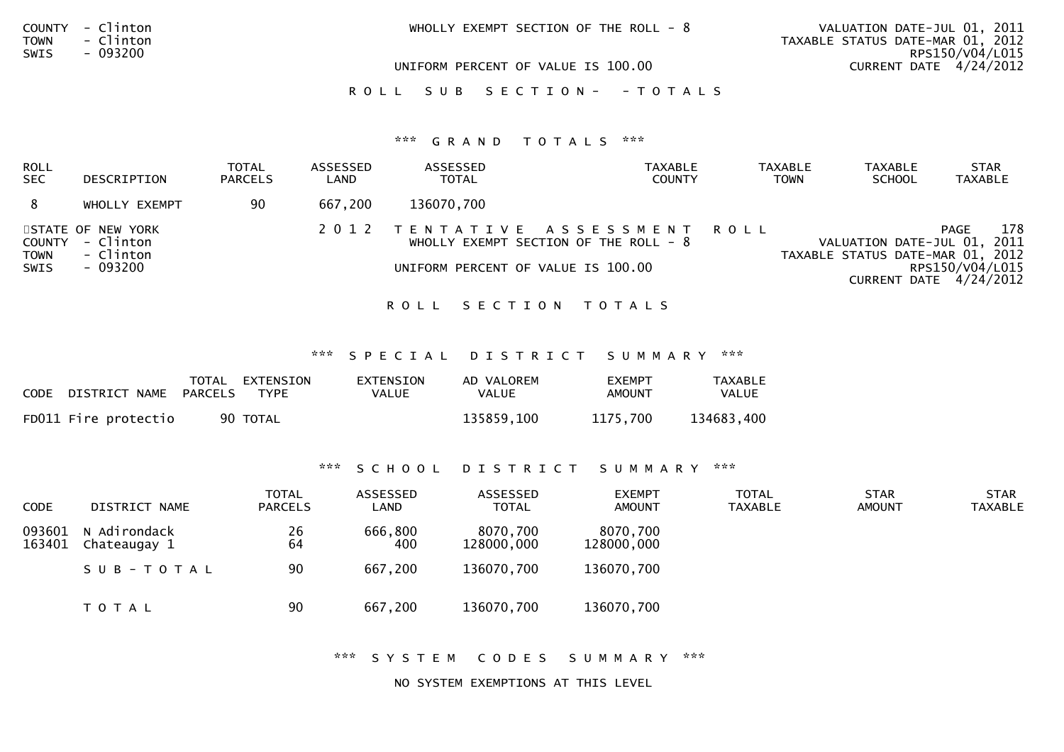COUNTY - Clinton
TOWN - Clinton
SWIS - 093200

WHOLLY EXEMPT SECTION OF THE ROLL - 8

UNIFORM PERCENT OF VALUE IS 100.00

VALUATION DATE-JUL 01, 2011
TAXABLE STATUS DATE-MAR 01, 2012
RPS150/V04/L015
CURRENT DATE 4/24/2012

R O L L  S U B  S E C T I O N -  - T O T A L S

*** G R A N D  T O T A L S ***

| ROLL SEC | DESCRIPTION | TOTAL PARCELS | ASSESSED LAND | ASSESSED TOTAL | TAXABLE COUNTY | TAXABLE TOWN | TAXABLE SCHOOL | STAR TAXABLE |
|---|---|---|---|---|---|---|---|---|
| 8 | WHOLLY EXEMPT | 90 | 667,200 | 136070,700 | | | | |

STATE OF NEW YORK
COUNTY - Clinton
TOWN - Clinton
SWIS - 093200

2 0 1 2  T E N T A T I V E  A S S E S S M E N T  R O L L
WHOLLY EXEMPT SECTION OF THE ROLL - 8

UNIFORM PERCENT OF VALUE IS 100.00

PAGE 178
VALUATION DATE-JUL 01, 2011
TAXABLE STATUS DATE-MAR 01, 2012
RPS150/V04/L015
CURRENT DATE 4/24/2012

R O L L  S E C T I O N  T O T A L S

*** S P E C I A L  D I S T R I C T  S U M M A R Y ***

| CODE | DISTRICT NAME | TOTAL PARCELS | EXTENSION TYPE | EXTENSION VALUE | AD VALOREM VALUE | EXEMPT AMOUNT | TAXABLE VALUE |
|---|---|---|---|---|---|---|---|
| FD011 | Fire protectio | 90 | TOTAL | | 135859,100 | 1175,700 | 134683,400 |

*** S C H O O L  D I S T R I C T  S U M M A R Y ***

| CODE | DISTRICT NAME | TOTAL PARCELS | ASSESSED LAND | ASSESSED TOTAL | EXEMPT AMOUNT | TOTAL TAXABLE | STAR AMOUNT | STAR TAXABLE |
|---|---|---|---|---|---|---|---|---|
| 093601 | N Adirondack | 26 | 666,800 | 8070,700 | 8070,700 | | | |
| 163401 | Chateaugay 1 | 64 | 400 | 128000,000 | 128000,000 | | | |
| | S U B - T O T A L | 90 | 667,200 | 136070,700 | 136070,700 | | | |
| | T O T A L | 90 | 667,200 | 136070,700 | 136070,700 | | | |

*** S Y S T E M  C O D E S  S U M M A R Y ***

NO SYSTEM EXEMPTIONS AT THIS LEVEL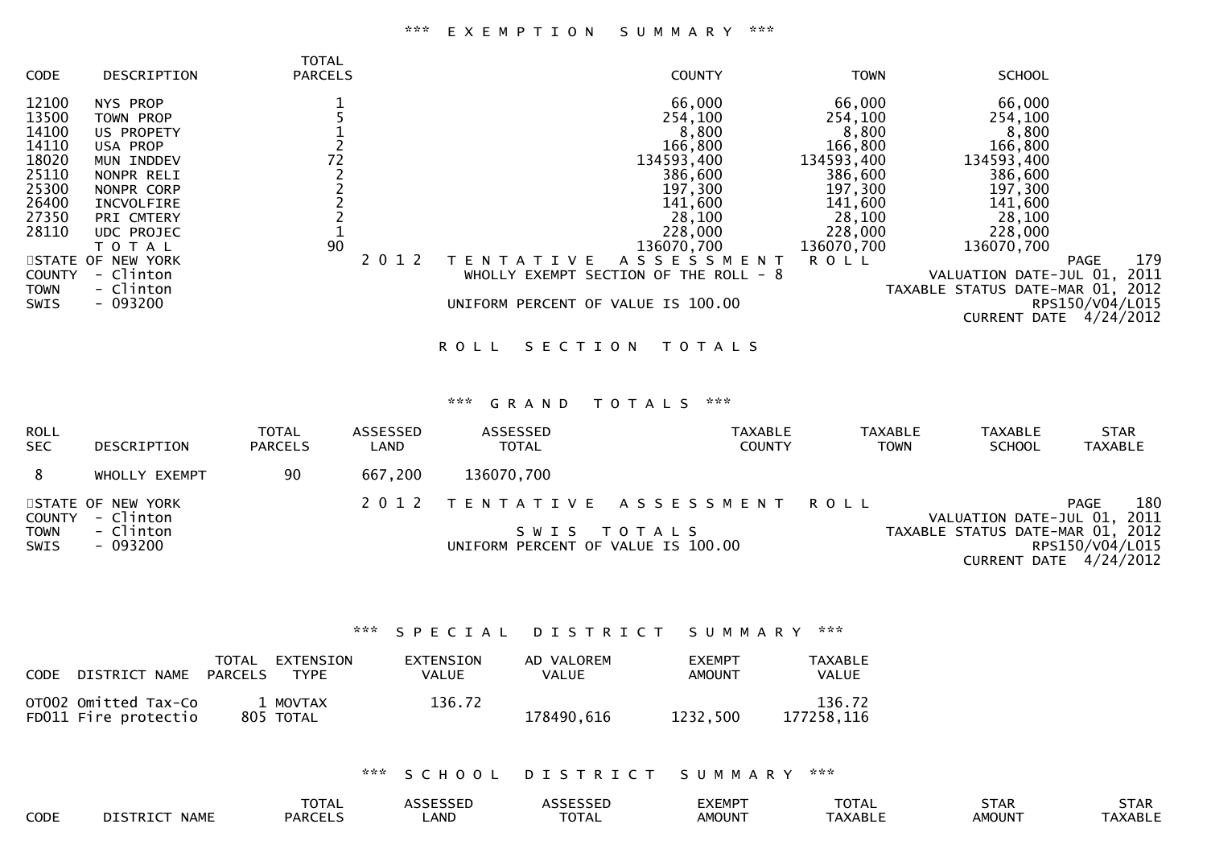### *** EXEMPTION SUMMARY ***

| CODE | DESCRIPTION | TOTAL PARCELS | COUNTY | TOWN | SCHOOL |
|---|---|---|---|---|---|
| 12100 | NYS PROP | 1 | 66,000 | 66,000 | 66,000 |
| 13500 | TOWN PROP | 5 | 254,100 | 254,100 | 254,100 |
| 14100 | US PROPETY | 1 | 8,800 | 8,800 | 8,800 |
| 14110 | USA PROP | 2 | 166,800 | 166,800 | 166,800 |
| 18020 | MUN INDDEV | 72 | 134593,400 | 134593,400 | 134593,400 |
| 25110 | NONPR RELI | 2 | 386,600 | 386,600 | 386,600 |
| 25300 | NONPR CORP | 2 | 197,300 | 197,300 | 197,300 |
| 26400 | INCVOLFIRE | 2 | 141,600 | 141,600 | 141,600 |
| 27350 | PRI CMTERY | 2 | 28,100 | 28,100 | 28,100 |
| 28110 | UDC PROJEC | 1 | 228,000 | 228,000 | 228,000 |
| | TOTAL | 90 | 136070,700 | 136070,700 | 136070,700 |

STATE OF NEW YORK
COUNTY - Clinton
TOWN - Clinton
SWIS - 093200

2012 TENTATIVE ASSESSMENT ROLL
WHOLLY EXEMPT SECTION OF THE ROLL - 8
UNIFORM PERCENT OF VALUE IS 100.00

VALUATION DATE-JUL 01, 2011
TAXABLE STATUS DATE-MAR 01, 2012
RPS150/V04/L015
CURRENT DATE 4/24/2012

## ROLL SECTION TOTALS

### *** GRAND TOTALS ***

| ROLL SEC | DESCRIPTION | TOTAL PARCELS | ASSESSED LAND | ASSESSED TOTAL | TAXABLE COUNTY | TAXABLE TOWN | TAXABLE SCHOOL | STAR TAXABLE |
|---|---|---|---|---|---|---|---|---|
| 8 | WHOLLY EXEMPT | 90 | 667,200 | 136070,700 | | | | |

STATE OF NEW YORK
COUNTY - Clinton
TOWN - Clinton
SWIS - 093200

2012 TENTATIVE ASSESSMENT ROLL
SWIS TOTALS
UNIFORM PERCENT OF VALUE IS 100.00

VALUATION DATE-JUL 01, 2011
TAXABLE STATUS DATE-MAR 01, 2012
RPS150/V04/L015
CURRENT DATE 4/24/2012

### *** SPECIAL DISTRICT SUMMARY ***

| CODE | DISTRICT NAME | TOTAL PARCELS | EXTENSION TYPE | EXTENSION VALUE | AD VALOREM VALUE | EXEMPT AMOUNT | TAXABLE VALUE |
|---|---|---|---|---|---|---|---|
| OT002 | Omitted Tax-Co | 1 | MOVTAX | 136.72 | | | 136.72 |
| FD011 | Fire protectio | 805 | TOTAL | | 178490,616 | 1232,500 | 177258,116 |

### *** SCHOOL DISTRICT SUMMARY ***

| CODE | DISTRICT NAME | TOTAL PARCELS | ASSESSED LAND | ASSESSED TOTAL | EXEMPT AMOUNT | TOTAL TAXABLE | STAR AMOUNT | STAR TAXABLE |
|---|---|---|---|---|---|---|---|---|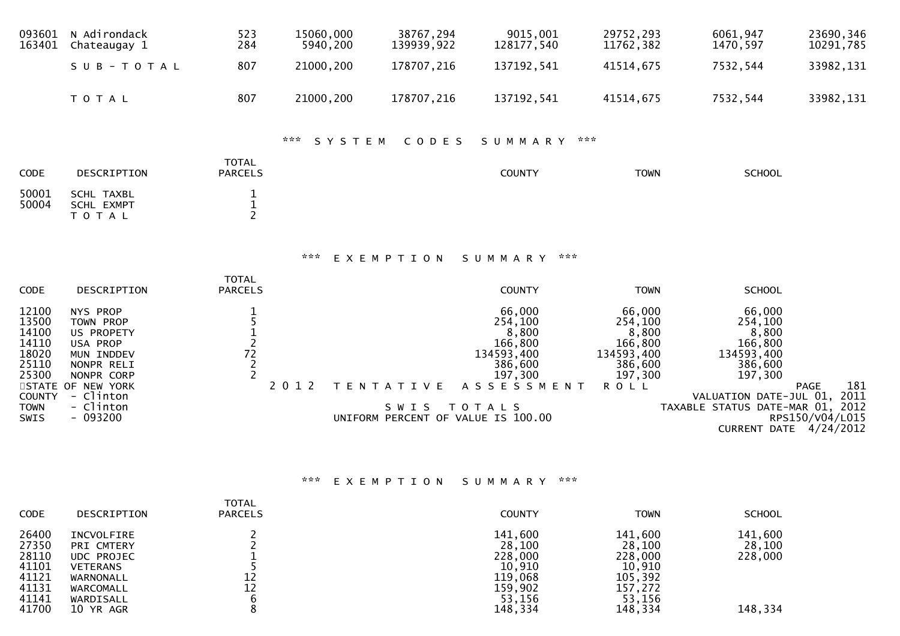| | | | | | | | | |
|---|---|---|---|---|---|---|---|---|
| 093601 | N Adirondack | 523 | 15060,000 | 38767,294 | 9015,001 | 29752,293 | 6061,947 | 23690,346 |
| 163401 | Chateaugay 1 | 284 | 5940,200 | 139939,922 | 128177,540 | 11762,382 | 1470,597 | 10291,785 |
| | S U B - T O T A L | 807 | 21000,200 | 178707,216 | 137192,541 | 41514,675 | 7532,544 | 33982,131 |
| | T O T A L | 807 | 21000,200 | 178707,216 | 137192,541 | 41514,675 | 7532,544 | 33982,131 |

### \*\*\* S Y S T E M C O D E S S U M M A R Y \*\*\*

| CODE | DESCRIPTION | TOTAL PARCELS | COUNTY | TOWN | SCHOOL |
|---|---|---|---|---|---|
| 50001 | SCHL TAXBL | 1 | | | |
| 50004 | SCHL EXMPT | 1 | | | |
| | T O T A L | 2 | | | |

### \*\*\* E X E M P T I O N S U M M A R Y \*\*\*

| CODE | DESCRIPTION | TOTAL PARCELS | COUNTY | TOWN | SCHOOL |
|---|---|---|---|---|---|
| 12100 | NYS PROP | 1 | 66,000 | 66,000 | 66,000 |
| 13500 | TOWN PROP | 5 | 254,100 | 254,100 | 254,100 |
| 14100 | US PROPETY | 1 | 8,800 | 8,800 | 8,800 |
| 14110 | USA PROP | 2 | 166,800 | 166,800 | 166,800 |
| 18020 | MUN INDDEV | 72 | 134593,400 | 134593,400 | 134593,400 |
| 25110 | NONPR RELI | 2 | 386,600 | 386,600 | 386,600 |
| 25300 | NONPR CORP | 2 | 197,300 | 197,300 | 197,300 |

STATE OF NEW YORK — 2 0 1 2 T E N T A T I V E A S S E S S M E N T R O L L — PAGE 181
COUNTY - Clinton — VALUATION DATE-JUL 01, 2011
TOWN - Clinton — S W I S T O T A L S — TAXABLE STATUS DATE-MAR 01, 2012
SWIS - 093200 — UNIFORM PERCENT OF VALUE IS 100.00 — RPS150/V04/L015
CURRENT DATE 4/24/2012

### \*\*\* E X E M P T I O N S U M M A R Y \*\*\*

| CODE | DESCRIPTION | TOTAL PARCELS | COUNTY | TOWN | SCHOOL |
|---|---|---|---|---|---|
| 26400 | INCVOLFIRE | 2 | 141,600 | 141,600 | 141,600 |
| 27350 | PRI CMTERY | 2 | 28,100 | 28,100 | 28,100 |
| 28110 | UDC PROJEC | 1 | 228,000 | 228,000 | 228,000 |
| 41101 | VETERANS | 5 | 10,910 | 10,910 | |
| 41121 | WARNONALL | 12 | 119,068 | 105,392 | |
| 41131 | WARCOMALL | 12 | 159,902 | 157,272 | |
| 41141 | WARDISALL | 6 | 53,156 | 53,156 | |
| 41700 | 10 YR AGR | 8 | 148,334 | 148,334 | 148,334 |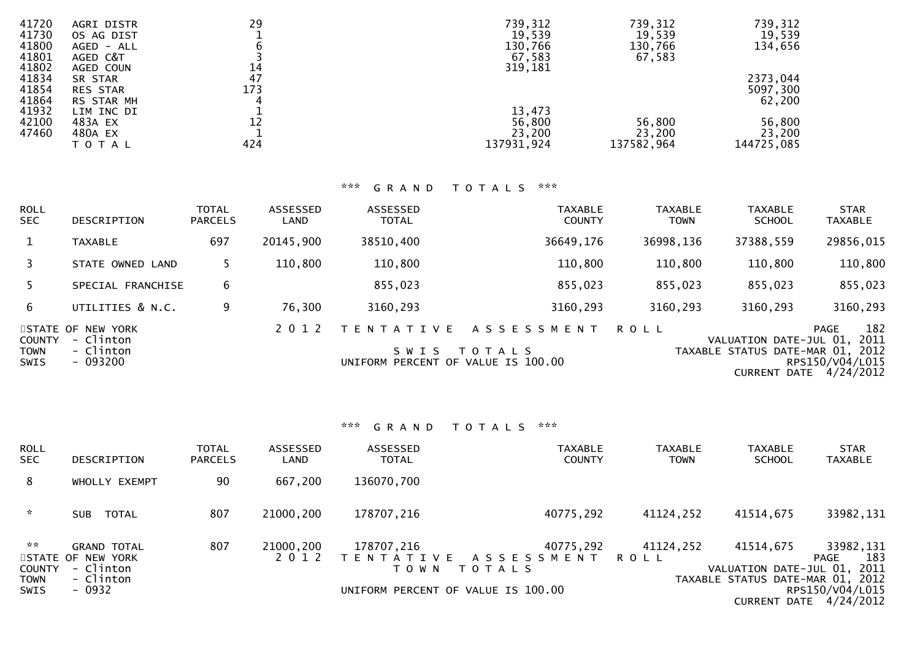| CODE | DESCRIPTION | TOTAL PARCELS | COUNTY | TOWN | SCHOOL |
|---|---|---|---|---|---|
| 41720 | AGRI DISTR | 29 | 739,312 | 739,312 | 739,312 |
| 41730 | OS AG DIST | 1 | 19,539 | 19,539 | 19,539 |
| 41800 | AGED - ALL | 6 | 130,766 | 130,766 | 134,656 |
| 41801 | AGED C&T | 3 | 67,583 | 67,583 | |
| 41802 | AGED COUN | 14 | 319,181 | | |
| 41834 | SR STAR | 47 | | | 2373,044 |
| 41854 | RES STAR | 173 | | | 5097,300 |
| 41864 | RS STAR MH | 4 | | | 62,200 |
| 41932 | LIM INC DI | 1 | 13,473 | | |
| 42100 | 483A EX | 12 | 56,800 | 56,800 | 56,800 |
| 47460 | 480A EX | 1 | 23,200 | 23,200 | 23,200 |
| | T O T A L | 424 | 137931,924 | 137582,964 | 144725,085 |

### *** G R A N D T O T A L S ***

| ROLL SEC | DESCRIPTION | TOTAL PARCELS | ASSESSED LAND | ASSESSED TOTAL | TAXABLE COUNTY | TAXABLE TOWN | TAXABLE SCHOOL | STAR TAXABLE |
|---|---|---|---|---|---|---|---|---|
| 1 | TAXABLE | 697 | 20145,900 | 38510,400 | 36649,176 | 36998,136 | 37388,559 | 29856,015 |
| 3 | STATE OWNED LAND | 5 | 110,800 | 110,800 | 110,800 | 110,800 | 110,800 | 110,800 |
| 5 | SPECIAL FRANCHISE | 6 | | 855,023 | 855,023 | 855,023 | 855,023 | 855,023 |
| 6 | UTILITIES & N.C. | 9 | 76,300 | 3160,293 | 3160,293 | 3160,293 | 3160,293 | 3160,293 |

STATE OF NEW YORK — 2 0 1 2 T E N T A T I V E A S S E S S M E N T R O L L — PAGE 182
COUNTY - Clinton — VALUATION DATE-JUL 01, 2011
TOWN - Clinton — S W I S T O T A L S — TAXABLE STATUS DATE-MAR 01, 2012
SWIS - 093200 — UNIFORM PERCENT OF VALUE IS 100.00 — RPS150/V04/L015
CURRENT DATE 4/24/2012

### *** G R A N D T O T A L S ***

| ROLL SEC | DESCRIPTION | TOTAL PARCELS | ASSESSED LAND | ASSESSED TOTAL | TAXABLE COUNTY | TAXABLE TOWN | TAXABLE SCHOOL | STAR TAXABLE |
|---|---|---|---|---|---|---|---|---|
| 8 | WHOLLY EXEMPT | 90 | 667,200 | 136070,700 | | | | |
| * | SUB TOTAL | 807 | 21000,200 | 178707,216 | 40775,292 | 41124,252 | 41514,675 | 33982,131 |
| ** | GRAND TOTAL | 807 | 21000,200 | 178707,216 | 40775,292 | 41124,252 | 41514,675 | 33982,131 |

STATE OF NEW YORK — 2 0 1 2 T E N T A T I V E A S S E S S M E N T R O L L — PAGE 183
COUNTY - Clinton — T O W N T O T A L S — VALUATION DATE-JUL 01, 2011
TOWN - Clinton — TAXABLE STATUS DATE-MAR 01, 2012
SWIS - 0932 — UNIFORM PERCENT OF VALUE IS 100.00 — RPS150/V04/L015
CURRENT DATE 4/24/2012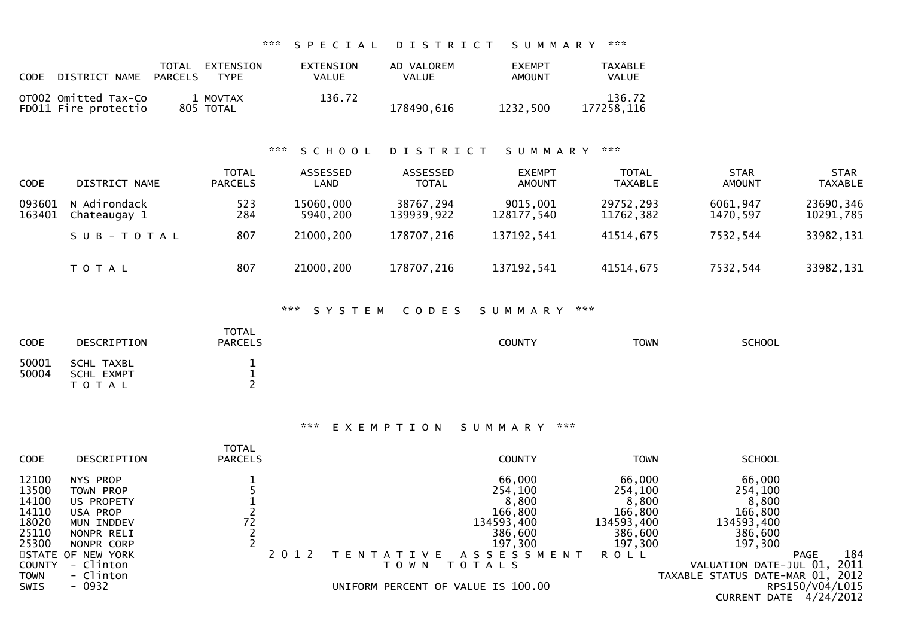### *** SPECIAL DISTRICT SUMMARY ***

| CODE | DISTRICT NAME | TOTAL PARCELS | EXTENSION TYPE | EXTENSION VALUE | AD VALOREM VALUE | EXEMPT AMOUNT | TAXABLE VALUE |
|---|---|---|---|---|---|---|---|
| OT002 | Omitted Tax-Co | 1 | MOVTAX | 136.72 | | | 136.72 |
| FD011 | Fire protectio | 805 | TOTAL | | 178490,616 | 1232,500 | 177258,116 |

### *** SCHOOL DISTRICT SUMMARY ***

| CODE | DISTRICT NAME | TOTAL PARCELS | ASSESSED LAND | ASSESSED TOTAL | EXEMPT AMOUNT | TOTAL TAXABLE | STAR AMOUNT | STAR TAXABLE |
|---|---|---|---|---|---|---|---|---|
| 093601 | N Adirondack | 523 | 15060,000 | 38767,294 | 9015,001 | 29752,293 | 6061,947 | 23690,346 |
| 163401 | Chateaugay 1 | 284 | 5940,200 | 139939,922 | 128177,540 | 11762,382 | 1470,597 | 10291,785 |
| | S U B - T O T A L | 807 | 21000,200 | 178707,216 | 137192,541 | 41514,675 | 7532,544 | 33982,131 |
| | T O T A L | 807 | 21000,200 | 178707,216 | 137192,541 | 41514,675 | 7532,544 | 33982,131 |

### *** SYSTEM CODES SUMMARY ***

| CODE | DESCRIPTION | TOTAL PARCELS | COUNTY | TOWN | SCHOOL |
|---|---|---|---|---|---|
| 50001 | SCHL TAXBL | 1 | | | |
| 50004 | SCHL EXMPT | 1 | | | |
| | T O T A L | 2 | | | |

### *** EXEMPTION SUMMARY ***

| CODE | DESCRIPTION | TOTAL PARCELS | COUNTY | TOWN | SCHOOL |
|---|---|---|---|---|---|
| 12100 | NYS PROP | 1 | 66,000 | 66,000 | 66,000 |
| 13500 | TOWN PROP | 5 | 254,100 | 254,100 | 254,100 |
| 14100 | US PROPETY | 1 | 8,800 | 8,800 | 8,800 |
| 14110 | USA PROP | 2 | 166,800 | 166,800 | 166,800 |
| 18020 | MUN INDDEV | 72 | 134593,400 | 134593,400 | 134593,400 |
| 25110 | NONPR RELI | 2 | 386,600 | 386,600 | 386,600 |
| 25300 | NONPR CORP | 2 | 197,300 | 197,300 | 197,300 |

STATE OF NEW YORK
COUNTY - Clinton
TOWN - Clinton
SWIS - 0932

2012 TENTATIVE ASSESSMENT ROLL
TOWN TOTALS
UNIFORM PERCENT OF VALUE IS 100.00

VALUATION DATE-JUL 01, 2011
TAXABLE STATUS DATE-MAR 01, 2012
RPS150/V04/L015
CURRENT DATE 4/24/2012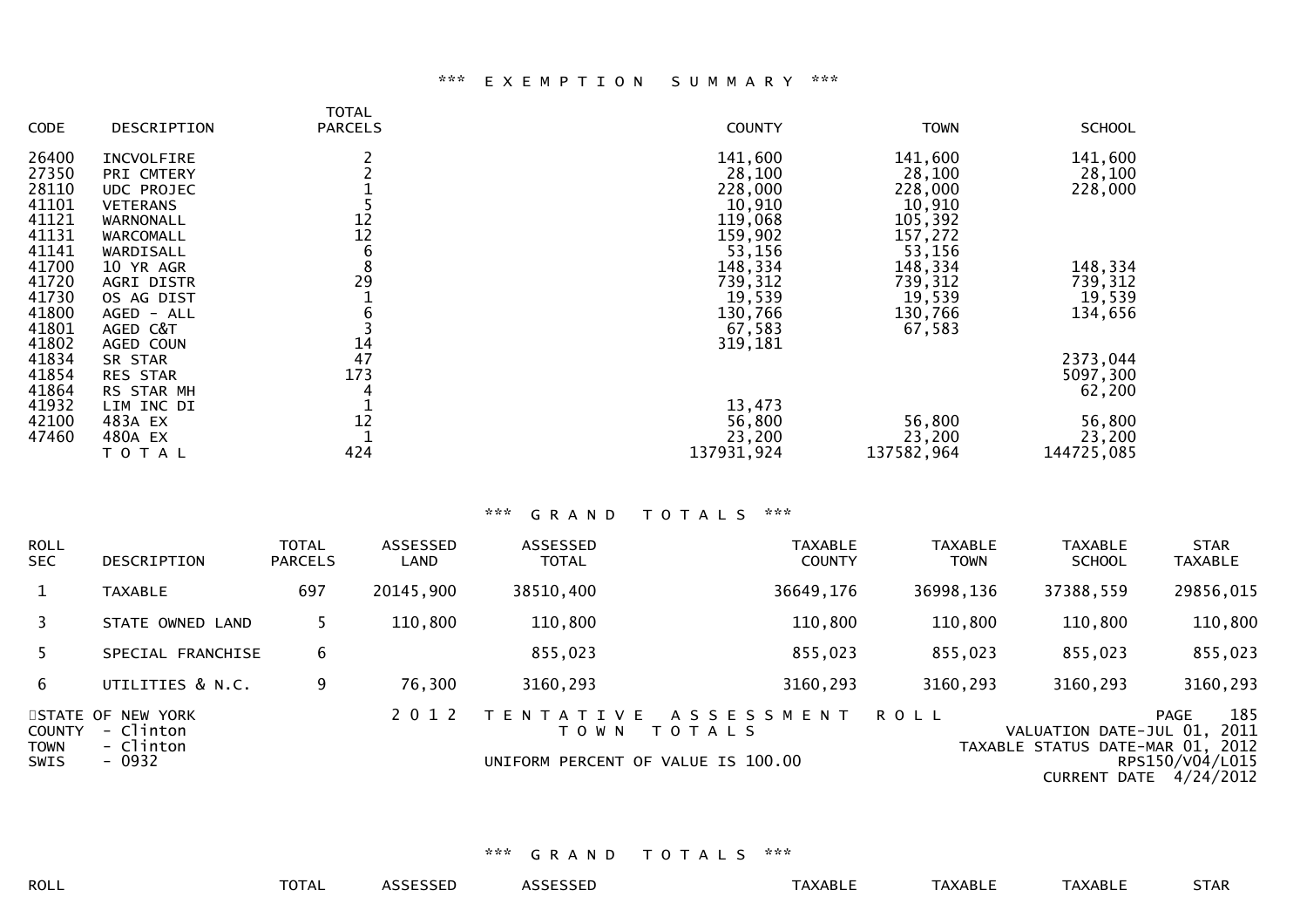*** E X E M P T I O N   S U M M A R Y ***

| CODE | DESCRIPTION | TOTAL PARCELS | COUNTY | TOWN | SCHOOL |
|---|---|---|---|---|---|
| 26400 | INCVOLFIRE | 2 | 141,600 | 141,600 | 141,600 |
| 27350 | PRI CMTERY | 2 | 28,100 | 28,100 | 28,100 |
| 28110 | UDC PROJEC | 1 | 228,000 | 228,000 | 228,000 |
| 41101 | VETERANS | 5 | 10,910 | 10,910 | |
| 41121 | WARNONALL | 12 | 119,068 | 105,392 | |
| 41131 | WARCOMALL | 12 | 159,902 | 157,272 | |
| 41141 | WARDISALL | 6 | 53,156 | 53,156 | |
| 41700 | 10 YR AGR | 8 | 148,334 | 148,334 | 148,334 |
| 41720 | AGRI DISTR | 29 | 739,312 | 739,312 | 739,312 |
| 41730 | OS AG DIST | 1 | 19,539 | 19,539 | 19,539 |
| 41800 | AGED - ALL | 6 | 130,766 | 130,766 | 134,656 |
| 41801 | AGED C&T | 3 | 67,583 | 67,583 | |
| 41802 | AGED COUN | 14 | 319,181 | | |
| 41834 | SR STAR | 47 | | | 2373,044 |
| 41854 | RES STAR | 173 | | | 5097,300 |
| 41864 | RS STAR MH | 4 | | | 62,200 |
| 41932 | LIM INC DI | 1 | 13,473 | | |
| 42100 | 483A EX | 12 | 56,800 | 56,800 | 56,800 |
| 47460 | 480A EX | 1 | 23,200 | 23,200 | 23,200 |
| | T O T A L | 424 | 137931,924 | 137582,964 | 144725,085 |

*** G R A N D   T O T A L S ***

| ROLL SEC | DESCRIPTION | TOTAL PARCELS | ASSESSED LAND | ASSESSED TOTAL | TAXABLE COUNTY | TAXABLE TOWN | TAXABLE SCHOOL | STAR TAXABLE |
|---|---|---|---|---|---|---|---|---|
| 1 | TAXABLE | 697 | 20145,900 | 38510,400 | 36649,176 | 36998,136 | 37388,559 | 29856,015 |
| 3 | STATE OWNED LAND | 5 | 110,800 | 110,800 | 110,800 | 110,800 | 110,800 | 110,800 |
| 5 | SPECIAL FRANCHISE | 6 | | 855,023 | 855,023 | 855,023 | 855,023 | 855,023 |
| 6 | UTILITIES & N.C. | 9 | 76,300 | 3160,293 | 3160,293 | 3160,293 | 3160,293 | 3160,293 |

STATE OF NEW YORK
COUNTY - Clinton
TOWN - Clinton
SWIS - 0932

2 0 1 2   T E N T A T I V E   A S S E S S M E N T   R O L L
T O W N   T O T A L S
UNIFORM PERCENT OF VALUE IS 100.00

VALUATION DATE-JUL 01, 2011
TAXABLE STATUS DATE-MAR 01, 2012
RPS150/V04/L015
CURRENT DATE 4/24/2012

*** G R A N D   T O T A L S ***

| ROLL | TOTAL | ASSESSED | ASSESSED | TAXABLE | TAXABLE | TAXABLE | STAR |
|---|---|---|---|---|---|---|---|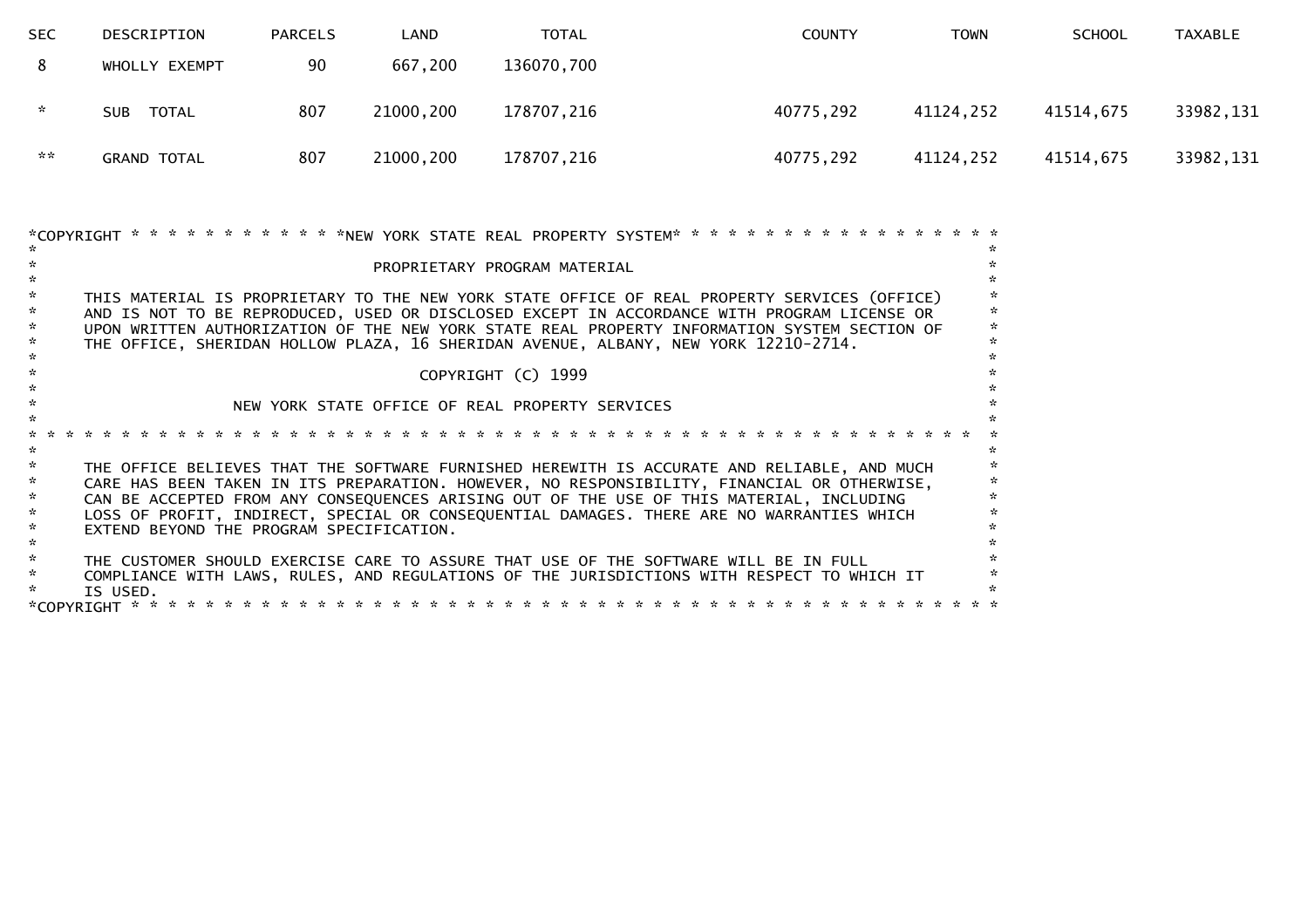| SEC | DESCRIPTION | PARCELS | LAND | TOTAL | COUNTY | TOWN | SCHOOL | TAXABLE |
|---|---|---|---|---|---|---|---|---|
| 8 | WHOLLY EXEMPT | 90 | 667,200 | 136070,700 | | | | |
| * | SUB TOTAL | 807 | 21000,200 | 178707,216 | 40775,292 | 41124,252 | 41514,675 | 33982,131 |
| ** | GRAND TOTAL | 807 | 21000,200 | 178707,216 | 40775,292 | 41124,252 | 41514,675 | 33982,131 |

*COPYRIGHT * * * * * * * * * * * *NEW YORK STATE REAL PROPERTY SYSTEM* * * * * * * * * * * * * * * * * *

PROPRIETARY PROGRAM MATERIAL

THIS MATERIAL IS PROPRIETARY TO THE NEW YORK STATE OFFICE OF REAL PROPERTY SERVICES (OFFICE) AND IS NOT TO BE REPRODUCED, USED OR DISCLOSED EXCEPT IN ACCORDANCE WITH PROGRAM LICENSE OR UPON WRITTEN AUTHORIZATION OF THE NEW YORK STATE REAL PROPERTY INFORMATION SYSTEM SECTION OF THE OFFICE, SHERIDAN HOLLOW PLAZA, 16 SHERIDAN AVENUE, ALBANY, NEW YORK 12210-2714.

COPYRIGHT (C) 1999

NEW YORK STATE OFFICE OF REAL PROPERTY SERVICES

* * * * * * * * * * * * * * * * * * * * * * * * * * * * * * * * * * * * * * * * * * * * * * * * * * *

THE OFFICE BELIEVES THAT THE SOFTWARE FURNISHED HEREWITH IS ACCURATE AND RELIABLE, AND MUCH CARE HAS BEEN TAKEN IN ITS PREPARATION. HOWEVER, NO RESPONSIBILITY, FINANCIAL OR OTHERWISE, CAN BE ACCEPTED FROM ANY CONSEQUENCES ARISING OUT OF THE USE OF THIS MATERIAL, INCLUDING LOSS OF PROFIT, INDIRECT, SPECIAL OR CONSEQUENTIAL DAMAGES. THERE ARE NO WARRANTIES WHICH EXTEND BEYOND THE PROGRAM SPECIFICATION.

THE CUSTOMER SHOULD EXERCISE CARE TO ASSURE THAT USE OF THE SOFTWARE WILL BE IN FULL COMPLIANCE WITH LAWS, RULES, AND REGULATIONS OF THE JURISDICTIONS WITH RESPECT TO WHICH IT IS USED.

*COPYRIGHT * * * * * * * * * * * * * * * * * * * * * * * * * * * * * * * * * * * * * * * * * * * * *